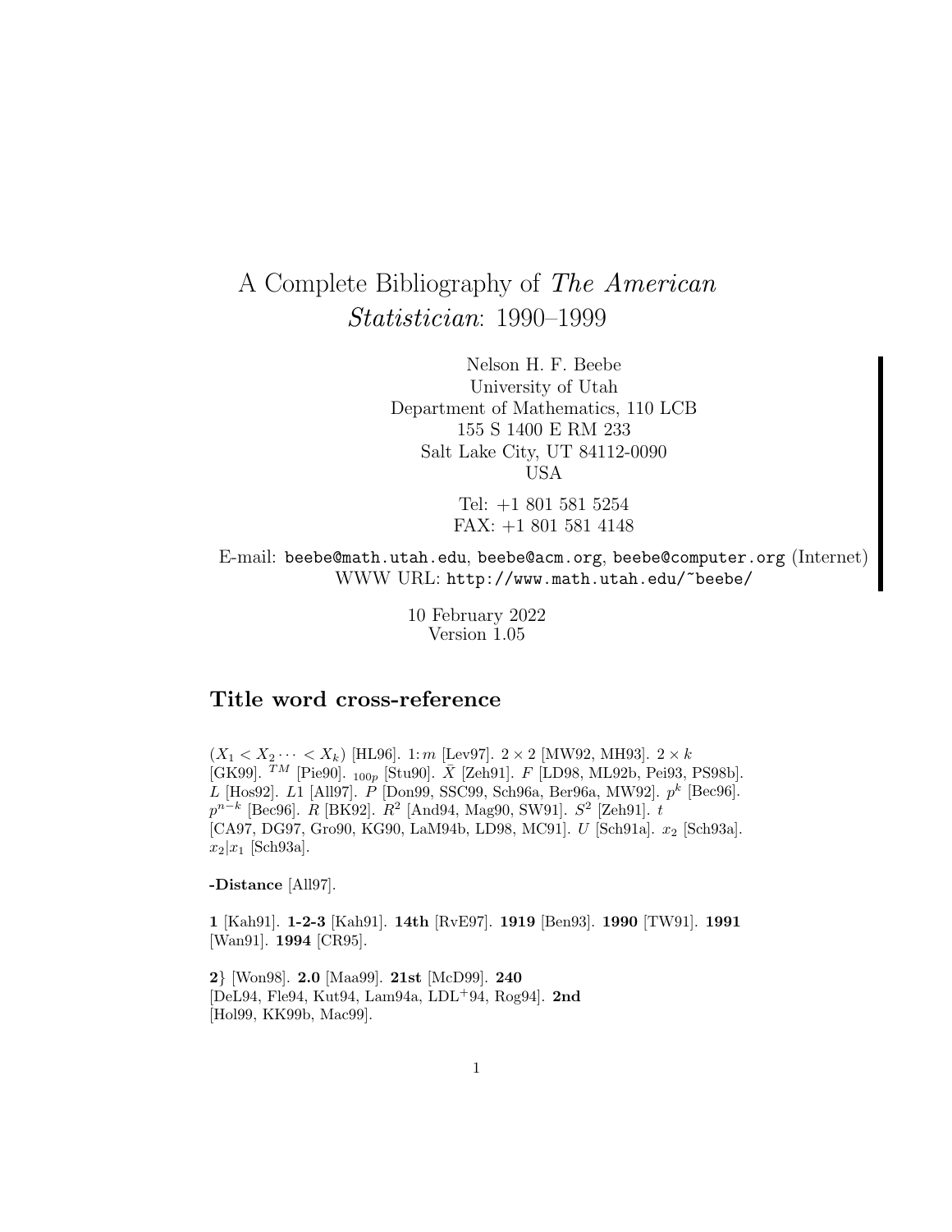# A Complete Bibliography of *The American Statistician*: 1990–1999

Nelson H. F. Beebe
University of Utah
Department of Mathematics, 110 LCB
155 S 1400 E RM 233
Salt Lake City, UT 84112-0090
USA

Tel: +1 801 581 5254
FAX: +1 801 581 4148

E-mail: beebe@math.utah.edu, beebe@acm.org, beebe@computer.org (Internet)
WWW URL: http://www.math.utah.edu/~beebe/

10 February 2022
Version 1.05

## Title word cross-reference

$(X_1 < X_2 \cdots < X_k)$ [HL96]. $1\!:m$ [Lev97]. $2 \times 2$ [MW92, MH93]. $2 \times k$ [GK99]. $^{TM}$ [Pie90]. $_{100p}$ [Stu90]. $\bar{X}$ [Zeh91]. $F$ [LD98, ML92b, Pei93, PS98b]. $L$ [Hos92]. $L1$ [All97]. $P$ [Don99, SSC99, Sch96a, Ber96a, MW92]. $p^k$ [Bec96]. $p^{n-k}$ [Bec96]. $R$ [BK92]. $R^2$ [And94, Mag90, SW91]. $S^2$ [Zeh91]. $t$ [CA97, DG97, Gro90, KG90, LaM94b, LD98, MC91]. $U$ [Sch91a]. $x_2$ [Sch93a]. $x_2|x_1$ [Sch93a].

**-Distance** [All97].

**1** [Kah91]. **1-2-3** [Kah91]. **14th** [RvE97]. **1919** [Ben93]. **1990** [TW91]. **1991** [Wan91]. **1994** [CR95].

**2}** [Won98]. **2.0** [Maa99]. **21st** [McD99]. **240** [DeL94, Fle94, Kut94, Lam94a, LDL+94, Rog94]. **2nd** [Hol99, KK99b, Mac99].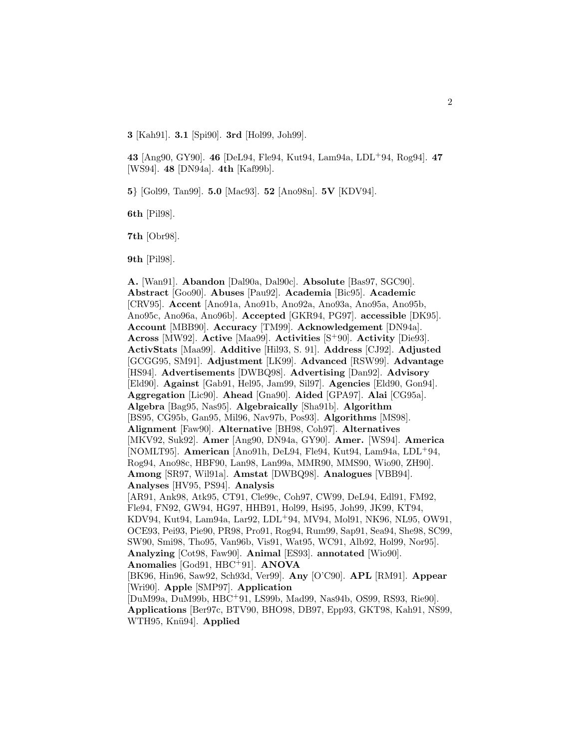**3** [Kah91]. **3.1** [Spi90]. **3rd** [Hol99, Joh99].

**43** [Ang90, GY90]. **46** [DeL94, Fle94, Kut94, Lam94a, LDL[+]94, Rog94]. **47** [WS94]. **48** [DN94a]. **4th** [Kaf99b].

**5}** [Gol99, Tan99]. **5.0** [Mac93]. **52** [Ano98n]. **5V** [KDV94].

**6th** [Pil98].

**7th** [Obr98].

**9th** [Pil98].

**A.** [Wan91]. **Abandon** [Dal90a, Dal90c]. **Absolute** [Bas97, SGC90]. **Abstract** [Goo90]. **Abuses** [Pau92]. **Academia** [Bic95]. **Academic** [CRV95]. **Accent** [Ano91a, Ano91b, Ano92a, Ano93a, Ano95a, Ano95b, Ano95c, Ano96a, Ano96b]. **Accepted** [GKR94, PG97]. **accessible** [DK95]. **Account** [MBB90]. **Accuracy** [TM99]. **Acknowledgement** [DN94a]. **Across** [MW92]. **Active** [Maa99]. **Activities** [S[+]90]. **Activity** [Die93]. **ActivStats** [Maa99]. **Additive** [Hil93, S. 91]. **Address** [CJ92]. **Adjusted** [GCGG95, SM91]. **Adjustment** [LK99]. **Advanced** [RSW99]. **Advantage** [HS94]. **Advertisements** [DWBQ98]. **Advertising** [Dan92]. **Advisory** [Eld90]. **Against** [Gab91, Hel95, Jam99, Sil97]. **Agencies** [Eld90, Gon94]. **Aggregation** [Lic90]. **Ahead** [Gna90]. **Aided** [GPA97]. **Alai** [CG95a]. **Algebra** [Bag95, Nas95]. **Algebraically** [Sha91b]. **Algorithm** [BS95, CG95b, Gan95, Mil96, Nav97b, Pos93]. **Algorithms** [MS98]. **Alignment** [Faw90]. **Alternative** [BH98, Coh97]. **Alternatives** [MKV92, Suk92]. **Amer** [Ang90, DN94a, GY90]. **Amer.** [WS94]. **America** [NOMLT95]. **American** [Ano91h, DeL94, Fle94, Kut94, Lam94a, LDL[+]94, Rog94, Ano98c, HBF90, Lan98, Lan99a, MMR90, MMS90, Wio90, ZH90]. **Among** [SR97, Wil91a]. **Amstat** [DWBQ98]. **Analogues** [VBB94]. **Analyses** [HV95, PS94]. **Analysis** [AR91, Ank98, Atk95, CT91, Cle99c, Coh97, CW99, DeL94, Edl91, FM92, Fle94, FN92, GW94, HG97, HHB91, Hol99, Hsi95, Joh99, JK99, KT94, KDV94, Kut94, Lam94a, Lar92, LDL[+]94, MV94, Mol91, NK96, NL95, OW91, OCE93, Pei93, Pie90, PR98, Pro91, Rog94, Rum99, Sap91, Sea94, She98, SC99, SW90, Smi98, Tho95, Van96b, Vis91, Wat95, WC91, Alb92, Hol99, Nor95]. **Analyzing** [Cot98, Faw90]. **Animal** [ES93]. **annotated** [Wio90]. **Anomalies** [God91, HBC[+]91]. **ANOVA** [BK96, Hin96, Saw92, Sch93d, Ver99]. **Any** [O'C90]. **APL** [RM91]. **Appear** [Wri90]. **Apple** [SMP97]. **Application** [DuM99a, DuM99b, HBC[+]91, LS99b, Mad99, Nas94b, OS99, RS93, Rie90]. **Applications** [Ber97c, BTV90, BHO98, DB97, Epp93, GKT98, Kah91, NS99, WTH95, Knü94]. **Applied**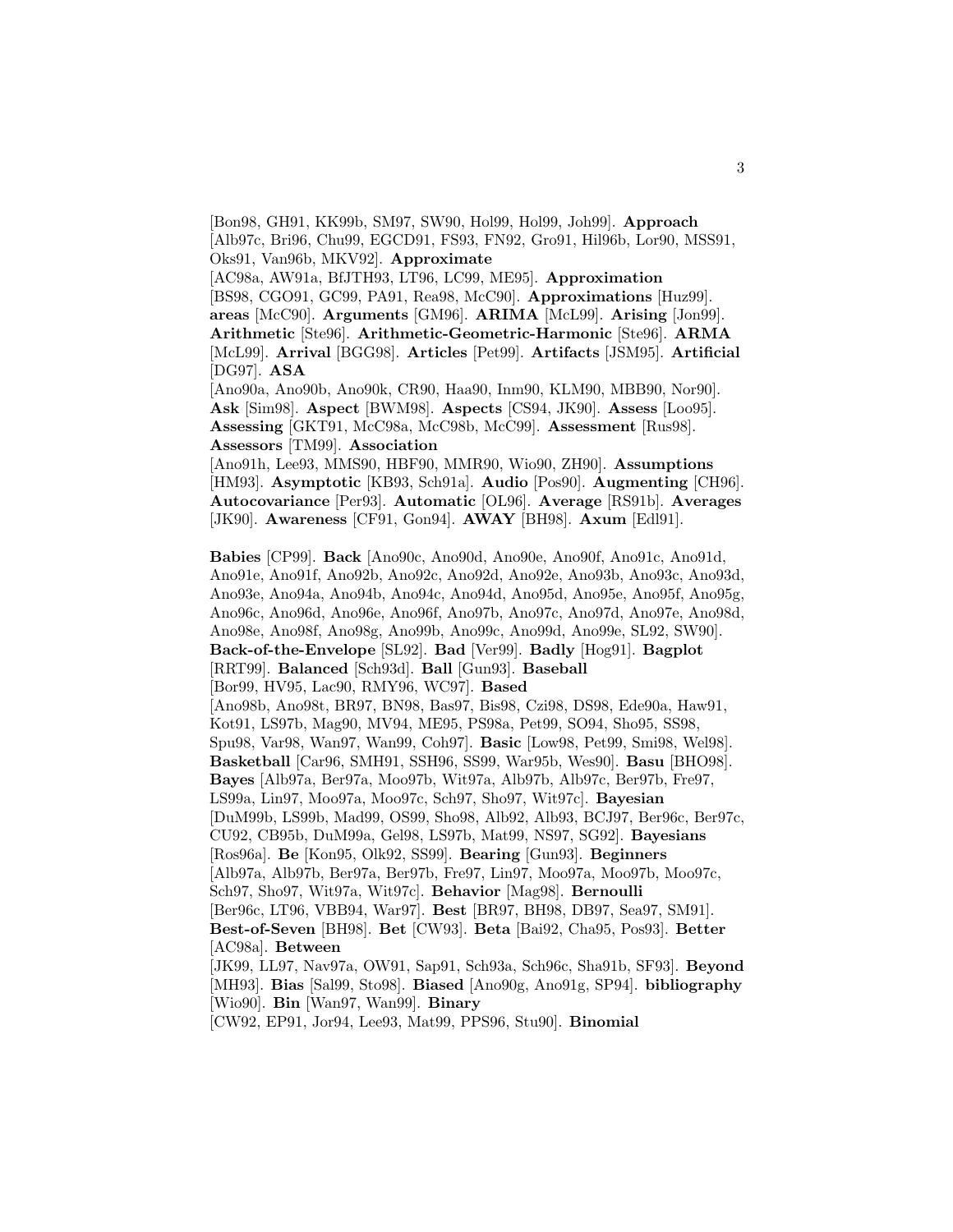[Bon98, GH91, KK99b, SM97, SW90, Hol99, Hol99, Joh99]. **Approach** [Alb97c, Bri96, Chu99, EGCD91, FS93, FN92, Gro91, Hil96b, Lor90, MSS91, Oks91, Van96b, MKV92]. **Approximate** [AC98a, AW91a, BfJTH93, LT96, LC99, ME95]. **Approximation** [BS98, CGO91, GC99, PA91, Rea98, McC90]. **Approximations** [Huz99]. **areas** [McC90]. **Arguments** [GM96]. **ARIMA** [McL99]. **Arising** [Jon99]. **Arithmetic** [Ste96]. **Arithmetic-Geometric-Harmonic** [Ste96]. **ARMA** [McL99]. **Arrival** [BGG98]. **Articles** [Pet99]. **Artifacts** [JSM95]. **Artificial** [DG97]. **ASA** [Ano90a, Ano90b, Ano90k, CR90, Haa90, Inm90, KLM90, MBB90, Nor90]. **Ask** [Sim98]. **Aspect** [BWM98]. **Aspects** [CS94, JK90]. **Assess** [Loo95]. **Assessing** [GKT91, McC98a, McC98b, McC99]. **Assessment** [Rus98]. **Assessors** [TM99]. **Association** [Ano91h, Lee93, MMS90, HBF90, MMR90, Wio90, ZH90]. **Assumptions** [HM93]. **Asymptotic** [KB93, Sch91a]. **Audio** [Pos90]. **Augmenting** [CH96]. **Autocovariance** [Per93]. **Automatic** [OL96]. **Average** [RS91b]. **Averages** [JK90]. **Awareness** [CF91, Gon94]. **AWAY** [BH98]. **Axum** [Edl91].

**Babies** [CP99]. **Back** [Ano90c, Ano90d, Ano90e, Ano90f, Ano91c, Ano91d, Ano91e, Ano91f, Ano92b, Ano92c, Ano92d, Ano92e, Ano93b, Ano93c, Ano93d, Ano93e, Ano94a, Ano94b, Ano94c, Ano94d, Ano95d, Ano95e, Ano95f, Ano95g, Ano96c, Ano96d, Ano96e, Ano96f, Ano97b, Ano97c, Ano97d, Ano97e, Ano98d, Ano98e, Ano98f, Ano98g, Ano99b, Ano99c, Ano99d, Ano99e, SL92, SW90]. **Back-of-the-Envelope** [SL92]. **Bad** [Ver99]. **Badly** [Hog91]. **Bagplot** [RRT99]. **Balanced** [Sch93d]. **Ball** [Gun93]. **Baseball** [Bor99, HV95, Lac90, RMY96, WC97]. **Based** [Ano98b, Ano98t, BR97, BN98, Bas97, Bis98, Czi98, DS98, Ede90a, Haw91, Kot91, LS97b, Mag90, MV94, ME95, PS98a, Pet99, SO94, Sho95, SS98, Spu98, Var98, Wan97, Wan99, Coh97]. **Basic** [Low98, Pet99, Smi98, Wel98]. **Basketball** [Car96, SMH91, SSH96, SS99, War95b, Wes90]. **Basu** [BHO98]. **Bayes** [Alb97a, Ber97a, Moo97b, Wit97a, Alb97b, Alb97c, Ber97b, Fre97, LS99a, Lin97, Moo97a, Moo97c, Sch97, Sho97, Wit97c]. **Bayesian** [DuM99b, LS99b, Mad99, OS99, Sho98, Alb92, Alb93, BCJ97, Ber96c, Ber97c, CU92, CB95b, DuM99a, Gel98, LS97b, Mat99, NS97, SG92]. **Bayesians** [Ros96a]. **Be** [Kon95, Olk92, SS99]. **Bearing** [Gun93]. **Beginners** [Alb97a, Alb97b, Ber97a, Ber97b, Fre97, Lin97, Moo97a, Moo97b, Moo97c, Sch97, Sho97, Wit97a, Wit97c]. **Behavior** [Mag98]. **Bernoulli** [Ber96c, LT96, VBB94, War97]. **Best** [BR97, BH98, DB97, Sea97, SM91]. **Best-of-Seven** [BH98]. **Bet** [CW93]. **Beta** [Bai92, Cha95, Pos93]. **Better** [AC98a]. **Between** [JK99, LL97, Nav97a, OW91, Sap91, Sch93a, Sch96c, Sha91b, SF93]. **Beyond** [MH93]. **Bias** [Sal99, Sto98]. **Biased** [Ano90g, Ano91g, SP94]. **bibliography** [Wio90]. **Bin** [Wan97, Wan99]. **Binary** [CW92, EP91, Jor94, Lee93, Mat99, PPS96, Stu90]. **Binomial**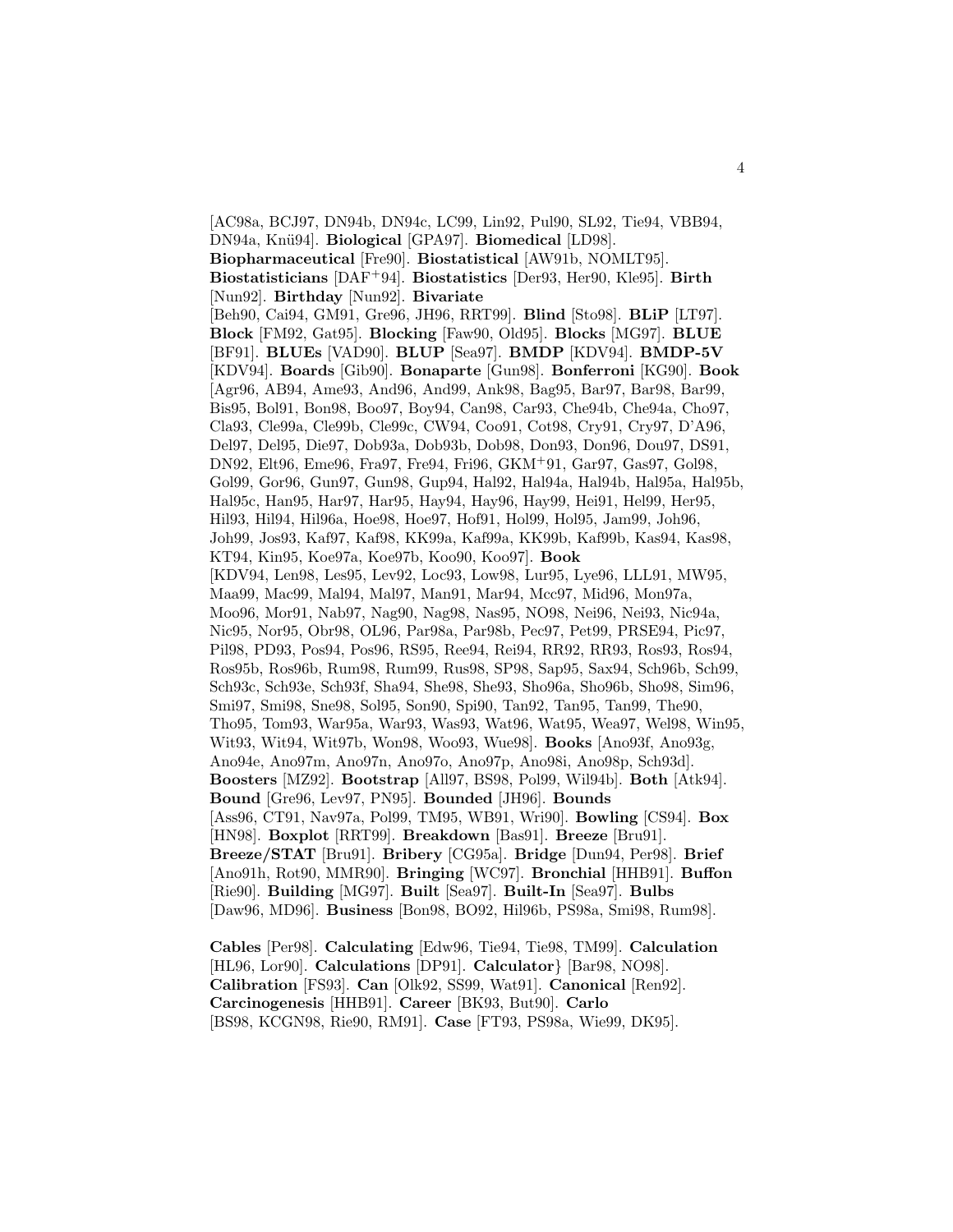[AC98a, BCJ97, DN94b, DN94c, LC99, Lin92, Pul90, SL92, Tie94, VBB94, DN94a, Knü94]. **Biological** [GPA97]. **Biomedical** [LD98]. **Biopharmaceutical** [Fre90]. **Biostatistical** [AW91b, NOMLT95]. **Biostatisticians** [DAF+94]. **Biostatistics** [Der93, Her90, Kle95]. **Birth** [Nun92]. **Birthday** [Nun92]. **Bivariate** [Beh90, Cai94, GM91, Gre96, JH96, RRT99]. **Blind** [Sto98]. **BLiP** [LT97]. **Block** [FM92, Gat95]. **Blocking** [Faw90, Old95]. **Blocks** [MG97]. **BLUE** [BF91]. **BLUEs** [VAD90]. **BLUP** [Sea97]. **BMDP** [KDV94]. **BMDP-5V** [KDV94]. **Boards** [Gib90]. **Bonaparte** [Gun98]. **Bonferroni** [KG90]. **Book** [Agr96, AB94, Ame93, And96, And99, Ank98, Bag95, Bar97, Bar98, Bar99, Bis95, Bol91, Bon98, Boo97, Boy94, Can98, Car93, Che94b, Che94a, Cho97, Cla93, Cle99a, Cle99b, Cle99c, CW94, Coo91, Cot98, Cry91, Cry97, D'A96, Del97, Del95, Die97, Dob93a, Dob93b, Dob98, Don93, Don96, Dou97, DS91, DN92, Elt96, Eme96, Fra97, Fre94, Fri96, GKM+91, Gar97, Gas97, Gol98, Gol99, Gor96, Gun97, Gun98, Gup94, Hal92, Hal94a, Hal94b, Hal95a, Hal95b, Hal95c, Han95, Har97, Har95, Hay94, Hay96, Hay99, Hei91, Hel99, Her95, Hil93, Hil94, Hil96a, Hoe98, Hoe97, Hof91, Hol99, Hol95, Jam99, Joh96, Joh99, Jos93, Kaf97, Kaf98, KK99a, Kaf99a, KK99b, Kaf99b, Kas94, Kas98, KT94, Kin95, Koe97a, Koe97b, Koo90, Koo97]. **Book** [KDV94, Len98, Les95, Lev92, Loc93, Low98, Lur95, Lye96, LLL91, MW95, Maa99, Mac99, Mal94, Mal97, Man91, Mar94, Mcc97, Mid96, Mon97a, Moo96, Mor91, Nab97, Nag90, Nag98, Nas95, NO98, Nei96, Nei93, Nic94a, Nic95, Nor95, Obr98, OL96, Par98a, Par98b, Pec97, Pet99, PRSE94, Pic97, Pil98, PD93, Pos94, Pos96, RS95, Ree94, Rei94, RR92, RR93, Ros93, Ros94, Ros95b, Ros96b, Rum98, Rum99, Rus98, SP98, Sap95, Sax94, Sch96b, Sch99, Sch93c, Sch93e, Sch93f, Sha94, She98, She93, Sho96a, Sho96b, Sho98, Sim96, Smi97, Smi98, Sne98, Sol95, Son90, Spi90, Tan92, Tan95, Tan99, The90, Tho95, Tom93, War95a, War93, Was93, Wat96, Wat95, Wea97, Wel98, Win95, Wit93, Wit94, Wit97b, Won98, Woo93, Wue98]. **Books** [Ano93f, Ano93g, Ano94e, Ano97m, Ano97n, Ano97o, Ano97p, Ano98i, Ano98p, Sch93d]. **Boosters** [MZ92]. **Bootstrap** [All97, BS98, Pol99, Wil94b]. **Both** [Atk94]. **Bound** [Gre96, Lev97, PN95]. **Bounded** [JH96]. **Bounds** [Ass96, CT91, Nav97a, Pol99, TM95, WB91, Wri90]. **Bowling** [CS94]. **Box** [HN98]. **Boxplot** [RRT99]. **Breakdown** [Bas91]. **Breeze** [Bru91]. **Breeze/STAT** [Bru91]. **Bribery** [CG95a]. **Bridge** [Dun94, Per98]. **Brief** [Ano91h, Rot90, MMR90]. **Bringing** [WC97]. **Bronchial** [HHB91]. **Buffon** [Rie90]. **Building** [MG97]. **Built** [Sea97]. **Built-In** [Sea97]. **Bulbs** [Daw96, MD96]. **Business** [Bon98, BO92, Hil96b, PS98a, Smi98, Rum98].

**Cables** [Per98]. **Calculating** [Edw96, Tie94, Tie98, TM99]. **Calculation** [HL96, Lor90]. **Calculations** [DP91]. **Calculator}** [Bar98, NO98]. **Calibration** [FS93]. **Can** [Olk92, SS99, Wat91]. **Canonical** [Ren92]. **Carcinogenesis** [HHB91]. **Career** [BK93, But90]. **Carlo** [BS98, KCGN98, Rie90, RM91]. **Case** [FT93, PS98a, Wie99, DK95].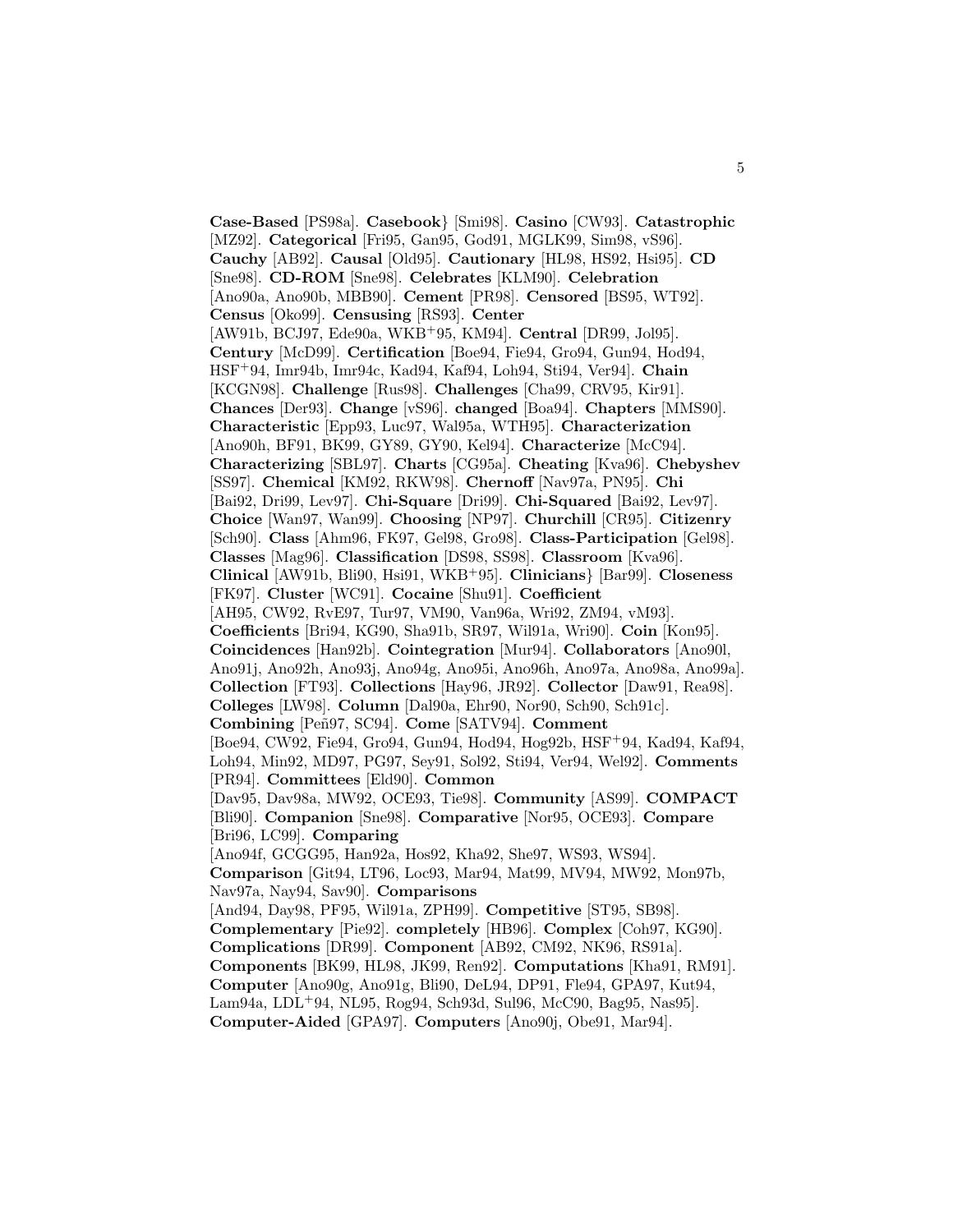**Case-Based** [PS98a]. **Casebook**} [Smi98]. **Casino** [CW93]. **Catastrophic** [MZ92]. **Categorical** [Fri95, Gan95, God91, MGLK99, Sim98, vS96]. **Cauchy** [AB92]. **Causal** [Old95]. **Cautionary** [HL98, HS92, Hsi95]. **CD** [Sne98]. **CD-ROM** [Sne98]. **Celebrates** [KLM90]. **Celebration** [Ano90a, Ano90b, MBB90]. **Cement** [PR98]. **Censored** [BS95, WT92]. **Census** [Oko99]. **Censusing** [RS93]. **Center** [AW91b, BCJ97, Ede90a, WKB+95, KM94]. **Central** [DR99, Jol95]. **Century** [McD99]. **Certification** [Boe94, Fie94, Gro94, Gun94, Hod94, HSF+94, Imr94b, Imr94c, Kad94, Kaf94, Loh94, Sti94, Ver94]. **Chain** [KCGN98]. **Challenge** [Rus98]. **Challenges** [Cha99, CRV95, Kir91]. **Chances** [Der93]. **Change** [vS96]. **changed** [Boa94]. **Chapters** [MMS90]. **Characteristic** [Epp93, Luc97, Wal95a, WTH95]. **Characterization** [Ano90h, BF91, BK99, GY89, GY90, Kel94]. **Characterize** [McC94]. **Characterizing** [SBL97]. **Charts** [CG95a]. **Cheating** [Kva96]. **Chebyshev** [SS97]. **Chemical** [KM92, RKW98]. **Chernoff** [Nav97a, PN95]. **Chi** [Bai92, Dri99, Lev97]. **Chi-Square** [Dri99]. **Chi-Squared** [Bai92, Lev97]. **Choice** [Wan97, Wan99]. **Choosing** [NP97]. **Churchill** [CR95]. **Citizenry** [Sch90]. **Class** [Ahm96, FK97, Gel98, Gro98]. **Class-Participation** [Gel98]. **Classes** [Mag96]. **Classification** [DS98, SS98]. **Classroom** [Kva96]. **Clinical** [AW91b, Bli90, Hsi91, WKB+95]. **Clinicians**} [Bar99]. **Closeness** [FK97]. **Cluster** [WC91]. **Cocaine** [Shu91]. **Coefficient** [AH95, CW92, RvE97, Tur97, VM90, Van96a, Wri92, ZM94, vM93]. **Coefficients** [Bri94, KG90, Sha91b, SR97, Wil91a, Wri90]. **Coin** [Kon95]. **Coincidences** [Han92b]. **Cointegration** [Mur94]. **Collaborators** [Ano90l, Ano91j, Ano92h, Ano93j, Ano94g, Ano95i, Ano96h, Ano97a, Ano98a, Ano99a]. **Collection** [FT93]. **Collections** [Hay96, JR92]. **Collector** [Daw91, Rea98]. **Colleges** [LW98]. **Column** [Dal90a, Ehr90, Nor90, Sch90, Sch91c]. **Combining** [Peñ97, SC94]. **Come** [SATV94]. **Comment** [Boe94, CW92, Fie94, Gro94, Gun94, Hod94, Hog92b, HSF+94, Kad94, Kaf94, Loh94, Min92, MD97, PG97, Sey91, Sol92, Sti94, Ver94, Wel92]. **Comments** [PR94]. **Committees** [Eld90]. **Common** [Dav95, Dav98a, MW92, OCE93, Tie98]. **Community** [AS99]. **COMPACT** [Bli90]. **Companion** [Sne98]. **Comparative** [Nor95, OCE93]. **Compare** [Bri96, LC99]. **Comparing** [Ano94f, GCGG95, Han92a, Hos92, Kha92, She97, WS93, WS94]. **Comparison** [Git94, LT96, Loc93, Mar94, Mat99, MV94, MW92, Mon97b, Nav97a, Nay94, Sav90]. **Comparisons** [And94, Day98, PF95, Wil91a, ZPH99]. **Competitive** [ST95, SB98]. **Complementary** [Pie92]. **completely** [HB96]. **Complex** [Coh97, KG90]. **Complications** [DR99]. **Component** [AB92, CM92, NK96, RS91a]. **Components** [BK99, HL98, JK99, Ren92]. **Computations** [Kha91, RM91]. **Computer** [Ano90g, Ano91g, Bli90, DeL94, DP91, Fle94, GPA97, Kut94, Lam94a, LDL+94, NL95, Rog94, Sch93d, Sul96, McC90, Bag95, Nas95]. **Computer-Aided** [GPA97]. **Computers** [Ano90j, Obe91, Mar94].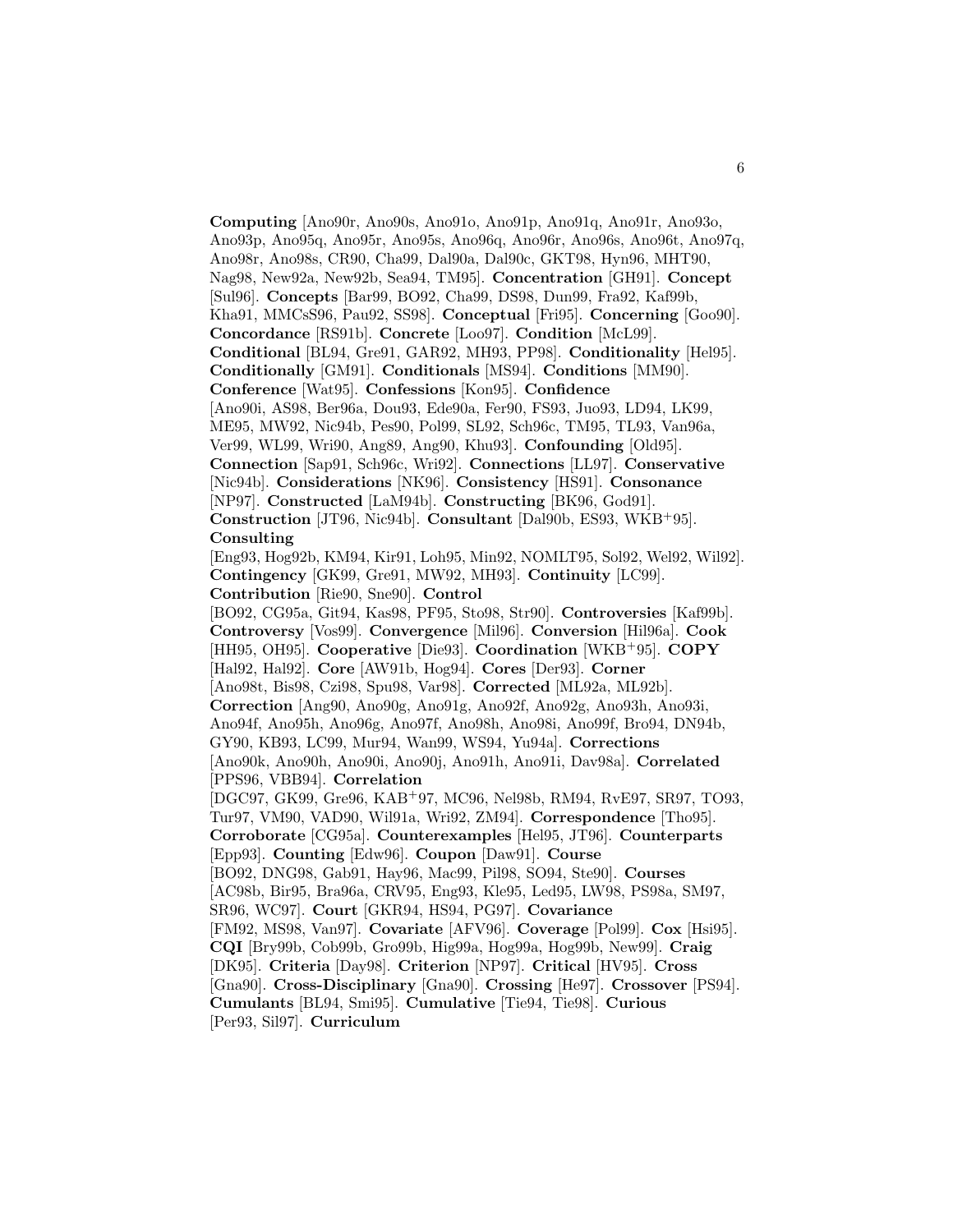**Computing** [Ano90r, Ano90s, Ano91o, Ano91p, Ano91q, Ano91r, Ano93o, Ano93p, Ano95q, Ano95r, Ano95s, Ano96q, Ano96r, Ano96s, Ano96t, Ano97q, Ano98r, Ano98s, CR90, Cha99, Dal90a, Dal90c, GKT98, Hyn96, MHT90, Nag98, New92a, New92b, Sea94, TM95]. **Concentration** [GH91]. **Concept** [Sul96]. **Concepts** [Bar99, BO92, Cha99, DS98, Dun99, Fra92, Kaf99b, Kha91, MMCsS96, Pau92, SS98]. **Conceptual** [Fri95]. **Concerning** [Goo90]. **Concordance** [RS91b]. **Concrete** [Loo97]. **Condition** [McL99]. **Conditional** [BL94, Gre91, GAR92, MH93, PP98]. **Conditionality** [Hel95]. **Conditionally** [GM91]. **Conditionals** [MS94]. **Conditions** [MM90]. **Conference** [Wat95]. **Confessions** [Kon95]. **Confidence** [Ano90i, AS98, Ber96a, Dou93, Ede90a, Fer90, FS93, Juo93, LD94, LK99, ME95, MW92, Nic94b, Pes90, Pol99, SL92, Sch96c, TM95, TL93, Van96a, Ver99, WL99, Wri90, Ang89, Ang90, Khu93]. **Confounding** [Old95]. **Connection** [Sap91, Sch96c, Wri92]. **Connections** [LL97]. **Conservative** [Nic94b]. **Considerations** [NK96]. **Consistency** [HS91]. **Consonance** [NP97]. **Constructed** [LaM94b]. **Constructing** [BK96, God91]. **Construction** [JT96, Nic94b]. **Consultant** [Dal90b, ES93, WKB+95]. **Consulting** [Eng93, Hog92b, KM94, Kir91, Loh95, Min92, NOMLT95, Sol92, Wel92, Wil92]. **Contingency** [GK99, Gre91, MW92, MH93]. **Continuity** [LC99]. **Contribution** [Rie90, Sne90]. **Control** [BO92, CG95a, Git94, Kas98, PF95, Sto98, Str90]. **Controversies** [Kaf99b]. **Controversy** [Vos99]. **Convergence** [Mil96]. **Conversion** [Hil96a]. **Cook** [HH95, OH95]. **Cooperative** [Die93]. **Coordination** [WKB+95]. **COPY** [Hal92, Hal92]. **Core** [AW91b, Hog94]. **Cores** [Der93]. **Corner** [Ano98t, Bis98, Czi98, Spu98, Var98]. **Corrected** [ML92a, ML92b]. **Correction** [Ang90, Ano90g, Ano91g, Ano92f, Ano92g, Ano93h, Ano93i, Ano94f, Ano95h, Ano96g, Ano97f, Ano98h, Ano98i, Ano99f, Bro94, DN94b, GY90, KB93, LC99, Mur94, Wan99, WS94, Yu94a]. **Corrections** [Ano90k, Ano90h, Ano90i, Ano90j, Ano91h, Ano91i, Dav98a]. **Correlated** [PPS96, VBB94]. **Correlation** [DGC97, GK99, Gre96, KAB+97, MC96, Nel98b, RM94, RvE97, SR97, TO93, Tur97, VM90, VAD90, Wil91a, Wri92, ZM94]. **Correspondence** [Tho95]. **Corroborate** [CG95a]. **Counterexamples** [Hel95, JT96]. **Counterparts** [Epp93]. **Counting** [Edw96]. **Coupon** [Daw91]. **Course** [BO92, DNG98, Gab91, Hay96, Mac99, Pil98, SO94, Ste90]. **Courses** [AC98b, Bir95, Bra96a, CRV95, Eng93, Kle95, Led95, LW98, PS98a, SM97, SR96, WC97]. **Court** [GKR94, HS94, PG97]. **Covariance** [FM92, MS98, Van97]. **Covariate** [AFV96]. **Coverage** [Pol99]. **Cox** [Hsi95]. **CQI** [Bry99b, Cob99b, Gro99b, Hig99a, Hog99a, Hog99b, New99]. **Craig** [DK95]. **Criteria** [Day98]. **Criterion** [NP97]. **Critical** [HV95]. **Cross** [Gna90]. **Cross-Disciplinary** [Gna90]. **Crossing** [He97]. **Crossover** [PS94]. **Cumulants** [BL94, Smi95]. **Cumulative** [Tie94, Tie98]. **Curious** [Per93, Sil97]. **Curriculum**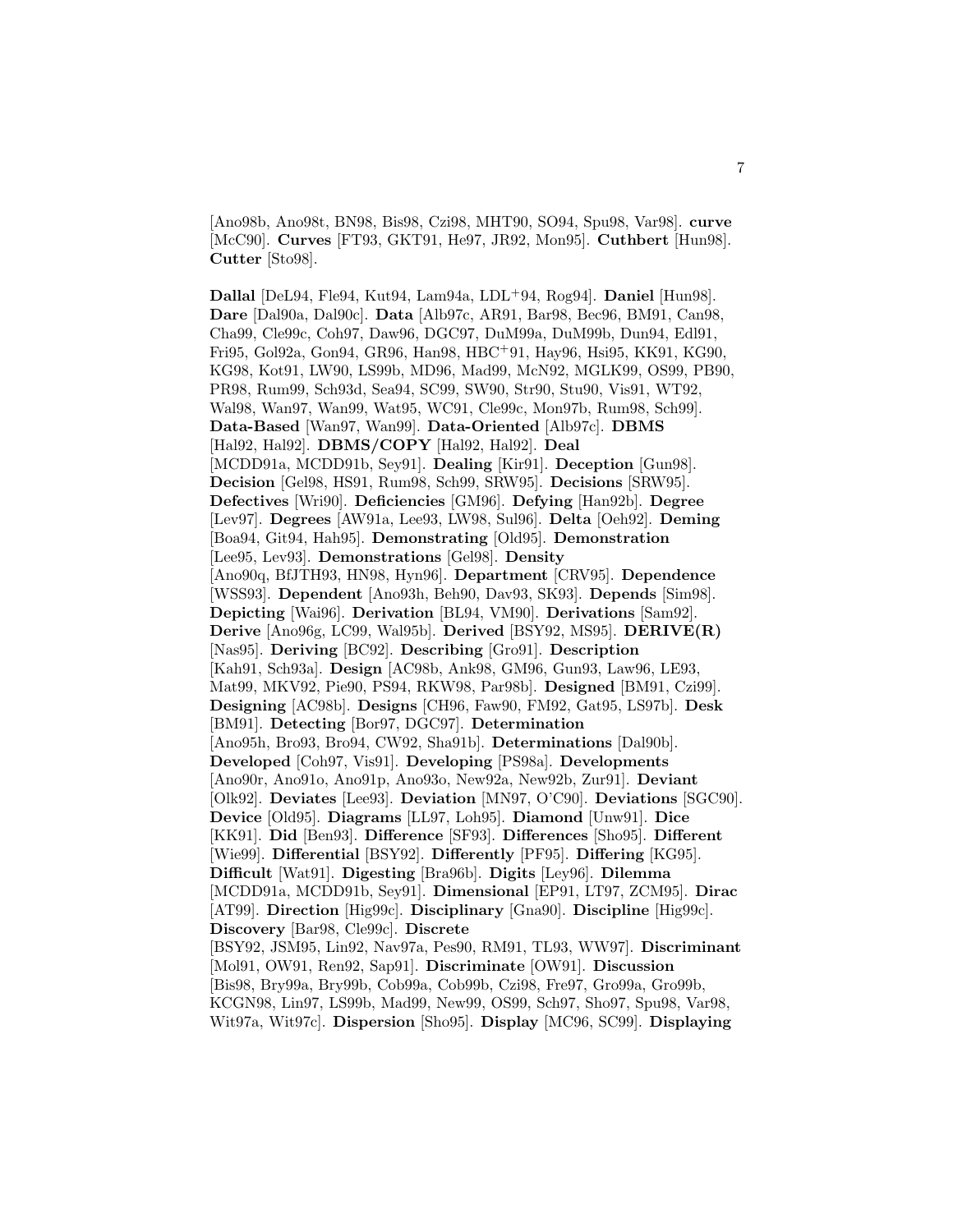[Ano98b, Ano98t, BN98, Bis98, Czi98, MHT90, SO94, Spu98, Var98]. **curve** [McC90]. **Curves** [FT93, GKT91, He97, JR92, Mon95]. **Cuthbert** [Hun98]. **Cutter** [Sto98].

**Dallal** [DeL94, Fle94, Kut94, Lam94a, LDL+94, Rog94]. **Daniel** [Hun98]. **Dare** [Dal90a, Dal90c]. **Data** [Alb97c, AR91, Bar98, Bec96, BM91, Can98, Cha99, Cle99c, Coh97, Daw96, DGC97, DuM99a, DuM99b, Dun94, Edl91, Fri95, Gol92a, Gon94, GR96, Han98, HBC+91, Hay96, Hsi95, KK91, KG90, KG98, Kot91, LW90, LS99b, MD96, Mad99, McN92, MGLK99, OS99, PB90, PR98, Rum99, Sch93d, Sea94, SC99, SW90, Str90, Stu90, Vis91, WT92, Wal98, Wan97, Wan99, Wat95, WC91, Cle99c, Mon97b, Rum98, Sch99]. **Data-Based** [Wan97, Wan99]. **Data-Oriented** [Alb97c]. **DBMS** [Hal92, Hal92]. **DBMS/COPY** [Hal92, Hal92]. **Deal** [MCDD91a, MCDD91b, Sey91]. **Dealing** [Kir91]. **Deception** [Gun98]. **Decision** [Gel98, HS91, Rum98, Sch99, SRW95]. **Decisions** [SRW95]. **Defectives** [Wri90]. **Deficiencies** [GM96]. **Defying** [Han92b]. **Degree** [Lev97]. **Degrees** [AW91a, Lee93, LW98, Sul96]. **Delta** [Oeh92]. **Deming** [Boa94, Git94, Hah95]. **Demonstrating** [Old95]. **Demonstration** [Lee95, Lev93]. **Demonstrations** [Gel98]. **Density** [Ano90q, BfJTH93, HN98, Hyn96]. **Department** [CRV95]. **Dependence** [WSS93]. **Dependent** [Ano93h, Beh90, Dav93, SK93]. **Depends** [Sim98]. **Depicting** [Wai96]. **Derivation** [BL94, VM90]. **Derivations** [Sam92]. **Derive** [Ano96g, LC99, Wal95b]. **Derived** [BSY92, MS95]. **DERIVE(R)** [Nas95]. **Deriving** [BC92]. **Describing** [Gro91]. **Description** [Kah91, Sch93a]. **Design** [AC98b, Ank98, GM96, Gun93, Law96, LE93, Mat99, MKV92, Pie90, PS94, RKW98, Par98b]. **Designed** [BM91, Czi99]. **Designing** [AC98b]. **Designs** [CH96, Faw90, FM92, Gat95, LS97b]. **Desk** [BM91]. **Detecting** [Bor97, DGC97]. **Determination** [Ano95h, Bro93, Bro94, CW92, Sha91b]. **Determinations** [Dal90b]. **Developed** [Coh97, Vis91]. **Developing** [PS98a]. **Developments** [Ano90r, Ano91o, Ano91p, Ano93o, New92a, New92b, Zur91]. **Deviant** [Olk92]. **Deviates** [Lee93]. **Deviation** [MN97, O'C90]. **Deviations** [SGC90]. **Device** [Old95]. **Diagrams** [LL97, Loh95]. **Diamond** [Unw91]. **Dice** [KK91]. **Did** [Ben93]. **Difference** [SF93]. **Differences** [Sho95]. **Different** [Wie99]. **Differential** [BSY92]. **Differently** [PF95]. **Differing** [KG95]. **Difficult** [Wat91]. **Digesting** [Bra96b]. **Digits** [Ley96]. **Dilemma** [MCDD91a, MCDD91b, Sey91]. **Dimensional** [EP91, LT97, ZCM95]. **Dirac** [AT99]. **Direction** [Hig99c]. **Disciplinary** [Gna90]. **Discipline** [Hig99c]. **Discovery** [Bar98, Cle99c]. **Discrete** [BSY92, JSM95, Lin92, Nav97a, Pes90, RM91, TL93, WW97]. **Discriminant** [Mol91, OW91, Ren92, Sap91]. **Discriminate** [OW91]. **Discussion** [Bis98, Bry99a, Bry99b, Cob99a, Cob99b, Czi98, Fre97, Gro99a, Gro99b, KCGN98, Lin97, LS99b, Mad99, New99, OS99, Sch97, Sho97, Spu98, Var98, Wit97a, Wit97c]. **Dispersion** [Sho95]. **Display** [MC96, SC99]. **Displaying**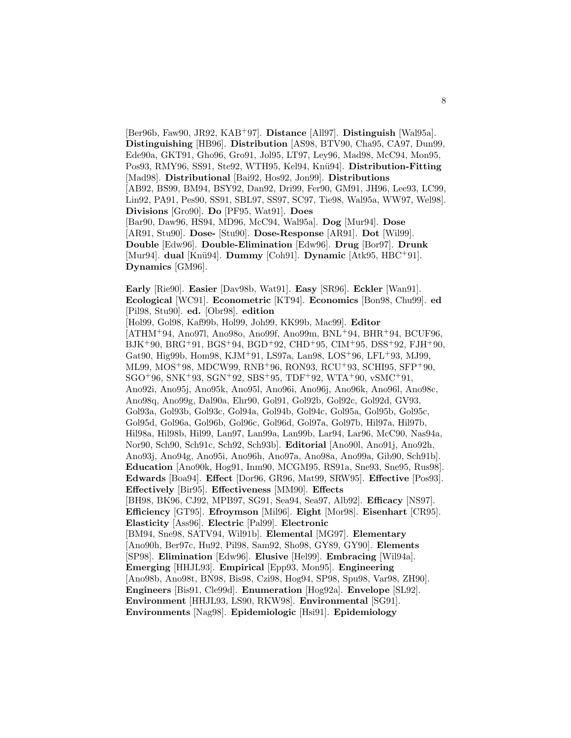[Ber96b, Faw90, JR92, KAB+97]. **Distance** [All97]. **Distinguish** [Wal95a]. **Distinguishing** [HB96]. **Distribution** [AS98, BTV90, Cha95, CA97, Dun99, Ede90a, GKT91, Gho96, Gro91, Jol95, LT97, Ley96, Mad98, McC94, Mon95, Pos93, RMY96, SS91, Ste92, WTH95, Kel94, Knü94]. **Distribution-Fitting** [Mad98]. **Distributional** [Bai92, Hos92, Jon99]. **Distributions** [AB92, BS99, BM94, BSY92, Dan92, Dri99, Fer90, GM91, JH96, Lee93, LC99, Lin92, PA91, Pes90, SS91, SBL97, SS97, SC97, Tie98, Wal95a, WW97, Wel98]. **Divisions** [Gro90]. **Do** [PF95, Wat91]. **Does** [Bar90, Daw96, HS94, MD96, McC94, Wal95a]. **Dog** [Mur94]. **Dose** [AR91, Stu90]. **Dose-** [Stu90]. **Dose-Response** [AR91]. **Dot** [Wil99]. **Double** [Edw96]. **Double-Elimination** [Edw96]. **Drug** [Bor97]. **Drunk** [Mur94]. **dual** [Knü94]. **Dummy** [Coh91]. **Dynamic** [Atk95, HBC+91]. **Dynamics** [GM96].

**Early** [Rie90]. **Easier** [Dav98b, Wat91]. **Easy** [SR96]. **Eckler** [Wan91]. **Ecological** [WC91]. **Econometric** [KT94]. **Economics** [Bon98, Chu99]. **ed** [Pil98, Stu90]. **ed.** [Obr98]. **edition** [Hol99, Gol98, Kaf99b, Hol99, Joh99, KK99b, Mac99]. **Editor** [ATHM+94, Ano97l, Ano98o, Ano99f, Ano99m, BNL+94, BHR+94, BCUF96, BJK+90, BRG+91, BGS+94, BGD+92, CHD+95, CIM+95, DSS+92, FJH+90, Gat90, Hig99b, Hom98, KJM+91, LS97a, Lan98, LOS+96, LFL+93, MJ99, ML99, MOS+98, MDCW99, RNB+96, RON93, RCU+93, SCHI95, SFP+90, SGO+96, SNK+93, SGN+92, SBS+95, TDF+92, WTA+90, vSMC+91, Ano92i, Ano95j, Ano95k, Ano95l, Ano96i, Ano96j, Ano96k, Ano96l, Ano98c, Ano98q, Ano99g, Dal90a, Ehr90, Gol91, Gol92b, Gol92c, Gol92d, GV93, Gol93a, Gol93b, Gol93c, Gol94a, Gol94b, Gol94c, Gol95a, Gol95b, Gol95c, Gol95d, Gol96a, Gol96b, Gol96c, Gol96d, Gol97a, Gol97b, Hil97a, Hil97b, Hil98a, Hil98b, Hil99, Lan97, Lan99a, Lan99b, Lar94, Lar96, McC90, Nas94a, Nor90, Sch90, Sch91c, Sch92, Sch93b]. **Editorial** [Ano90l, Ano91j, Ano92h, Ano93j, Ano94g, Ano95i, Ano96h, Ano97a, Ano98a, Ano99a, Gib90, Sch91b]. **Education** [Ano90k, Hog91, Inm90, MCGM95, RS91a, Sne93, Sne95, Rus98]. **Edwards** [Boa94]. **Effect** [Dor96, GR96, Mat99, SRW95]. **Effective** [Pos93]. **Effectively** [Bir95]. **Effectiveness** [MM90]. **Effects** [BH98, BK96, CJ92, MPB97, SG91, Sea94, Sea97, Alb92]. **Efficacy** [NS97]. **Efficiency** [GT95]. **Efroymson** [Mil96]. **Eight** [Mor98]. **Eisenhart** [CR95]. **Elasticity** [Ass96]. **Electric** [Pal99]. **Electronic** [BM94, Sne98, SATV94, Wil91b]. **Elemental** [MG97]. **Elementary** [Ano90h, Ber97c, Hu92, Pil98, Sam92, Sho98, GY89, GY90]. **Elements** [SP98]. **Elimination** [Edw96]. **Elusive** [Hel99]. **Embracing** [Wil94a]. **Emerging** [HHJL93]. **Empirical** [Epp93, Mon95]. **Engineering** [Ano98b, Ano98t, BN98, Bis98, Czi98, Hog94, SP98, Spu98, Var98, ZH90]. **Engineers** [Bis91, Cle99d]. **Enumeration** [Hog92a]. **Envelope** [SL92]. **Environment** [HHJL93, LS90, RKW98]. **Environmental** [SG91]. **Environments** [Nag98]. **Epidemiologic** [Hsi91]. **Epidemiology**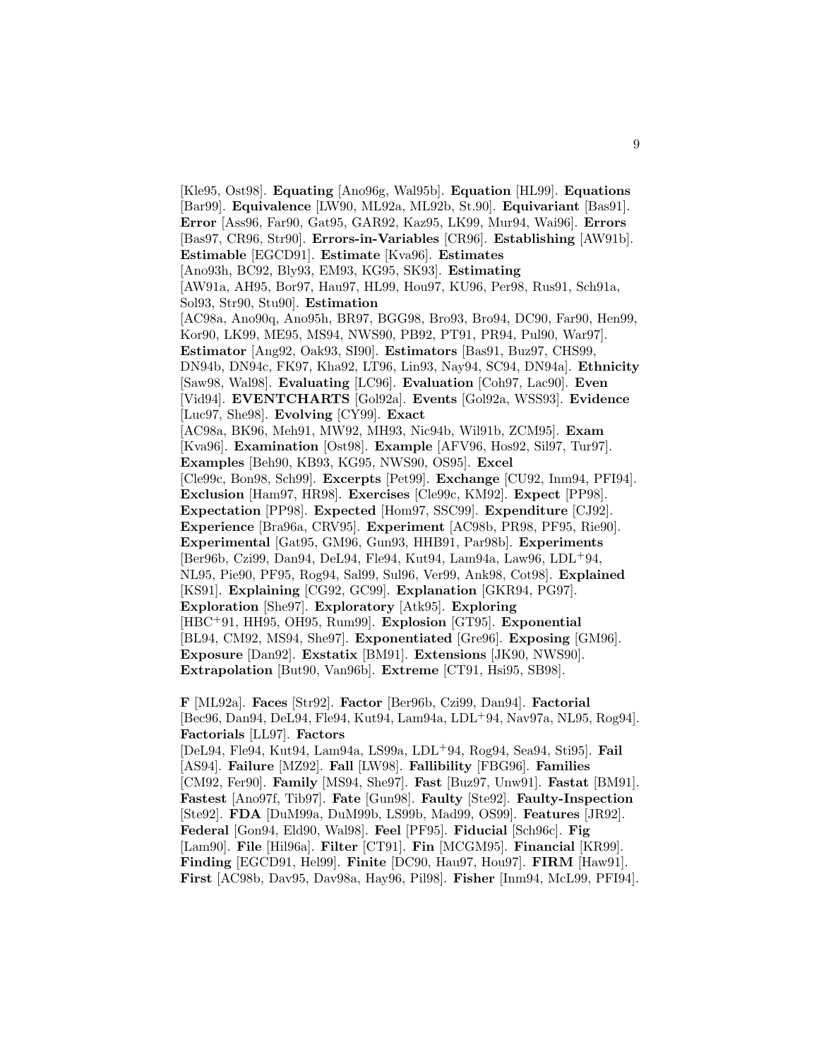[Kle95, Ost98]. **Equating** [Ano96g, Wal95b]. **Equation** [HL99]. **Equations** [Bar99]. **Equivalence** [LW90, ML92a, ML92b, St.90]. **Equivariant** [Bas91]. **Error** [Ass96, Far90, Gat95, GAR92, Kaz95, LK99, Mur94, Wai96]. **Errors** [Bas97, CR96, Str90]. **Errors-in-Variables** [CR96]. **Establishing** [AW91b]. **Estimable** [EGCD91]. **Estimate** [Kva96]. **Estimates** [Ano93h, BC92, Bly93, EM93, KG95, SK93]. **Estimating** [AW91a, AH95, Bor97, Hau97, HL99, Hou97, KU96, Per98, Rus91, Sch91a, Sol93, Str90, Stu90]. **Estimation** [AC98a, Ano90q, Ano95h, BR97, BGG98, Bro93, Bro94, DC90, Far90, Hen99, Kor90, LK99, ME95, MS94, NWS90, PB92, PT91, PR94, Pul90, War97]. **Estimator** [Ang92, Oak93, SI90]. **Estimators** [Bas91, Buz97, CHS99, DN94b, DN94c, FK97, Kha92, LT96, Lin93, Nay94, SC94, DN94a]. **Ethnicity** [Saw98, Wal98]. **Evaluating** [LC96]. **Evaluation** [Coh97, Lac90]. **Even** [Vid94]. **EVENTCHARTS** [Gol92a]. **Events** [Gol92a, WSS93]. **Evidence** [Luc97, She98]. **Evolving** [CY99]. **Exact** [AC98a, BK96, Meh91, MW92, MH93, Nic94b, Wil91b, ZCM95]. **Exam** [Kva96]. **Examination** [Ost98]. **Example** [AFV96, Hos92, Sil97, Tur97]. **Examples** [Beh90, KB93, KG95, NWS90, OS95]. **Excel** [Cle99c, Bon98, Sch99]. **Excerpts** [Pet99]. **Exchange** [CU92, Inm94, PFI94]. **Exclusion** [Ham97, HR98]. **Exercises** [Cle99c, KM92]. **Expect** [PP98]. **Expectation** [PP98]. **Expected** [Hom97, SSC99]. **Expenditure** [CJ92]. **Experience** [Bra96a, CRV95]. **Experiment** [AC98b, PR98, PF95, Rie90]. **Experimental** [Gat95, GM96, Gun93, HHB91, Par98b]. **Experiments** [Ber96b, Czi99, Dan94, DeL94, Fle94, Kut94, Lam94a, Law96, LDL+94, NL95, Pie90, PF95, Rog94, Sal99, Sul96, Ver99, Ank98, Cot98]. **Explained** [KS91]. **Explaining** [CG92, GC99]. **Explanation** [GKR94, PG97]. **Exploration** [She97]. **Exploratory** [Atk95]. **Exploring** [HBC+91, HH95, OH95, Rum99]. **Explosion** [GT95]. **Exponential** [BL94, CM92, MS94, She97]. **Exponentiated** [Gre96]. **Exposing** [GM96]. **Exposure** [Dan92]. **Exstatix** [BM91]. **Extensions** [JK90, NWS90]. **Extrapolation** [But90, Van96b]. **Extreme** [CT91, Hsi95, SB98].

**F** [ML92a]. **Faces** [Str92]. **Factor** [Ber96b, Czi99, Dan94]. **Factorial** [Bec96, Dan94, DeL94, Fle94, Kut94, Lam94a, LDL+94, Nav97a, NL95, Rog94]. **Factorials** [LL97]. **Factors** [DeL94, Fle94, Kut94, Lam94a, LS99a, LDL+94, Rog94, Sea94, Sti95]. **Fail** [AS94]. **Failure** [MZ92]. **Fall** [LW98]. **Fallibility** [FBG96]. **Families** [CM92, Fer90]. **Family** [MS94, She97]. **Fast** [Buz97, Unw91]. **Fastat** [BM91]. **Fastest** [Ano97f, Tib97]. **Fate** [Gun98]. **Faulty** [Ste92]. **Faulty-Inspection** [Ste92]. **FDA** [DuM99a, DuM99b, LS99b, Mad99, OS99]. **Features** [JR92]. **Federal** [Gon94, Eld90, Wal98]. **Feel** [PF95]. **Fiducial** [Sch96c]. **Fig** [Lam90]. **File** [Hil96a]. **Filter** [CT91]. **Fin** [MCGM95]. **Financial** [KR99]. **Finding** [EGCD91, Hel99]. **Finite** [DC90, Hau97, Hou97]. **FIRM** [Haw91]. **First** [AC98b, Dav95, Dav98a, Hay96, Pil98]. **Fisher** [Inm94, McL99, PFI94].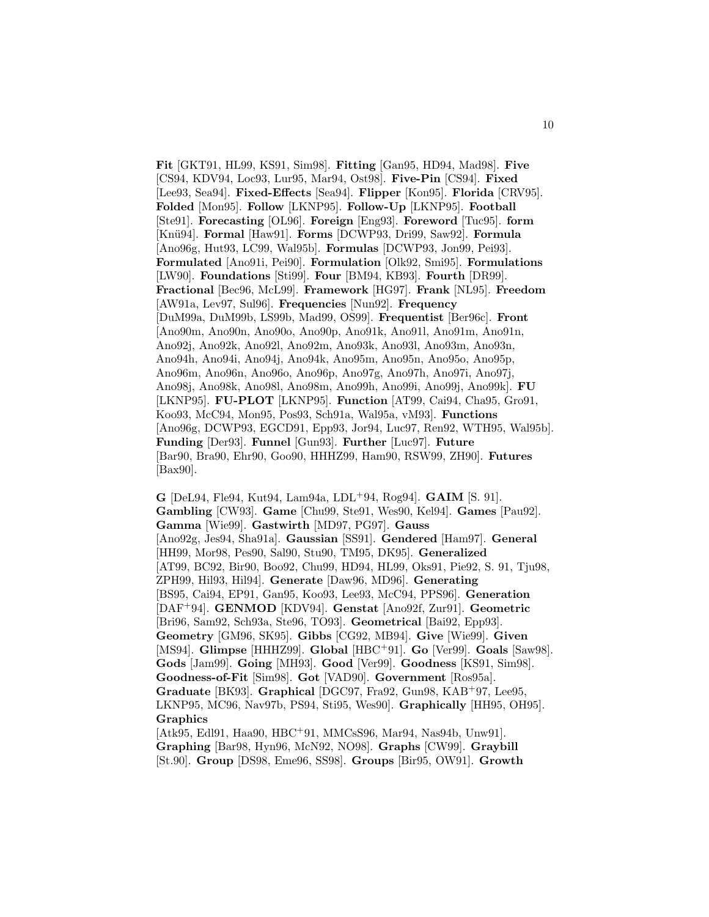**Fit** [GKT91, HL99, KS91, Sim98]. **Fitting** [Gan95, HD94, Mad98]. **Five** [CS94, KDV94, Loc93, Lur95, Mar94, Ost98]. **Five-Pin** [CS94]. **Fixed** [Lee93, Sea94]. **Fixed-Effects** [Sea94]. **Flipper** [Kon95]. **Florida** [CRV95]. **Folded** [Mon95]. **Follow** [LKNP95]. **Follow-Up** [LKNP95]. **Football** [Ste91]. **Forecasting** [OL96]. **Foreign** [Eng93]. **Foreword** [Tuc95]. **form** [Knü94]. **Formal** [Haw91]. **Forms** [DCWP93, Dri99, Saw92]. **Formula** [Ano96g, Hut93, LC99, Wal95b]. **Formulas** [DCWP93, Jon99, Pei93]. **Formulated** [Ano91i, Pei90]. **Formulation** [Olk92, Smi95]. **Formulations** [LW90]. **Foundations** [Sti99]. **Four** [BM94, KB93]. **Fourth** [DR99]. **Fractional** [Bec96, McL99]. **Framework** [HG97]. **Frank** [NL95]. **Freedom** [AW91a, Lev97, Sul96]. **Frequencies** [Nun92]. **Frequency** [DuM99a, DuM99b, LS99b, Mad99, OS99]. **Frequentist** [Ber96c]. **Front** [Ano90m, Ano90n, Ano90o, Ano90p, Ano91k, Ano91l, Ano91m, Ano91n, Ano92j, Ano92k, Ano92l, Ano92m, Ano93k, Ano93l, Ano93m, Ano93n, Ano94h, Ano94i, Ano94j, Ano94k, Ano95m, Ano95n, Ano95o, Ano95p, Ano96m, Ano96n, Ano96o, Ano96p, Ano97g, Ano97h, Ano97i, Ano97j, Ano98j, Ano98k, Ano98l, Ano98m, Ano99h, Ano99i, Ano99j, Ano99k]. **FU** [LKNP95]. **FU-PLOT** [LKNP95]. **Function** [AT99, Cai94, Cha95, Gro91, Koo93, McC94, Mon95, Pos93, Sch91a, Wal95a, vM93]. **Functions** [Ano96g, DCWP93, EGCD91, Epp93, Jor94, Luc97, Ren92, WTH95, Wal95b]. **Funding** [Der93]. **Funnel** [Gun93]. **Further** [Luc97]. **Future** [Bar90, Bra90, Ehr90, Goo90, HHHZ99, Ham90, RSW99, ZH90]. **Futures** [Bax90].

**G** [DeL94, Fle94, Kut94, Lam94a, LDL+94, Rog94]. **GAIM** [S. 91]. **Gambling** [CW93]. **Game** [Chu99, Ste91, Wes90, Kel94]. **Games** [Pau92]. **Gamma** [Wie99]. **Gastwirth** [MD97, PG97]. **Gauss** [Ano92g, Jes94, Sha91a]. **Gaussian** [SS91]. **Gendered** [Ham97]. **General** [HH99, Mor98, Pes90, Sal90, Stu90, TM95, DK95]. **Generalized** [AT99, BC92, Bir90, Boo92, Chu99, HD94, HL99, Oks91, Pie92, S. 91, Tju98, ZPH99, Hil93, Hil94]. **Generate** [Daw96, MD96]. **Generating** [BS95, Cai94, EP91, Gan95, Koo93, Lee93, McC94, PPS96]. **Generation** [DAF+94]. **GENMOD** [KDV94]. **Genstat** [Ano92f, Zur91]. **Geometric** [Bri96, Sam92, Sch93a, Ste96, TO93]. **Geometrical** [Bai92, Epp93]. **Geometry** [GM96, SK95]. **Gibbs** [CG92, MB94]. **Give** [Wie99]. **Given** [MS94]. **Glimpse** [HHHZ99]. **Global** [HBC+91]. **Go** [Ver99]. **Goals** [Saw98]. **Gods** [Jam99]. **Going** [MH93]. **Good** [Ver99]. **Goodness** [KS91, Sim98]. **Goodness-of-Fit** [Sim98]. **Got** [VAD90]. **Government** [Ros95a]. **Graduate** [BK93]. **Graphical** [DGC97, Fra92, Gun98, KAB+97, Lee95, LKNP95, MC96, Nav97b, PS94, Sti95, Wes90]. **Graphically** [HH95, OH95]. **Graphics** [Atk95, Edl91, Haa90, HBC+91, MMCsS96, Mar94, Nas94b, Unw91]. **Graphing** [Bar98, Hyn96, McN92, NO98]. **Graphs** [CW99]. **Graybill** [St.90]. **Group** [DS98, Eme96, SS98]. **Groups** [Bir95, OW91]. **Growth**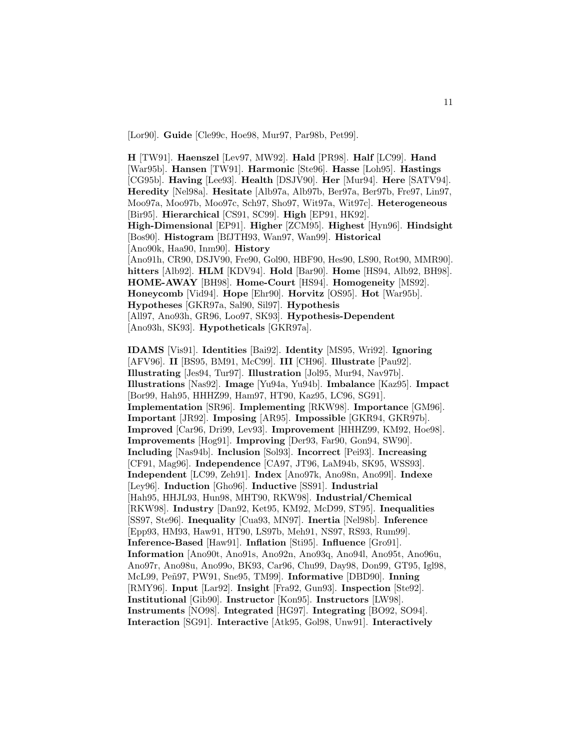[Lor90]. **Guide** [Cle99c, Hoe98, Mur97, Par98b, Pet99].

**H** [TW91]. **Haenszel** [Lev97, MW92]. **Hald** [PR98]. **Half** [LC99]. **Hand** [War95b]. **Hansen** [TW91]. **Harmonic** [Ste96]. **Hasse** [Loh95]. **Hastings** [CG95b]. **Having** [Lee93]. **Health** [DSJV90]. **Her** [Mur94]. **Here** [SATV94]. **Heredity** [Nel98a]. **Hesitate** [Alb97a, Alb97b, Ber97a, Ber97b, Fre97, Lin97, Moo97a, Moo97b, Moo97c, Sch97, Sho97, Wit97a, Wit97c]. **Heterogeneous** [Bir95]. **Hierarchical** [CS91, SC99]. **High** [EP91, HK92]. **High-Dimensional** [EP91]. **Higher** [ZCM95]. **Highest** [Hyn96]. **Hindsight** [Bos90]. **Histogram** [BfJTH93, Wan97, Wan99]. **Historical** [Ano90k, Haa90, Inm90]. **History** [Ano91h, CR90, DSJV90, Fre90, Gol90, HBF90, Hes90, LS90, Rot90, MMR90]. **hitters** [Alb92]. **HLM** [KDV94]. **Hold** [Bar90]. **Home** [HS94, Alb92, BH98]. **HOME-AWAY** [BH98]. **Home-Court** [HS94]. **Homogeneity** [MS92]. **Honeycomb** [Vid94]. **Hope** [Ehr90]. **Horvitz** [OS95]. **Hot** [War95b]. **Hypotheses** [GKR97a, Sal90, Sil97]. **Hypothesis** [All97, Ano93h, GR96, Loo97, SK93]. **Hypothesis-Dependent** [Ano93h, SK93]. **Hypotheticals** [GKR97a].

**IDAMS** [Vis91]. **Identities** [Bai92]. **Identity** [MS95, Wri92]. **Ignoring** [AFV96]. **II** [BS95, BM91, McC99]. **III** [CH96]. **Illustrate** [Pau92]. **Illustrating** [Jes94, Tur97]. **Illustration** [Jol95, Mur94, Nav97b]. **Illustrations** [Nas92]. **Image** [Yu94a, Yu94b]. **Imbalance** [Kaz95]. **Impact** [Bor99, Hah95, HHHZ99, Ham97, HT90, Kaz95, LC96, SG91]. **Implementation** [SR96]. **Implementing** [RKW98]. **Importance** [GM96]. **Important** [JR92]. **Imposing** [AR95]. **Impossible** [GKR94, GKR97b]. **Improved** [Car96, Dri99, Lev93]. **Improvement** [HHHZ99, KM92, Hoe98]. **Improvements** [Hog91]. **Improving** [Der93, Far90, Gon94, SW90]. **Including** [Nas94b]. **Inclusion** [Sol93]. **Incorrect** [Pei93]. **Increasing** [CF91, Mag96]. **Independence** [CA97, JT96, LaM94b, SK95, WSS93]. **Independent** [LC99, Zeh91]. **Index** [Ano97k, Ano98n, Ano99l]. **Indexe** [Ley96]. **Induction** [Gho96]. **Inductive** [SS91]. **Industrial** [Hah95, HHJL93, Hun98, MHT90, RKW98]. **Industrial/Chemical** [RKW98]. **Industry** [Dan92, Ket95, KM92, McD99, ST95]. **Inequalities** [SS97, Ste96]. **Inequality** [Cua93, MN97]. **Inertia** [Nel98b]. **Inference** [Epp93, HM93, Haw91, HT90, LS97b, Meh91, NS97, RS93, Rum99]. **Inference-Based** [Haw91]. **Inflation** [Sti95]. **Influence** [Gro91]. **Information** [Ano90t, Ano91s, Ano92n, Ano93q, Ano94l, Ano95t, Ano96u, Ano97r, Ano98u, Ano99o, BK93, Car96, Chu99, Day98, Don99, GT95, Igl98, McL99, Peñ97, PW91, Sne95, TM99]. **Informative** [DBD90]. **Inning** [RMY96]. **Input** [Lar92]. **Insight** [Fra92, Gun93]. **Inspection** [Ste92]. **Institutional** [Gib90]. **Instructor** [Kon95]. **Instructors** [LW98]. **Instruments** [NO98]. **Integrated** [HG97]. **Integrating** [BO92, SO94]. **Interaction** [SG91]. **Interactive** [Atk95, Gol98, Unw91]. **Interactively**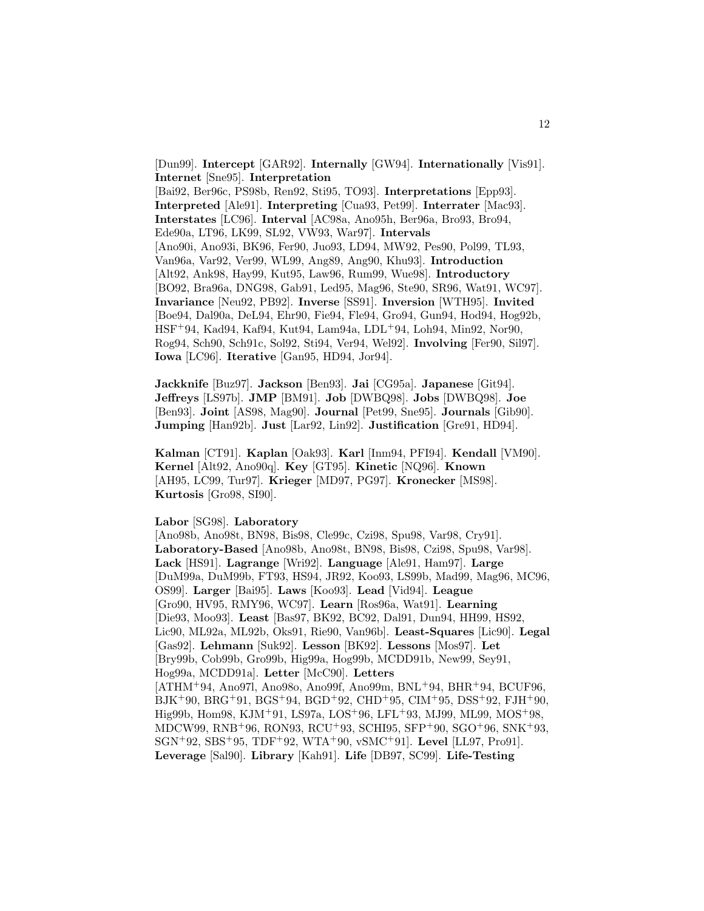[Dun99]. **Intercept** [GAR92]. **Internally** [GW94]. **Internationally** [Vis91]. **Internet** [Sne95]. **Interpretation** [Bai92, Ber96c, PS98b, Ren92, Sti95, TO93]. **Interpretations** [Epp93]. **Interpreted** [Ale91]. **Interpreting** [Cua93, Pet99]. **Interrater** [Mac93]. **Interstates** [LC96]. **Interval** [AC98a, Ano95h, Ber96a, Bro93, Bro94, Ede90a, LT96, LK99, SL92, VW93, War97]. **Intervals** [Ano90i, Ano93i, BK96, Fer90, Juo93, LD94, MW92, Pes90, Pol99, TL93, Van96a, Var92, Ver99, WL99, Ang89, Ang90, Khu93]. **Introduction** [Alt92, Ank98, Hay99, Kut95, Law96, Rum99, Wue98]. **Introductory** [BO92, Bra96a, DNG98, Gab91, Led95, Mag96, Ste90, SR96, Wat91, WC97]. **Invariance** [Neu92, PB92]. **Inverse** [SS91]. **Inversion** [WTH95]. **Invited** [Boe94, Dal90a, DeL94, Ehr90, Fie94, Fle94, Gro94, Gun94, Hod94, Hog92b, HSF+94, Kad94, Kaf94, Kut94, Lam94a, LDL+94, Loh94, Min92, Nor90, Rog94, Sch90, Sch91c, Sol92, Sti94, Ver94, Wel92]. **Involving** [Fer90, Sil97]. **Iowa** [LC96]. **Iterative** [Gan95, HD94, Jor94].

**Jackknife** [Buz97]. **Jackson** [Ben93]. **Jai** [CG95a]. **Japanese** [Git94]. **Jeffreys** [LS97b]. **JMP** [BM91]. **Job** [DWBQ98]. **Jobs** [DWBQ98]. **Joe** [Ben93]. **Joint** [AS98, Mag90]. **Journal** [Pet99, Sne95]. **Journals** [Gib90]. **Jumping** [Han92b]. **Just** [Lar92, Lin92]. **Justification** [Gre91, HD94].

**Kalman** [CT91]. **Kaplan** [Oak93]. **Karl** [Inm94, PFI94]. **Kendall** [VM90]. **Kernel** [Alt92, Ano90q]. **Key** [GT95]. **Kinetic** [NQ96]. **Known** [AH95, LC99, Tur97]. **Krieger** [MD97, PG97]. **Kronecker** [MS98]. **Kurtosis** [Gro98, SI90].

**Labor** [SG98]. **Laboratory** [Ano98b, Ano98t, BN98, Bis98, Cle99c, Czi98, Spu98, Var98, Cry91]. **Laboratory-Based** [Ano98b, Ano98t, BN98, Bis98, Czi98, Spu98, Var98]. **Lack** [HS91]. **Lagrange** [Wri92]. **Language** [Ale91, Ham97]. **Large** [DuM99a, DuM99b, FT93, HS94, JR92, Koo93, LS99b, Mad99, Mag96, MC96, OS99]. **Larger** [Bai95]. **Laws** [Koo93]. **Lead** [Vid94]. **League** [Gro90, HV95, RMY96, WC97]. **Learn** [Ros96a, Wat91]. **Learning** [Die93, Moo93]. **Least** [Bas97, BK92, BC92, Dal91, Dun94, HH99, HS92, Lic90, ML92a, ML92b, Oks91, Rie90, Van96b]. **Least-Squares** [Lic90]. **Legal** [Gas92]. **Lehmann** [Suk92]. **Lesson** [BK92]. **Lessons** [Mos97]. **Let** [Bry99b, Cob99b, Gro99b, Hig99a, Hog99b, MCDD91b, New99, Sey91, Hog99a, MCDD91a]. **Letter** [McC90]. **Letters** [ATHM+94, Ano97l, Ano98o, Ano99f, Ano99m, BNL+94, BHR+94, BCUF96, BJK+90, BRG+91, BGS+94, BGD+92, CHD+95, CIM+95, DSS+92, FJH+90, Hig99b, Hom98, KJM+91, LS97a, LOS+96, LFL+93, MJ99, ML99, MOS+98, MDCW99, RNB+96, RON93, RCU+93, SCHI95, SFP+90, SGO+96, SNK+93, SGN+92, SBS+95, TDF+92, WTA+90, vSMC+91]. **Level** [LL97, Pro91]. **Leverage** [Sal90]. **Library** [Kah91]. **Life** [DB97, SC99]. **Life-Testing**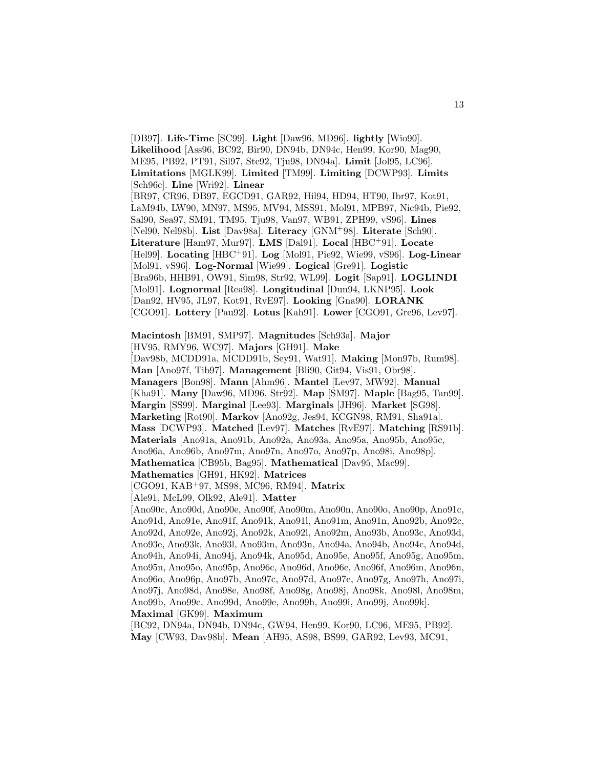[DB97]. **Life-Time** [SC99]. **Light** [Daw96, MD96]. **lightly** [Wio90]. **Likelihood** [Ass96, BC92, Bir90, DN94b, DN94c, Hen99, Kor90, Mag90, ME95, PB92, PT91, Sil97, Ste92, Tju98, DN94a]. **Limit** [Jol95, LC96]. **Limitations** [MGLK99]. **Limited** [TM99]. **Limiting** [DCWP93]. **Limits** [Sch96c]. **Line** [Wri92]. **Linear** [BR97, CR96, DB97, EGCD91, GAR92, Hil94, HD94, HT90, Ibr97, Kot91, LaM94b, LW90, MN97, MS95, MV94, MSS91, Mol91, MPB97, Nic94b, Pie92, Sal90, Sea97, SM91, TM95, Tju98, Van97, WB91, ZPH99, vS96]. **Lines** [Nel90, Nel98b]. **List** [Dav98a]. **Literacy** [GNM+98]. **Literate** [Sch90]. **Literature** [Ham97, Mur97]. **LMS** [Dal91]. **Local** [HBC+91]. **Locate** [Hel99]. **Locating** [HBC+91]. **Log** [Mol91, Pie92, Wie99, vS96]. **Log-Linear** [Mol91, vS96]. **Log-Normal** [Wie99]. **Logical** [Gre91]. **Logistic** [Bra96b, HHB91, OW91, Sim98, Str92, WL99]. **Logit** [Sap91]. **LOGLINDI** [Mol91]. **Lognormal** [Rea98]. **Longitudinal** [Dun94, LKNP95]. **Look** [Dan92, HV95, JL97, Kot91, RvE97]. **Looking** [Gna90]. **LORANK** [CGO91]. **Lottery** [Pau92]. **Lotus** [Kah91]. **Lower** [CGO91, Gre96, Lev97].

**Macintosh** [BM91, SMP97]. **Magnitudes** [Sch93a]. **Major** [HV95, RMY96, WC97]. **Majors** [GH91]. **Make** [Dav98b, MCDD91a, MCDD91b, Sey91, Wat91]. **Making** [Mon97b, Rum98]. **Man** [Ano97f, Tib97]. **Management** [Bli90, Git94, Vis91, Obr98]. **Managers** [Bon98]. **Mann** [Ahm96]. **Mantel** [Lev97, MW92]. **Manual** [Kha91]. **Many** [Daw96, MD96, Str92]. **Map** [SM97]. **Maple** [Bag95, Tan99]. **Margin** [SS99]. **Marginal** [Lee93]. **Marginals** [JH96]. **Market** [SG98]. **Marketing** [Rot90]. **Markov** [Ano92g, Jes94, KCGN98, RM91, Sha91a]. **Mass** [DCWP93]. **Matched** [Lev97]. **Matches** [RvE97]. **Matching** [RS91b]. **Materials** [Ano91a, Ano91b, Ano92a, Ano93a, Ano95a, Ano95b, Ano95c, Ano96a, Ano96b, Ano97m, Ano97n, Ano97o, Ano97p, Ano98i, Ano98p]. **Mathematica** [CB95b, Bag95]. **Mathematical** [Dav95, Mac99]. **Mathematics** [GH91, HK92]. **Matrices** [CGO91, KAB+97, MS98, MC96, RM94]. **Matrix** [Ale91, McL99, Olk92, Ale91]. **Matter** [Ano90c, Ano90d, Ano90e, Ano90f, Ano90m, Ano90n, Ano90o, Ano90p, Ano91c, Ano91d, Ano91e, Ano91f, Ano91k, Ano91l, Ano91m, Ano91n, Ano92b, Ano92c, Ano92d, Ano92e, Ano92j, Ano92k, Ano92l, Ano92m, Ano93b, Ano93c, Ano93d, Ano93e, Ano93k, Ano93l, Ano93m, Ano93n, Ano94a, Ano94b, Ano94c, Ano94d, Ano94h, Ano94i, Ano94j, Ano94k, Ano95d, Ano95e, Ano95f, Ano95g, Ano95m, Ano95n, Ano95o, Ano95p, Ano96c, Ano96d, Ano96e, Ano96f, Ano96m, Ano96n, Ano96o, Ano96p, Ano97b, Ano97c, Ano97d, Ano97e, Ano97g, Ano97h, Ano97i, Ano97j, Ano98d, Ano98e, Ano98f, Ano98g, Ano98j, Ano98k, Ano98l, Ano98m, Ano99b, Ano99c, Ano99d, Ano99e, Ano99h, Ano99i, Ano99j, Ano99k]. **Maximal** [GK99]. **Maximum** [BC92, DN94a, DN94b, DN94c, GW94, Hen99, Kor90, LC96, ME95, PB92]. **May** [CW93, Dav98b]. **Mean** [AH95, AS98, BS99, GAR92, Lev93, MC91,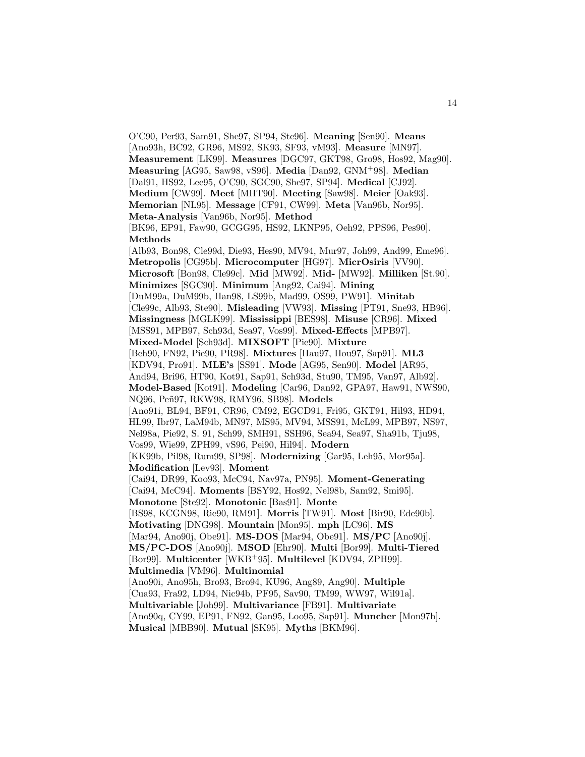O'C90, Per93, Sam91, She97, SP94, Ste96]. **Meaning** [Sen90]. **Means** [Ano93h, BC92, GR96, MS92, SK93, SF93, vM93]. **Measure** [MN97]. **Measurement** [LK99]. **Measures** [DGC97, GKT98, Gro98, Hos92, Mag90]. **Measuring** [AG95, Saw98, vS96]. **Media** [Dan92, GNM+98]. **Median** [Dal91, HS92, Lee95, O'C90, SGC90, She97, SP94]. **Medical** [CJ92]. **Medium** [CW99]. **Meet** [MHT90]. **Meeting** [Saw98]. **Meier** [Oak93]. **Memorian** [NL95]. **Message** [CF91, CW99]. **Meta** [Van96b, Nor95]. **Meta-Analysis** [Van96b, Nor95]. **Method** [BK96, EP91, Faw90, GCGG95, HS92, LKNP95, Oeh92, PPS96, Pes90]. **Methods** [Alb93, Bon98, Cle99d, Die93, Hes90, MV94, Mur97, Joh99, And99, Eme96]. **Metropolis** [CG95b]. **Microcomputer** [HG97]. **MicrOsiris** [VV90]. **Microsoft** [Bon98, Cle99c]. **Mid** [MW92]. **Mid-** [MW92]. **Milliken** [St.90]. **Minimizes** [SGC90]. **Minimum** [Ang92, Cai94]. **Mining** [DuM99a, DuM99b, Han98, LS99b, Mad99, OS99, PW91]. **Minitab** [Cle99c, Alb93, Ste90]. **Misleading** [VW93]. **Missing** [PT91, Sne93, HB96]. **Missingness** [MGLK99]. **Mississippi** [BES98]. **Misuse** [CR96]. **Mixed** [MSS91, MPB97, Sch93d, Sea97, Vos99]. **Mixed-Effects** [MPB97]. **Mixed-Model** [Sch93d]. **MIXSOFT** [Pie90]. **Mixture** [Beh90, FN92, Pie90, PR98]. **Mixtures** [Hau97, Hou97, Sap91]. **ML3** [KDV94, Pro91]. **MLE's** [SS91]. **Mode** [AG95, Sen90]. **Model** [AR95, And94, Bri96, HT90, Kot91, Sap91, Sch93d, Stu90, TM95, Van97, Alb92]. **Model-Based** [Kot91]. **Modeling** [Car96, Dan92, GPA97, Haw91, NWS90, NQ96, Peñ97, RKW98, RMY96, SB98]. **Models** [Ano91i, BL94, BF91, CR96, CM92, EGCD91, Fri95, GKT91, Hil93, HD94, HL99, Ibr97, LaM94b, MN97, MS95, MV94, MSS91, McL99, MPB97, NS97, Nel98a, Pie92, S. 91, Sch99, SMH91, SSH96, Sea94, Sea97, Sha91b, Tju98, Vos99, Wie99, ZPH99, vS96, Pei90, Hil94]. **Modern** [KK99b, Pil98, Rum99, SP98]. **Modernizing** [Gar95, Leh95, Mor95a]. **Modification** [Lev93]. **Moment** [Cai94, DR99, Koo93, McC94, Nav97a, PN95]. **Moment-Generating** [Cai94, McC94]. **Moments** [BSY92, Hos92, Nel98b, Sam92, Smi95]. **Monotone** [Ste92]. **Monotonic** [Bas91]. **Monte** [BS98, KCGN98, Rie90, RM91]. **Morris** [TW91]. **Most** [Bir90, Ede90b]. **Motivating** [DNG98]. **Mountain** [Mon95]. **mph** [LC96]. **MS** [Mar94, Ano90j, Obe91]. **MS-DOS** [Mar94, Obe91]. **MS/PC** [Ano90j]. **MS/PC-DOS** [Ano90j]. **MSOD** [Ehr90]. **Multi** [Bor99]. **Multi-Tiered** [Bor99]. **Multicenter** [WKB+95]. **Multilevel** [KDV94, ZPH99]. **Multimedia** [VM96]. **Multinomial** [Ano90i, Ano95h, Bro93, Bro94, KU96, Ang89, Ang90]. **Multiple** [Cua93, Fra92, LD94, Nic94b, PF95, Sav90, TM99, WW97, Wil91a]. **Multivariable** [Joh99]. **Multivariance** [FB91]. **Multivariate** [Ano90q, CY99, EP91, FN92, Gan95, Loo95, Sap91]. **Muncher** [Mon97b]. **Musical** [MBB90]. **Mutual** [SK95]. **Myths** [BKM96].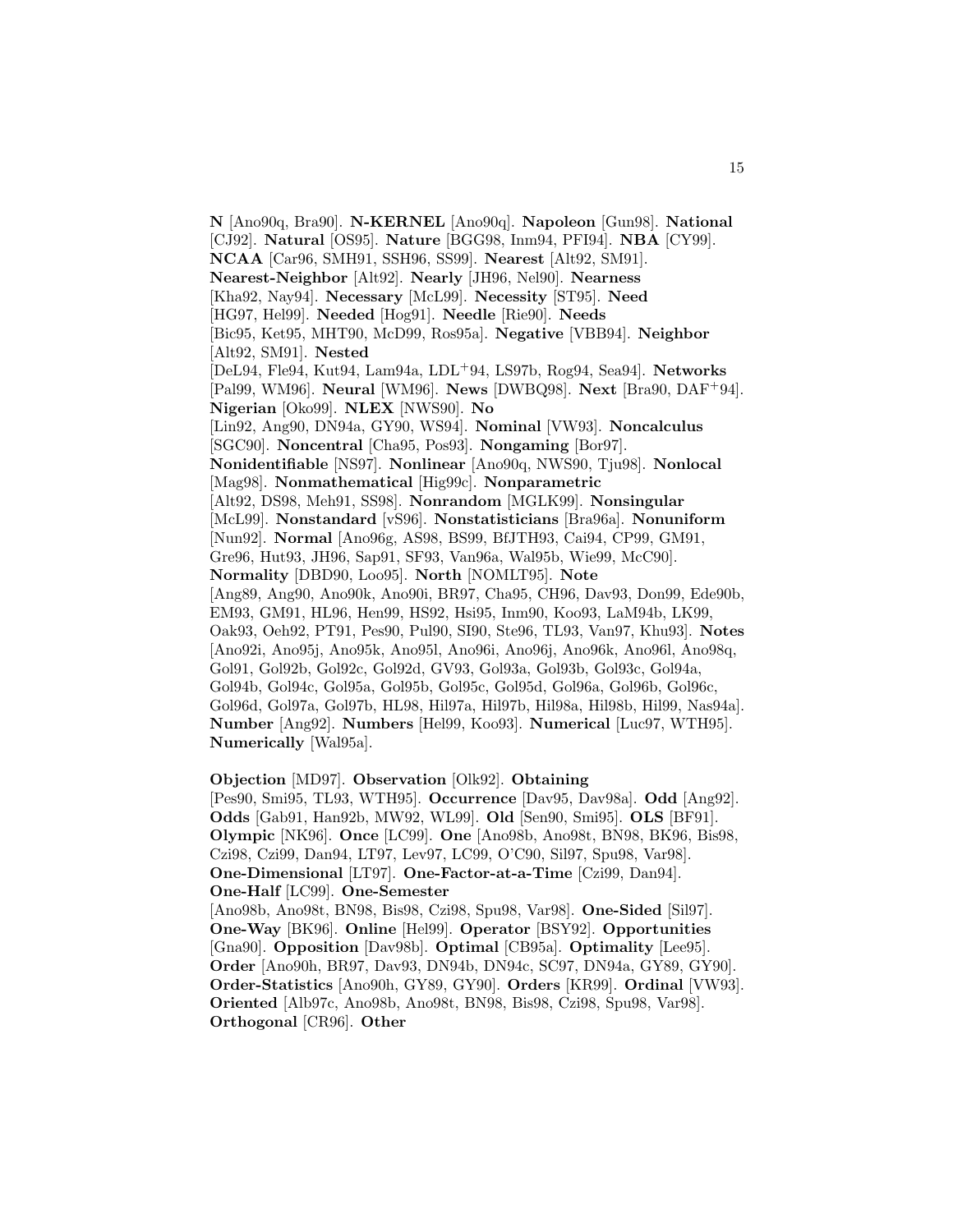**N** [Ano90q, Bra90]. **N-KERNEL** [Ano90q]. **Napoleon** [Gun98]. **National** [CJ92]. **Natural** [OS95]. **Nature** [BGG98, Inm94, PFI94]. **NBA** [CY99]. **NCAA** [Car96, SMH91, SSH96, SS99]. **Nearest** [Alt92, SM91]. **Nearest-Neighbor** [Alt92]. **Nearly** [JH96, Nel90]. **Nearness** [Kha92, Nay94]. **Necessary** [McL99]. **Necessity** [ST95]. **Need** [HG97, Hel99]. **Needed** [Hog91]. **Needle** [Rie90]. **Needs** [Bic95, Ket95, MHT90, McD99, Ros95a]. **Negative** [VBB94]. **Neighbor** [Alt92, SM91]. **Nested** [DeL94, Fle94, Kut94, Lam94a, LDL+94, LS97b, Rog94, Sea94]. **Networks** [Pal99, WM96]. **Neural** [WM96]. **News** [DWBQ98]. **Next** [Bra90, DAF+94]. **Nigerian** [Oko99]. **NLEX** [NWS90]. **No** [Lin92, Ang90, DN94a, GY90, WS94]. **Nominal** [VW93]. **Noncalculus** [SGC90]. **Noncentral** [Cha95, Pos93]. **Nongaming** [Bor97]. **Nonidentifiable** [NS97]. **Nonlinear** [Ano90q, NWS90, Tju98]. **Nonlocal** [Mag98]. **Nonmathematical** [Hig99c]. **Nonparametric** [Alt92, DS98, Meh91, SS98]. **Nonrandom** [MGLK99]. **Nonsingular** [McL99]. **Nonstandard** [vS96]. **Nonstatisticians** [Bra96a]. **Nonuniform** [Nun92]. **Normal** [Ano96g, AS98, BS99, BfJTH93, Cai94, CP99, GM91, Gre96, Hut93, JH96, Sap91, SF93, Van96a, Wal95b, Wie99, McC90]. **Normality** [DBD90, Loo95]. **North** [NOMLT95]. **Note** [Ang89, Ang90, Ano90k, Ano90i, BR97, Cha95, CH96, Dav93, Don99, Ede90b, EM93, GM91, HL96, Hen99, HS92, Hsi95, Inm90, Koo93, LaM94b, LK99, Oak93, Oeh92, PT91, Pes90, Pul90, SI90, Ste96, TL93, Van97, Khu93]. **Notes** [Ano92i, Ano95j, Ano95k, Ano95l, Ano96i, Ano96j, Ano96k, Ano96l, Ano98q, Gol91, Gol92b, Gol92c, Gol92d, GV93, Gol93a, Gol93b, Gol93c, Gol94a, Gol94b, Gol94c, Gol95a, Gol95b, Gol95c, Gol95d, Gol96a, Gol96b, Gol96c, Gol96d, Gol97a, Gol97b, HL98, Hil97a, Hil97b, Hil98a, Hil98b, Hil99, Nas94a]. **Number** [Ang92]. **Numbers** [Hel99, Koo93]. **Numerical** [Luc97, WTH95]. **Numerically** [Wal95a].

**Objection** [MD97]. **Observation** [Olk92]. **Obtaining** [Pes90, Smi95, TL93, WTH95]. **Occurrence** [Dav95, Dav98a]. **Odd** [Ang92]. **Odds** [Gab91, Han92b, MW92, WL99]. **Old** [Sen90, Smi95]. **OLS** [BF91]. **Olympic** [NK96]. **Once** [LC99]. **One** [Ano98b, Ano98t, BN98, BK96, Bis98, Czi98, Czi99, Dan94, LT97, Lev97, LC99, O'C90, Sil97, Spu98, Var98]. **One-Dimensional** [LT97]. **One-Factor-at-a-Time** [Czi99, Dan94]. **One-Half** [LC99]. **One-Semester** [Ano98b, Ano98t, BN98, Bis98, Czi98, Spu98, Var98]. **One-Sided** [Sil97]. **One-Way** [BK96]. **Online** [Hel99]. **Operator** [BSY92]. **Opportunities** [Gna90]. **Opposition** [Dav98b]. **Optimal** [CB95a]. **Optimality** [Lee95]. **Order** [Ano90h, BR97, Dav93, DN94b, DN94c, SC97, DN94a, GY89, GY90]. **Order-Statistics** [Ano90h, GY89, GY90]. **Orders** [KR99]. **Ordinal** [VW93]. **Oriented** [Alb97c, Ano98b, Ano98t, BN98, Bis98, Czi98, Spu98, Var98]. **Orthogonal** [CR96]. **Other**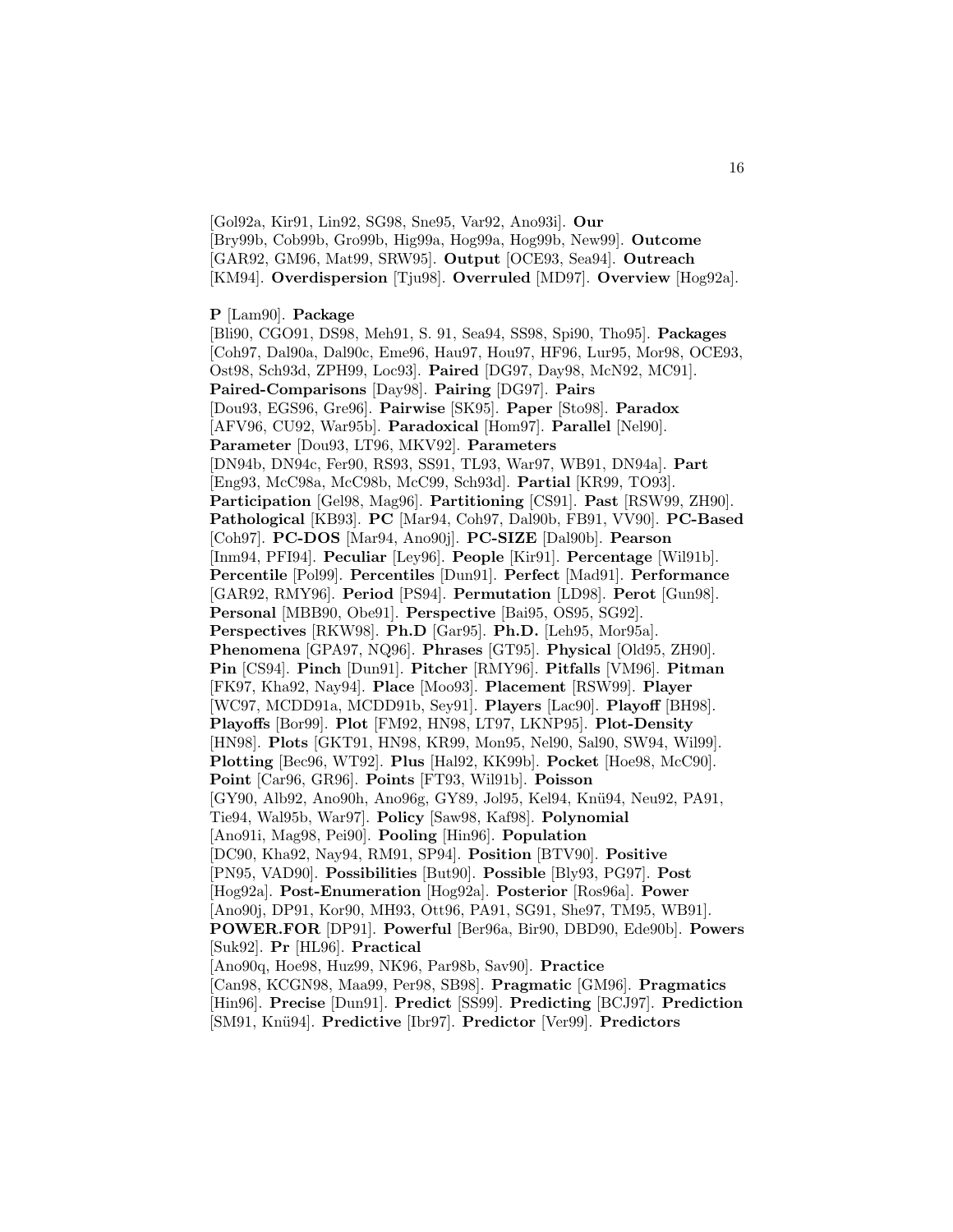[Gol92a, Kir91, Lin92, SG98, Sne95, Var92, Ano93i]. **Our** [Bry99b, Cob99b, Gro99b, Hig99a, Hog99a, Hog99b, New99]. **Outcome** [GAR92, GM96, Mat99, SRW95]. **Output** [OCE93, Sea94]. **Outreach** [KM94]. **Overdispersion** [Tju98]. **Overruled** [MD97]. **Overview** [Hog92a].

**P** [Lam90]. **Package** [Bli90, CGO91, DS98, Meh91, S. 91, Sea94, SS98, Spi90, Tho95]. **Packages** [Coh97, Dal90a, Dal90c, Eme96, Hau97, Hou97, HF96, Lur95, Mor98, OCE93, Ost98, Sch93d, ZPH99, Loc93]. **Paired** [DG97, Day98, McN92, MC91]. **Paired-Comparisons** [Day98]. **Pairing** [DG97]. **Pairs** [Dou93, EGS96, Gre96]. **Pairwise** [SK95]. **Paper** [Sto98]. **Paradox** [AFV96, CU92, War95b]. **Paradoxical** [Hom97]. **Parallel** [Nel90]. **Parameter** [Dou93, LT96, MKV92]. **Parameters** [DN94b, DN94c, Fer90, RS93, SS91, TL93, War97, WB91, DN94a]. **Part** [Eng93, McC98a, McC98b, McC99, Sch93d]. **Partial** [KR99, TO93]. **Participation** [Gel98, Mag96]. **Partitioning** [CS91]. **Past** [RSW99, ZH90]. **Pathological** [KB93]. **PC** [Mar94, Coh97, Dal90b, FB91, VV90]. **PC-Based** [Coh97]. **PC-DOS** [Mar94, Ano90j]. **PC-SIZE** [Dal90b]. **Pearson** [Inm94, PFI94]. **Peculiar** [Ley96]. **People** [Kir91]. **Percentage** [Wil91b]. **Percentile** [Pol99]. **Percentiles** [Dun91]. **Perfect** [Mad91]. **Performance** [GAR92, RMY96]. **Period** [PS94]. **Permutation** [LD98]. **Perot** [Gun98]. **Personal** [MBB90, Obe91]. **Perspective** [Bai95, OS95, SG92]. **Perspectives** [RKW98]. **Ph.D** [Gar95]. **Ph.D.** [Leh95, Mor95a]. **Phenomena** [GPA97, NQ96]. **Phrases** [GT95]. **Physical** [Old95, ZH90]. **Pin** [CS94]. **Pinch** [Dun91]. **Pitcher** [RMY96]. **Pitfalls** [VM96]. **Pitman** [FK97, Kha92, Nay94]. **Place** [Moo93]. **Placement** [RSW99]. **Player** [WC97, MCDD91a, MCDD91b, Sey91]. **Players** [Lac90]. **Playoff** [BH98]. **Playoffs** [Bor99]. **Plot** [FM92, HN98, LT97, LKNP95]. **Plot-Density** [HN98]. **Plots** [GKT91, HN98, KR99, Mon95, Nel90, Sal90, SW94, Wil99]. **Plotting** [Bec96, WT92]. **Plus** [Hal92, KK99b]. **Pocket** [Hoe98, McC90]. **Point** [Car96, GR96]. **Points** [FT93, Wil91b]. **Poisson** [GY90, Alb92, Ano90h, Ano96g, GY89, Jol95, Kel94, Knü94, Neu92, PA91, Tie94, Wal95b, War97]. **Policy** [Saw98, Kaf98]. **Polynomial** [Ano91i, Mag98, Pei90]. **Pooling** [Hin96]. **Population** [DC90, Kha92, Nay94, RM91, SP94]. **Position** [BTV90]. **Positive** [PN95, VAD90]. **Possibilities** [But90]. **Possible** [Bly93, PG97]. **Post** [Hog92a]. **Post-Enumeration** [Hog92a]. **Posterior** [Ros96a]. **Power** [Ano90j, DP91, Kor90, MH93, Ott96, PA91, SG91, She97, TM95, WB91]. **POWER.FOR** [DP91]. **Powerful** [Ber96a, Bir90, DBD90, Ede90b]. **Powers** [Suk92]. **Pr** [HL96]. **Practical** [Ano90q, Hoe98, Huz99, NK96, Par98b, Sav90]. **Practice** [Can98, KCGN98, Maa99, Per98, SB98]. **Pragmatic** [GM96]. **Pragmatics** [Hin96]. **Precise** [Dun91]. **Predict** [SS99]. **Predicting** [BCJ97]. **Prediction** [SM91, Knü94]. **Predictive** [Ibr97]. **Predictor** [Ver99]. **Predictors**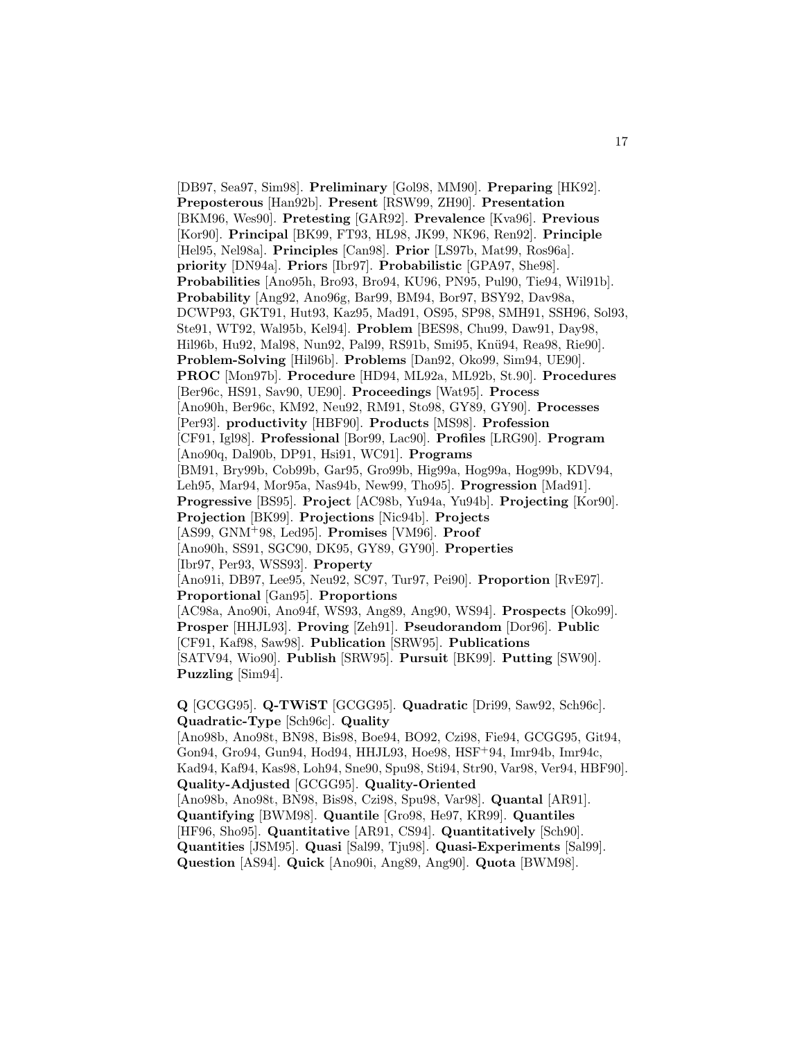[DB97, Sea97, Sim98]. **Preliminary** [Gol98, MM90]. **Preparing** [HK92]. **Preposterous** [Han92b]. **Present** [RSW99, ZH90]. **Presentation** [BKM96, Wes90]. **Pretesting** [GAR92]. **Prevalence** [Kva96]. **Previous** [Kor90]. **Principal** [BK99, FT93, HL98, JK99, NK96, Ren92]. **Principle** [Hel95, Nel98a]. **Principles** [Can98]. **Prior** [LS97b, Mat99, Ros96a]. **priority** [DN94a]. **Priors** [Ibr97]. **Probabilistic** [GPA97, She98]. **Probabilities** [Ano95h, Bro93, Bro94, KU96, PN95, Pul90, Tie94, Wil91b]. **Probability** [Ang92, Ano96g, Bar99, BM94, Bor97, BSY92, Dav98a, DCWP93, GKT91, Hut93, Kaz95, Mad91, OS95, SP98, SMH91, SSH96, Sol93, Ste91, WT92, Wal95b, Kel94]. **Problem** [BES98, Chu99, Daw91, Day98, Hil96b, Hu92, Mal98, Nun92, Pal99, RS91b, Smi95, Knü94, Rea98, Rie90]. **Problem-Solving** [Hil96b]. **Problems** [Dan92, Oko99, Sim94, UE90]. **PROC** [Mon97b]. **Procedure** [HD94, ML92a, ML92b, St.90]. **Procedures** [Ber96c, HS91, Sav90, UE90]. **Proceedings** [Wat95]. **Process** [Ano90h, Ber96c, KM92, Neu92, RM91, Sto98, GY89, GY90]. **Processes** [Per93]. **productivity** [HBF90]. **Products** [MS98]. **Profession** [CF91, Igl98]. **Professional** [Bor99, Lac90]. **Profiles** [LRG90]. **Program** [Ano90q, Dal90b, DP91, Hsi91, WC91]. **Programs** [BM91, Bry99b, Cob99b, Gar95, Gro99b, Hig99a, Hog99a, Hog99b, KDV94, Leh95, Mar94, Mor95a, Nas94b, New99, Tho95]. **Progression** [Mad91]. **Progressive** [BS95]. **Project** [AC98b, Yu94a, Yu94b]. **Projecting** [Kor90]. **Projection** [BK99]. **Projections** [Nic94b]. **Projects** [AS99, GNM$^+$98, Led95]. **Promises** [VM96]. **Proof** [Ano90h, SS91, SGC90, DK95, GY89, GY90]. **Properties** [Ibr97, Per93, WSS93]. **Property** [Ano91i, DB97, Lee95, Neu92, SC97, Tur97, Pei90]. **Proportion** [RvE97]. **Proportional** [Gan95]. **Proportions** [AC98a, Ano90i, Ano94f, WS93, Ang89, Ang90, WS94]. **Prospects** [Oko99]. **Prosper** [HHJL93]. **Proving** [Zeh91]. **Pseudorandom** [Dor96]. **Public** [CF91, Kaf98, Saw98]. **Publication** [SRW95]. **Publications** [SATV94, Wio90]. **Publish** [SRW95]. **Pursuit** [BK99]. **Putting** [SW90]. **Puzzling** [Sim94].

**Q** [GCGG95]. **Q-TWiST** [GCGG95]. **Quadratic** [Dri99, Saw92, Sch96c]. **Quadratic-Type** [Sch96c]. **Quality** [Ano98b, Ano98t, BN98, Bis98, Boe94, BO92, Czi98, Fie94, GCGG95, Git94, Gon94, Gro94, Gun94, Hod94, HHJL93, Hoe98, HSF$^+$94, Imr94b, Imr94c, Kad94, Kaf94, Kas98, Loh94, Sne90, Spu98, Sti94, Str90, Var98, Ver94, HBF90]. **Quality-Adjusted** [GCGG95]. **Quality-Oriented** [Ano98b, Ano98t, BN98, Bis98, Czi98, Spu98, Var98]. **Quantal** [AR91]. **Quantifying** [BWM98]. **Quantile** [Gro98, He97, KR99]. **Quantiles** [HF96, Sho95]. **Quantitative** [AR91, CS94]. **Quantitatively** [Sch90]. **Quantities** [JSM95]. **Quasi** [Sal99, Tju98]. **Quasi-Experiments** [Sal99]. **Question** [AS94]. **Quick** [Ano90i, Ang89, Ang90]. **Quota** [BWM98].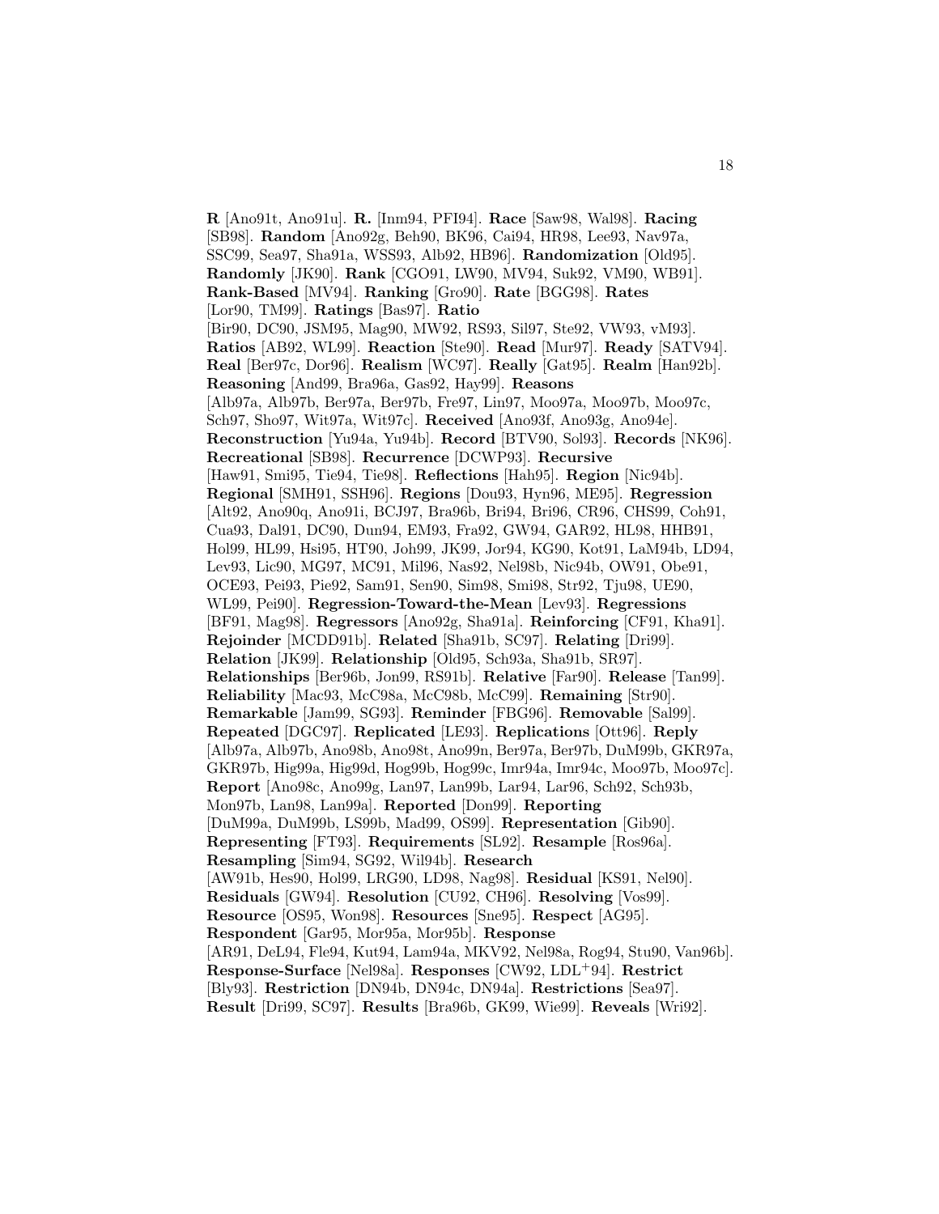**R** [Ano91t, Ano91u]. **R.** [Inm94, PFI94]. **Race** [Saw98, Wal98]. **Racing** [SB98]. **Random** [Ano92g, Beh90, BK96, Cai94, HR98, Lee93, Nav97a, SSC99, Sea97, Sha91a, WSS93, Alb92, HB96]. **Randomization** [Old95]. **Randomly** [JK90]. **Rank** [CGO91, LW90, MV94, Suk92, VM90, WB91]. **Rank-Based** [MV94]. **Ranking** [Gro90]. **Rate** [BGG98]. **Rates** [Lor90, TM99]. **Ratings** [Bas97]. **Ratio** [Bir90, DC90, JSM95, Mag90, MW92, RS93, Sil97, Ste92, VW93, vM93]. **Ratios** [AB92, WL99]. **Reaction** [Ste90]. **Read** [Mur97]. **Ready** [SATV94]. **Real** [Ber97c, Dor96]. **Realism** [WC97]. **Really** [Gat95]. **Realm** [Han92b]. **Reasoning** [And99, Bra96a, Gas92, Hay99]. **Reasons** [Alb97a, Alb97b, Ber97a, Ber97b, Fre97, Lin97, Moo97a, Moo97b, Moo97c, Sch97, Sho97, Wit97a, Wit97c]. **Received** [Ano93f, Ano93g, Ano94e]. **Reconstruction** [Yu94a, Yu94b]. **Record** [BTV90, Sol93]. **Records** [NK96]. **Recreational** [SB98]. **Recurrence** [DCWP93]. **Recursive** [Haw91, Smi95, Tie94, Tie98]. **Reflections** [Hah95]. **Region** [Nic94b]. **Regional** [SMH91, SSH96]. **Regions** [Dou93, Hyn96, ME95]. **Regression** [Alt92, Ano90q, Ano91i, BCJ97, Bra96b, Bri94, Bri96, CR96, CHS99, Coh91, Cua93, Dal91, DC90, Dun94, EM93, Fra92, GW94, GAR92, HL98, HHB91, Hol99, HL99, Hsi95, HT90, Joh99, JK99, Jor94, KG90, Kot91, LaM94b, LD94, Lev93, Lic90, MG97, MC91, Mil96, Nas92, Nel98b, Nic94b, OW91, Obe91, OCE93, Pei93, Pie92, Sam91, Sen90, Sim98, Smi98, Str92, Tju98, UE90, WL99, Pei90]. **Regression-Toward-the-Mean** [Lev93]. **Regressions** [BF91, Mag98]. **Regressors** [Ano92g, Sha91a]. **Reinforcing** [CF91, Kha91]. **Rejoinder** [MCDD91b]. **Related** [Sha91b, SC97]. **Relating** [Dri99]. **Relation** [JK99]. **Relationship** [Old95, Sch93a, Sha91b, SR97]. **Relationships** [Ber96b, Jon99, RS91b]. **Relative** [Far90]. **Release** [Tan99]. **Reliability** [Mac93, McC98a, McC98b, McC99]. **Remaining** [Str90]. **Remarkable** [Jam99, SG93]. **Reminder** [FBG96]. **Removable** [Sal99]. **Repeated** [DGC97]. **Replicated** [LE93]. **Replications** [Ott96]. **Reply** [Alb97a, Alb97b, Ano98b, Ano98t, Ano99n, Ber97a, Ber97b, DuM99b, GKR97a, GKR97b, Hig99a, Hig99d, Hog99b, Hog99c, Imr94a, Imr94c, Moo97b, Moo97c]. **Report** [Ano98c, Ano99g, Lan97, Lan99b, Lar94, Lar96, Sch92, Sch93b, Mon97b, Lan98, Lan99a]. **Reported** [Don99]. **Reporting** [DuM99a, DuM99b, LS99b, Mad99, OS99]. **Representation** [Gib90]. **Representing** [FT93]. **Requirements** [SL92]. **Resample** [Ros96a]. **Resampling** [Sim94, SG92, Wil94b]. **Research** [AW91b, Hes90, Hol99, LRG90, LD98, Nag98]. **Residual** [KS91, Nel90]. **Residuals** [GW94]. **Resolution** [CU92, CH96]. **Resolving** [Vos99]. **Resource** [OS95, Won98]. **Resources** [Sne95]. **Respect** [AG95]. **Respondent** [Gar95, Mor95a, Mor95b]. **Response** [AR91, DeL94, Fle94, Kut94, Lam94a, MKV92, Nel98a, Rog94, Stu90, Van96b]. **Response-Surface** [Nel98a]. **Responses** [CW92, LDL+94]. **Restrict** [Bly93]. **Restriction** [DN94b, DN94c, DN94a]. **Restrictions** [Sea97]. **Result** [Dri99, SC97]. **Results** [Bra96b, GK99, Wie99]. **Reveals** [Wri92].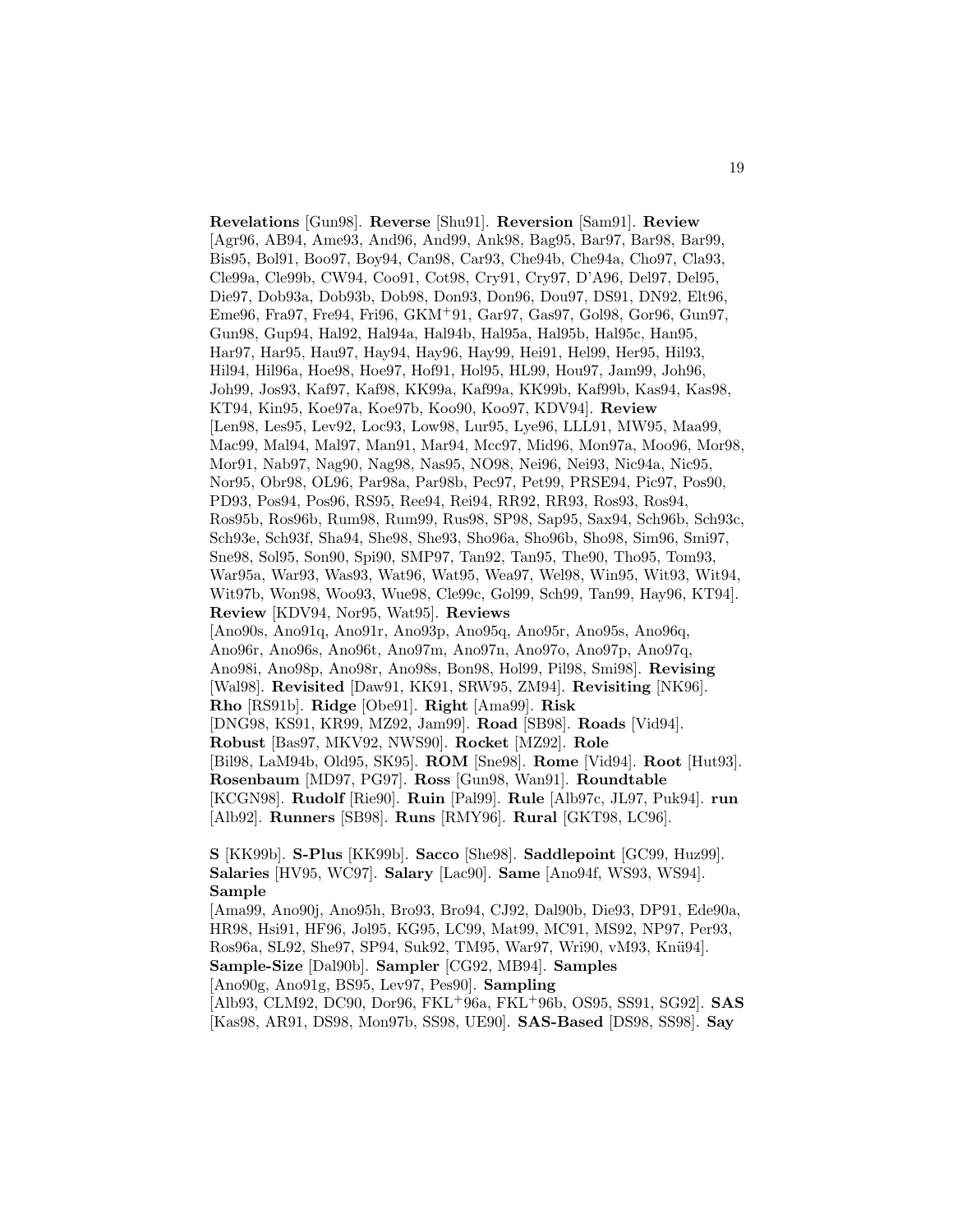**Revelations** [Gun98]. **Reverse** [Shu91]. **Reversion** [Sam91]. **Review** [Agr96, AB94, Ame93, And96, And99, Ank98, Bag95, Bar97, Bar98, Bar99, Bis95, Bol91, Boo97, Boy94, Can98, Car93, Che94b, Che94a, Cho97, Cla93, Cle99a, Cle99b, CW94, Coo91, Cot98, Cry91, Cry97, D'A96, Del97, Del95, Die97, Dob93a, Dob93b, Dob98, Don93, Don96, Dou97, DS91, DN92, Elt96, Eme96, Fra97, Fre94, Fri96, GKM+91, Gar97, Gas97, Gol98, Gor96, Gun97, Gun98, Gup94, Hal92, Hal94a, Hal94b, Hal95a, Hal95b, Hal95c, Han95, Har97, Har95, Hau97, Hay94, Hay96, Hay99, Hei91, Hel99, Her95, Hil93, Hil94, Hil96a, Hoe98, Hoe97, Hof91, Hol95, HL99, Hou97, Jam99, Joh96, Joh99, Jos93, Kaf97, Kaf98, KK99a, Kaf99a, KK99b, Kaf99b, Kas94, Kas98, KT94, Kin95, Koe97a, Koe97b, Koo90, Koo97, KDV94]. **Review** [Len98, Les95, Lev92, Loc93, Low98, Lur95, Lye96, LLL91, MW95, Maa99, Mac99, Mal94, Mal97, Man91, Mar94, Mcc97, Mid96, Mon97a, Moo96, Mor98, Mor91, Nab97, Nag90, Nag98, Nas95, NO98, Nei96, Nei93, Nic94a, Nic95, Nor95, Obr98, OL96, Par98a, Par98b, Pec97, Pet99, PRSE94, Pic97, Pos90, PD93, Pos94, Pos96, RS95, Ree94, Rei94, RR92, RR93, Ros93, Ros94, Ros95b, Ros96b, Rum98, Rum99, Rus98, SP98, Sap95, Sax94, Sch96b, Sch93c, Sch93e, Sch93f, Sha94, She98, She93, Sho96a, Sho96b, Sho98, Sim96, Smi97, Sne98, Sol95, Son90, Spi90, SMP97, Tan92, Tan95, The90, Tho95, Tom93, War95a, War93, Was93, Wat96, Wat95, Wea97, Wel98, Win95, Wit93, Wit94, Wit97b, Won98, Woo93, Wue98, Cle99c, Gol99, Sch99, Tan99, Hay96, KT94]. **Review** [KDV94, Nor95, Wat95]. **Reviews** [Ano90s, Ano91q, Ano91r, Ano93p, Ano95q, Ano95r, Ano95s, Ano96q, Ano96r, Ano96s, Ano96t, Ano97m, Ano97n, Ano97o, Ano97p, Ano97q, Ano98i, Ano98p, Ano98r, Ano98s, Bon98, Hol99, Pil98, Smi98]. **Revising** [Wal98]. **Revisited** [Daw91, KK91, SRW95, ZM94]. **Revisiting** [NK96]. **Rho** [RS91b]. **Ridge** [Obe91]. **Right** [Ama99]. **Risk** [DNG98, KS91, KR99, MZ92, Jam99]. **Road** [SB98]. **Roads** [Vid94]. **Robust** [Bas97, MKV92, NWS90]. **Rocket** [MZ92]. **Role** [Bil98, LaM94b, Old95, SK95]. **ROM** [Sne98]. **Rome** [Vid94]. **Root** [Hut93]. **Rosenbaum** [MD97, PG97]. **Ross** [Gun98, Wan91]. **Roundtable** [KCGN98]. **Rudolf** [Rie90]. **Ruin** [Pal99]. **Rule** [Alb97c, JL97, Puk94]. **run** [Alb92]. **Runners** [SB98]. **Runs** [RMY96]. **Rural** [GKT98, LC96].

**S** [KK99b]. **S-Plus** [KK99b]. **Sacco** [She98]. **Saddlepoint** [GC99, Huz99]. **Salaries** [HV95, WC97]. **Salary** [Lac90]. **Same** [Ano94f, WS93, WS94]. **Sample** [Ama99, Ano90j, Ano95h, Bro93, Bro94, CJ92, Dal90b, Die93, DP91, Ede90a, HR98, Hsi91, HF96, Jol95, KG95, LC99, Mat99, MC91, MS92, NP97, Per93, Ros96a, SL92, She97, SP94, Suk92, TM95, War97, Wri90, vM93, Knü94]. **Sample-Size** [Dal90b]. **Sampler** [CG92, MB94]. **Samples** [Ano90g, Ano91g, BS95, Lev97, Pes90]. **Sampling** [Alb93, CLM92, DC90, Dor96, FKL+96a, FKL+96b, OS95, SS91, SG92]. **SAS** [Kas98, AR91, DS98, Mon97b, SS98, UE90]. **SAS-Based** [DS98, SS98]. **Say**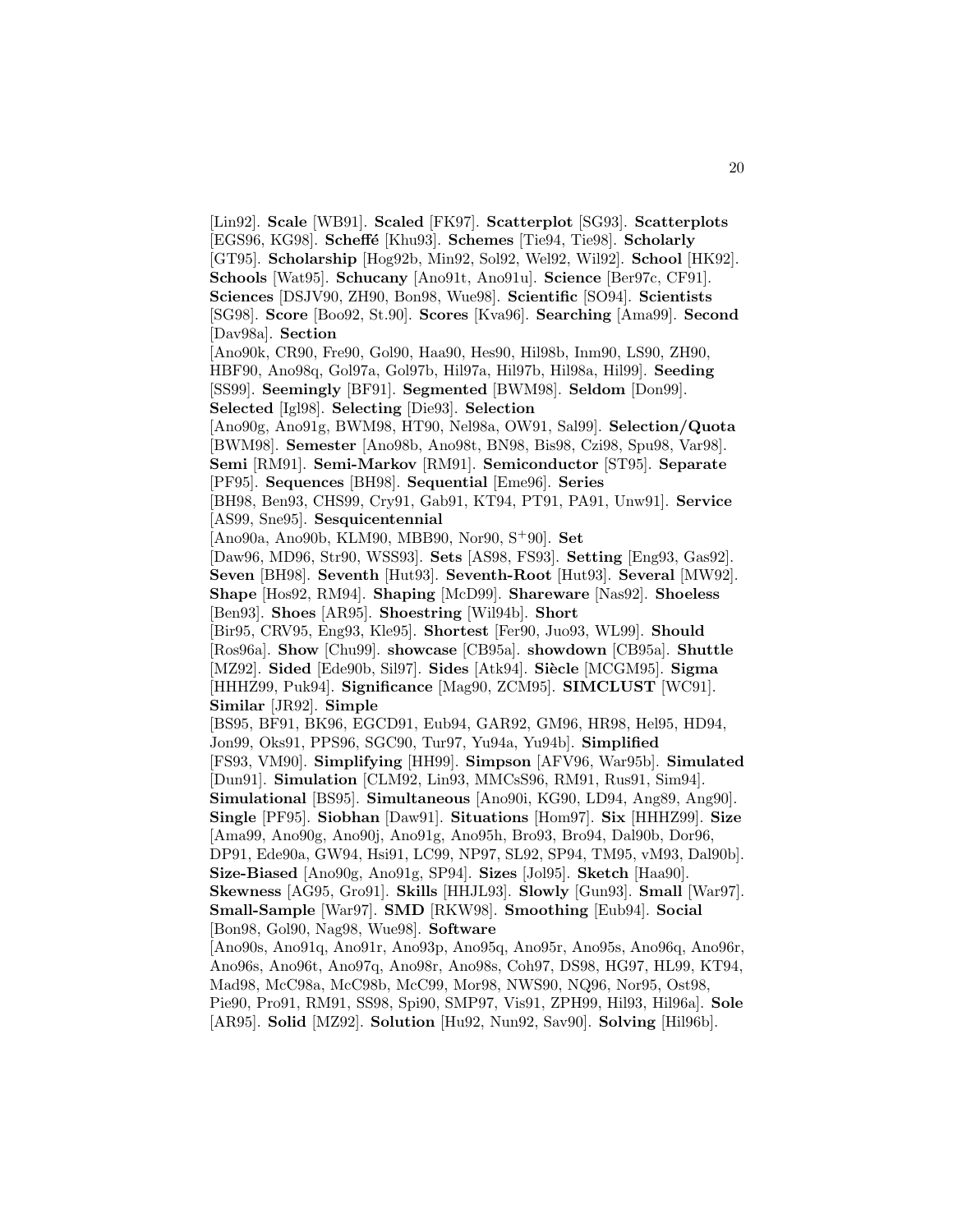[Lin92]. **Scale** [WB91]. **Scaled** [FK97]. **Scatterplot** [SG93]. **Scatterplots** [EGS96, KG98]. **Scheffé** [Khu93]. **Schemes** [Tie94, Tie98]. **Scholarly** [GT95]. **Scholarship** [Hog92b, Min92, Sol92, Wel92, Wil92]. **School** [HK92]. **Schools** [Wat95]. **Schucany** [Ano91t, Ano91u]. **Science** [Ber97c, CF91]. **Sciences** [DSJV90, ZH90, Bon98, Wue98]. **Scientific** [SO94]. **Scientists** [SG98]. **Score** [Boo92, St.90]. **Scores** [Kva96]. **Searching** [Ama99]. **Second** [Dav98a]. **Section** [Ano90k, CR90, Fre90, Gol90, Haa90, Hes90, Hil98b, Inm90, LS90, ZH90, HBF90, Ano98q, Gol97a, Gol97b, Hil97a, Hil97b, Hil98a, Hil99]. **Seeding** [SS99]. **Seemingly** [BF91]. **Segmented** [BWM98]. **Seldom** [Don99]. **Selected** [Igl98]. **Selecting** [Die93]. **Selection** [Ano90g, Ano91g, BWM98, HT90, Nel98a, OW91, Sal99]. **Selection/Quota** [BWM98]. **Semester** [Ano98b, Ano98t, BN98, Bis98, Czi98, Spu98, Var98]. **Semi** [RM91]. **Semi-Markov** [RM91]. **Semiconductor** [ST95]. **Separate** [PF95]. **Sequences** [BH98]. **Sequential** [Eme96]. **Series** [BH98, Ben93, CHS99, Cry91, Gab91, KT94, PT91, PA91, Unw91]. **Service** [AS99, Sne95]. **Sesquicentennial** [Ano90a, Ano90b, KLM90, MBB90, Nor90, S$^{+}$90]. **Set** [Daw96, MD96, Str90, WSS93]. **Sets** [AS98, FS93]. **Setting** [Eng93, Gas92]. **Seven** [BH98]. **Seventh** [Hut93]. **Seventh-Root** [Hut93]. **Several** [MW92]. **Shape** [Hos92, RM94]. **Shaping** [McD99]. **Shareware** [Nas92]. **Shoeless** [Ben93]. **Shoes** [AR95]. **Shoestring** [Wil94b]. **Short** [Bir95, CRV95, Eng93, Kle95]. **Shortest** [Fer90, Juo93, WL99]. **Should** [Ros96a]. **Show** [Chu99]. **showcase** [CB95a]. **showdown** [CB95a]. **Shuttle** [MZ92]. **Sided** [Ede90b, Sil97]. **Sides** [Atk94]. **Siècle** [MCGM95]. **Sigma** [HHHZ99, Puk94]. **Significance** [Mag90, ZCM95]. **SIMCLUST** [WC91]. **Similar** [JR92]. **Simple** [BS95, BF91, BK96, EGCD91, Eub94, GAR92, GM96, HR98, Hel95, HD94, Jon99, Oks91, PPS96, SGC90, Tur97, Yu94a, Yu94b]. **Simplified** [FS93, VM90]. **Simplifying** [HH99]. **Simpson** [AFV96, War95b]. **Simulated** [Dun91]. **Simulation** [CLM92, Lin93, MMCsS96, RM91, Rus91, Sim94]. **Simulational** [BS95]. **Simultaneous** [Ano90i, KG90, LD94, Ang89, Ang90]. **Single** [PF95]. **Siobhan** [Daw91]. **Situations** [Hom97]. **Six** [HHHZ99]. **Size** [Ama99, Ano90g, Ano90j, Ano91g, Ano95h, Bro93, Bro94, Dal90b, Dor96, DP91, Ede90a, GW94, Hsi91, LC99, NP97, SL92, SP94, TM95, vM93, Dal90b]. **Size-Biased** [Ano90g, Ano91g, SP94]. **Sizes** [Jol95]. **Sketch** [Haa90]. **Skewness** [AG95, Gro91]. **Skills** [HHJL93]. **Slowly** [Gun93]. **Small** [War97]. **Small-Sample** [War97]. **SMD** [RKW98]. **Smoothing** [Eub94]. **Social** [Bon98, Gol90, Nag98, Wue98]. **Software** [Ano90s, Ano91q, Ano91r, Ano93p, Ano95q, Ano95r, Ano95s, Ano96q, Ano96r, Ano96s, Ano96t, Ano97q, Ano98r, Ano98s, Coh97, DS98, HG97, HL99, KT94, Mad98, McC98a, McC98b, McC99, Mor98, NWS90, NQ96, Nor95, Ost98, Pie90, Pro91, RM91, SS98, Spi90, SMP97, Vis91, ZPH99, Hil93, Hil96a]. **Sole** [AR95]. **Solid** [MZ92]. **Solution** [Hu92, Nun92, Sav90]. **Solving** [Hil96b].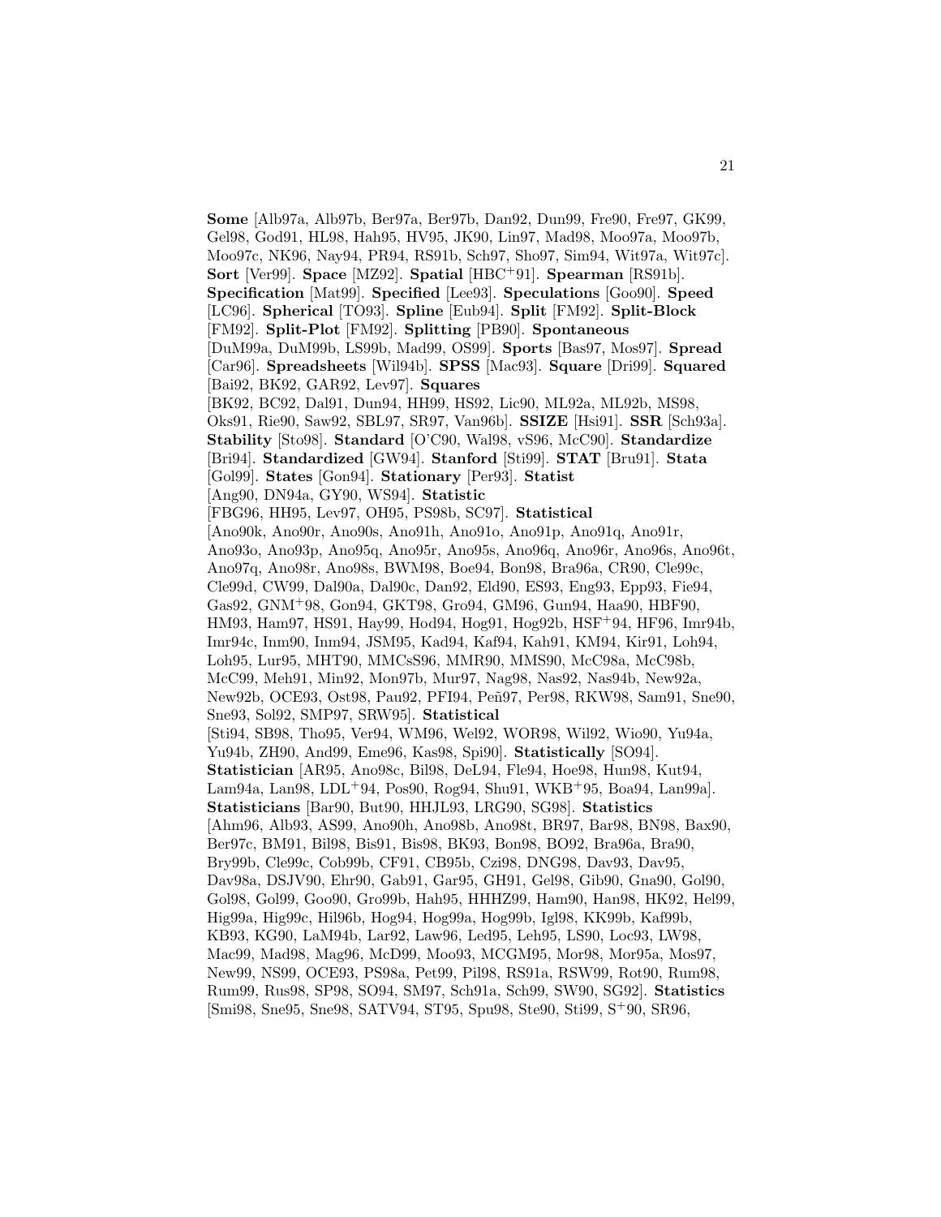**Some** [Alb97a, Alb97b, Ber97a, Ber97b, Dan92, Dun99, Fre90, Fre97, GK99, Gel98, God91, HL98, Hah95, HV95, JK90, Lin97, Mad98, Moo97a, Moo97b, Moo97c, NK96, Nay94, PR94, RS91b, Sch97, Sho97, Sim94, Wit97a, Wit97c]. **Sort** [Ver99]. **Space** [MZ92]. **Spatial** [HBC+91]. **Spearman** [RS91b]. **Specification** [Mat99]. **Specified** [Lee93]. **Speculations** [Goo90]. **Speed** [LC96]. **Spherical** [TO93]. **Spline** [Eub94]. **Split** [FM92]. **Split-Block** [FM92]. **Split-Plot** [FM92]. **Splitting** [PB90]. **Spontaneous** [DuM99a, DuM99b, LS99b, Mad99, OS99]. **Sports** [Bas97, Mos97]. **Spread** [Car96]. **Spreadsheets** [Wil94b]. **SPSS** [Mac93]. **Square** [Dri99]. **Squared** [Bai92, BK92, GAR92, Lev97]. **Squares** [BK92, BC92, Dal91, Dun94, HH99, HS92, Lic90, ML92a, ML92b, MS98, Oks91, Rie90, Saw92, SBL97, SR97, Van96b]. **SSIZE** [Hsi91]. **SSR** [Sch93a]. **Stability** [Sto98]. **Standard** [O'C90, Wal98, vS96, McC90]. **Standardize** [Bri94]. **Standardized** [GW94]. **Stanford** [Sti99]. **STAT** [Bru91]. **Stata** [Gol99]. **States** [Gon94]. **Stationary** [Per93]. **Statist** [Ang90, DN94a, GY90, WS94]. **Statistic** [FBG96, HH95, Lev97, OH95, PS98b, SC97]. **Statistical** [Ano90k, Ano90r, Ano90s, Ano91h, Ano91o, Ano91p, Ano91q, Ano91r, Ano93o, Ano93p, Ano95q, Ano95r, Ano95s, Ano96q, Ano96r, Ano96s, Ano96t, Ano97q, Ano98r, Ano98s, BWM98, Boe94, Bon98, Bra96a, CR90, Cle99c, Cle99d, CW99, Dal90a, Dal90c, Dan92, Eld90, ES93, Eng93, Epp93, Fie94, Gas92, GNM+98, Gon94, GKT98, Gro94, GM96, Gun94, Haa90, HBF90, HM93, Ham97, HS91, Hay99, Hod94, Hog91, Hog92b, HSF+94, HF96, Imr94b, Imr94c, Inm90, Inm94, JSM95, Kad94, Kaf94, Kah91, KM94, Kir91, Loh94, Loh95, Lur95, MHT90, MMCsS96, MMR90, MMS90, McC98a, McC98b, McC99, Meh91, Min92, Mon97b, Mur97, Nag98, Nas92, Nas94b, New92a, New92b, OCE93, Ost98, Pau92, PFI94, Peñ97, Per98, RKW98, Sam91, Sne90, Sne93, Sol92, SMP97, SRW95]. **Statistical** [Sti94, SB98, Tho95, Ver94, WM96, Wel92, WOR98, Wil92, Wio90, Yu94a, Yu94b, ZH90, And99, Eme96, Kas98, Spi90]. **Statistically** [SO94]. **Statistician** [AR95, Ano98c, Bil98, DeL94, Fle94, Hoe98, Hun98, Kut94, Lam94a, Lan98, LDL+94, Pos90, Rog94, Shu91, WKB+95, Boa94, Lan99a]. **Statisticians** [Bar90, But90, HHJL93, LRG90, SG98]. **Statistics** [Ahm96, Alb93, AS99, Ano90h, Ano98b, Ano98t, BR97, Bar98, BN98, Bax90, Ber97c, BM91, Bil98, Bis91, Bis98, BK93, Bon98, BO92, Bra96a, Bra90, Bry99b, Cle99c, Cob99b, CF91, CB95b, Czi98, DNG98, Dav93, Dav95, Dav98a, DSJV90, Ehr90, Gab91, Gar95, GH91, Gel98, Gib90, Gna90, Gol90, Gol98, Gol99, Goo90, Gro99b, Hah95, HHHZ99, Ham90, Han98, HK92, Hel99, Hig99a, Hig99c, Hil96b, Hog94, Hog99a, Hog99b, Igl98, KK99b, Kaf99b, KB93, KG90, LaM94b, Lar92, Law96, Led95, Leh95, LS90, Loc93, LW98, Mac99, Mad98, Mag96, McD99, Moo93, MCGM95, Mor98, Mor95a, Mos97, New99, NS99, OCE93, PS98a, Pet99, Pil98, RS91a, RSW99, Rot90, Rum98, Rum99, Rus98, SP98, SO94, SM97, Sch91a, Sch99, SW90, SG92]. **Statistics** [Smi98, Sne95, Sne98, SATV94, ST95, Spu98, Ste90, Sti99, S+90, SR96,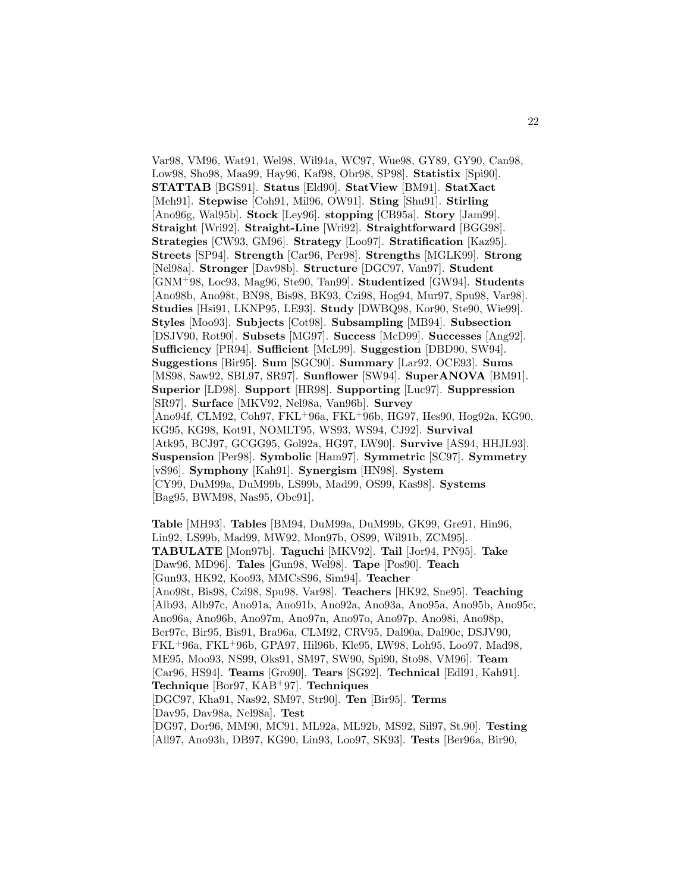Var98, VM96, Wat91, Wel98, Wil94a, WC97, Wue98, GY89, GY90, Can98, Low98, Sho98, Maa99, Hay96, Kaf98, Obr98, SP98]. **Statistix** [Spi90]. **STATTAB** [BGS91]. **Status** [Eld90]. **StatView** [BM91]. **StatXact** [Meh91]. **Stepwise** [Coh91, Mil96, OW91]. **Sting** [Shu91]. **Stirling** [Ano96g, Wal95b]. **Stock** [Ley96]. **stopping** [CB95a]. **Story** [Jam99]. **Straight** [Wri92]. **Straight-Line** [Wri92]. **Straightforward** [BGG98]. **Strategies** [CW93, GM96]. **Strategy** [Loo97]. **Stratification** [Kaz95]. **Streets** [SP94]. **Strength** [Car96, Per98]. **Strengths** [MGLK99]. **Strong** [Nel98a]. **Stronger** [Dav98b]. **Structure** [DGC97, Van97]. **Student** [GNM+98, Loc93, Mag96, Ste90, Tan99]. **Studentized** [GW94]. **Students** [Ano98b, Ano98t, BN98, Bis98, BK93, Czi98, Hog94, Mur97, Spu98, Var98]. **Studies** [Hsi91, LKNP95, LE93]. **Study** [DWBQ98, Kor90, Ste90, Wie99]. **Styles** [Moo93]. **Subjects** [Cot98]. **Subsampling** [MB94]. **Subsection** [DSJV90, Rot90]. **Subsets** [MG97]. **Success** [McD99]. **Successes** [Ang92]. **Sufficiency** [PR94]. **Sufficient** [McL99]. **Suggestion** [DBD90, SW94]. **Suggestions** [Bir95]. **Sum** [SGC90]. **Summary** [Lar92, OCE93]. **Sums** [MS98, Saw92, SBL97, SR97]. **Sunflower** [SW94]. **SuperANOVA** [BM91]. **Superior** [LD98]. **Support** [HR98]. **Supporting** [Luc97]. **Suppression** [SR97]. **Surface** [MKV92, Nel98a, Van96b]. **Survey** [Ano94f, CLM92, Coh97, FKL+96a, FKL+96b, HG97, Hes90, Hog92a, KG90, KG95, KG98, Kot91, NOMLT95, WS93, WS94, CJ92]. **Survival** [Atk95, BCJ97, GCGG95, Gol92a, HG97, LW90]. **Survive** [AS94, HHJL93]. **Suspension** [Per98]. **Symbolic** [Ham97]. **Symmetric** [SC97]. **Symmetry** [vS96]. **Symphony** [Kah91]. **Synergism** [HN98]. **System** [CY99, DuM99a, DuM99b, LS99b, Mad99, OS99, Kas98]. **Systems** [Bag95, BWM98, Nas95, Obe91].

**Table** [MH93]. **Tables** [BM94, DuM99a, DuM99b, GK99, Gre91, Hin96, Lin92, LS99b, Mad99, MW92, Mon97b, OS99, Wil91b, ZCM95]. **TABULATE** [Mon97b]. **Taguchi** [MKV92]. **Tail** [Jor94, PN95]. **Take** [Daw96, MD96]. **Tales** [Gun98, Wel98]. **Tape** [Pos90]. **Teach** [Gun93, HK92, Koo93, MMCsS96, Sim94]. **Teacher** [Ano98t, Bis98, Czi98, Spu98, Var98]. **Teachers** [HK92, Sne95]. **Teaching** [Alb93, Alb97c, Ano91a, Ano91b, Ano92a, Ano93a, Ano95a, Ano95b, Ano95c, Ano96a, Ano96b, Ano97m, Ano97n, Ano97o, Ano97p, Ano98i, Ano98p, Ber97c, Bir95, Bis91, Bra96a, CLM92, CRV95, Dal90a, Dal90c, DSJV90, FKL+96a, FKL+96b, GPA97, Hil96b, Kle95, LW98, Loh95, Loo97, Mad98, ME95, Moo93, NS99, Oks91, SM97, SW90, Spi90, Sto98, VM96]. **Team** [Car96, HS94]. **Teams** [Gro90]. **Tears** [SG92]. **Technical** [Edl91, Kah91]. **Technique** [Bor97, KAB+97]. **Techniques** [DGC97, Kha91, Nas92, SM97, Str90]. **Ten** [Bir95]. **Terms** [Dav95, Dav98a, Nel98a]. **Test** [DG97, Dor96, MM90, MC91, ML92a, ML92b, MS92, Sil97, St.90]. **Testing** [All97, Ano93h, DB97, KG90, Lin93, Loo97, SK93]. **Tests** [Ber96a, Bir90,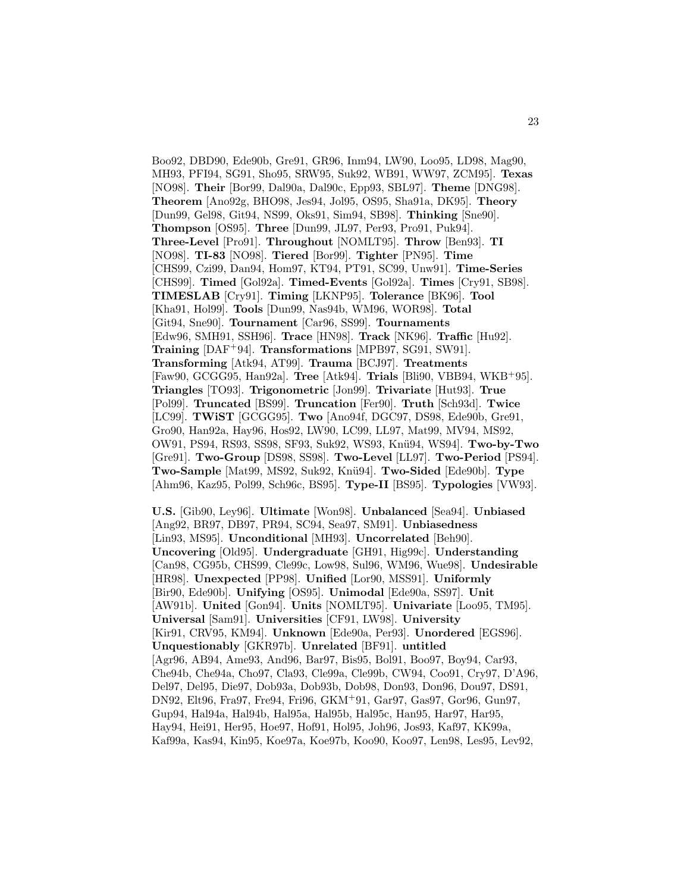Boo92, DBD90, Ede90b, Gre91, GR96, Inm94, LW90, Loo95, LD98, Mag90, MH93, PFI94, SG91, Sho95, SRW95, Suk92, WB91, WW97, ZCM95]. **Texas** [NO98]. **Their** [Bor99, Dal90a, Dal90c, Epp93, SBL97]. **Theme** [DNG98]. **Theorem** [Ano92g, BHO98, Jes94, Jol95, OS95, Sha91a, DK95]. **Theory** [Dun99, Gel98, Git94, NS99, Oks91, Sim94, SB98]. **Thinking** [Sne90]. **Thompson** [OS95]. **Three** [Dun99, JL97, Per93, Pro91, Puk94]. **Three-Level** [Pro91]. **Throughout** [NOMLT95]. **Throw** [Ben93]. **TI** [NO98]. **TI-83** [NO98]. **Tiered** [Bor99]. **Tighter** [PN95]. **Time** [CHS99, Czi99, Dan94, Hom97, KT94, PT91, SC99, Unw91]. **Time-Series** [CHS99]. **Timed** [Gol92a]. **Timed-Events** [Gol92a]. **Times** [Cry91, SB98]. **TIMESLAB** [Cry91]. **Timing** [LKNP95]. **Tolerance** [BK96]. **Tool** [Kha91, Hol99]. **Tools** [Dun99, Nas94b, WM96, WOR98]. **Total** [Git94, Sne90]. **Tournament** [Car96, SS99]. **Tournaments** [Edw96, SMH91, SSH96]. **Trace** [HN98]. **Track** [NK96]. **Traffic** [Hu92]. **Training** [DAF+94]. **Transformations** [MPB97, SG91, SW91]. **Transforming** [Atk94, AT99]. **Trauma** [BCJ97]. **Treatments** [Faw90, GCGG95, Han92a]. **Tree** [Atk94]. **Trials** [Bli90, VBB94, WKB+95]. **Triangles** [TO93]. **Trigonometric** [Jon99]. **Trivariate** [Hut93]. **True** [Pol99]. **Truncated** [BS99]. **Truncation** [Fer90]. **Truth** [Sch93d]. **Twice** [LC99]. **TWiST** [GCGG95]. **Two** [Ano94f, DGC97, DS98, Ede90b, Gre91, Gro90, Han92a, Hay96, Hos92, LW90, LC99, LL97, Mat99, MV94, MS92, OW91, PS94, RS93, SS98, SF93, Suk92, WS93, Knü94, WS94]. **Two-by-Two** [Gre91]. **Two-Group** [DS98, SS98]. **Two-Level** [LL97]. **Two-Period** [PS94]. **Two-Sample** [Mat99, MS92, Suk92, Knü94]. **Two-Sided** [Ede90b]. **Type** [Ahm96, Kaz95, Pol99, Sch96c, BS95]. **Type-II** [BS95]. **Typologies** [VW93].

**U.S.** [Gib90, Ley96]. **Ultimate** [Won98]. **Unbalanced** [Sea94]. **Unbiased** [Ang92, BR97, DB97, PR94, SC94, Sea97, SM91]. **Unbiasedness** [Lin93, MS95]. **Unconditional** [MH93]. **Uncorrelated** [Beh90]. **Uncovering** [Old95]. **Undergraduate** [GH91, Hig99c]. **Understanding** [Can98, CG95b, CHS99, Cle99c, Low98, Sul96, WM96, Wue98]. **Undesirable** [HR98]. **Unexpected** [PP98]. **Unified** [Lor90, MSS91]. **Uniformly** [Bir90, Ede90b]. **Unifying** [OS95]. **Unimodal** [Ede90a, SS97]. **Unit** [AW91b]. **United** [Gon94]. **Units** [NOMLT95]. **Univariate** [Loo95, TM95]. **Universal** [Sam91]. **Universities** [CF91, LW98]. **University** [Kir91, CRV95, KM94]. **Unknown** [Ede90a, Per93]. **Unordered** [EGS96]. **Unquestionably** [GKR97b]. **Unrelated** [BF91]. **untitled** [Agr96, AB94, Ame93, And96, Bar97, Bis95, Bol91, Boo97, Boy94, Car93, Che94b, Che94a, Cho97, Cla93, Cle99a, Cle99b, CW94, Coo91, Cry97, D'A96, Del97, Del95, Die97, Dob93a, Dob93b, Dob98, Don93, Don96, Dou97, DS91, DN92, Elt96, Fra97, Fre94, Fri96, GKM+91, Gar97, Gas97, Gor96, Gun97, Gup94, Hal94a, Hal94b, Hal95a, Hal95b, Hal95c, Han95, Har97, Har95, Hay94, Hei91, Her95, Hoe97, Hof91, Hol95, Joh96, Jos93, Kaf97, KK99a, Kaf99a, Kas94, Kin95, Koe97a, Koe97b, Koo90, Koo97, Len98, Les95, Lev92,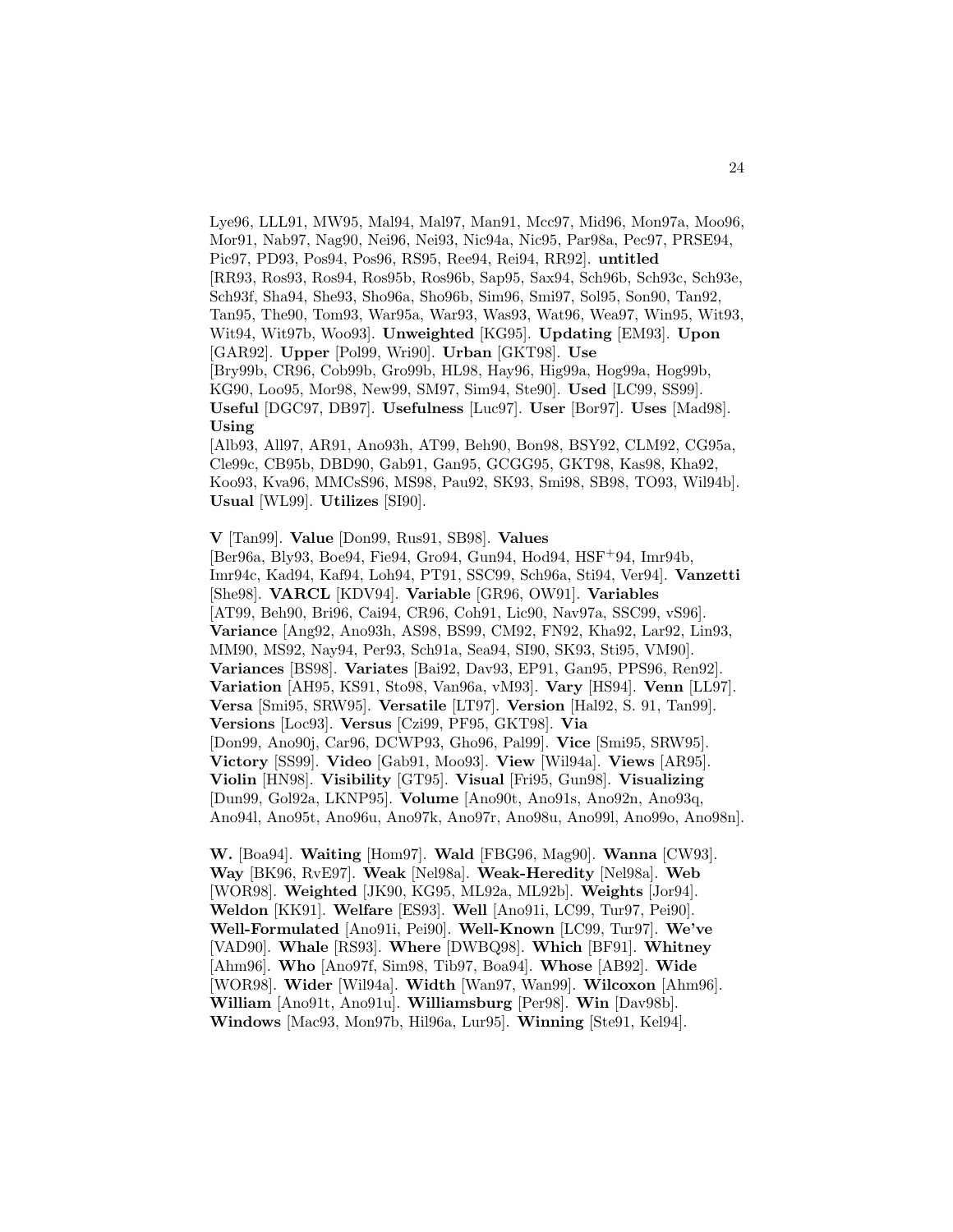Lye96, LLL91, MW95, Mal94, Mal97, Man91, Mcc97, Mid96, Mon97a, Moo96, Mor91, Nab97, Nag90, Nei96, Nei93, Nic94a, Nic95, Par98a, Pec97, PRSE94, Pic97, PD93, Pos94, Pos96, RS95, Ree94, Rei94, RR92]. **untitled** [RR93, Ros93, Ros94, Ros95b, Ros96b, Sap95, Sax94, Sch96b, Sch93c, Sch93e, Sch93f, Sha94, She93, Sho96a, Sho96b, Sim96, Smi97, Sol95, Son90, Tan92, Tan95, The90, Tom93, War95a, War93, Was93, Wat96, Wea97, Win95, Wit93, Wit94, Wit97b, Woo93]. **Unweighted** [KG95]. **Updating** [EM93]. **Upon** [GAR92]. **Upper** [Pol99, Wri90]. **Urban** [GKT98]. **Use** [Bry99b, CR96, Cob99b, Gro99b, HL98, Hay96, Hig99a, Hog99a, Hog99b, KG90, Loo95, Mor98, New99, SM97, Sim94, Ste90]. **Used** [LC99, SS99]. **Useful** [DGC97, DB97]. **Usefulness** [Luc97]. **User** [Bor97]. **Uses** [Mad98]. **Using** [Alb93, All97, AR91, Ano93h, AT99, Beh90, Bon98, BSY92, CLM92, CG95a, Cle99c, CB95b, DBD90, Gab91, Gan95, GCGG95, GKT98, Kas98, Kha92, Koo93, Kva96, MMCsS96, MS98, Pau92, SK93, Smi98, SB98, TO93, Wil94b]. **Usual** [WL99]. **Utilizes** [SI90].

**V** [Tan99]. **Value** [Don99, Rus91, SB98]. **Values** [Ber96a, Bly93, Boe94, Fie94, Gro94, Gun94, Hod94, HSF+94, Imr94b, Imr94c, Kad94, Kaf94, Loh94, PT91, SSC99, Sch96a, Sti94, Ver94]. **Vanzetti** [She98]. **VARCL** [KDV94]. **Variable** [GR96, OW91]. **Variables** [AT99, Beh90, Bri96, Cai94, CR96, Coh91, Lic90, Nav97a, SSC99, vS96]. **Variance** [Ang92, Ano93h, AS98, BS99, CM92, FN92, Kha92, Lar92, Lin93, MM90, MS92, Nay94, Per93, Sch91a, Sea94, SI90, SK93, Sti95, VM90]. **Variances** [BS98]. **Variates** [Bai92, Dav93, EP91, Gan95, PPS96, Ren92]. **Variation** [AH95, KS91, Sto98, Van96a, vM93]. **Vary** [HS94]. **Venn** [LL97]. **Versa** [Smi95, SRW95]. **Versatile** [LT97]. **Version** [Hal92, S. 91, Tan99]. **Versions** [Loc93]. **Versus** [Czi99, PF95, GKT98]. **Via** [Don99, Ano90j, Car96, DCWP93, Gho96, Pal99]. **Vice** [Smi95, SRW95]. **Victory** [SS99]. **Video** [Gab91, Moo93]. **View** [Wil94a]. **Views** [AR95]. **Violin** [HN98]. **Visibility** [GT95]. **Visual** [Fri95, Gun98]. **Visualizing** [Dun99, Gol92a, LKNP95]. **Volume** [Ano90t, Ano91s, Ano92n, Ano93q, Ano94l, Ano95t, Ano96u, Ano97k, Ano97r, Ano98u, Ano99l, Ano99o, Ano98n].

**W.** [Boa94]. **Waiting** [Hom97]. **Wald** [FBG96, Mag90]. **Wanna** [CW93]. **Way** [BK96, RvE97]. **Weak** [Nel98a]. **Weak-Heredity** [Nel98a]. **Web** [WOR98]. **Weighted** [JK90, KG95, ML92a, ML92b]. **Weights** [Jor94]. **Weldon** [KK91]. **Welfare** [ES93]. **Well** [Ano91i, LC99, Tur97, Pei90]. **Well-Formulated** [Ano91i, Pei90]. **Well-Known** [LC99, Tur97]. **We've** [VAD90]. **Whale** [RS93]. **Where** [DWBQ98]. **Which** [BF91]. **Whitney** [Ahm96]. **Who** [Ano97f, Sim98, Tib97, Boa94]. **Whose** [AB92]. **Wide** [WOR98]. **Wider** [Wil94a]. **Width** [Wan97, Wan99]. **Wilcoxon** [Ahm96]. **William** [Ano91t, Ano91u]. **Williamsburg** [Per98]. **Win** [Dav98b]. **Windows** [Mac93, Mon97b, Hil96a, Lur95]. **Winning** [Ste91, Kel94].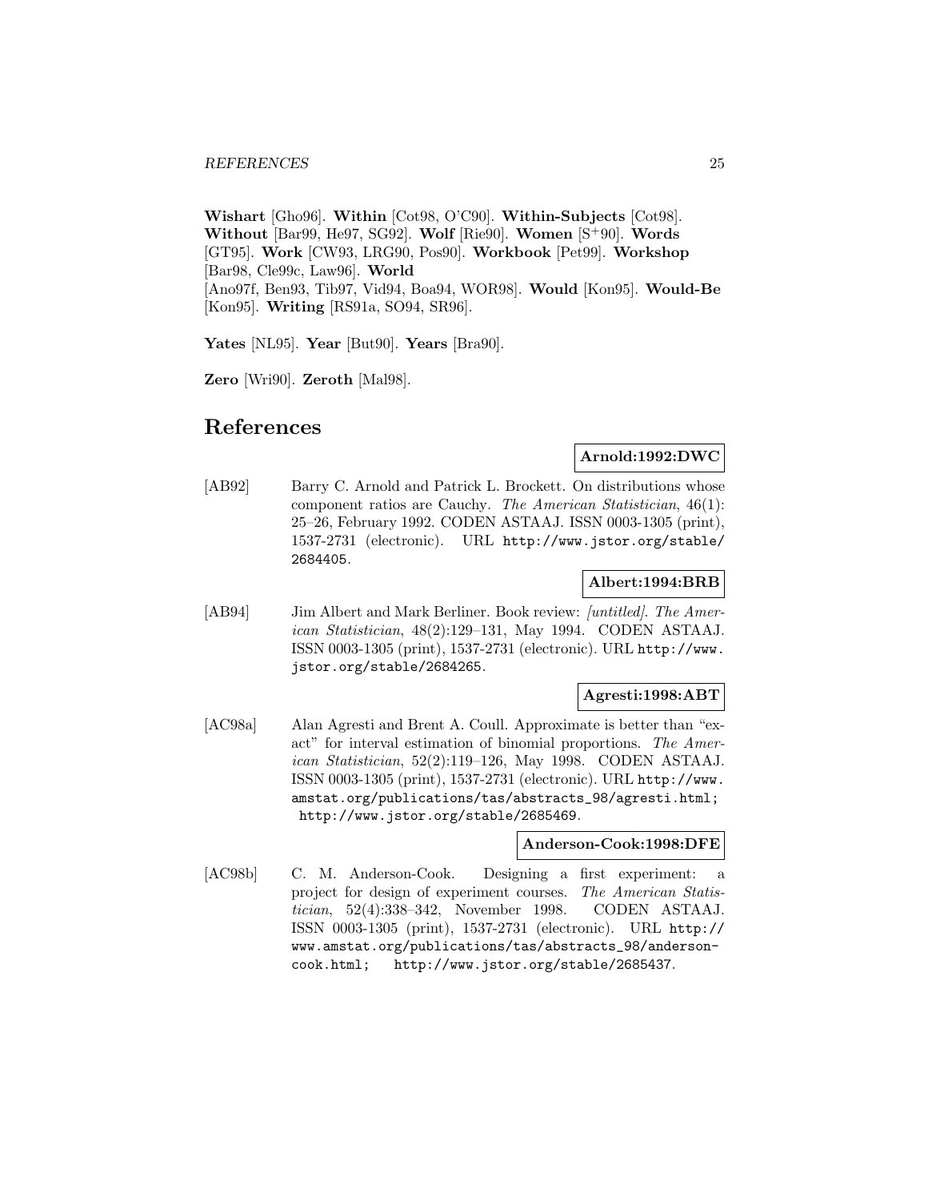**Wishart** [Gho96]. **Within** [Cot98, O'C90]. **Within-Subjects** [Cot98]. **Without** [Bar99, He97, SG92]. **Wolf** [Rie90]. **Women** [S[+]90]. **Words** [GT95]. **Work** [CW93, LRG90, Pos90]. **Workbook** [Pet99]. **Workshop** [Bar98, Cle99c, Law96]. **World** [Ano97f, Ben93, Tib97, Vid94, Boa94, WOR98]. **Would** [Kon95]. **Would-Be** [Kon95]. **Writing** [RS91a, SO94, SR96].

**Yates** [NL95]. **Year** [But90]. **Years** [Bra90].

**Zero** [Wri90]. **Zeroth** [Mal98].

# References

**Arnold:1992:DWC**

[AB92] Barry C. Arnold and Patrick L. Brockett. On distributions whose component ratios are Cauchy. *The American Statistician*, 46(1): 25–26, February 1992. CODEN ASTAAJ. ISSN 0003-1305 (print), 1537-2731 (electronic). URL http://www.jstor.org/stable/2684405.

**Albert:1994:BRB**

[AB94] Jim Albert and Mark Berliner. Book review: *[untitled]*. *The American Statistician*, 48(2):129–131, May 1994. CODEN ASTAAJ. ISSN 0003-1305 (print), 1537-2731 (electronic). URL http://www.jstor.org/stable/2684265.

**Agresti:1998:ABT**

[AC98a] Alan Agresti and Brent A. Coull. Approximate is better than "exact" for interval estimation of binomial proportions. *The American Statistician*, 52(2):119–126, May 1998. CODEN ASTAAJ. ISSN 0003-1305 (print), 1537-2731 (electronic). URL http://www.amstat.org/publications/tas/abstracts_98/agresti.html; http://www.jstor.org/stable/2685469.

**Anderson-Cook:1998:DFE**

[AC98b] C. M. Anderson-Cook. Designing a first experiment: a project for design of experiment courses. *The American Statistician*, 52(4):338–342, November 1998. CODEN ASTAAJ. ISSN 0003-1305 (print), 1537-2731 (electronic). URL http://www.amstat.org/publications/tas/abstracts_98/anderson-cook.html; http://www.jstor.org/stable/2685437.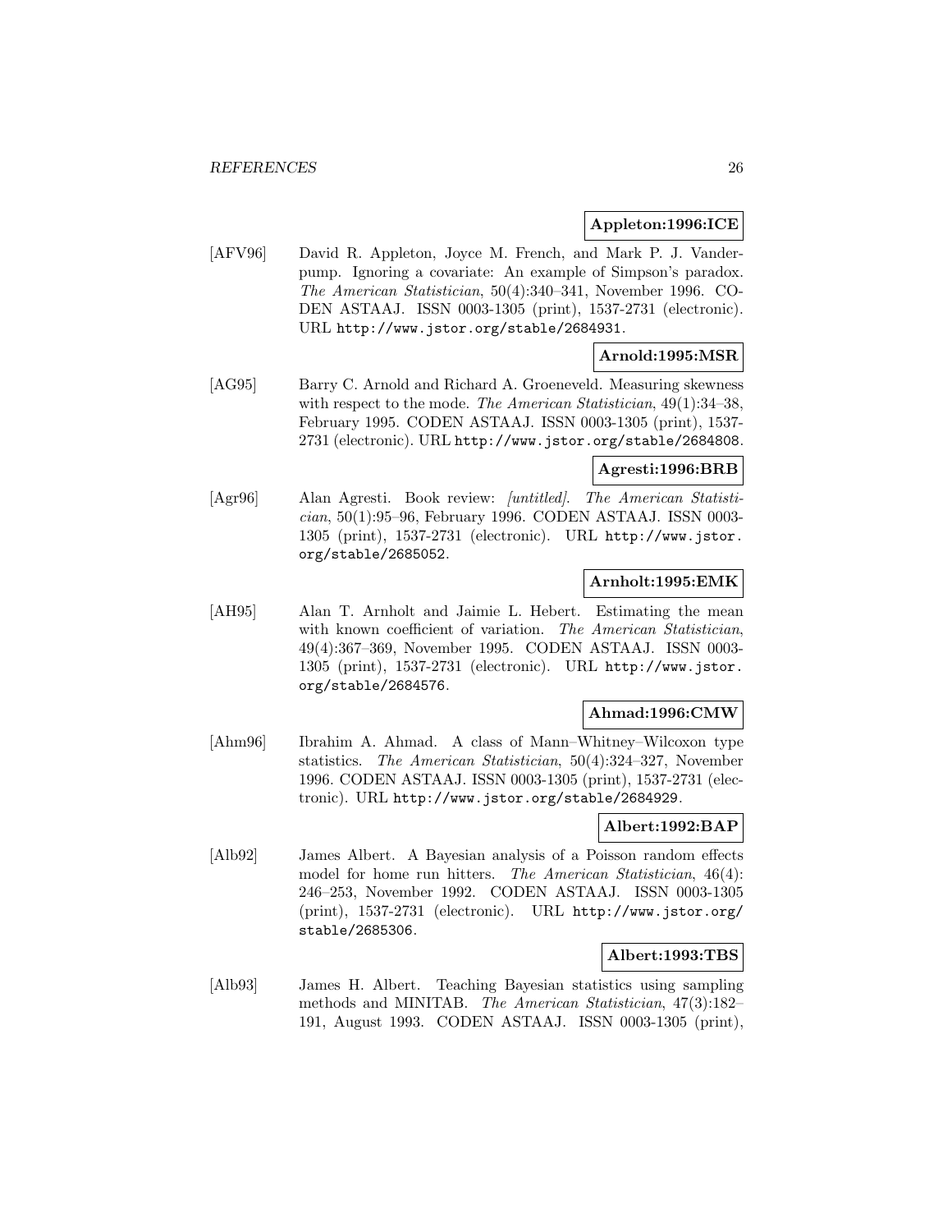**Appleton:1996:ICE**

[AFV96] David R. Appleton, Joyce M. French, and Mark P. J. Vanderpump. Ignoring a covariate: An example of Simpson's paradox. *The American Statistician*, 50(4):340–341, November 1996. CODEN ASTAAJ. ISSN 0003-1305 (print), 1537-2731 (electronic). URL http://www.jstor.org/stable/2684931.

**Arnold:1995:MSR**

[AG95] Barry C. Arnold and Richard A. Groeneveld. Measuring skewness with respect to the mode. *The American Statistician*, 49(1):34–38, February 1995. CODEN ASTAAJ. ISSN 0003-1305 (print), 1537-2731 (electronic). URL http://www.jstor.org/stable/2684808.

**Agresti:1996:BRB**

[Agr96] Alan Agresti. Book review: *[untitled]*. *The American Statistician*, 50(1):95–96, February 1996. CODEN ASTAAJ. ISSN 0003-1305 (print), 1537-2731 (electronic). URL http://www.jstor.org/stable/2685052.

**Arnholt:1995:EMK**

[AH95] Alan T. Arnholt and Jaimie L. Hebert. Estimating the mean with known coefficient of variation. *The American Statistician*, 49(4):367–369, November 1995. CODEN ASTAAJ. ISSN 0003-1305 (print), 1537-2731 (electronic). URL http://www.jstor.org/stable/2684576.

**Ahmad:1996:CMW**

[Ahm96] Ibrahim A. Ahmad. A class of Mann–Whitney–Wilcoxon type statistics. *The American Statistician*, 50(4):324–327, November 1996. CODEN ASTAAJ. ISSN 0003-1305 (print), 1537-2731 (electronic). URL http://www.jstor.org/stable/2684929.

**Albert:1992:BAP**

[Alb92] James Albert. A Bayesian analysis of a Poisson random effects model for home run hitters. *The American Statistician*, 46(4): 246–253, November 1992. CODEN ASTAAJ. ISSN 0003-1305 (print), 1537-2731 (electronic). URL http://www.jstor.org/stable/2685306.

**Albert:1993:TBS**

[Alb93] James H. Albert. Teaching Bayesian statistics using sampling methods and MINITAB. *The American Statistician*, 47(3):182–191, August 1993. CODEN ASTAAJ. ISSN 0003-1305 (print),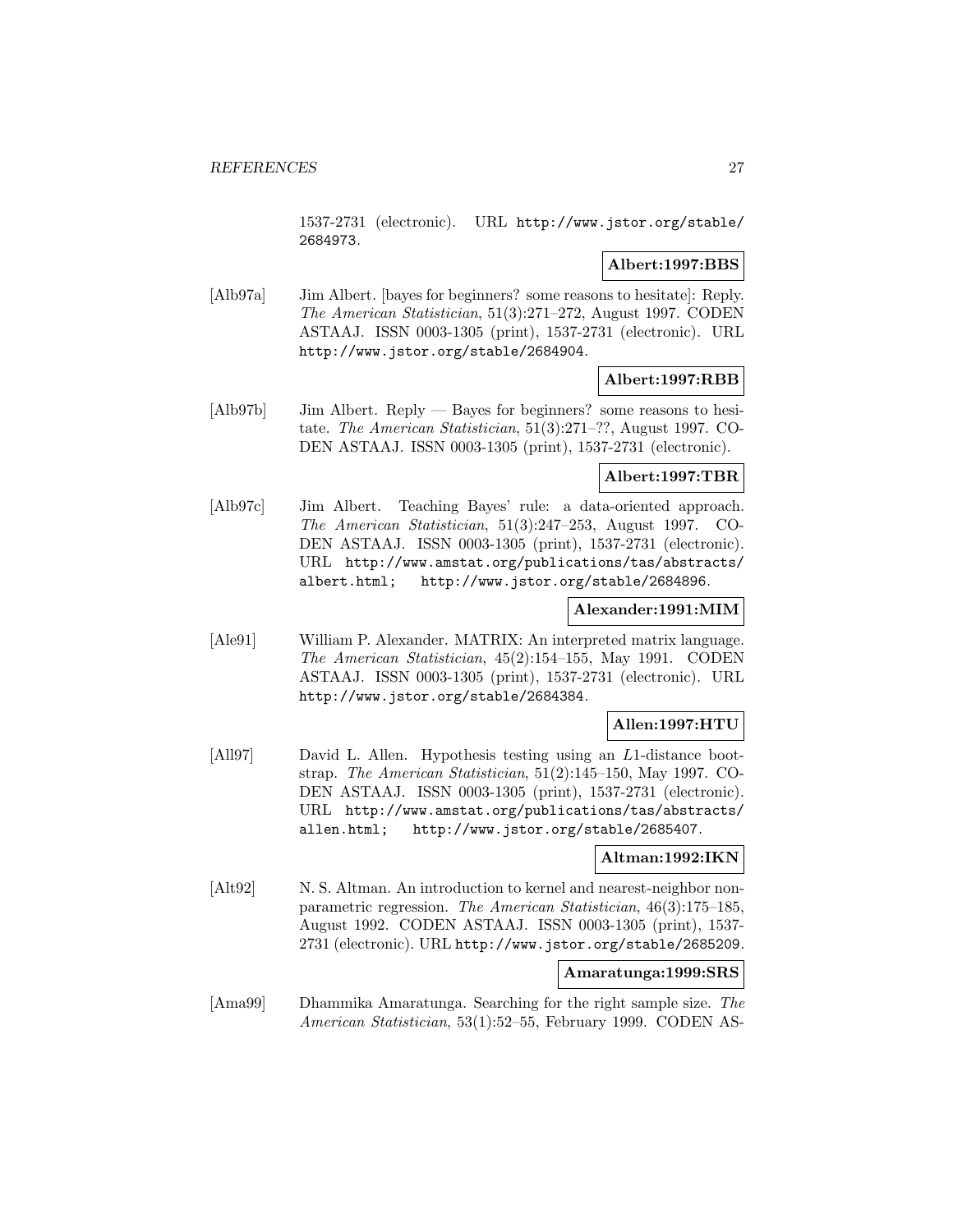1537-2731 (electronic). URL http://www.jstor.org/stable/2684973.

**Albert:1997:BBS**

[Alb97a] Jim Albert. [bayes for beginners? some reasons to hesitate]: Reply. *The American Statistician*, 51(3):271–272, August 1997. CODEN ASTAAJ. ISSN 0003-1305 (print), 1537-2731 (electronic). URL http://www.jstor.org/stable/2684904.

**Albert:1997:RBB**

[Alb97b] Jim Albert. Reply — Bayes for beginners? some reasons to hesitate. *The American Statistician*, 51(3):271–??, August 1997. CODEN ASTAAJ. ISSN 0003-1305 (print), 1537-2731 (electronic).

**Albert:1997:TBR**

[Alb97c] Jim Albert. Teaching Bayes' rule: a data-oriented approach. *The American Statistician*, 51(3):247–253, August 1997. CODEN ASTAAJ. ISSN 0003-1305 (print), 1537-2731 (electronic). URL http://www.amstat.org/publications/tas/abstracts/albert.html; http://www.jstor.org/stable/2684896.

**Alexander:1991:MIM**

[Ale91] William P. Alexander. MATRIX: An interpreted matrix language. *The American Statistician*, 45(2):154–155, May 1991. CODEN ASTAAJ. ISSN 0003-1305 (print), 1537-2731 (electronic). URL http://www.jstor.org/stable/2684384.

**Allen:1997:HTU**

[All97] David L. Allen. Hypothesis testing using an $L1$-distance bootstrap. *The American Statistician*, 51(2):145–150, May 1997. CODEN ASTAAJ. ISSN 0003-1305 (print), 1537-2731 (electronic). URL http://www.amstat.org/publications/tas/abstracts/allen.html; http://www.jstor.org/stable/2685407.

**Altman:1992:IKN**

[Alt92] N. S. Altman. An introduction to kernel and nearest-neighbor nonparametric regression. *The American Statistician*, 46(3):175–185, August 1992. CODEN ASTAAJ. ISSN 0003-1305 (print), 1537-2731 (electronic). URL http://www.jstor.org/stable/2685209.

**Amaratunga:1999:SRS**

[Ama99] Dhammika Amaratunga. Searching for the right sample size. *The American Statistician*, 53(1):52–55, February 1999. CODEN AS-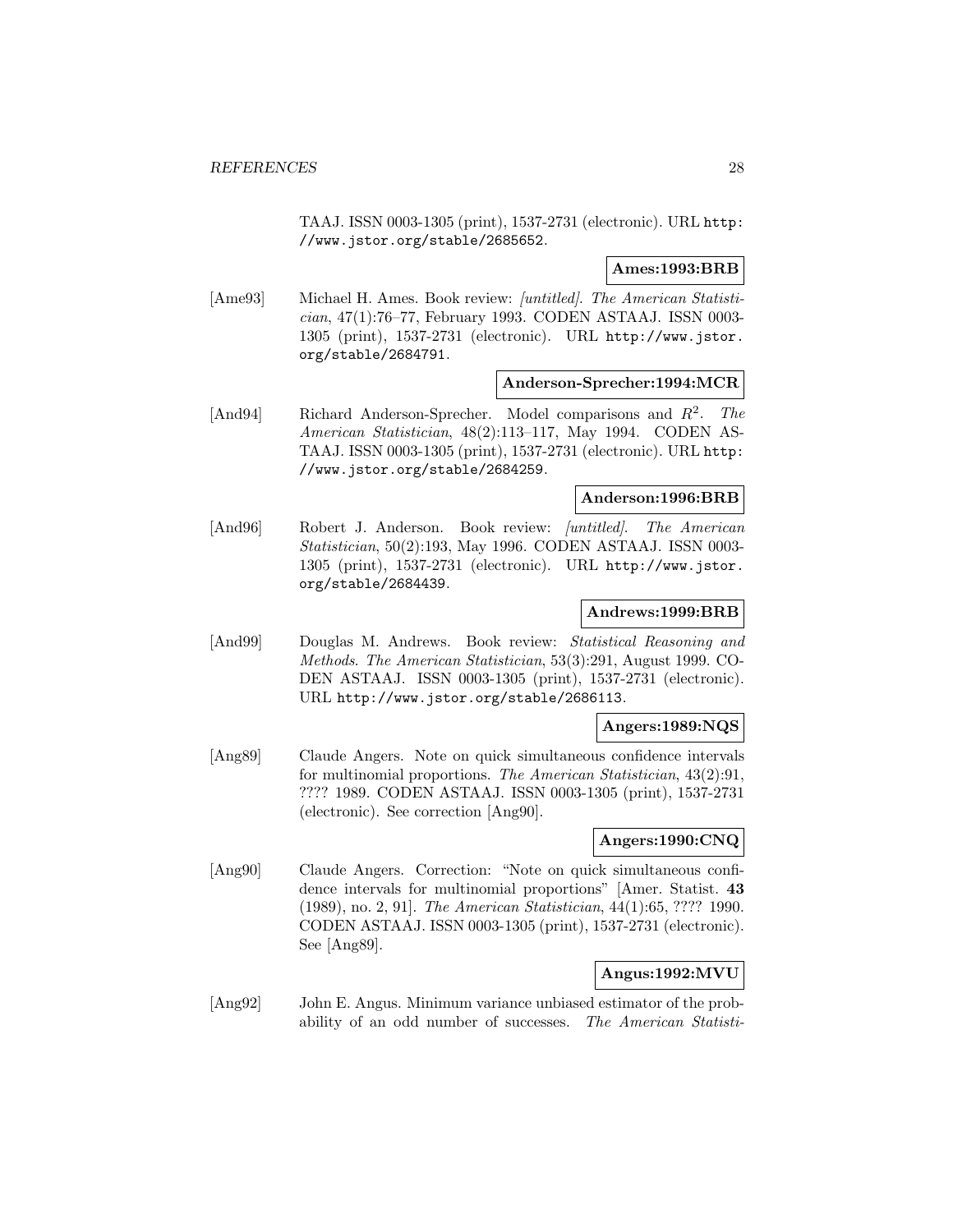TAAJ. ISSN 0003-1305 (print), 1537-2731 (electronic). URL http://www.jstor.org/stable/2685652.

**Ames:1993:BRB**

[Ame93] Michael H. Ames. Book review: *[untitled]*. *The American Statistician*, 47(1):76–77, February 1993. CODEN ASTAAJ. ISSN 0003-1305 (print), 1537-2731 (electronic). URL http://www.jstor.org/stable/2684791.

**Anderson-Sprecher:1994:MCR**

[And94] Richard Anderson-Sprecher. Model comparisons and $R^2$. *The American Statistician*, 48(2):113–117, May 1994. CODEN ASTAAJ. ISSN 0003-1305 (print), 1537-2731 (electronic). URL http://www.jstor.org/stable/2684259.

**Anderson:1996:BRB**

[And96] Robert J. Anderson. Book review: *[untitled]*. *The American Statistician*, 50(2):193, May 1996. CODEN ASTAAJ. ISSN 0003-1305 (print), 1537-2731 (electronic). URL http://www.jstor.org/stable/2684439.

**Andrews:1999:BRB**

[And99] Douglas M. Andrews. Book review: *Statistical Reasoning and Methods*. *The American Statistician*, 53(3):291, August 1999. CODEN ASTAAJ. ISSN 0003-1305 (print), 1537-2731 (electronic). URL http://www.jstor.org/stable/2686113.

**Angers:1989:NQS**

[Ang89] Claude Angers. Note on quick simultaneous confidence intervals for multinomial proportions. *The American Statistician*, 43(2):91, ???? 1989. CODEN ASTAAJ. ISSN 0003-1305 (print), 1537-2731 (electronic). See correction [Ang90].

**Angers:1990:CNQ**

[Ang90] Claude Angers. Correction: "Note on quick simultaneous confidence intervals for multinomial proportions" [Amer. Statist. **43** (1989), no. 2, 91]. *The American Statistician*, 44(1):65, ???? 1990. CODEN ASTAAJ. ISSN 0003-1305 (print), 1537-2731 (electronic). See [Ang89].

**Angus:1992:MVU**

[Ang92] John E. Angus. Minimum variance unbiased estimator of the probability of an odd number of successes. *The American Statisti-*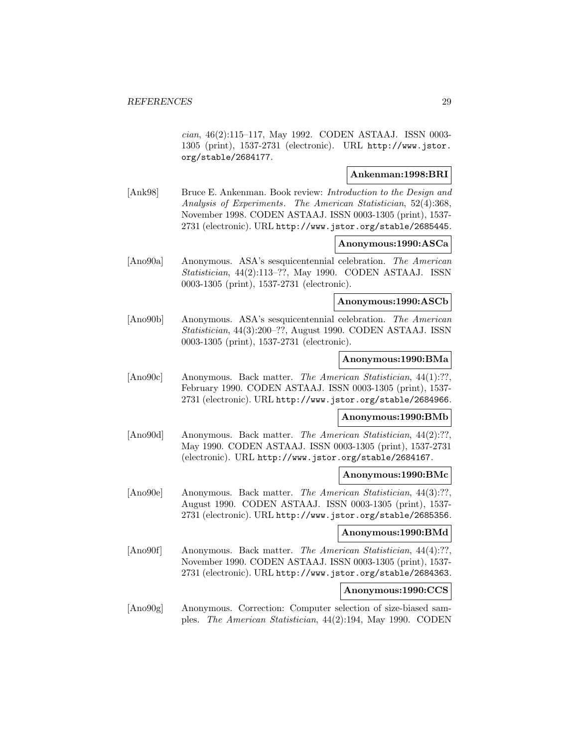*cian*, 46(2):115–117, May 1992. CODEN ASTAAJ. ISSN 0003-1305 (print), 1537-2731 (electronic). URL http://www.jstor.org/stable/2684177.

**Ankenman:1998:BRI**

[Ank98] Bruce E. Ankenman. Book review: *Introduction to the Design and Analysis of Experiments*. *The American Statistician*, 52(4):368, November 1998. CODEN ASTAAJ. ISSN 0003-1305 (print), 1537-2731 (electronic). URL http://www.jstor.org/stable/2685445.

**Anonymous:1990:ASCa**

[Ano90a] Anonymous. ASA's sesquicentennial celebration. *The American Statistician*, 44(2):113–??, May 1990. CODEN ASTAAJ. ISSN 0003-1305 (print), 1537-2731 (electronic).

**Anonymous:1990:ASCb**

[Ano90b] Anonymous. ASA's sesquicentennial celebration. *The American Statistician*, 44(3):200–??, August 1990. CODEN ASTAAJ. ISSN 0003-1305 (print), 1537-2731 (electronic).

**Anonymous:1990:BMa**

[Ano90c] Anonymous. Back matter. *The American Statistician*, 44(1):??, February 1990. CODEN ASTAAJ. ISSN 0003-1305 (print), 1537-2731 (electronic). URL http://www.jstor.org/stable/2684966.

**Anonymous:1990:BMb**

[Ano90d] Anonymous. Back matter. *The American Statistician*, 44(2):??, May 1990. CODEN ASTAAJ. ISSN 0003-1305 (print), 1537-2731 (electronic). URL http://www.jstor.org/stable/2684167.

**Anonymous:1990:BMc**

[Ano90e] Anonymous. Back matter. *The American Statistician*, 44(3):??, August 1990. CODEN ASTAAJ. ISSN 0003-1305 (print), 1537-2731 (electronic). URL http://www.jstor.org/stable/2685356.

**Anonymous:1990:BMd**

[Ano90f] Anonymous. Back matter. *The American Statistician*, 44(4):??, November 1990. CODEN ASTAAJ. ISSN 0003-1305 (print), 1537-2731 (electronic). URL http://www.jstor.org/stable/2684363.

**Anonymous:1990:CCS**

[Ano90g] Anonymous. Correction: Computer selection of size-biased samples. *The American Statistician*, 44(2):194, May 1990. CODEN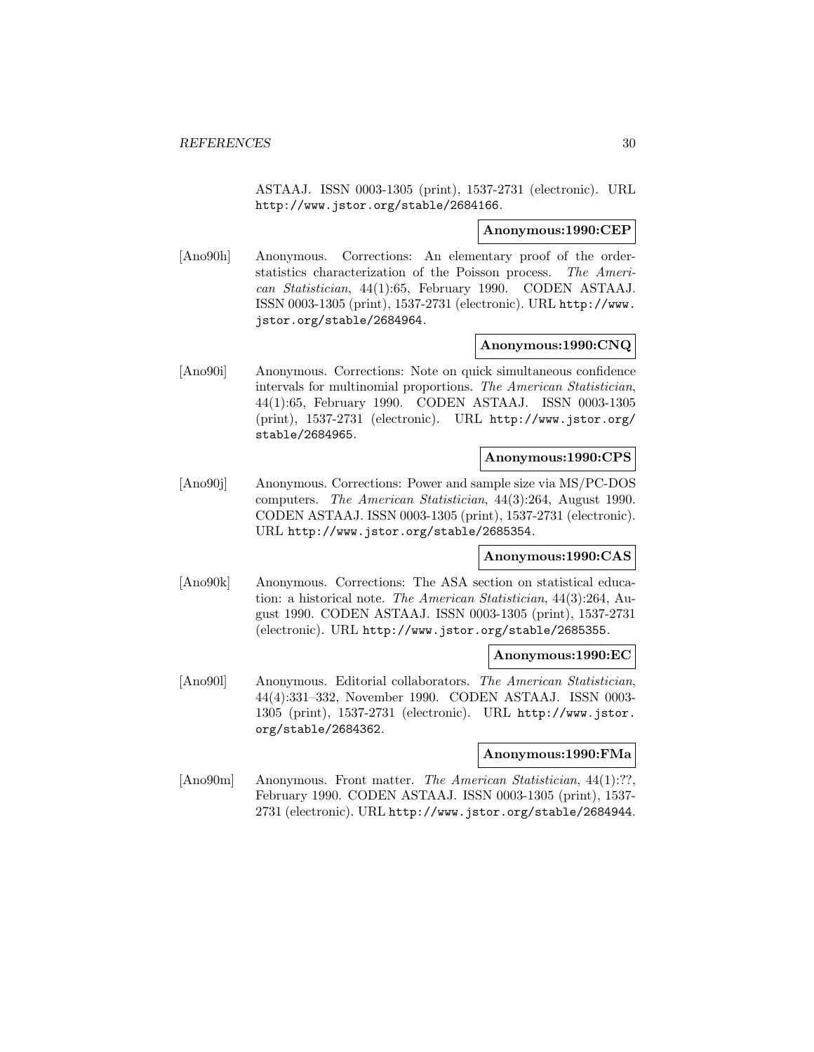ASTAAJ. ISSN 0003-1305 (print), 1537-2731 (electronic). URL http://www.jstor.org/stable/2684166.

**Anonymous:1990:CEP**

[Ano90h] Anonymous. Corrections: An elementary proof of the order-statistics characterization of the Poisson process. *The American Statistician*, 44(1):65, February 1990. CODEN ASTAAJ. ISSN 0003-1305 (print), 1537-2731 (electronic). URL http://www.jstor.org/stable/2684964.

**Anonymous:1990:CNQ**

[Ano90i] Anonymous. Corrections: Note on quick simultaneous confidence intervals for multinomial proportions. *The American Statistician*, 44(1):65, February 1990. CODEN ASTAAJ. ISSN 0003-1305 (print), 1537-2731 (electronic). URL http://www.jstor.org/stable/2684965.

**Anonymous:1990:CPS**

[Ano90j] Anonymous. Corrections: Power and sample size via MS/PC-DOS computers. *The American Statistician*, 44(3):264, August 1990. CODEN ASTAAJ. ISSN 0003-1305 (print), 1537-2731 (electronic). URL http://www.jstor.org/stable/2685354.

**Anonymous:1990:CAS**

[Ano90k] Anonymous. Corrections: The ASA section on statistical education: a historical note. *The American Statistician*, 44(3):264, August 1990. CODEN ASTAAJ. ISSN 0003-1305 (print), 1537-2731 (electronic). URL http://www.jstor.org/stable/2685355.

**Anonymous:1990:EC**

[Ano90l] Anonymous. Editorial collaborators. *The American Statistician*, 44(4):331–332, November 1990. CODEN ASTAAJ. ISSN 0003-1305 (print), 1537-2731 (electronic). URL http://www.jstor.org/stable/2684362.

**Anonymous:1990:FMa**

[Ano90m] Anonymous. Front matter. *The American Statistician*, 44(1):??, February 1990. CODEN ASTAAJ. ISSN 0003-1305 (print), 1537-2731 (electronic). URL http://www.jstor.org/stable/2684944.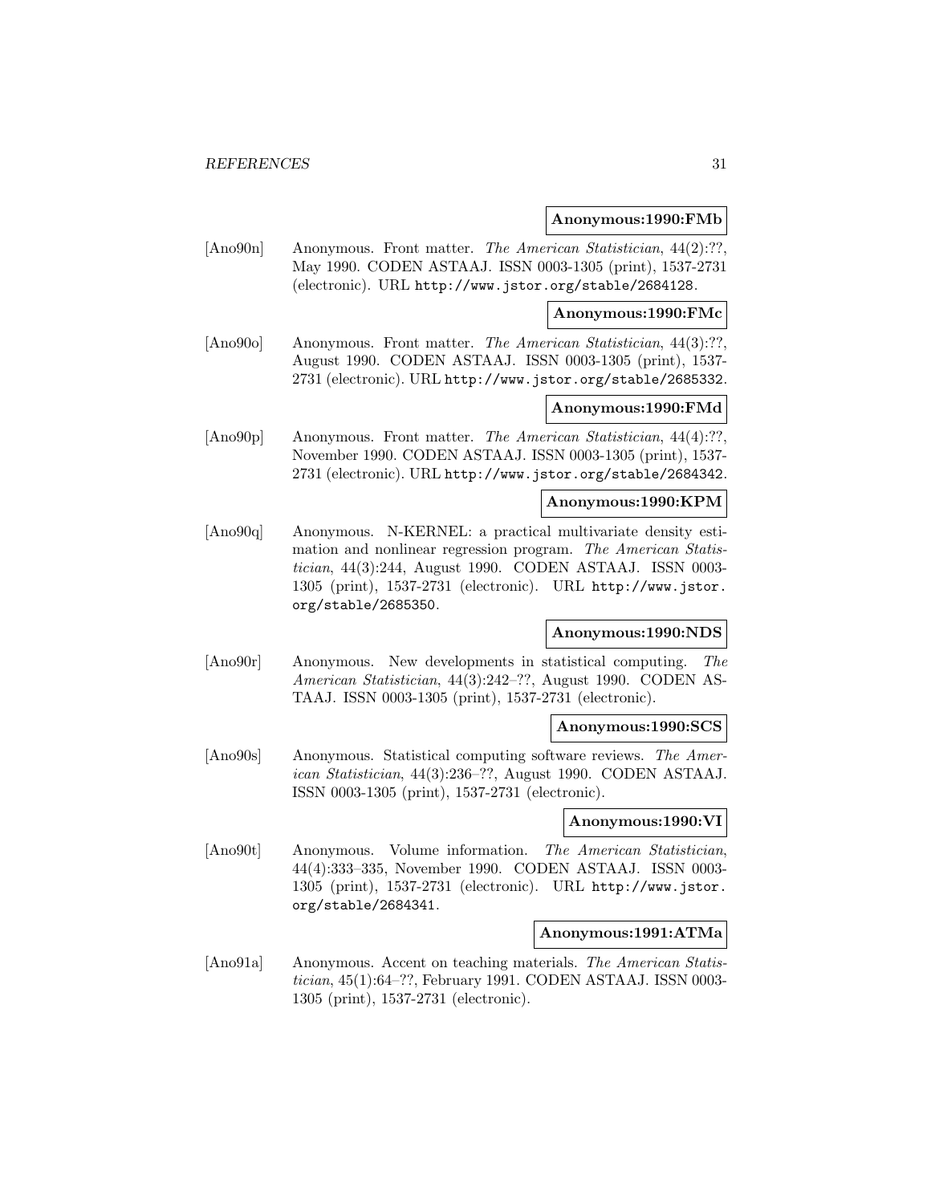**Anonymous:1990:FMb**

[Ano90n] Anonymous. Front matter. *The American Statistician*, 44(2):??, May 1990. CODEN ASTAAJ. ISSN 0003-1305 (print), 1537-2731 (electronic). URL http://www.jstor.org/stable/2684128.

**Anonymous:1990:FMc**

[Ano90o] Anonymous. Front matter. *The American Statistician*, 44(3):??, August 1990. CODEN ASTAAJ. ISSN 0003-1305 (print), 1537-2731 (electronic). URL http://www.jstor.org/stable/2685332.

**Anonymous:1990:FMd**

[Ano90p] Anonymous. Front matter. *The American Statistician*, 44(4):??, November 1990. CODEN ASTAAJ. ISSN 0003-1305 (print), 1537-2731 (electronic). URL http://www.jstor.org/stable/2684342.

**Anonymous:1990:KPM**

[Ano90q] Anonymous. N-KERNEL: a practical multivariate density estimation and nonlinear regression program. *The American Statistician*, 44(3):244, August 1990. CODEN ASTAAJ. ISSN 0003-1305 (print), 1537-2731 (electronic). URL http://www.jstor.org/stable/2685350.

**Anonymous:1990:NDS**

[Ano90r] Anonymous. New developments in statistical computing. *The American Statistician*, 44(3):242–??, August 1990. CODEN ASTAAJ. ISSN 0003-1305 (print), 1537-2731 (electronic).

**Anonymous:1990:SCS**

[Ano90s] Anonymous. Statistical computing software reviews. *The American Statistician*, 44(3):236–??, August 1990. CODEN ASTAAJ. ISSN 0003-1305 (print), 1537-2731 (electronic).

**Anonymous:1990:VI**

[Ano90t] Anonymous. Volume information. *The American Statistician*, 44(4):333–335, November 1990. CODEN ASTAAJ. ISSN 0003-1305 (print), 1537-2731 (electronic). URL http://www.jstor.org/stable/2684341.

**Anonymous:1991:ATMa**

[Ano91a] Anonymous. Accent on teaching materials. *The American Statistician*, 45(1):64–??, February 1991. CODEN ASTAAJ. ISSN 0003-1305 (print), 1537-2731 (electronic).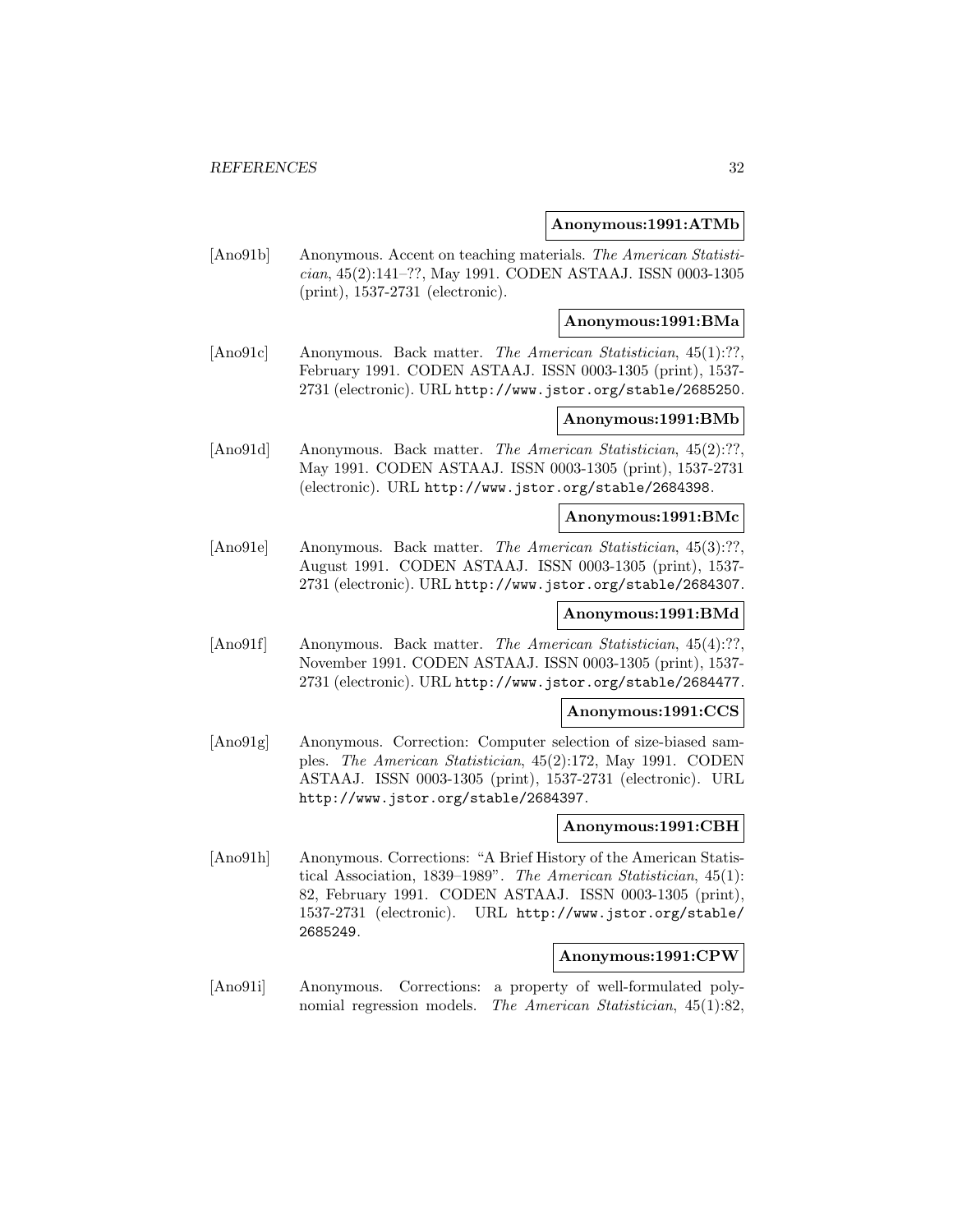**Anonymous:1991:ATMb**

[Ano91b] Anonymous. Accent on teaching materials. *The American Statistician*, 45(2):141–??, May 1991. CODEN ASTAAJ. ISSN 0003-1305 (print), 1537-2731 (electronic).

**Anonymous:1991:BMa**

[Ano91c] Anonymous. Back matter. *The American Statistician*, 45(1):??, February 1991. CODEN ASTAAJ. ISSN 0003-1305 (print), 1537-2731 (electronic). URL http://www.jstor.org/stable/2685250.

**Anonymous:1991:BMb**

[Ano91d] Anonymous. Back matter. *The American Statistician*, 45(2):??, May 1991. CODEN ASTAAJ. ISSN 0003-1305 (print), 1537-2731 (electronic). URL http://www.jstor.org/stable/2684398.

**Anonymous:1991:BMc**

[Ano91e] Anonymous. Back matter. *The American Statistician*, 45(3):??, August 1991. CODEN ASTAAJ. ISSN 0003-1305 (print), 1537-2731 (electronic). URL http://www.jstor.org/stable/2684307.

**Anonymous:1991:BMd**

[Ano91f] Anonymous. Back matter. *The American Statistician*, 45(4):??, November 1991. CODEN ASTAAJ. ISSN 0003-1305 (print), 1537-2731 (electronic). URL http://www.jstor.org/stable/2684477.

**Anonymous:1991:CCS**

[Ano91g] Anonymous. Correction: Computer selection of size-biased samples. *The American Statistician*, 45(2):172, May 1991. CODEN ASTAAJ. ISSN 0003-1305 (print), 1537-2731 (electronic). URL http://www.jstor.org/stable/2684397.

**Anonymous:1991:CBH**

[Ano91h] Anonymous. Corrections: "A Brief History of the American Statistical Association, 1839–1989". *The American Statistician*, 45(1):82, February 1991. CODEN ASTAAJ. ISSN 0003-1305 (print), 1537-2731 (electronic). URL http://www.jstor.org/stable/2685249.

**Anonymous:1991:CPW**

[Ano91i] Anonymous. Corrections: a property of well-formulated polynomial regression models. *The American Statistician*, 45(1):82,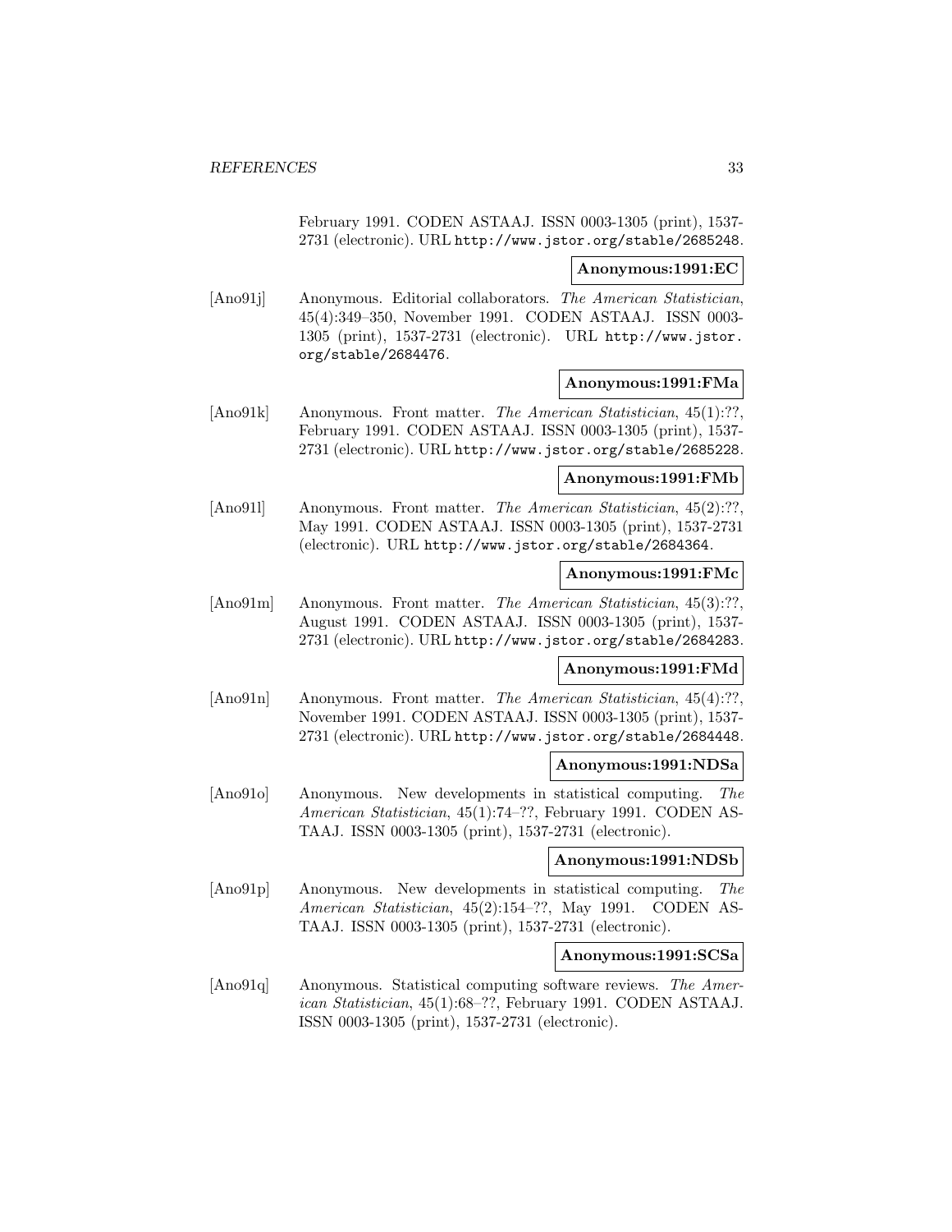February 1991. CODEN ASTAAJ. ISSN 0003-1305 (print), 1537-2731 (electronic). URL http://www.jstor.org/stable/2685248.

**Anonymous:1991:EC**

[Ano91j] Anonymous. Editorial collaborators. *The American Statistician*, 45(4):349–350, November 1991. CODEN ASTAAJ. ISSN 0003-1305 (print), 1537-2731 (electronic). URL http://www.jstor.org/stable/2684476.

**Anonymous:1991:FMa**

[Ano91k] Anonymous. Front matter. *The American Statistician*, 45(1):??, February 1991. CODEN ASTAAJ. ISSN 0003-1305 (print), 1537-2731 (electronic). URL http://www.jstor.org/stable/2685228.

**Anonymous:1991:FMb**

[Ano91l] Anonymous. Front matter. *The American Statistician*, 45(2):??, May 1991. CODEN ASTAAJ. ISSN 0003-1305 (print), 1537-2731 (electronic). URL http://www.jstor.org/stable/2684364.

**Anonymous:1991:FMc**

[Ano91m] Anonymous. Front matter. *The American Statistician*, 45(3):??, August 1991. CODEN ASTAAJ. ISSN 0003-1305 (print), 1537-2731 (electronic). URL http://www.jstor.org/stable/2684283.

**Anonymous:1991:FMd**

[Ano91n] Anonymous. Front matter. *The American Statistician*, 45(4):??, November 1991. CODEN ASTAAJ. ISSN 0003-1305 (print), 1537-2731 (electronic). URL http://www.jstor.org/stable/2684448.

**Anonymous:1991:NDSa**

[Ano91o] Anonymous. New developments in statistical computing. *The American Statistician*, 45(1):74–??, February 1991. CODEN ASTAAJ. ISSN 0003-1305 (print), 1537-2731 (electronic).

**Anonymous:1991:NDSb**

[Ano91p] Anonymous. New developments in statistical computing. *The American Statistician*, 45(2):154–??, May 1991. CODEN ASTAAJ. ISSN 0003-1305 (print), 1537-2731 (electronic).

**Anonymous:1991:SCSa**

[Ano91q] Anonymous. Statistical computing software reviews. *The American Statistician*, 45(1):68–??, February 1991. CODEN ASTAAJ. ISSN 0003-1305 (print), 1537-2731 (electronic).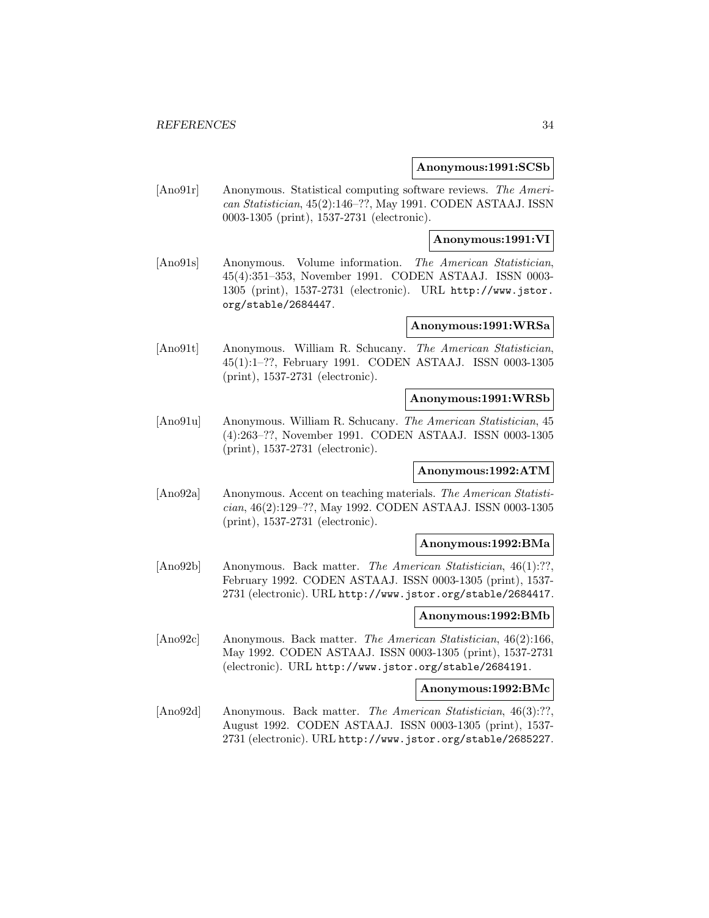**Anonymous:1991:SCSb**

[Ano91r] Anonymous. Statistical computing software reviews. *The American Statistician*, 45(2):146–??, May 1991. CODEN ASTAAJ. ISSN 0003-1305 (print), 1537-2731 (electronic).

**Anonymous:1991:VI**

[Ano91s] Anonymous. Volume information. *The American Statistician*, 45(4):351–353, November 1991. CODEN ASTAAJ. ISSN 0003-1305 (print), 1537-2731 (electronic). URL http://www.jstor.org/stable/2684447.

**Anonymous:1991:WRSa**

[Ano91t] Anonymous. William R. Schucany. *The American Statistician*, 45(1):1–??, February 1991. CODEN ASTAAJ. ISSN 0003-1305 (print), 1537-2731 (electronic).

**Anonymous:1991:WRSb**

[Ano91u] Anonymous. William R. Schucany. *The American Statistician*, 45 (4):263–??, November 1991. CODEN ASTAAJ. ISSN 0003-1305 (print), 1537-2731 (electronic).

**Anonymous:1992:ATM**

[Ano92a] Anonymous. Accent on teaching materials. *The American Statistician*, 46(2):129–??, May 1992. CODEN ASTAAJ. ISSN 0003-1305 (print), 1537-2731 (electronic).

**Anonymous:1992:BMa**

[Ano92b] Anonymous. Back matter. *The American Statistician*, 46(1):??, February 1992. CODEN ASTAAJ. ISSN 0003-1305 (print), 1537-2731 (electronic). URL http://www.jstor.org/stable/2684417.

**Anonymous:1992:BMb**

[Ano92c] Anonymous. Back matter. *The American Statistician*, 46(2):166, May 1992. CODEN ASTAAJ. ISSN 0003-1305 (print), 1537-2731 (electronic). URL http://www.jstor.org/stable/2684191.

**Anonymous:1992:BMc**

[Ano92d] Anonymous. Back matter. *The American Statistician*, 46(3):??, August 1992. CODEN ASTAAJ. ISSN 0003-1305 (print), 1537-2731 (electronic). URL http://www.jstor.org/stable/2685227.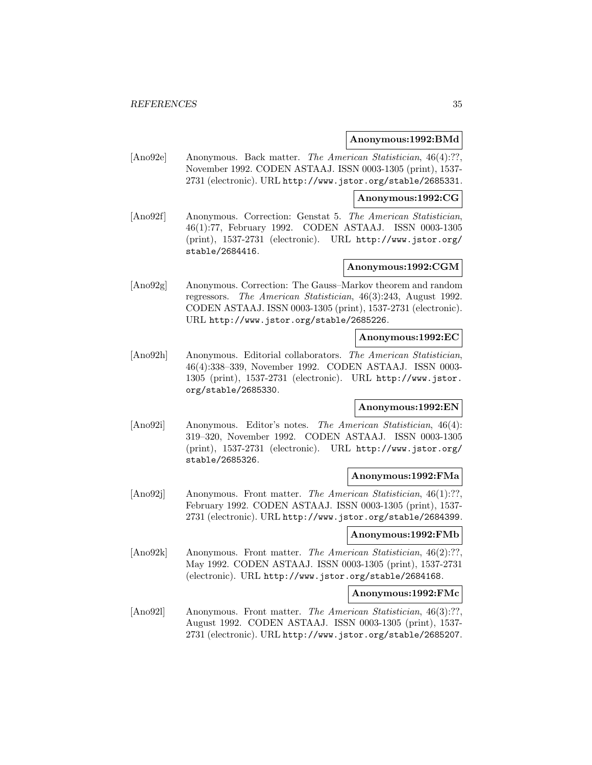**Anonymous:1992:BMd**

[Ano92e] Anonymous. Back matter. *The American Statistician*, 46(4):??, November 1992. CODEN ASTAAJ. ISSN 0003-1305 (print), 1537-2731 (electronic). URL http://www.jstor.org/stable/2685331.

**Anonymous:1992:CG**

[Ano92f] Anonymous. Correction: Genstat 5. *The American Statistician*, 46(1):77, February 1992. CODEN ASTAAJ. ISSN 0003-1305 (print), 1537-2731 (electronic). URL http://www.jstor.org/stable/2684416.

**Anonymous:1992:CGM**

[Ano92g] Anonymous. Correction: The Gauss–Markov theorem and random regressors. *The American Statistician*, 46(3):243, August 1992. CODEN ASTAAJ. ISSN 0003-1305 (print), 1537-2731 (electronic). URL http://www.jstor.org/stable/2685226.

**Anonymous:1992:EC**

[Ano92h] Anonymous. Editorial collaborators. *The American Statistician*, 46(4):338–339, November 1992. CODEN ASTAAJ. ISSN 0003-1305 (print), 1537-2731 (electronic). URL http://www.jstor.org/stable/2685330.

**Anonymous:1992:EN**

[Ano92i] Anonymous. Editor's notes. *The American Statistician*, 46(4):319–320, November 1992. CODEN ASTAAJ. ISSN 0003-1305 (print), 1537-2731 (electronic). URL http://www.jstor.org/stable/2685326.

**Anonymous:1992:FMa**

[Ano92j] Anonymous. Front matter. *The American Statistician*, 46(1):??, February 1992. CODEN ASTAAJ. ISSN 0003-1305 (print), 1537-2731 (electronic). URL http://www.jstor.org/stable/2684399.

**Anonymous:1992:FMb**

[Ano92k] Anonymous. Front matter. *The American Statistician*, 46(2):??, May 1992. CODEN ASTAAJ. ISSN 0003-1305 (print), 1537-2731 (electronic). URL http://www.jstor.org/stable/2684168.

**Anonymous:1992:FMc**

[Ano92l] Anonymous. Front matter. *The American Statistician*, 46(3):??, August 1992. CODEN ASTAAJ. ISSN 0003-1305 (print), 1537-2731 (electronic). URL http://www.jstor.org/stable/2685207.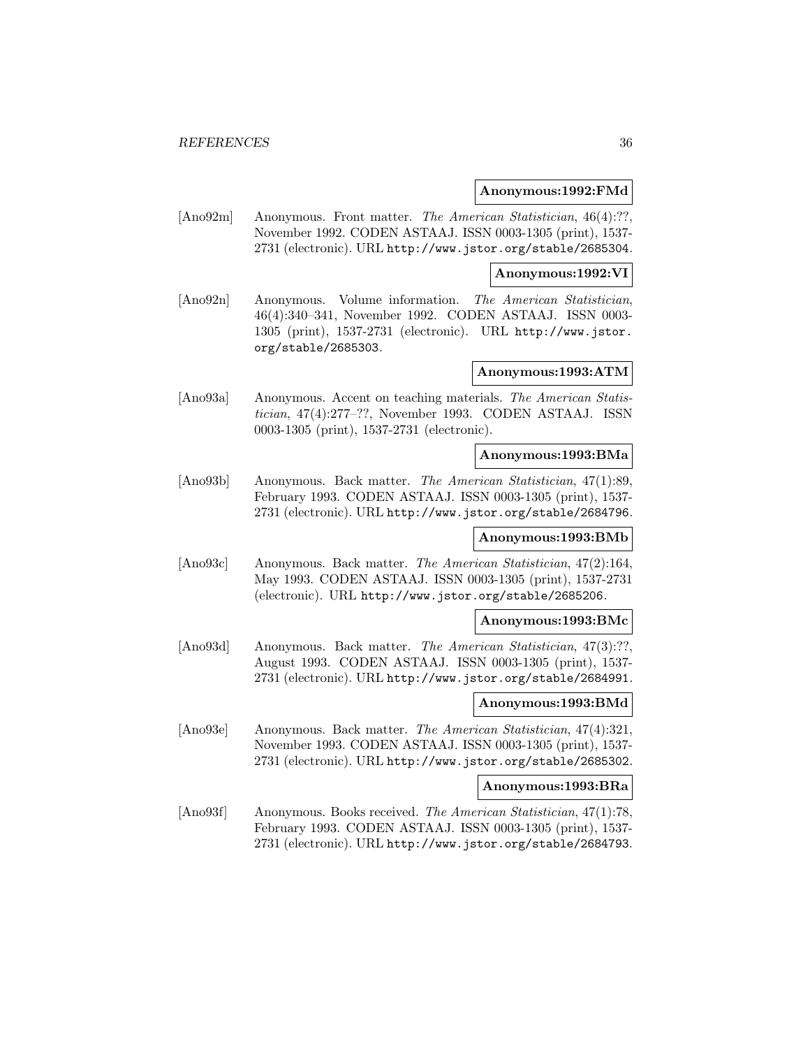**Anonymous:1992:FMd**

[Ano92m] Anonymous. Front matter. *The American Statistician*, 46(4):??, November 1992. CODEN ASTAAJ. ISSN 0003-1305 (print), 1537-2731 (electronic). URL http://www.jstor.org/stable/2685304.

**Anonymous:1992:VI**

[Ano92n] Anonymous. Volume information. *The American Statistician*, 46(4):340–341, November 1992. CODEN ASTAAJ. ISSN 0003-1305 (print), 1537-2731 (electronic). URL http://www.jstor.org/stable/2685303.

**Anonymous:1993:ATM**

[Ano93a] Anonymous. Accent on teaching materials. *The American Statistician*, 47(4):277–??, November 1993. CODEN ASTAAJ. ISSN 0003-1305 (print), 1537-2731 (electronic).

**Anonymous:1993:BMa**

[Ano93b] Anonymous. Back matter. *The American Statistician*, 47(1):89, February 1993. CODEN ASTAAJ. ISSN 0003-1305 (print), 1537-2731 (electronic). URL http://www.jstor.org/stable/2684796.

**Anonymous:1993:BMb**

[Ano93c] Anonymous. Back matter. *The American Statistician*, 47(2):164, May 1993. CODEN ASTAAJ. ISSN 0003-1305 (print), 1537-2731 (electronic). URL http://www.jstor.org/stable/2685206.

**Anonymous:1993:BMc**

[Ano93d] Anonymous. Back matter. *The American Statistician*, 47(3):??, August 1993. CODEN ASTAAJ. ISSN 0003-1305 (print), 1537-2731 (electronic). URL http://www.jstor.org/stable/2684991.

**Anonymous:1993:BMd**

[Ano93e] Anonymous. Back matter. *The American Statistician*, 47(4):321, November 1993. CODEN ASTAAJ. ISSN 0003-1305 (print), 1537-2731 (electronic). URL http://www.jstor.org/stable/2685302.

**Anonymous:1993:BRa**

[Ano93f] Anonymous. Books received. *The American Statistician*, 47(1):78, February 1993. CODEN ASTAAJ. ISSN 0003-1305 (print), 1537-2731 (electronic). URL http://www.jstor.org/stable/2684793.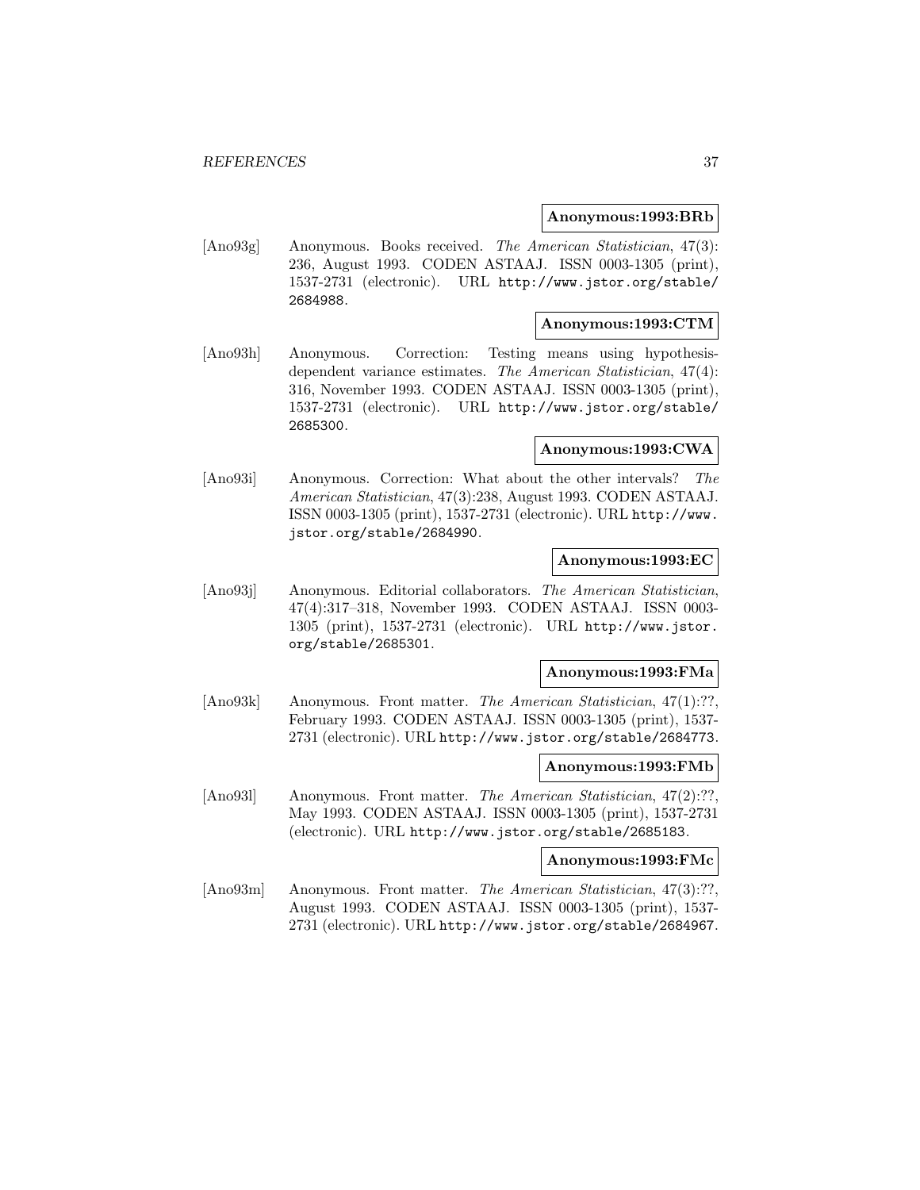**Anonymous:1993:BRb**

[Ano93g] Anonymous. Books received. *The American Statistician*, 47(3): 236, August 1993. CODEN ASTAAJ. ISSN 0003-1305 (print), 1537-2731 (electronic). URL http://www.jstor.org/stable/2684988.

**Anonymous:1993:CTM**

[Ano93h] Anonymous. Correction: Testing means using hypothesis-dependent variance estimates. *The American Statistician*, 47(4): 316, November 1993. CODEN ASTAAJ. ISSN 0003-1305 (print), 1537-2731 (electronic). URL http://www.jstor.org/stable/2685300.

**Anonymous:1993:CWA**

[Ano93i] Anonymous. Correction: What about the other intervals? *The American Statistician*, 47(3):238, August 1993. CODEN ASTAAJ. ISSN 0003-1305 (print), 1537-2731 (electronic). URL http://www.jstor.org/stable/2684990.

**Anonymous:1993:EC**

[Ano93j] Anonymous. Editorial collaborators. *The American Statistician*, 47(4):317–318, November 1993. CODEN ASTAAJ. ISSN 0003-1305 (print), 1537-2731 (electronic). URL http://www.jstor.org/stable/2685301.

**Anonymous:1993:FMa**

[Ano93k] Anonymous. Front matter. *The American Statistician*, 47(1):??, February 1993. CODEN ASTAAJ. ISSN 0003-1305 (print), 1537-2731 (electronic). URL http://www.jstor.org/stable/2684773.

**Anonymous:1993:FMb**

[Ano93l] Anonymous. Front matter. *The American Statistician*, 47(2):??, May 1993. CODEN ASTAAJ. ISSN 0003-1305 (print), 1537-2731 (electronic). URL http://www.jstor.org/stable/2685183.

**Anonymous:1993:FMc**

[Ano93m] Anonymous. Front matter. *The American Statistician*, 47(3):??, August 1993. CODEN ASTAAJ. ISSN 0003-1305 (print), 1537-2731 (electronic). URL http://www.jstor.org/stable/2684967.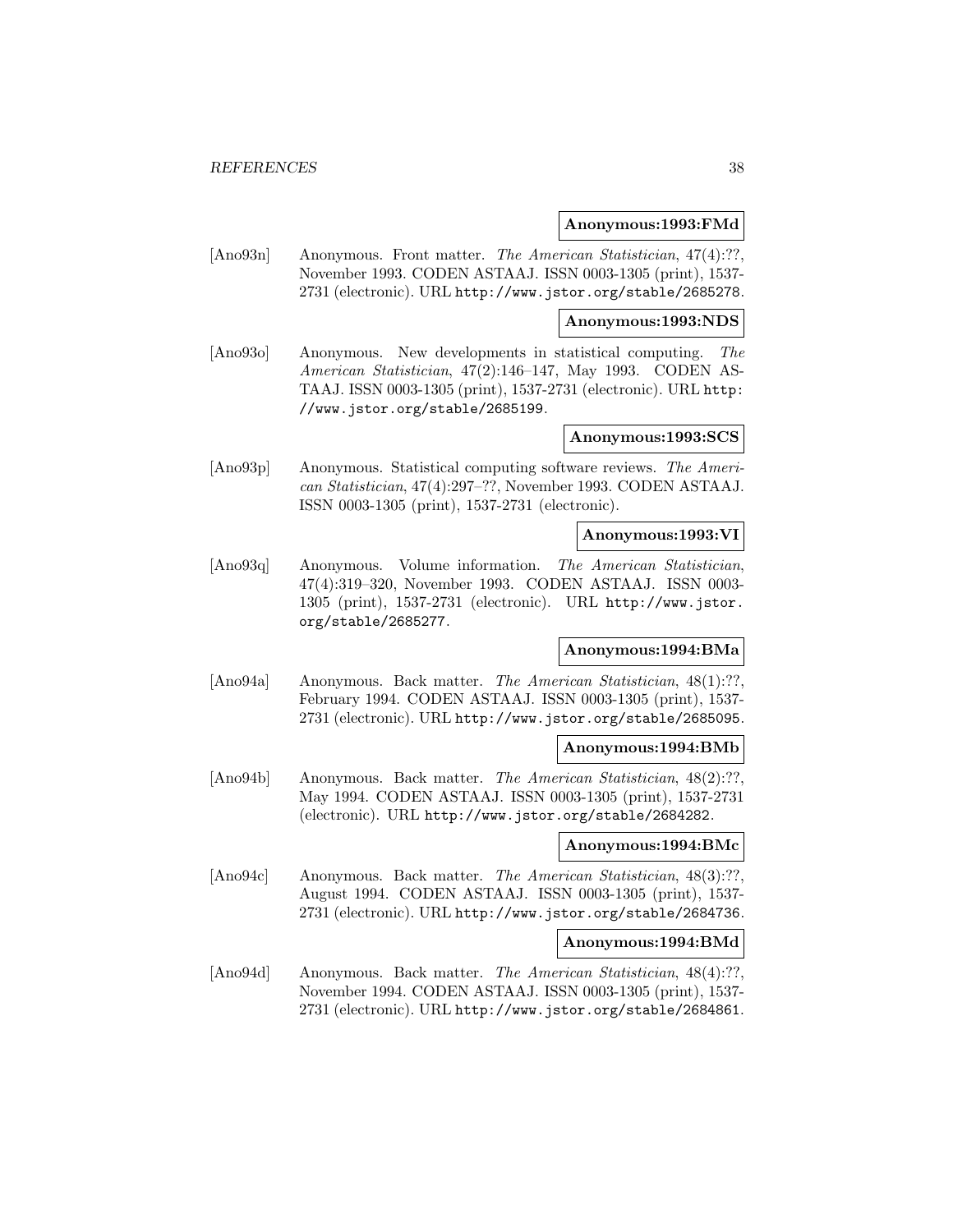**Anonymous:1993:FMd**

[Ano93n] Anonymous. Front matter. *The American Statistician*, 47(4):??, November 1993. CODEN ASTAAJ. ISSN 0003-1305 (print), 1537-2731 (electronic). URL http://www.jstor.org/stable/2685278.

**Anonymous:1993:NDS**

[Ano93o] Anonymous. New developments in statistical computing. *The American Statistician*, 47(2):146–147, May 1993. CODEN ASTAAJ. ISSN 0003-1305 (print), 1537-2731 (electronic). URL http://www.jstor.org/stable/2685199.

**Anonymous:1993:SCS**

[Ano93p] Anonymous. Statistical computing software reviews. *The American Statistician*, 47(4):297–??, November 1993. CODEN ASTAAJ. ISSN 0003-1305 (print), 1537-2731 (electronic).

**Anonymous:1993:VI**

[Ano93q] Anonymous. Volume information. *The American Statistician*, 47(4):319–320, November 1993. CODEN ASTAAJ. ISSN 0003-1305 (print), 1537-2731 (electronic). URL http://www.jstor.org/stable/2685277.

**Anonymous:1994:BMa**

[Ano94a] Anonymous. Back matter. *The American Statistician*, 48(1):??, February 1994. CODEN ASTAAJ. ISSN 0003-1305 (print), 1537-2731 (electronic). URL http://www.jstor.org/stable/2685095.

**Anonymous:1994:BMb**

[Ano94b] Anonymous. Back matter. *The American Statistician*, 48(2):??, May 1994. CODEN ASTAAJ. ISSN 0003-1305 (print), 1537-2731 (electronic). URL http://www.jstor.org/stable/2684282.

**Anonymous:1994:BMc**

[Ano94c] Anonymous. Back matter. *The American Statistician*, 48(3):??, August 1994. CODEN ASTAAJ. ISSN 0003-1305 (print), 1537-2731 (electronic). URL http://www.jstor.org/stable/2684736.

**Anonymous:1994:BMd**

[Ano94d] Anonymous. Back matter. *The American Statistician*, 48(4):??, November 1994. CODEN ASTAAJ. ISSN 0003-1305 (print), 1537-2731 (electronic). URL http://www.jstor.org/stable/2684861.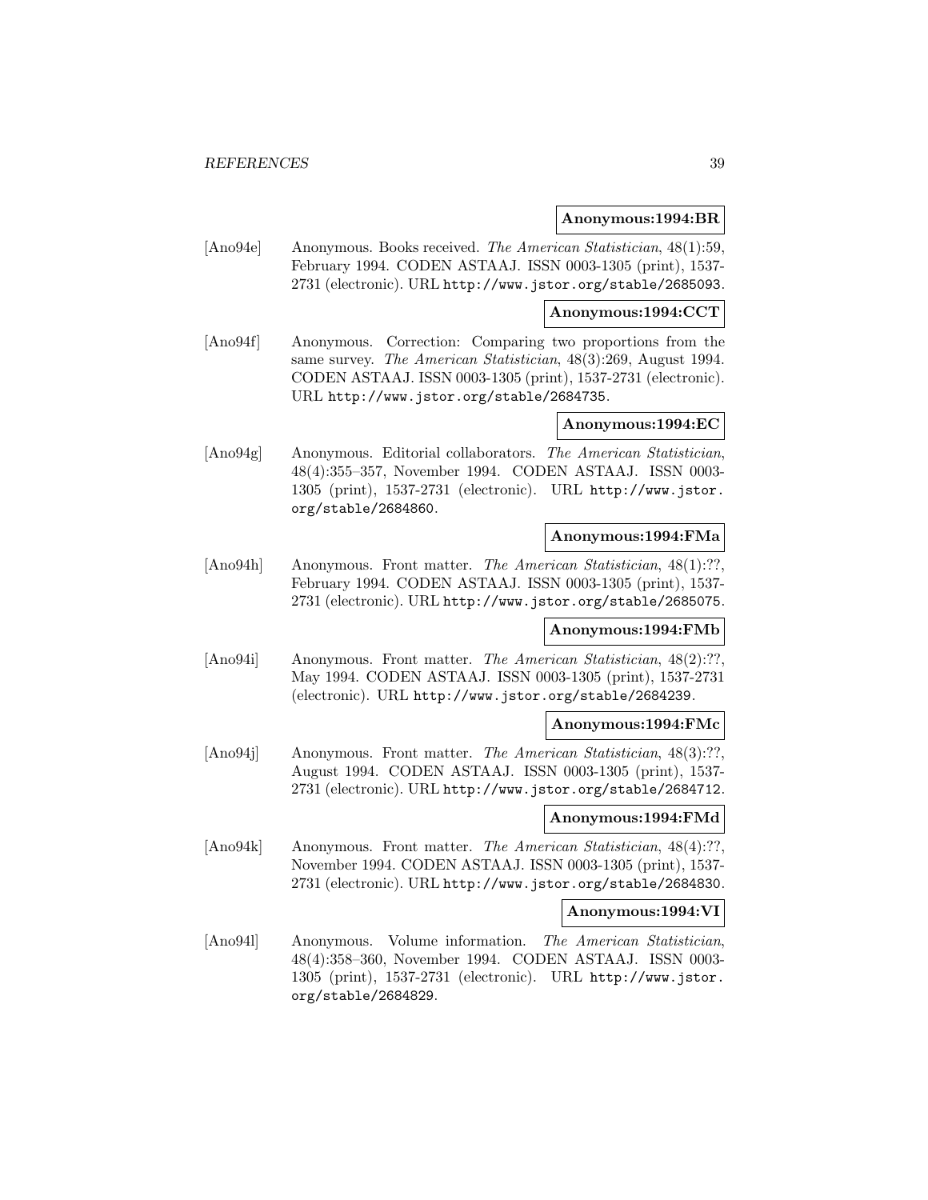**Anonymous:1994:BR**

[Ano94e] Anonymous. Books received. *The American Statistician*, 48(1):59, February 1994. CODEN ASTAAJ. ISSN 0003-1305 (print), 1537-2731 (electronic). URL http://www.jstor.org/stable/2685093.

**Anonymous:1994:CCT**

[Ano94f] Anonymous. Correction: Comparing two proportions from the same survey. *The American Statistician*, 48(3):269, August 1994. CODEN ASTAAJ. ISSN 0003-1305 (print), 1537-2731 (electronic). URL http://www.jstor.org/stable/2684735.

**Anonymous:1994:EC**

[Ano94g] Anonymous. Editorial collaborators. *The American Statistician*, 48(4):355–357, November 1994. CODEN ASTAAJ. ISSN 0003-1305 (print), 1537-2731 (electronic). URL http://www.jstor.org/stable/2684860.

**Anonymous:1994:FMa**

[Ano94h] Anonymous. Front matter. *The American Statistician*, 48(1):??, February 1994. CODEN ASTAAJ. ISSN 0003-1305 (print), 1537-2731 (electronic). URL http://www.jstor.org/stable/2685075.

**Anonymous:1994:FMb**

[Ano94i] Anonymous. Front matter. *The American Statistician*, 48(2):??, May 1994. CODEN ASTAAJ. ISSN 0003-1305 (print), 1537-2731 (electronic). URL http://www.jstor.org/stable/2684239.

**Anonymous:1994:FMc**

[Ano94j] Anonymous. Front matter. *The American Statistician*, 48(3):??, August 1994. CODEN ASTAAJ. ISSN 0003-1305 (print), 1537-2731 (electronic). URL http://www.jstor.org/stable/2684712.

**Anonymous:1994:FMd**

[Ano94k] Anonymous. Front matter. *The American Statistician*, 48(4):??, November 1994. CODEN ASTAAJ. ISSN 0003-1305 (print), 1537-2731 (electronic). URL http://www.jstor.org/stable/2684830.

**Anonymous:1994:VI**

[Ano94l] Anonymous. Volume information. *The American Statistician*, 48(4):358–360, November 1994. CODEN ASTAAJ. ISSN 0003-1305 (print), 1537-2731 (electronic). URL http://www.jstor.org/stable/2684829.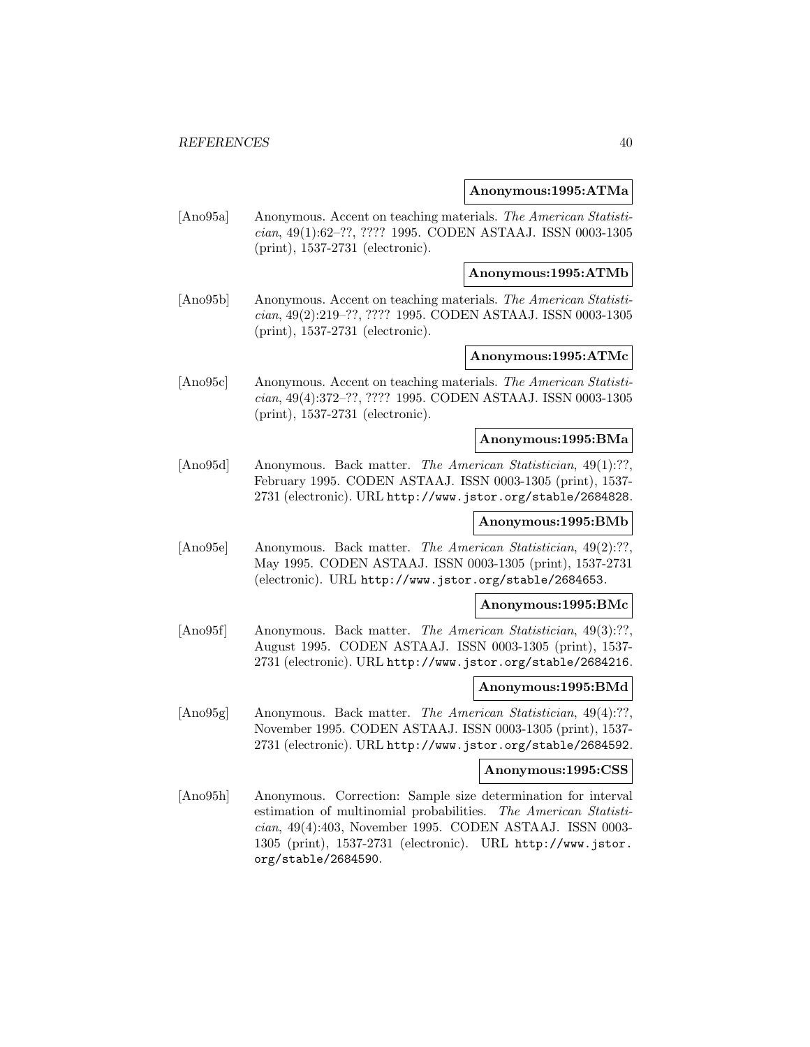**Anonymous:1995:ATMa**

[Ano95a] Anonymous. Accent on teaching materials. *The American Statistician*, 49(1):62–??, ???? 1995. CODEN ASTAAJ. ISSN 0003-1305 (print), 1537-2731 (electronic).

**Anonymous:1995:ATMb**

[Ano95b] Anonymous. Accent on teaching materials. *The American Statistician*, 49(2):219–??, ???? 1995. CODEN ASTAAJ. ISSN 0003-1305 (print), 1537-2731 (electronic).

**Anonymous:1995:ATMc**

[Ano95c] Anonymous. Accent on teaching materials. *The American Statistician*, 49(4):372–??, ???? 1995. CODEN ASTAAJ. ISSN 0003-1305 (print), 1537-2731 (electronic).

**Anonymous:1995:BMa**

[Ano95d] Anonymous. Back matter. *The American Statistician*, 49(1):??, February 1995. CODEN ASTAAJ. ISSN 0003-1305 (print), 1537-2731 (electronic). URL http://www.jstor.org/stable/2684828.

**Anonymous:1995:BMb**

[Ano95e] Anonymous. Back matter. *The American Statistician*, 49(2):??, May 1995. CODEN ASTAAJ. ISSN 0003-1305 (print), 1537-2731 (electronic). URL http://www.jstor.org/stable/2684653.

**Anonymous:1995:BMc**

[Ano95f] Anonymous. Back matter. *The American Statistician*, 49(3):??, August 1995. CODEN ASTAAJ. ISSN 0003-1305 (print), 1537-2731 (electronic). URL http://www.jstor.org/stable/2684216.

**Anonymous:1995:BMd**

[Ano95g] Anonymous. Back matter. *The American Statistician*, 49(4):??, November 1995. CODEN ASTAAJ. ISSN 0003-1305 (print), 1537-2731 (electronic). URL http://www.jstor.org/stable/2684592.

**Anonymous:1995:CSS**

[Ano95h] Anonymous. Correction: Sample size determination for interval estimation of multinomial probabilities. *The American Statistician*, 49(4):403, November 1995. CODEN ASTAAJ. ISSN 0003-1305 (print), 1537-2731 (electronic). URL http://www.jstor.org/stable/2684590.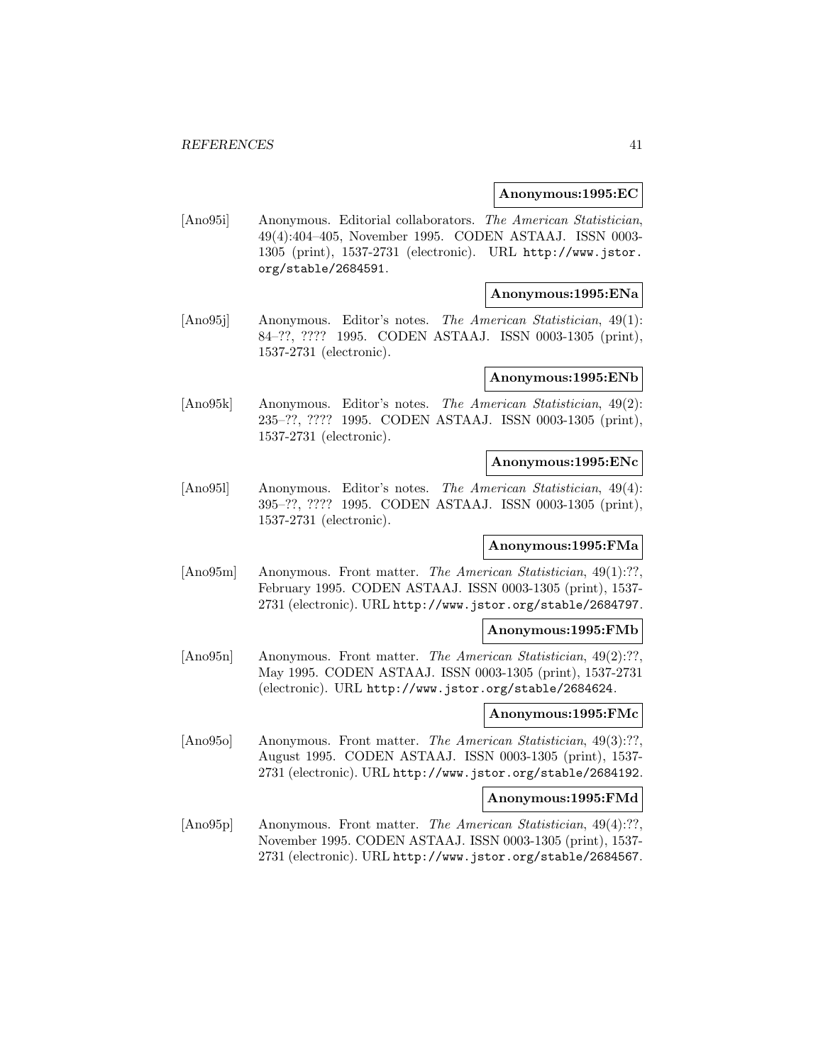**Anonymous:1995:EC**

[Ano95i] Anonymous. Editorial collaborators. *The American Statistician*, 49(4):404–405, November 1995. CODEN ASTAAJ. ISSN 0003-1305 (print), 1537-2731 (electronic). URL http://www.jstor.org/stable/2684591.

**Anonymous:1995:ENa**

[Ano95j] Anonymous. Editor's notes. *The American Statistician*, 49(1): 84–??, ???? 1995. CODEN ASTAAJ. ISSN 0003-1305 (print), 1537-2731 (electronic).

**Anonymous:1995:ENb**

[Ano95k] Anonymous. Editor's notes. *The American Statistician*, 49(2): 235–??, ???? 1995. CODEN ASTAAJ. ISSN 0003-1305 (print), 1537-2731 (electronic).

**Anonymous:1995:ENc**

[Ano95l] Anonymous. Editor's notes. *The American Statistician*, 49(4): 395–??, ???? 1995. CODEN ASTAAJ. ISSN 0003-1305 (print), 1537-2731 (electronic).

**Anonymous:1995:FMa**

[Ano95m] Anonymous. Front matter. *The American Statistician*, 49(1):??, February 1995. CODEN ASTAAJ. ISSN 0003-1305 (print), 1537-2731 (electronic). URL http://www.jstor.org/stable/2684797.

**Anonymous:1995:FMb**

[Ano95n] Anonymous. Front matter. *The American Statistician*, 49(2):??, May 1995. CODEN ASTAAJ. ISSN 0003-1305 (print), 1537-2731 (electronic). URL http://www.jstor.org/stable/2684624.

**Anonymous:1995:FMc**

[Ano95o] Anonymous. Front matter. *The American Statistician*, 49(3):??, August 1995. CODEN ASTAAJ. ISSN 0003-1305 (print), 1537-2731 (electronic). URL http://www.jstor.org/stable/2684192.

**Anonymous:1995:FMd**

[Ano95p] Anonymous. Front matter. *The American Statistician*, 49(4):??, November 1995. CODEN ASTAAJ. ISSN 0003-1305 (print), 1537-2731 (electronic). URL http://www.jstor.org/stable/2684567.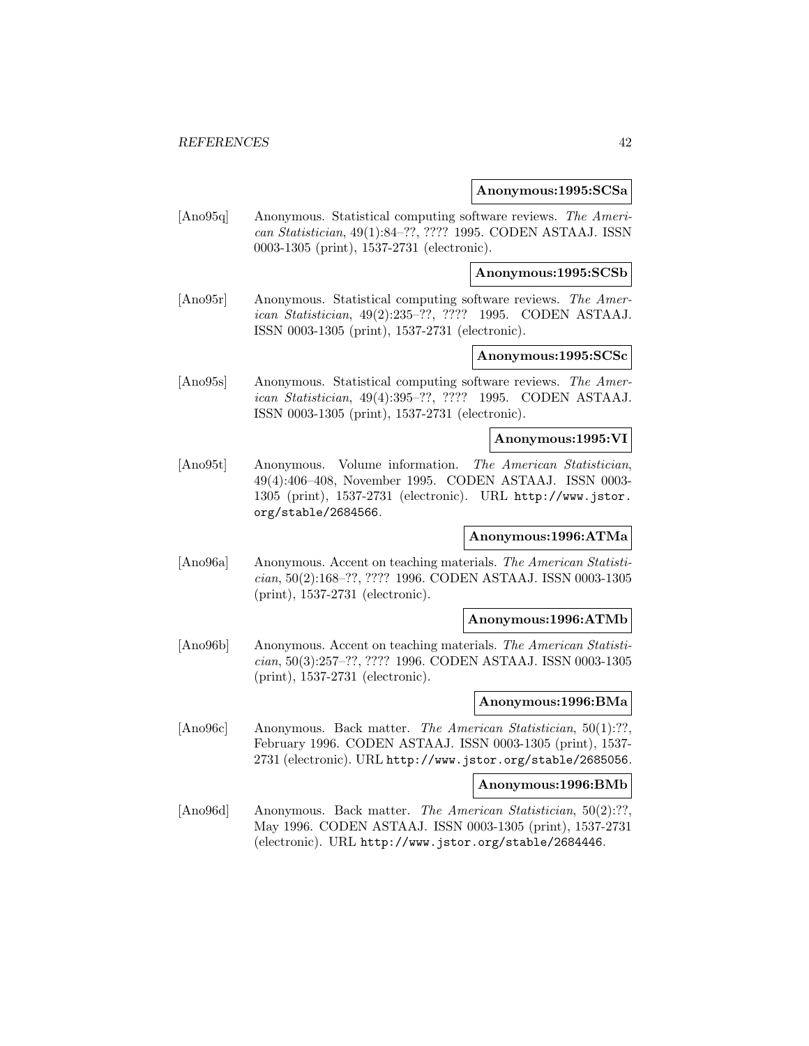**Anonymous:1995:SCSa**

[Ano95q] Anonymous. Statistical computing software reviews. *The American Statistician*, 49(1):84–??, ???? 1995. CODEN ASTAAJ. ISSN 0003-1305 (print), 1537-2731 (electronic).

**Anonymous:1995:SCSb**

[Ano95r] Anonymous. Statistical computing software reviews. *The American Statistician*, 49(2):235–??, ???? 1995. CODEN ASTAAJ. ISSN 0003-1305 (print), 1537-2731 (electronic).

**Anonymous:1995:SCSc**

[Ano95s] Anonymous. Statistical computing software reviews. *The American Statistician*, 49(4):395–??, ???? 1995. CODEN ASTAAJ. ISSN 0003-1305 (print), 1537-2731 (electronic).

**Anonymous:1995:VI**

[Ano95t] Anonymous. Volume information. *The American Statistician*, 49(4):406–408, November 1995. CODEN ASTAAJ. ISSN 0003-1305 (print), 1537-2731 (electronic). URL http://www.jstor.org/stable/2684566.

**Anonymous:1996:ATMa**

[Ano96a] Anonymous. Accent on teaching materials. *The American Statistician*, 50(2):168–??, ???? 1996. CODEN ASTAAJ. ISSN 0003-1305 (print), 1537-2731 (electronic).

**Anonymous:1996:ATMb**

[Ano96b] Anonymous. Accent on teaching materials. *The American Statistician*, 50(3):257–??, ???? 1996. CODEN ASTAAJ. ISSN 0003-1305 (print), 1537-2731 (electronic).

**Anonymous:1996:BMa**

[Ano96c] Anonymous. Back matter. *The American Statistician*, 50(1):??, February 1996. CODEN ASTAAJ. ISSN 0003-1305 (print), 1537-2731 (electronic). URL http://www.jstor.org/stable/2685056.

**Anonymous:1996:BMb**

[Ano96d] Anonymous. Back matter. *The American Statistician*, 50(2):??, May 1996. CODEN ASTAAJ. ISSN 0003-1305 (print), 1537-2731 (electronic). URL http://www.jstor.org/stable/2684446.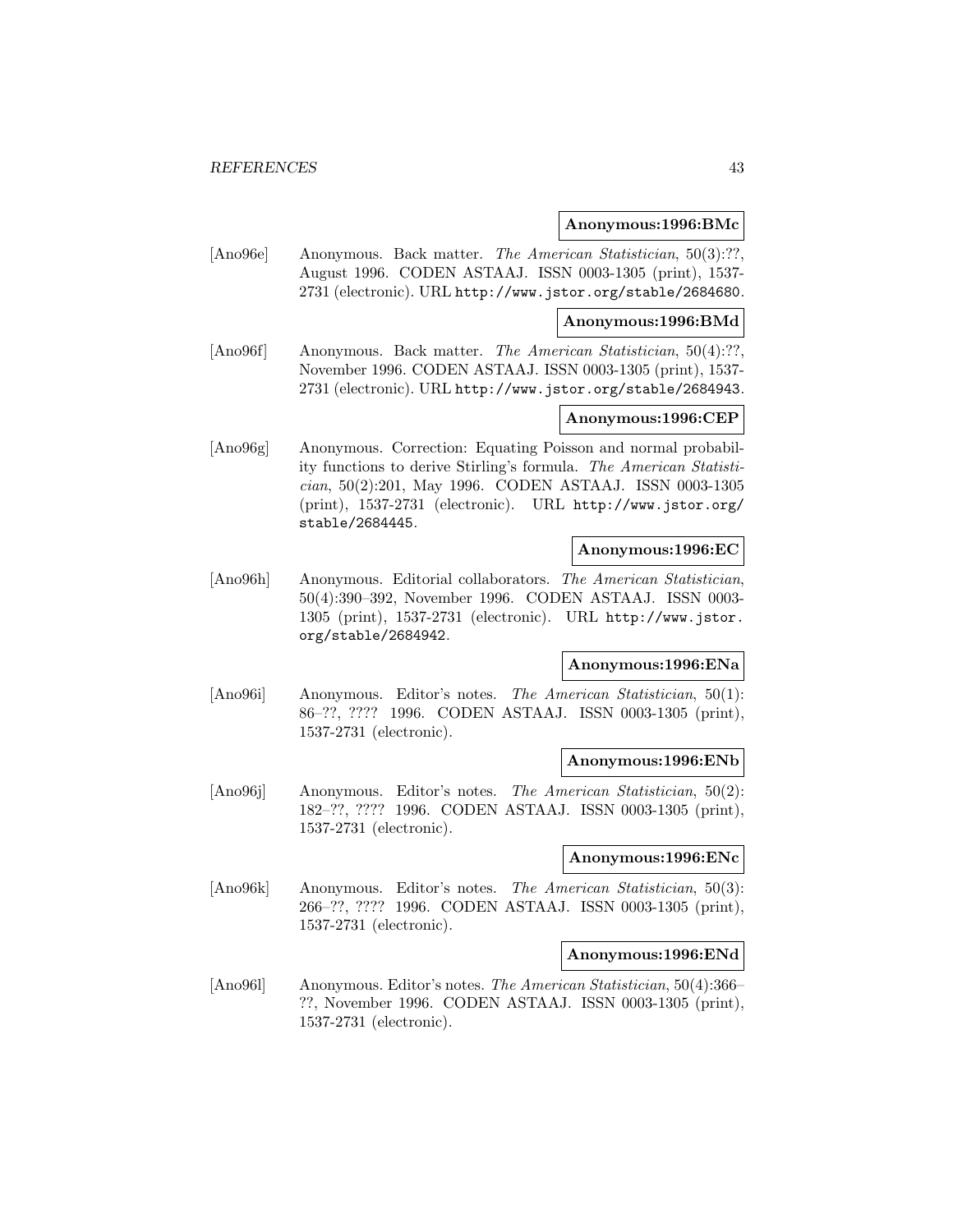**Anonymous:1996:BMc**

[Ano96e] Anonymous. Back matter. *The American Statistician*, 50(3):??, August 1996. CODEN ASTAAJ. ISSN 0003-1305 (print), 1537-2731 (electronic). URL http://www.jstor.org/stable/2684680.

**Anonymous:1996:BMd**

[Ano96f] Anonymous. Back matter. *The American Statistician*, 50(4):??, November 1996. CODEN ASTAAJ. ISSN 0003-1305 (print), 1537-2731 (electronic). URL http://www.jstor.org/stable/2684943.

**Anonymous:1996:CEP**

[Ano96g] Anonymous. Correction: Equating Poisson and normal probability functions to derive Stirling's formula. *The American Statistician*, 50(2):201, May 1996. CODEN ASTAAJ. ISSN 0003-1305 (print), 1537-2731 (electronic). URL http://www.jstor.org/stable/2684445.

**Anonymous:1996:EC**

[Ano96h] Anonymous. Editorial collaborators. *The American Statistician*, 50(4):390–392, November 1996. CODEN ASTAAJ. ISSN 0003-1305 (print), 1537-2731 (electronic). URL http://www.jstor.org/stable/2684942.

**Anonymous:1996:ENa**

[Ano96i] Anonymous. Editor's notes. *The American Statistician*, 50(1): 86–??, ???? 1996. CODEN ASTAAJ. ISSN 0003-1305 (print), 1537-2731 (electronic).

**Anonymous:1996:ENb**

[Ano96j] Anonymous. Editor's notes. *The American Statistician*, 50(2): 182–??, ???? 1996. CODEN ASTAAJ. ISSN 0003-1305 (print), 1537-2731 (electronic).

**Anonymous:1996:ENc**

[Ano96k] Anonymous. Editor's notes. *The American Statistician*, 50(3): 266–??, ???? 1996. CODEN ASTAAJ. ISSN 0003-1305 (print), 1537-2731 (electronic).

**Anonymous:1996:ENd**

[Ano96l] Anonymous. Editor's notes. *The American Statistician*, 50(4):366–??, November 1996. CODEN ASTAAJ. ISSN 0003-1305 (print), 1537-2731 (electronic).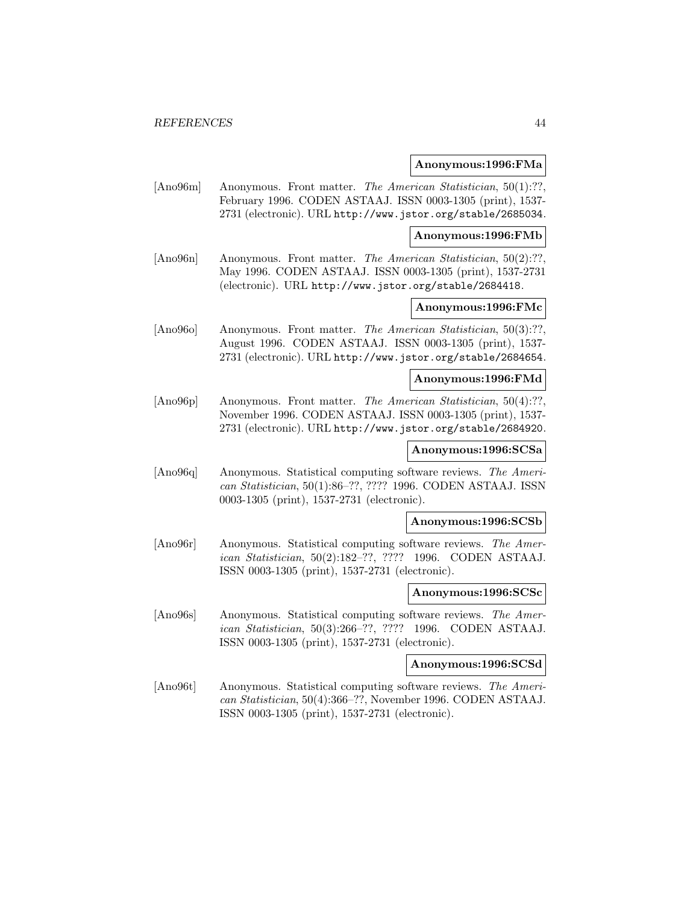**Anonymous:1996:FMa**

[Ano96m] Anonymous. Front matter. *The American Statistician*, 50(1):??, February 1996. CODEN ASTAAJ. ISSN 0003-1305 (print), 1537-2731 (electronic). URL http://www.jstor.org/stable/2685034.

**Anonymous:1996:FMb**

[Ano96n] Anonymous. Front matter. *The American Statistician*, 50(2):??, May 1996. CODEN ASTAAJ. ISSN 0003-1305 (print), 1537-2731 (electronic). URL http://www.jstor.org/stable/2684418.

**Anonymous:1996:FMc**

[Ano96o] Anonymous. Front matter. *The American Statistician*, 50(3):??, August 1996. CODEN ASTAAJ. ISSN 0003-1305 (print), 1537-2731 (electronic). URL http://www.jstor.org/stable/2684654.

**Anonymous:1996:FMd**

[Ano96p] Anonymous. Front matter. *The American Statistician*, 50(4):??, November 1996. CODEN ASTAAJ. ISSN 0003-1305 (print), 1537-2731 (electronic). URL http://www.jstor.org/stable/2684920.

**Anonymous:1996:SCSa**

[Ano96q] Anonymous. Statistical computing software reviews. *The American Statistician*, 50(1):86–??, ???? 1996. CODEN ASTAAJ. ISSN 0003-1305 (print), 1537-2731 (electronic).

**Anonymous:1996:SCSb**

[Ano96r] Anonymous. Statistical computing software reviews. *The American Statistician*, 50(2):182–??, ???? 1996. CODEN ASTAAJ. ISSN 0003-1305 (print), 1537-2731 (electronic).

**Anonymous:1996:SCSc**

[Ano96s] Anonymous. Statistical computing software reviews. *The American Statistician*, 50(3):266–??, ???? 1996. CODEN ASTAAJ. ISSN 0003-1305 (print), 1537-2731 (electronic).

**Anonymous:1996:SCSd**

[Ano96t] Anonymous. Statistical computing software reviews. *The American Statistician*, 50(4):366–??, November 1996. CODEN ASTAAJ. ISSN 0003-1305 (print), 1537-2731 (electronic).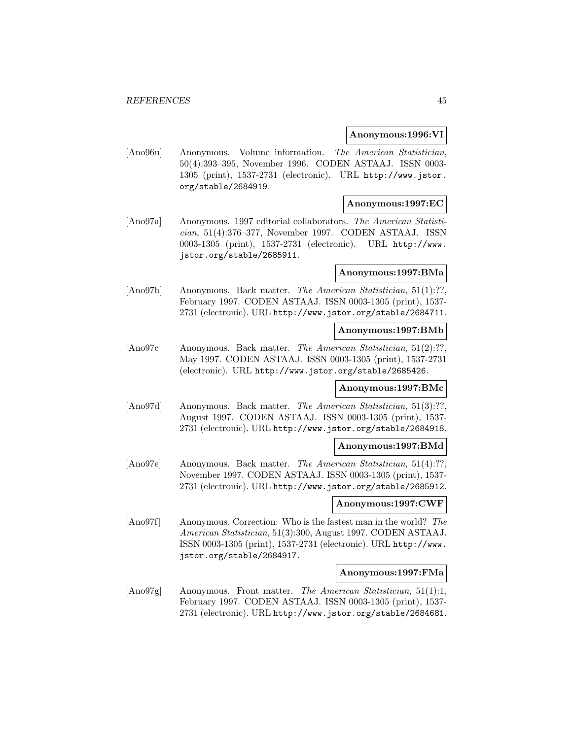**Anonymous:1996:VI**

[Ano96u] Anonymous. Volume information. *The American Statistician*, 50(4):393–395, November 1996. CODEN ASTAAJ. ISSN 0003-1305 (print), 1537-2731 (electronic). URL http://www.jstor.org/stable/2684919.

**Anonymous:1997:EC**

[Ano97a] Anonymous. 1997 editorial collaborators. *The American Statistician*, 51(4):376–377, November 1997. CODEN ASTAAJ. ISSN 0003-1305 (print), 1537-2731 (electronic). URL http://www.jstor.org/stable/2685911.

**Anonymous:1997:BMa**

[Ano97b] Anonymous. Back matter. *The American Statistician*, 51(1):??, February 1997. CODEN ASTAAJ. ISSN 0003-1305 (print), 1537-2731 (electronic). URL http://www.jstor.org/stable/2684711.

**Anonymous:1997:BMb**

[Ano97c] Anonymous. Back matter. *The American Statistician*, 51(2):??, May 1997. CODEN ASTAAJ. ISSN 0003-1305 (print), 1537-2731 (electronic). URL http://www.jstor.org/stable/2685426.

**Anonymous:1997:BMc**

[Ano97d] Anonymous. Back matter. *The American Statistician*, 51(3):??, August 1997. CODEN ASTAAJ. ISSN 0003-1305 (print), 1537-2731 (electronic). URL http://www.jstor.org/stable/2684918.

**Anonymous:1997:BMd**

[Ano97e] Anonymous. Back matter. *The American Statistician*, 51(4):??, November 1997. CODEN ASTAAJ. ISSN 0003-1305 (print), 1537-2731 (electronic). URL http://www.jstor.org/stable/2685912.

**Anonymous:1997:CWF**

[Ano97f] Anonymous. Correction: Who is the fastest man in the world? *The American Statistician*, 51(3):300, August 1997. CODEN ASTAAJ. ISSN 0003-1305 (print), 1537-2731 (electronic). URL http://www.jstor.org/stable/2684917.

**Anonymous:1997:FMa**

[Ano97g] Anonymous. Front matter. *The American Statistician*, 51(1):1, February 1997. CODEN ASTAAJ. ISSN 0003-1305 (print), 1537-2731 (electronic). URL http://www.jstor.org/stable/2684681.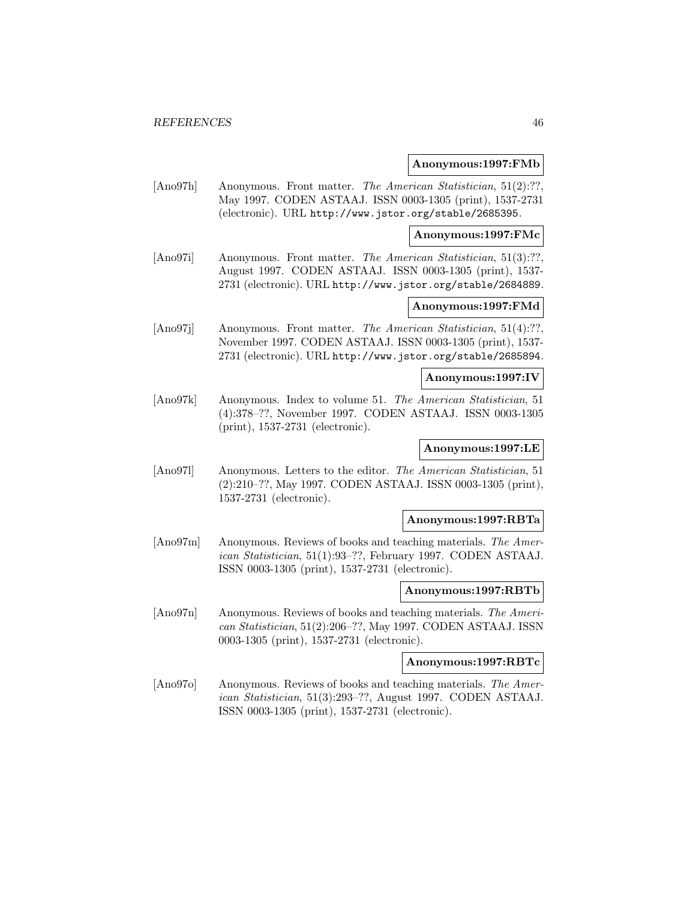**Anonymous:1997:FMb**

[Ano97h] Anonymous. Front matter. *The American Statistician*, 51(2):??, May 1997. CODEN ASTAAJ. ISSN 0003-1305 (print), 1537-2731 (electronic). URL `http://www.jstor.org/stable/2685395`.

**Anonymous:1997:FMc**

[Ano97i] Anonymous. Front matter. *The American Statistician*, 51(3):??, August 1997. CODEN ASTAAJ. ISSN 0003-1305 (print), 1537-2731 (electronic). URL `http://www.jstor.org/stable/2684889`.

**Anonymous:1997:FMd**

[Ano97j] Anonymous. Front matter. *The American Statistician*, 51(4):??, November 1997. CODEN ASTAAJ. ISSN 0003-1305 (print), 1537-2731 (electronic). URL `http://www.jstor.org/stable/2685894`.

**Anonymous:1997:IV**

[Ano97k] Anonymous. Index to volume 51. *The American Statistician*, 51 (4):378–??, November 1997. CODEN ASTAAJ. ISSN 0003-1305 (print), 1537-2731 (electronic).

**Anonymous:1997:LE**

[Ano97l] Anonymous. Letters to the editor. *The American Statistician*, 51 (2):210–??, May 1997. CODEN ASTAAJ. ISSN 0003-1305 (print), 1537-2731 (electronic).

**Anonymous:1997:RBTa**

[Ano97m] Anonymous. Reviews of books and teaching materials. *The American Statistician*, 51(1):93–??, February 1997. CODEN ASTAAJ. ISSN 0003-1305 (print), 1537-2731 (electronic).

**Anonymous:1997:RBTb**

[Ano97n] Anonymous. Reviews of books and teaching materials. *The American Statistician*, 51(2):206–??, May 1997. CODEN ASTAAJ. ISSN 0003-1305 (print), 1537-2731 (electronic).

**Anonymous:1997:RBTc**

[Ano97o] Anonymous. Reviews of books and teaching materials. *The American Statistician*, 51(3):293–??, August 1997. CODEN ASTAAJ. ISSN 0003-1305 (print), 1537-2731 (electronic).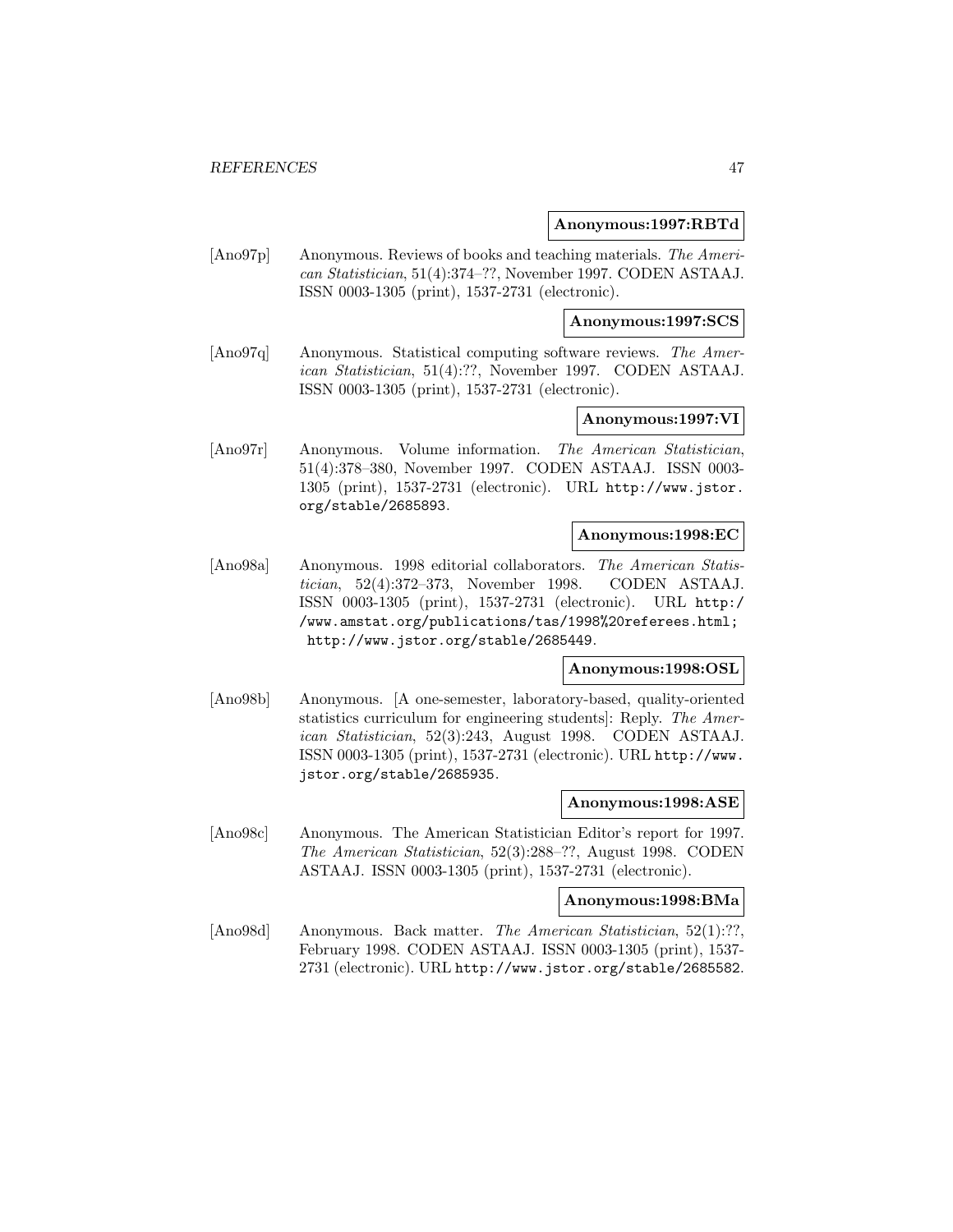**Anonymous:1997:RBTd**

[Ano97p] Anonymous. Reviews of books and teaching materials. *The American Statistician*, 51(4):374–??, November 1997. CODEN ASTAAJ. ISSN 0003-1305 (print), 1537-2731 (electronic).

**Anonymous:1997:SCS**

[Ano97q] Anonymous. Statistical computing software reviews. *The American Statistician*, 51(4):??, November 1997. CODEN ASTAAJ. ISSN 0003-1305 (print), 1537-2731 (electronic).

**Anonymous:1997:VI**

[Ano97r] Anonymous. Volume information. *The American Statistician*, 51(4):378–380, November 1997. CODEN ASTAAJ. ISSN 0003-1305 (print), 1537-2731 (electronic). URL http://www.jstor.org/stable/2685893.

**Anonymous:1998:EC**

[Ano98a] Anonymous. 1998 editorial collaborators. *The American Statistician*, 52(4):372–373, November 1998. CODEN ASTAAJ. ISSN 0003-1305 (print), 1537-2731 (electronic). URL http://www.amstat.org/publications/tas/1998%20referees.html; http://www.jstor.org/stable/2685449.

**Anonymous:1998:OSL**

[Ano98b] Anonymous. [A one-semester, laboratory-based, quality-oriented statistics curriculum for engineering students]: Reply. *The American Statistician*, 52(3):243, August 1998. CODEN ASTAAJ. ISSN 0003-1305 (print), 1537-2731 (electronic). URL http://www.jstor.org/stable/2685935.

**Anonymous:1998:ASE**

[Ano98c] Anonymous. The American Statistician Editor's report for 1997. *The American Statistician*, 52(3):288–??, August 1998. CODEN ASTAAJ. ISSN 0003-1305 (print), 1537-2731 (electronic).

**Anonymous:1998:BMa**

[Ano98d] Anonymous. Back matter. *The American Statistician*, 52(1):??, February 1998. CODEN ASTAAJ. ISSN 0003-1305 (print), 1537-2731 (electronic). URL http://www.jstor.org/stable/2685582.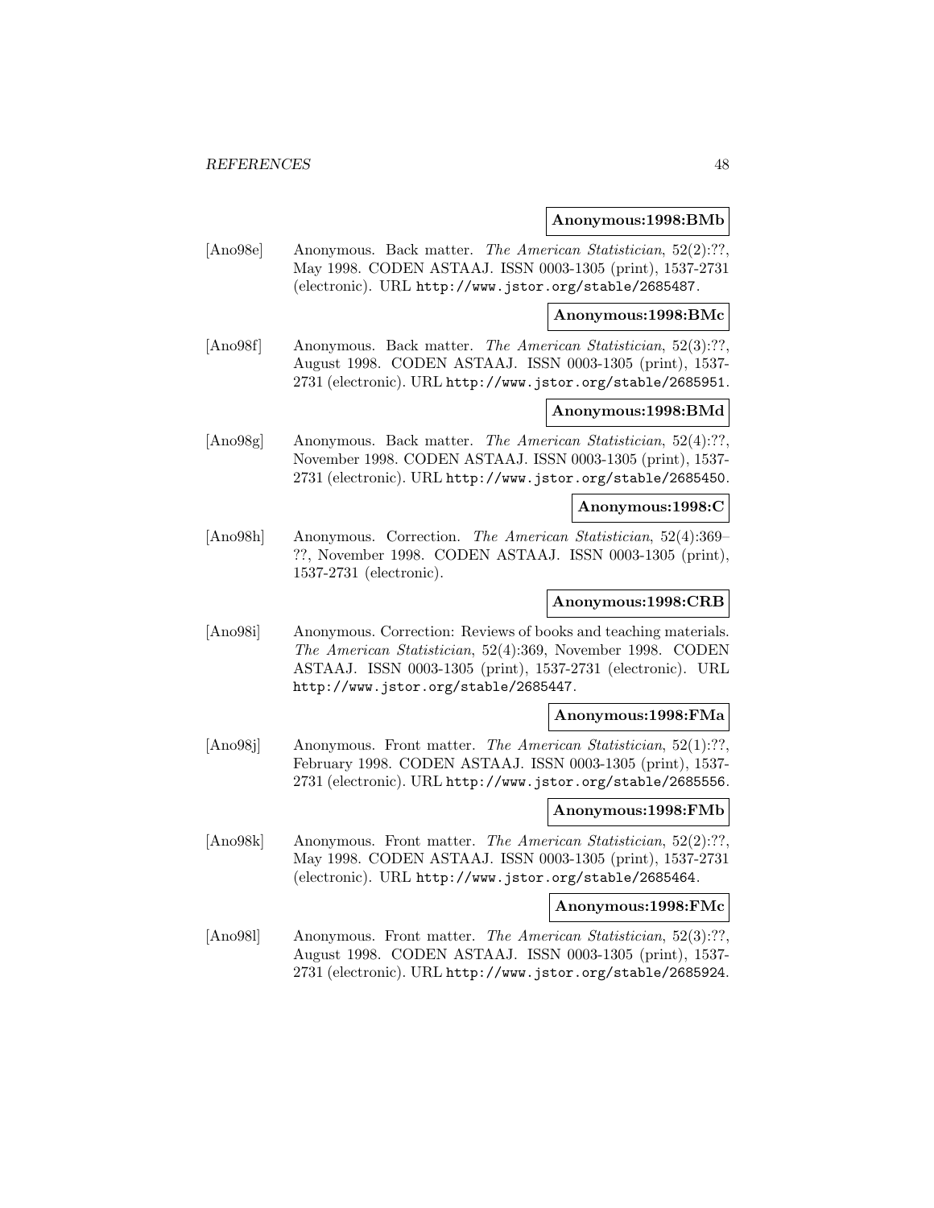**Anonymous:1998:BMb**

[Ano98e] Anonymous. Back matter. *The American Statistician*, 52(2):??, May 1998. CODEN ASTAAJ. ISSN 0003-1305 (print), 1537-2731 (electronic). URL http://www.jstor.org/stable/2685487.

**Anonymous:1998:BMc**

[Ano98f] Anonymous. Back matter. *The American Statistician*, 52(3):??, August 1998. CODEN ASTAAJ. ISSN 0003-1305 (print), 1537-2731 (electronic). URL http://www.jstor.org/stable/2685951.

**Anonymous:1998:BMd**

[Ano98g] Anonymous. Back matter. *The American Statistician*, 52(4):??, November 1998. CODEN ASTAAJ. ISSN 0003-1305 (print), 1537-2731 (electronic). URL http://www.jstor.org/stable/2685450.

**Anonymous:1998:C**

[Ano98h] Anonymous. Correction. *The American Statistician*, 52(4):369–??, November 1998. CODEN ASTAAJ. ISSN 0003-1305 (print), 1537-2731 (electronic).

**Anonymous:1998:CRB**

[Ano98i] Anonymous. Correction: Reviews of books and teaching materials. *The American Statistician*, 52(4):369, November 1998. CODEN ASTAAJ. ISSN 0003-1305 (print), 1537-2731 (electronic). URL http://www.jstor.org/stable/2685447.

**Anonymous:1998:FMa**

[Ano98j] Anonymous. Front matter. *The American Statistician*, 52(1):??, February 1998. CODEN ASTAAJ. ISSN 0003-1305 (print), 1537-2731 (electronic). URL http://www.jstor.org/stable/2685556.

**Anonymous:1998:FMb**

[Ano98k] Anonymous. Front matter. *The American Statistician*, 52(2):??, May 1998. CODEN ASTAAJ. ISSN 0003-1305 (print), 1537-2731 (electronic). URL http://www.jstor.org/stable/2685464.

**Anonymous:1998:FMc**

[Ano98l] Anonymous. Front matter. *The American Statistician*, 52(3):??, August 1998. CODEN ASTAAJ. ISSN 0003-1305 (print), 1537-2731 (electronic). URL http://www.jstor.org/stable/2685924.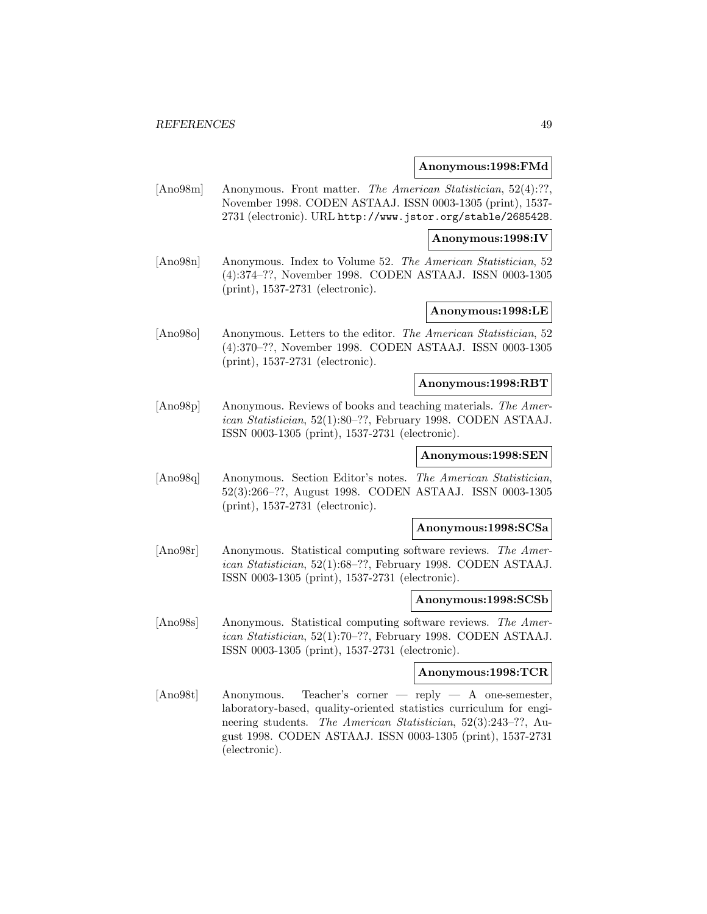**Anonymous:1998:FMd**

[Ano98m] Anonymous. Front matter. *The American Statistician*, 52(4):??, November 1998. CODEN ASTAAJ. ISSN 0003-1305 (print), 1537-2731 (electronic). URL http://www.jstor.org/stable/2685428.

**Anonymous:1998:IV**

[Ano98n] Anonymous. Index to Volume 52. *The American Statistician*, 52 (4):374–??, November 1998. CODEN ASTAAJ. ISSN 0003-1305 (print), 1537-2731 (electronic).

**Anonymous:1998:LE**

[Ano98o] Anonymous. Letters to the editor. *The American Statistician*, 52 (4):370–??, November 1998. CODEN ASTAAJ. ISSN 0003-1305 (print), 1537-2731 (electronic).

**Anonymous:1998:RBT**

[Ano98p] Anonymous. Reviews of books and teaching materials. *The American Statistician*, 52(1):80–??, February 1998. CODEN ASTAAJ. ISSN 0003-1305 (print), 1537-2731 (electronic).

**Anonymous:1998:SEN**

[Ano98q] Anonymous. Section Editor's notes. *The American Statistician*, 52(3):266–??, August 1998. CODEN ASTAAJ. ISSN 0003-1305 (print), 1537-2731 (electronic).

**Anonymous:1998:SCSa**

[Ano98r] Anonymous. Statistical computing software reviews. *The American Statistician*, 52(1):68–??, February 1998. CODEN ASTAAJ. ISSN 0003-1305 (print), 1537-2731 (electronic).

**Anonymous:1998:SCSb**

[Ano98s] Anonymous. Statistical computing software reviews. *The American Statistician*, 52(1):70–??, February 1998. CODEN ASTAAJ. ISSN 0003-1305 (print), 1537-2731 (electronic).

**Anonymous:1998:TCR**

[Ano98t] Anonymous. Teacher's corner — reply — A one-semester, laboratory-based, quality-oriented statistics curriculum for engineering students. *The American Statistician*, 52(3):243–??, August 1998. CODEN ASTAAJ. ISSN 0003-1305 (print), 1537-2731 (electronic).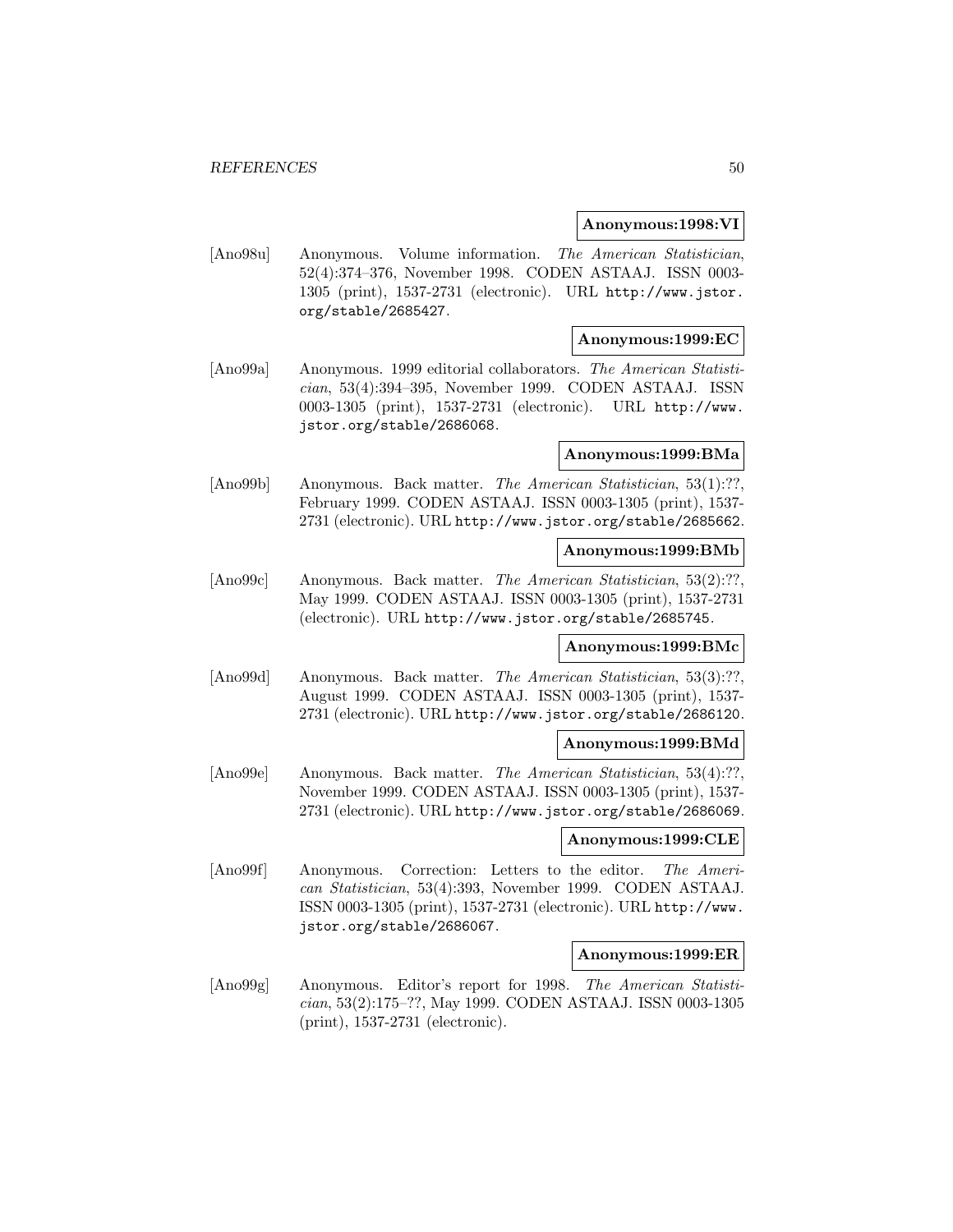**Anonymous:1998:VI**

[Ano98u] Anonymous. Volume information. *The American Statistician*, 52(4):374–376, November 1998. CODEN ASTAAJ. ISSN 0003-1305 (print), 1537-2731 (electronic). URL http://www.jstor.org/stable/2685427.

**Anonymous:1999:EC**

[Ano99a] Anonymous. 1999 editorial collaborators. *The American Statistician*, 53(4):394–395, November 1999. CODEN ASTAAJ. ISSN 0003-1305 (print), 1537-2731 (electronic). URL http://www.jstor.org/stable/2686068.

**Anonymous:1999:BMa**

[Ano99b] Anonymous. Back matter. *The American Statistician*, 53(1):??, February 1999. CODEN ASTAAJ. ISSN 0003-1305 (print), 1537-2731 (electronic). URL http://www.jstor.org/stable/2685662.

**Anonymous:1999:BMb**

[Ano99c] Anonymous. Back matter. *The American Statistician*, 53(2):??, May 1999. CODEN ASTAAJ. ISSN 0003-1305 (print), 1537-2731 (electronic). URL http://www.jstor.org/stable/2685745.

**Anonymous:1999:BMc**

[Ano99d] Anonymous. Back matter. *The American Statistician*, 53(3):??, August 1999. CODEN ASTAAJ. ISSN 0003-1305 (print), 1537-2731 (electronic). URL http://www.jstor.org/stable/2686120.

**Anonymous:1999:BMd**

[Ano99e] Anonymous. Back matter. *The American Statistician*, 53(4):??, November 1999. CODEN ASTAAJ. ISSN 0003-1305 (print), 1537-2731 (electronic). URL http://www.jstor.org/stable/2686069.

**Anonymous:1999:CLE**

[Ano99f] Anonymous. Correction: Letters to the editor. *The American Statistician*, 53(4):393, November 1999. CODEN ASTAAJ. ISSN 0003-1305 (print), 1537-2731 (electronic). URL http://www.jstor.org/stable/2686067.

**Anonymous:1999:ER**

[Ano99g] Anonymous. Editor's report for 1998. *The American Statistician*, 53(2):175–??, May 1999. CODEN ASTAAJ. ISSN 0003-1305 (print), 1537-2731 (electronic).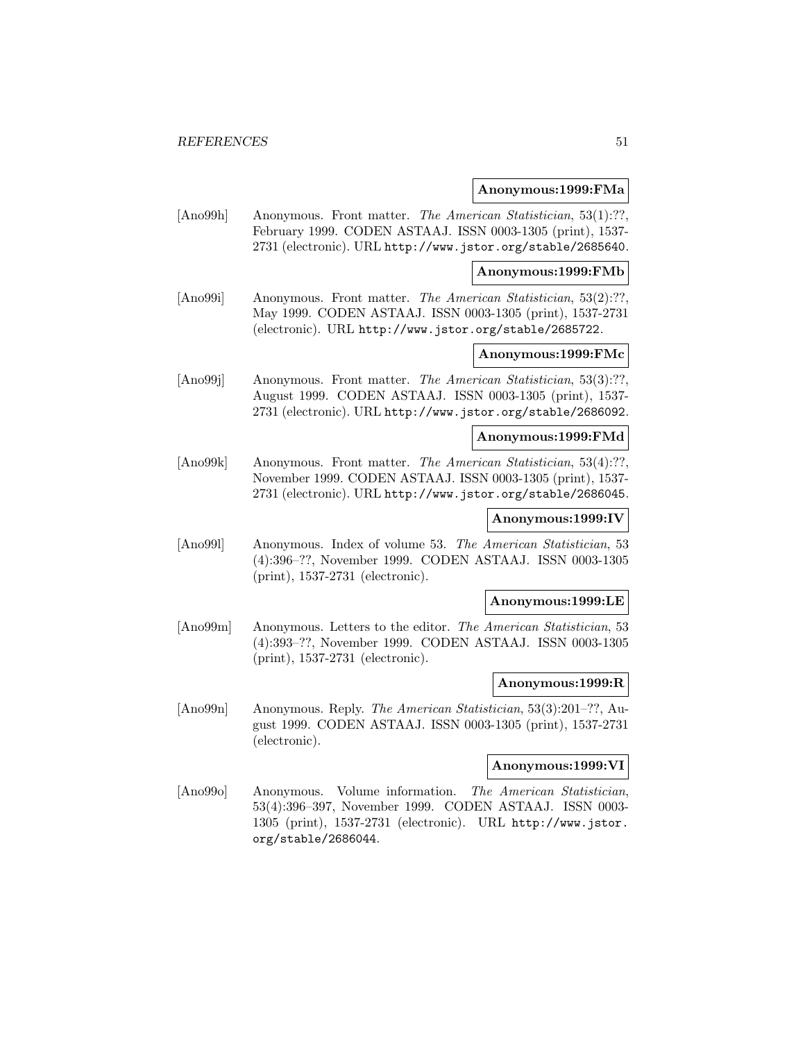**Anonymous:1999:FMa**

[Ano99h] Anonymous. Front matter. *The American Statistician*, 53(1):??, February 1999. CODEN ASTAAJ. ISSN 0003-1305 (print), 1537-2731 (electronic). URL http://www.jstor.org/stable/2685640.

**Anonymous:1999:FMb**

[Ano99i] Anonymous. Front matter. *The American Statistician*, 53(2):??, May 1999. CODEN ASTAAJ. ISSN 0003-1305 (print), 1537-2731 (electronic). URL http://www.jstor.org/stable/2685722.

**Anonymous:1999:FMc**

[Ano99j] Anonymous. Front matter. *The American Statistician*, 53(3):??, August 1999. CODEN ASTAAJ. ISSN 0003-1305 (print), 1537-2731 (electronic). URL http://www.jstor.org/stable/2686092.

**Anonymous:1999:FMd**

[Ano99k] Anonymous. Front matter. *The American Statistician*, 53(4):??, November 1999. CODEN ASTAAJ. ISSN 0003-1305 (print), 1537-2731 (electronic). URL http://www.jstor.org/stable/2686045.

**Anonymous:1999:IV**

[Ano99l] Anonymous. Index of volume 53. *The American Statistician*, 53 (4):396–??, November 1999. CODEN ASTAAJ. ISSN 0003-1305 (print), 1537-2731 (electronic).

**Anonymous:1999:LE**

[Ano99m] Anonymous. Letters to the editor. *The American Statistician*, 53 (4):393–??, November 1999. CODEN ASTAAJ. ISSN 0003-1305 (print), 1537-2731 (electronic).

**Anonymous:1999:R**

[Ano99n] Anonymous. Reply. *The American Statistician*, 53(3):201–??, August 1999. CODEN ASTAAJ. ISSN 0003-1305 (print), 1537-2731 (electronic).

**Anonymous:1999:VI**

[Ano99o] Anonymous. Volume information. *The American Statistician*, 53(4):396–397, November 1999. CODEN ASTAAJ. ISSN 0003-1305 (print), 1537-2731 (electronic). URL http://www.jstor.org/stable/2686044.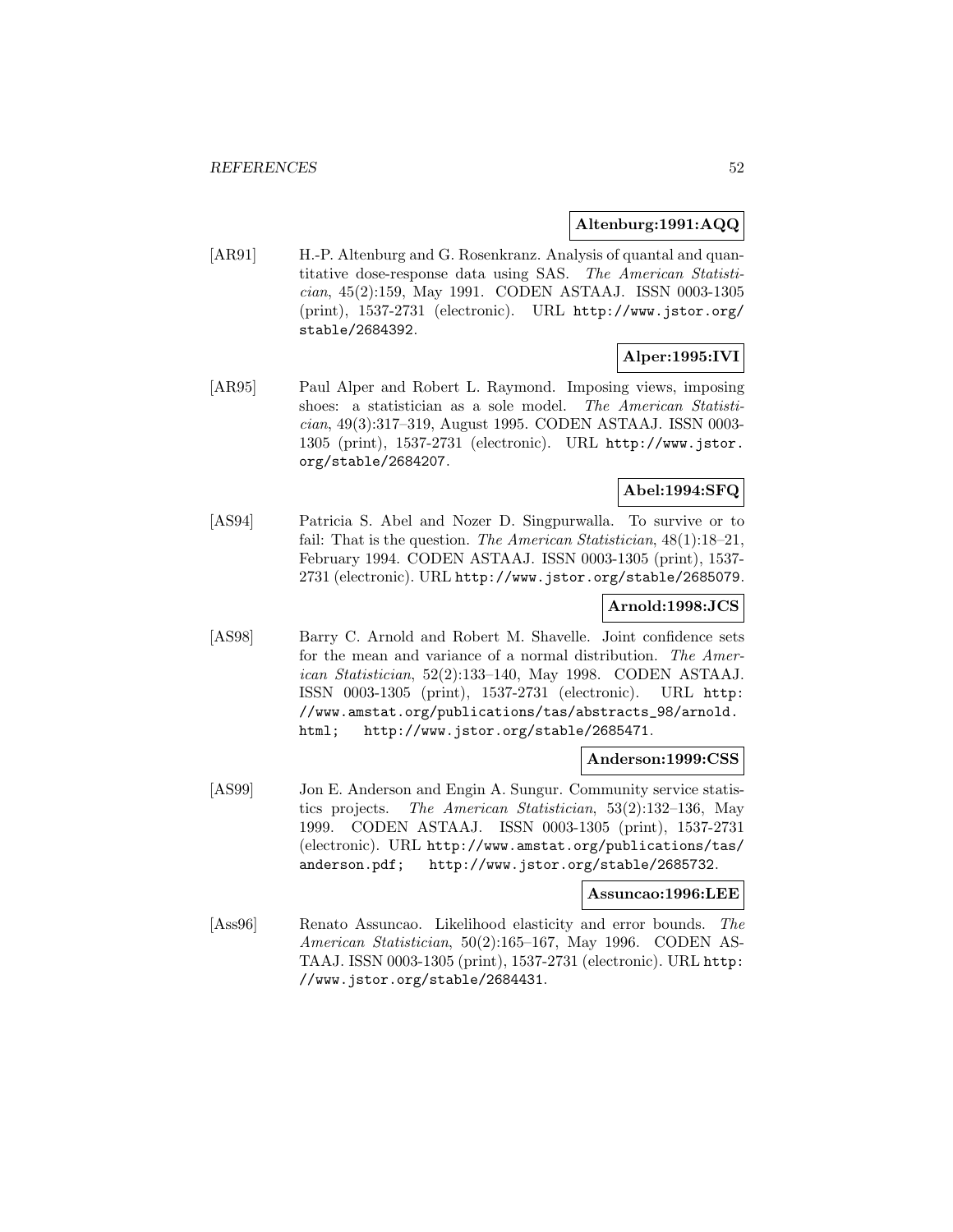**Altenburg:1991:AQQ**

[AR91] H.-P. Altenburg and G. Rosenkranz. Analysis of quantal and quantitative dose-response data using SAS. *The American Statistician*, 45(2):159, May 1991. CODEN ASTAAJ. ISSN 0003-1305 (print), 1537-2731 (electronic). URL http://www.jstor.org/stable/2684392.

**Alper:1995:IVI**

[AR95] Paul Alper and Robert L. Raymond. Imposing views, imposing shoes: a statistician as a sole model. *The American Statistician*, 49(3):317–319, August 1995. CODEN ASTAAJ. ISSN 0003-1305 (print), 1537-2731 (electronic). URL http://www.jstor.org/stable/2684207.

**Abel:1994:SFQ**

[AS94] Patricia S. Abel and Nozer D. Singpurwalla. To survive or to fail: That is the question. *The American Statistician*, 48(1):18–21, February 1994. CODEN ASTAAJ. ISSN 0003-1305 (print), 1537-2731 (electronic). URL http://www.jstor.org/stable/2685079.

**Arnold:1998:JCS**

[AS98] Barry C. Arnold and Robert M. Shavelle. Joint confidence sets for the mean and variance of a normal distribution. *The American Statistician*, 52(2):133–140, May 1998. CODEN ASTAAJ. ISSN 0003-1305 (print), 1537-2731 (electronic). URL http://www.amstat.org/publications/tas/abstracts_98/arnold.html; http://www.jstor.org/stable/2685471.

**Anderson:1999:CSS**

[AS99] Jon E. Anderson and Engin A. Sungur. Community service statistics projects. *The American Statistician*, 53(2):132–136, May 1999. CODEN ASTAAJ. ISSN 0003-1305 (print), 1537-2731 (electronic). URL http://www.amstat.org/publications/tas/anderson.pdf; http://www.jstor.org/stable/2685732.

**Assuncao:1996:LEE**

[Ass96] Renato Assuncao. Likelihood elasticity and error bounds. *The American Statistician*, 50(2):165–167, May 1996. CODEN ASTAAJ. ISSN 0003-1305 (print), 1537-2731 (electronic). URL http://www.jstor.org/stable/2684431.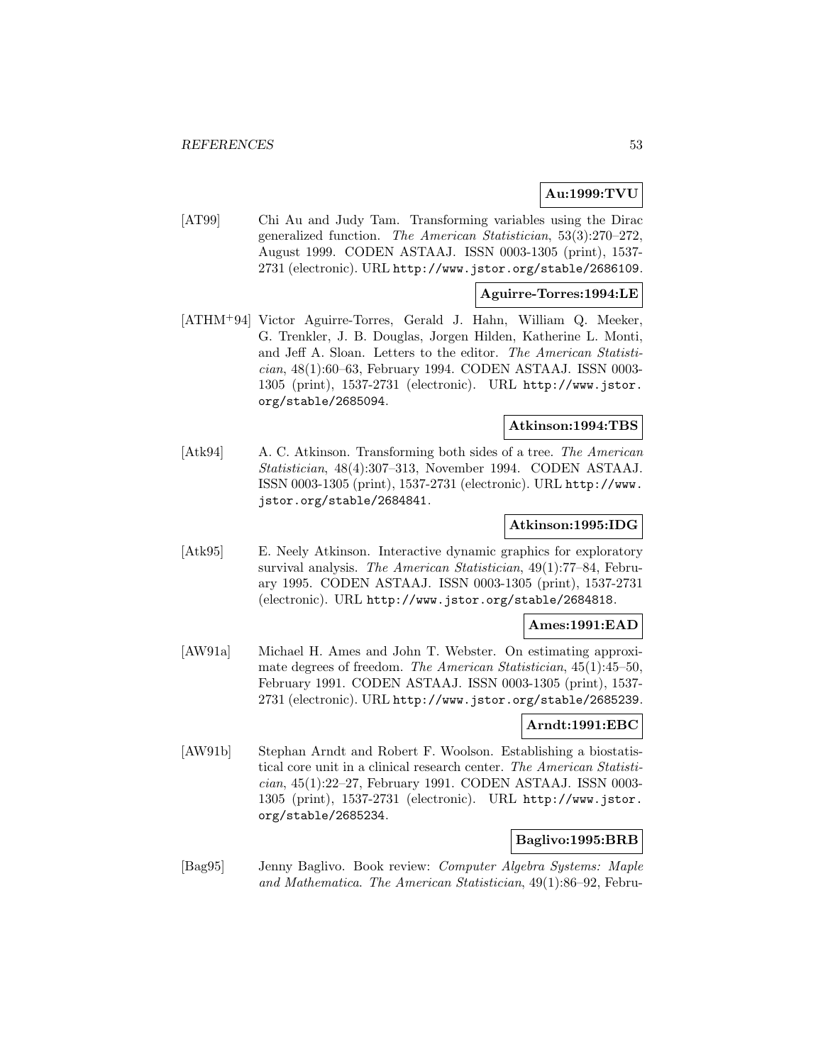**Au:1999:TVU**

[AT99] Chi Au and Judy Tam. Transforming variables using the Dirac generalized function. *The American Statistician*, 53(3):270–272, August 1999. CODEN ASTAAJ. ISSN 0003-1305 (print), 1537-2731 (electronic). URL http://www.jstor.org/stable/2686109.

**Aguirre-Torres:1994:LE**

[ATHM+94] Victor Aguirre-Torres, Gerald J. Hahn, William Q. Meeker, G. Trenkler, J. B. Douglas, Jorgen Hilden, Katherine L. Monti, and Jeff A. Sloan. Letters to the editor. *The American Statistician*, 48(1):60–63, February 1994. CODEN ASTAAJ. ISSN 0003-1305 (print), 1537-2731 (electronic). URL http://www.jstor.org/stable/2685094.

**Atkinson:1994:TBS**

[Atk94] A. C. Atkinson. Transforming both sides of a tree. *The American Statistician*, 48(4):307–313, November 1994. CODEN ASTAAJ. ISSN 0003-1305 (print), 1537-2731 (electronic). URL http://www.jstor.org/stable/2684841.

**Atkinson:1995:IDG**

[Atk95] E. Neely Atkinson. Interactive dynamic graphics for exploratory survival analysis. *The American Statistician*, 49(1):77–84, February 1995. CODEN ASTAAJ. ISSN 0003-1305 (print), 1537-2731 (electronic). URL http://www.jstor.org/stable/2684818.

**Ames:1991:EAD**

[AW91a] Michael H. Ames and John T. Webster. On estimating approximate degrees of freedom. *The American Statistician*, 45(1):45–50, February 1991. CODEN ASTAAJ. ISSN 0003-1305 (print), 1537-2731 (electronic). URL http://www.jstor.org/stable/2685239.

**Arndt:1991:EBC**

[AW91b] Stephan Arndt and Robert F. Woolson. Establishing a biostatistical core unit in a clinical research center. *The American Statistician*, 45(1):22–27, February 1991. CODEN ASTAAJ. ISSN 0003-1305 (print), 1537-2731 (electronic). URL http://www.jstor.org/stable/2685234.

**Baglivo:1995:BRB**

[Bag95] Jenny Baglivo. Book review: *Computer Algebra Systems: Maple and Mathematica*. *The American Statistician*, 49(1):86–92, Febru-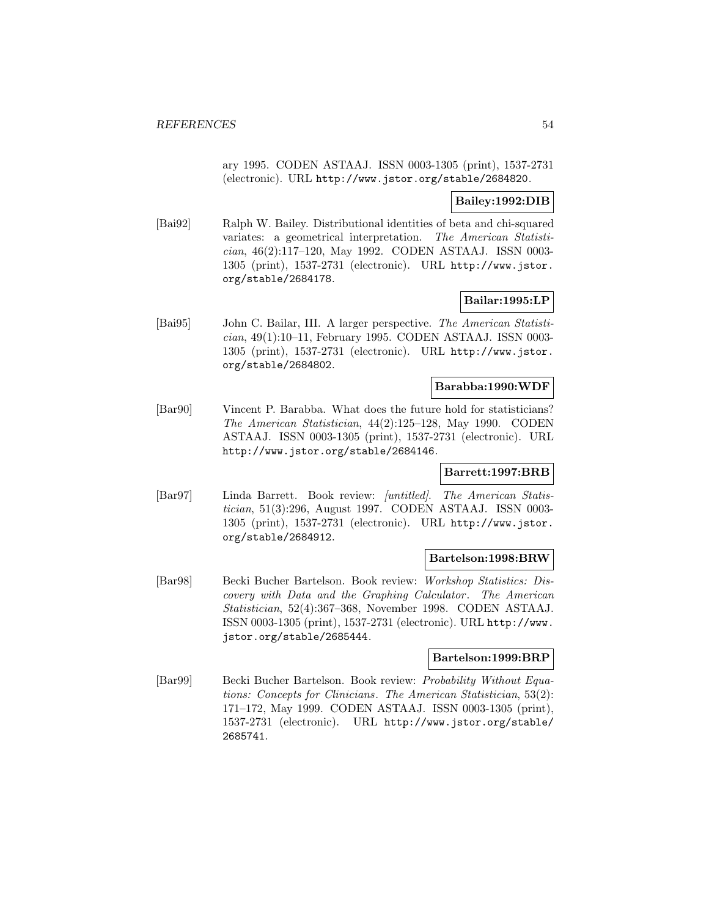ary 1995. CODEN ASTAAJ. ISSN 0003-1305 (print), 1537-2731 (electronic). URL http://www.jstor.org/stable/2684820.

**Bailey:1992:DIB**

[Bai92] Ralph W. Bailey. Distributional identities of beta and chi-squared variates: a geometrical interpretation. *The American Statistician*, 46(2):117–120, May 1992. CODEN ASTAAJ. ISSN 0003-1305 (print), 1537-2731 (electronic). URL http://www.jstor.org/stable/2684178.

**Bailar:1995:LP**

[Bai95] John C. Bailar, III. A larger perspective. *The American Statistician*, 49(1):10–11, February 1995. CODEN ASTAAJ. ISSN 0003-1305 (print), 1537-2731 (electronic). URL http://www.jstor.org/stable/2684802.

**Barabba:1990:WDF**

[Bar90] Vincent P. Barabba. What does the future hold for statisticians? *The American Statistician*, 44(2):125–128, May 1990. CODEN ASTAAJ. ISSN 0003-1305 (print), 1537-2731 (electronic). URL http://www.jstor.org/stable/2684146.

**Barrett:1997:BRB**

[Bar97] Linda Barrett. Book review: *[untitled]*. *The American Statistician*, 51(3):296, August 1997. CODEN ASTAAJ. ISSN 0003-1305 (print), 1537-2731 (electronic). URL http://www.jstor.org/stable/2684912.

**Bartelson:1998:BRW**

[Bar98] Becki Bucher Bartelson. Book review: *Workshop Statistics: Discovery with Data and the Graphing Calculator*. *The American Statistician*, 52(4):367–368, November 1998. CODEN ASTAAJ. ISSN 0003-1305 (print), 1537-2731 (electronic). URL http://www.jstor.org/stable/2685444.

**Bartelson:1999:BRP**

[Bar99] Becki Bucher Bartelson. Book review: *Probability Without Equations: Concepts for Clinicians*. *The American Statistician*, 53(2):171–172, May 1999. CODEN ASTAAJ. ISSN 0003-1305 (print), 1537-2731 (electronic). URL http://www.jstor.org/stable/2685741.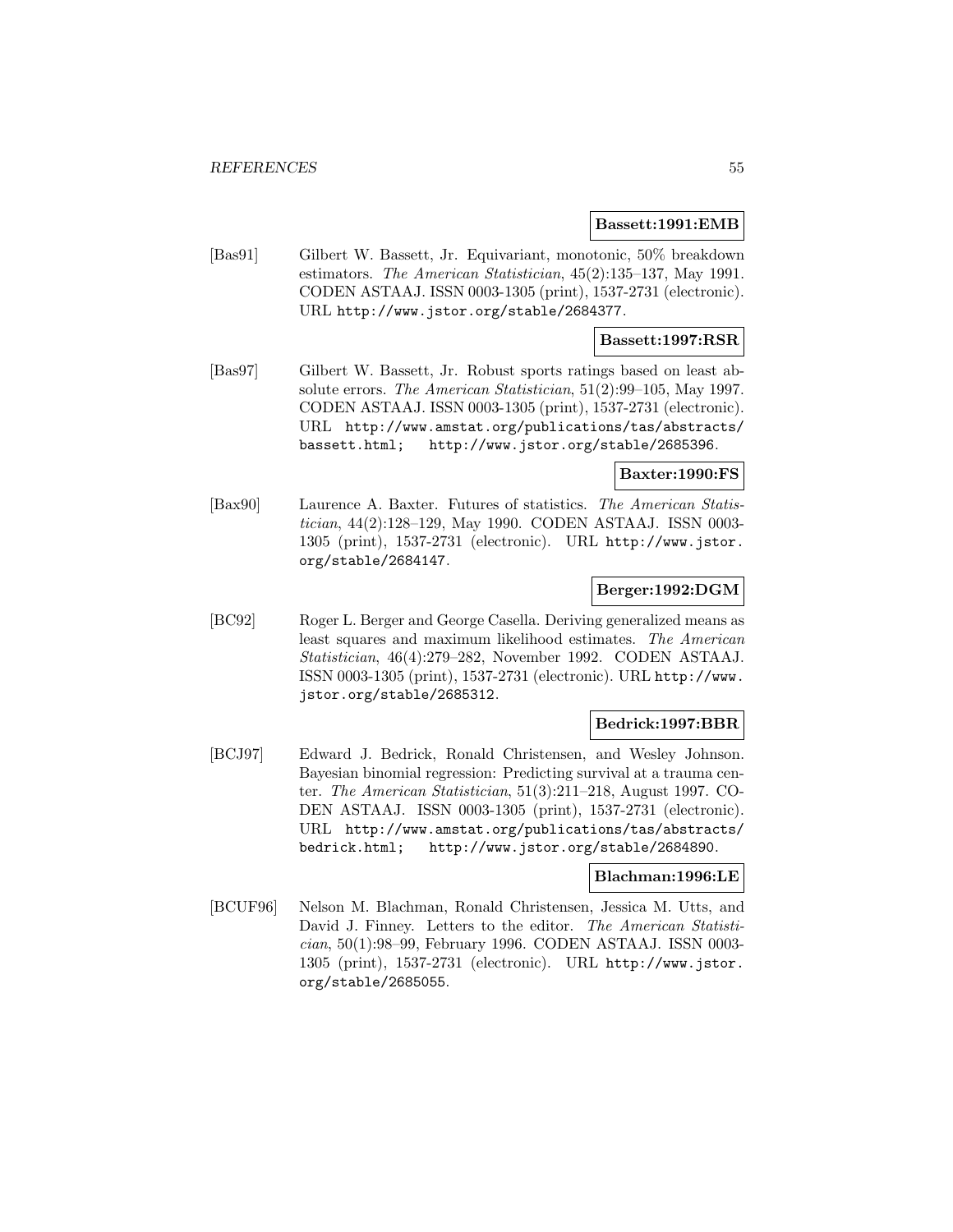**Bassett:1991:EMB**

[Bas91] Gilbert W. Bassett, Jr. Equivariant, monotonic, 50% breakdown estimators. *The American Statistician*, 45(2):135–137, May 1991. CODEN ASTAAJ. ISSN 0003-1305 (print), 1537-2731 (electronic). URL http://www.jstor.org/stable/2684377.

**Bassett:1997:RSR**

[Bas97] Gilbert W. Bassett, Jr. Robust sports ratings based on least absolute errors. *The American Statistician*, 51(2):99–105, May 1997. CODEN ASTAAJ. ISSN 0003-1305 (print), 1537-2731 (electronic). URL http://www.amstat.org/publications/tas/abstracts/bassett.html; http://www.jstor.org/stable/2685396.

**Baxter:1990:FS**

[Bax90] Laurence A. Baxter. Futures of statistics. *The American Statistician*, 44(2):128–129, May 1990. CODEN ASTAAJ. ISSN 0003-1305 (print), 1537-2731 (electronic). URL http://www.jstor.org/stable/2684147.

**Berger:1992:DGM**

[BC92] Roger L. Berger and George Casella. Deriving generalized means as least squares and maximum likelihood estimates. *The American Statistician*, 46(4):279–282, November 1992. CODEN ASTAAJ. ISSN 0003-1305 (print), 1537-2731 (electronic). URL http://www.jstor.org/stable/2685312.

**Bedrick:1997:BBR**

[BCJ97] Edward J. Bedrick, Ronald Christensen, and Wesley Johnson. Bayesian binomial regression: Predicting survival at a trauma center. *The American Statistician*, 51(3):211–218, August 1997. CODEN ASTAAJ. ISSN 0003-1305 (print), 1537-2731 (electronic). URL http://www.amstat.org/publications/tas/abstracts/bedrick.html; http://www.jstor.org/stable/2684890.

**Blachman:1996:LE**

[BCUF96] Nelson M. Blachman, Ronald Christensen, Jessica M. Utts, and David J. Finney. Letters to the editor. *The American Statistician*, 50(1):98–99, February 1996. CODEN ASTAAJ. ISSN 0003-1305 (print), 1537-2731 (electronic). URL http://www.jstor.org/stable/2685055.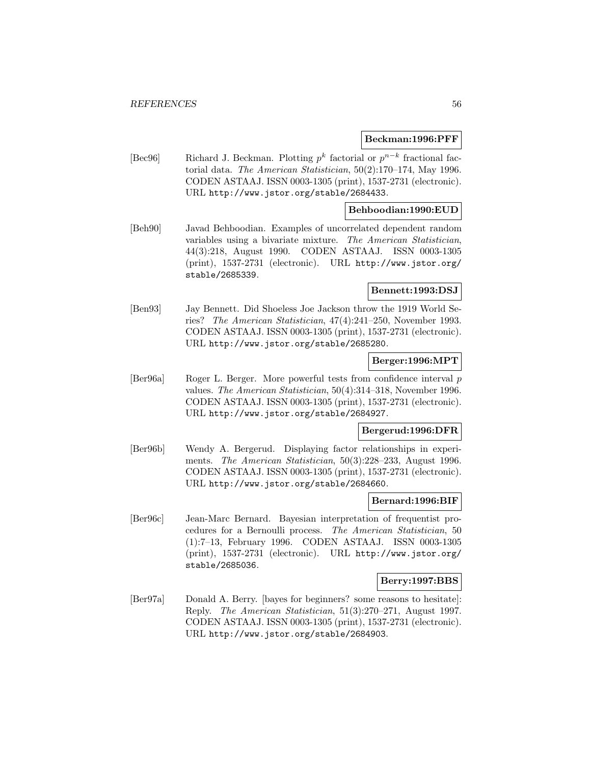**Beckman:1996:PFF**

[Bec96] Richard J. Beckman. Plotting $p^k$ factorial or $p^{n-k}$ fractional factorial data. *The American Statistician*, 50(2):170–174, May 1996. CODEN ASTAAJ. ISSN 0003-1305 (print), 1537-2731 (electronic). URL http://www.jstor.org/stable/2684433.

**Behboodian:1990:EUD**

[Beh90] Javad Behboodian. Examples of uncorrelated dependent random variables using a bivariate mixture. *The American Statistician*, 44(3):218, August 1990. CODEN ASTAAJ. ISSN 0003-1305 (print), 1537-2731 (electronic). URL http://www.jstor.org/stable/2685339.

**Bennett:1993:DSJ**

[Ben93] Jay Bennett. Did Shoeless Joe Jackson throw the 1919 World Series? *The American Statistician*, 47(4):241–250, November 1993. CODEN ASTAAJ. ISSN 0003-1305 (print), 1537-2731 (electronic). URL http://www.jstor.org/stable/2685280.

**Berger:1996:MPT**

[Ber96a] Roger L. Berger. More powerful tests from confidence interval $p$ values. *The American Statistician*, 50(4):314–318, November 1996. CODEN ASTAAJ. ISSN 0003-1305 (print), 1537-2731 (electronic). URL http://www.jstor.org/stable/2684927.

**Bergerud:1996:DFR**

[Ber96b] Wendy A. Bergerud. Displaying factor relationships in experiments. *The American Statistician*, 50(3):228–233, August 1996. CODEN ASTAAJ. ISSN 0003-1305 (print), 1537-2731 (electronic). URL http://www.jstor.org/stable/2684660.

**Bernard:1996:BIF**

[Ber96c] Jean-Marc Bernard. Bayesian interpretation of frequentist procedures for a Bernoulli process. *The American Statistician*, 50 (1):7–13, February 1996. CODEN ASTAAJ. ISSN 0003-1305 (print), 1537-2731 (electronic). URL http://www.jstor.org/stable/2685036.

**Berry:1997:BBS**

[Ber97a] Donald A. Berry. [bayes for beginners? some reasons to hesitate]: Reply. *The American Statistician*, 51(3):270–271, August 1997. CODEN ASTAAJ. ISSN 0003-1305 (print), 1537-2731 (electronic). URL http://www.jstor.org/stable/2684903.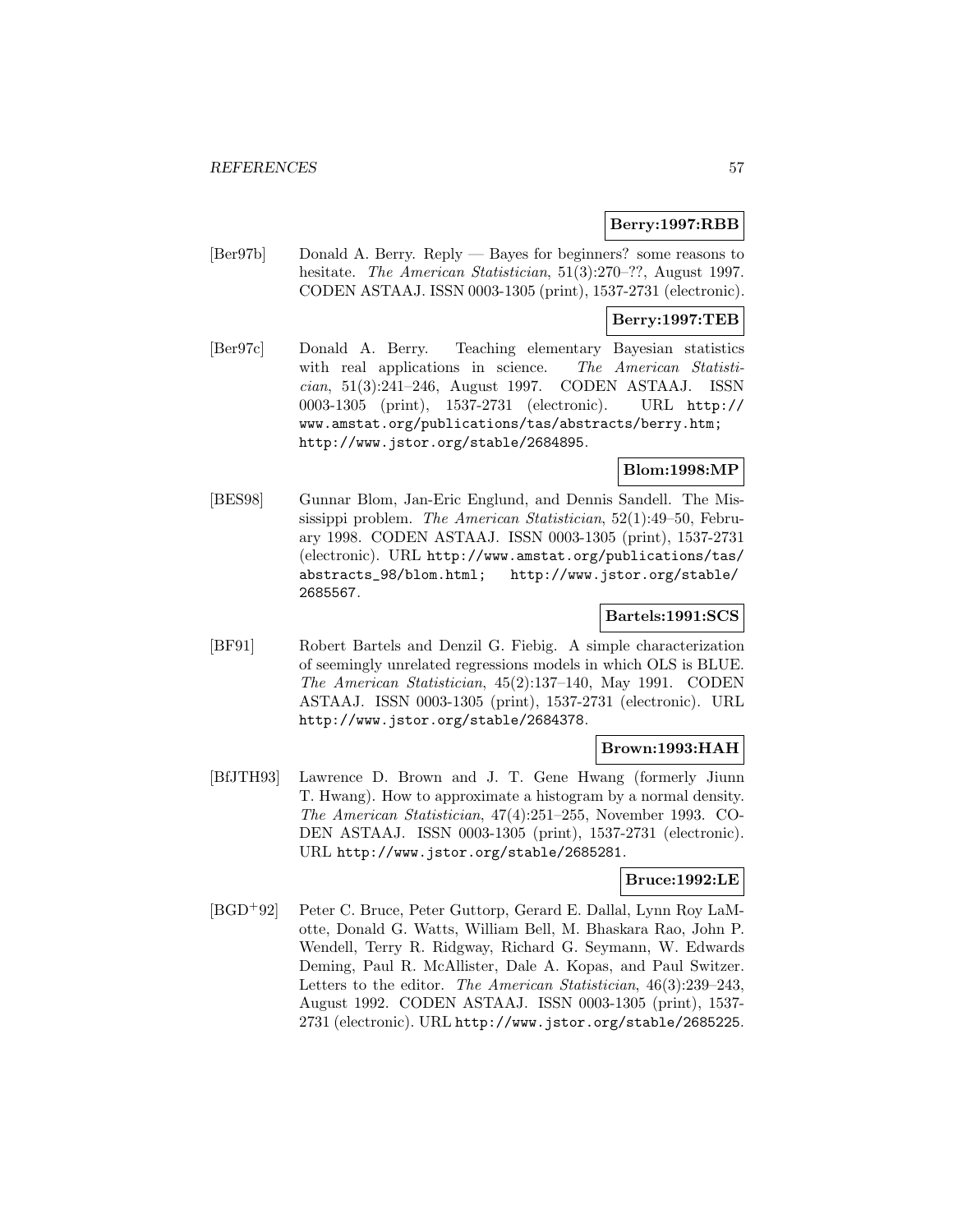**Berry:1997:RBB**

[Ber97b] Donald A. Berry. Reply — Bayes for beginners? some reasons to hesitate. *The American Statistician*, 51(3):270–??, August 1997. CODEN ASTAAJ. ISSN 0003-1305 (print), 1537-2731 (electronic).

**Berry:1997:TEB**

[Ber97c] Donald A. Berry. Teaching elementary Bayesian statistics with real applications in science. *The American Statistician*, 51(3):241–246, August 1997. CODEN ASTAAJ. ISSN 0003-1305 (print), 1537-2731 (electronic). URL http://www.amstat.org/publications/tas/abstracts/berry.htm; http://www.jstor.org/stable/2684895.

**Blom:1998:MP**

[BES98] Gunnar Blom, Jan-Eric Englund, and Dennis Sandell. The Mississippi problem. *The American Statistician*, 52(1):49–50, February 1998. CODEN ASTAAJ. ISSN 0003-1305 (print), 1537-2731 (electronic). URL http://www.amstat.org/publications/tas/abstracts_98/blom.html; http://www.jstor.org/stable/2685567.

**Bartels:1991:SCS**

[BF91] Robert Bartels and Denzil G. Fiebig. A simple characterization of seemingly unrelated regressions models in which OLS is BLUE. *The American Statistician*, 45(2):137–140, May 1991. CODEN ASTAAJ. ISSN 0003-1305 (print), 1537-2731 (electronic). URL http://www.jstor.org/stable/2684378.

**Brown:1993:HAH**

[BfJTH93] Lawrence D. Brown and J. T. Gene Hwang (formerly Jiunn T. Hwang). How to approximate a histogram by a normal density. *The American Statistician*, 47(4):251–255, November 1993. CODEN ASTAAJ. ISSN 0003-1305 (print), 1537-2731 (electronic). URL http://www.jstor.org/stable/2685281.

**Bruce:1992:LE**

[BGD+92] Peter C. Bruce, Peter Guttorp, Gerard E. Dallal, Lynn Roy LaMotte, Donald G. Watts, William Bell, M. Bhaskara Rao, John P. Wendell, Terry R. Ridgway, Richard G. Seymann, W. Edwards Deming, Paul R. McAllister, Dale A. Kopas, and Paul Switzer. Letters to the editor. *The American Statistician*, 46(3):239–243, August 1992. CODEN ASTAAJ. ISSN 0003-1305 (print), 1537-2731 (electronic). URL http://www.jstor.org/stable/2685225.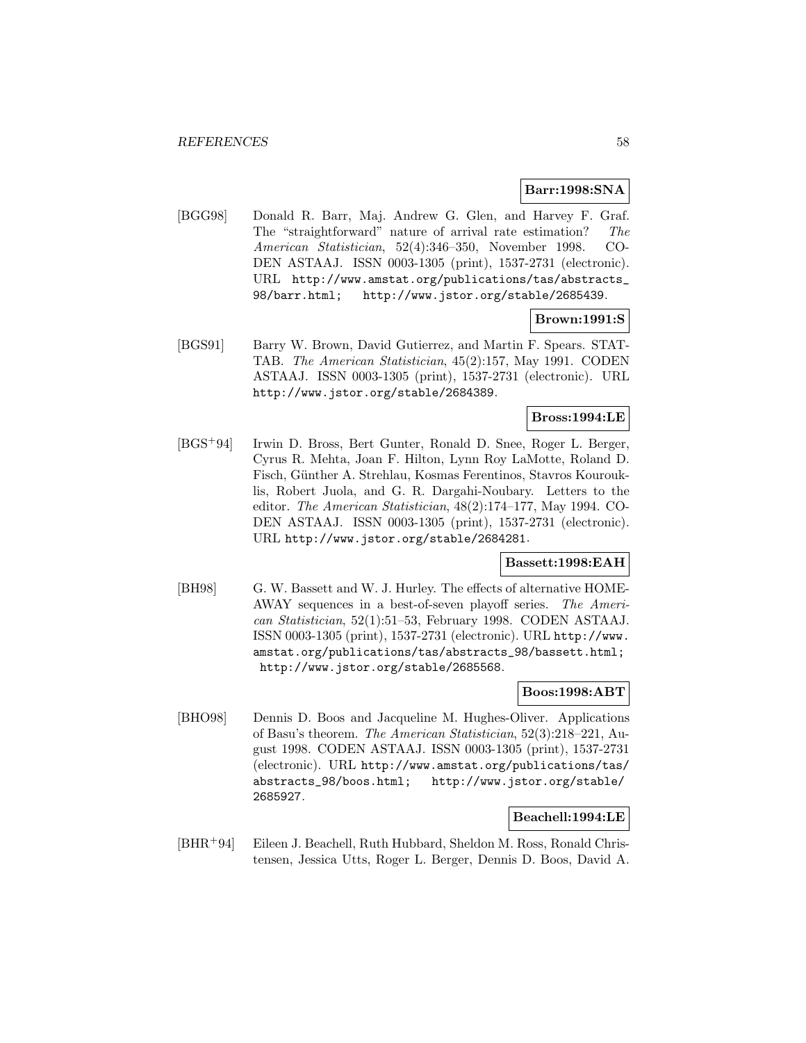**Barr:1998:SNA**

[BGG98] Donald R. Barr, Maj. Andrew G. Glen, and Harvey F. Graf. The "straightforward" nature of arrival rate estimation? *The American Statistician*, 52(4):346–350, November 1998. CODEN ASTAAJ. ISSN 0003-1305 (print), 1537-2731 (electronic). URL http://www.amstat.org/publications/tas/abstracts_98/barr.html; http://www.jstor.org/stable/2685439.

**Brown:1991:S**

[BGS91] Barry W. Brown, David Gutierrez, and Martin F. Spears. STATTAB. *The American Statistician*, 45(2):157, May 1991. CODEN ASTAAJ. ISSN 0003-1305 (print), 1537-2731 (electronic). URL http://www.jstor.org/stable/2684389.

**Bross:1994:LE**

[BGS+94] Irwin D. Bross, Bert Gunter, Ronald D. Snee, Roger L. Berger, Cyrus R. Mehta, Joan F. Hilton, Lynn Roy LaMotte, Roland D. Fisch, Günther A. Strehlau, Kosmas Ferentinos, Stavros Kourouklis, Robert Juola, and G. R. Dargahi-Noubary. Letters to the editor. *The American Statistician*, 48(2):174–177, May 1994. CODEN ASTAAJ. ISSN 0003-1305 (print), 1537-2731 (electronic). URL http://www.jstor.org/stable/2684281.

**Bassett:1998:EAH**

[BH98] G. W. Bassett and W. J. Hurley. The effects of alternative HOME-AWAY sequences in a best-of-seven playoff series. *The American Statistician*, 52(1):51–53, February 1998. CODEN ASTAAJ. ISSN 0003-1305 (print), 1537-2731 (electronic). URL http://www.amstat.org/publications/tas/abstracts_98/bassett.html; http://www.jstor.org/stable/2685568.

**Boos:1998:ABT**

[BHO98] Dennis D. Boos and Jacqueline M. Hughes-Oliver. Applications of Basu's theorem. *The American Statistician*, 52(3):218–221, August 1998. CODEN ASTAAJ. ISSN 0003-1305 (print), 1537-2731 (electronic). URL http://www.amstat.org/publications/tas/abstracts_98/boos.html; http://www.jstor.org/stable/2685927.

**Beachell:1994:LE**

[BHR+94] Eileen J. Beachell, Ruth Hubbard, Sheldon M. Ross, Ronald Christensen, Jessica Utts, Roger L. Berger, Dennis D. Boos, David A.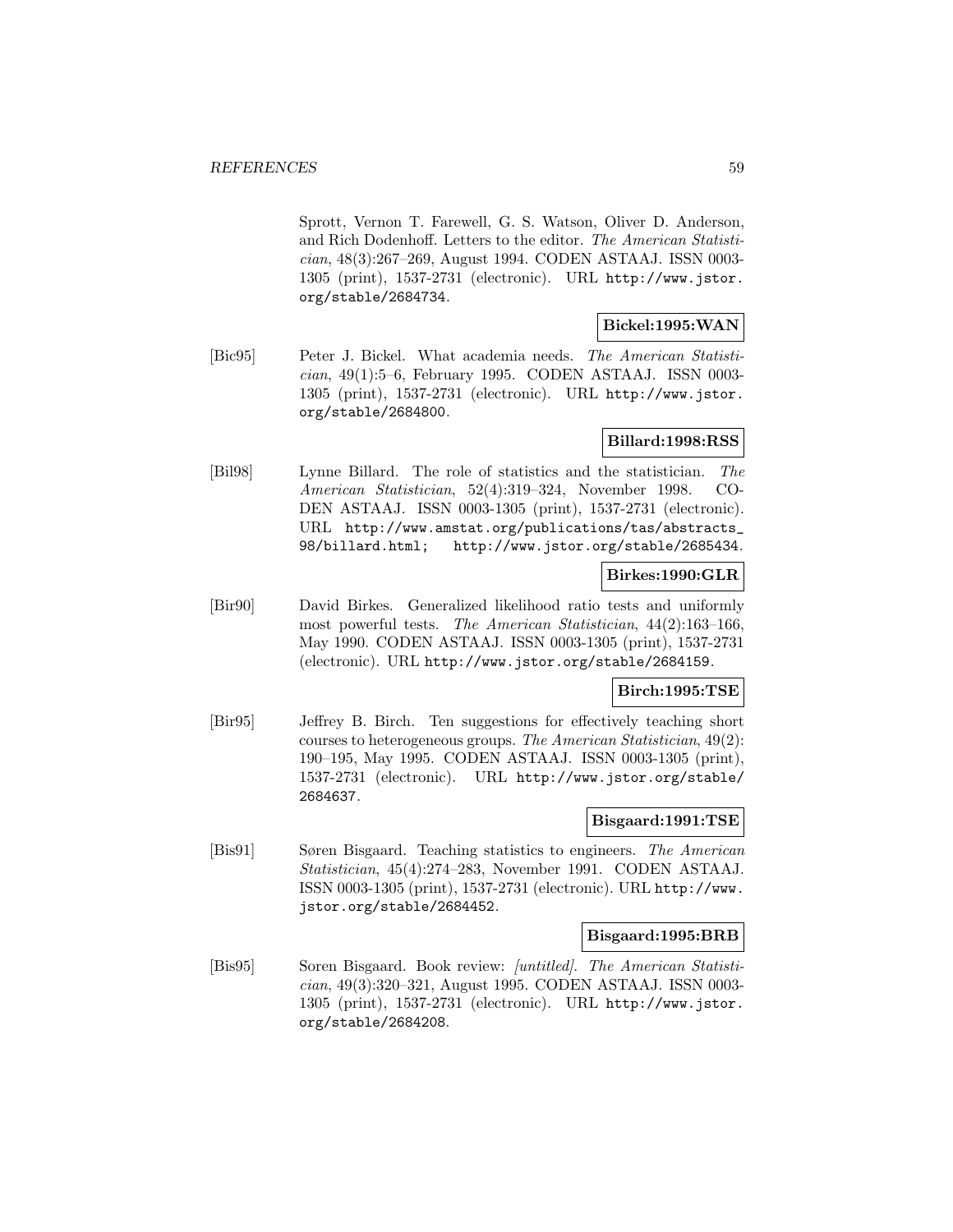Sprott, Vernon T. Farewell, G. S. Watson, Oliver D. Anderson, and Rich Dodenhoff. Letters to the editor. *The American Statistician*, 48(3):267–269, August 1994. CODEN ASTAAJ. ISSN 0003-1305 (print), 1537-2731 (electronic). URL http://www.jstor.org/stable/2684734.

**Bickel:1995:WAN**

[Bic95] Peter J. Bickel. What academia needs. *The American Statistician*, 49(1):5–6, February 1995. CODEN ASTAAJ. ISSN 0003-1305 (print), 1537-2731 (electronic). URL http://www.jstor.org/stable/2684800.

**Billard:1998:RSS**

[Bil98] Lynne Billard. The role of statistics and the statistician. *The American Statistician*, 52(4):319–324, November 1998. CODEN ASTAAJ. ISSN 0003-1305 (print), 1537-2731 (electronic). URL http://www.amstat.org/publications/tas/abstracts_98/billard.html; http://www.jstor.org/stable/2685434.

**Birkes:1990:GLR**

[Bir90] David Birkes. Generalized likelihood ratio tests and uniformly most powerful tests. *The American Statistician*, 44(2):163–166, May 1990. CODEN ASTAAJ. ISSN 0003-1305 (print), 1537-2731 (electronic). URL http://www.jstor.org/stable/2684159.

**Birch:1995:TSE**

[Bir95] Jeffrey B. Birch. Ten suggestions for effectively teaching short courses to heterogeneous groups. *The American Statistician*, 49(2):190–195, May 1995. CODEN ASTAAJ. ISSN 0003-1305 (print), 1537-2731 (electronic). URL http://www.jstor.org/stable/2684637.

**Bisgaard:1991:TSE**

[Bis91] Søren Bisgaard. Teaching statistics to engineers. *The American Statistician*, 45(4):274–283, November 1991. CODEN ASTAAJ. ISSN 0003-1305 (print), 1537-2731 (electronic). URL http://www.jstor.org/stable/2684452.

**Bisgaard:1995:BRB**

[Bis95] Soren Bisgaard. Book review: *[untitled]*. *The American Statistician*, 49(3):320–321, August 1995. CODEN ASTAAJ. ISSN 0003-1305 (print), 1537-2731 (electronic). URL http://www.jstor.org/stable/2684208.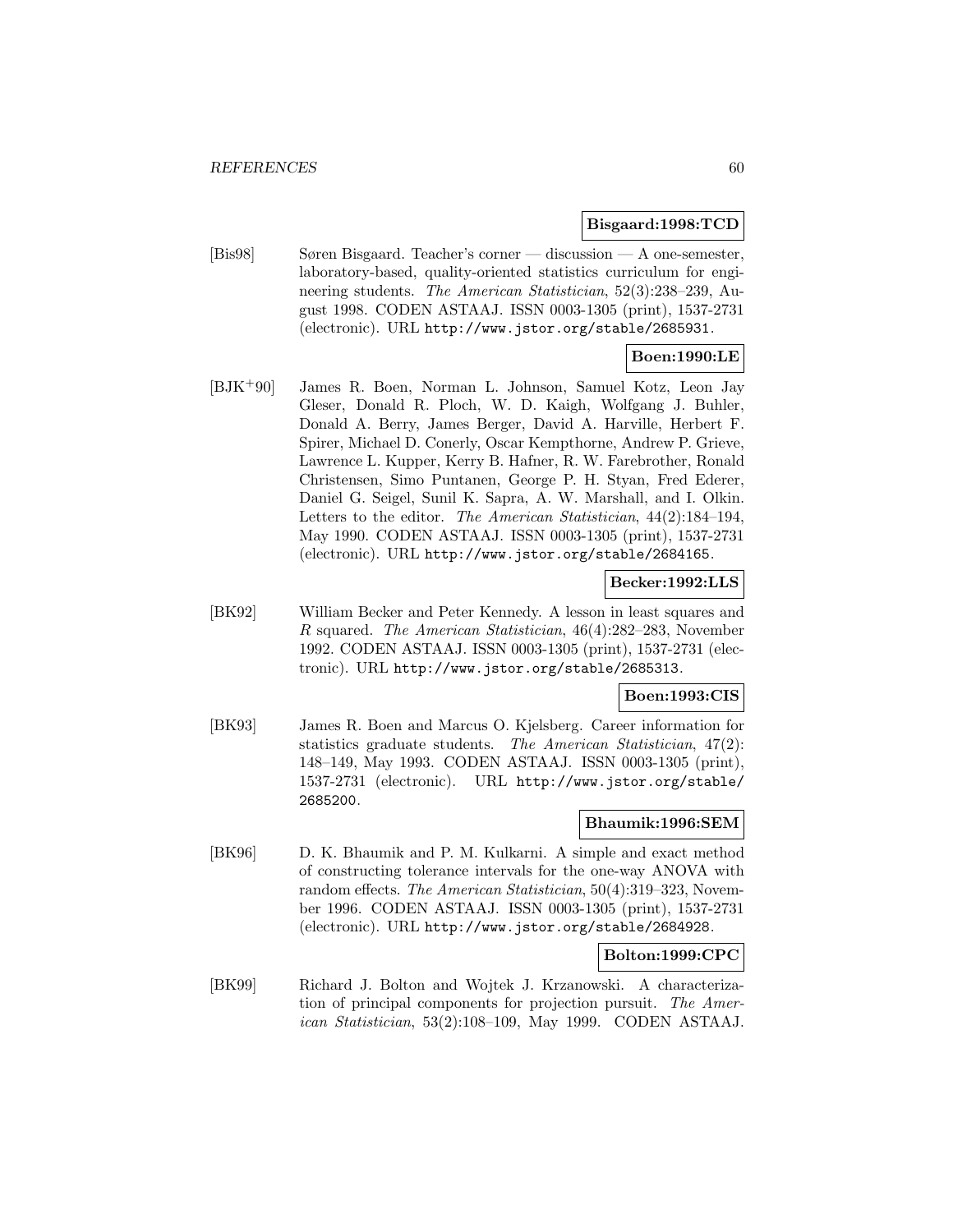**Bisgaard:1998:TCD**

[Bis98] Søren Bisgaard. Teacher's corner — discussion — A one-semester, laboratory-based, quality-oriented statistics curriculum for engineering students. *The American Statistician*, 52(3):238–239, August 1998. CODEN ASTAAJ. ISSN 0003-1305 (print), 1537-2731 (electronic). URL http://www.jstor.org/stable/2685931.

**Boen:1990:LE**

[BJK+90] James R. Boen, Norman L. Johnson, Samuel Kotz, Leon Jay Gleser, Donald R. Ploch, W. D. Kaigh, Wolfgang J. Buhler, Donald A. Berry, James Berger, David A. Harville, Herbert F. Spirer, Michael D. Conerly, Oscar Kempthorne, Andrew P. Grieve, Lawrence L. Kupper, Kerry B. Hafner, R. W. Farebrother, Ronald Christensen, Simo Puntanen, George P. H. Styan, Fred Ederer, Daniel G. Seigel, Sunil K. Sapra, A. W. Marshall, and I. Olkin. Letters to the editor. *The American Statistician*, 44(2):184–194, May 1990. CODEN ASTAAJ. ISSN 0003-1305 (print), 1537-2731 (electronic). URL http://www.jstor.org/stable/2684165.

**Becker:1992:LLS**

[BK92] William Becker and Peter Kennedy. A lesson in least squares and $R$ squared. *The American Statistician*, 46(4):282–283, November 1992. CODEN ASTAAJ. ISSN 0003-1305 (print), 1537-2731 (electronic). URL http://www.jstor.org/stable/2685313.

**Boen:1993:CIS**

[BK93] James R. Boen and Marcus O. Kjelsberg. Career information for statistics graduate students. *The American Statistician*, 47(2): 148–149, May 1993. CODEN ASTAAJ. ISSN 0003-1305 (print), 1537-2731 (electronic). URL http://www.jstor.org/stable/2685200.

**Bhaumik:1996:SEM**

[BK96] D. K. Bhaumik and P. M. Kulkarni. A simple and exact method of constructing tolerance intervals for the one-way ANOVA with random effects. *The American Statistician*, 50(4):319–323, November 1996. CODEN ASTAAJ. ISSN 0003-1305 (print), 1537-2731 (electronic). URL http://www.jstor.org/stable/2684928.

**Bolton:1999:CPC**

[BK99] Richard J. Bolton and Wojtek J. Krzanowski. A characterization of principal components for projection pursuit. *The American Statistician*, 53(2):108–109, May 1999. CODEN ASTAAJ.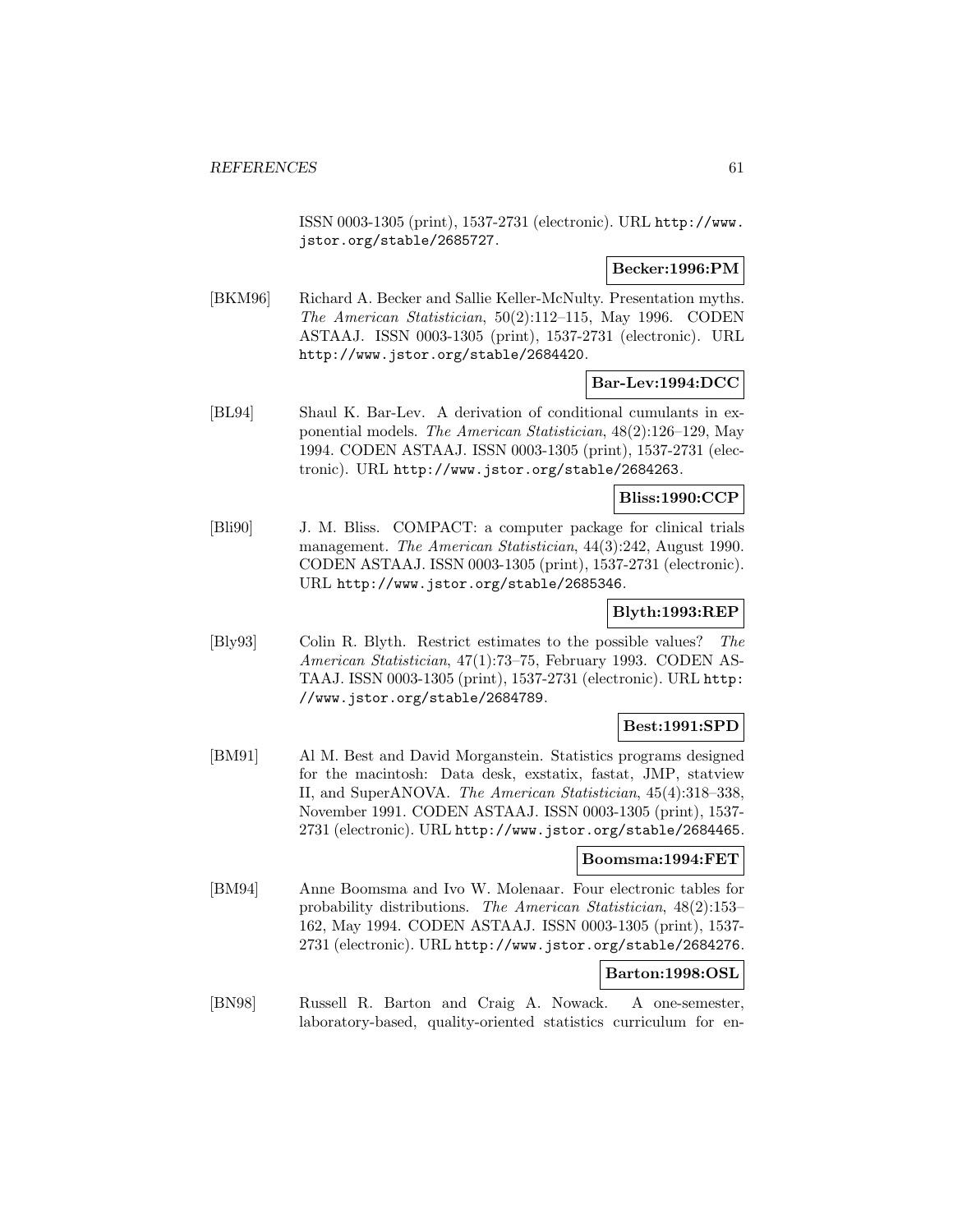ISSN 0003-1305 (print), 1537-2731 (electronic). URL http://www.jstor.org/stable/2685727.

**Becker:1996:PM**

[BKM96] Richard A. Becker and Sallie Keller-McNulty. Presentation myths. *The American Statistician*, 50(2):112–115, May 1996. CODEN ASTAAJ. ISSN 0003-1305 (print), 1537-2731 (electronic). URL http://www.jstor.org/stable/2684420.

**Bar-Lev:1994:DCC**

[BL94] Shaul K. Bar-Lev. A derivation of conditional cumulants in exponential models. *The American Statistician*, 48(2):126–129, May 1994. CODEN ASTAAJ. ISSN 0003-1305 (print), 1537-2731 (electronic). URL http://www.jstor.org/stable/2684263.

**Bliss:1990:CCP**

[Bli90] J. M. Bliss. COMPACT: a computer package for clinical trials management. *The American Statistician*, 44(3):242, August 1990. CODEN ASTAAJ. ISSN 0003-1305 (print), 1537-2731 (electronic). URL http://www.jstor.org/stable/2685346.

**Blyth:1993:REP**

[Bly93] Colin R. Blyth. Restrict estimates to the possible values? *The American Statistician*, 47(1):73–75, February 1993. CODEN ASTAAJ. ISSN 0003-1305 (print), 1537-2731 (electronic). URL http://www.jstor.org/stable/2684789.

**Best:1991:SPD**

[BM91] Al M. Best and David Morganstein. Statistics programs designed for the macintosh: Data desk, exstatix, fastat, JMP, statview II, and SuperANOVA. *The American Statistician*, 45(4):318–338, November 1991. CODEN ASTAAJ. ISSN 0003-1305 (print), 1537-2731 (electronic). URL http://www.jstor.org/stable/2684465.

**Boomsma:1994:FET**

[BM94] Anne Boomsma and Ivo W. Molenaar. Four electronic tables for probability distributions. *The American Statistician*, 48(2):153–162, May 1994. CODEN ASTAAJ. ISSN 0003-1305 (print), 1537-2731 (electronic). URL http://www.jstor.org/stable/2684276.

**Barton:1998:OSL**

[BN98] Russell R. Barton and Craig A. Nowack. A one-semester, laboratory-based, quality-oriented statistics curriculum for en-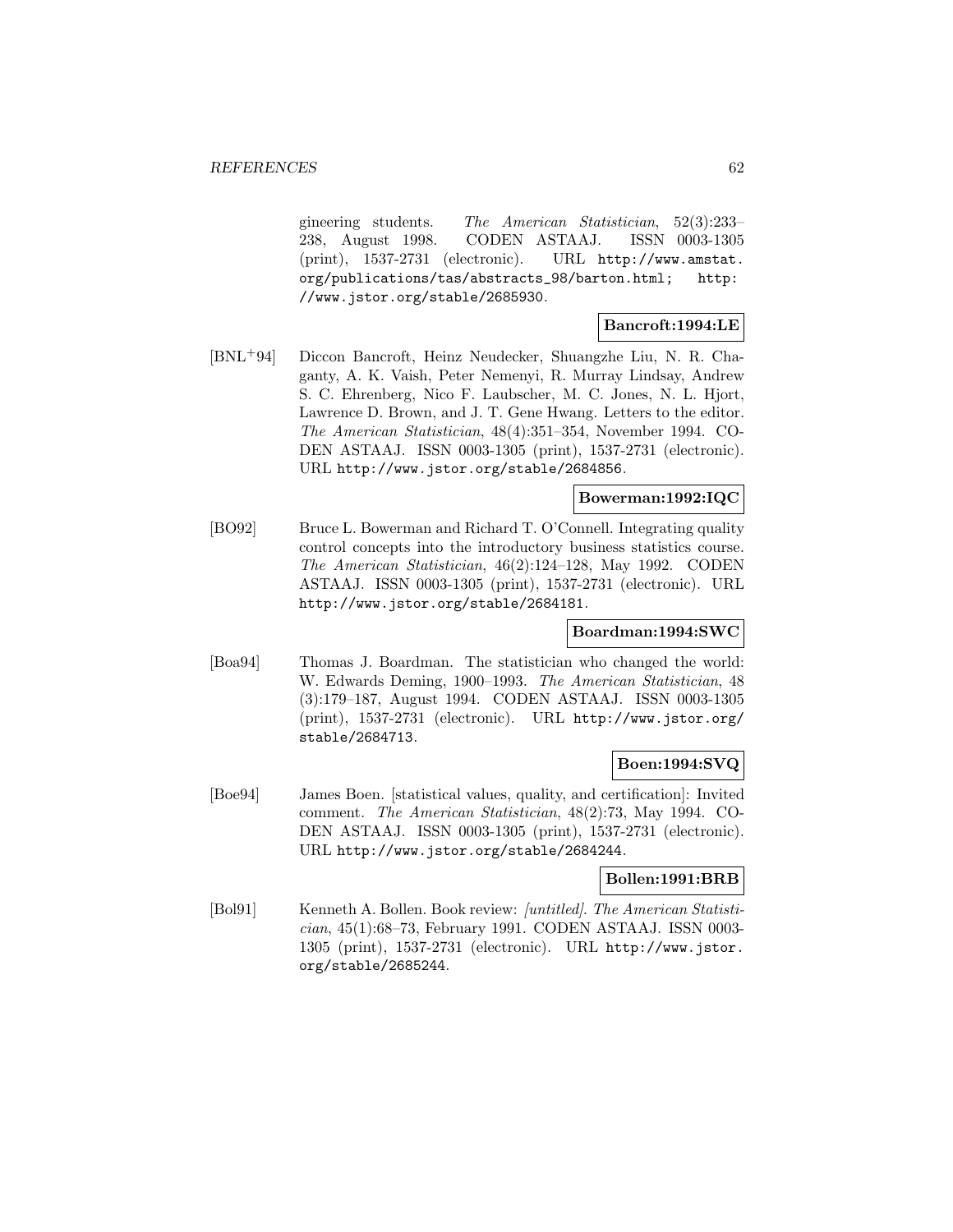gineering students. *The American Statistician*, 52(3):233–238, August 1998. CODEN ASTAAJ. ISSN 0003-1305 (print), 1537-2731 (electronic). URL http://www.amstat.org/publications/tas/abstracts_98/barton.html; http://www.jstor.org/stable/2685930.

**Bancroft:1994:LE**

[BNL+94] Diccon Bancroft, Heinz Neudecker, Shuangzhe Liu, N. R. Chaganty, A. K. Vaish, Peter Nemenyi, R. Murray Lindsay, Andrew S. C. Ehrenberg, Nico F. Laubscher, M. C. Jones, N. L. Hjort, Lawrence D. Brown, and J. T. Gene Hwang. Letters to the editor. *The American Statistician*, 48(4):351–354, November 1994. CODEN ASTAAJ. ISSN 0003-1305 (print), 1537-2731 (electronic). URL http://www.jstor.org/stable/2684856.

**Bowerman:1992:IQC**

[BO92] Bruce L. Bowerman and Richard T. O'Connell. Integrating quality control concepts into the introductory business statistics course. *The American Statistician*, 46(2):124–128, May 1992. CODEN ASTAAJ. ISSN 0003-1305 (print), 1537-2731 (electronic). URL http://www.jstor.org/stable/2684181.

**Boardman:1994:SWC**

[Boa94] Thomas J. Boardman. The statistician who changed the world: W. Edwards Deming, 1900–1993. *The American Statistician*, 48 (3):179–187, August 1994. CODEN ASTAAJ. ISSN 0003-1305 (print), 1537-2731 (electronic). URL http://www.jstor.org/stable/2684713.

**Boen:1994:SVQ**

[Boe94] James Boen. [statistical values, quality, and certification]: Invited comment. *The American Statistician*, 48(2):73, May 1994. CODEN ASTAAJ. ISSN 0003-1305 (print), 1537-2731 (electronic). URL http://www.jstor.org/stable/2684244.

**Bollen:1991:BRB**

[Bol91] Kenneth A. Bollen. Book review: *[untitled]*. *The American Statistician*, 45(1):68–73, February 1991. CODEN ASTAAJ. ISSN 0003-1305 (print), 1537-2731 (electronic). URL http://www.jstor.org/stable/2685244.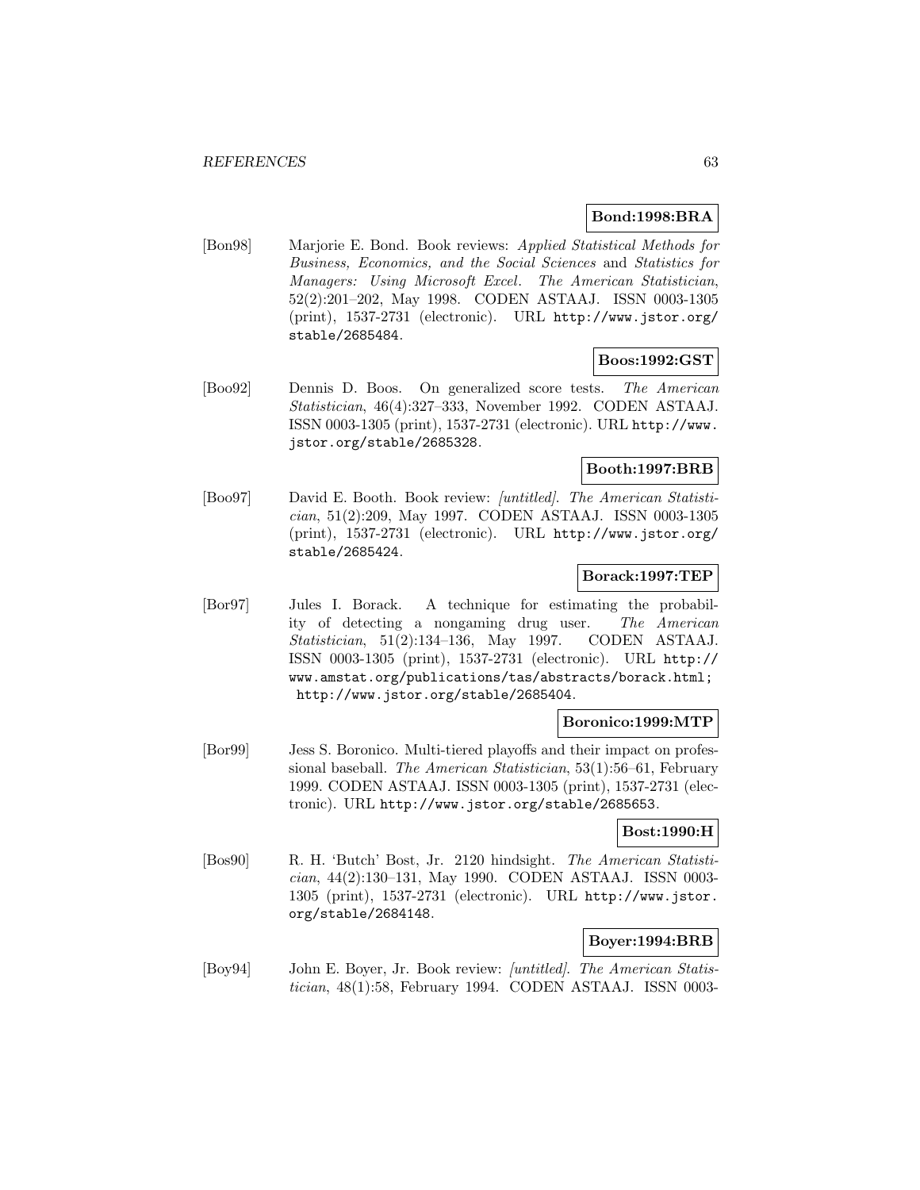**Bond:1998:BRA**

[Bon98] Marjorie E. Bond. Book reviews: *Applied Statistical Methods for Business, Economics, and the Social Sciences* and *Statistics for Managers: Using Microsoft Excel*. *The American Statistician*, 52(2):201–202, May 1998. CODEN ASTAAJ. ISSN 0003-1305 (print), 1537-2731 (electronic). URL http://www.jstor.org/stable/2685484.

**Boos:1992:GST**

[Boo92] Dennis D. Boos. On generalized score tests. *The American Statistician*, 46(4):327–333, November 1992. CODEN ASTAAJ. ISSN 0003-1305 (print), 1537-2731 (electronic). URL http://www.jstor.org/stable/2685328.

**Booth:1997:BRB**

[Boo97] David E. Booth. Book review: *[untitled]*. *The American Statistician*, 51(2):209, May 1997. CODEN ASTAAJ. ISSN 0003-1305 (print), 1537-2731 (electronic). URL http://www.jstor.org/stable/2685424.

**Borack:1997:TEP**

[Bor97] Jules I. Borack. A technique for estimating the probability of detecting a nongaming drug user. *The American Statistician*, 51(2):134–136, May 1997. CODEN ASTAAJ. ISSN 0003-1305 (print), 1537-2731 (electronic). URL http://www.amstat.org/publications/tas/abstracts/borack.html; http://www.jstor.org/stable/2685404.

**Boronico:1999:MTP**

[Bor99] Jess S. Boronico. Multi-tiered playoffs and their impact on professional baseball. *The American Statistician*, 53(1):56–61, February 1999. CODEN ASTAAJ. ISSN 0003-1305 (print), 1537-2731 (electronic). URL http://www.jstor.org/stable/2685653.

**Bost:1990:H**

[Bos90] R. H. 'Butch' Bost, Jr. 2120 hindsight. *The American Statistician*, 44(2):130–131, May 1990. CODEN ASTAAJ. ISSN 0003-1305 (print), 1537-2731 (electronic). URL http://www.jstor.org/stable/2684148.

**Boyer:1994:BRB**

[Boy94] John E. Boyer, Jr. Book review: *[untitled]*. *The American Statistician*, 48(1):58, February 1994. CODEN ASTAAJ. ISSN 0003-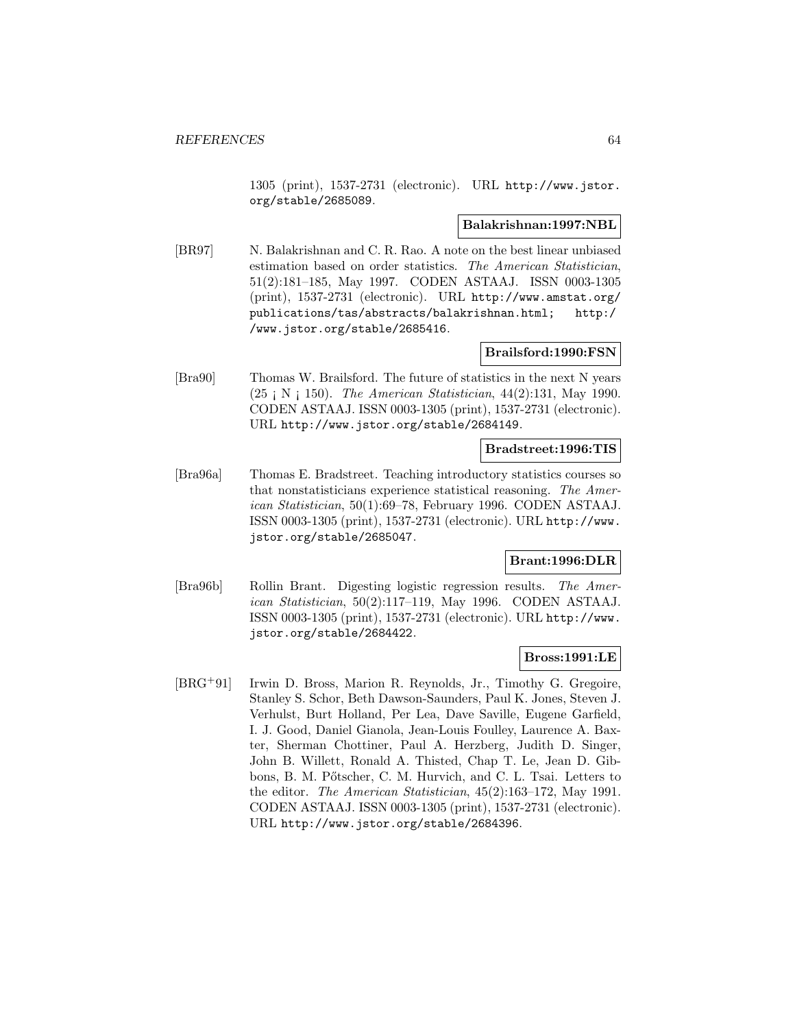1305 (print), 1537-2731 (electronic). URL http://www.jstor.org/stable/2685089.

**Balakrishnan:1997:NBL**

[BR97] N. Balakrishnan and C. R. Rao. A note on the best linear unbiased estimation based on order statistics. *The American Statistician*, 51(2):181–185, May 1997. CODEN ASTAAJ. ISSN 0003-1305 (print), 1537-2731 (electronic). URL http://www.amstat.org/publications/tas/abstracts/balakrishnan.html; http://www.jstor.org/stable/2685416.

**Brailsford:1990:FSN**

[Bra90] Thomas W. Brailsford. The future of statistics in the next N years (25 ¡ N ¡ 150). *The American Statistician*, 44(2):131, May 1990. CODEN ASTAAJ. ISSN 0003-1305 (print), 1537-2731 (electronic). URL http://www.jstor.org/stable/2684149.

**Bradstreet:1996:TIS**

[Bra96a] Thomas E. Bradstreet. Teaching introductory statistics courses so that nonstatisticians experience statistical reasoning. *The American Statistician*, 50(1):69–78, February 1996. CODEN ASTAAJ. ISSN 0003-1305 (print), 1537-2731 (electronic). URL http://www.jstor.org/stable/2685047.

**Brant:1996:DLR**

[Bra96b] Rollin Brant. Digesting logistic regression results. *The American Statistician*, 50(2):117–119, May 1996. CODEN ASTAAJ. ISSN 0003-1305 (print), 1537-2731 (electronic). URL http://www.jstor.org/stable/2684422.

**Bross:1991:LE**

[BRG+91] Irwin D. Bross, Marion R. Reynolds, Jr., Timothy G. Gregoire, Stanley S. Schor, Beth Dawson-Saunders, Paul K. Jones, Steven J. Verhulst, Burt Holland, Per Lea, Dave Saville, Eugene Garfield, I. J. Good, Daniel Gianola, Jean-Louis Foulley, Laurence A. Baxter, Sherman Chottiner, Paul A. Herzberg, Judith D. Singer, John B. Willett, Ronald A. Thisted, Chap T. Le, Jean D. Gibbons, B. M. Pőtscher, C. M. Hurvich, and C. L. Tsai. Letters to the editor. *The American Statistician*, 45(2):163–172, May 1991. CODEN ASTAAJ. ISSN 0003-1305 (print), 1537-2731 (electronic). URL http://www.jstor.org/stable/2684396.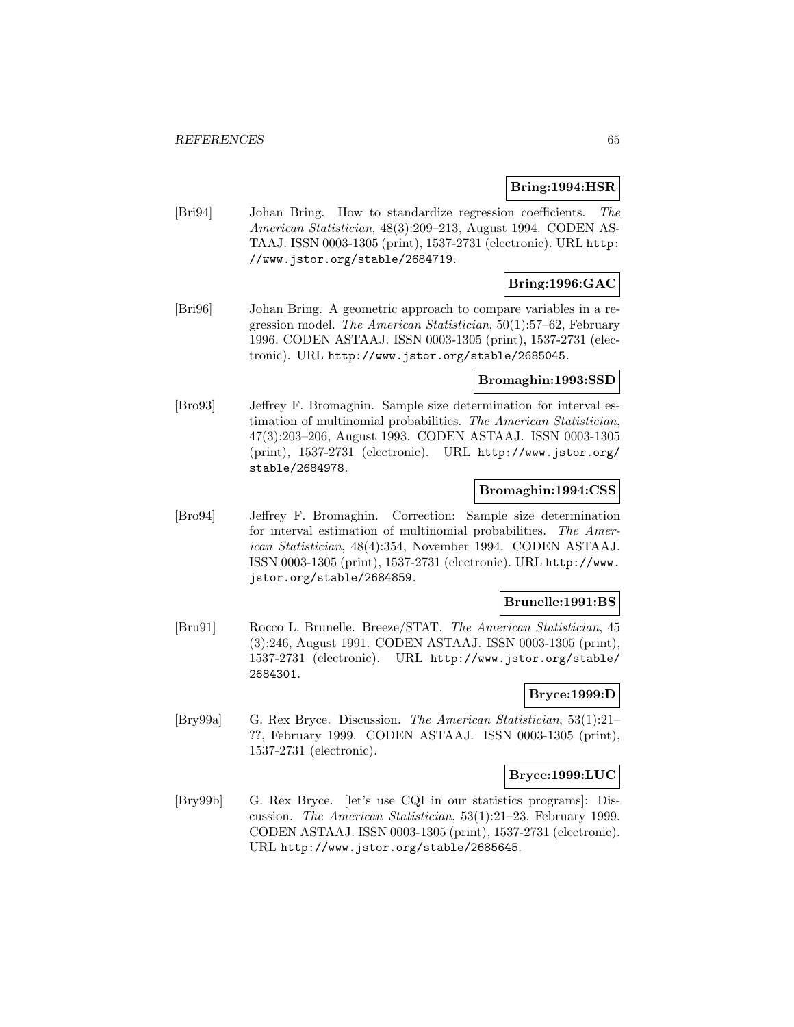**Bring:1994:HSR**

[Bri94] Johan Bring. How to standardize regression coefficients. *The American Statistician*, 48(3):209–213, August 1994. CODEN ASTAAJ. ISSN 0003-1305 (print), 1537-2731 (electronic). URL http://www.jstor.org/stable/2684719.

**Bring:1996:GAC**

[Bri96] Johan Bring. A geometric approach to compare variables in a regression model. *The American Statistician*, 50(1):57–62, February 1996. CODEN ASTAAJ. ISSN 0003-1305 (print), 1537-2731 (electronic). URL http://www.jstor.org/stable/2685045.

**Bromaghin:1993:SSD**

[Bro93] Jeffrey F. Bromaghin. Sample size determination for interval estimation of multinomial probabilities. *The American Statistician*, 47(3):203–206, August 1993. CODEN ASTAAJ. ISSN 0003-1305 (print), 1537-2731 (electronic). URL http://www.jstor.org/stable/2684978.

**Bromaghin:1994:CSS**

[Bro94] Jeffrey F. Bromaghin. Correction: Sample size determination for interval estimation of multinomial probabilities. *The American Statistician*, 48(4):354, November 1994. CODEN ASTAAJ. ISSN 0003-1305 (print), 1537-2731 (electronic). URL http://www.jstor.org/stable/2684859.

**Brunelle:1991:BS**

[Bru91] Rocco L. Brunelle. Breeze/STAT. *The American Statistician*, 45 (3):246, August 1991. CODEN ASTAAJ. ISSN 0003-1305 (print), 1537-2731 (electronic). URL http://www.jstor.org/stable/2684301.

**Bryce:1999:D**

[Bry99a] G. Rex Bryce. Discussion. *The American Statistician*, 53(1):21–??, February 1999. CODEN ASTAAJ. ISSN 0003-1305 (print), 1537-2731 (electronic).

**Bryce:1999:LUC**

[Bry99b] G. Rex Bryce. [let's use CQI in our statistics programs]: Discussion. *The American Statistician*, 53(1):21–23, February 1999. CODEN ASTAAJ. ISSN 0003-1305 (print), 1537-2731 (electronic). URL http://www.jstor.org/stable/2685645.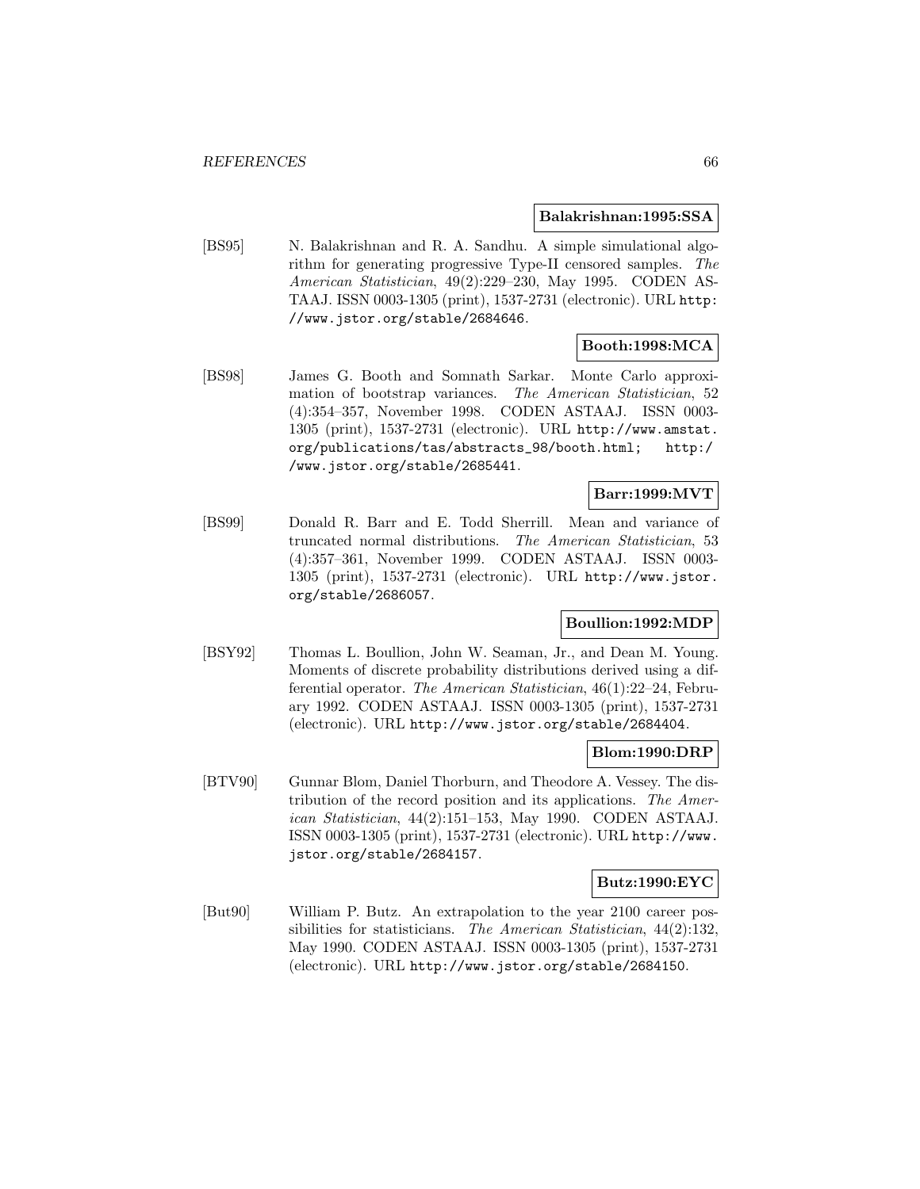**Balakrishnan:1995:SSA**

[BS95] N. Balakrishnan and R. A. Sandhu. A simple simulational algorithm for generating progressive Type-II censored samples. *The American Statistician*, 49(2):229–230, May 1995. CODEN ASTAAJ. ISSN 0003-1305 (print), 1537-2731 (electronic). URL http://www.jstor.org/stable/2684646.

**Booth:1998:MCA**

[BS98] James G. Booth and Somnath Sarkar. Monte Carlo approximation of bootstrap variances. *The American Statistician*, 52 (4):354–357, November 1998. CODEN ASTAAJ. ISSN 0003-1305 (print), 1537-2731 (electronic). URL http://www.amstat.org/publications/tas/abstracts_98/booth.html; http://www.jstor.org/stable/2685441.

**Barr:1999:MVT**

[BS99] Donald R. Barr and E. Todd Sherrill. Mean and variance of truncated normal distributions. *The American Statistician*, 53 (4):357–361, November 1999. CODEN ASTAAJ. ISSN 0003-1305 (print), 1537-2731 (electronic). URL http://www.jstor.org/stable/2686057.

**Boullion:1992:MDP**

[BSY92] Thomas L. Boullion, John W. Seaman, Jr., and Dean M. Young. Moments of discrete probability distributions derived using a differential operator. *The American Statistician*, 46(1):22–24, February 1992. CODEN ASTAAJ. ISSN 0003-1305 (print), 1537-2731 (electronic). URL http://www.jstor.org/stable/2684404.

**Blom:1990:DRP**

[BTV90] Gunnar Blom, Daniel Thorburn, and Theodore A. Vessey. The distribution of the record position and its applications. *The American Statistician*, 44(2):151–153, May 1990. CODEN ASTAAJ. ISSN 0003-1305 (print), 1537-2731 (electronic). URL http://www.jstor.org/stable/2684157.

**Butz:1990:EYC**

[But90] William P. Butz. An extrapolation to the year 2100 career possibilities for statisticians. *The American Statistician*, 44(2):132, May 1990. CODEN ASTAAJ. ISSN 0003-1305 (print), 1537-2731 (electronic). URL http://www.jstor.org/stable/2684150.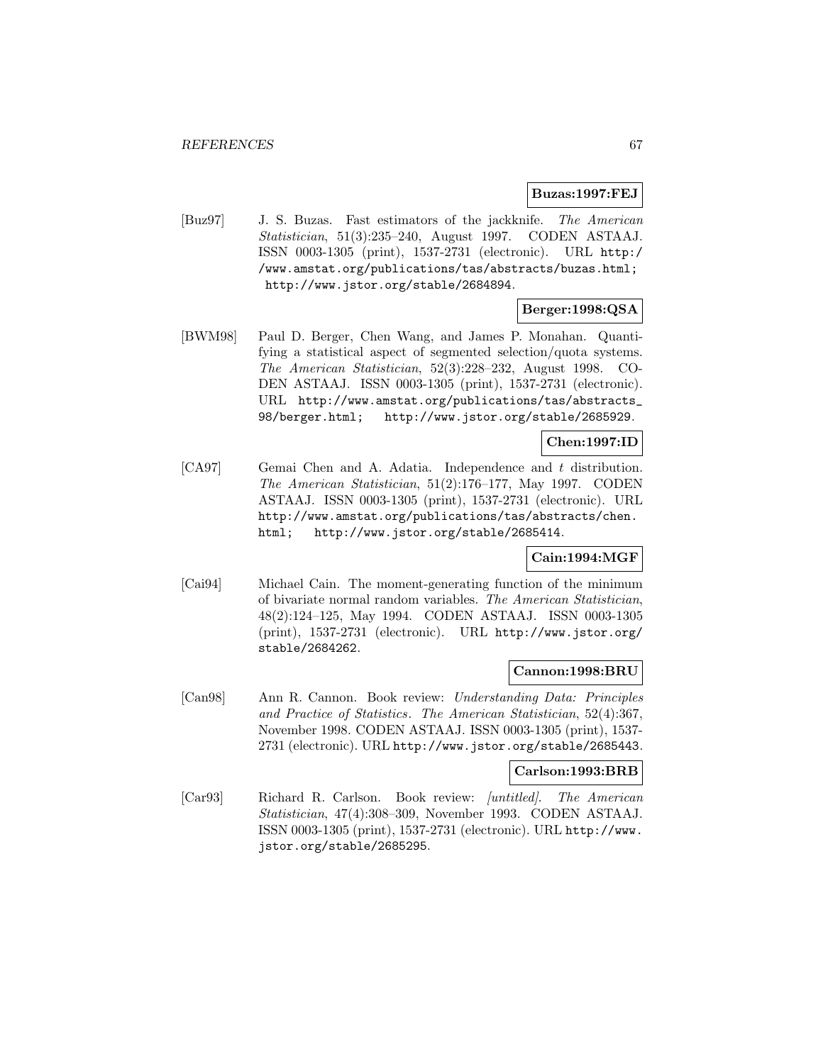**Buzas:1997:FEJ**

[Buz97] J. S. Buzas. Fast estimators of the jackknife. *The American Statistician*, 51(3):235–240, August 1997. CODEN ASTAAJ. ISSN 0003-1305 (print), 1537-2731 (electronic). URL http://www.amstat.org/publications/tas/abstracts/buzas.html; http://www.jstor.org/stable/2684894.

**Berger:1998:QSA**

[BWM98] Paul D. Berger, Chen Wang, and James P. Monahan. Quantifying a statistical aspect of segmented selection/quota systems. *The American Statistician*, 52(3):228–232, August 1998. CODEN ASTAAJ. ISSN 0003-1305 (print), 1537-2731 (electronic). URL http://www.amstat.org/publications/tas/abstracts_98/berger.html; http://www.jstor.org/stable/2685929.

**Chen:1997:ID**

[CA97] Gemai Chen and A. Adatia. Independence and $t$ distribution. *The American Statistician*, 51(2):176–177, May 1997. CODEN ASTAAJ. ISSN 0003-1305 (print), 1537-2731 (electronic). URL http://www.amstat.org/publications/tas/abstracts/chen.html; http://www.jstor.org/stable/2685414.

**Cain:1994:MGF**

[Cai94] Michael Cain. The moment-generating function of the minimum of bivariate normal random variables. *The American Statistician*, 48(2):124–125, May 1994. CODEN ASTAAJ. ISSN 0003-1305 (print), 1537-2731 (electronic). URL http://www.jstor.org/stable/2684262.

**Cannon:1998:BRU**

[Can98] Ann R. Cannon. Book review: *Understanding Data: Principles and Practice of Statistics*. *The American Statistician*, 52(4):367, November 1998. CODEN ASTAAJ. ISSN 0003-1305 (print), 1537-2731 (electronic). URL http://www.jstor.org/stable/2685443.

**Carlson:1993:BRB**

[Car93] Richard R. Carlson. Book review: *[untitled]*. *The American Statistician*, 47(4):308–309, November 1993. CODEN ASTAAJ. ISSN 0003-1305 (print), 1537-2731 (electronic). URL http://www.jstor.org/stable/2685295.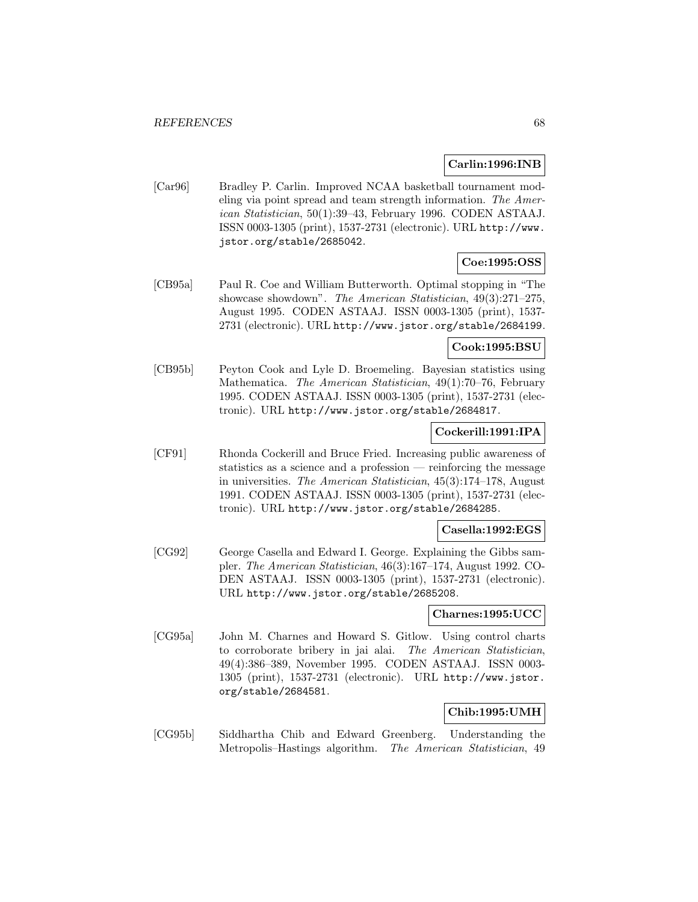**Carlin:1996:INB**

[Car96] Bradley P. Carlin. Improved NCAA basketball tournament modeling via point spread and team strength information. *The American Statistician*, 50(1):39–43, February 1996. CODEN ASTAAJ. ISSN 0003-1305 (print), 1537-2731 (electronic). URL http://www.jstor.org/stable/2685042.

**Coe:1995:OSS**

[CB95a] Paul R. Coe and William Butterworth. Optimal stopping in "The showcase showdown". *The American Statistician*, 49(3):271–275, August 1995. CODEN ASTAAJ. ISSN 0003-1305 (print), 1537-2731 (electronic). URL http://www.jstor.org/stable/2684199.

**Cook:1995:BSU**

[CB95b] Peyton Cook and Lyle D. Broemeling. Bayesian statistics using Mathematica. *The American Statistician*, 49(1):70–76, February 1995. CODEN ASTAAJ. ISSN 0003-1305 (print), 1537-2731 (electronic). URL http://www.jstor.org/stable/2684817.

**Cockerill:1991:IPA**

[CF91] Rhonda Cockerill and Bruce Fried. Increasing public awareness of statistics as a science and a profession — reinforcing the message in universities. *The American Statistician*, 45(3):174–178, August 1991. CODEN ASTAAJ. ISSN 0003-1305 (print), 1537-2731 (electronic). URL http://www.jstor.org/stable/2684285.

**Casella:1992:EGS**

[CG92] George Casella and Edward I. George. Explaining the Gibbs sampler. *The American Statistician*, 46(3):167–174, August 1992. CODEN ASTAAJ. ISSN 0003-1305 (print), 1537-2731 (electronic). URL http://www.jstor.org/stable/2685208.

**Charnes:1995:UCC**

[CG95a] John M. Charnes and Howard S. Gitlow. Using control charts to corroborate bribery in jai alai. *The American Statistician*, 49(4):386–389, November 1995. CODEN ASTAAJ. ISSN 0003-1305 (print), 1537-2731 (electronic). URL http://www.jstor.org/stable/2684581.

**Chib:1995:UMH**

[CG95b] Siddhartha Chib and Edward Greenberg. Understanding the Metropolis–Hastings algorithm. *The American Statistician*, 49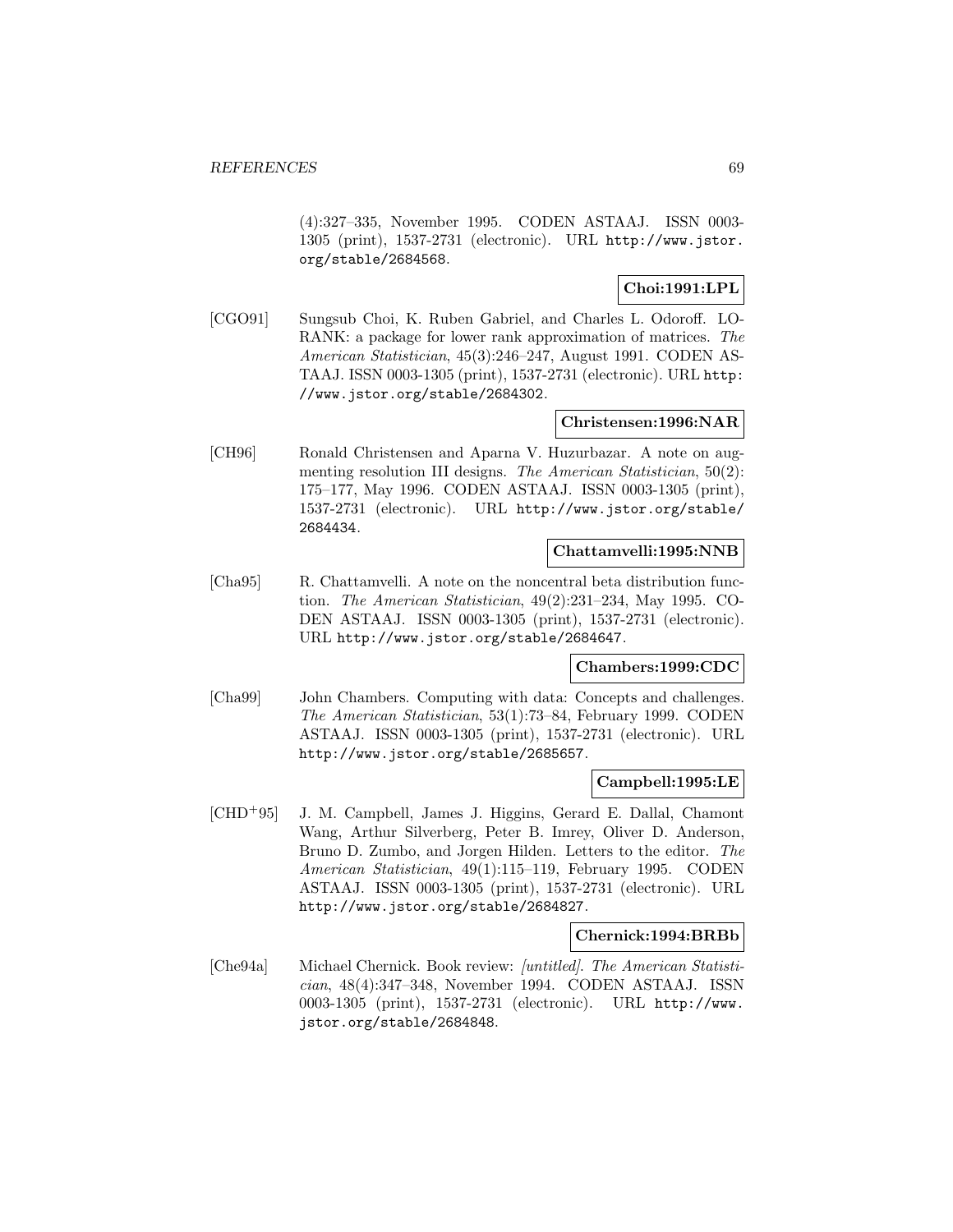(4):327–335, November 1995. CODEN ASTAAJ. ISSN 0003-1305 (print), 1537-2731 (electronic). URL http://www.jstor.org/stable/2684568.

**Choi:1991:LPL**

[CGO91] Sungsub Choi, K. Ruben Gabriel, and Charles L. Odoroff. LORANK: a package for lower rank approximation of matrices. *The American Statistician*, 45(3):246–247, August 1991. CODEN ASTAAJ. ISSN 0003-1305 (print), 1537-2731 (electronic). URL http://www.jstor.org/stable/2684302.

**Christensen:1996:NAR**

[CH96] Ronald Christensen and Aparna V. Huzurbazar. A note on augmenting resolution III designs. *The American Statistician*, 50(2): 175–177, May 1996. CODEN ASTAAJ. ISSN 0003-1305 (print), 1537-2731 (electronic). URL http://www.jstor.org/stable/2684434.

**Chattamvelli:1995:NNB**

[Cha95] R. Chattamvelli. A note on the noncentral beta distribution function. *The American Statistician*, 49(2):231–234, May 1995. CODEN ASTAAJ. ISSN 0003-1305 (print), 1537-2731 (electronic). URL http://www.jstor.org/stable/2684647.

**Chambers:1999:CDC**

[Cha99] John Chambers. Computing with data: Concepts and challenges. *The American Statistician*, 53(1):73–84, February 1999. CODEN ASTAAJ. ISSN 0003-1305 (print), 1537-2731 (electronic). URL http://www.jstor.org/stable/2685657.

**Campbell:1995:LE**

[CHD+95] J. M. Campbell, James J. Higgins, Gerard E. Dallal, Chamont Wang, Arthur Silverberg, Peter B. Imrey, Oliver D. Anderson, Bruno D. Zumbo, and Jorgen Hilden. Letters to the editor. *The American Statistician*, 49(1):115–119, February 1995. CODEN ASTAAJ. ISSN 0003-1305 (print), 1537-2731 (electronic). URL http://www.jstor.org/stable/2684827.

**Chernick:1994:BRBb**

[Che94a] Michael Chernick. Book review: *[untitled]*. *The American Statistician*, 48(4):347–348, November 1994. CODEN ASTAAJ. ISSN 0003-1305 (print), 1537-2731 (electronic). URL http://www.jstor.org/stable/2684848.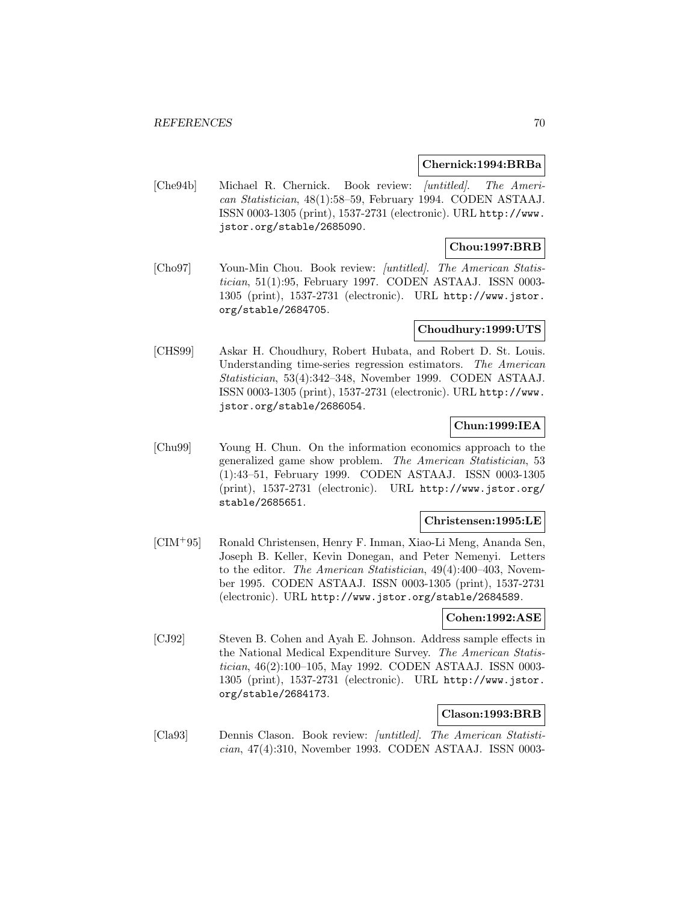**Chernick:1994:BRBa**

[Che94b] Michael R. Chernick. Book review: *[untitled]*. *The American Statistician*, 48(1):58–59, February 1994. CODEN ASTAAJ. ISSN 0003-1305 (print), 1537-2731 (electronic). URL http://www.jstor.org/stable/2685090.

**Chou:1997:BRB**

[Cho97] Youn-Min Chou. Book review: *[untitled]*. *The American Statistician*, 51(1):95, February 1997. CODEN ASTAAJ. ISSN 0003-1305 (print), 1537-2731 (electronic). URL http://www.jstor.org/stable/2684705.

**Choudhury:1999:UTS**

[CHS99] Askar H. Choudhury, Robert Hubata, and Robert D. St. Louis. Understanding time-series regression estimators. *The American Statistician*, 53(4):342–348, November 1999. CODEN ASTAAJ. ISSN 0003-1305 (print), 1537-2731 (electronic). URL http://www.jstor.org/stable/2686054.

**Chun:1999:IEA**

[Chu99] Young H. Chun. On the information economics approach to the generalized game show problem. *The American Statistician*, 53 (1):43–51, February 1999. CODEN ASTAAJ. ISSN 0003-1305 (print), 1537-2731 (electronic). URL http://www.jstor.org/stable/2685651.

**Christensen:1995:LE**

[CIM+95] Ronald Christensen, Henry F. Inman, Xiao-Li Meng, Ananda Sen, Joseph B. Keller, Kevin Donegan, and Peter Nemenyi. Letters to the editor. *The American Statistician*, 49(4):400–403, November 1995. CODEN ASTAAJ. ISSN 0003-1305 (print), 1537-2731 (electronic). URL http://www.jstor.org/stable/2684589.

**Cohen:1992:ASE**

[CJ92] Steven B. Cohen and Ayah E. Johnson. Address sample effects in the National Medical Expenditure Survey. *The American Statistician*, 46(2):100–105, May 1992. CODEN ASTAAJ. ISSN 0003-1305 (print), 1537-2731 (electronic). URL http://www.jstor.org/stable/2684173.

**Clason:1993:BRB**

[Cla93] Dennis Clason. Book review: *[untitled]*. *The American Statistician*, 47(4):310, November 1993. CODEN ASTAAJ. ISSN 0003-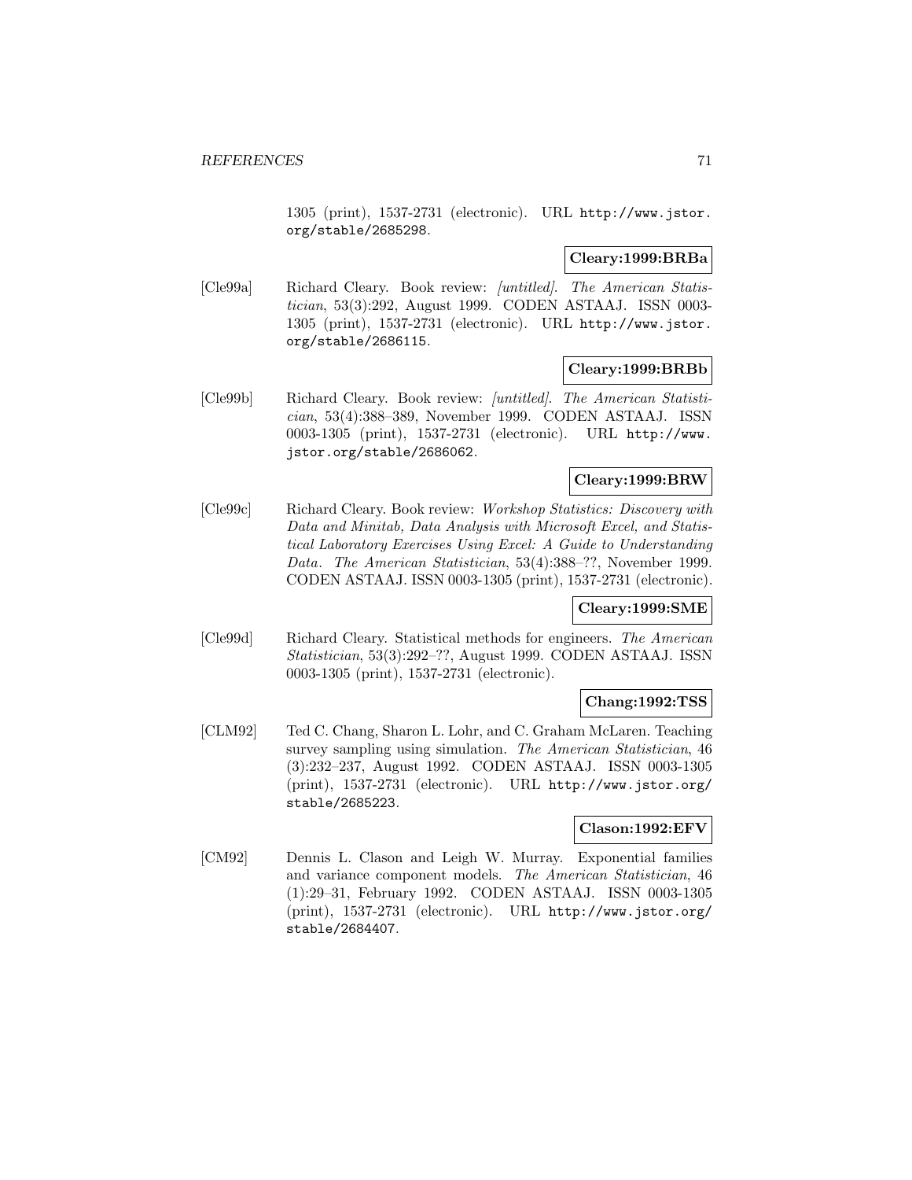1305 (print), 1537-2731 (electronic). URL http://www.jstor.org/stable/2685298.

**Cleary:1999:BRBa**

[Cle99a] Richard Cleary. Book review: *[untitled]*. *The American Statistician*, 53(3):292, August 1999. CODEN ASTAAJ. ISSN 0003-1305 (print), 1537-2731 (electronic). URL http://www.jstor.org/stable/2686115.

**Cleary:1999:BRBb**

[Cle99b] Richard Cleary. Book review: *[untitled]*. *The American Statistician*, 53(4):388–389, November 1999. CODEN ASTAAJ. ISSN 0003-1305 (print), 1537-2731 (electronic). URL http://www.jstor.org/stable/2686062.

**Cleary:1999:BRW**

[Cle99c] Richard Cleary. Book review: *Workshop Statistics: Discovery with Data and Minitab, Data Analysis with Microsoft Excel, and Statistical Laboratory Exercises Using Excel: A Guide to Understanding Data*. *The American Statistician*, 53(4):388–??, November 1999. CODEN ASTAAJ. ISSN 0003-1305 (print), 1537-2731 (electronic).

**Cleary:1999:SME**

[Cle99d] Richard Cleary. Statistical methods for engineers. *The American Statistician*, 53(3):292–??, August 1999. CODEN ASTAAJ. ISSN 0003-1305 (print), 1537-2731 (electronic).

**Chang:1992:TSS**

[CLM92] Ted C. Chang, Sharon L. Lohr, and C. Graham McLaren. Teaching survey sampling using simulation. *The American Statistician*, 46 (3):232–237, August 1992. CODEN ASTAAJ. ISSN 0003-1305 (print), 1537-2731 (electronic). URL http://www.jstor.org/stable/2685223.

**Clason:1992:EFV**

[CM92] Dennis L. Clason and Leigh W. Murray. Exponential families and variance component models. *The American Statistician*, 46 (1):29–31, February 1992. CODEN ASTAAJ. ISSN 0003-1305 (print), 1537-2731 (electronic). URL http://www.jstor.org/stable/2684407.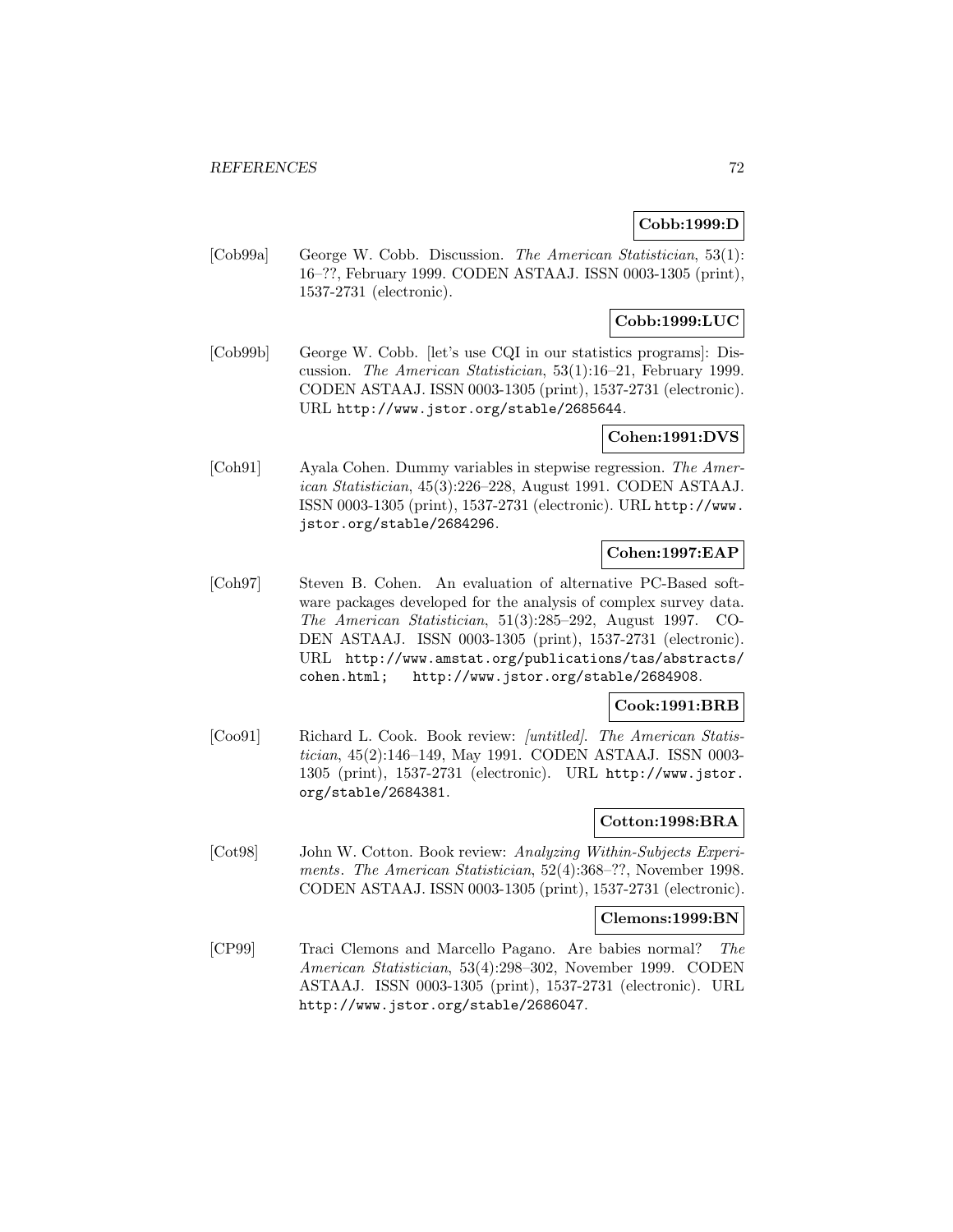**Cobb:1999:D**

[Cob99a] George W. Cobb. Discussion. *The American Statistician*, 53(1): 16–??, February 1999. CODEN ASTAAJ. ISSN 0003-1305 (print), 1537-2731 (electronic).

**Cobb:1999:LUC**

[Cob99b] George W. Cobb. [let's use CQI in our statistics programs]: Discussion. *The American Statistician*, 53(1):16–21, February 1999. CODEN ASTAAJ. ISSN 0003-1305 (print), 1537-2731 (electronic). URL http://www.jstor.org/stable/2685644.

**Cohen:1991:DVS**

[Coh91] Ayala Cohen. Dummy variables in stepwise regression. *The American Statistician*, 45(3):226–228, August 1991. CODEN ASTAAJ. ISSN 0003-1305 (print), 1537-2731 (electronic). URL http://www.jstor.org/stable/2684296.

**Cohen:1997:EAP**

[Coh97] Steven B. Cohen. An evaluation of alternative PC-Based software packages developed for the analysis of complex survey data. *The American Statistician*, 51(3):285–292, August 1997. CODEN ASTAAJ. ISSN 0003-1305 (print), 1537-2731 (electronic). URL http://www.amstat.org/publications/tas/abstracts/cohen.html; http://www.jstor.org/stable/2684908.

**Cook:1991:BRB**

[Coo91] Richard L. Cook. Book review: *[untitled]*. *The American Statistician*, 45(2):146–149, May 1991. CODEN ASTAAJ. ISSN 0003-1305 (print), 1537-2731 (electronic). URL http://www.jstor.org/stable/2684381.

**Cotton:1998:BRA**

[Cot98] John W. Cotton. Book review: *Analyzing Within-Subjects Experiments*. *The American Statistician*, 52(4):368–??, November 1998. CODEN ASTAAJ. ISSN 0003-1305 (print), 1537-2731 (electronic).

**Clemons:1999:BN**

[CP99] Traci Clemons and Marcello Pagano. Are babies normal? *The American Statistician*, 53(4):298–302, November 1999. CODEN ASTAAJ. ISSN 0003-1305 (print), 1537-2731 (electronic). URL http://www.jstor.org/stable/2686047.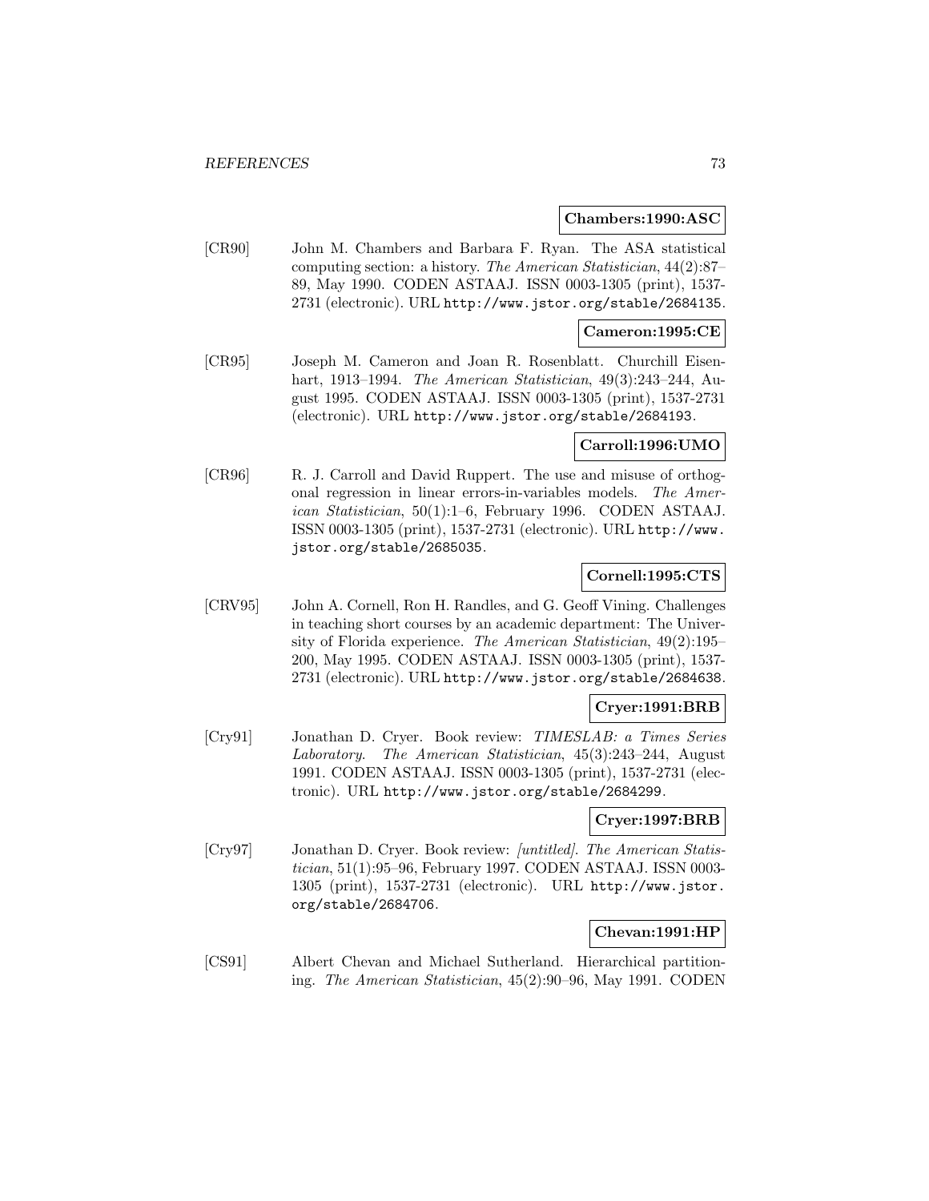**Chambers:1990:ASC**

[CR90] John M. Chambers and Barbara F. Ryan. The ASA statistical computing section: a history. *The American Statistician*, 44(2):87–89, May 1990. CODEN ASTAAJ. ISSN 0003-1305 (print), 1537-2731 (electronic). URL http://www.jstor.org/stable/2684135.

**Cameron:1995:CE**

[CR95] Joseph M. Cameron and Joan R. Rosenblatt. Churchill Eisenhart, 1913–1994. *The American Statistician*, 49(3):243–244, August 1995. CODEN ASTAAJ. ISSN 0003-1305 (print), 1537-2731 (electronic). URL http://www.jstor.org/stable/2684193.

**Carroll:1996:UMO**

[CR96] R. J. Carroll and David Ruppert. The use and misuse of orthogonal regression in linear errors-in-variables models. *The American Statistician*, 50(1):1–6, February 1996. CODEN ASTAAJ. ISSN 0003-1305 (print), 1537-2731 (electronic). URL http://www.jstor.org/stable/2685035.

**Cornell:1995:CTS**

[CRV95] John A. Cornell, Ron H. Randles, and G. Geoff Vining. Challenges in teaching short courses by an academic department: The University of Florida experience. *The American Statistician*, 49(2):195–200, May 1995. CODEN ASTAAJ. ISSN 0003-1305 (print), 1537-2731 (electronic). URL http://www.jstor.org/stable/2684638.

**Cryer:1991:BRB**

[Cry91] Jonathan D. Cryer. Book review: *TIMESLAB: a Times Series Laboratory*. *The American Statistician*, 45(3):243–244, August 1991. CODEN ASTAAJ. ISSN 0003-1305 (print), 1537-2731 (electronic). URL http://www.jstor.org/stable/2684299.

**Cryer:1997:BRB**

[Cry97] Jonathan D. Cryer. Book review: *[untitled]*. *The American Statistician*, 51(1):95–96, February 1997. CODEN ASTAAJ. ISSN 0003-1305 (print), 1537-2731 (electronic). URL http://www.jstor.org/stable/2684706.

**Chevan:1991:HP**

[CS91] Albert Chevan and Michael Sutherland. Hierarchical partitioning. *The American Statistician*, 45(2):90–96, May 1991. CODEN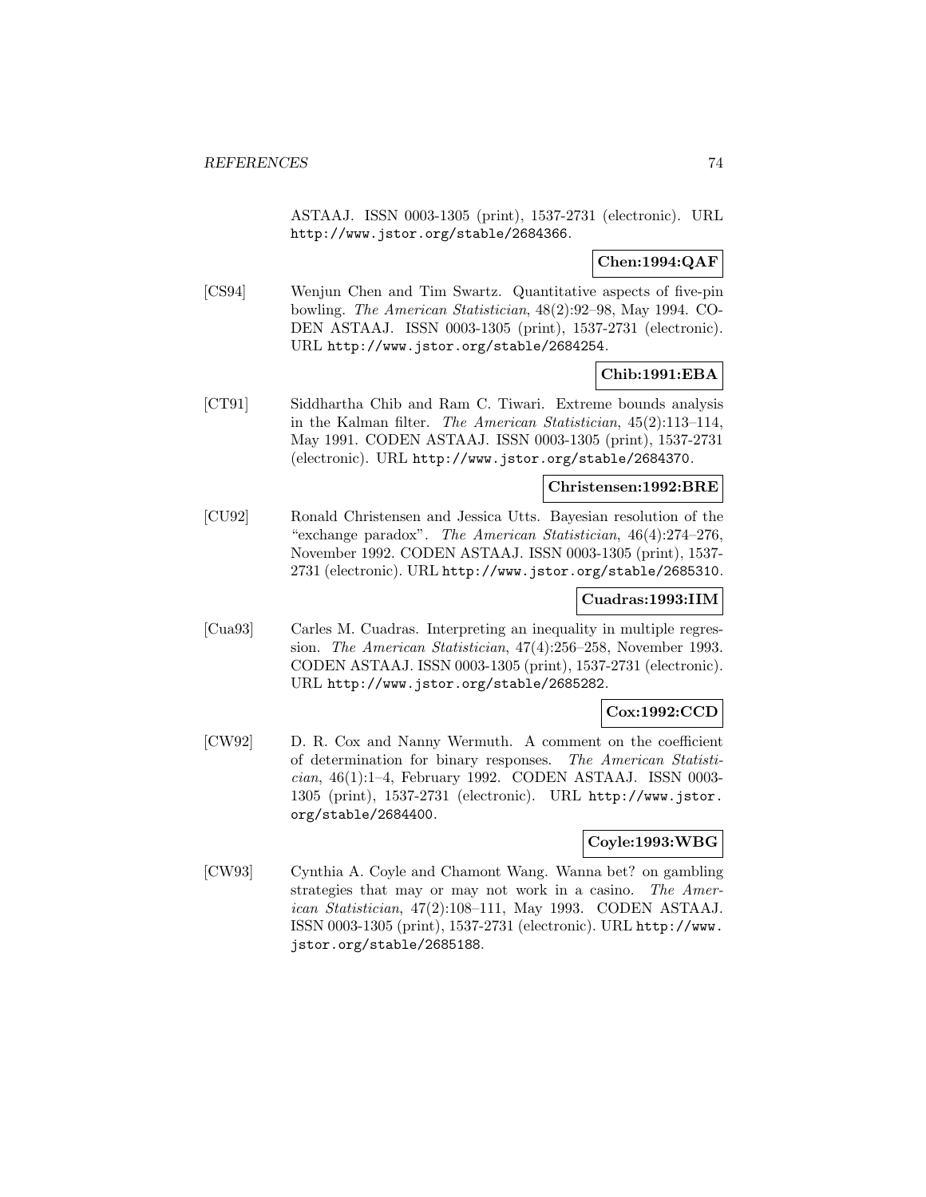ASTAAJ. ISSN 0003-1305 (print), 1537-2731 (electronic). URL http://www.jstor.org/stable/2684366.

**Chen:1994:QAF**

[CS94] Wenjun Chen and Tim Swartz. Quantitative aspects of five-pin bowling. *The American Statistician*, 48(2):92–98, May 1994. CODEN ASTAAJ. ISSN 0003-1305 (print), 1537-2731 (electronic). URL http://www.jstor.org/stable/2684254.

**Chib:1991:EBA**

[CT91] Siddhartha Chib and Ram C. Tiwari. Extreme bounds analysis in the Kalman filter. *The American Statistician*, 45(2):113–114, May 1991. CODEN ASTAAJ. ISSN 0003-1305 (print), 1537-2731 (electronic). URL http://www.jstor.org/stable/2684370.

**Christensen:1992:BRE**

[CU92] Ronald Christensen and Jessica Utts. Bayesian resolution of the "exchange paradox". *The American Statistician*, 46(4):274–276, November 1992. CODEN ASTAAJ. ISSN 0003-1305 (print), 1537-2731 (electronic). URL http://www.jstor.org/stable/2685310.

**Cuadras:1993:IIM**

[Cua93] Carles M. Cuadras. Interpreting an inequality in multiple regression. *The American Statistician*, 47(4):256–258, November 1993. CODEN ASTAAJ. ISSN 0003-1305 (print), 1537-2731 (electronic). URL http://www.jstor.org/stable/2685282.

**Cox:1992:CCD**

[CW92] D. R. Cox and Nanny Wermuth. A comment on the coefficient of determination for binary responses. *The American Statistician*, 46(1):1–4, February 1992. CODEN ASTAAJ. ISSN 0003-1305 (print), 1537-2731 (electronic). URL http://www.jstor.org/stable/2684400.

**Coyle:1993:WBG**

[CW93] Cynthia A. Coyle and Chamont Wang. Wanna bet? on gambling strategies that may or may not work in a casino. *The American Statistician*, 47(2):108–111, May 1993. CODEN ASTAAJ. ISSN 0003-1305 (print), 1537-2731 (electronic). URL http://www.jstor.org/stable/2685188.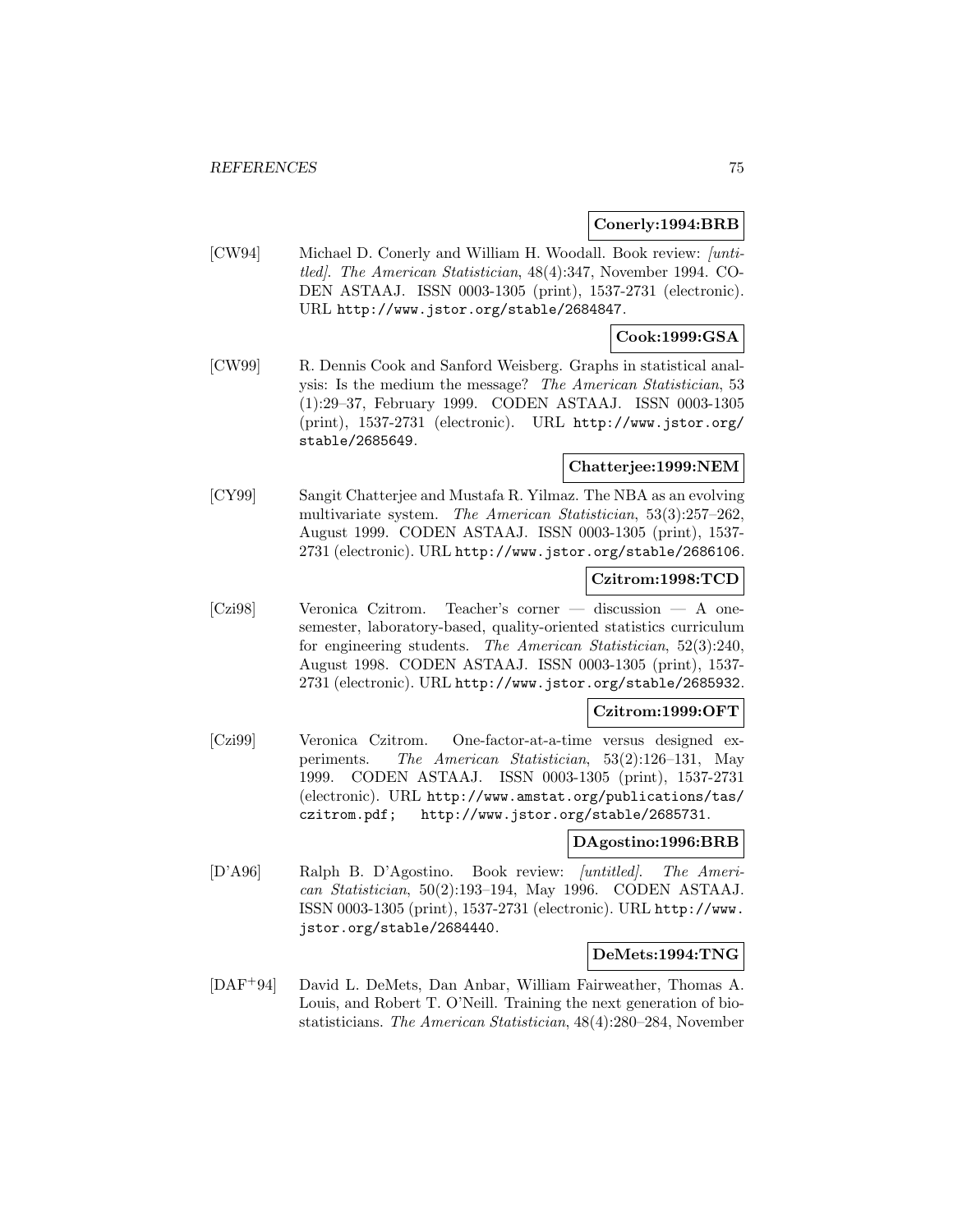**Conerly:1994:BRB**

[CW94] Michael D. Conerly and William H. Woodall. Book review: *[untitled]*. *The American Statistician*, 48(4):347, November 1994. CODEN ASTAAJ. ISSN 0003-1305 (print), 1537-2731 (electronic). URL http://www.jstor.org/stable/2684847.

**Cook:1999:GSA**

[CW99] R. Dennis Cook and Sanford Weisberg. Graphs in statistical analysis: Is the medium the message? *The American Statistician*, 53 (1):29–37, February 1999. CODEN ASTAAJ. ISSN 0003-1305 (print), 1537-2731 (electronic). URL http://www.jstor.org/stable/2685649.

**Chatterjee:1999:NEM**

[CY99] Sangit Chatterjee and Mustafa R. Yilmaz. The NBA as an evolving multivariate system. *The American Statistician*, 53(3):257–262, August 1999. CODEN ASTAAJ. ISSN 0003-1305 (print), 1537-2731 (electronic). URL http://www.jstor.org/stable/2686106.

**Czitrom:1998:TCD**

[Czi98] Veronica Czitrom. Teacher's corner — discussion — A one-semester, laboratory-based, quality-oriented statistics curriculum for engineering students. *The American Statistician*, 52(3):240, August 1998. CODEN ASTAAJ. ISSN 0003-1305 (print), 1537-2731 (electronic). URL http://www.jstor.org/stable/2685932.

**Czitrom:1999:OFT**

[Czi99] Veronica Czitrom. One-factor-at-a-time versus designed experiments. *The American Statistician*, 53(2):126–131, May 1999. CODEN ASTAAJ. ISSN 0003-1305 (print), 1537-2731 (electronic). URL http://www.amstat.org/publications/tas/czitrom.pdf; http://www.jstor.org/stable/2685731.

**DAgostino:1996:BRB**

[D'A96] Ralph B. D'Agostino. Book review: *[untitled]*. *The American Statistician*, 50(2):193–194, May 1996. CODEN ASTAAJ. ISSN 0003-1305 (print), 1537-2731 (electronic). URL http://www.jstor.org/stable/2684440.

**DeMets:1994:TNG**

[DAF+94] David L. DeMets, Dan Anbar, William Fairweather, Thomas A. Louis, and Robert T. O'Neill. Training the next generation of biostatisticians. *The American Statistician*, 48(4):280–284, November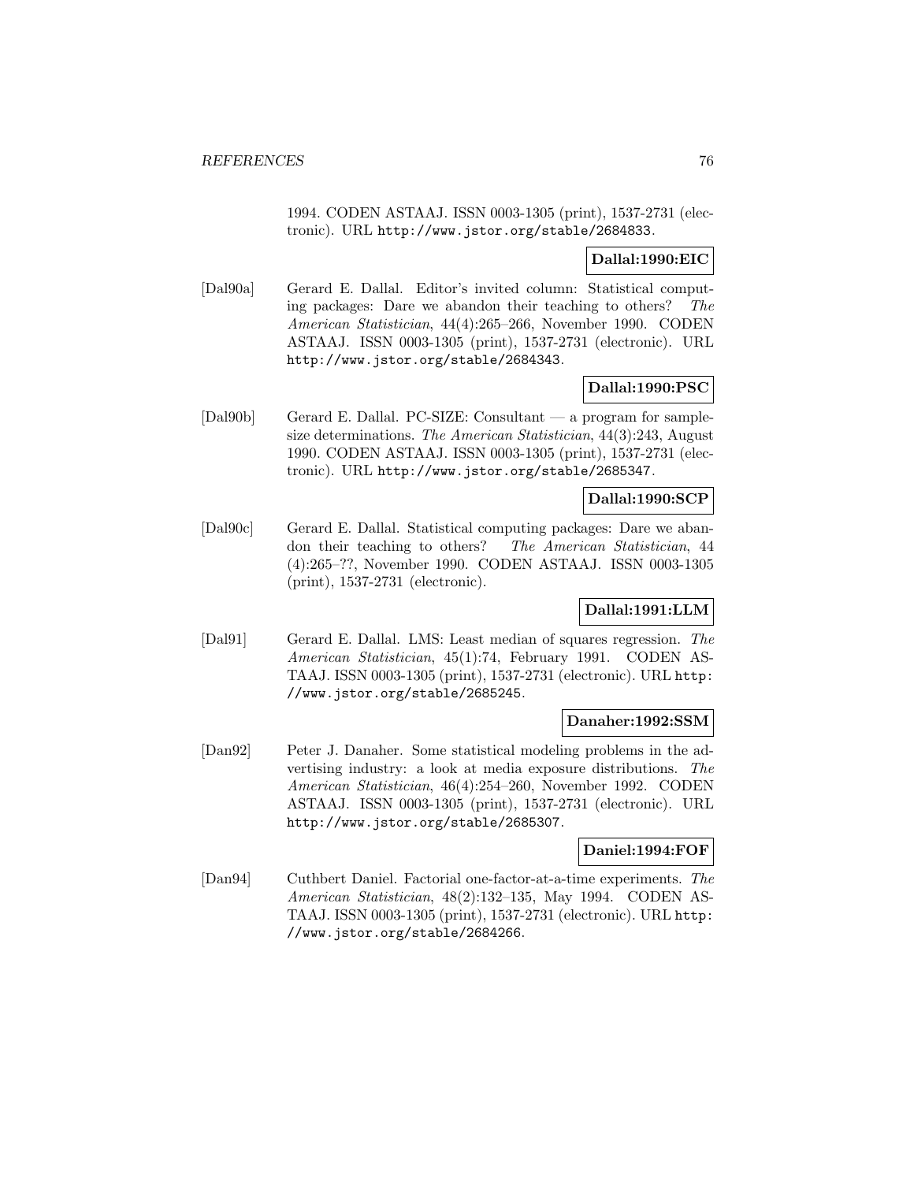1994. CODEN ASTAAJ. ISSN 0003-1305 (print), 1537-2731 (electronic). URL http://www.jstor.org/stable/2684833.

**Dallal:1990:EIC**

[Dal90a] Gerard E. Dallal. Editor's invited column: Statistical computing packages: Dare we abandon their teaching to others? *The American Statistician*, 44(4):265–266, November 1990. CODEN ASTAAJ. ISSN 0003-1305 (print), 1537-2731 (electronic). URL http://www.jstor.org/stable/2684343.

**Dallal:1990:PSC**

[Dal90b] Gerard E. Dallal. PC-SIZE: Consultant — a program for sample-size determinations. *The American Statistician*, 44(3):243, August 1990. CODEN ASTAAJ. ISSN 0003-1305 (print), 1537-2731 (electronic). URL http://www.jstor.org/stable/2685347.

**Dallal:1990:SCP**

[Dal90c] Gerard E. Dallal. Statistical computing packages: Dare we abandon their teaching to others? *The American Statistician*, 44 (4):265–??, November 1990. CODEN ASTAAJ. ISSN 0003-1305 (print), 1537-2731 (electronic).

**Dallal:1991:LLM**

[Dal91] Gerard E. Dallal. LMS: Least median of squares regression. *The American Statistician*, 45(1):74, February 1991. CODEN ASTAAJ. ISSN 0003-1305 (print), 1537-2731 (electronic). URL http://www.jstor.org/stable/2685245.

**Danaher:1992:SSM**

[Dan92] Peter J. Danaher. Some statistical modeling problems in the advertising industry: a look at media exposure distributions. *The American Statistician*, 46(4):254–260, November 1992. CODEN ASTAAJ. ISSN 0003-1305 (print), 1537-2731 (electronic). URL http://www.jstor.org/stable/2685307.

**Daniel:1994:FOF**

[Dan94] Cuthbert Daniel. Factorial one-factor-at-a-time experiments. *The American Statistician*, 48(2):132–135, May 1994. CODEN ASTAAJ. ISSN 0003-1305 (print), 1537-2731 (electronic). URL http://www.jstor.org/stable/2684266.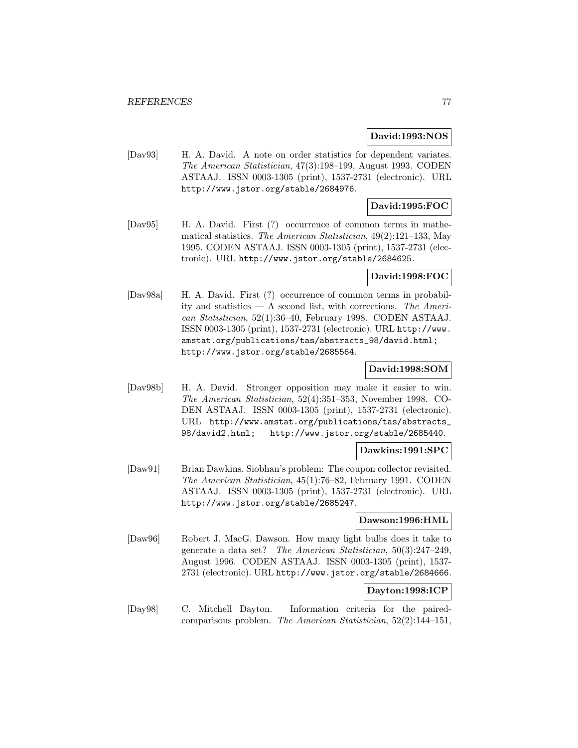**David:1993:NOS**

[Dav93] H. A. David. A note on order statistics for dependent variates. *The American Statistician*, 47(3):198–199, August 1993. CODEN ASTAAJ. ISSN 0003-1305 (print), 1537-2731 (electronic). URL http://www.jstor.org/stable/2684976.

**David:1995:FOC**

[Dav95] H. A. David. First (?) occurrence of common terms in mathematical statistics. *The American Statistician*, 49(2):121–133, May 1995. CODEN ASTAAJ. ISSN 0003-1305 (print), 1537-2731 (electronic). URL http://www.jstor.org/stable/2684625.

**David:1998:FOC**

[Dav98a] H. A. David. First (?) occurrence of common terms in probability and statistics — A second list, with corrections. *The American Statistician*, 52(1):36–40, February 1998. CODEN ASTAAJ. ISSN 0003-1305 (print), 1537-2731 (electronic). URL http://www.amstat.org/publications/tas/abstracts_98/david.html; http://www.jstor.org/stable/2685564.

**David:1998:SOM**

[Dav98b] H. A. David. Stronger opposition may make it easier to win. *The American Statistician*, 52(4):351–353, November 1998. CODEN ASTAAJ. ISSN 0003-1305 (print), 1537-2731 (electronic). URL http://www.amstat.org/publications/tas/abstracts_98/david2.html; http://www.jstor.org/stable/2685440.

**Dawkins:1991:SPC**

[Daw91] Brian Dawkins. Siobhan's problem: The coupon collector revisited. *The American Statistician*, 45(1):76–82, February 1991. CODEN ASTAAJ. ISSN 0003-1305 (print), 1537-2731 (electronic). URL http://www.jstor.org/stable/2685247.

**Dawson:1996:HML**

[Daw96] Robert J. MacG. Dawson. How many light bulbs does it take to generate a data set? *The American Statistician*, 50(3):247–249, August 1996. CODEN ASTAAJ. ISSN 0003-1305 (print), 1537-2731 (electronic). URL http://www.jstor.org/stable/2684666.

**Dayton:1998:ICP**

[Day98] C. Mitchell Dayton. Information criteria for the paired-comparisons problem. *The American Statistician*, 52(2):144–151,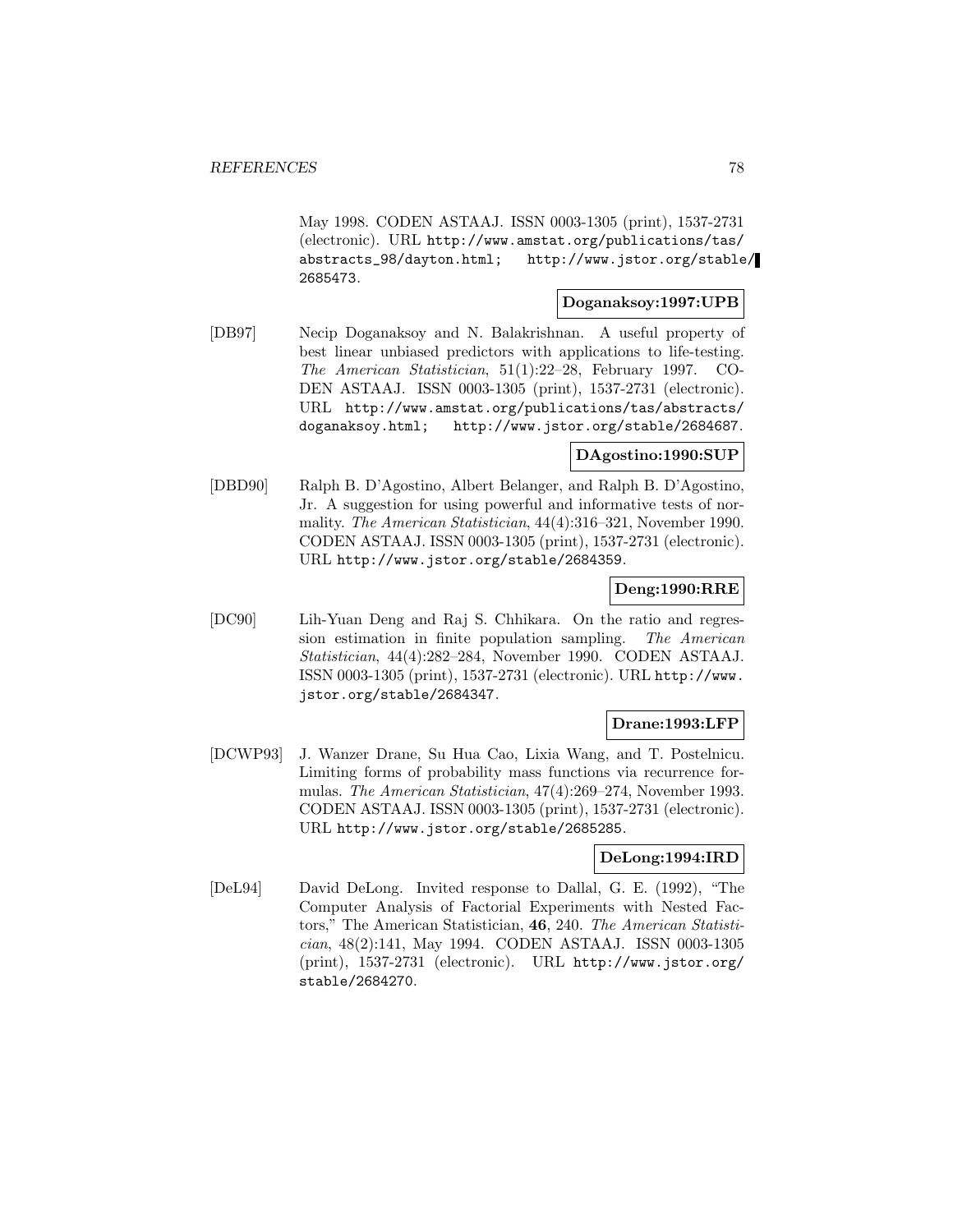May 1998. CODEN ASTAAJ. ISSN 0003-1305 (print), 1537-2731 (electronic). URL http://www.amstat.org/publications/tas/abstracts_98/dayton.html; http://www.jstor.org/stable/2685473.

**Doganaksoy:1997:UPB**

[DB97] Necip Doganaksoy and N. Balakrishnan. A useful property of best linear unbiased predictors with applications to life-testing. *The American Statistician*, 51(1):22–28, February 1997. CODEN ASTAAJ. ISSN 0003-1305 (print), 1537-2731 (electronic). URL http://www.amstat.org/publications/tas/abstracts/doganaksoy.html; http://www.jstor.org/stable/2684687.

**DAgostino:1990:SUP**

[DBD90] Ralph B. D'Agostino, Albert Belanger, and Ralph B. D'Agostino, Jr. A suggestion for using powerful and informative tests of normality. *The American Statistician*, 44(4):316–321, November 1990. CODEN ASTAAJ. ISSN 0003-1305 (print), 1537-2731 (electronic). URL http://www.jstor.org/stable/2684359.

**Deng:1990:RRE**

[DC90] Lih-Yuan Deng and Raj S. Chhikara. On the ratio and regression estimation in finite population sampling. *The American Statistician*, 44(4):282–284, November 1990. CODEN ASTAAJ. ISSN 0003-1305 (print), 1537-2731 (electronic). URL http://www.jstor.org/stable/2684347.

**Drane:1993:LFP**

[DCWP93] J. Wanzer Drane, Su Hua Cao, Lixia Wang, and T. Postelnicu. Limiting forms of probability mass functions via recurrence formulas. *The American Statistician*, 47(4):269–274, November 1993. CODEN ASTAAJ. ISSN 0003-1305 (print), 1537-2731 (electronic). URL http://www.jstor.org/stable/2685285.

**DeLong:1994:IRD**

[DeL94] David DeLong. Invited response to Dallal, G. E. (1992), "The Computer Analysis of Factorial Experiments with Nested Factors," The American Statistician, **46**, 240. *The American Statistician*, 48(2):141, May 1994. CODEN ASTAAJ. ISSN 0003-1305 (print), 1537-2731 (electronic). URL http://www.jstor.org/stable/2684270.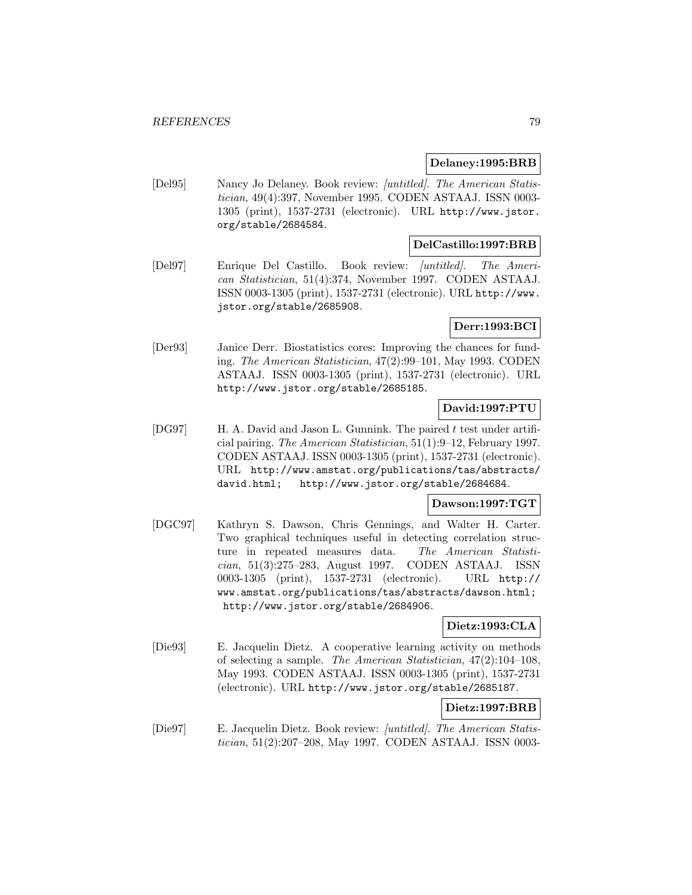**Delaney:1995:BRB**

[Del95] Nancy Jo Delaney. Book review: *[untitled]*. *The American Statistician*, 49(4):397, November 1995. CODEN ASTAAJ. ISSN 0003-1305 (print), 1537-2731 (electronic). URL http://www.jstor.org/stable/2684584.

**DelCastillo:1997:BRB**

[Del97] Enrique Del Castillo. Book review: *[untitled]*. *The American Statistician*, 51(4):374, November 1997. CODEN ASTAAJ. ISSN 0003-1305 (print), 1537-2731 (electronic). URL http://www.jstor.org/stable/2685908.

**Derr:1993:BCI**

[Der93] Janice Derr. Biostatistics cores: Improving the chances for funding. *The American Statistician*, 47(2):99–101, May 1993. CODEN ASTAAJ. ISSN 0003-1305 (print), 1537-2731 (electronic). URL http://www.jstor.org/stable/2685185.

**David:1997:PTU**

[DG97] H. A. David and Jason L. Gunnink. The paired $t$ test under artificial pairing. *The American Statistician*, 51(1):9–12, February 1997. CODEN ASTAAJ. ISSN 0003-1305 (print), 1537-2731 (electronic). URL http://www.amstat.org/publications/tas/abstracts/david.html; http://www.jstor.org/stable/2684684.

**Dawson:1997:TGT**

[DGC97] Kathryn S. Dawson, Chris Gennings, and Walter H. Carter. Two graphical techniques useful in detecting correlation structure in repeated measures data. *The American Statistician*, 51(3):275–283, August 1997. CODEN ASTAAJ. ISSN 0003-1305 (print), 1537-2731 (electronic). URL http://www.amstat.org/publications/tas/abstracts/dawson.html; http://www.jstor.org/stable/2684906.

**Dietz:1993:CLA**

[Die93] E. Jacquelin Dietz. A cooperative learning activity on methods of selecting a sample. *The American Statistician*, 47(2):104–108, May 1993. CODEN ASTAAJ. ISSN 0003-1305 (print), 1537-2731 (electronic). URL http://www.jstor.org/stable/2685187.

**Dietz:1997:BRB**

[Die97] E. Jacquelin Dietz. Book review: *[untitled]*. *The American Statistician*, 51(2):207–208, May 1997. CODEN ASTAAJ. ISSN 0003-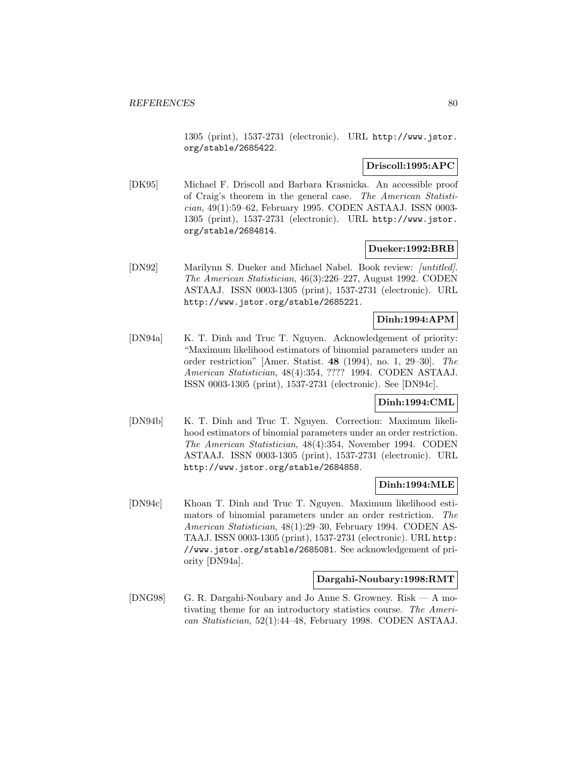1305 (print), 1537-2731 (electronic). URL http://www.jstor.org/stable/2685422.

**Driscoll:1995:APC**

[DK95] Michael F. Driscoll and Barbara Krasnicka. An accessible proof of Craig's theorem in the general case. *The American Statistician*, 49(1):59–62, February 1995. CODEN ASTAAJ. ISSN 0003-1305 (print), 1537-2731 (electronic). URL http://www.jstor.org/stable/2684814.

**Dueker:1992:BRB**

[DN92] Marilynn S. Dueker and Michael Nabel. Book review: *[untitled]*. *The American Statistician*, 46(3):226–227, August 1992. CODEN ASTAAJ. ISSN 0003-1305 (print), 1537-2731 (electronic). URL http://www.jstor.org/stable/2685221.

**Dinh:1994:APM**

[DN94a] K. T. Dinh and Truc T. Nguyen. Acknowledgement of priority: "Maximum likelihood estimators of binomial parameters under an order restriction" [Amer. Statist. **48** (1994), no. 1, 29–30]. *The American Statistician*, 48(4):354, ???? 1994. CODEN ASTAAJ. ISSN 0003-1305 (print), 1537-2731 (electronic). See [DN94c].

**Dinh:1994:CML**

[DN94b] K. T. Dinh and Truc T. Nguyen. Correction: Maximum likelihood estimators of binomial parameters under an order restriction. *The American Statistician*, 48(4):354, November 1994. CODEN ASTAAJ. ISSN 0003-1305 (print), 1537-2731 (electronic). URL http://www.jstor.org/stable/2684858.

**Dinh:1994:MLE**

[DN94c] Khoan T. Dinh and Truc T. Nguyen. Maximum likelihood estimators of binomial parameters under an order restriction. *The American Statistician*, 48(1):29–30, February 1994. CODEN ASTAAJ. ISSN 0003-1305 (print), 1537-2731 (electronic). URL http://www.jstor.org/stable/2685081. See acknowledgement of priority [DN94a].

**Dargahi-Noubary:1998:RMT**

[DNG98] G. R. Dargahi-Noubary and Jo Anne S. Growney. Risk — A motivating theme for an introductory statistics course. *The American Statistician*, 52(1):44–48, February 1998. CODEN ASTAAJ.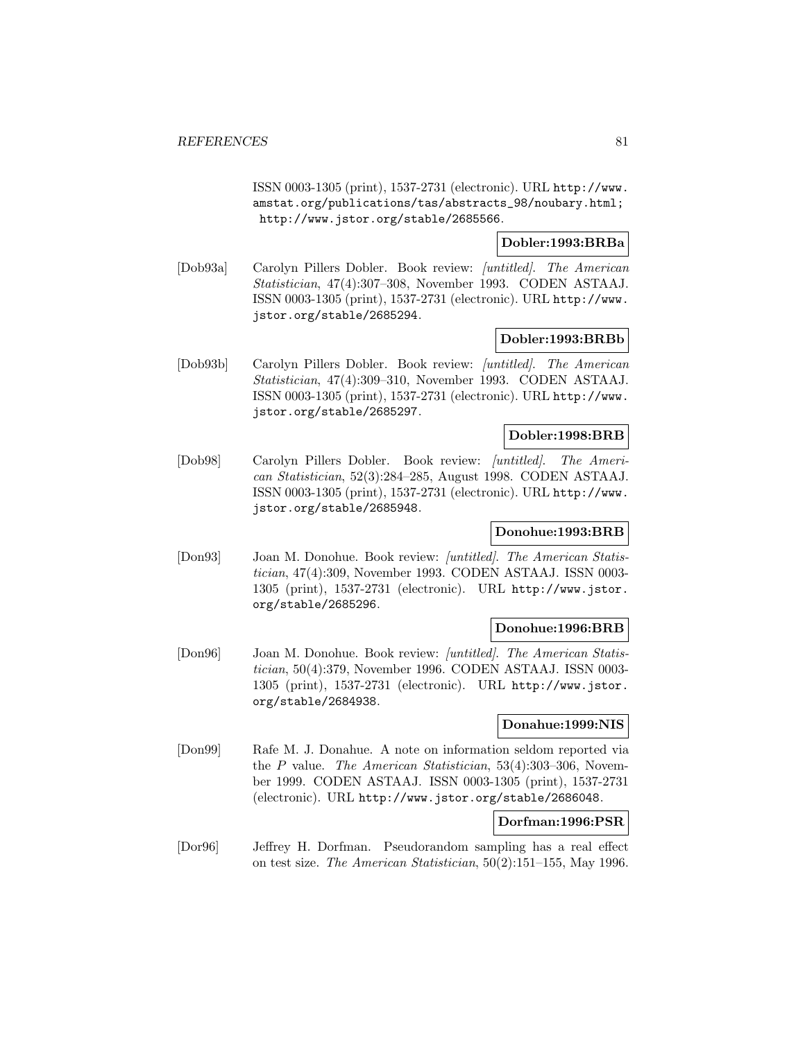ISSN 0003-1305 (print), 1537-2731 (electronic). URL http://www.amstat.org/publications/tas/abstracts_98/noubary.html; http://www.jstor.org/stable/2685566.

**Dobler:1993:BRBa**

[Dob93a] Carolyn Pillers Dobler. Book review: *[untitled]*. *The American Statistician*, 47(4):307–308, November 1993. CODEN ASTAAJ. ISSN 0003-1305 (print), 1537-2731 (electronic). URL http://www.jstor.org/stable/2685294.

**Dobler:1993:BRBb**

[Dob93b] Carolyn Pillers Dobler. Book review: *[untitled]*. *The American Statistician*, 47(4):309–310, November 1993. CODEN ASTAAJ. ISSN 0003-1305 (print), 1537-2731 (electronic). URL http://www.jstor.org/stable/2685297.

**Dobler:1998:BRB**

[Dob98] Carolyn Pillers Dobler. Book review: *[untitled]*. *The American Statistician*, 52(3):284–285, August 1998. CODEN ASTAAJ. ISSN 0003-1305 (print), 1537-2731 (electronic). URL http://www.jstor.org/stable/2685948.

**Donohue:1993:BRB**

[Don93] Joan M. Donohue. Book review: *[untitled]*. *The American Statistician*, 47(4):309, November 1993. CODEN ASTAAJ. ISSN 0003-1305 (print), 1537-2731 (electronic). URL http://www.jstor.org/stable/2685296.

**Donohue:1996:BRB**

[Don96] Joan M. Donohue. Book review: *[untitled]*. *The American Statistician*, 50(4):379, November 1996. CODEN ASTAAJ. ISSN 0003-1305 (print), 1537-2731 (electronic). URL http://www.jstor.org/stable/2684938.

**Donahue:1999:NIS**

[Don99] Rafe M. J. Donahue. A note on information seldom reported via the $P$ value. *The American Statistician*, 53(4):303–306, November 1999. CODEN ASTAAJ. ISSN 0003-1305 (print), 1537-2731 (electronic). URL http://www.jstor.org/stable/2686048.

**Dorfman:1996:PSR**

[Dor96] Jeffrey H. Dorfman. Pseudorandom sampling has a real effect on test size. *The American Statistician*, 50(2):151–155, May 1996.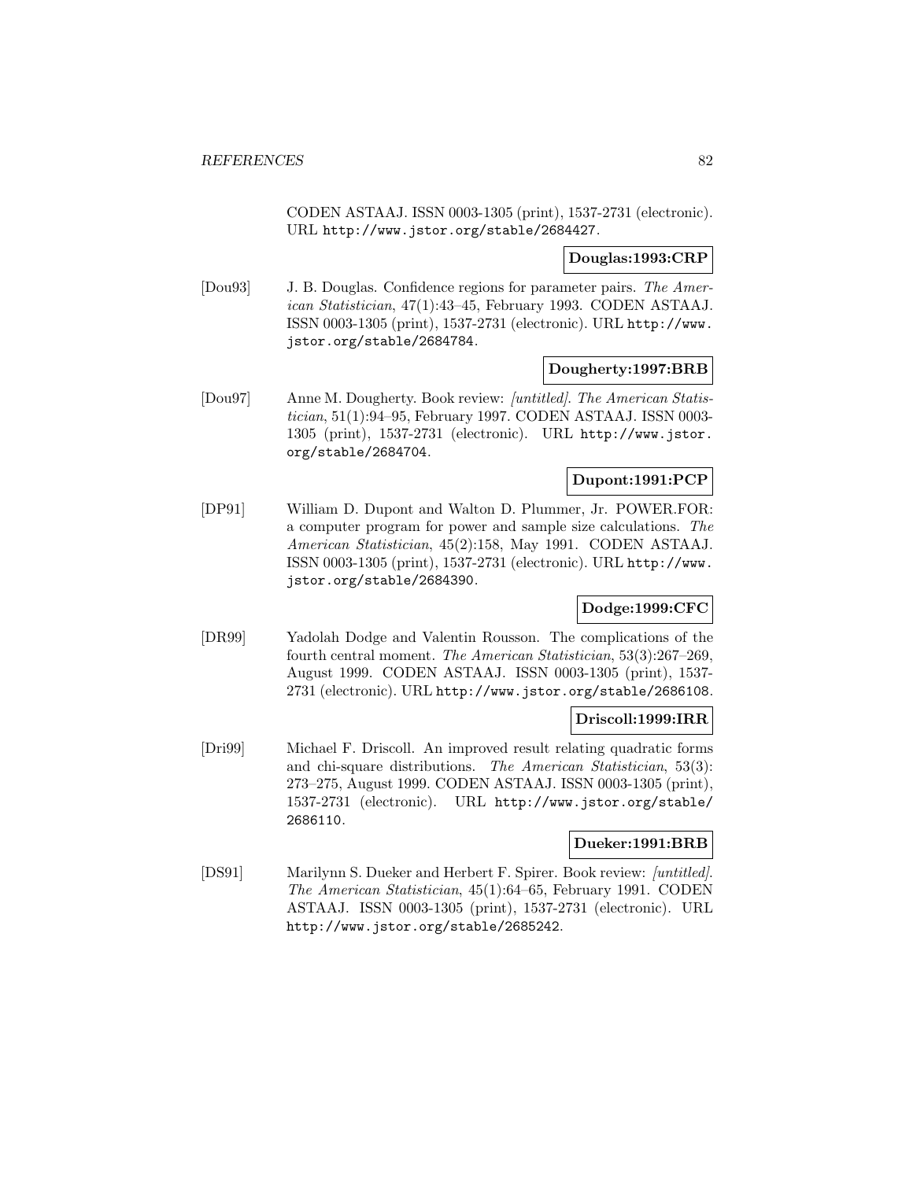CODEN ASTAAJ. ISSN 0003-1305 (print), 1537-2731 (electronic). URL http://www.jstor.org/stable/2684427.

**Douglas:1993:CRP**

[Dou93] J. B. Douglas. Confidence regions for parameter pairs. *The American Statistician*, 47(1):43–45, February 1993. CODEN ASTAAJ. ISSN 0003-1305 (print), 1537-2731 (electronic). URL http://www.jstor.org/stable/2684784.

**Dougherty:1997:BRB**

[Dou97] Anne M. Dougherty. Book review: *[untitled]*. *The American Statistician*, 51(1):94–95, February 1997. CODEN ASTAAJ. ISSN 0003-1305 (print), 1537-2731 (electronic). URL http://www.jstor.org/stable/2684704.

**Dupont:1991:PCP**

[DP91] William D. Dupont and Walton D. Plummer, Jr. POWER.FOR: a computer program for power and sample size calculations. *The American Statistician*, 45(2):158, May 1991. CODEN ASTAAJ. ISSN 0003-1305 (print), 1537-2731 (electronic). URL http://www.jstor.org/stable/2684390.

**Dodge:1999:CFC**

[DR99] Yadolah Dodge and Valentin Rousson. The complications of the fourth central moment. *The American Statistician*, 53(3):267–269, August 1999. CODEN ASTAAJ. ISSN 0003-1305 (print), 1537-2731 (electronic). URL http://www.jstor.org/stable/2686108.

**Driscoll:1999:IRR**

[Dri99] Michael F. Driscoll. An improved result relating quadratic forms and chi-square distributions. *The American Statistician*, 53(3): 273–275, August 1999. CODEN ASTAAJ. ISSN 0003-1305 (print), 1537-2731 (electronic). URL http://www.jstor.org/stable/2686110.

**Dueker:1991:BRB**

[DS91] Marilynn S. Dueker and Herbert F. Spirer. Book review: *[untitled]*. *The American Statistician*, 45(1):64–65, February 1991. CODEN ASTAAJ. ISSN 0003-1305 (print), 1537-2731 (electronic). URL http://www.jstor.org/stable/2685242.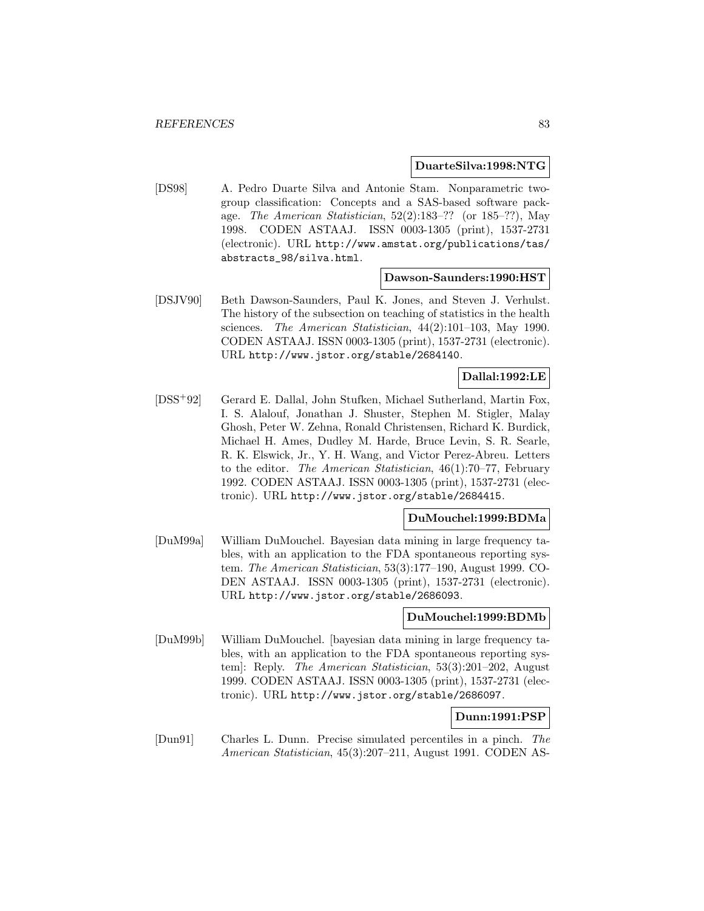**DuarteSilva:1998:NTG**

[DS98] A. Pedro Duarte Silva and Antonie Stam. Nonparametric two-group classification: Concepts and a SAS-based software package. *The American Statistician*, 52(2):183–?? (or 185–??), May 1998. CODEN ASTAAJ. ISSN 0003-1305 (print), 1537-2731 (electronic). URL http://www.amstat.org/publications/tas/abstracts_98/silva.html.

**Dawson-Saunders:1990:HST**

[DSJV90] Beth Dawson-Saunders, Paul K. Jones, and Steven J. Verhulst. The history of the subsection on teaching of statistics in the health sciences. *The American Statistician*, 44(2):101–103, May 1990. CODEN ASTAAJ. ISSN 0003-1305 (print), 1537-2731 (electronic). URL http://www.jstor.org/stable/2684140.

**Dallal:1992:LE**

[DSS+92] Gerard E. Dallal, John Stufken, Michael Sutherland, Martin Fox, I. S. Alalouf, Jonathan J. Shuster, Stephen M. Stigler, Malay Ghosh, Peter W. Zehna, Ronald Christensen, Richard K. Burdick, Michael H. Ames, Dudley M. Harde, Bruce Levin, S. R. Searle, R. K. Elswick, Jr., Y. H. Wang, and Victor Perez-Abreu. Letters to the editor. *The American Statistician*, 46(1):70–77, February 1992. CODEN ASTAAJ. ISSN 0003-1305 (print), 1537-2731 (electronic). URL http://www.jstor.org/stable/2684415.

**DuMouchel:1999:BDMa**

[DuM99a] William DuMouchel. Bayesian data mining in large frequency tables, with an application to the FDA spontaneous reporting system. *The American Statistician*, 53(3):177–190, August 1999. CODEN ASTAAJ. ISSN 0003-1305 (print), 1537-2731 (electronic). URL http://www.jstor.org/stable/2686093.

**DuMouchel:1999:BDMb**

[DuM99b] William DuMouchel. [bayesian data mining in large frequency tables, with an application to the FDA spontaneous reporting system]: Reply. *The American Statistician*, 53(3):201–202, August 1999. CODEN ASTAAJ. ISSN 0003-1305 (print), 1537-2731 (electronic). URL http://www.jstor.org/stable/2686097.

**Dunn:1991:PSP**

[Dun91] Charles L. Dunn. Precise simulated percentiles in a pinch. *The American Statistician*, 45(3):207–211, August 1991. CODEN AS-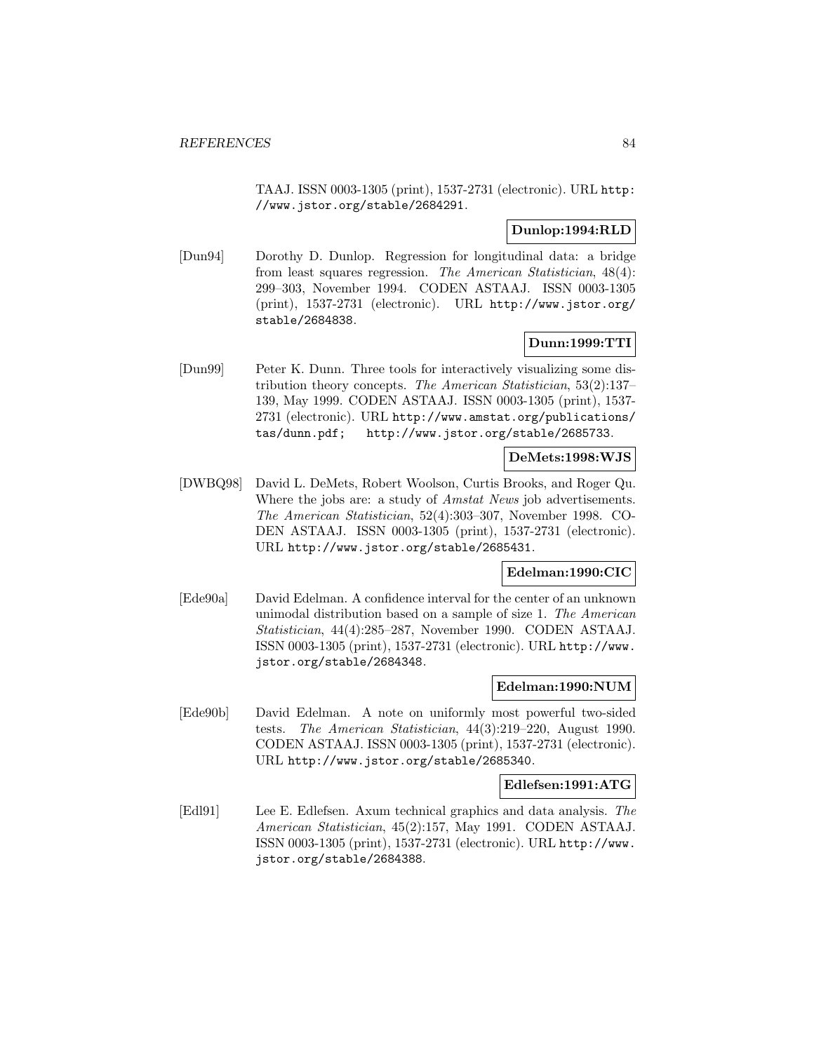TAAJ. ISSN 0003-1305 (print), 1537-2731 (electronic). URL http://www.jstor.org/stable/2684291.

**Dunlop:1994:RLD**

[Dun94] Dorothy D. Dunlop. Regression for longitudinal data: a bridge from least squares regression. *The American Statistician*, 48(4): 299–303, November 1994. CODEN ASTAAJ. ISSN 0003-1305 (print), 1537-2731 (electronic). URL http://www.jstor.org/stable/2684838.

**Dunn:1999:TTI**

[Dun99] Peter K. Dunn. Three tools for interactively visualizing some distribution theory concepts. *The American Statistician*, 53(2):137–139, May 1999. CODEN ASTAAJ. ISSN 0003-1305 (print), 1537-2731 (electronic). URL http://www.amstat.org/publications/tas/dunn.pdf; http://www.jstor.org/stable/2685733.

**DeMets:1998:WJS**

[DWBQ98] David L. DeMets, Robert Woolson, Curtis Brooks, and Roger Qu. Where the jobs are: a study of *Amstat News* job advertisements. *The American Statistician*, 52(4):303–307, November 1998. CODEN ASTAAJ. ISSN 0003-1305 (print), 1537-2731 (electronic). URL http://www.jstor.org/stable/2685431.

**Edelman:1990:CIC**

[Ede90a] David Edelman. A confidence interval for the center of an unknown unimodal distribution based on a sample of size 1. *The American Statistician*, 44(4):285–287, November 1990. CODEN ASTAAJ. ISSN 0003-1305 (print), 1537-2731 (electronic). URL http://www.jstor.org/stable/2684348.

**Edelman:1990:NUM**

[Ede90b] David Edelman. A note on uniformly most powerful two-sided tests. *The American Statistician*, 44(3):219–220, August 1990. CODEN ASTAAJ. ISSN 0003-1305 (print), 1537-2731 (electronic). URL http://www.jstor.org/stable/2685340.

**Edlefsen:1991:ATG**

[Edl91] Lee E. Edlefsen. Axum technical graphics and data analysis. *The American Statistician*, 45(2):157, May 1991. CODEN ASTAAJ. ISSN 0003-1305 (print), 1537-2731 (electronic). URL http://www.jstor.org/stable/2684388.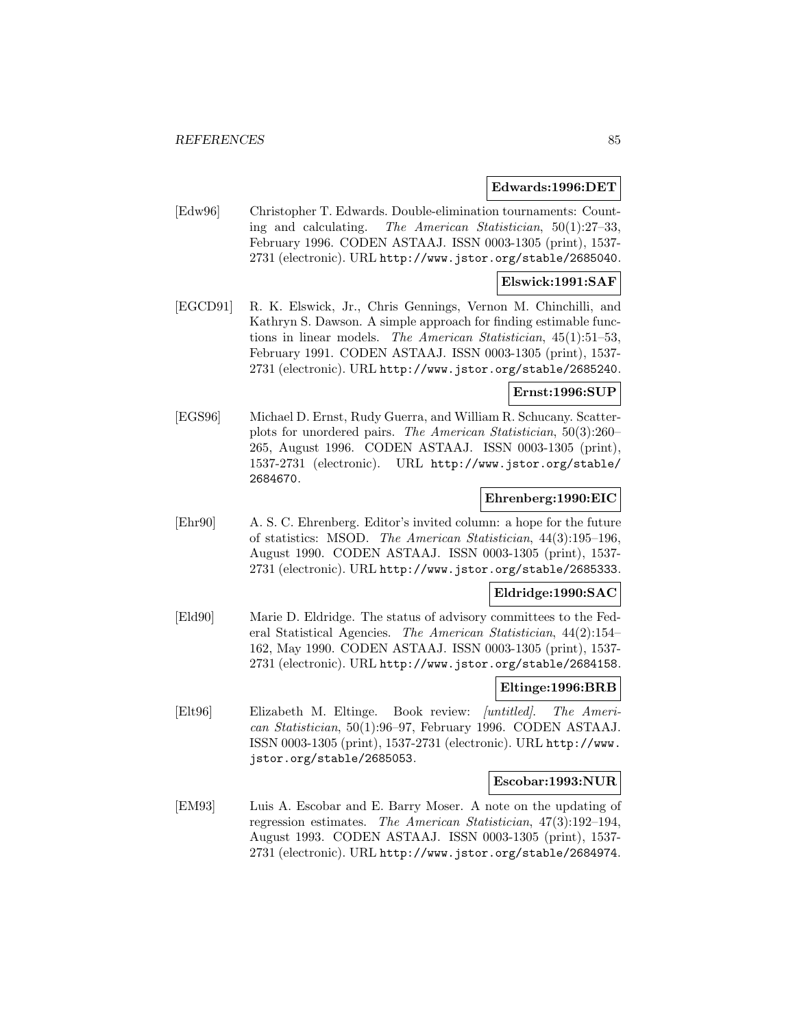**Edwards:1996:DET**

[Edw96] Christopher T. Edwards. Double-elimination tournaments: Counting and calculating. *The American Statistician*, 50(1):27–33, February 1996. CODEN ASTAAJ. ISSN 0003-1305 (print), 1537-2731 (electronic). URL http://www.jstor.org/stable/2685040.

**Elswick:1991:SAF**

[EGCD91] R. K. Elswick, Jr., Chris Gennings, Vernon M. Chinchilli, and Kathryn S. Dawson. A simple approach for finding estimable functions in linear models. *The American Statistician*, 45(1):51–53, February 1991. CODEN ASTAAJ. ISSN 0003-1305 (print), 1537-2731 (electronic). URL http://www.jstor.org/stable/2685240.

**Ernst:1996:SUP**

[EGS96] Michael D. Ernst, Rudy Guerra, and William R. Schucany. Scatterplots for unordered pairs. *The American Statistician*, 50(3):260–265, August 1996. CODEN ASTAAJ. ISSN 0003-1305 (print), 1537-2731 (electronic). URL http://www.jstor.org/stable/2684670.

**Ehrenberg:1990:EIC**

[Ehr90] A. S. C. Ehrenberg. Editor's invited column: a hope for the future of statistics: MSOD. *The American Statistician*, 44(3):195–196, August 1990. CODEN ASTAAJ. ISSN 0003-1305 (print), 1537-2731 (electronic). URL http://www.jstor.org/stable/2685333.

**Eldridge:1990:SAC**

[Eld90] Marie D. Eldridge. The status of advisory committees to the Federal Statistical Agencies. *The American Statistician*, 44(2):154–162, May 1990. CODEN ASTAAJ. ISSN 0003-1305 (print), 1537-2731 (electronic). URL http://www.jstor.org/stable/2684158.

**Eltinge:1996:BRB**

[Elt96] Elizabeth M. Eltinge. Book review: *[untitled]*. *The American Statistician*, 50(1):96–97, February 1996. CODEN ASTAAJ. ISSN 0003-1305 (print), 1537-2731 (electronic). URL http://www.jstor.org/stable/2685053.

**Escobar:1993:NUR**

[EM93] Luis A. Escobar and E. Barry Moser. A note on the updating of regression estimates. *The American Statistician*, 47(3):192–194, August 1993. CODEN ASTAAJ. ISSN 0003-1305 (print), 1537-2731 (electronic). URL http://www.jstor.org/stable/2684974.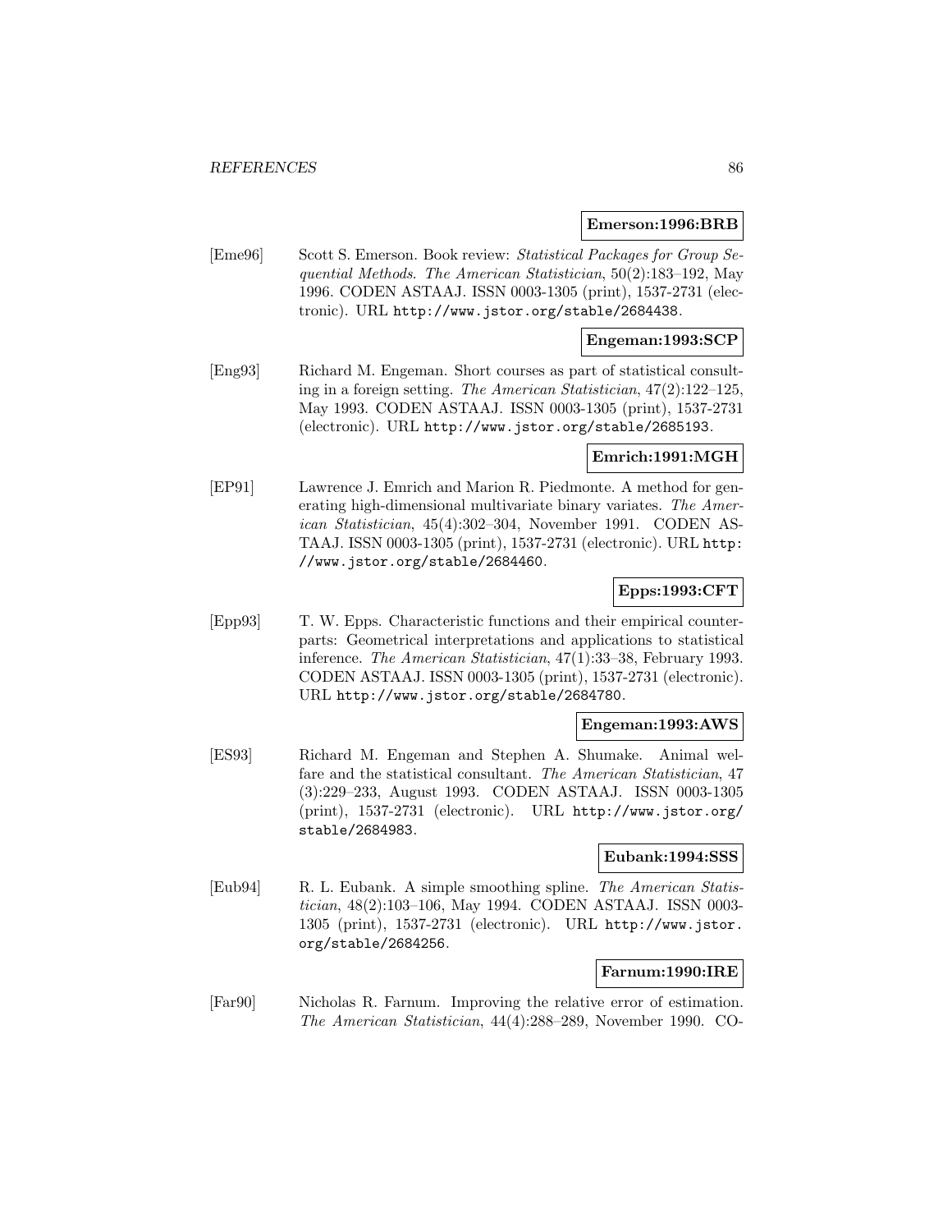**Emerson:1996:BRB**

[Eme96] Scott S. Emerson. Book review: *Statistical Packages for Group Sequential Methods*. *The American Statistician*, 50(2):183–192, May 1996. CODEN ASTAAJ. ISSN 0003-1305 (print), 1537-2731 (electronic). URL http://www.jstor.org/stable/2684438.

**Engeman:1993:SCP**

[Eng93] Richard M. Engeman. Short courses as part of statistical consulting in a foreign setting. *The American Statistician*, 47(2):122–125, May 1993. CODEN ASTAAJ. ISSN 0003-1305 (print), 1537-2731 (electronic). URL http://www.jstor.org/stable/2685193.

**Emrich:1991:MGH**

[EP91] Lawrence J. Emrich and Marion R. Piedmonte. A method for generating high-dimensional multivariate binary variates. *The American Statistician*, 45(4):302–304, November 1991. CODEN ASTAAJ. ISSN 0003-1305 (print), 1537-2731 (electronic). URL http://www.jstor.org/stable/2684460.

**Epps:1993:CFT**

[Epp93] T. W. Epps. Characteristic functions and their empirical counterparts: Geometrical interpretations and applications to statistical inference. *The American Statistician*, 47(1):33–38, February 1993. CODEN ASTAAJ. ISSN 0003-1305 (print), 1537-2731 (electronic). URL http://www.jstor.org/stable/2684780.

**Engeman:1993:AWS**

[ES93] Richard M. Engeman and Stephen A. Shumake. Animal welfare and the statistical consultant. *The American Statistician*, 47 (3):229–233, August 1993. CODEN ASTAAJ. ISSN 0003-1305 (print), 1537-2731 (electronic). URL http://www.jstor.org/stable/2684983.

**Eubank:1994:SSS**

[Eub94] R. L. Eubank. A simple smoothing spline. *The American Statistician*, 48(2):103–106, May 1994. CODEN ASTAAJ. ISSN 0003-1305 (print), 1537-2731 (electronic). URL http://www.jstor.org/stable/2684256.

**Farnum:1990:IRE**

[Far90] Nicholas R. Farnum. Improving the relative error of estimation. *The American Statistician*, 44(4):288–289, November 1990. CO-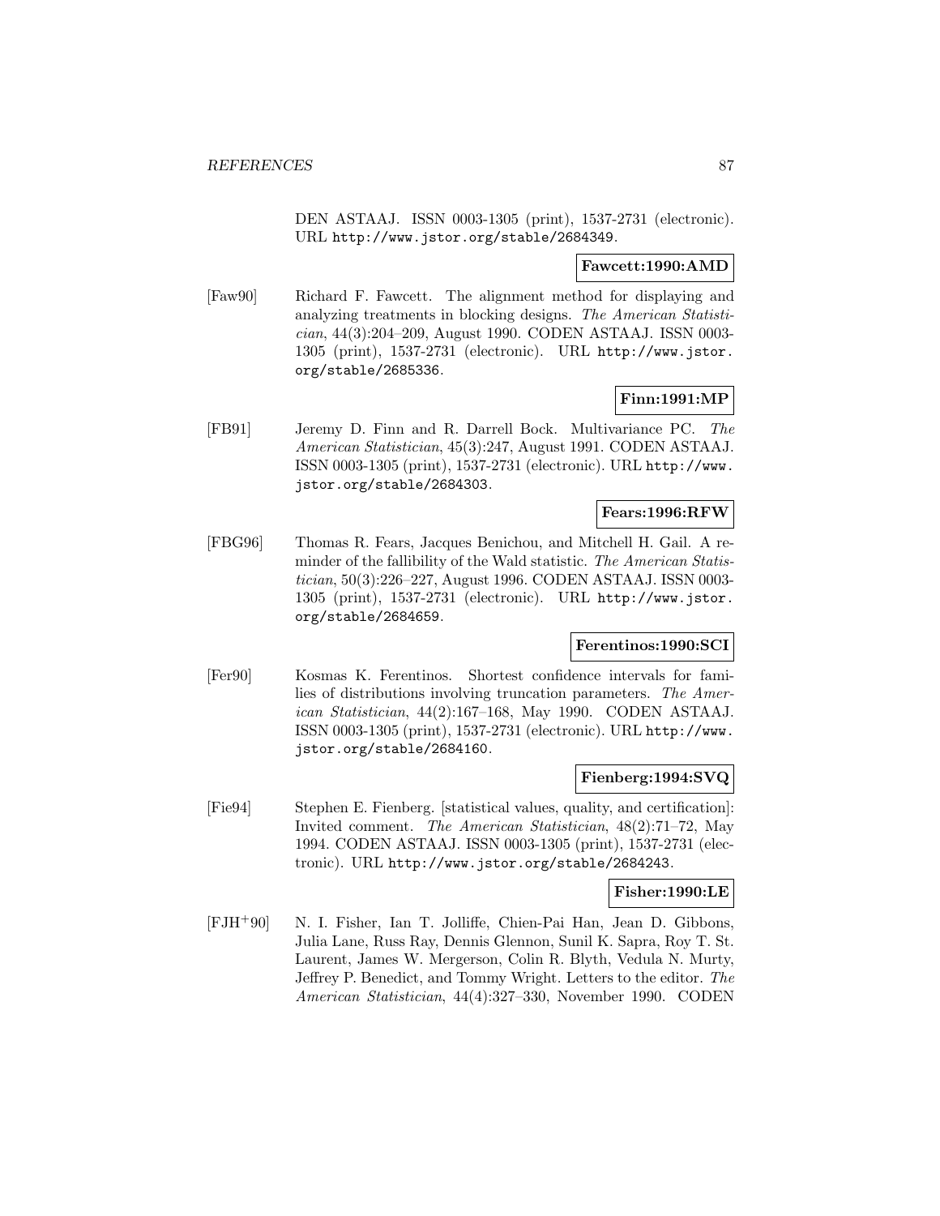DEN ASTAAJ. ISSN 0003-1305 (print), 1537-2731 (electronic). URL http://www.jstor.org/stable/2684349.

**Fawcett:1990:AMD**

[Faw90] Richard F. Fawcett. The alignment method for displaying and analyzing treatments in blocking designs. *The American Statistician*, 44(3):204–209, August 1990. CODEN ASTAAJ. ISSN 0003-1305 (print), 1537-2731 (electronic). URL http://www.jstor.org/stable/2685336.

**Finn:1991:MP**

[FB91] Jeremy D. Finn and R. Darrell Bock. Multivariance PC. *The American Statistician*, 45(3):247, August 1991. CODEN ASTAAJ. ISSN 0003-1305 (print), 1537-2731 (electronic). URL http://www.jstor.org/stable/2684303.

**Fears:1996:RFW**

[FBG96] Thomas R. Fears, Jacques Benichou, and Mitchell H. Gail. A reminder of the fallibility of the Wald statistic. *The American Statistician*, 50(3):226–227, August 1996. CODEN ASTAAJ. ISSN 0003-1305 (print), 1537-2731 (electronic). URL http://www.jstor.org/stable/2684659.

**Ferentinos:1990:SCI**

[Fer90] Kosmas K. Ferentinos. Shortest confidence intervals for families of distributions involving truncation parameters. *The American Statistician*, 44(2):167–168, May 1990. CODEN ASTAAJ. ISSN 0003-1305 (print), 1537-2731 (electronic). URL http://www.jstor.org/stable/2684160.

**Fienberg:1994:SVQ**

[Fie94] Stephen E. Fienberg. [statistical values, quality, and certification]: Invited comment. *The American Statistician*, 48(2):71–72, May 1994. CODEN ASTAAJ. ISSN 0003-1305 (print), 1537-2731 (electronic). URL http://www.jstor.org/stable/2684243.

**Fisher:1990:LE**

[FJH+90] N. I. Fisher, Ian T. Jolliffe, Chien-Pai Han, Jean D. Gibbons, Julia Lane, Russ Ray, Dennis Glennon, Sunil K. Sapra, Roy T. St. Laurent, James W. Mergerson, Colin R. Blyth, Vedula N. Murty, Jeffrey P. Benedict, and Tommy Wright. Letters to the editor. *The American Statistician*, 44(4):327–330, November 1990. CODEN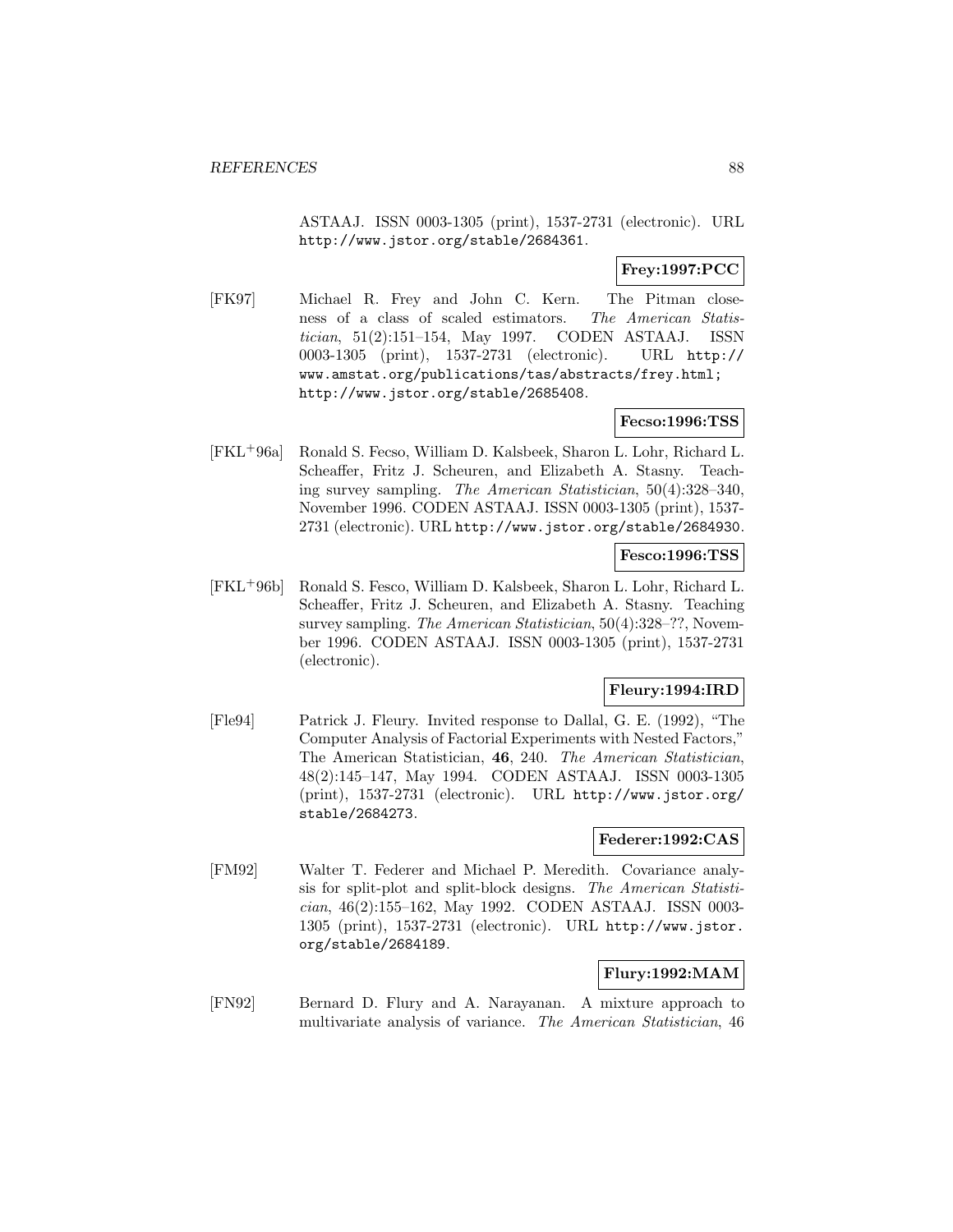ASTAAJ. ISSN 0003-1305 (print), 1537-2731 (electronic). URL http://www.jstor.org/stable/2684361.

**Frey:1997:PCC**

[FK97] Michael R. Frey and John C. Kern. The Pitman closeness of a class of scaled estimators. *The American Statistician*, 51(2):151–154, May 1997. CODEN ASTAAJ. ISSN 0003-1305 (print), 1537-2731 (electronic). URL http://www.amstat.org/publications/tas/abstracts/frey.html; http://www.jstor.org/stable/2685408.

**Fecso:1996:TSS**

[FKL+96a] Ronald S. Fecso, William D. Kalsbeek, Sharon L. Lohr, Richard L. Scheaffer, Fritz J. Scheuren, and Elizabeth A. Stasny. Teaching survey sampling. *The American Statistician*, 50(4):328–340, November 1996. CODEN ASTAAJ. ISSN 0003-1305 (print), 1537-2731 (electronic). URL http://www.jstor.org/stable/2684930.

**Fesco:1996:TSS**

[FKL+96b] Ronald S. Fesco, William D. Kalsbeek, Sharon L. Lohr, Richard L. Scheaffer, Fritz J. Scheuren, and Elizabeth A. Stasny. Teaching survey sampling. *The American Statistician*, 50(4):328–??, November 1996. CODEN ASTAAJ. ISSN 0003-1305 (print), 1537-2731 (electronic).

**Fleury:1994:IRD**

[Fle94] Patrick J. Fleury. Invited response to Dallal, G. E. (1992), "The Computer Analysis of Factorial Experiments with Nested Factors," The American Statistician, **46**, 240. *The American Statistician*, 48(2):145–147, May 1994. CODEN ASTAAJ. ISSN 0003-1305 (print), 1537-2731 (electronic). URL http://www.jstor.org/stable/2684273.

**Federer:1992:CAS**

[FM92] Walter T. Federer and Michael P. Meredith. Covariance analysis for split-plot and split-block designs. *The American Statistician*, 46(2):155–162, May 1992. CODEN ASTAAJ. ISSN 0003-1305 (print), 1537-2731 (electronic). URL http://www.jstor.org/stable/2684189.

**Flury:1992:MAM**

[FN92] Bernard D. Flury and A. Narayanan. A mixture approach to multivariate analysis of variance. *The American Statistician*, 46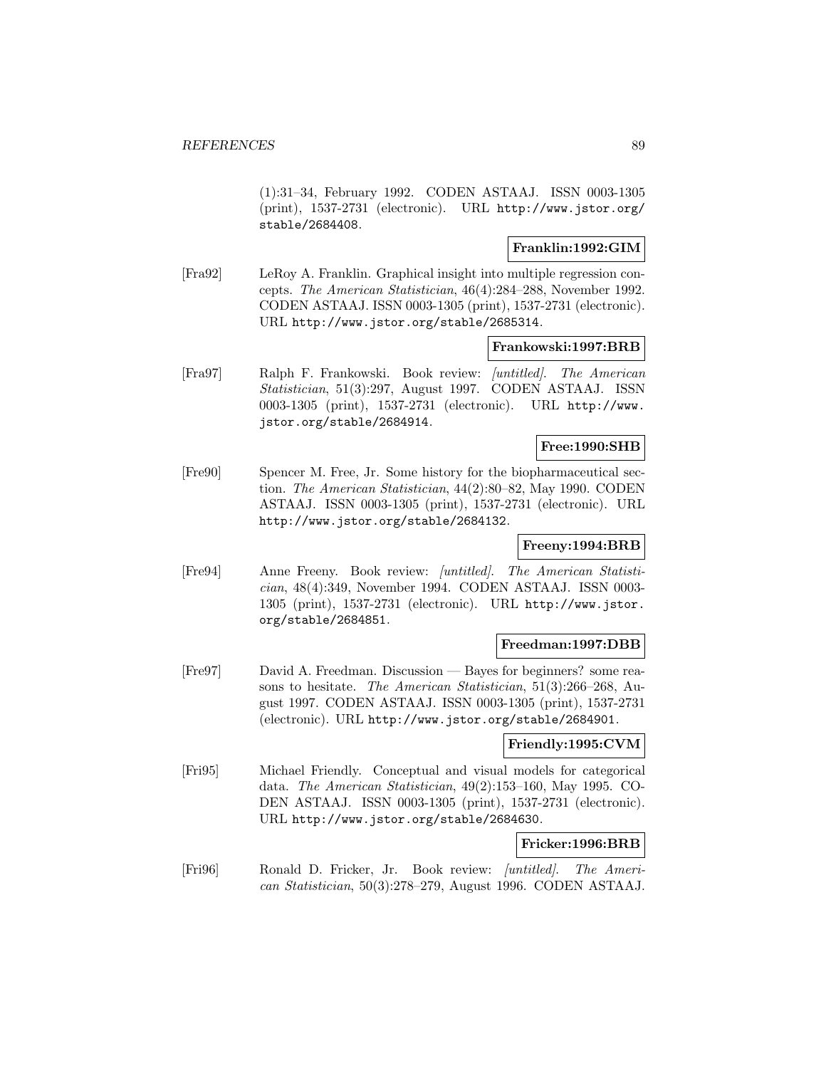(1):31–34, February 1992. CODEN ASTAAJ. ISSN 0003-1305 (print), 1537-2731 (electronic). URL http://www.jstor.org/stable/2684408.

**Franklin:1992:GIM**

[Fra92] LeRoy A. Franklin. Graphical insight into multiple regression concepts. *The American Statistician*, 46(4):284–288, November 1992. CODEN ASTAAJ. ISSN 0003-1305 (print), 1537-2731 (electronic). URL http://www.jstor.org/stable/2685314.

**Frankowski:1997:BRB**

[Fra97] Ralph F. Frankowski. Book review: *[untitled]*. *The American Statistician*, 51(3):297, August 1997. CODEN ASTAAJ. ISSN 0003-1305 (print), 1537-2731 (electronic). URL http://www.jstor.org/stable/2684914.

**Free:1990:SHB**

[Fre90] Spencer M. Free, Jr. Some history for the biopharmaceutical section. *The American Statistician*, 44(2):80–82, May 1990. CODEN ASTAAJ. ISSN 0003-1305 (print), 1537-2731 (electronic). URL http://www.jstor.org/stable/2684132.

**Freeny:1994:BRB**

[Fre94] Anne Freeny. Book review: *[untitled]*. *The American Statistician*, 48(4):349, November 1994. CODEN ASTAAJ. ISSN 0003-1305 (print), 1537-2731 (electronic). URL http://www.jstor.org/stable/2684851.

**Freedman:1997:DBB**

[Fre97] David A. Freedman. Discussion — Bayes for beginners? some reasons to hesitate. *The American Statistician*, 51(3):266–268, August 1997. CODEN ASTAAJ. ISSN 0003-1305 (print), 1537-2731 (electronic). URL http://www.jstor.org/stable/2684901.

**Friendly:1995:CVM**

[Fri95] Michael Friendly. Conceptual and visual models for categorical data. *The American Statistician*, 49(2):153–160, May 1995. CODEN ASTAAJ. ISSN 0003-1305 (print), 1537-2731 (electronic). URL http://www.jstor.org/stable/2684630.

**Fricker:1996:BRB**

[Fri96] Ronald D. Fricker, Jr. Book review: *[untitled]*. *The American Statistician*, 50(3):278–279, August 1996. CODEN ASTAAJ.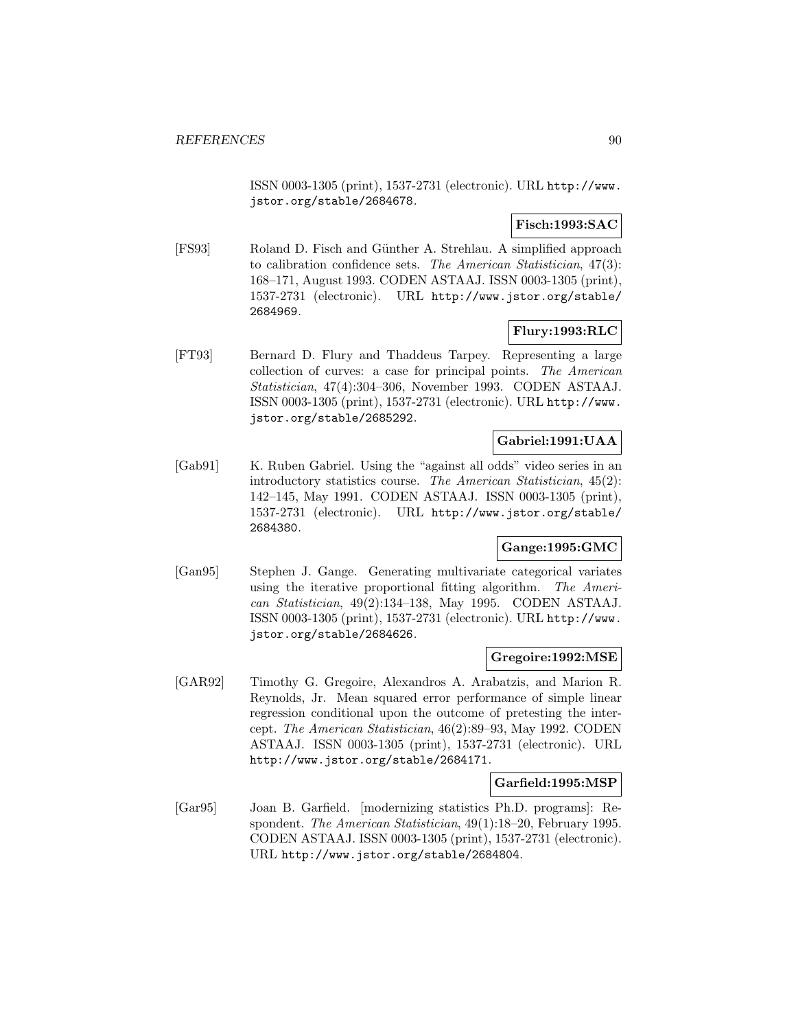ISSN 0003-1305 (print), 1537-2731 (electronic). URL http://www.jstor.org/stable/2684678.

**Fisch:1993:SAC**

[FS93] Roland D. Fisch and Günther A. Strehlau. A simplified approach to calibration confidence sets. *The American Statistician*, 47(3): 168–171, August 1993. CODEN ASTAAJ. ISSN 0003-1305 (print), 1537-2731 (electronic). URL http://www.jstor.org/stable/2684969.

**Flury:1993:RLC**

[FT93] Bernard D. Flury and Thaddeus Tarpey. Representing a large collection of curves: a case for principal points. *The American Statistician*, 47(4):304–306, November 1993. CODEN ASTAAJ. ISSN 0003-1305 (print), 1537-2731 (electronic). URL http://www.jstor.org/stable/2685292.

**Gabriel:1991:UAA**

[Gab91] K. Ruben Gabriel. Using the "against all odds" video series in an introductory statistics course. *The American Statistician*, 45(2): 142–145, May 1991. CODEN ASTAAJ. ISSN 0003-1305 (print), 1537-2731 (electronic). URL http://www.jstor.org/stable/2684380.

**Gange:1995:GMC**

[Gan95] Stephen J. Gange. Generating multivariate categorical variates using the iterative proportional fitting algorithm. *The American Statistician*, 49(2):134–138, May 1995. CODEN ASTAAJ. ISSN 0003-1305 (print), 1537-2731 (electronic). URL http://www.jstor.org/stable/2684626.

**Gregoire:1992:MSE**

[GAR92] Timothy G. Gregoire, Alexandros A. Arabatzis, and Marion R. Reynolds, Jr. Mean squared error performance of simple linear regression conditional upon the outcome of pretesting the intercept. *The American Statistician*, 46(2):89–93, May 1992. CODEN ASTAAJ. ISSN 0003-1305 (print), 1537-2731 (electronic). URL http://www.jstor.org/stable/2684171.

**Garfield:1995:MSP**

[Gar95] Joan B. Garfield. [modernizing statistics Ph.D. programs]: Respondent. *The American Statistician*, 49(1):18–20, February 1995. CODEN ASTAAJ. ISSN 0003-1305 (print), 1537-2731 (electronic). URL http://www.jstor.org/stable/2684804.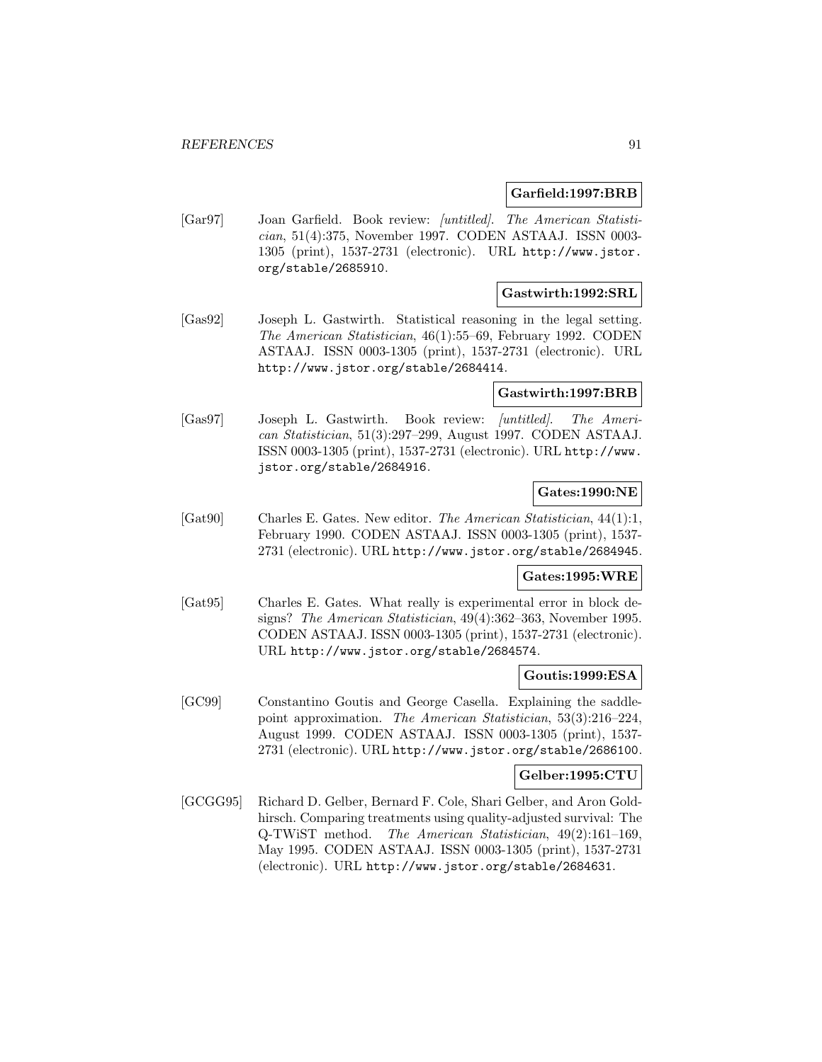**Garfield:1997:BRB**

[Gar97] Joan Garfield. Book review: *[untitled]*. *The American Statistician*, 51(4):375, November 1997. CODEN ASTAAJ. ISSN 0003-1305 (print), 1537-2731 (electronic). URL http://www.jstor.org/stable/2685910.

**Gastwirth:1992:SRL**

[Gas92] Joseph L. Gastwirth. Statistical reasoning in the legal setting. *The American Statistician*, 46(1):55–69, February 1992. CODEN ASTAAJ. ISSN 0003-1305 (print), 1537-2731 (electronic). URL http://www.jstor.org/stable/2684414.

**Gastwirth:1997:BRB**

[Gas97] Joseph L. Gastwirth. Book review: *[untitled]*. *The American Statistician*, 51(3):297–299, August 1997. CODEN ASTAAJ. ISSN 0003-1305 (print), 1537-2731 (electronic). URL http://www.jstor.org/stable/2684916.

**Gates:1990:NE**

[Gat90] Charles E. Gates. New editor. *The American Statistician*, 44(1):1, February 1990. CODEN ASTAAJ. ISSN 0003-1305 (print), 1537-2731 (electronic). URL http://www.jstor.org/stable/2684945.

**Gates:1995:WRE**

[Gat95] Charles E. Gates. What really is experimental error in block designs? *The American Statistician*, 49(4):362–363, November 1995. CODEN ASTAAJ. ISSN 0003-1305 (print), 1537-2731 (electronic). URL http://www.jstor.org/stable/2684574.

**Goutis:1999:ESA**

[GC99] Constantino Goutis and George Casella. Explaining the saddlepoint approximation. *The American Statistician*, 53(3):216–224, August 1999. CODEN ASTAAJ. ISSN 0003-1305 (print), 1537-2731 (electronic). URL http://www.jstor.org/stable/2686100.

**Gelber:1995:CTU**

[GCGG95] Richard D. Gelber, Bernard F. Cole, Shari Gelber, and Aron Goldhirsch. Comparing treatments using quality-adjusted survival: The Q-TWiST method. *The American Statistician*, 49(2):161–169, May 1995. CODEN ASTAAJ. ISSN 0003-1305 (print), 1537-2731 (electronic). URL http://www.jstor.org/stable/2684631.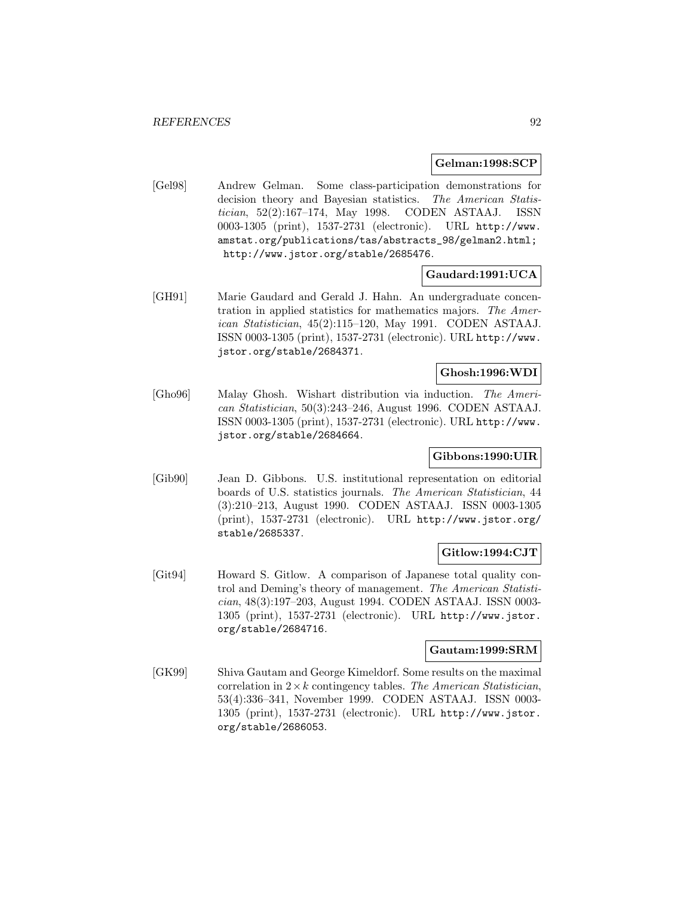**Gelman:1998:SCP**

[Gel98] Andrew Gelman. Some class-participation demonstrations for decision theory and Bayesian statistics. *The American Statistician*, 52(2):167–174, May 1998. CODEN ASTAAJ. ISSN 0003-1305 (print), 1537-2731 (electronic). URL http://www.amstat.org/publications/tas/abstracts_98/gelman2.html; http://www.jstor.org/stable/2685476.

**Gaudard:1991:UCA**

[GH91] Marie Gaudard and Gerald J. Hahn. An undergraduate concentration in applied statistics for mathematics majors. *The American Statistician*, 45(2):115–120, May 1991. CODEN ASTAAJ. ISSN 0003-1305 (print), 1537-2731 (electronic). URL http://www.jstor.org/stable/2684371.

**Ghosh:1996:WDI**

[Gho96] Malay Ghosh. Wishart distribution via induction. *The American Statistician*, 50(3):243–246, August 1996. CODEN ASTAAJ. ISSN 0003-1305 (print), 1537-2731 (electronic). URL http://www.jstor.org/stable/2684664.

**Gibbons:1990:UIR**

[Gib90] Jean D. Gibbons. U.S. institutional representation on editorial boards of U.S. statistics journals. *The American Statistician*, 44 (3):210–213, August 1990. CODEN ASTAAJ. ISSN 0003-1305 (print), 1537-2731 (electronic). URL http://www.jstor.org/stable/2685337.

**Gitlow:1994:CJT**

[Git94] Howard S. Gitlow. A comparison of Japanese total quality control and Deming's theory of management. *The American Statistician*, 48(3):197–203, August 1994. CODEN ASTAAJ. ISSN 0003-1305 (print), 1537-2731 (electronic). URL http://www.jstor.org/stable/2684716.

**Gautam:1999:SRM**

[GK99] Shiva Gautam and George Kimeldorf. Some results on the maximal correlation in $2 \times k$ contingency tables. *The American Statistician*, 53(4):336–341, November 1999. CODEN ASTAAJ. ISSN 0003-1305 (print), 1537-2731 (electronic). URL http://www.jstor.org/stable/2686053.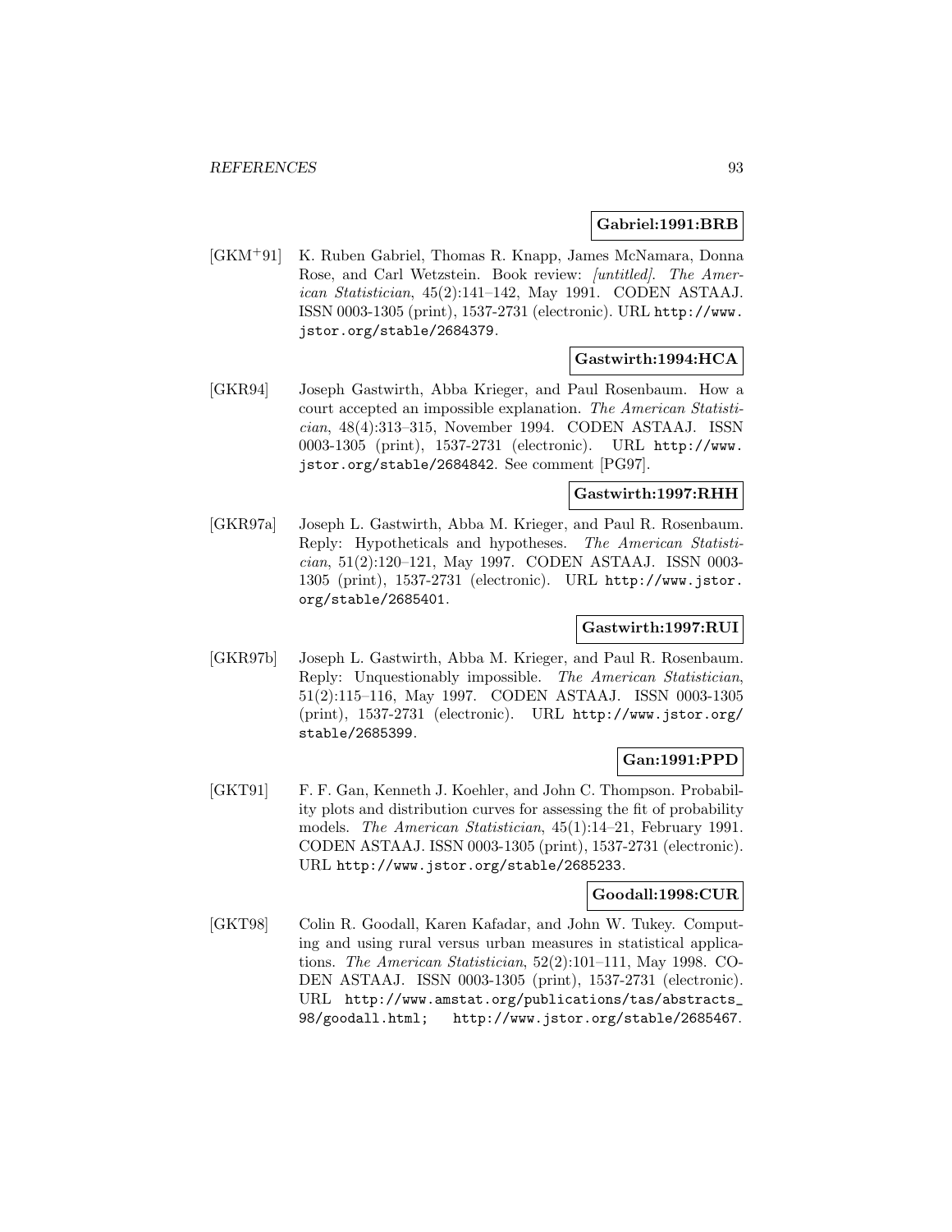**Gabriel:1991:BRB**

[GKM+91] K. Ruben Gabriel, Thomas R. Knapp, James McNamara, Donna Rose, and Carl Wetzstein. Book review: *[untitled]*. *The American Statistician*, 45(2):141–142, May 1991. CODEN ASTAAJ. ISSN 0003-1305 (print), 1537-2731 (electronic). URL http://www.jstor.org/stable/2684379.

**Gastwirth:1994:HCA**

[GKR94] Joseph Gastwirth, Abba Krieger, and Paul Rosenbaum. How a court accepted an impossible explanation. *The American Statistician*, 48(4):313–315, November 1994. CODEN ASTAAJ. ISSN 0003-1305 (print), 1537-2731 (electronic). URL http://www.jstor.org/stable/2684842. See comment [PG97].

**Gastwirth:1997:RHH**

[GKR97a] Joseph L. Gastwirth, Abba M. Krieger, and Paul R. Rosenbaum. Reply: Hypotheticals and hypotheses. *The American Statistician*, 51(2):120–121, May 1997. CODEN ASTAAJ. ISSN 0003-1305 (print), 1537-2731 (electronic). URL http://www.jstor.org/stable/2685401.

**Gastwirth:1997:RUI**

[GKR97b] Joseph L. Gastwirth, Abba M. Krieger, and Paul R. Rosenbaum. Reply: Unquestionably impossible. *The American Statistician*, 51(2):115–116, May 1997. CODEN ASTAAJ. ISSN 0003-1305 (print), 1537-2731 (electronic). URL http://www.jstor.org/stable/2685399.

**Gan:1991:PPD**

[GKT91] F. F. Gan, Kenneth J. Koehler, and John C. Thompson. Probability plots and distribution curves for assessing the fit of probability models. *The American Statistician*, 45(1):14–21, February 1991. CODEN ASTAAJ. ISSN 0003-1305 (print), 1537-2731 (electronic). URL http://www.jstor.org/stable/2685233.

**Goodall:1998:CUR**

[GKT98] Colin R. Goodall, Karen Kafadar, and John W. Tukey. Computing and using rural versus urban measures in statistical applications. *The American Statistician*, 52(2):101–111, May 1998. CODEN ASTAAJ. ISSN 0003-1305 (print), 1537-2731 (electronic). URL http://www.amstat.org/publications/tas/abstracts_98/goodall.html; http://www.jstor.org/stable/2685467.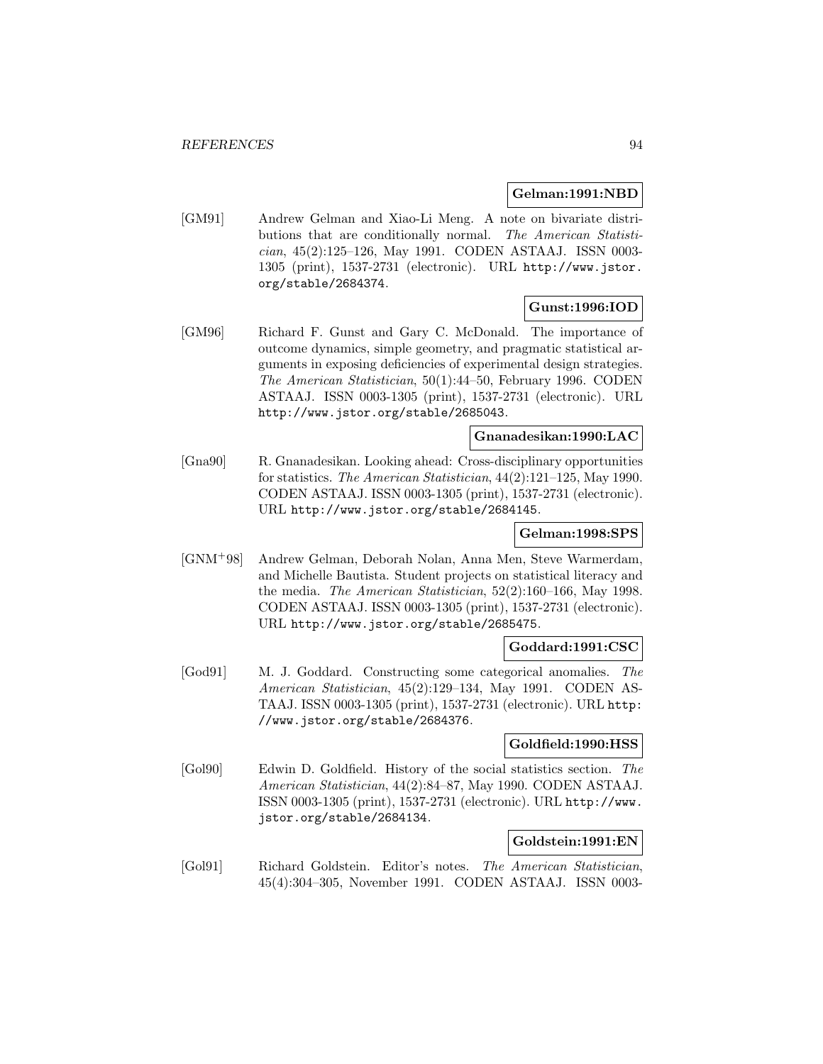**Gelman:1991:NBD**

[GM91] Andrew Gelman and Xiao-Li Meng. A note on bivariate distributions that are conditionally normal. *The American Statistician*, 45(2):125–126, May 1991. CODEN ASTAAJ. ISSN 0003-1305 (print), 1537-2731 (electronic). URL http://www.jstor.org/stable/2684374.

**Gunst:1996:IOD**

[GM96] Richard F. Gunst and Gary C. McDonald. The importance of outcome dynamics, simple geometry, and pragmatic statistical arguments in exposing deficiencies of experimental design strategies. *The American Statistician*, 50(1):44–50, February 1996. CODEN ASTAAJ. ISSN 0003-1305 (print), 1537-2731 (electronic). URL http://www.jstor.org/stable/2685043.

**Gnanadesikan:1990:LAC**

[Gna90] R. Gnanadesikan. Looking ahead: Cross-disciplinary opportunities for statistics. *The American Statistician*, 44(2):121–125, May 1990. CODEN ASTAAJ. ISSN 0003-1305 (print), 1537-2731 (electronic). URL http://www.jstor.org/stable/2684145.

**Gelman:1998:SPS**

[GNM+98] Andrew Gelman, Deborah Nolan, Anna Men, Steve Warmerdam, and Michelle Bautista. Student projects on statistical literacy and the media. *The American Statistician*, 52(2):160–166, May 1998. CODEN ASTAAJ. ISSN 0003-1305 (print), 1537-2731 (electronic). URL http://www.jstor.org/stable/2685475.

**Goddard:1991:CSC**

[God91] M. J. Goddard. Constructing some categorical anomalies. *The American Statistician*, 45(2):129–134, May 1991. CODEN ASTAAJ. ISSN 0003-1305 (print), 1537-2731 (electronic). URL http://www.jstor.org/stable/2684376.

**Goldfield:1990:HSS**

[Gol90] Edwin D. Goldfield. History of the social statistics section. *The American Statistician*, 44(2):84–87, May 1990. CODEN ASTAAJ. ISSN 0003-1305 (print), 1537-2731 (electronic). URL http://www.jstor.org/stable/2684134.

**Goldstein:1991:EN**

[Gol91] Richard Goldstein. Editor's notes. *The American Statistician*, 45(4):304–305, November 1991. CODEN ASTAAJ. ISSN 0003-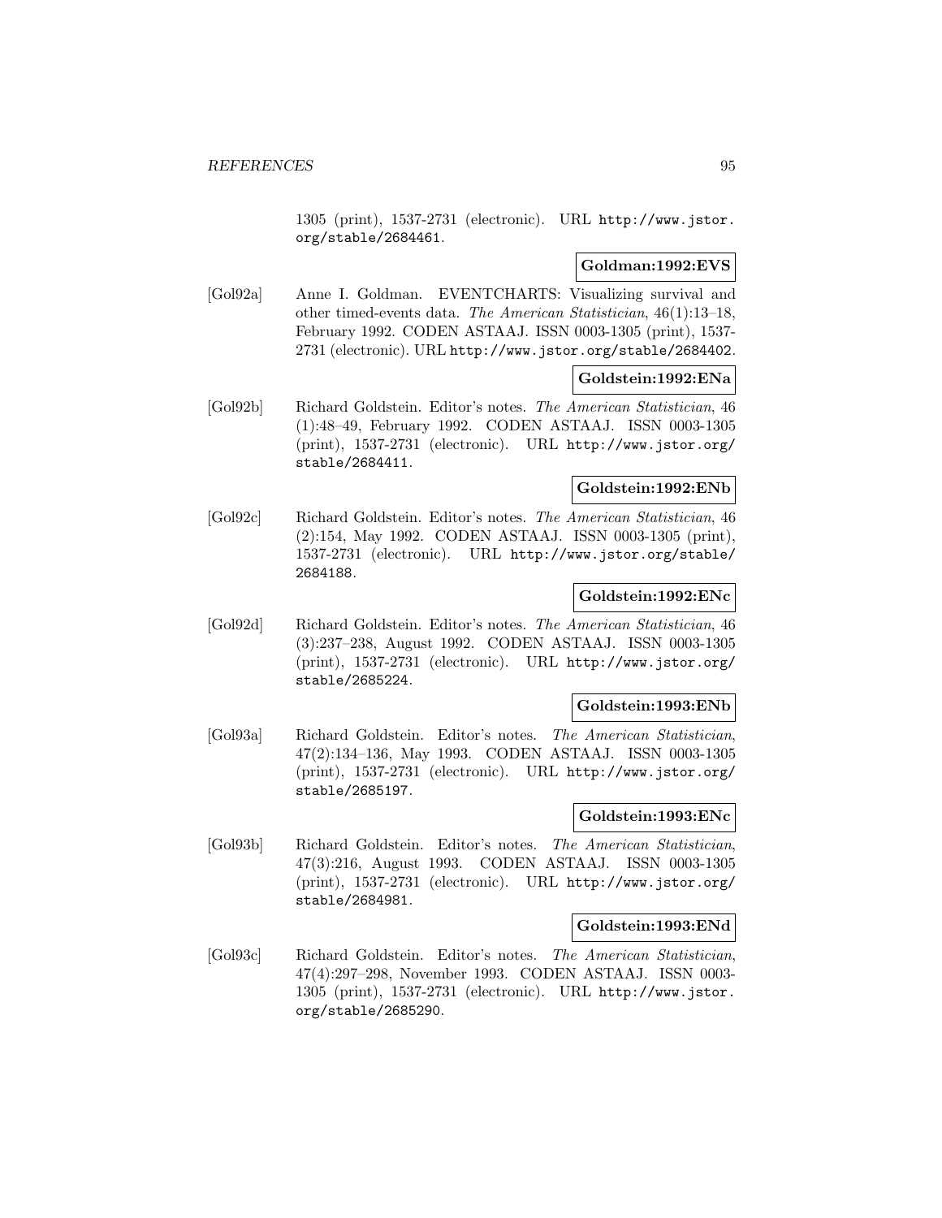1305 (print), 1537-2731 (electronic). URL http://www.jstor.org/stable/2684461.

**Goldman:1992:EVS**

[Gol92a] Anne I. Goldman. EVENTCHARTS: Visualizing survival and other timed-events data. *The American Statistician*, 46(1):13–18, February 1992. CODEN ASTAAJ. ISSN 0003-1305 (print), 1537-2731 (electronic). URL http://www.jstor.org/stable/2684402.

**Goldstein:1992:ENa**

[Gol92b] Richard Goldstein. Editor's notes. *The American Statistician*, 46 (1):48–49, February 1992. CODEN ASTAAJ. ISSN 0003-1305 (print), 1537-2731 (electronic). URL http://www.jstor.org/stable/2684411.

**Goldstein:1992:ENb**

[Gol92c] Richard Goldstein. Editor's notes. *The American Statistician*, 46 (2):154, May 1992. CODEN ASTAAJ. ISSN 0003-1305 (print), 1537-2731 (electronic). URL http://www.jstor.org/stable/2684188.

**Goldstein:1992:ENc**

[Gol92d] Richard Goldstein. Editor's notes. *The American Statistician*, 46 (3):237–238, August 1992. CODEN ASTAAJ. ISSN 0003-1305 (print), 1537-2731 (electronic). URL http://www.jstor.org/stable/2685224.

**Goldstein:1993:ENb**

[Gol93a] Richard Goldstein. Editor's notes. *The American Statistician*, 47(2):134–136, May 1993. CODEN ASTAAJ. ISSN 0003-1305 (print), 1537-2731 (electronic). URL http://www.jstor.org/stable/2685197.

**Goldstein:1993:ENc**

[Gol93b] Richard Goldstein. Editor's notes. *The American Statistician*, 47(3):216, August 1993. CODEN ASTAAJ. ISSN 0003-1305 (print), 1537-2731 (electronic). URL http://www.jstor.org/stable/2684981.

**Goldstein:1993:ENd**

[Gol93c] Richard Goldstein. Editor's notes. *The American Statistician*, 47(4):297–298, November 1993. CODEN ASTAAJ. ISSN 0003-1305 (print), 1537-2731 (electronic). URL http://www.jstor.org/stable/2685290.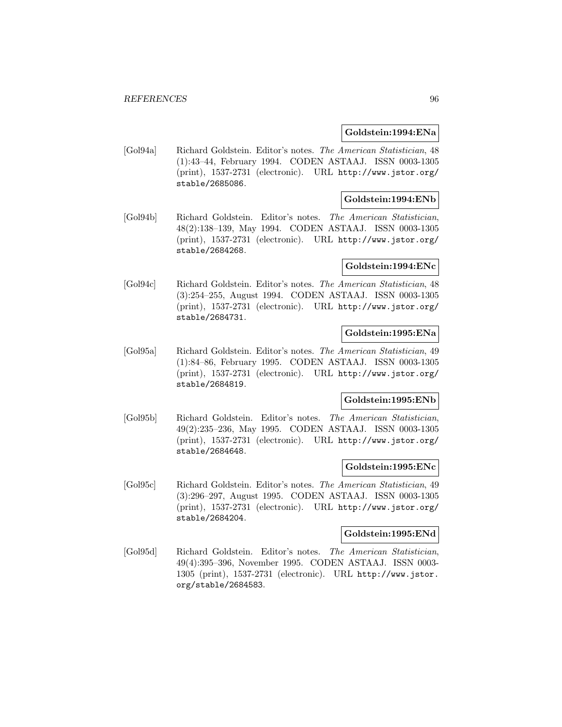**Goldstein:1994:ENa**

[Gol94a] Richard Goldstein. Editor's notes. *The American Statistician*, 48 (1):43–44, February 1994. CODEN ASTAAJ. ISSN 0003-1305 (print), 1537-2731 (electronic). URL http://www.jstor.org/stable/2685086.

**Goldstein:1994:ENb**

[Gol94b] Richard Goldstein. Editor's notes. *The American Statistician*, 48(2):138–139, May 1994. CODEN ASTAAJ. ISSN 0003-1305 (print), 1537-2731 (electronic). URL http://www.jstor.org/stable/2684268.

**Goldstein:1994:ENc**

[Gol94c] Richard Goldstein. Editor's notes. *The American Statistician*, 48 (3):254–255, August 1994. CODEN ASTAAJ. ISSN 0003-1305 (print), 1537-2731 (electronic). URL http://www.jstor.org/stable/2684731.

**Goldstein:1995:ENa**

[Gol95a] Richard Goldstein. Editor's notes. *The American Statistician*, 49 (1):84–86, February 1995. CODEN ASTAAJ. ISSN 0003-1305 (print), 1537-2731 (electronic). URL http://www.jstor.org/stable/2684819.

**Goldstein:1995:ENb**

[Gol95b] Richard Goldstein. Editor's notes. *The American Statistician*, 49(2):235–236, May 1995. CODEN ASTAAJ. ISSN 0003-1305 (print), 1537-2731 (electronic). URL http://www.jstor.org/stable/2684648.

**Goldstein:1995:ENc**

[Gol95c] Richard Goldstein. Editor's notes. *The American Statistician*, 49 (3):296–297, August 1995. CODEN ASTAAJ. ISSN 0003-1305 (print), 1537-2731 (electronic). URL http://www.jstor.org/stable/2684204.

**Goldstein:1995:ENd**

[Gol95d] Richard Goldstein. Editor's notes. *The American Statistician*, 49(4):395–396, November 1995. CODEN ASTAAJ. ISSN 0003-1305 (print), 1537-2731 (electronic). URL http://www.jstor.org/stable/2684583.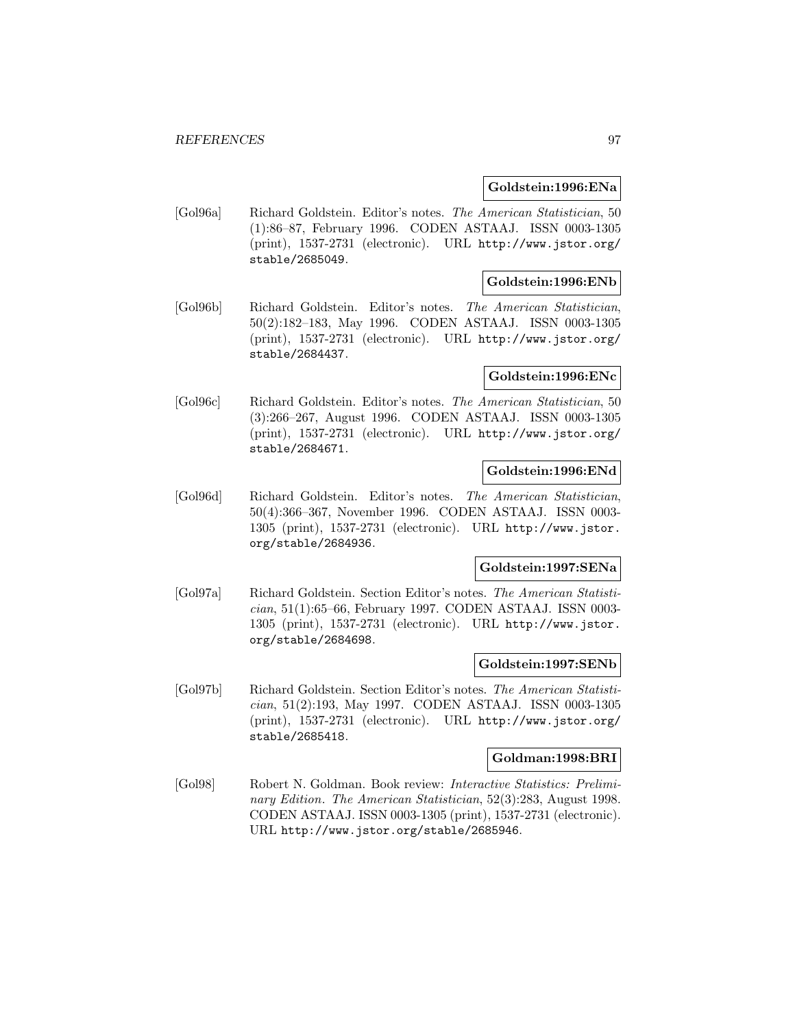**Goldstein:1996:ENa**

[Gol96a] Richard Goldstein. Editor's notes. *The American Statistician*, 50 (1):86–87, February 1996. CODEN ASTAAJ. ISSN 0003-1305 (print), 1537-2731 (electronic). URL http://www.jstor.org/stable/2685049.

**Goldstein:1996:ENb**

[Gol96b] Richard Goldstein. Editor's notes. *The American Statistician*, 50(2):182–183, May 1996. CODEN ASTAAJ. ISSN 0003-1305 (print), 1537-2731 (electronic). URL http://www.jstor.org/stable/2684437.

**Goldstein:1996:ENc**

[Gol96c] Richard Goldstein. Editor's notes. *The American Statistician*, 50 (3):266–267, August 1996. CODEN ASTAAJ. ISSN 0003-1305 (print), 1537-2731 (electronic). URL http://www.jstor.org/stable/2684671.

**Goldstein:1996:ENd**

[Gol96d] Richard Goldstein. Editor's notes. *The American Statistician*, 50(4):366–367, November 1996. CODEN ASTAAJ. ISSN 0003-1305 (print), 1537-2731 (electronic). URL http://www.jstor.org/stable/2684936.

**Goldstein:1997:SENa**

[Gol97a] Richard Goldstein. Section Editor's notes. *The American Statistician*, 51(1):65–66, February 1997. CODEN ASTAAJ. ISSN 0003-1305 (print), 1537-2731 (electronic). URL http://www.jstor.org/stable/2684698.

**Goldstein:1997:SENb**

[Gol97b] Richard Goldstein. Section Editor's notes. *The American Statistician*, 51(2):193, May 1997. CODEN ASTAAJ. ISSN 0003-1305 (print), 1537-2731 (electronic). URL http://www.jstor.org/stable/2685418.

**Goldman:1998:BRI**

[Gol98] Robert N. Goldman. Book review: *Interactive Statistics: Preliminary Edition*. *The American Statistician*, 52(3):283, August 1998. CODEN ASTAAJ. ISSN 0003-1305 (print), 1537-2731 (electronic). URL http://www.jstor.org/stable/2685946.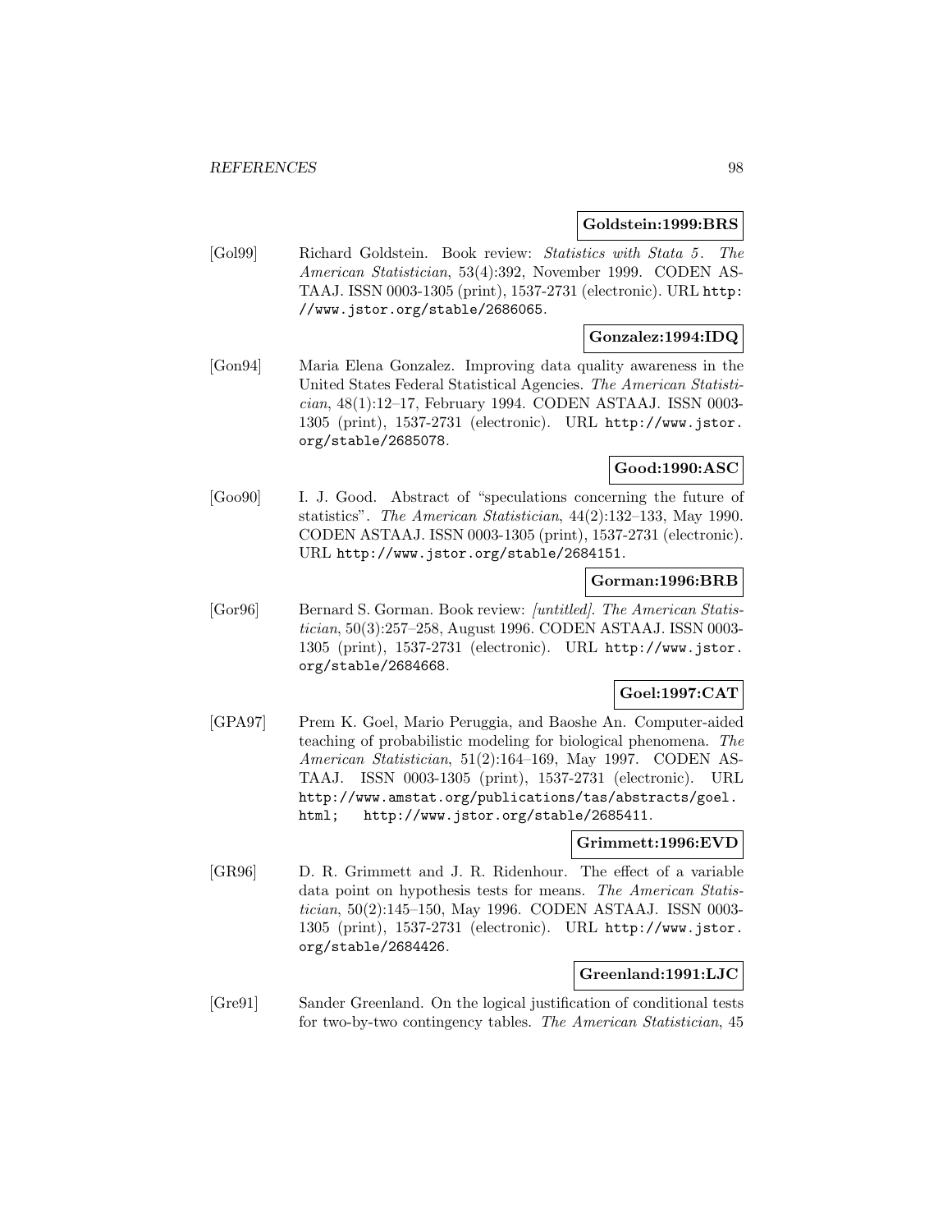**Goldstein:1999:BRS**

[Gol99] Richard Goldstein. Book review: *Statistics with Stata 5*. *The American Statistician*, 53(4):392, November 1999. CODEN ASTAAJ. ISSN 0003-1305 (print), 1537-2731 (electronic). URL http://www.jstor.org/stable/2686065.

**Gonzalez:1994:IDQ**

[Gon94] Maria Elena Gonzalez. Improving data quality awareness in the United States Federal Statistical Agencies. *The American Statistician*, 48(1):12–17, February 1994. CODEN ASTAAJ. ISSN 0003-1305 (print), 1537-2731 (electronic). URL http://www.jstor.org/stable/2685078.

**Good:1990:ASC**

[Goo90] I. J. Good. Abstract of "speculations concerning the future of statistics". *The American Statistician*, 44(2):132–133, May 1990. CODEN ASTAAJ. ISSN 0003-1305 (print), 1537-2731 (electronic). URL http://www.jstor.org/stable/2684151.

**Gorman:1996:BRB**

[Gor96] Bernard S. Gorman. Book review: *[untitled]*. *The American Statistician*, 50(3):257–258, August 1996. CODEN ASTAAJ. ISSN 0003-1305 (print), 1537-2731 (electronic). URL http://www.jstor.org/stable/2684668.

**Goel:1997:CAT**

[GPA97] Prem K. Goel, Mario Peruggia, and Baoshe An. Computer-aided teaching of probabilistic modeling for biological phenomena. *The American Statistician*, 51(2):164–169, May 1997. CODEN ASTAAJ. ISSN 0003-1305 (print), 1537-2731 (electronic). URL http://www.amstat.org/publications/tas/abstracts/goel.html; http://www.jstor.org/stable/2685411.

**Grimmett:1996:EVD**

[GR96] D. R. Grimmett and J. R. Ridenhour. The effect of a variable data point on hypothesis tests for means. *The American Statistician*, 50(2):145–150, May 1996. CODEN ASTAAJ. ISSN 0003-1305 (print), 1537-2731 (electronic). URL http://www.jstor.org/stable/2684426.

**Greenland:1991:LJC**

[Gre91] Sander Greenland. On the logical justification of conditional tests for two-by-two contingency tables. *The American Statistician*, 45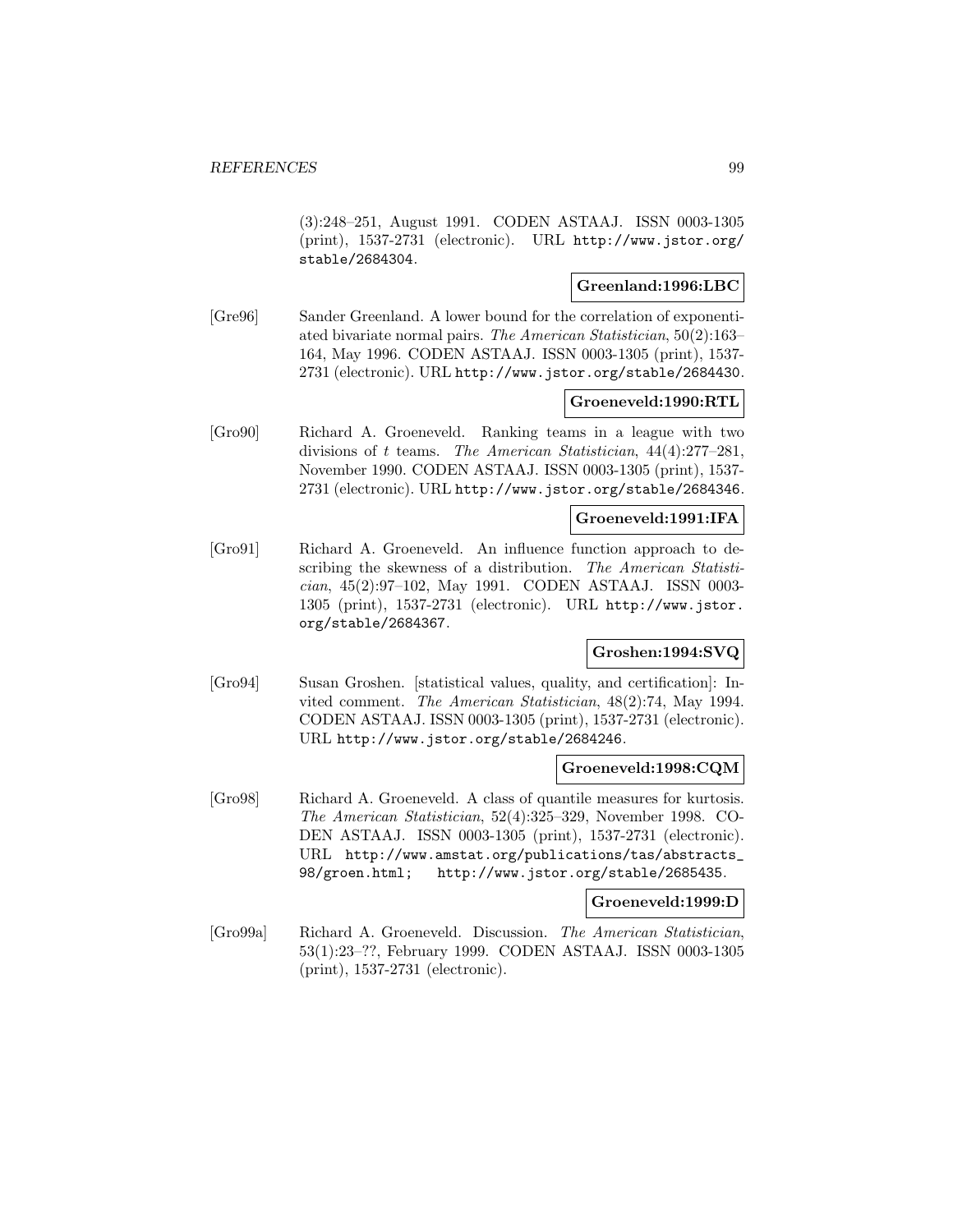(3):248–251, August 1991. CODEN ASTAAJ. ISSN 0003-1305 (print), 1537-2731 (electronic). URL http://www.jstor.org/stable/2684304.

**Greenland:1996:LBC**

[Gre96] Sander Greenland. A lower bound for the correlation of exponentiated bivariate normal pairs. *The American Statistician*, 50(2):163–164, May 1996. CODEN ASTAAJ. ISSN 0003-1305 (print), 1537-2731 (electronic). URL http://www.jstor.org/stable/2684430.

**Groeneveld:1990:RTL**

[Gro90] Richard A. Groeneveld. Ranking teams in a league with two divisions of $t$ teams. *The American Statistician*, 44(4):277–281, November 1990. CODEN ASTAAJ. ISSN 0003-1305 (print), 1537-2731 (electronic). URL http://www.jstor.org/stable/2684346.

**Groeneveld:1991:IFA**

[Gro91] Richard A. Groeneveld. An influence function approach to describing the skewness of a distribution. *The American Statistician*, 45(2):97–102, May 1991. CODEN ASTAAJ. ISSN 0003-1305 (print), 1537-2731 (electronic). URL http://www.jstor.org/stable/2684367.

**Groshen:1994:SVQ**

[Gro94] Susan Groshen. [statistical values, quality, and certification]: Invited comment. *The American Statistician*, 48(2):74, May 1994. CODEN ASTAAJ. ISSN 0003-1305 (print), 1537-2731 (electronic). URL http://www.jstor.org/stable/2684246.

**Groeneveld:1998:CQM**

[Gro98] Richard A. Groeneveld. A class of quantile measures for kurtosis. *The American Statistician*, 52(4):325–329, November 1998. CODEN ASTAAJ. ISSN 0003-1305 (print), 1537-2731 (electronic). URL http://www.amstat.org/publications/tas/abstracts_98/groen.html; http://www.jstor.org/stable/2685435.

**Groeneveld:1999:D**

[Gro99a] Richard A. Groeneveld. Discussion. *The American Statistician*, 53(1):23–??, February 1999. CODEN ASTAAJ. ISSN 0003-1305 (print), 1537-2731 (electronic).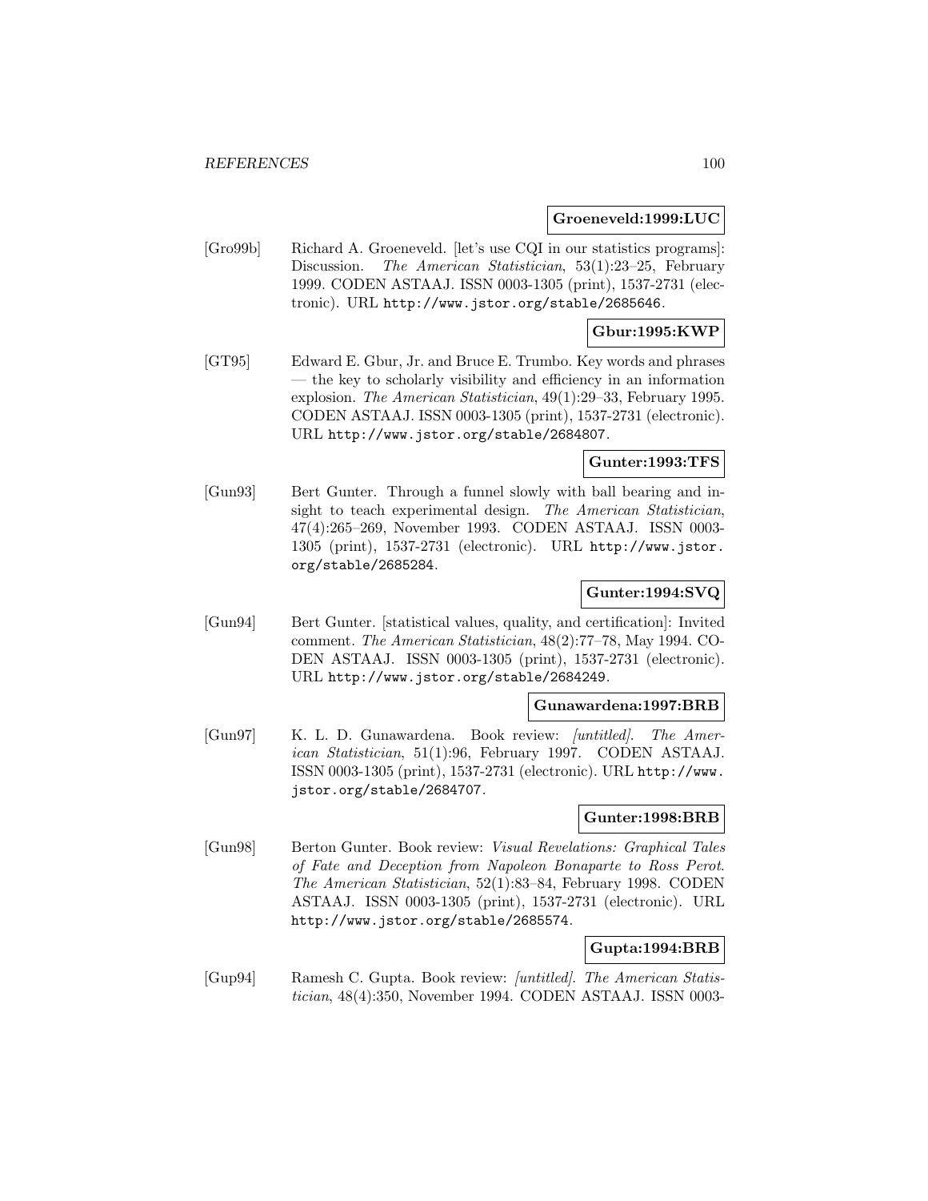**Groeneveld:1999:LUC**

[Gro99b] Richard A. Groeneveld. [let's use CQI in our statistics programs]: Discussion. *The American Statistician*, 53(1):23–25, February 1999. CODEN ASTAAJ. ISSN 0003-1305 (print), 1537-2731 (electronic). URL http://www.jstor.org/stable/2685646.

**Gbur:1995:KWP**

[GT95] Edward E. Gbur, Jr. and Bruce E. Trumbo. Key words and phrases — the key to scholarly visibility and efficiency in an information explosion. *The American Statistician*, 49(1):29–33, February 1995. CODEN ASTAAJ. ISSN 0003-1305 (print), 1537-2731 (electronic). URL http://www.jstor.org/stable/2684807.

**Gunter:1993:TFS**

[Gun93] Bert Gunter. Through a funnel slowly with ball bearing and insight to teach experimental design. *The American Statistician*, 47(4):265–269, November 1993. CODEN ASTAAJ. ISSN 0003-1305 (print), 1537-2731 (electronic). URL http://www.jstor.org/stable/2685284.

**Gunter:1994:SVQ**

[Gun94] Bert Gunter. [statistical values, quality, and certification]: Invited comment. *The American Statistician*, 48(2):77–78, May 1994. CODEN ASTAAJ. ISSN 0003-1305 (print), 1537-2731 (electronic). URL http://www.jstor.org/stable/2684249.

**Gunawardena:1997:BRB**

[Gun97] K. L. D. Gunawardena. Book review: *[untitled]*. *The American Statistician*, 51(1):96, February 1997. CODEN ASTAAJ. ISSN 0003-1305 (print), 1537-2731 (electronic). URL http://www.jstor.org/stable/2684707.

**Gunter:1998:BRB**

[Gun98] Berton Gunter. Book review: *Visual Revelations: Graphical Tales of Fate and Deception from Napoleon Bonaparte to Ross Perot*. *The American Statistician*, 52(1):83–84, February 1998. CODEN ASTAAJ. ISSN 0003-1305 (print), 1537-2731 (electronic). URL http://www.jstor.org/stable/2685574.

**Gupta:1994:BRB**

[Gup94] Ramesh C. Gupta. Book review: *[untitled]*. *The American Statistician*, 48(4):350, November 1994. CODEN ASTAAJ. ISSN 0003-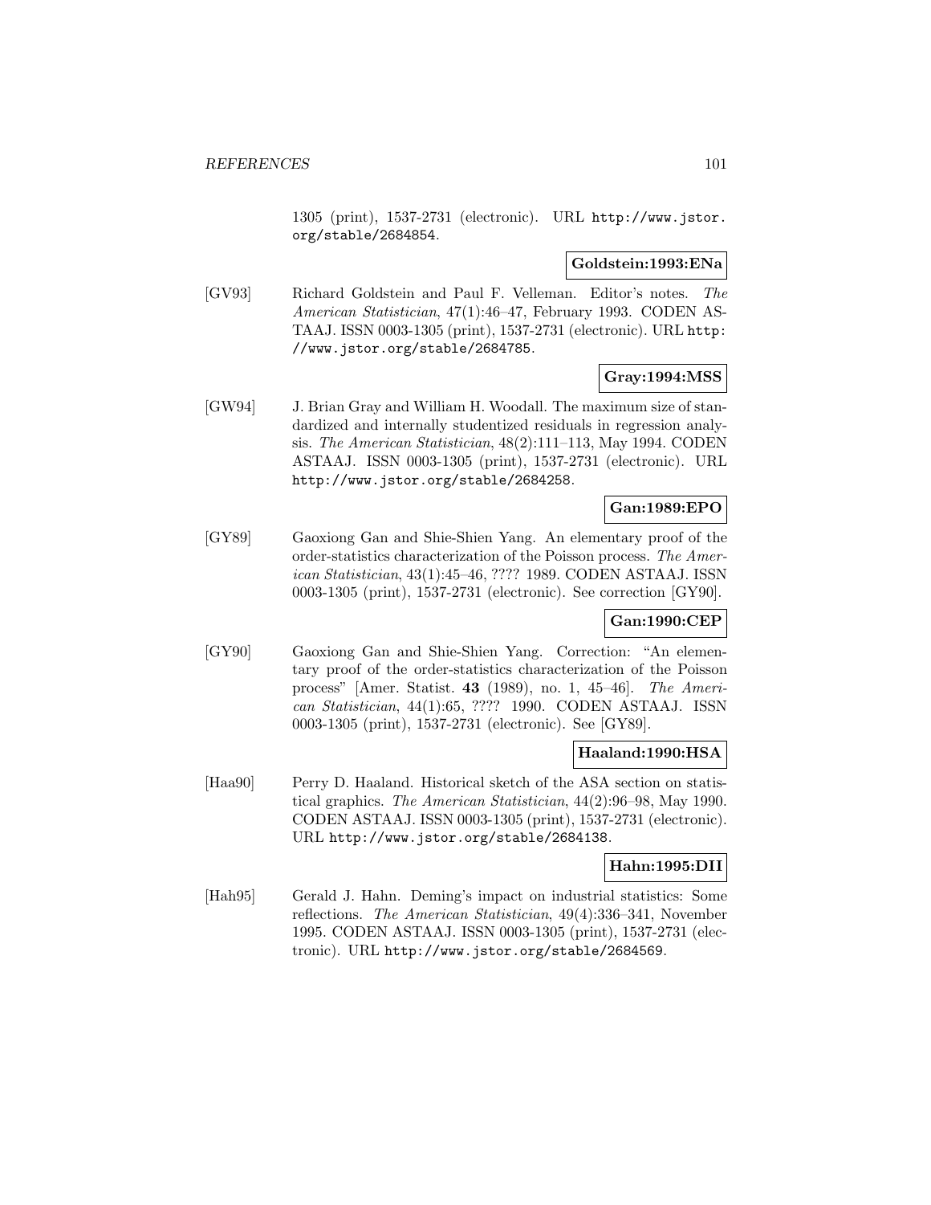1305 (print), 1537-2731 (electronic). URL http://www.jstor.org/stable/2684854.

**Goldstein:1993:ENa**

[GV93] Richard Goldstein and Paul F. Velleman. Editor's notes. *The American Statistician*, 47(1):46–47, February 1993. CODEN ASTAAJ. ISSN 0003-1305 (print), 1537-2731 (electronic). URL http://www.jstor.org/stable/2684785.

**Gray:1994:MSS**

[GW94] J. Brian Gray and William H. Woodall. The maximum size of standardized and internally studentized residuals in regression analysis. *The American Statistician*, 48(2):111–113, May 1994. CODEN ASTAAJ. ISSN 0003-1305 (print), 1537-2731 (electronic). URL http://www.jstor.org/stable/2684258.

**Gan:1989:EPO**

[GY89] Gaoxiong Gan and Shie-Shien Yang. An elementary proof of the order-statistics characterization of the Poisson process. *The American Statistician*, 43(1):45–46, ???? 1989. CODEN ASTAAJ. ISSN 0003-1305 (print), 1537-2731 (electronic). See correction [GY90].

**Gan:1990:CEP**

[GY90] Gaoxiong Gan and Shie-Shien Yang. Correction: "An elementary proof of the order-statistics characterization of the Poisson process" [Amer. Statist. **43** (1989), no. 1, 45–46]. *The American Statistician*, 44(1):65, ???? 1990. CODEN ASTAAJ. ISSN 0003-1305 (print), 1537-2731 (electronic). See [GY89].

**Haaland:1990:HSA**

[Haa90] Perry D. Haaland. Historical sketch of the ASA section on statistical graphics. *The American Statistician*, 44(2):96–98, May 1990. CODEN ASTAAJ. ISSN 0003-1305 (print), 1537-2731 (electronic). URL http://www.jstor.org/stable/2684138.

**Hahn:1995:DII**

[Hah95] Gerald J. Hahn. Deming's impact on industrial statistics: Some reflections. *The American Statistician*, 49(4):336–341, November 1995. CODEN ASTAAJ. ISSN 0003-1305 (print), 1537-2731 (electronic). URL http://www.jstor.org/stable/2684569.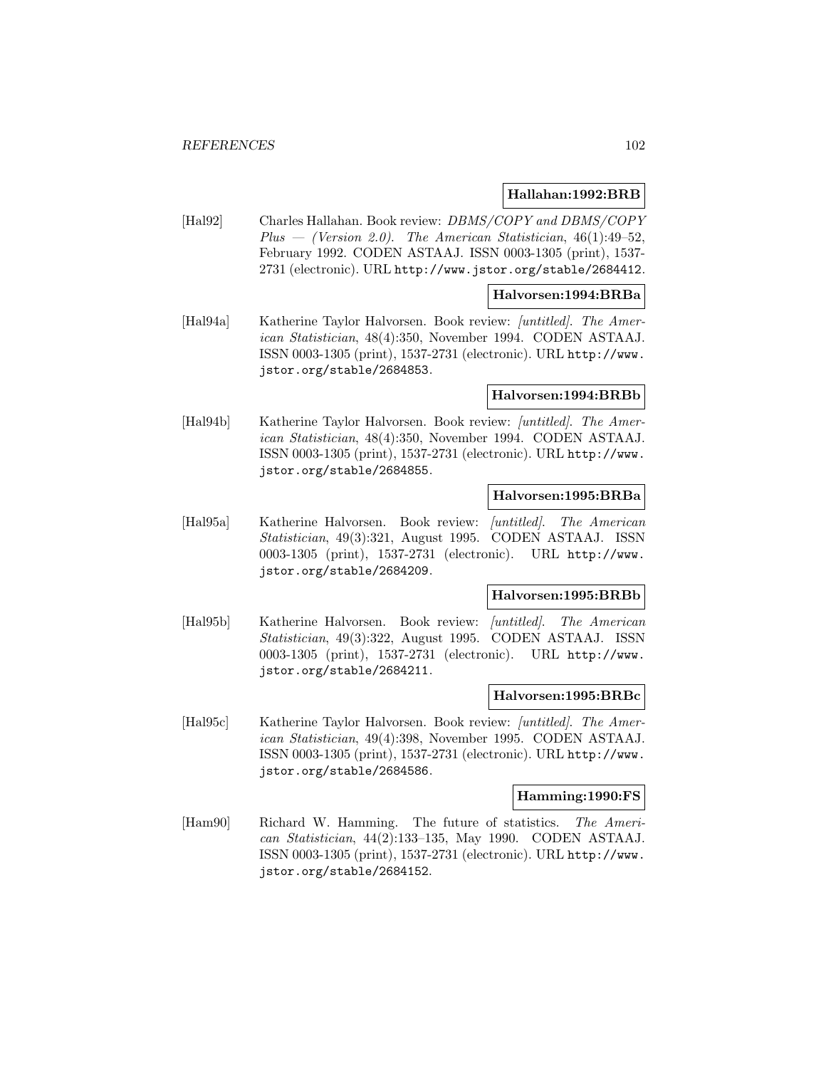**Hallahan:1992:BRB**

[Hal92] Charles Hallahan. Book review: *DBMS/COPY and DBMS/COPY Plus — (Version 2.0)*. *The American Statistician*, 46(1):49–52, February 1992. CODEN ASTAAJ. ISSN 0003-1305 (print), 1537-2731 (electronic). URL http://www.jstor.org/stable/2684412.

**Halvorsen:1994:BRBa**

[Hal94a] Katherine Taylor Halvorsen. Book review: *[untitled]*. *The American Statistician*, 48(4):350, November 1994. CODEN ASTAAJ. ISSN 0003-1305 (print), 1537-2731 (electronic). URL http://www.jstor.org/stable/2684853.

**Halvorsen:1994:BRBb**

[Hal94b] Katherine Taylor Halvorsen. Book review: *[untitled]*. *The American Statistician*, 48(4):350, November 1994. CODEN ASTAAJ. ISSN 0003-1305 (print), 1537-2731 (electronic). URL http://www.jstor.org/stable/2684855.

**Halvorsen:1995:BRBa**

[Hal95a] Katherine Halvorsen. Book review: *[untitled]*. *The American Statistician*, 49(3):321, August 1995. CODEN ASTAAJ. ISSN 0003-1305 (print), 1537-2731 (electronic). URL http://www.jstor.org/stable/2684209.

**Halvorsen:1995:BRBb**

[Hal95b] Katherine Halvorsen. Book review: *[untitled]*. *The American Statistician*, 49(3):322, August 1995. CODEN ASTAAJ. ISSN 0003-1305 (print), 1537-2731 (electronic). URL http://www.jstor.org/stable/2684211.

**Halvorsen:1995:BRBc**

[Hal95c] Katherine Taylor Halvorsen. Book review: *[untitled]*. *The American Statistician*, 49(4):398, November 1995. CODEN ASTAAJ. ISSN 0003-1305 (print), 1537-2731 (electronic). URL http://www.jstor.org/stable/2684586.

**Hamming:1990:FS**

[Ham90] Richard W. Hamming. The future of statistics. *The American Statistician*, 44(2):133–135, May 1990. CODEN ASTAAJ. ISSN 0003-1305 (print), 1537-2731 (electronic). URL http://www.jstor.org/stable/2684152.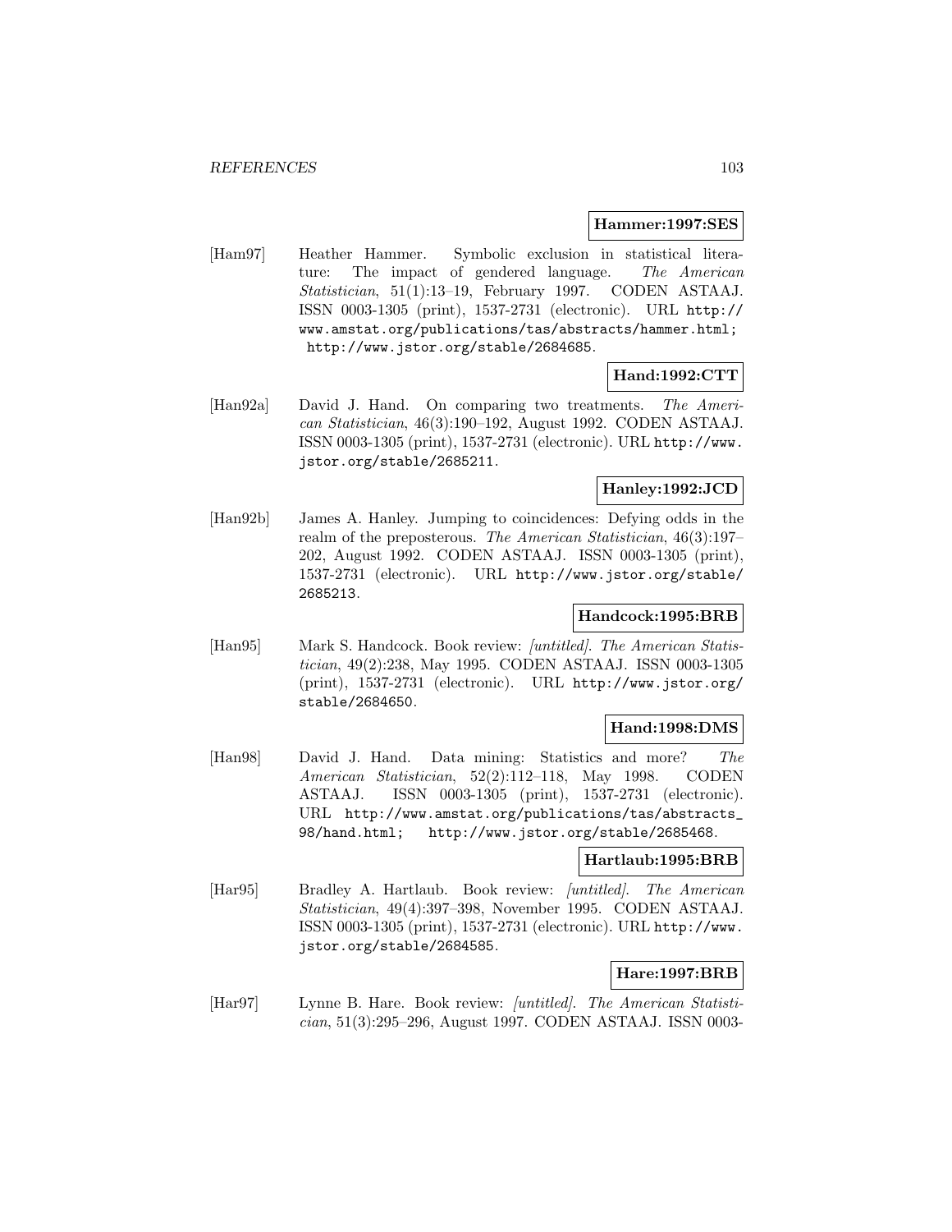**Hammer:1997:SES**

[Ham97] Heather Hammer. Symbolic exclusion in statistical literature: The impact of gendered language. *The American Statistician*, 51(1):13–19, February 1997. CODEN ASTAAJ. ISSN 0003-1305 (print), 1537-2731 (electronic). URL http://www.amstat.org/publications/tas/abstracts/hammer.html; http://www.jstor.org/stable/2684685.

**Hand:1992:CTT**

[Han92a] David J. Hand. On comparing two treatments. *The American Statistician*, 46(3):190–192, August 1992. CODEN ASTAAJ. ISSN 0003-1305 (print), 1537-2731 (electronic). URL http://www.jstor.org/stable/2685211.

**Hanley:1992:JCD**

[Han92b] James A. Hanley. Jumping to coincidences: Defying odds in the realm of the preposterous. *The American Statistician*, 46(3):197–202, August 1992. CODEN ASTAAJ. ISSN 0003-1305 (print), 1537-2731 (electronic). URL http://www.jstor.org/stable/2685213.

**Handcock:1995:BRB**

[Han95] Mark S. Handcock. Book review: *[untitled]*. *The American Statistician*, 49(2):238, May 1995. CODEN ASTAAJ. ISSN 0003-1305 (print), 1537-2731 (electronic). URL http://www.jstor.org/stable/2684650.

**Hand:1998:DMS**

[Han98] David J. Hand. Data mining: Statistics and more? *The American Statistician*, 52(2):112–118, May 1998. CODEN ASTAAJ. ISSN 0003-1305 (print), 1537-2731 (electronic). URL http://www.amstat.org/publications/tas/abstracts_98/hand.html; http://www.jstor.org/stable/2685468.

**Hartlaub:1995:BRB**

[Har95] Bradley A. Hartlaub. Book review: *[untitled]*. *The American Statistician*, 49(4):397–398, November 1995. CODEN ASTAAJ. ISSN 0003-1305 (print), 1537-2731 (electronic). URL http://www.jstor.org/stable/2684585.

**Hare:1997:BRB**

[Har97] Lynne B. Hare. Book review: *[untitled]*. *The American Statistician*, 51(3):295–296, August 1997. CODEN ASTAAJ. ISSN 0003-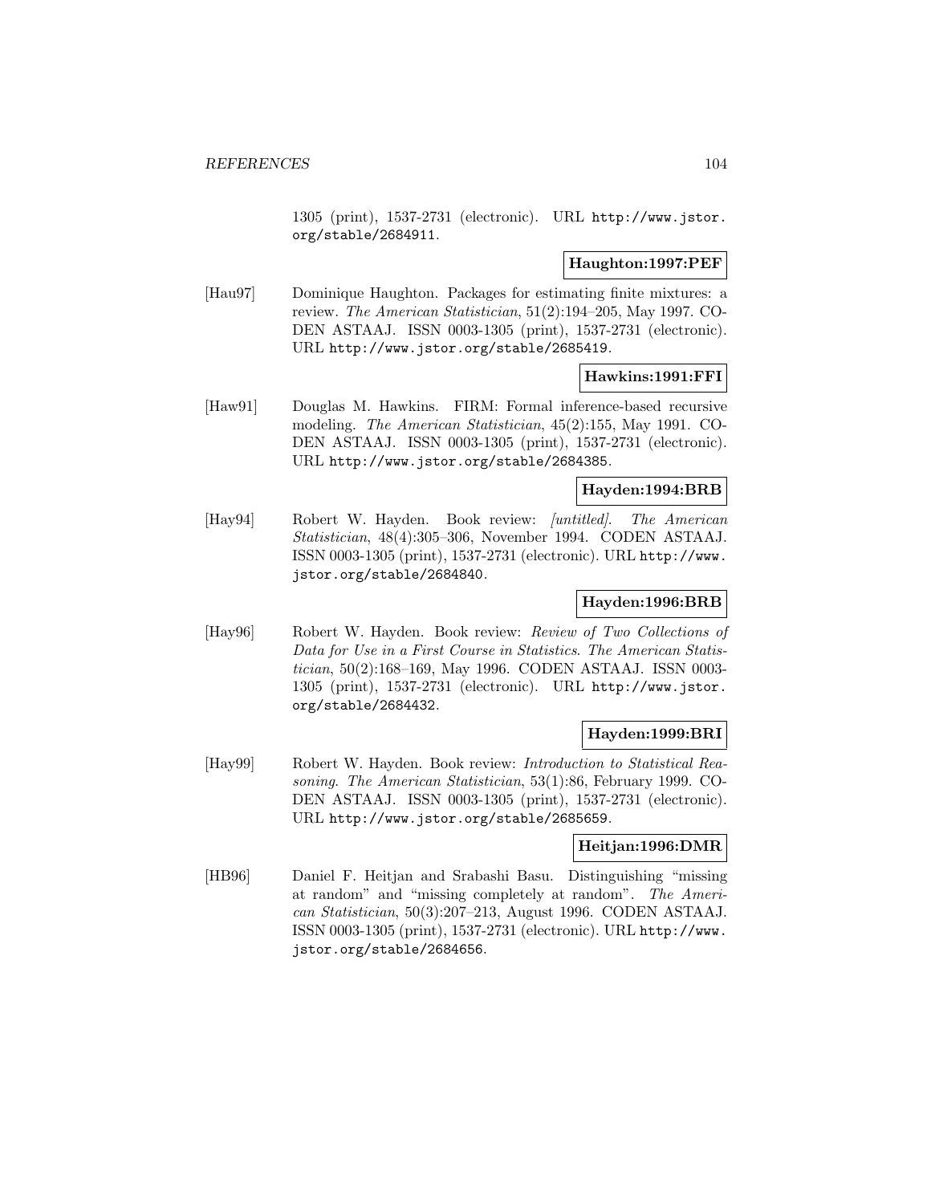1305 (print), 1537-2731 (electronic). URL http://www.jstor.org/stable/2684911.

**Haughton:1997:PEF**

[Hau97] Dominique Haughton. Packages for estimating finite mixtures: a review. *The American Statistician*, 51(2):194–205, May 1997. CODEN ASTAAJ. ISSN 0003-1305 (print), 1537-2731 (electronic). URL http://www.jstor.org/stable/2685419.

**Hawkins:1991:FFI**

[Haw91] Douglas M. Hawkins. FIRM: Formal inference-based recursive modeling. *The American Statistician*, 45(2):155, May 1991. CODEN ASTAAJ. ISSN 0003-1305 (print), 1537-2731 (electronic). URL http://www.jstor.org/stable/2684385.

**Hayden:1994:BRB**

[Hay94] Robert W. Hayden. Book review: *[untitled]*. *The American Statistician*, 48(4):305–306, November 1994. CODEN ASTAAJ. ISSN 0003-1305 (print), 1537-2731 (electronic). URL http://www.jstor.org/stable/2684840.

**Hayden:1996:BRB**

[Hay96] Robert W. Hayden. Book review: *Review of Two Collections of Data for Use in a First Course in Statistics*. *The American Statistician*, 50(2):168–169, May 1996. CODEN ASTAAJ. ISSN 0003-1305 (print), 1537-2731 (electronic). URL http://www.jstor.org/stable/2684432.

**Hayden:1999:BRI**

[Hay99] Robert W. Hayden. Book review: *Introduction to Statistical Reasoning*. *The American Statistician*, 53(1):86, February 1999. CODEN ASTAAJ. ISSN 0003-1305 (print), 1537-2731 (electronic). URL http://www.jstor.org/stable/2685659.

**Heitjan:1996:DMR**

[HB96] Daniel F. Heitjan and Srabashi Basu. Distinguishing "missing at random" and "missing completely at random". *The American Statistician*, 50(3):207–213, August 1996. CODEN ASTAAJ. ISSN 0003-1305 (print), 1537-2731 (electronic). URL http://www.jstor.org/stable/2684656.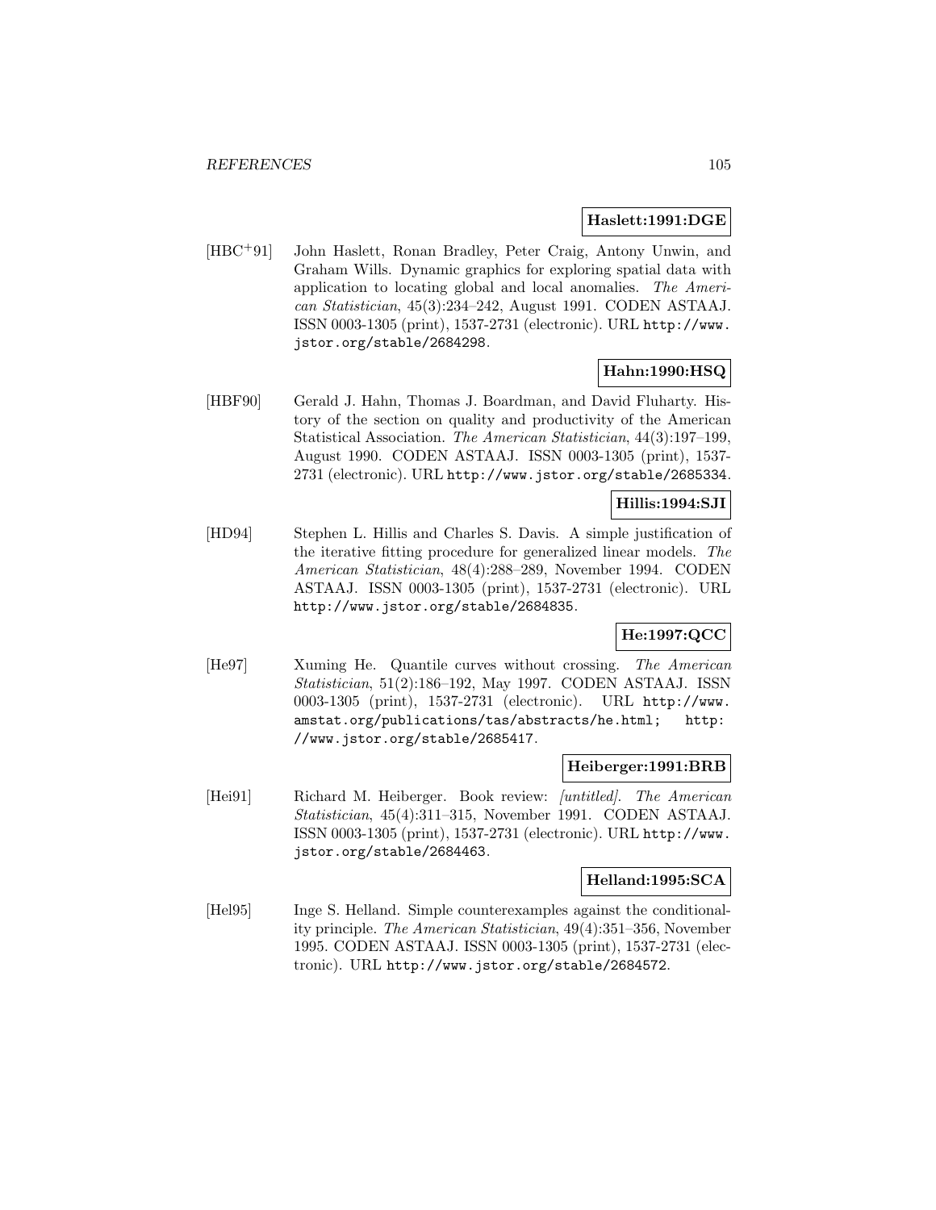**Haslett:1991:DGE**

[HBC+91] John Haslett, Ronan Bradley, Peter Craig, Antony Unwin, and Graham Wills. Dynamic graphics for exploring spatial data with application to locating global and local anomalies. *The American Statistician*, 45(3):234–242, August 1991. CODEN ASTAAJ. ISSN 0003-1305 (print), 1537-2731 (electronic). URL `http://www.jstor.org/stable/2684298`.

**Hahn:1990:HSQ**

[HBF90] Gerald J. Hahn, Thomas J. Boardman, and David Fluharty. History of the section on quality and productivity of the American Statistical Association. *The American Statistician*, 44(3):197–199, August 1990. CODEN ASTAAJ. ISSN 0003-1305 (print), 1537-2731 (electronic). URL `http://www.jstor.org/stable/2685334`.

**Hillis:1994:SJI**

[HD94] Stephen L. Hillis and Charles S. Davis. A simple justification of the iterative fitting procedure for generalized linear models. *The American Statistician*, 48(4):288–289, November 1994. CODEN ASTAAJ. ISSN 0003-1305 (print), 1537-2731 (electronic). URL `http://www.jstor.org/stable/2684835`.

**He:1997:QCC**

[He97] Xuming He. Quantile curves without crossing. *The American Statistician*, 51(2):186–192, May 1997. CODEN ASTAAJ. ISSN 0003-1305 (print), 1537-2731 (electronic). URL `http://www.amstat.org/publications/tas/abstracts/he.html; http://www.jstor.org/stable/2685417`.

**Heiberger:1991:BRB**

[Hei91] Richard M. Heiberger. Book review: *[untitled]*. *The American Statistician*, 45(4):311–315, November 1991. CODEN ASTAAJ. ISSN 0003-1305 (print), 1537-2731 (electronic). URL `http://www.jstor.org/stable/2684463`.

**Helland:1995:SCA**

[Hel95] Inge S. Helland. Simple counterexamples against the conditionality principle. *The American Statistician*, 49(4):351–356, November 1995. CODEN ASTAAJ. ISSN 0003-1305 (print), 1537-2731 (electronic). URL `http://www.jstor.org/stable/2684572`.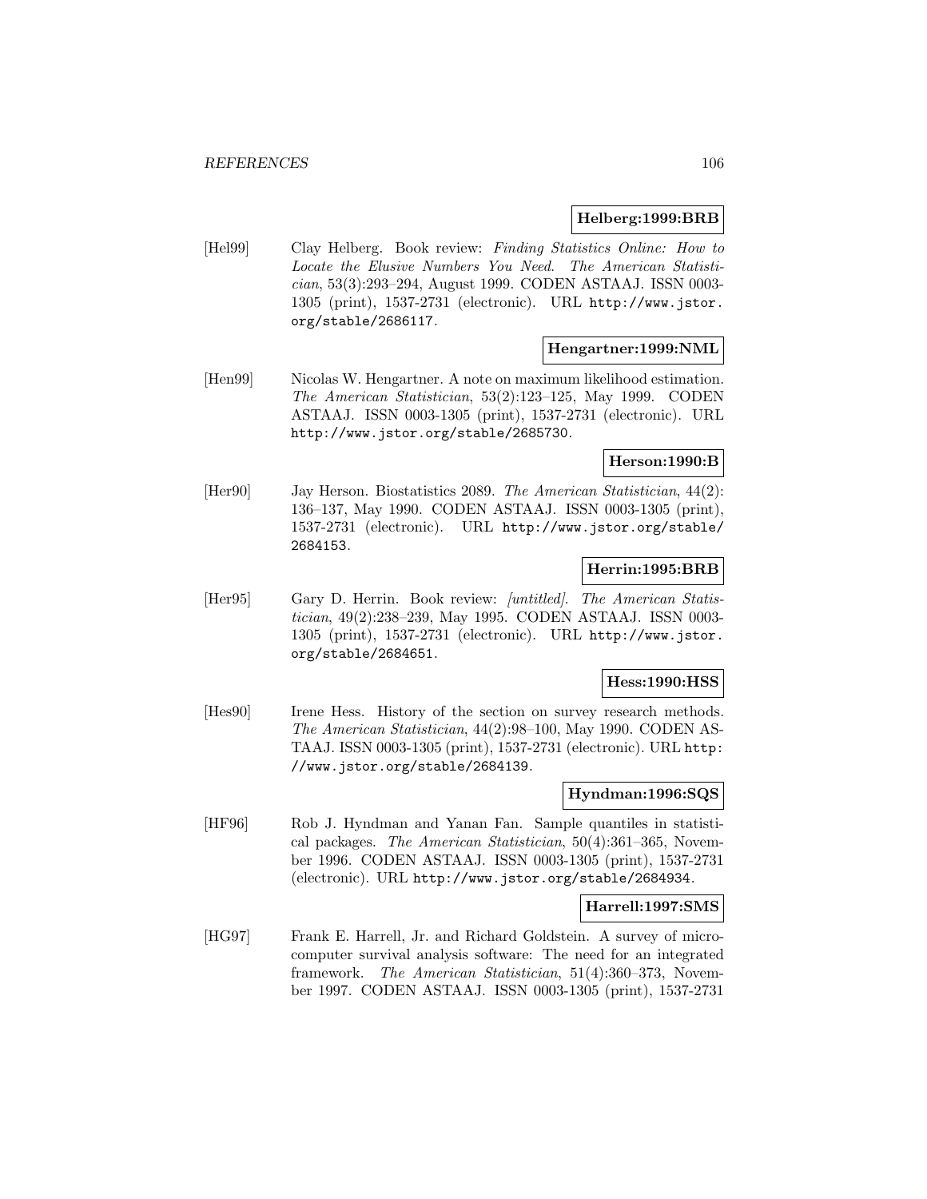**Helberg:1999:BRB**

[Hel99] Clay Helberg. Book review: *Finding Statistics Online: How to Locate the Elusive Numbers You Need*. *The American Statistician*, 53(3):293–294, August 1999. CODEN ASTAAJ. ISSN 0003-1305 (print), 1537-2731 (electronic). URL http://www.jstor.org/stable/2686117.

**Hengartner:1999:NML**

[Hen99] Nicolas W. Hengartner. A note on maximum likelihood estimation. *The American Statistician*, 53(2):123–125, May 1999. CODEN ASTAAJ. ISSN 0003-1305 (print), 1537-2731 (electronic). URL http://www.jstor.org/stable/2685730.

**Herson:1990:B**

[Her90] Jay Herson. Biostatistics 2089. *The American Statistician*, 44(2): 136–137, May 1990. CODEN ASTAAJ. ISSN 0003-1305 (print), 1537-2731 (electronic). URL http://www.jstor.org/stable/2684153.

**Herrin:1995:BRB**

[Her95] Gary D. Herrin. Book review: *[untitled]*. *The American Statistician*, 49(2):238–239, May 1995. CODEN ASTAAJ. ISSN 0003-1305 (print), 1537-2731 (electronic). URL http://www.jstor.org/stable/2684651.

**Hess:1990:HSS**

[Hes90] Irene Hess. History of the section on survey research methods. *The American Statistician*, 44(2):98–100, May 1990. CODEN ASTAAJ. ISSN 0003-1305 (print), 1537-2731 (electronic). URL http://www.jstor.org/stable/2684139.

**Hyndman:1996:SQS**

[HF96] Rob J. Hyndman and Yanan Fan. Sample quantiles in statistical packages. *The American Statistician*, 50(4):361–365, November 1996. CODEN ASTAAJ. ISSN 0003-1305 (print), 1537-2731 (electronic). URL http://www.jstor.org/stable/2684934.

**Harrell:1997:SMS**

[HG97] Frank E. Harrell, Jr. and Richard Goldstein. A survey of microcomputer survival analysis software: The need for an integrated framework. *The American Statistician*, 51(4):360–373, November 1997. CODEN ASTAAJ. ISSN 0003-1305 (print), 1537-2731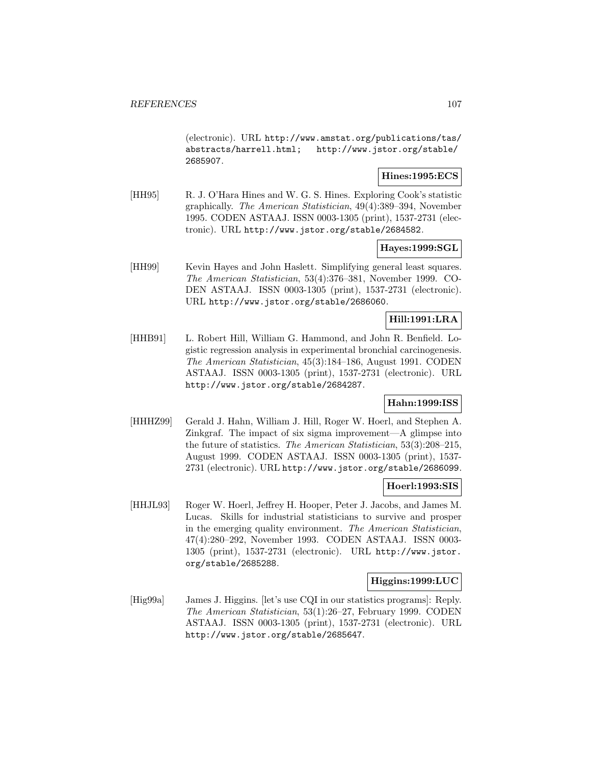(electronic). URL http://www.amstat.org/publications/tas/abstracts/harrell.html; http://www.jstor.org/stable/2685907.

**Hines:1995:ECS**

[HH95] R. J. O'Hara Hines and W. G. S. Hines. Exploring Cook's statistic graphically. *The American Statistician*, 49(4):389–394, November 1995. CODEN ASTAAJ. ISSN 0003-1305 (print), 1537-2731 (electronic). URL http://www.jstor.org/stable/2684582.

**Hayes:1999:SGL**

[HH99] Kevin Hayes and John Haslett. Simplifying general least squares. *The American Statistician*, 53(4):376–381, November 1999. CODEN ASTAAJ. ISSN 0003-1305 (print), 1537-2731 (electronic). URL http://www.jstor.org/stable/2686060.

**Hill:1991:LRA**

[HHB91] L. Robert Hill, William G. Hammond, and John R. Benfield. Logistic regression analysis in experimental bronchial carcinogenesis. *The American Statistician*, 45(3):184–186, August 1991. CODEN ASTAAJ. ISSN 0003-1305 (print), 1537-2731 (electronic). URL http://www.jstor.org/stable/2684287.

**Hahn:1999:ISS**

[HHHZ99] Gerald J. Hahn, William J. Hill, Roger W. Hoerl, and Stephen A. Zinkgraf. The impact of six sigma improvement—A glimpse into the future of statistics. *The American Statistician*, 53(3):208–215, August 1999. CODEN ASTAAJ. ISSN 0003-1305 (print), 1537-2731 (electronic). URL http://www.jstor.org/stable/2686099.

**Hoerl:1993:SIS**

[HHJL93] Roger W. Hoerl, Jeffrey H. Hooper, Peter J. Jacobs, and James M. Lucas. Skills for industrial statisticians to survive and prosper in the emerging quality environment. *The American Statistician*, 47(4):280–292, November 1993. CODEN ASTAAJ. ISSN 0003-1305 (print), 1537-2731 (electronic). URL http://www.jstor.org/stable/2685288.

**Higgins:1999:LUC**

[Hig99a] James J. Higgins. [let's use CQI in our statistics programs]: Reply. *The American Statistician*, 53(1):26–27, February 1999. CODEN ASTAAJ. ISSN 0003-1305 (print), 1537-2731 (electronic). URL http://www.jstor.org/stable/2685647.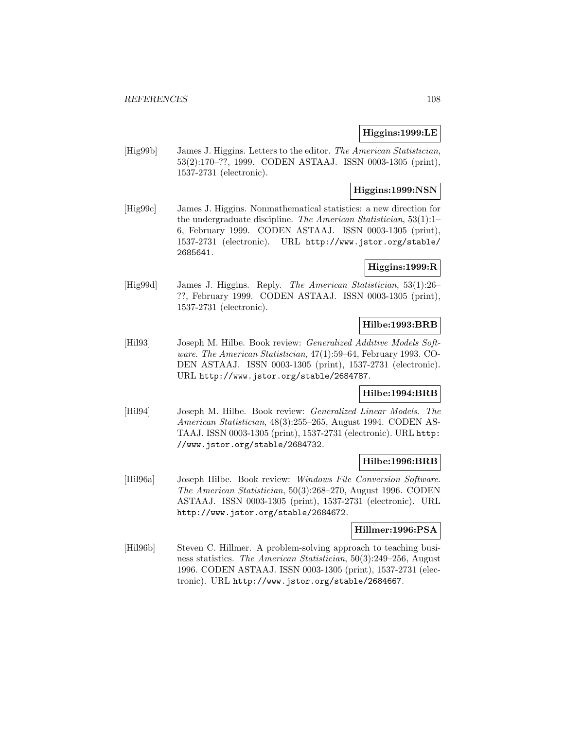**Higgins:1999:LE**

[Hig99b] James J. Higgins. Letters to the editor. *The American Statistician*, 53(2):170–??, 1999. CODEN ASTAAJ. ISSN 0003-1305 (print), 1537-2731 (electronic).

**Higgins:1999:NSN**

[Hig99c] James J. Higgins. Nonmathematical statistics: a new direction for the undergraduate discipline. *The American Statistician*, 53(1):1–6, February 1999. CODEN ASTAAJ. ISSN 0003-1305 (print), 1537-2731 (electronic). URL http://www.jstor.org/stable/2685641.

**Higgins:1999:R**

[Hig99d] James J. Higgins. Reply. *The American Statistician*, 53(1):26–??, February 1999. CODEN ASTAAJ. ISSN 0003-1305 (print), 1537-2731 (electronic).

**Hilbe:1993:BRB**

[Hil93] Joseph M. Hilbe. Book review: *Generalized Additive Models Software*. *The American Statistician*, 47(1):59–64, February 1993. CODEN ASTAAJ. ISSN 0003-1305 (print), 1537-2731 (electronic). URL http://www.jstor.org/stable/2684787.

**Hilbe:1994:BRB**

[Hil94] Joseph M. Hilbe. Book review: *Generalized Linear Models*. *The American Statistician*, 48(3):255–265, August 1994. CODEN ASTAAJ. ISSN 0003-1305 (print), 1537-2731 (electronic). URL http://www.jstor.org/stable/2684732.

**Hilbe:1996:BRB**

[Hil96a] Joseph Hilbe. Book review: *Windows File Conversion Software*. *The American Statistician*, 50(3):268–270, August 1996. CODEN ASTAAJ. ISSN 0003-1305 (print), 1537-2731 (electronic). URL http://www.jstor.org/stable/2684672.

**Hillmer:1996:PSA**

[Hil96b] Steven C. Hillmer. A problem-solving approach to teaching business statistics. *The American Statistician*, 50(3):249–256, August 1996. CODEN ASTAAJ. ISSN 0003-1305 (print), 1537-2731 (electronic). URL http://www.jstor.org/stable/2684667.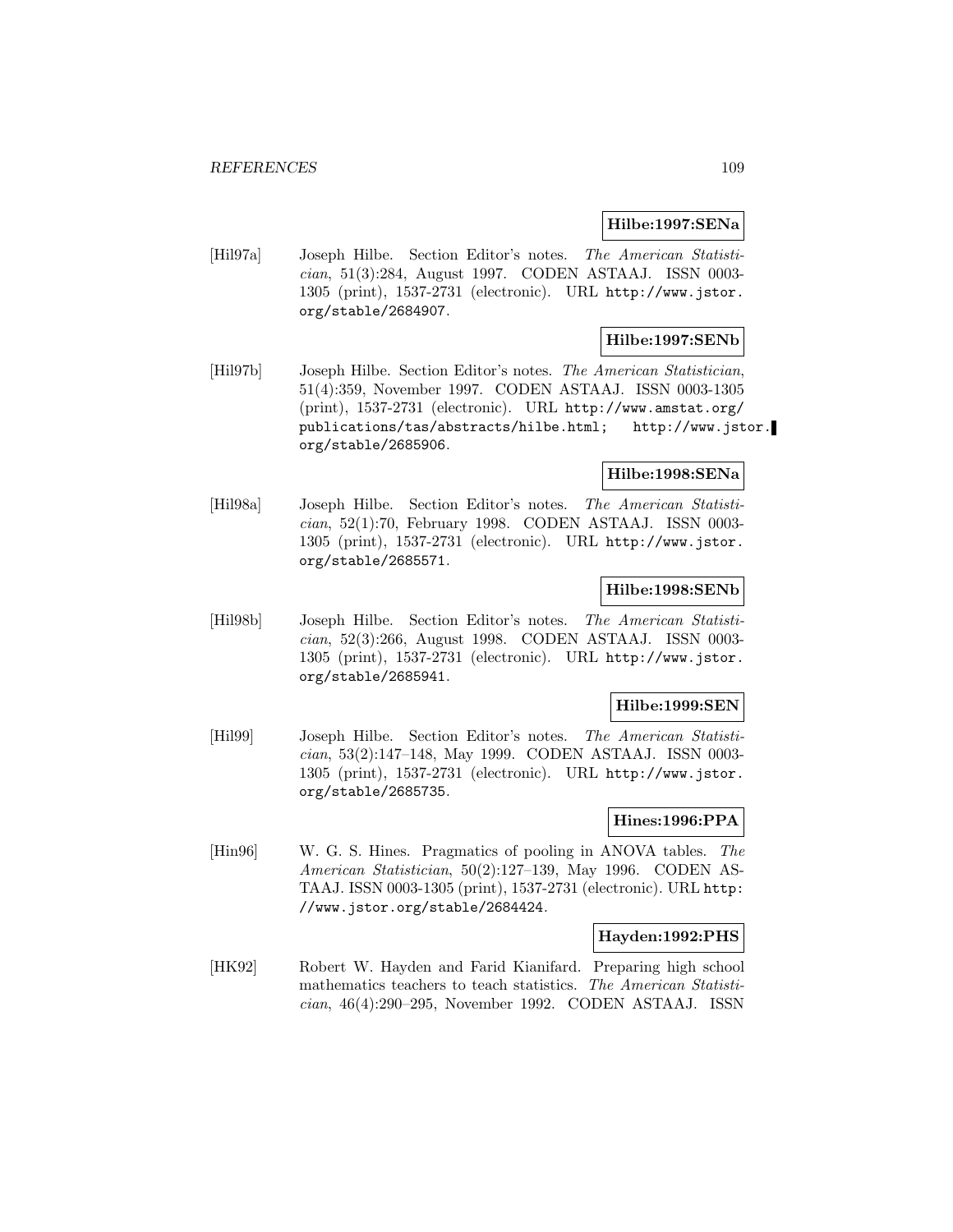**Hilbe:1997:SENa**

[Hil97a] Joseph Hilbe. Section Editor's notes. *The American Statistician*, 51(3):284, August 1997. CODEN ASTAAJ. ISSN 0003-1305 (print), 1537-2731 (electronic). URL http://www.jstor.org/stable/2684907.

**Hilbe:1997:SENb**

[Hil97b] Joseph Hilbe. Section Editor's notes. *The American Statistician*, 51(4):359, November 1997. CODEN ASTAAJ. ISSN 0003-1305 (print), 1537-2731 (electronic). URL http://www.amstat.org/publications/tas/abstracts/hilbe.html; http://www.jstor.org/stable/2685906.

**Hilbe:1998:SENa**

[Hil98a] Joseph Hilbe. Section Editor's notes. *The American Statistician*, 52(1):70, February 1998. CODEN ASTAAJ. ISSN 0003-1305 (print), 1537-2731 (electronic). URL http://www.jstor.org/stable/2685571.

**Hilbe:1998:SENb**

[Hil98b] Joseph Hilbe. Section Editor's notes. *The American Statistician*, 52(3):266, August 1998. CODEN ASTAAJ. ISSN 0003-1305 (print), 1537-2731 (electronic). URL http://www.jstor.org/stable/2685941.

**Hilbe:1999:SEN**

[Hil99] Joseph Hilbe. Section Editor's notes. *The American Statistician*, 53(2):147–148, May 1999. CODEN ASTAAJ. ISSN 0003-1305 (print), 1537-2731 (electronic). URL http://www.jstor.org/stable/2685735.

**Hines:1996:PPA**

[Hin96] W. G. S. Hines. Pragmatics of pooling in ANOVA tables. *The American Statistician*, 50(2):127–139, May 1996. CODEN ASTAAJ. ISSN 0003-1305 (print), 1537-2731 (electronic). URL http://www.jstor.org/stable/2684424.

**Hayden:1992:PHS**

[HK92] Robert W. Hayden and Farid Kianifard. Preparing high school mathematics teachers to teach statistics. *The American Statistician*, 46(4):290–295, November 1992. CODEN ASTAAJ. ISSN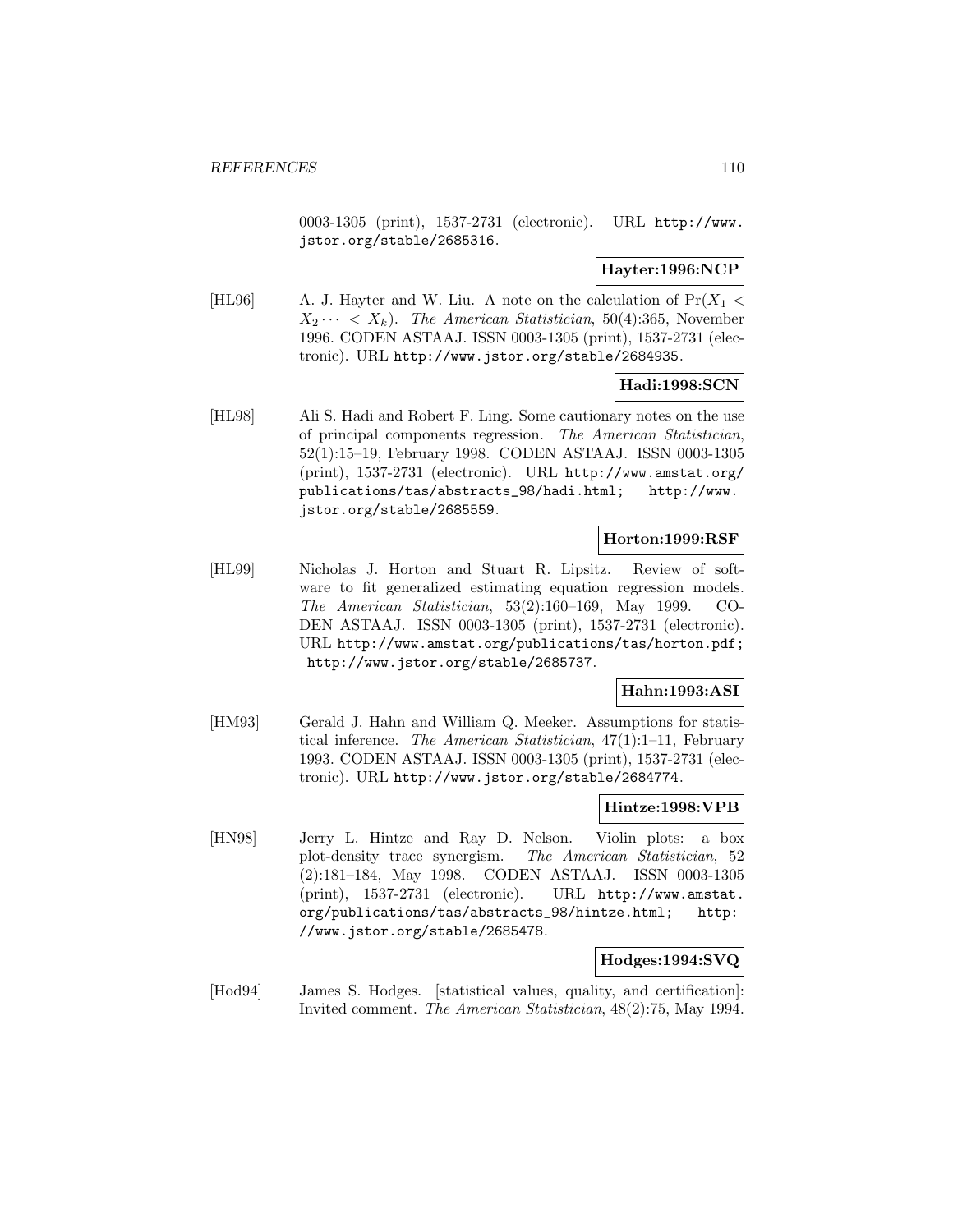0003-1305 (print), 1537-2731 (electronic). URL http://www.jstor.org/stable/2685316.

**Hayter:1996:NCP**

[HL96] A. J. Hayter and W. Liu. A note on the calculation of $\Pr(X_1 < X_2 \cdots < X_k)$. *The American Statistician*, 50(4):365, November 1996. CODEN ASTAAJ. ISSN 0003-1305 (print), 1537-2731 (electronic). URL http://www.jstor.org/stable/2684935.

**Hadi:1998:SCN**

[HL98] Ali S. Hadi and Robert F. Ling. Some cautionary notes on the use of principal components regression. *The American Statistician*, 52(1):15–19, February 1998. CODEN ASTAAJ. ISSN 0003-1305 (print), 1537-2731 (electronic). URL http://www.amstat.org/publications/tas/abstracts_98/hadi.html; http://www.jstor.org/stable/2685559.

**Horton:1999:RSF**

[HL99] Nicholas J. Horton and Stuart R. Lipsitz. Review of software to fit generalized estimating equation regression models. *The American Statistician*, 53(2):160–169, May 1999. CODEN ASTAAJ. ISSN 0003-1305 (print), 1537-2731 (electronic). URL http://www.amstat.org/publications/tas/horton.pdf; http://www.jstor.org/stable/2685737.

**Hahn:1993:ASI**

[HM93] Gerald J. Hahn and William Q. Meeker. Assumptions for statistical inference. *The American Statistician*, 47(1):1–11, February 1993. CODEN ASTAAJ. ISSN 0003-1305 (print), 1537-2731 (electronic). URL http://www.jstor.org/stable/2684774.

**Hintze:1998:VPB**

[HN98] Jerry L. Hintze and Ray D. Nelson. Violin plots: a box plot-density trace synergism. *The American Statistician*, 52 (2):181–184, May 1998. CODEN ASTAAJ. ISSN 0003-1305 (print), 1537-2731 (electronic). URL http://www.amstat.org/publications/tas/abstracts_98/hintze.html; http://www.jstor.org/stable/2685478.

**Hodges:1994:SVQ**

[Hod94] James S. Hodges. [statistical values, quality, and certification]: Invited comment. *The American Statistician*, 48(2):75, May 1994.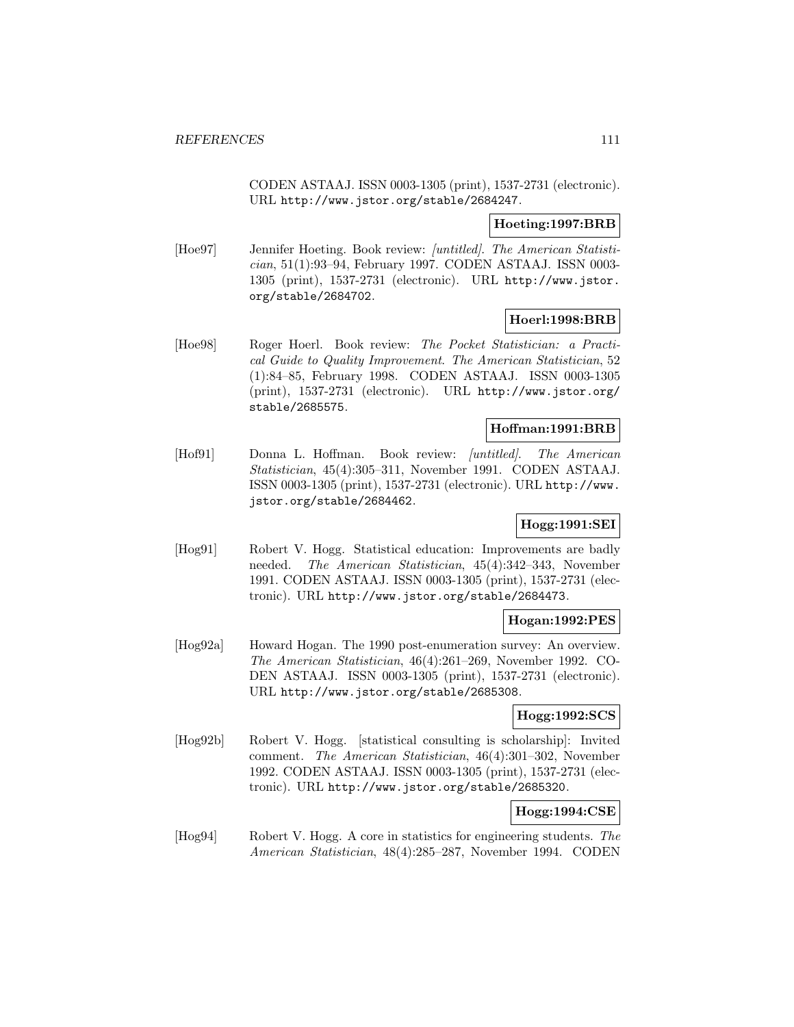CODEN ASTAAJ. ISSN 0003-1305 (print), 1537-2731 (electronic). URL http://www.jstor.org/stable/2684247.

**Hoeting:1997:BRB**

[Hoe97] Jennifer Hoeting. Book review: *[untitled]*. *The American Statistician*, 51(1):93–94, February 1997. CODEN ASTAAJ. ISSN 0003-1305 (print), 1537-2731 (electronic). URL http://www.jstor.org/stable/2684702.

**Hoerl:1998:BRB**

[Hoe98] Roger Hoerl. Book review: *The Pocket Statistician: a Practical Guide to Quality Improvement*. *The American Statistician*, 52 (1):84–85, February 1998. CODEN ASTAAJ. ISSN 0003-1305 (print), 1537-2731 (electronic). URL http://www.jstor.org/stable/2685575.

**Hoffman:1991:BRB**

[Hof91] Donna L. Hoffman. Book review: *[untitled]*. *The American Statistician*, 45(4):305–311, November 1991. CODEN ASTAAJ. ISSN 0003-1305 (print), 1537-2731 (electronic). URL http://www.jstor.org/stable/2684462.

**Hogg:1991:SEI**

[Hog91] Robert V. Hogg. Statistical education: Improvements are badly needed. *The American Statistician*, 45(4):342–343, November 1991. CODEN ASTAAJ. ISSN 0003-1305 (print), 1537-2731 (electronic). URL http://www.jstor.org/stable/2684473.

**Hogan:1992:PES**

[Hog92a] Howard Hogan. The 1990 post-enumeration survey: An overview. *The American Statistician*, 46(4):261–269, November 1992. CODEN ASTAAJ. ISSN 0003-1305 (print), 1537-2731 (electronic). URL http://www.jstor.org/stable/2685308.

**Hogg:1992:SCS**

[Hog92b] Robert V. Hogg. [statistical consulting is scholarship]: Invited comment. *The American Statistician*, 46(4):301–302, November 1992. CODEN ASTAAJ. ISSN 0003-1305 (print), 1537-2731 (electronic). URL http://www.jstor.org/stable/2685320.

**Hogg:1994:CSE**

[Hog94] Robert V. Hogg. A core in statistics for engineering students. *The American Statistician*, 48(4):285–287, November 1994. CODEN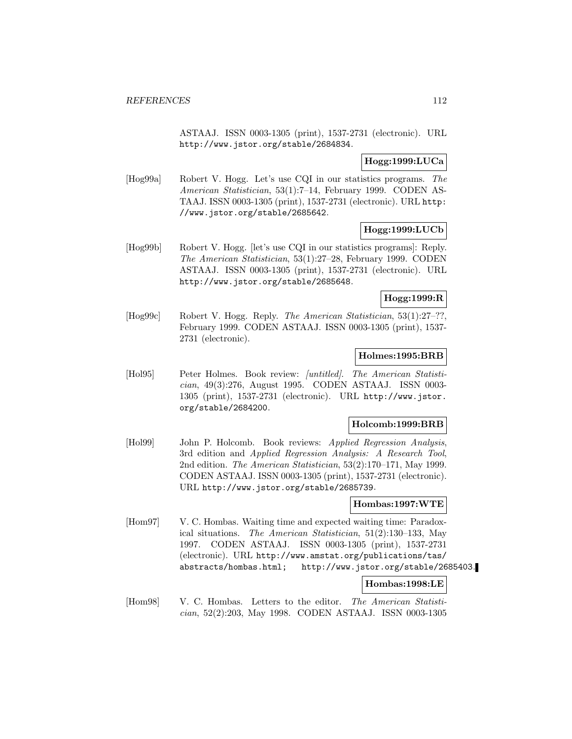ASTAAJ. ISSN 0003-1305 (print), 1537-2731 (electronic). URL http://www.jstor.org/stable/2684834.

**Hogg:1999:LUCa**

[Hog99a] Robert V. Hogg. Let's use CQI in our statistics programs. *The American Statistician*, 53(1):7–14, February 1999. CODEN ASTAAJ. ISSN 0003-1305 (print), 1537-2731 (electronic). URL http://www.jstor.org/stable/2685642.

**Hogg:1999:LUCb**

[Hog99b] Robert V. Hogg. [let's use CQI in our statistics programs]: Reply. *The American Statistician*, 53(1):27–28, February 1999. CODEN ASTAAJ. ISSN 0003-1305 (print), 1537-2731 (electronic). URL http://www.jstor.org/stable/2685648.

**Hogg:1999:R**

[Hog99c] Robert V. Hogg. Reply. *The American Statistician*, 53(1):27–??, February 1999. CODEN ASTAAJ. ISSN 0003-1305 (print), 1537-2731 (electronic).

**Holmes:1995:BRB**

[Hol95] Peter Holmes. Book review: *[untitled]*. *The American Statistician*, 49(3):276, August 1995. CODEN ASTAAJ. ISSN 0003-1305 (print), 1537-2731 (electronic). URL http://www.jstor.org/stable/2684200.

**Holcomb:1999:BRB**

[Hol99] John P. Holcomb. Book reviews: *Applied Regression Analysis*, 3rd edition and *Applied Regression Analysis: A Research Tool*, 2nd edition. *The American Statistician*, 53(2):170–171, May 1999. CODEN ASTAAJ. ISSN 0003-1305 (print), 1537-2731 (electronic). URL http://www.jstor.org/stable/2685739.

**Hombas:1997:WTE**

[Hom97] V. C. Hombas. Waiting time and expected waiting time: Paradoxical situations. *The American Statistician*, 51(2):130–133, May 1997. CODEN ASTAAJ. ISSN 0003-1305 (print), 1537-2731 (electronic). URL http://www.amstat.org/publications/tas/abstracts/hombas.html; http://www.jstor.org/stable/2685403.

**Hombas:1998:LE**

[Hom98] V. C. Hombas. Letters to the editor. *The American Statistician*, 52(2):203, May 1998. CODEN ASTAAJ. ISSN 0003-1305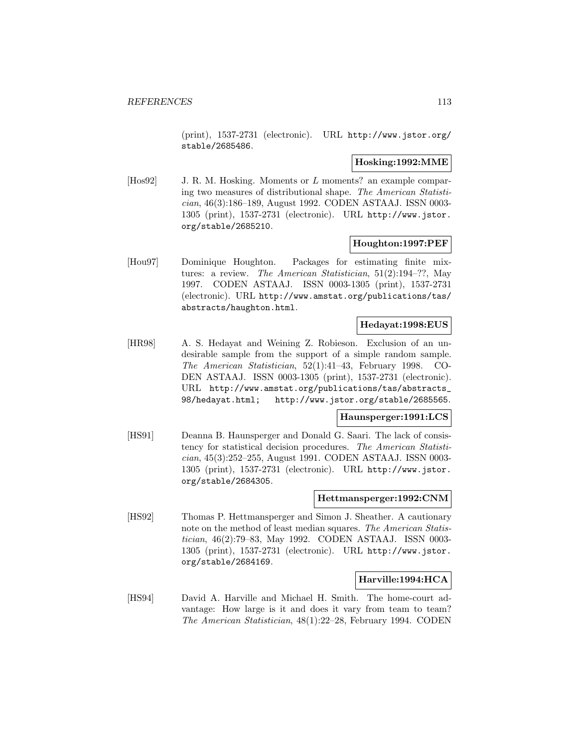(print), 1537-2731 (electronic). URL http://www.jstor.org/stable/2685486.

**Hosking:1992:MME**

[Hos92] J. R. M. Hosking. Moments or $L$ moments? an example comparing two measures of distributional shape. *The American Statistician*, 46(3):186–189, August 1992. CODEN ASTAAJ. ISSN 0003-1305 (print), 1537-2731 (electronic). URL http://www.jstor.org/stable/2685210.

**Houghton:1997:PEF**

[Hou97] Dominique Houghton. Packages for estimating finite mixtures: a review. *The American Statistician*, 51(2):194–??, May 1997. CODEN ASTAAJ. ISSN 0003-1305 (print), 1537-2731 (electronic). URL http://www.amstat.org/publications/tas/abstracts/haughton.html.

**Hedayat:1998:EUS**

[HR98] A. S. Hedayat and Weining Z. Robieson. Exclusion of an undesirable sample from the support of a simple random sample. *The American Statistician*, 52(1):41–43, February 1998. CODEN ASTAAJ. ISSN 0003-1305 (print), 1537-2731 (electronic). URL http://www.amstat.org/publications/tas/abstracts_98/hedayat.html; http://www.jstor.org/stable/2685565.

**Haunsperger:1991:LCS**

[HS91] Deanna B. Haunsperger and Donald G. Saari. The lack of consistency for statistical decision procedures. *The American Statistician*, 45(3):252–255, August 1991. CODEN ASTAAJ. ISSN 0003-1305 (print), 1537-2731 (electronic). URL http://www.jstor.org/stable/2684305.

**Hettmansperger:1992:CNM**

[HS92] Thomas P. Hettmansperger and Simon J. Sheather. A cautionary note on the method of least median squares. *The American Statistician*, 46(2):79–83, May 1992. CODEN ASTAAJ. ISSN 0003-1305 (print), 1537-2731 (electronic). URL http://www.jstor.org/stable/2684169.

**Harville:1994:HCA**

[HS94] David A. Harville and Michael H. Smith. The home-court advantage: How large is it and does it vary from team to team? *The American Statistician*, 48(1):22–28, February 1994. CODEN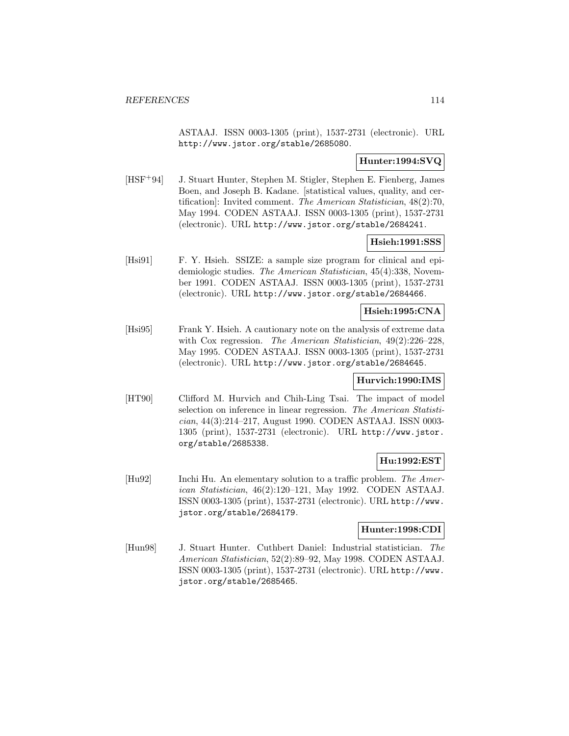ASTAAJ. ISSN 0003-1305 (print), 1537-2731 (electronic). URL http://www.jstor.org/stable/2685080.

**Hunter:1994:SVQ**

[HSF+94] J. Stuart Hunter, Stephen M. Stigler, Stephen E. Fienberg, James Boen, and Joseph B. Kadane. [statistical values, quality, and certification]: Invited comment. *The American Statistician*, 48(2):70, May 1994. CODEN ASTAAJ. ISSN 0003-1305 (print), 1537-2731 (electronic). URL http://www.jstor.org/stable/2684241.

**Hsieh:1991:SSS**

[Hsi91] F. Y. Hsieh. SSIZE: a sample size program for clinical and epidemiologic studies. *The American Statistician*, 45(4):338, November 1991. CODEN ASTAAJ. ISSN 0003-1305 (print), 1537-2731 (electronic). URL http://www.jstor.org/stable/2684466.

**Hsieh:1995:CNA**

[Hsi95] Frank Y. Hsieh. A cautionary note on the analysis of extreme data with Cox regression. *The American Statistician*, 49(2):226–228, May 1995. CODEN ASTAAJ. ISSN 0003-1305 (print), 1537-2731 (electronic). URL http://www.jstor.org/stable/2684645.

**Hurvich:1990:IMS**

[HT90] Clifford M. Hurvich and Chih-Ling Tsai. The impact of model selection on inference in linear regression. *The American Statistician*, 44(3):214–217, August 1990. CODEN ASTAAJ. ISSN 0003-1305 (print), 1537-2731 (electronic). URL http://www.jstor.org/stable/2685338.

**Hu:1992:EST**

[Hu92] Inchi Hu. An elementary solution to a traffic problem. *The American Statistician*, 46(2):120–121, May 1992. CODEN ASTAAJ. ISSN 0003-1305 (print), 1537-2731 (electronic). URL http://www.jstor.org/stable/2684179.

**Hunter:1998:CDI**

[Hun98] J. Stuart Hunter. Cuthbert Daniel: Industrial statistician. *The American Statistician*, 52(2):89–92, May 1998. CODEN ASTAAJ. ISSN 0003-1305 (print), 1537-2731 (electronic). URL http://www.jstor.org/stable/2685465.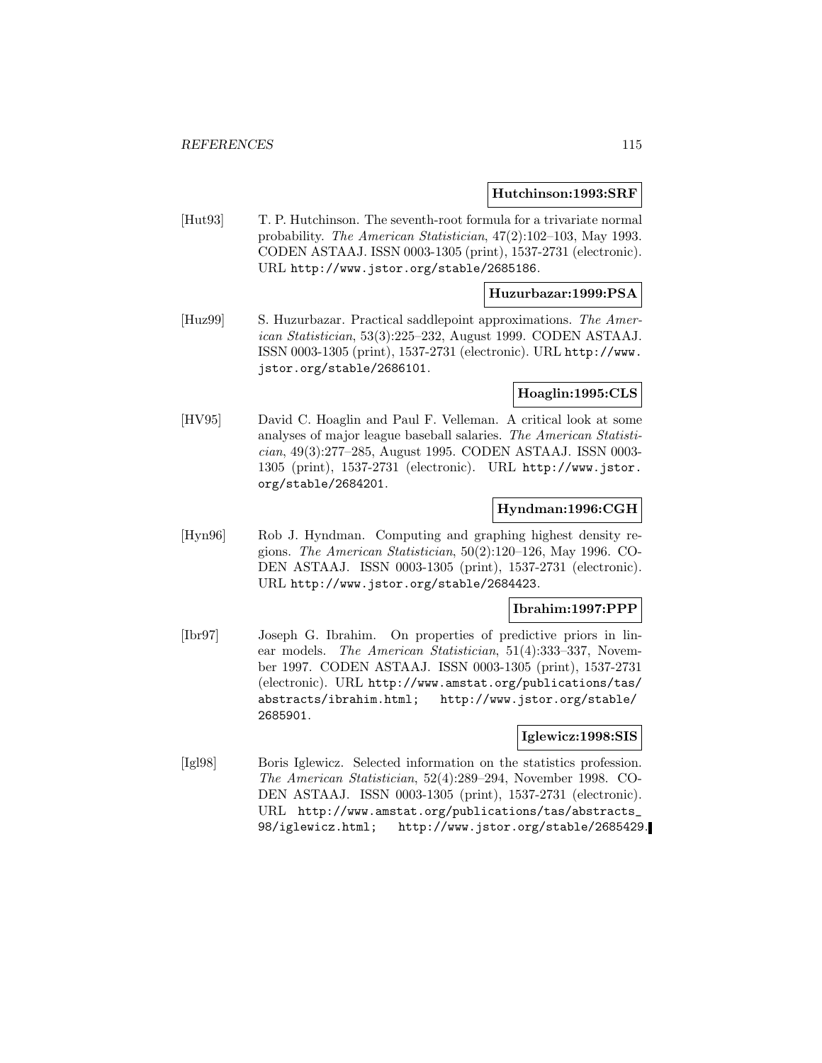**Hutchinson:1993:SRF**

[Hut93] T. P. Hutchinson. The seventh-root formula for a trivariate normal probability. *The American Statistician*, 47(2):102–103, May 1993. CODEN ASTAAJ. ISSN 0003-1305 (print), 1537-2731 (electronic). URL http://www.jstor.org/stable/2685186.

**Huzurbazar:1999:PSA**

[Huz99] S. Huzurbazar. Practical saddlepoint approximations. *The American Statistician*, 53(3):225–232, August 1999. CODEN ASTAAJ. ISSN 0003-1305 (print), 1537-2731 (electronic). URL http://www.jstor.org/stable/2686101.

**Hoaglin:1995:CLS**

[HV95] David C. Hoaglin and Paul F. Velleman. A critical look at some analyses of major league baseball salaries. *The American Statistician*, 49(3):277–285, August 1995. CODEN ASTAAJ. ISSN 0003-1305 (print), 1537-2731 (electronic). URL http://www.jstor.org/stable/2684201.

**Hyndman:1996:CGH**

[Hyn96] Rob J. Hyndman. Computing and graphing highest density regions. *The American Statistician*, 50(2):120–126, May 1996. CODEN ASTAAJ. ISSN 0003-1305 (print), 1537-2731 (electronic). URL http://www.jstor.org/stable/2684423.

**Ibrahim:1997:PPP**

[Ibr97] Joseph G. Ibrahim. On properties of predictive priors in linear models. *The American Statistician*, 51(4):333–337, November 1997. CODEN ASTAAJ. ISSN 0003-1305 (print), 1537-2731 (electronic). URL http://www.amstat.org/publications/tas/abstracts/ibrahim.html; http://www.jstor.org/stable/2685901.

**Iglewicz:1998:SIS**

[Igl98] Boris Iglewicz. Selected information on the statistics profession. *The American Statistician*, 52(4):289–294, November 1998. CODEN ASTAAJ. ISSN 0003-1305 (print), 1537-2731 (electronic). URL http://www.amstat.org/publications/tas/abstracts_98/iglewicz.html; http://www.jstor.org/stable/2685429.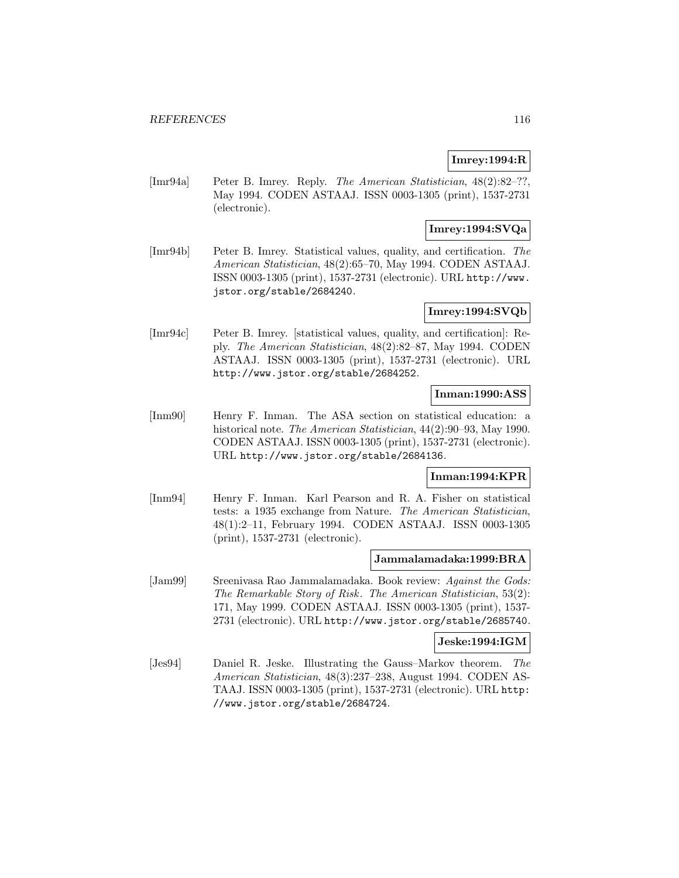**Imrey:1994:R**

[Imr94a] Peter B. Imrey. Reply. *The American Statistician*, 48(2):82–??, May 1994. CODEN ASTAAJ. ISSN 0003-1305 (print), 1537-2731 (electronic).

**Imrey:1994:SVQa**

[Imr94b] Peter B. Imrey. Statistical values, quality, and certification. *The American Statistician*, 48(2):65–70, May 1994. CODEN ASTAAJ. ISSN 0003-1305 (print), 1537-2731 (electronic). URL http://www.jstor.org/stable/2684240.

**Imrey:1994:SVQb**

[Imr94c] Peter B. Imrey. [statistical values, quality, and certification]: Reply. *The American Statistician*, 48(2):82–87, May 1994. CODEN ASTAAJ. ISSN 0003-1305 (print), 1537-2731 (electronic). URL http://www.jstor.org/stable/2684252.

**Inman:1990:ASS**

[Inm90] Henry F. Inman. The ASA section on statistical education: a historical note. *The American Statistician*, 44(2):90–93, May 1990. CODEN ASTAAJ. ISSN 0003-1305 (print), 1537-2731 (electronic). URL http://www.jstor.org/stable/2684136.

**Inman:1994:KPR**

[Inm94] Henry F. Inman. Karl Pearson and R. A. Fisher on statistical tests: a 1935 exchange from Nature. *The American Statistician*, 48(1):2–11, February 1994. CODEN ASTAAJ. ISSN 0003-1305 (print), 1537-2731 (electronic).

**Jammalamadaka:1999:BRA**

[Jam99] Sreenivasa Rao Jammalamadaka. Book review: *Against the Gods: The Remarkable Story of Risk*. *The American Statistician*, 53(2): 171, May 1999. CODEN ASTAAJ. ISSN 0003-1305 (print), 1537-2731 (electronic). URL http://www.jstor.org/stable/2685740.

**Jeske:1994:IGM**

[Jes94] Daniel R. Jeske. Illustrating the Gauss–Markov theorem. *The American Statistician*, 48(3):237–238, August 1994. CODEN ASTAAJ. ISSN 0003-1305 (print), 1537-2731 (electronic). URL http://www.jstor.org/stable/2684724.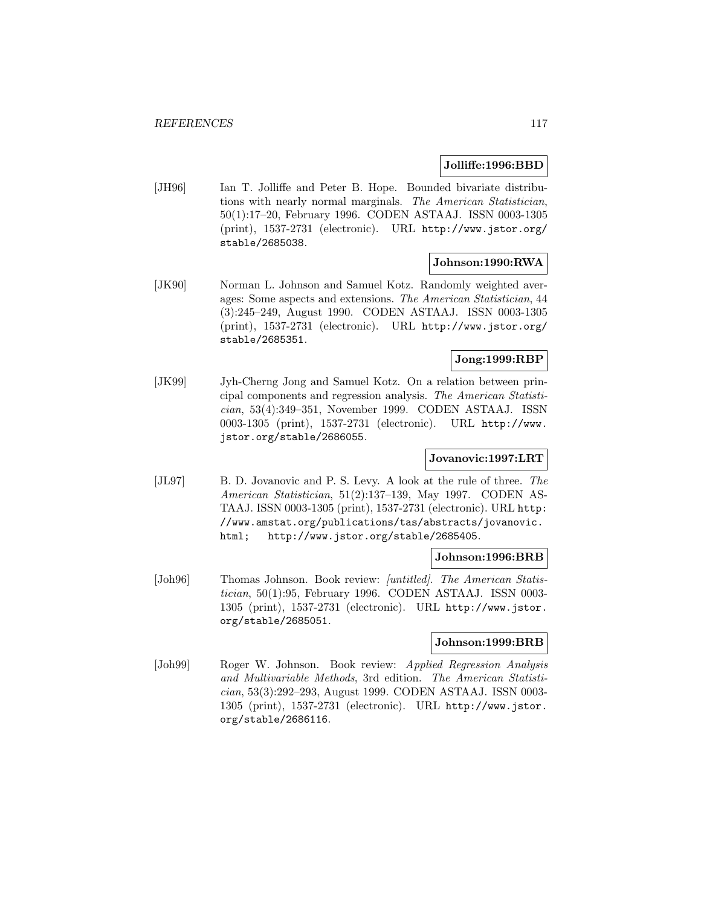**Jolliffe:1996:BBD**

[JH96] Ian T. Jolliffe and Peter B. Hope. Bounded bivariate distributions with nearly normal marginals. *The American Statistician*, 50(1):17–20, February 1996. CODEN ASTAAJ. ISSN 0003-1305 (print), 1537-2731 (electronic). URL http://www.jstor.org/stable/2685038.

**Johnson:1990:RWA**

[JK90] Norman L. Johnson and Samuel Kotz. Randomly weighted averages: Some aspects and extensions. *The American Statistician*, 44 (3):245–249, August 1990. CODEN ASTAAJ. ISSN 0003-1305 (print), 1537-2731 (electronic). URL http://www.jstor.org/stable/2685351.

**Jong:1999:RBP**

[JK99] Jyh-Cherng Jong and Samuel Kotz. On a relation between principal components and regression analysis. *The American Statistician*, 53(4):349–351, November 1999. CODEN ASTAAJ. ISSN 0003-1305 (print), 1537-2731 (electronic). URL http://www.jstor.org/stable/2686055.

**Jovanovic:1997:LRT**

[JL97] B. D. Jovanovic and P. S. Levy. A look at the rule of three. *The American Statistician*, 51(2):137–139, May 1997. CODEN ASTAAJ. ISSN 0003-1305 (print), 1537-2731 (electronic). URL http://www.amstat.org/publications/tas/abstracts/jovanovic.html; http://www.jstor.org/stable/2685405.

**Johnson:1996:BRB**

[Joh96] Thomas Johnson. Book review: *[untitled]*. *The American Statistician*, 50(1):95, February 1996. CODEN ASTAAJ. ISSN 0003-1305 (print), 1537-2731 (electronic). URL http://www.jstor.org/stable/2685051.

**Johnson:1999:BRB**

[Joh99] Roger W. Johnson. Book review: *Applied Regression Analysis and Multivariable Methods*, 3rd edition. *The American Statistician*, 53(3):292–293, August 1999. CODEN ASTAAJ. ISSN 0003-1305 (print), 1537-2731 (electronic). URL http://www.jstor.org/stable/2686116.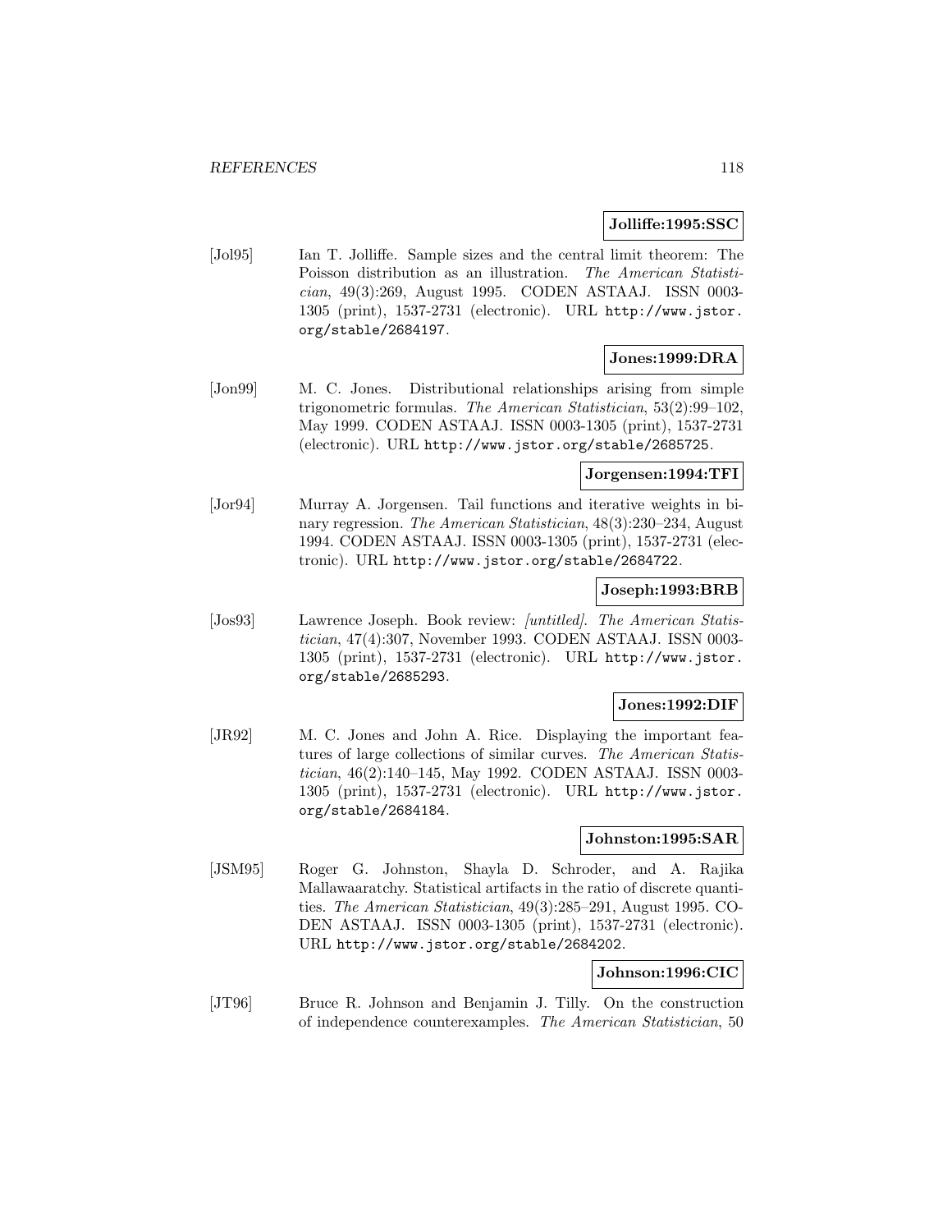**Jolliffe:1995:SSC**

[Jol95] Ian T. Jolliffe. Sample sizes and the central limit theorem: The Poisson distribution as an illustration. *The American Statistician*, 49(3):269, August 1995. CODEN ASTAAJ. ISSN 0003-1305 (print), 1537-2731 (electronic). URL http://www.jstor.org/stable/2684197.

**Jones:1999:DRA**

[Jon99] M. C. Jones. Distributional relationships arising from simple trigonometric formulas. *The American Statistician*, 53(2):99–102, May 1999. CODEN ASTAAJ. ISSN 0003-1305 (print), 1537-2731 (electronic). URL http://www.jstor.org/stable/2685725.

**Jorgensen:1994:TFI**

[Jor94] Murray A. Jorgensen. Tail functions and iterative weights in binary regression. *The American Statistician*, 48(3):230–234, August 1994. CODEN ASTAAJ. ISSN 0003-1305 (print), 1537-2731 (electronic). URL http://www.jstor.org/stable/2684722.

**Joseph:1993:BRB**

[Jos93] Lawrence Joseph. Book review: *[untitled]*. *The American Statistician*, 47(4):307, November 1993. CODEN ASTAAJ. ISSN 0003-1305 (print), 1537-2731 (electronic). URL http://www.jstor.org/stable/2685293.

**Jones:1992:DIF**

[JR92] M. C. Jones and John A. Rice. Displaying the important features of large collections of similar curves. *The American Statistician*, 46(2):140–145, May 1992. CODEN ASTAAJ. ISSN 0003-1305 (print), 1537-2731 (electronic). URL http://www.jstor.org/stable/2684184.

**Johnston:1995:SAR**

[JSM95] Roger G. Johnston, Shayla D. Schroder, and A. Rajika Mallawaaratchy. Statistical artifacts in the ratio of discrete quantities. *The American Statistician*, 49(3):285–291, August 1995. CODEN ASTAAJ. ISSN 0003-1305 (print), 1537-2731 (electronic). URL http://www.jstor.org/stable/2684202.

**Johnson:1996:CIC**

[JT96] Bruce R. Johnson and Benjamin J. Tilly. On the construction of independence counterexamples. *The American Statistician*, 50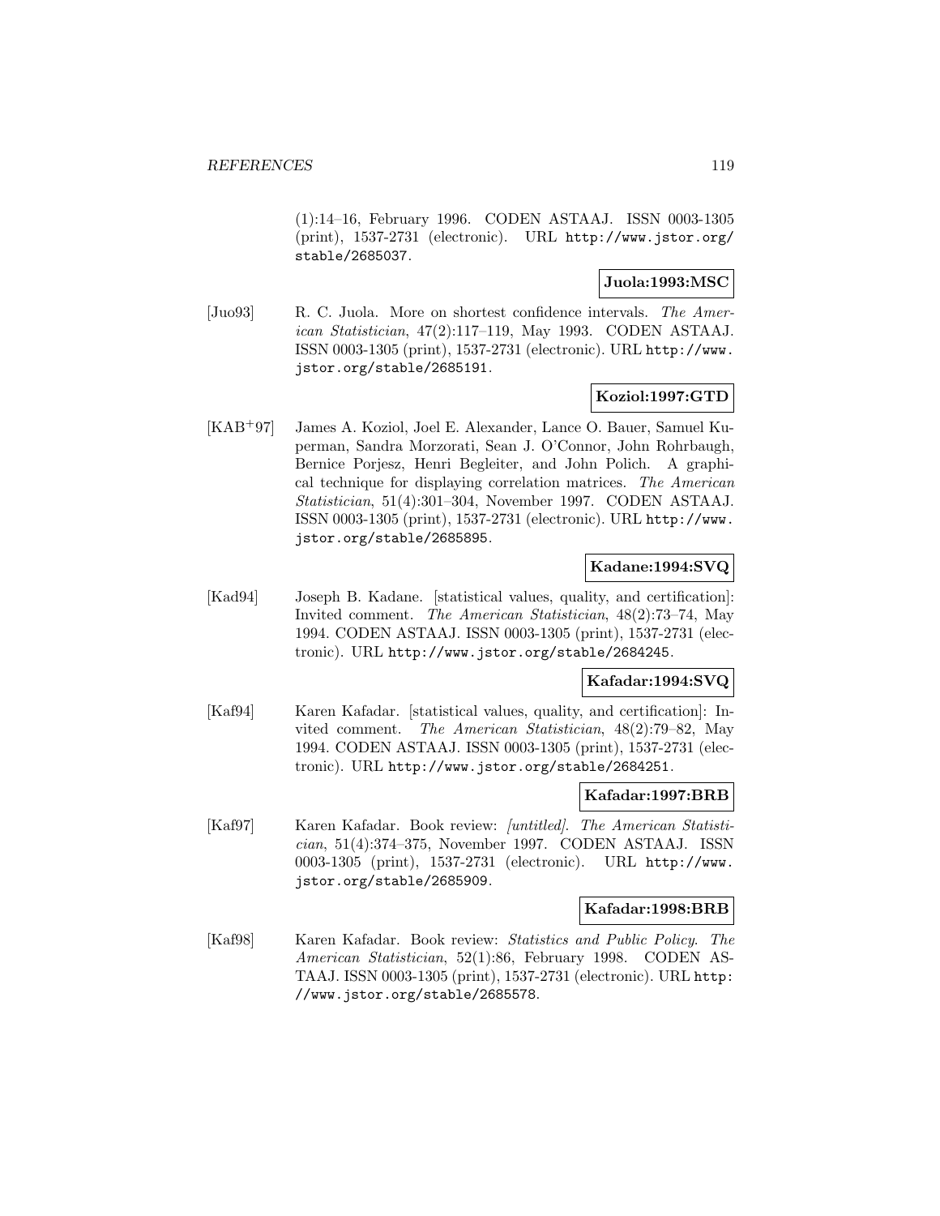(1):14–16, February 1996. CODEN ASTAAJ. ISSN 0003-1305 (print), 1537-2731 (electronic). URL http://www.jstor.org/stable/2685037.

**Juola:1993:MSC**

[Juo93] R. C. Juola. More on shortest confidence intervals. *The American Statistician*, 47(2):117–119, May 1993. CODEN ASTAAJ. ISSN 0003-1305 (print), 1537-2731 (electronic). URL http://www.jstor.org/stable/2685191.

**Koziol:1997:GTD**

[KAB+97] James A. Koziol, Joel E. Alexander, Lance O. Bauer, Samuel Kuperman, Sandra Morzorati, Sean J. O'Connor, John Rohrbaugh, Bernice Porjesz, Henri Begleiter, and John Polich. A graphical technique for displaying correlation matrices. *The American Statistician*, 51(4):301–304, November 1997. CODEN ASTAAJ. ISSN 0003-1305 (print), 1537-2731 (electronic). URL http://www.jstor.org/stable/2685895.

**Kadane:1994:SVQ**

[Kad94] Joseph B. Kadane. [statistical values, quality, and certification]: Invited comment. *The American Statistician*, 48(2):73–74, May 1994. CODEN ASTAAJ. ISSN 0003-1305 (print), 1537-2731 (electronic). URL http://www.jstor.org/stable/2684245.

**Kafadar:1994:SVQ**

[Kaf94] Karen Kafadar. [statistical values, quality, and certification]: Invited comment. *The American Statistician*, 48(2):79–82, May 1994. CODEN ASTAAJ. ISSN 0003-1305 (print), 1537-2731 (electronic). URL http://www.jstor.org/stable/2684251.

**Kafadar:1997:BRB**

[Kaf97] Karen Kafadar. Book review: *[untitled]*. *The American Statistician*, 51(4):374–375, November 1997. CODEN ASTAAJ. ISSN 0003-1305 (print), 1537-2731 (electronic). URL http://www.jstor.org/stable/2685909.

**Kafadar:1998:BRB**

[Kaf98] Karen Kafadar. Book review: *Statistics and Public Policy*. *The American Statistician*, 52(1):86, February 1998. CODEN ASTAAJ. ISSN 0003-1305 (print), 1537-2731 (electronic). URL http://www.jstor.org/stable/2685578.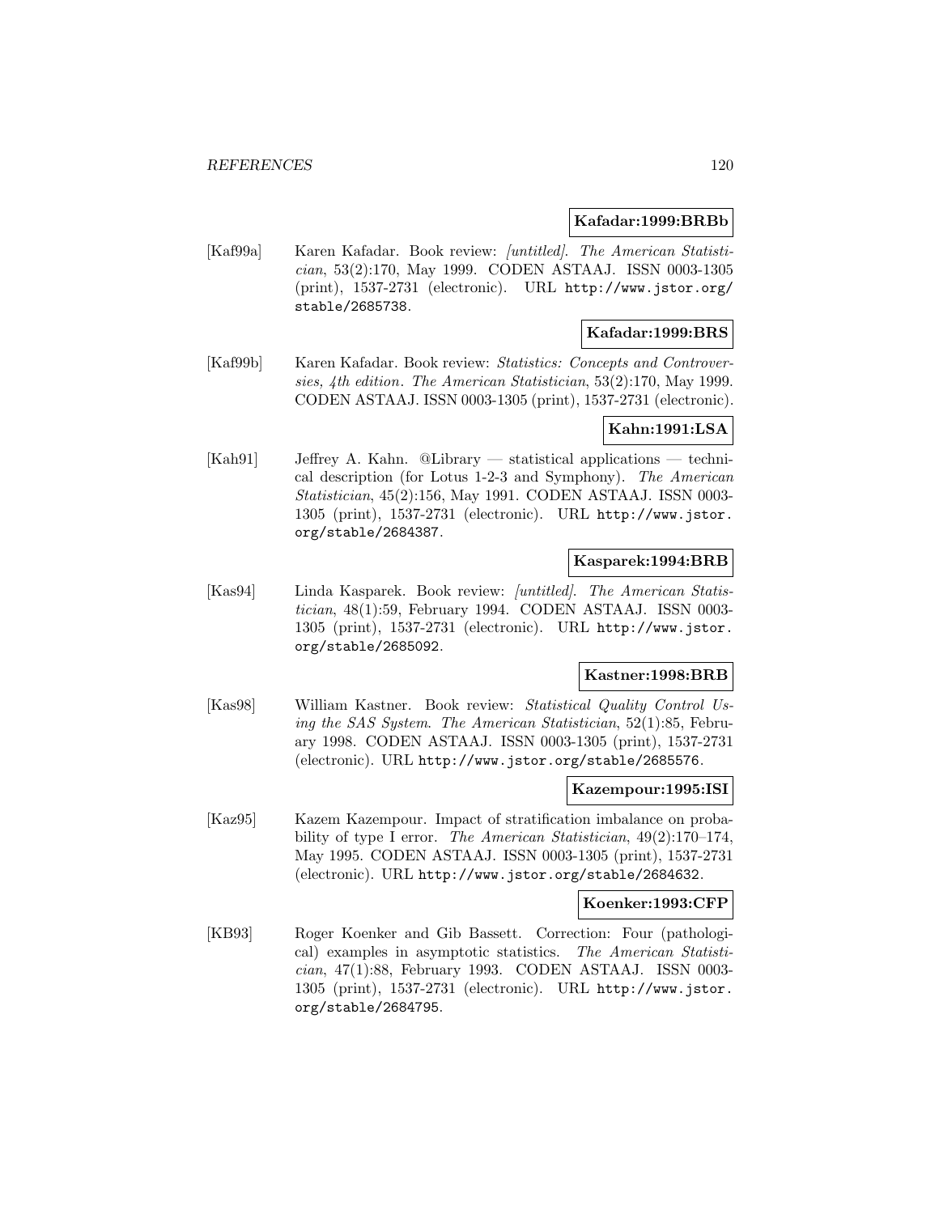**Kafadar:1999:BRBb**

[Kaf99a] Karen Kafadar. Book review: *[untitled]*. *The American Statistician*, 53(2):170, May 1999. CODEN ASTAAJ. ISSN 0003-1305 (print), 1537-2731 (electronic). URL http://www.jstor.org/stable/2685738.

**Kafadar:1999:BRS**

[Kaf99b] Karen Kafadar. Book review: *Statistics: Concepts and Controversies, 4th edition*. *The American Statistician*, 53(2):170, May 1999. CODEN ASTAAJ. ISSN 0003-1305 (print), 1537-2731 (electronic).

**Kahn:1991:LSA**

[Kah91] Jeffrey A. Kahn. @Library — statistical applications — technical description (for Lotus 1-2-3 and Symphony). *The American Statistician*, 45(2):156, May 1991. CODEN ASTAAJ. ISSN 0003-1305 (print), 1537-2731 (electronic). URL http://www.jstor.org/stable/2684387.

**Kasparek:1994:BRB**

[Kas94] Linda Kasparek. Book review: *[untitled]*. *The American Statistician*, 48(1):59, February 1994. CODEN ASTAAJ. ISSN 0003-1305 (print), 1537-2731 (electronic). URL http://www.jstor.org/stable/2685092.

**Kastner:1998:BRB**

[Kas98] William Kastner. Book review: *Statistical Quality Control Using the SAS System*. *The American Statistician*, 52(1):85, February 1998. CODEN ASTAAJ. ISSN 0003-1305 (print), 1537-2731 (electronic). URL http://www.jstor.org/stable/2685576.

**Kazempour:1995:ISI**

[Kaz95] Kazem Kazempour. Impact of stratification imbalance on probability of type I error. *The American Statistician*, 49(2):170–174, May 1995. CODEN ASTAAJ. ISSN 0003-1305 (print), 1537-2731 (electronic). URL http://www.jstor.org/stable/2684632.

**Koenker:1993:CFP**

[KB93] Roger Koenker and Gib Bassett. Correction: Four (pathological) examples in asymptotic statistics. *The American Statistician*, 47(1):88, February 1993. CODEN ASTAAJ. ISSN 0003-1305 (print), 1537-2731 (electronic). URL http://www.jstor.org/stable/2684795.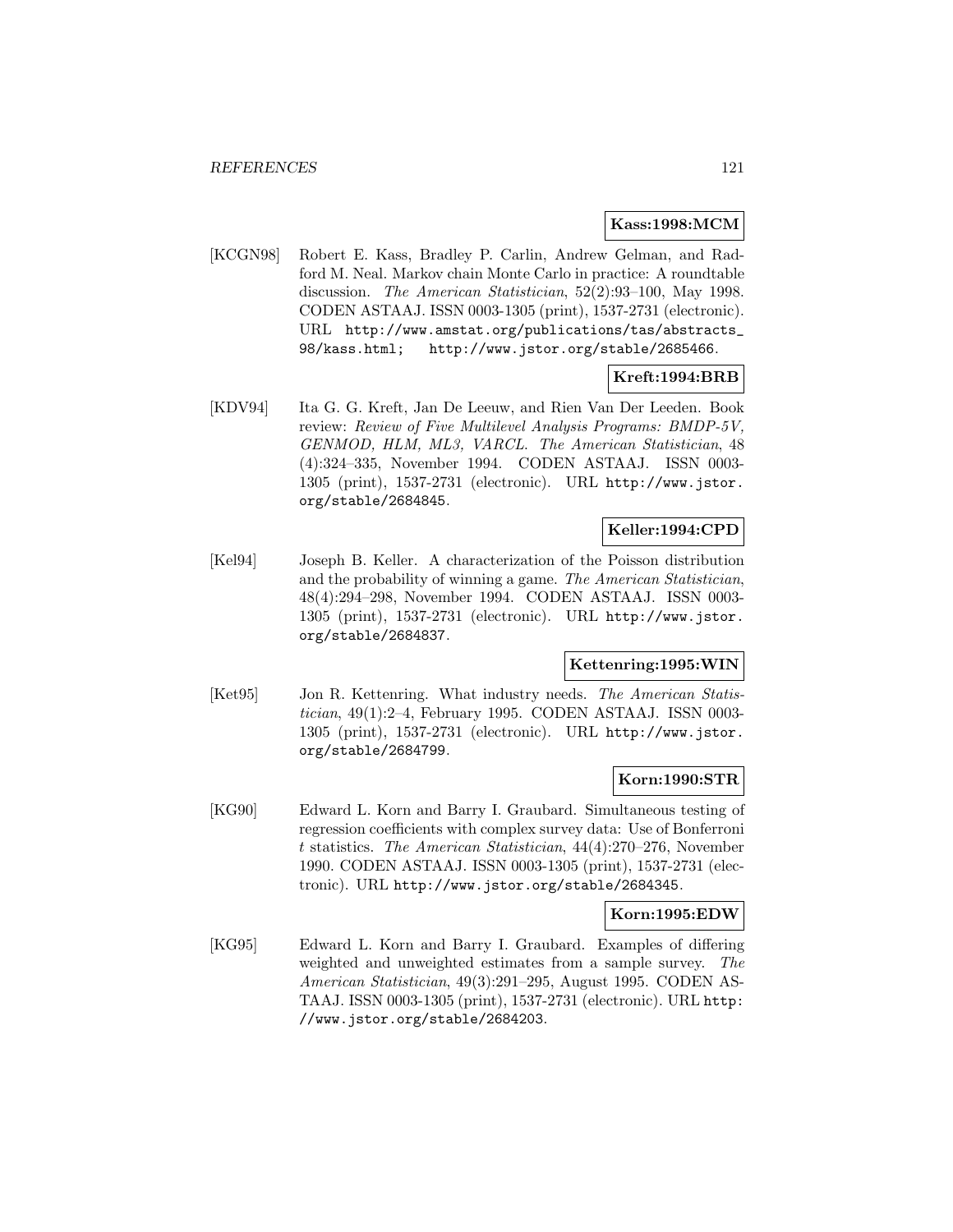**Kass:1998:MCM**

[KCGN98] Robert E. Kass, Bradley P. Carlin, Andrew Gelman, and Radford M. Neal. Markov chain Monte Carlo in practice: A roundtable discussion. *The American Statistician*, 52(2):93–100, May 1998. CODEN ASTAAJ. ISSN 0003-1305 (print), 1537-2731 (electronic). URL http://www.amstat.org/publications/tas/abstracts_98/kass.html; http://www.jstor.org/stable/2685466.

**Kreft:1994:BRB**

[KDV94] Ita G. G. Kreft, Jan De Leeuw, and Rien Van Der Leeden. Book review: *Review of Five Multilevel Analysis Programs: BMDP-5V, GENMOD, HLM, ML3, VARCL*. *The American Statistician*, 48 (4):324–335, November 1994. CODEN ASTAAJ. ISSN 0003-1305 (print), 1537-2731 (electronic). URL http://www.jstor.org/stable/2684845.

**Keller:1994:CPD**

[Kel94] Joseph B. Keller. A characterization of the Poisson distribution and the probability of winning a game. *The American Statistician*, 48(4):294–298, November 1994. CODEN ASTAAJ. ISSN 0003-1305 (print), 1537-2731 (electronic). URL http://www.jstor.org/stable/2684837.

**Kettenring:1995:WIN**

[Ket95] Jon R. Kettenring. What industry needs. *The American Statistician*, 49(1):2–4, February 1995. CODEN ASTAAJ. ISSN 0003-1305 (print), 1537-2731 (electronic). URL http://www.jstor.org/stable/2684799.

**Korn:1990:STR**

[KG90] Edward L. Korn and Barry I. Graubard. Simultaneous testing of regression coefficients with complex survey data: Use of Bonferroni $t$ statistics. *The American Statistician*, 44(4):270–276, November 1990. CODEN ASTAAJ. ISSN 0003-1305 (print), 1537-2731 (electronic). URL http://www.jstor.org/stable/2684345.

**Korn:1995:EDW**

[KG95] Edward L. Korn and Barry I. Graubard. Examples of differing weighted and unweighted estimates from a sample survey. *The American Statistician*, 49(3):291–295, August 1995. CODEN ASTAAJ. ISSN 0003-1305 (print), 1537-2731 (electronic). URL http://www.jstor.org/stable/2684203.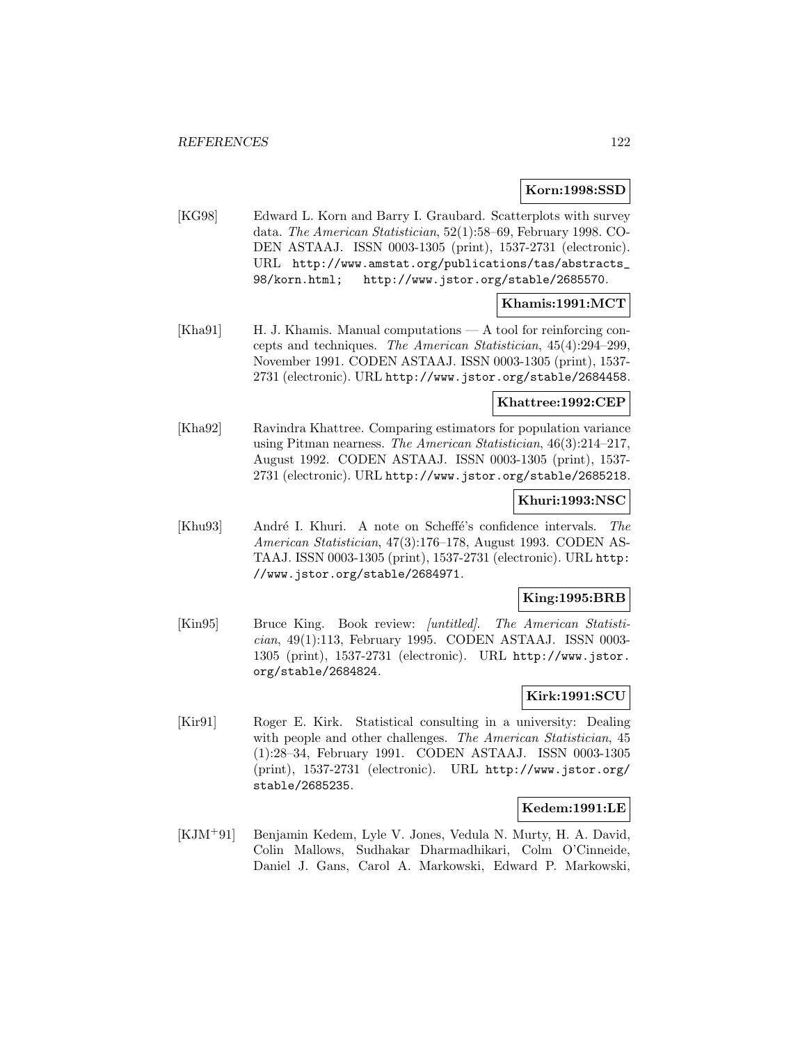**Korn:1998:SSD**

[KG98] Edward L. Korn and Barry I. Graubard. Scatterplots with survey data. *The American Statistician*, 52(1):58–69, February 1998. CODEN ASTAAJ. ISSN 0003-1305 (print), 1537-2731 (electronic). URL http://www.amstat.org/publications/tas/abstracts_98/korn.html; http://www.jstor.org/stable/2685570.

**Khamis:1991:MCT**

[Kha91] H. J. Khamis. Manual computations — A tool for reinforcing concepts and techniques. *The American Statistician*, 45(4):294–299, November 1991. CODEN ASTAAJ. ISSN 0003-1305 (print), 1537-2731 (electronic). URL http://www.jstor.org/stable/2684458.

**Khattree:1992:CEP**

[Kha92] Ravindra Khattree. Comparing estimators for population variance using Pitman nearness. *The American Statistician*, 46(3):214–217, August 1992. CODEN ASTAAJ. ISSN 0003-1305 (print), 1537-2731 (electronic). URL http://www.jstor.org/stable/2685218.

**Khuri:1993:NSC**

[Khu93] André I. Khuri. A note on Scheffé's confidence intervals. *The American Statistician*, 47(3):176–178, August 1993. CODEN ASTAAJ. ISSN 0003-1305 (print), 1537-2731 (electronic). URL http://www.jstor.org/stable/2684971.

**King:1995:BRB**

[Kin95] Bruce King. Book review: *[untitled]*. *The American Statistician*, 49(1):113, February 1995. CODEN ASTAAJ. ISSN 0003-1305 (print), 1537-2731 (electronic). URL http://www.jstor.org/stable/2684824.

**Kirk:1991:SCU**

[Kir91] Roger E. Kirk. Statistical consulting in a university: Dealing with people and other challenges. *The American Statistician*, 45(1):28–34, February 1991. CODEN ASTAAJ. ISSN 0003-1305 (print), 1537-2731 (electronic). URL http://www.jstor.org/stable/2685235.

**Kedem:1991:LE**

[KJM+91] Benjamin Kedem, Lyle V. Jones, Vedula N. Murty, H. A. David, Colin Mallows, Sudhakar Dharmadhikari, Colm O'Cinneide, Daniel J. Gans, Carol A. Markowski, Edward P. Markowski,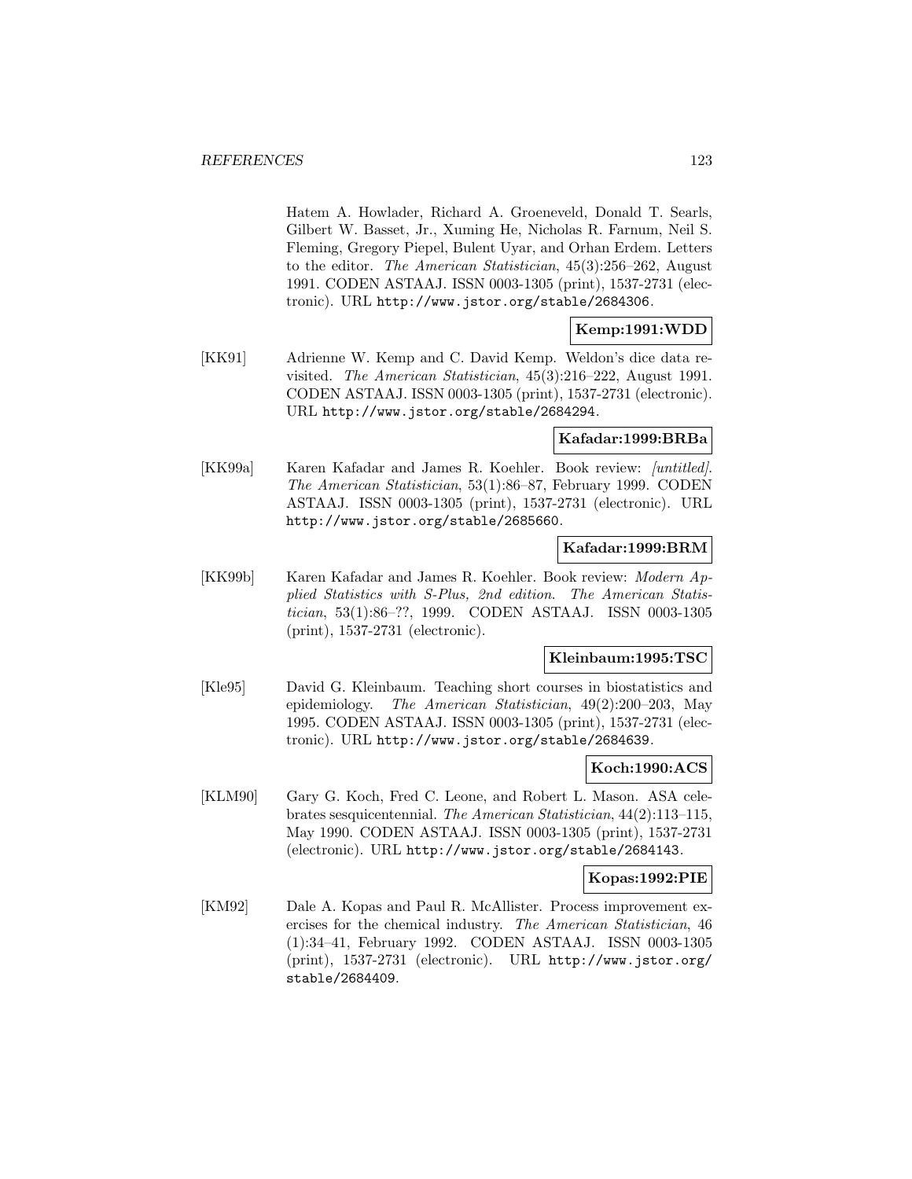Hatem A. Howlader, Richard A. Groeneveld, Donald T. Searls, Gilbert W. Basset, Jr., Xuming He, Nicholas R. Farnum, Neil S. Fleming, Gregory Piepel, Bulent Uyar, and Orhan Erdem. Letters to the editor. *The American Statistician*, 45(3):256–262, August 1991. CODEN ASTAAJ. ISSN 0003-1305 (print), 1537-2731 (electronic). URL http://www.jstor.org/stable/2684306.

**Kemp:1991:WDD**

[KK91] Adrienne W. Kemp and C. David Kemp. Weldon's dice data revisited. *The American Statistician*, 45(3):216–222, August 1991. CODEN ASTAAJ. ISSN 0003-1305 (print), 1537-2731 (electronic). URL http://www.jstor.org/stable/2684294.

**Kafadar:1999:BRBa**

[KK99a] Karen Kafadar and James R. Koehler. Book review: *[untitled]*. *The American Statistician*, 53(1):86–87, February 1999. CODEN ASTAAJ. ISSN 0003-1305 (print), 1537-2731 (electronic). URL http://www.jstor.org/stable/2685660.

**Kafadar:1999:BRM**

[KK99b] Karen Kafadar and James R. Koehler. Book review: *Modern Applied Statistics with S-Plus, 2nd edition*. *The American Statistician*, 53(1):86–??, 1999. CODEN ASTAAJ. ISSN 0003-1305 (print), 1537-2731 (electronic).

**Kleinbaum:1995:TSC**

[Kle95] David G. Kleinbaum. Teaching short courses in biostatistics and epidemiology. *The American Statistician*, 49(2):200–203, May 1995. CODEN ASTAAJ. ISSN 0003-1305 (print), 1537-2731 (electronic). URL http://www.jstor.org/stable/2684639.

**Koch:1990:ACS**

[KLM90] Gary G. Koch, Fred C. Leone, and Robert L. Mason. ASA celebrates sesquicentennial. *The American Statistician*, 44(2):113–115, May 1990. CODEN ASTAAJ. ISSN 0003-1305 (print), 1537-2731 (electronic). URL http://www.jstor.org/stable/2684143.

**Kopas:1992:PIE**

[KM92] Dale A. Kopas and Paul R. McAllister. Process improvement exercises for the chemical industry. *The American Statistician*, 46 (1):34–41, February 1992. CODEN ASTAAJ. ISSN 0003-1305 (print), 1537-2731 (electronic). URL http://www.jstor.org/stable/2684409.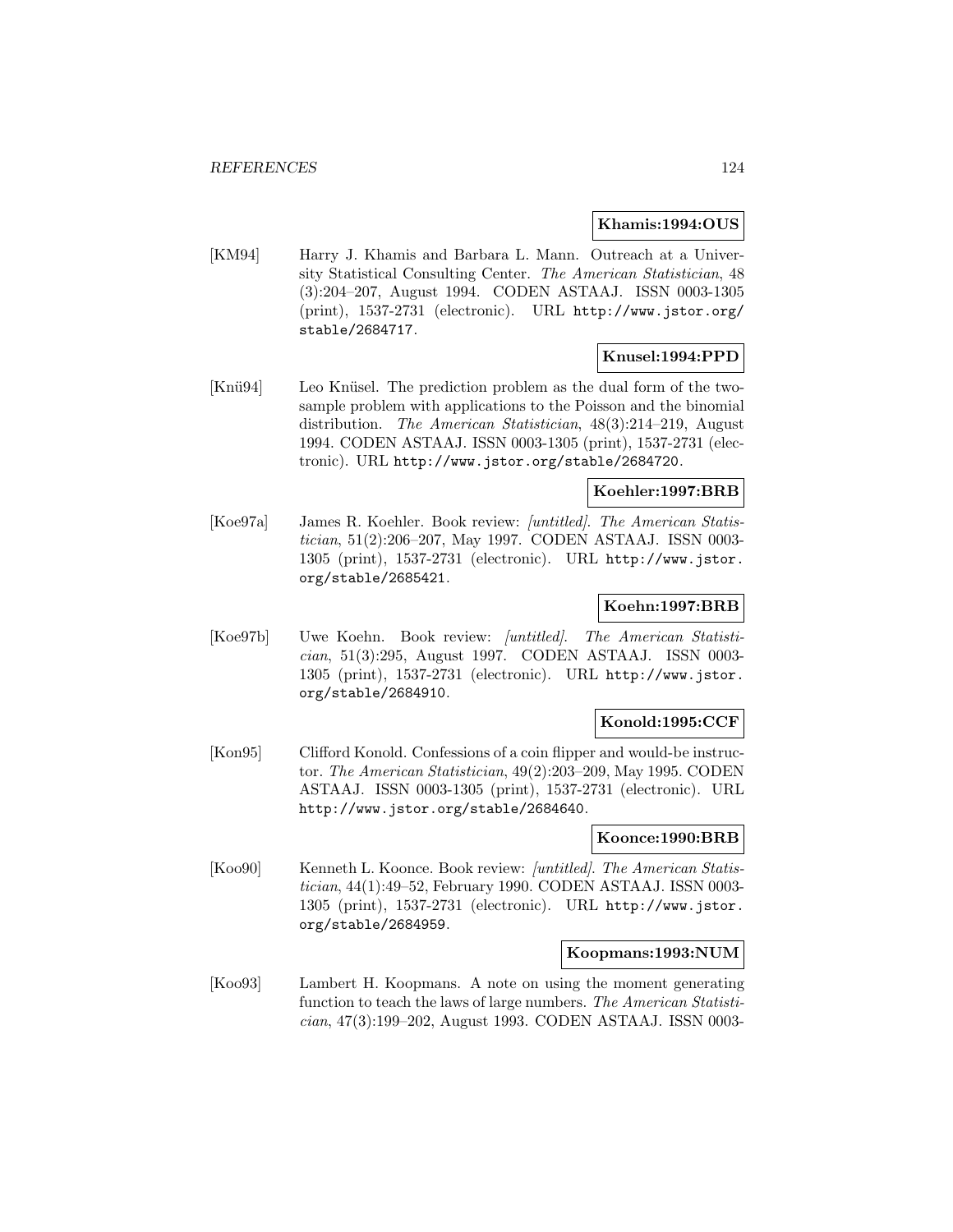**Khamis:1994:OUS**

[KM94] Harry J. Khamis and Barbara L. Mann. Outreach at a University Statistical Consulting Center. *The American Statistician*, 48 (3):204–207, August 1994. CODEN ASTAAJ. ISSN 0003-1305 (print), 1537-2731 (electronic). URL http://www.jstor.org/stable/2684717.

**Knusel:1994:PPD**

[Knü94] Leo Knüsel. The prediction problem as the dual form of the two-sample problem with applications to the Poisson and the binomial distribution. *The American Statistician*, 48(3):214–219, August 1994. CODEN ASTAAJ. ISSN 0003-1305 (print), 1537-2731 (electronic). URL http://www.jstor.org/stable/2684720.

**Koehler:1997:BRB**

[Koe97a] James R. Koehler. Book review: *[untitled]*. *The American Statistician*, 51(2):206–207, May 1997. CODEN ASTAAJ. ISSN 0003-1305 (print), 1537-2731 (electronic). URL http://www.jstor.org/stable/2685421.

**Koehn:1997:BRB**

[Koe97b] Uwe Koehn. Book review: *[untitled]*. *The American Statistician*, 51(3):295, August 1997. CODEN ASTAAJ. ISSN 0003-1305 (print), 1537-2731 (electronic). URL http://www.jstor.org/stable/2684910.

**Konold:1995:CCF**

[Kon95] Clifford Konold. Confessions of a coin flipper and would-be instructor. *The American Statistician*, 49(2):203–209, May 1995. CODEN ASTAAJ. ISSN 0003-1305 (print), 1537-2731 (electronic). URL http://www.jstor.org/stable/2684640.

**Koonce:1990:BRB**

[Koo90] Kenneth L. Koonce. Book review: *[untitled]*. *The American Statistician*, 44(1):49–52, February 1990. CODEN ASTAAJ. ISSN 0003-1305 (print), 1537-2731 (electronic). URL http://www.jstor.org/stable/2684959.

**Koopmans:1993:NUM**

[Koo93] Lambert H. Koopmans. A note on using the moment generating function to teach the laws of large numbers. *The American Statistician*, 47(3):199–202, August 1993. CODEN ASTAAJ. ISSN 0003-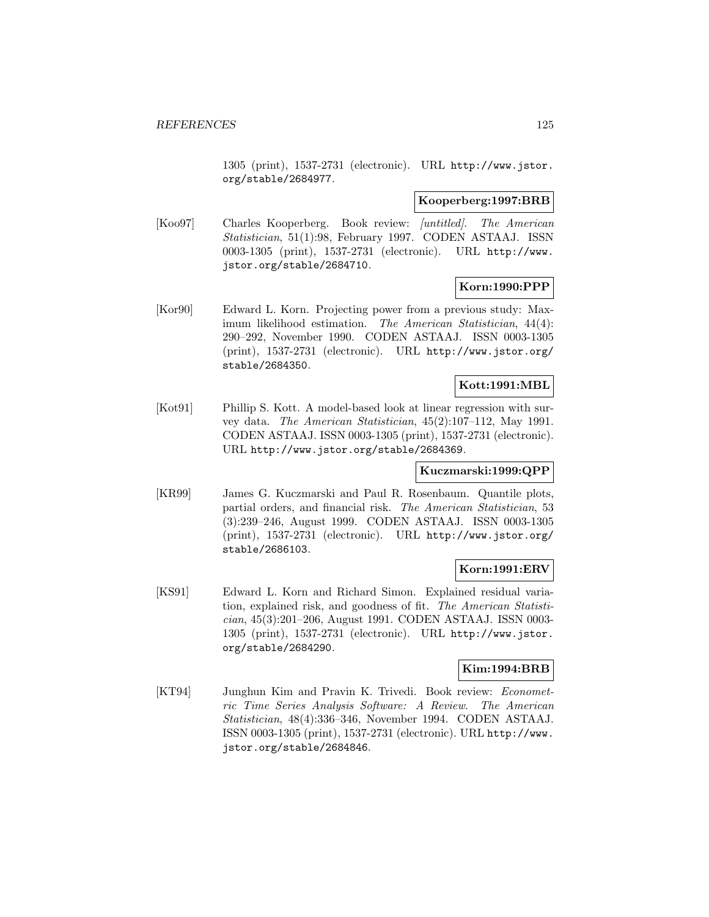1305 (print), 1537-2731 (electronic). URL http://www.jstor.org/stable/2684977.

**Kooperberg:1997:BRB**

[Koo97] Charles Kooperberg. Book review: *[untitled]*. *The American Statistician*, 51(1):98, February 1997. CODEN ASTAAJ. ISSN 0003-1305 (print), 1537-2731 (electronic). URL http://www.jstor.org/stable/2684710.

**Korn:1990:PPP**

[Kor90] Edward L. Korn. Projecting power from a previous study: Maximum likelihood estimation. *The American Statistician*, 44(4): 290–292, November 1990. CODEN ASTAAJ. ISSN 0003-1305 (print), 1537-2731 (electronic). URL http://www.jstor.org/stable/2684350.

**Kott:1991:MBL**

[Kot91] Phillip S. Kott. A model-based look at linear regression with survey data. *The American Statistician*, 45(2):107–112, May 1991. CODEN ASTAAJ. ISSN 0003-1305 (print), 1537-2731 (electronic). URL http://www.jstor.org/stable/2684369.

**Kuczmarski:1999:QPP**

[KR99] James G. Kuczmarski and Paul R. Rosenbaum. Quantile plots, partial orders, and financial risk. *The American Statistician*, 53 (3):239–246, August 1999. CODEN ASTAAJ. ISSN 0003-1305 (print), 1537-2731 (electronic). URL http://www.jstor.org/stable/2686103.

**Korn:1991:ERV**

[KS91] Edward L. Korn and Richard Simon. Explained residual variation, explained risk, and goodness of fit. *The American Statistician*, 45(3):201–206, August 1991. CODEN ASTAAJ. ISSN 0003-1305 (print), 1537-2731 (electronic). URL http://www.jstor.org/stable/2684290.

**Kim:1994:BRB**

[KT94] Junghun Kim and Pravin K. Trivedi. Book review: *Econometric Time Series Analysis Software: A Review*. *The American Statistician*, 48(4):336–346, November 1994. CODEN ASTAAJ. ISSN 0003-1305 (print), 1537-2731 (electronic). URL http://www.jstor.org/stable/2684846.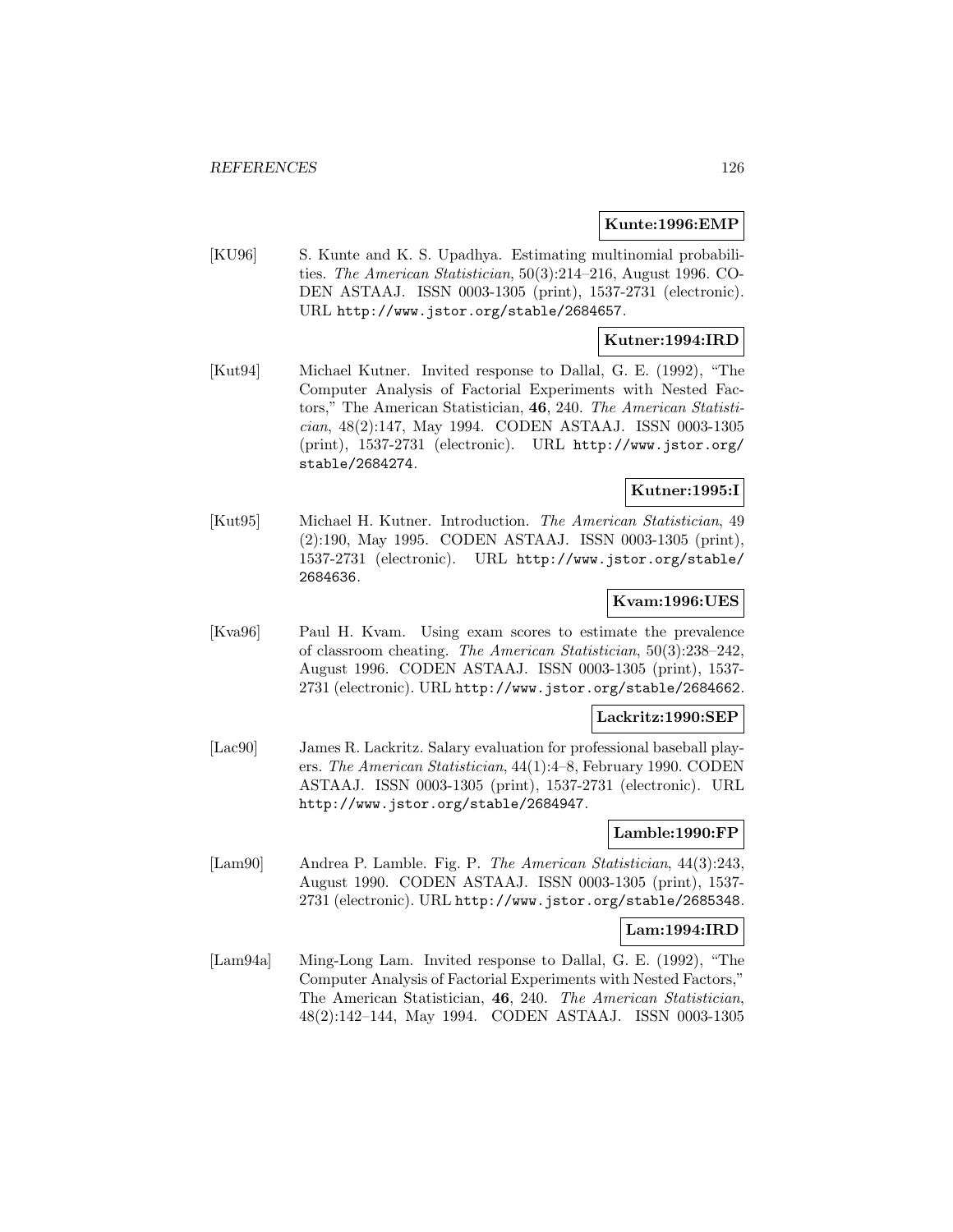**Kunte:1996:EMP**

[KU96] S. Kunte and K. S. Upadhya. Estimating multinomial probabilities. *The American Statistician*, 50(3):214–216, August 1996. CODEN ASTAAJ. ISSN 0003-1305 (print), 1537-2731 (electronic). URL http://www.jstor.org/stable/2684657.

**Kutner:1994:IRD**

[Kut94] Michael Kutner. Invited response to Dallal, G. E. (1992), "The Computer Analysis of Factorial Experiments with Nested Factors," The American Statistician, **46**, 240. *The American Statistician*, 48(2):147, May 1994. CODEN ASTAAJ. ISSN 0003-1305 (print), 1537-2731 (electronic). URL http://www.jstor.org/stable/2684274.

**Kutner:1995:I**

[Kut95] Michael H. Kutner. Introduction. *The American Statistician*, 49 (2):190, May 1995. CODEN ASTAAJ. ISSN 0003-1305 (print), 1537-2731 (electronic). URL http://www.jstor.org/stable/2684636.

**Kvam:1996:UES**

[Kva96] Paul H. Kvam. Using exam scores to estimate the prevalence of classroom cheating. *The American Statistician*, 50(3):238–242, August 1996. CODEN ASTAAJ. ISSN 0003-1305 (print), 1537-2731 (electronic). URL http://www.jstor.org/stable/2684662.

**Lackritz:1990:SEP**

[Lac90] James R. Lackritz. Salary evaluation for professional baseball players. *The American Statistician*, 44(1):4–8, February 1990. CODEN ASTAAJ. ISSN 0003-1305 (print), 1537-2731 (electronic). URL http://www.jstor.org/stable/2684947.

**Lamble:1990:FP**

[Lam90] Andrea P. Lamble. Fig. P. *The American Statistician*, 44(3):243, August 1990. CODEN ASTAAJ. ISSN 0003-1305 (print), 1537-2731 (electronic). URL http://www.jstor.org/stable/2685348.

**Lam:1994:IRD**

[Lam94a] Ming-Long Lam. Invited response to Dallal, G. E. (1992), "The Computer Analysis of Factorial Experiments with Nested Factors," The American Statistician, **46**, 240. *The American Statistician*, 48(2):142–144, May 1994. CODEN ASTAAJ. ISSN 0003-1305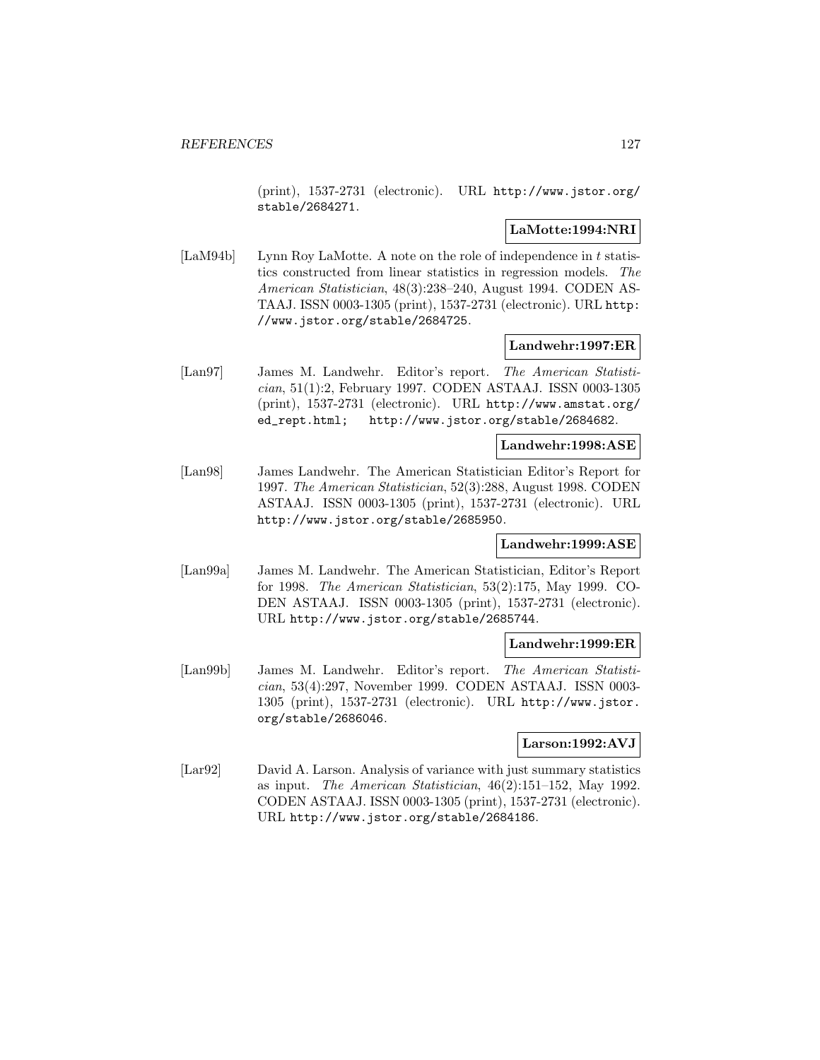(print), 1537-2731 (electronic). URL http://www.jstor.org/stable/2684271.

**LaMotte:1994:NRI**

[LaM94b] Lynn Roy LaMotte. A note on the role of independence in $t$ statistics constructed from linear statistics in regression models. *The American Statistician*, 48(3):238–240, August 1994. CODEN ASTAAJ. ISSN 0003-1305 (print), 1537-2731 (electronic). URL http://www.jstor.org/stable/2684725.

**Landwehr:1997:ER**

[Lan97] James M. Landwehr. Editor's report. *The American Statistician*, 51(1):2, February 1997. CODEN ASTAAJ. ISSN 0003-1305 (print), 1537-2731 (electronic). URL http://www.amstat.org/ed_rept.html; http://www.jstor.org/stable/2684682.

**Landwehr:1998:ASE**

[Lan98] James Landwehr. The American Statistician Editor's Report for 1997. *The American Statistician*, 52(3):288, August 1998. CODEN ASTAAJ. ISSN 0003-1305 (print), 1537-2731 (electronic). URL http://www.jstor.org/stable/2685950.

**Landwehr:1999:ASE**

[Lan99a] James M. Landwehr. The American Statistician, Editor's Report for 1998. *The American Statistician*, 53(2):175, May 1999. CODEN ASTAAJ. ISSN 0003-1305 (print), 1537-2731 (electronic). URL http://www.jstor.org/stable/2685744.

**Landwehr:1999:ER**

[Lan99b] James M. Landwehr. Editor's report. *The American Statistician*, 53(4):297, November 1999. CODEN ASTAAJ. ISSN 0003-1305 (print), 1537-2731 (electronic). URL http://www.jstor.org/stable/2686046.

**Larson:1992:AVJ**

[Lar92] David A. Larson. Analysis of variance with just summary statistics as input. *The American Statistician*, 46(2):151–152, May 1992. CODEN ASTAAJ. ISSN 0003-1305 (print), 1537-2731 (electronic). URL http://www.jstor.org/stable/2684186.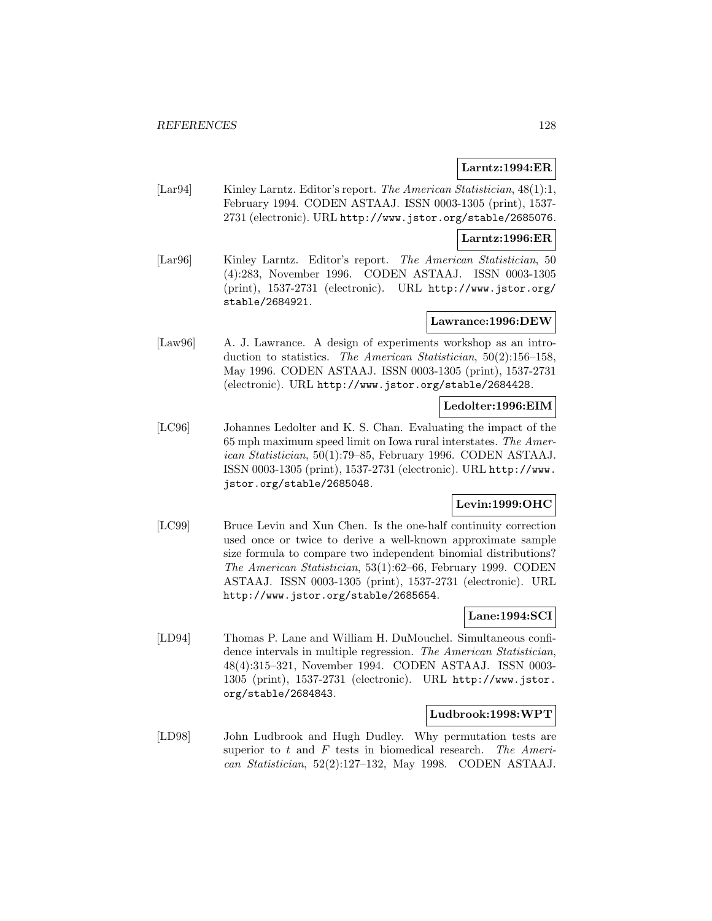**Larntz:1994:ER**

[Lar94] Kinley Larntz. Editor's report. *The American Statistician*, 48(1):1, February 1994. CODEN ASTAAJ. ISSN 0003-1305 (print), 1537-2731 (electronic). URL http://www.jstor.org/stable/2685076.

**Larntz:1996:ER**

[Lar96] Kinley Larntz. Editor's report. *The American Statistician*, 50 (4):283, November 1996. CODEN ASTAAJ. ISSN 0003-1305 (print), 1537-2731 (electronic). URL http://www.jstor.org/stable/2684921.

**Lawrance:1996:DEW**

[Law96] A. J. Lawrance. A design of experiments workshop as an introduction to statistics. *The American Statistician*, 50(2):156–158, May 1996. CODEN ASTAAJ. ISSN 0003-1305 (print), 1537-2731 (electronic). URL http://www.jstor.org/stable/2684428.

**Ledolter:1996:EIM**

[LC96] Johannes Ledolter and K. S. Chan. Evaluating the impact of the 65 mph maximum speed limit on Iowa rural interstates. *The American Statistician*, 50(1):79–85, February 1996. CODEN ASTAAJ. ISSN 0003-1305 (print), 1537-2731 (electronic). URL http://www.jstor.org/stable/2685048.

**Levin:1999:OHC**

[LC99] Bruce Levin and Xun Chen. Is the one-half continuity correction used once or twice to derive a well-known approximate sample size formula to compare two independent binomial distributions? *The American Statistician*, 53(1):62–66, February 1999. CODEN ASTAAJ. ISSN 0003-1305 (print), 1537-2731 (electronic). URL http://www.jstor.org/stable/2685654.

**Lane:1994:SCI**

[LD94] Thomas P. Lane and William H. DuMouchel. Simultaneous confidence intervals in multiple regression. *The American Statistician*, 48(4):315–321, November 1994. CODEN ASTAAJ. ISSN 0003-1305 (print), 1537-2731 (electronic). URL http://www.jstor.org/stable/2684843.

**Ludbrook:1998:WPT**

[LD98] John Ludbrook and Hugh Dudley. Why permutation tests are superior to $t$ and $F$ tests in biomedical research. *The American Statistician*, 52(2):127–132, May 1998. CODEN ASTAAJ.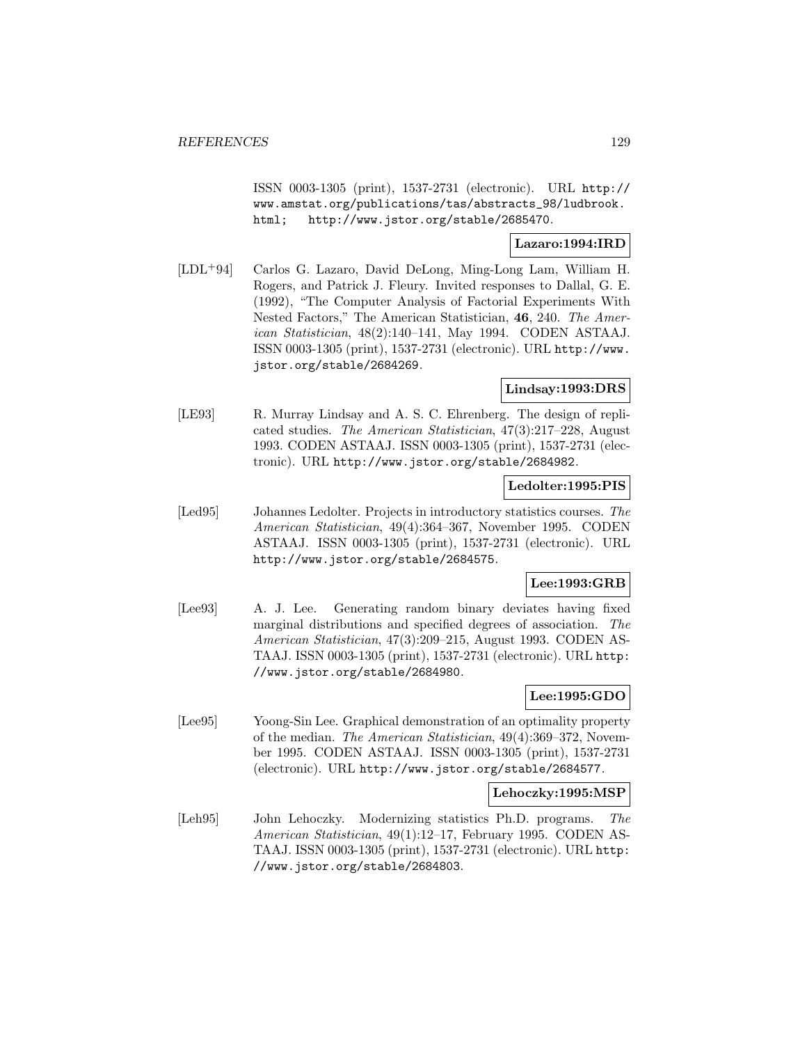ISSN 0003-1305 (print), 1537-2731 (electronic). URL http://www.amstat.org/publications/tas/abstracts_98/ludbrook.html; http://www.jstor.org/stable/2685470.

**Lazaro:1994:IRD**

[LDL+94] Carlos G. Lazaro, David DeLong, Ming-Long Lam, William H. Rogers, and Patrick J. Fleury. Invited responses to Dallal, G. E. (1992), "The Computer Analysis of Factorial Experiments With Nested Factors," The American Statistician, **46**, 240. *The American Statistician*, 48(2):140–141, May 1994. CODEN ASTAAJ. ISSN 0003-1305 (print), 1537-2731 (electronic). URL http://www.jstor.org/stable/2684269.

**Lindsay:1993:DRS**

[LE93] R. Murray Lindsay and A. S. C. Ehrenberg. The design of replicated studies. *The American Statistician*, 47(3):217–228, August 1993. CODEN ASTAAJ. ISSN 0003-1305 (print), 1537-2731 (electronic). URL http://www.jstor.org/stable/2684982.

**Ledolter:1995:PIS**

[Led95] Johannes Ledolter. Projects in introductory statistics courses. *The American Statistician*, 49(4):364–367, November 1995. CODEN ASTAAJ. ISSN 0003-1305 (print), 1537-2731 (electronic). URL http://www.jstor.org/stable/2684575.

**Lee:1993:GRB**

[Lee93] A. J. Lee. Generating random binary deviates having fixed marginal distributions and specified degrees of association. *The American Statistician*, 47(3):209–215, August 1993. CODEN ASTAAJ. ISSN 0003-1305 (print), 1537-2731 (electronic). URL http://www.jstor.org/stable/2684980.

**Lee:1995:GDO**

[Lee95] Yoong-Sin Lee. Graphical demonstration of an optimality property of the median. *The American Statistician*, 49(4):369–372, November 1995. CODEN ASTAAJ. ISSN 0003-1305 (print), 1537-2731 (electronic). URL http://www.jstor.org/stable/2684577.

**Lehoczky:1995:MSP**

[Leh95] John Lehoczky. Modernizing statistics Ph.D. programs. *The American Statistician*, 49(1):12–17, February 1995. CODEN ASTAAJ. ISSN 0003-1305 (print), 1537-2731 (electronic). URL http://www.jstor.org/stable/2684803.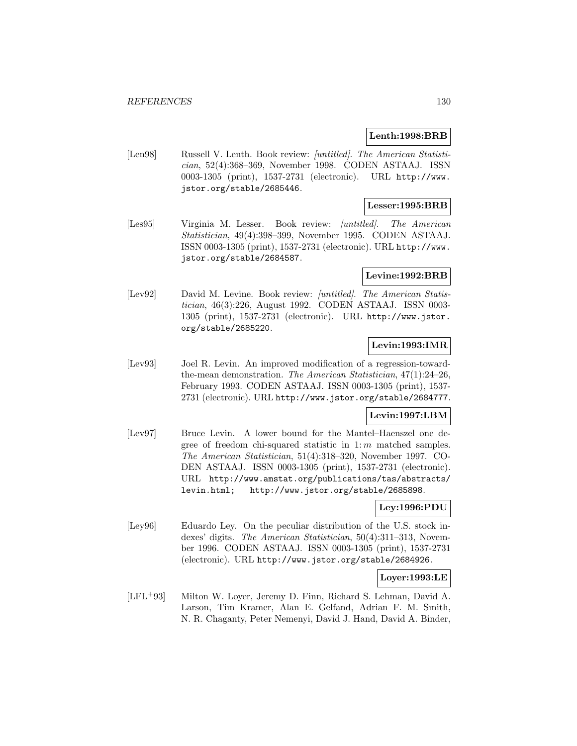**Lenth:1998:BRB**

[Len98] Russell V. Lenth. Book review: *[untitled]*. *The American Statistician*, 52(4):368–369, November 1998. CODEN ASTAAJ. ISSN 0003-1305 (print), 1537-2731 (electronic). URL http://www.jstor.org/stable/2685446.

**Lesser:1995:BRB**

[Les95] Virginia M. Lesser. Book review: *[untitled]*. *The American Statistician*, 49(4):398–399, November 1995. CODEN ASTAAJ. ISSN 0003-1305 (print), 1537-2731 (electronic). URL http://www.jstor.org/stable/2684587.

**Levine:1992:BRB**

[Lev92] David M. Levine. Book review: *[untitled]*. *The American Statistician*, 46(3):226, August 1992. CODEN ASTAAJ. ISSN 0003-1305 (print), 1537-2731 (electronic). URL http://www.jstor.org/stable/2685220.

**Levin:1993:IMR**

[Lev93] Joel R. Levin. An improved modification of a regression-toward-the-mean demonstration. *The American Statistician*, 47(1):24–26, February 1993. CODEN ASTAAJ. ISSN 0003-1305 (print), 1537-2731 (electronic). URL http://www.jstor.org/stable/2684777.

**Levin:1997:LBM**

[Lev97] Bruce Levin. A lower bound for the Mantel–Haenszel one degree of freedom chi-squared statistic in $1{:}\,m$ matched samples. *The American Statistician*, 51(4):318–320, November 1997. CODEN ASTAAJ. ISSN 0003-1305 (print), 1537-2731 (electronic). URL http://www.amstat.org/publications/tas/abstracts/levin.html; http://www.jstor.org/stable/2685898.

**Ley:1996:PDU**

[Ley96] Eduardo Ley. On the peculiar distribution of the U.S. stock indexes' digits. *The American Statistician*, 50(4):311–313, November 1996. CODEN ASTAAJ. ISSN 0003-1305 (print), 1537-2731 (electronic). URL http://www.jstor.org/stable/2684926.

**Loyer:1993:LE**

[LFL+93] Milton W. Loyer, Jeremy D. Finn, Richard S. Lehman, David A. Larson, Tim Kramer, Alan E. Gelfand, Adrian F. M. Smith, N. R. Chaganty, Peter Nemenyi, David J. Hand, David A. Binder,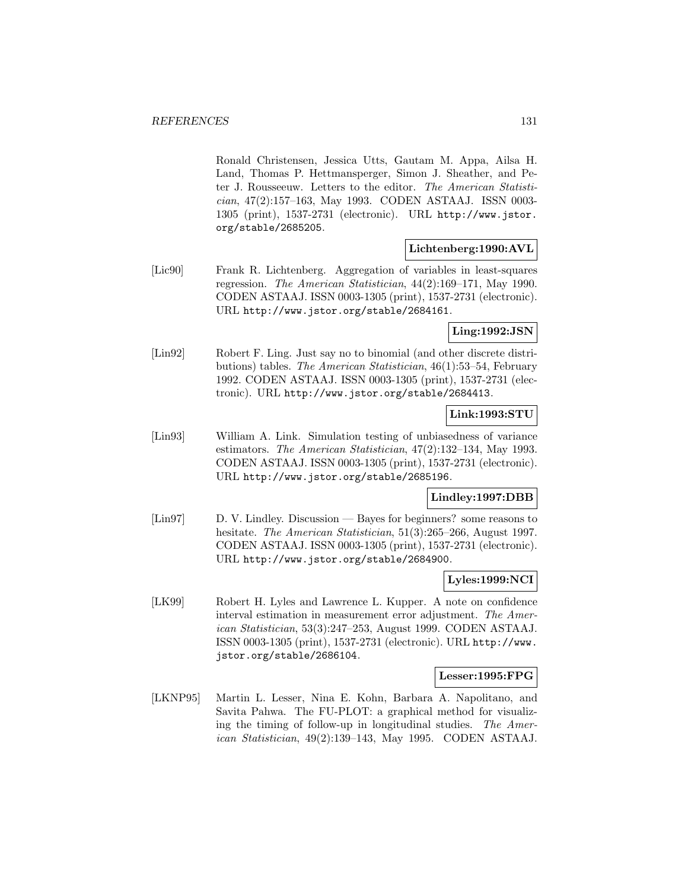Ronald Christensen, Jessica Utts, Gautam M. Appa, Ailsa H. Land, Thomas P. Hettmansperger, Simon J. Sheather, and Peter J. Rousseeuw. Letters to the editor. *The American Statistician*, 47(2):157–163, May 1993. CODEN ASTAAJ. ISSN 0003-1305 (print), 1537-2731 (electronic). URL http://www.jstor.org/stable/2685205.

**Lichtenberg:1990:AVL**

[Lic90] Frank R. Lichtenberg. Aggregation of variables in least-squares regression. *The American Statistician*, 44(2):169–171, May 1990. CODEN ASTAAJ. ISSN 0003-1305 (print), 1537-2731 (electronic). URL http://www.jstor.org/stable/2684161.

**Ling:1992:JSN**

[Lin92] Robert F. Ling. Just say no to binomial (and other discrete distributions) tables. *The American Statistician*, 46(1):53–54, February 1992. CODEN ASTAAJ. ISSN 0003-1305 (print), 1537-2731 (electronic). URL http://www.jstor.org/stable/2684413.

**Link:1993:STU**

[Lin93] William A. Link. Simulation testing of unbiasedness of variance estimators. *The American Statistician*, 47(2):132–134, May 1993. CODEN ASTAAJ. ISSN 0003-1305 (print), 1537-2731 (electronic). URL http://www.jstor.org/stable/2685196.

**Lindley:1997:DBB**

[Lin97] D. V. Lindley. Discussion — Bayes for beginners? some reasons to hesitate. *The American Statistician*, 51(3):265–266, August 1997. CODEN ASTAAJ. ISSN 0003-1305 (print), 1537-2731 (electronic). URL http://www.jstor.org/stable/2684900.

**Lyles:1999:NCI**

[LK99] Robert H. Lyles and Lawrence L. Kupper. A note on confidence interval estimation in measurement error adjustment. *The American Statistician*, 53(3):247–253, August 1999. CODEN ASTAAJ. ISSN 0003-1305 (print), 1537-2731 (electronic). URL http://www.jstor.org/stable/2686104.

**Lesser:1995:FPG**

[LKNP95] Martin L. Lesser, Nina E. Kohn, Barbara A. Napolitano, and Savita Pahwa. The FU-PLOT: a graphical method for visualizing the timing of follow-up in longitudinal studies. *The American Statistician*, 49(2):139–143, May 1995. CODEN ASTAAJ.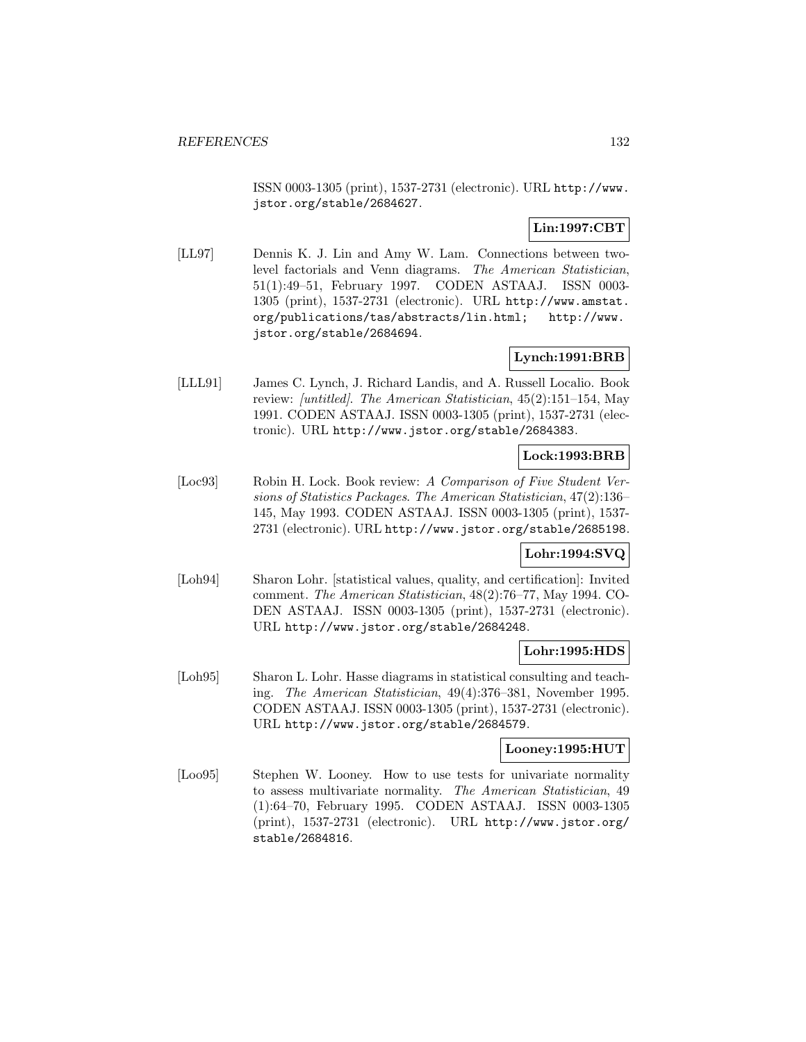ISSN 0003-1305 (print), 1537-2731 (electronic). URL http://www.jstor.org/stable/2684627.

**Lin:1997:CBT**

[LL97] Dennis K. J. Lin and Amy W. Lam. Connections between two-level factorials and Venn diagrams. *The American Statistician*, 51(1):49–51, February 1997. CODEN ASTAAJ. ISSN 0003-1305 (print), 1537-2731 (electronic). URL http://www.amstat.org/publications/tas/abstracts/lin.html; http://www.jstor.org/stable/2684694.

**Lynch:1991:BRB**

[LLL91] James C. Lynch, J. Richard Landis, and A. Russell Localio. Book review: *[untitled]*. *The American Statistician*, 45(2):151–154, May 1991. CODEN ASTAAJ. ISSN 0003-1305 (print), 1537-2731 (electronic). URL http://www.jstor.org/stable/2684383.

**Lock:1993:BRB**

[Loc93] Robin H. Lock. Book review: *A Comparison of Five Student Versions of Statistics Packages*. *The American Statistician*, 47(2):136–145, May 1993. CODEN ASTAAJ. ISSN 0003-1305 (print), 1537-2731 (electronic). URL http://www.jstor.org/stable/2685198.

**Lohr:1994:SVQ**

[Loh94] Sharon Lohr. [statistical values, quality, and certification]: Invited comment. *The American Statistician*, 48(2):76–77, May 1994. CODEN ASTAAJ. ISSN 0003-1305 (print), 1537-2731 (electronic). URL http://www.jstor.org/stable/2684248.

**Lohr:1995:HDS**

[Loh95] Sharon L. Lohr. Hasse diagrams in statistical consulting and teaching. *The American Statistician*, 49(4):376–381, November 1995. CODEN ASTAAJ. ISSN 0003-1305 (print), 1537-2731 (electronic). URL http://www.jstor.org/stable/2684579.

**Looney:1995:HUT**

[Loo95] Stephen W. Looney. How to use tests for univariate normality to assess multivariate normality. *The American Statistician*, 49 (1):64–70, February 1995. CODEN ASTAAJ. ISSN 0003-1305 (print), 1537-2731 (electronic). URL http://www.jstor.org/stable/2684816.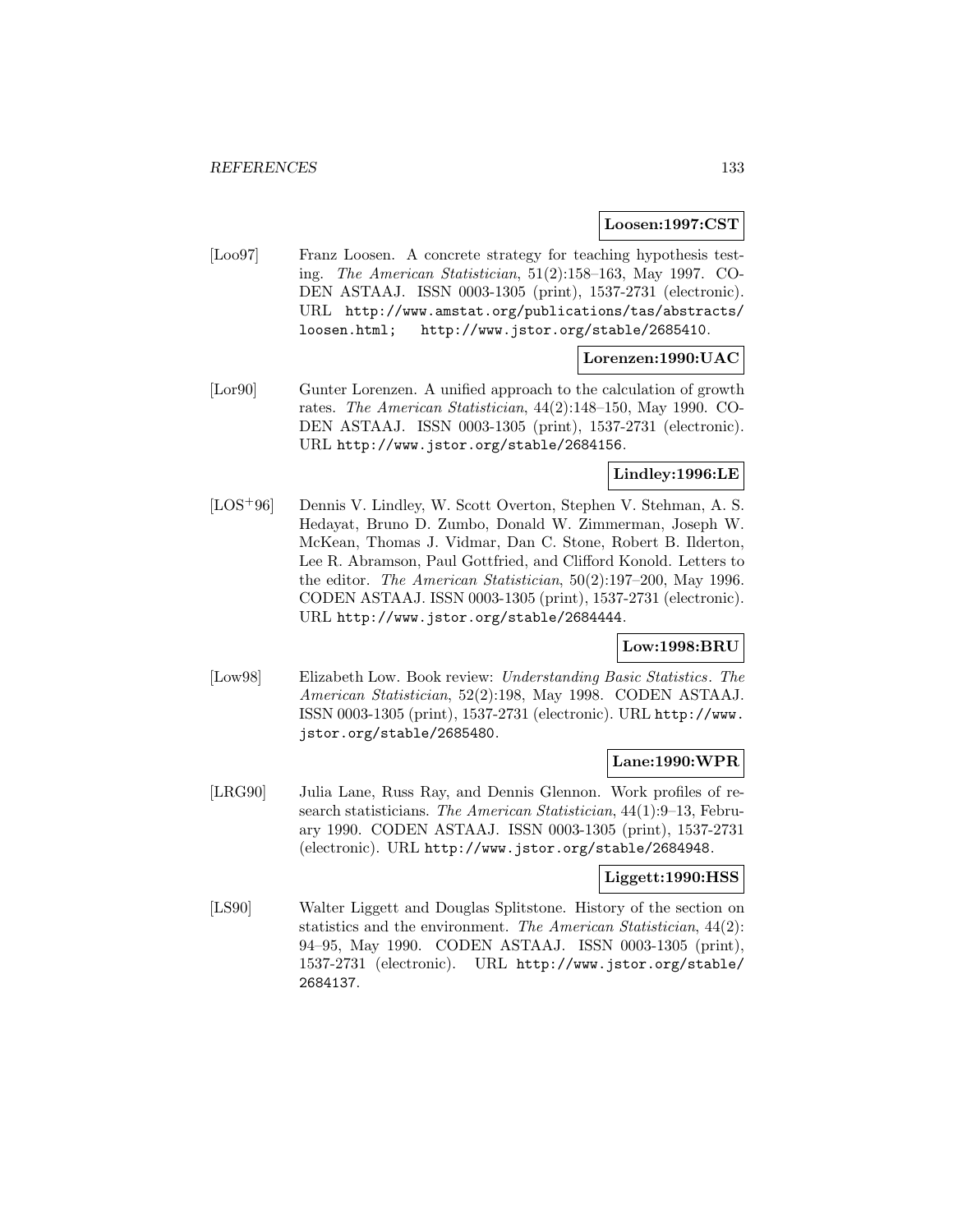**Loosen:1997:CST**

[Loo97] Franz Loosen. A concrete strategy for teaching hypothesis testing. *The American Statistician*, 51(2):158–163, May 1997. CODEN ASTAAJ. ISSN 0003-1305 (print), 1537-2731 (electronic). URL http://www.amstat.org/publications/tas/abstracts/loosen.html; http://www.jstor.org/stable/2685410.

**Lorenzen:1990:UAC**

[Lor90] Gunter Lorenzen. A unified approach to the calculation of growth rates. *The American Statistician*, 44(2):148–150, May 1990. CODEN ASTAAJ. ISSN 0003-1305 (print), 1537-2731 (electronic). URL http://www.jstor.org/stable/2684156.

**Lindley:1996:LE**

[LOS+96] Dennis V. Lindley, W. Scott Overton, Stephen V. Stehman, A. S. Hedayat, Bruno D. Zumbo, Donald W. Zimmerman, Joseph W. McKean, Thomas J. Vidmar, Dan C. Stone, Robert B. Ilderton, Lee R. Abramson, Paul Gottfried, and Clifford Konold. Letters to the editor. *The American Statistician*, 50(2):197–200, May 1996. CODEN ASTAAJ. ISSN 0003-1305 (print), 1537-2731 (electronic). URL http://www.jstor.org/stable/2684444.

**Low:1998:BRU**

[Low98] Elizabeth Low. Book review: *Understanding Basic Statistics*. *The American Statistician*, 52(2):198, May 1998. CODEN ASTAAJ. ISSN 0003-1305 (print), 1537-2731 (electronic). URL http://www.jstor.org/stable/2685480.

**Lane:1990:WPR**

[LRG90] Julia Lane, Russ Ray, and Dennis Glennon. Work profiles of research statisticians. *The American Statistician*, 44(1):9–13, February 1990. CODEN ASTAAJ. ISSN 0003-1305 (print), 1537-2731 (electronic). URL http://www.jstor.org/stable/2684948.

**Liggett:1990:HSS**

[LS90] Walter Liggett and Douglas Splitstone. History of the section on statistics and the environment. *The American Statistician*, 44(2): 94–95, May 1990. CODEN ASTAAJ. ISSN 0003-1305 (print), 1537-2731 (electronic). URL http://www.jstor.org/stable/2684137.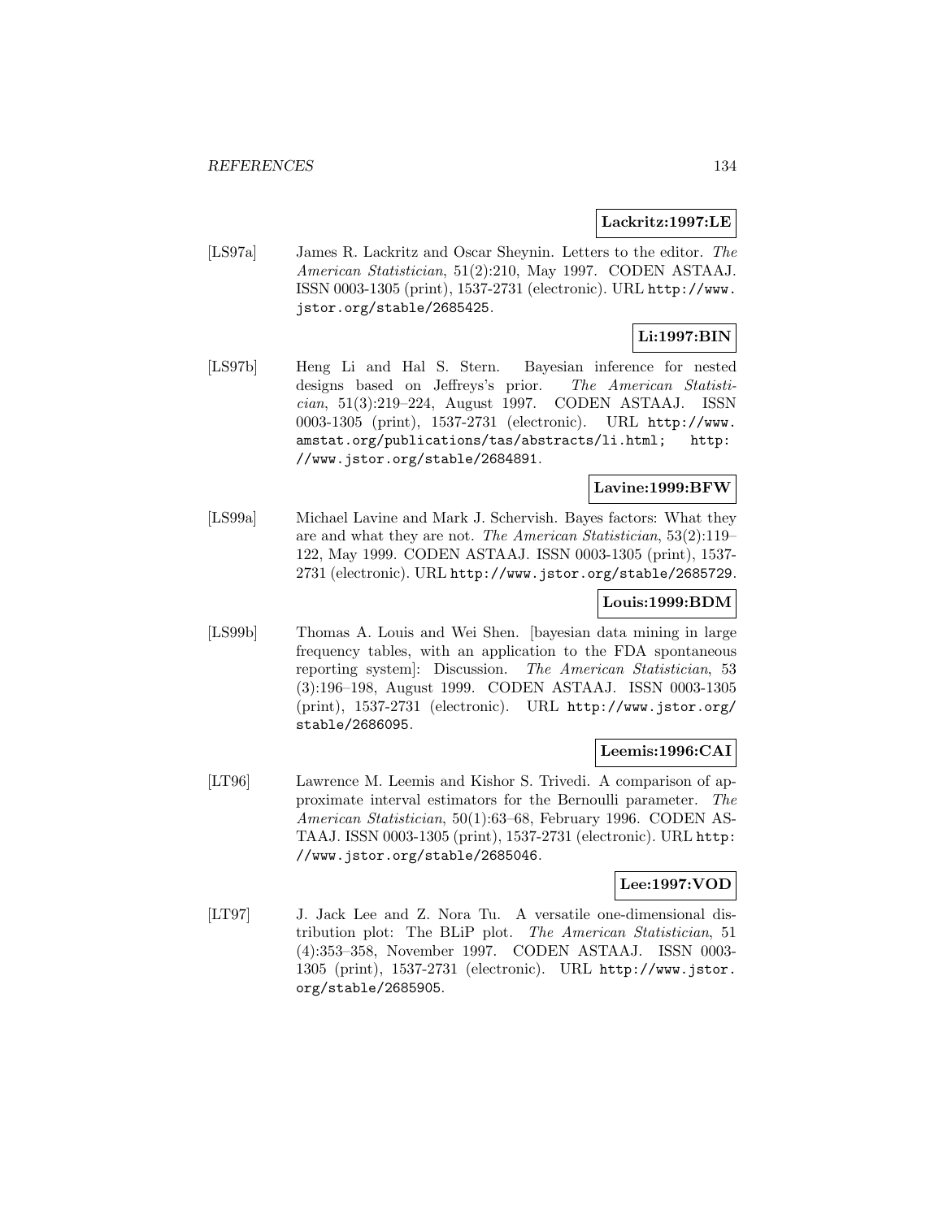**Lackritz:1997:LE**

[LS97a] James R. Lackritz and Oscar Sheynin. Letters to the editor. *The American Statistician*, 51(2):210, May 1997. CODEN ASTAAJ. ISSN 0003-1305 (print), 1537-2731 (electronic). URL http://www.jstor.org/stable/2685425.

**Li:1997:BIN**

[LS97b] Heng Li and Hal S. Stern. Bayesian inference for nested designs based on Jeffreys's prior. *The American Statistician*, 51(3):219–224, August 1997. CODEN ASTAAJ. ISSN 0003-1305 (print), 1537-2731 (electronic). URL http://www.amstat.org/publications/tas/abstracts/li.html; http://www.jstor.org/stable/2684891.

**Lavine:1999:BFW**

[LS99a] Michael Lavine and Mark J. Schervish. Bayes factors: What they are and what they are not. *The American Statistician*, 53(2):119–122, May 1999. CODEN ASTAAJ. ISSN 0003-1305 (print), 1537-2731 (electronic). URL http://www.jstor.org/stable/2685729.

**Louis:1999:BDM**

[LS99b] Thomas A. Louis and Wei Shen. [bayesian data mining in large frequency tables, with an application to the FDA spontaneous reporting system]: Discussion. *The American Statistician*, 53 (3):196–198, August 1999. CODEN ASTAAJ. ISSN 0003-1305 (print), 1537-2731 (electronic). URL http://www.jstor.org/stable/2686095.

**Leemis:1996:CAI**

[LT96] Lawrence M. Leemis and Kishor S. Trivedi. A comparison of approximate interval estimators for the Bernoulli parameter. *The American Statistician*, 50(1):63–68, February 1996. CODEN ASTAAJ. ISSN 0003-1305 (print), 1537-2731 (electronic). URL http://www.jstor.org/stable/2685046.

**Lee:1997:VOD**

[LT97] J. Jack Lee and Z. Nora Tu. A versatile one-dimensional distribution plot: The BLiP plot. *The American Statistician*, 51 (4):353–358, November 1997. CODEN ASTAAJ. ISSN 0003-1305 (print), 1537-2731 (electronic). URL http://www.jstor.org/stable/2685905.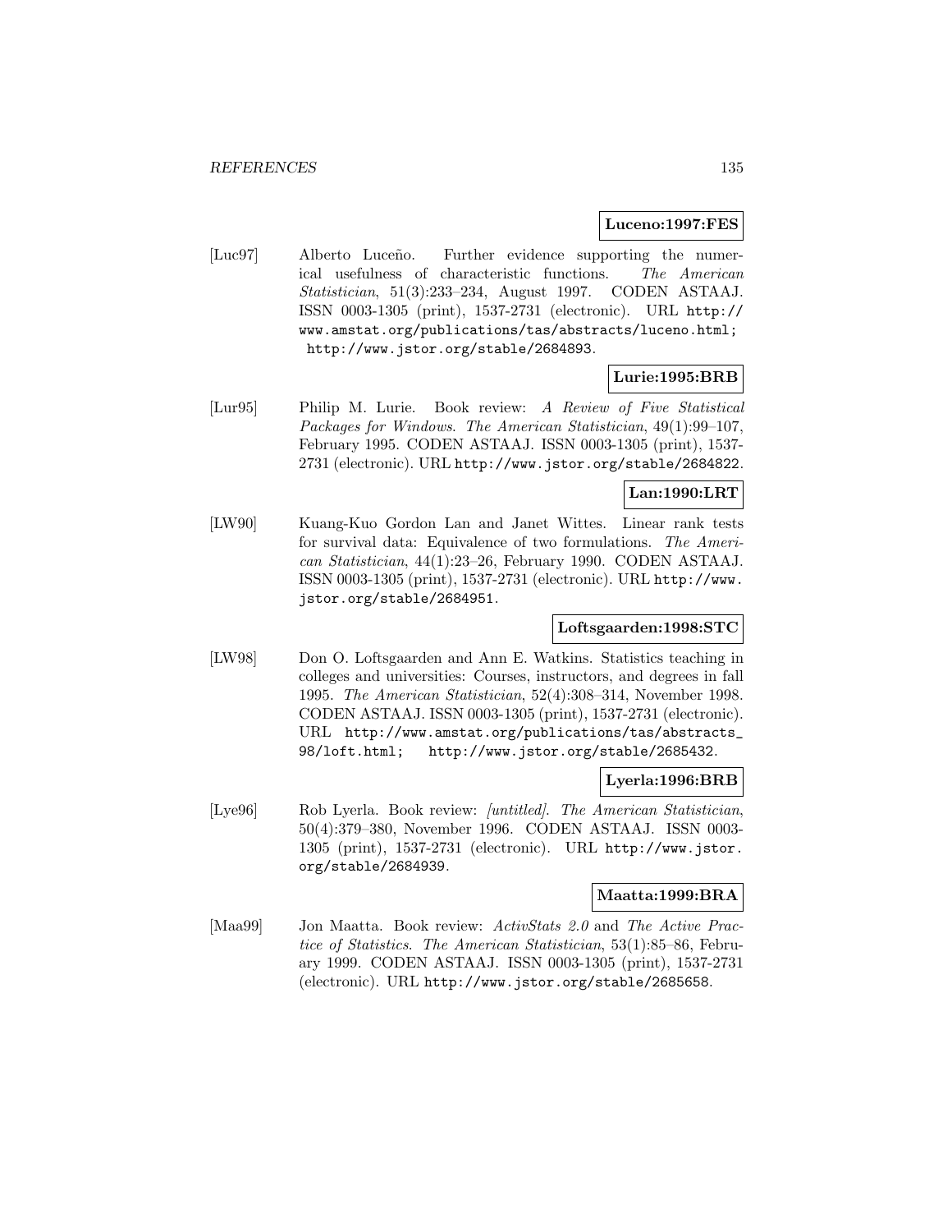**Luceno:1997:FES**

[Luc97] Alberto Luceño. Further evidence supporting the numerical usefulness of characteristic functions. *The American Statistician*, 51(3):233–234, August 1997. CODEN ASTAAJ. ISSN 0003-1305 (print), 1537-2731 (electronic). URL http://www.amstat.org/publications/tas/abstracts/luceno.html; http://www.jstor.org/stable/2684893.

**Lurie:1995:BRB**

[Lur95] Philip M. Lurie. Book review: *A Review of Five Statistical Packages for Windows*. *The American Statistician*, 49(1):99–107, February 1995. CODEN ASTAAJ. ISSN 0003-1305 (print), 1537-2731 (electronic). URL http://www.jstor.org/stable/2684822.

**Lan:1990:LRT**

[LW90] Kuang-Kuo Gordon Lan and Janet Wittes. Linear rank tests for survival data: Equivalence of two formulations. *The American Statistician*, 44(1):23–26, February 1990. CODEN ASTAAJ. ISSN 0003-1305 (print), 1537-2731 (electronic). URL http://www.jstor.org/stable/2684951.

**Loftsgaarden:1998:STC**

[LW98] Don O. Loftsgaarden and Ann E. Watkins. Statistics teaching in colleges and universities: Courses, instructors, and degrees in fall 1995. *The American Statistician*, 52(4):308–314, November 1998. CODEN ASTAAJ. ISSN 0003-1305 (print), 1537-2731 (electronic). URL http://www.amstat.org/publications/tas/abstracts_98/loft.html; http://www.jstor.org/stable/2685432.

**Lyerla:1996:BRB**

[Lye96] Rob Lyerla. Book review: *[untitled]*. *The American Statistician*, 50(4):379–380, November 1996. CODEN ASTAAJ. ISSN 0003-1305 (print), 1537-2731 (electronic). URL http://www.jstor.org/stable/2684939.

**Maatta:1999:BRA**

[Maa99] Jon Maatta. Book review: *ActivStats 2.0* and *The Active Practice of Statistics*. *The American Statistician*, 53(1):85–86, February 1999. CODEN ASTAAJ. ISSN 0003-1305 (print), 1537-2731 (electronic). URL http://www.jstor.org/stable/2685658.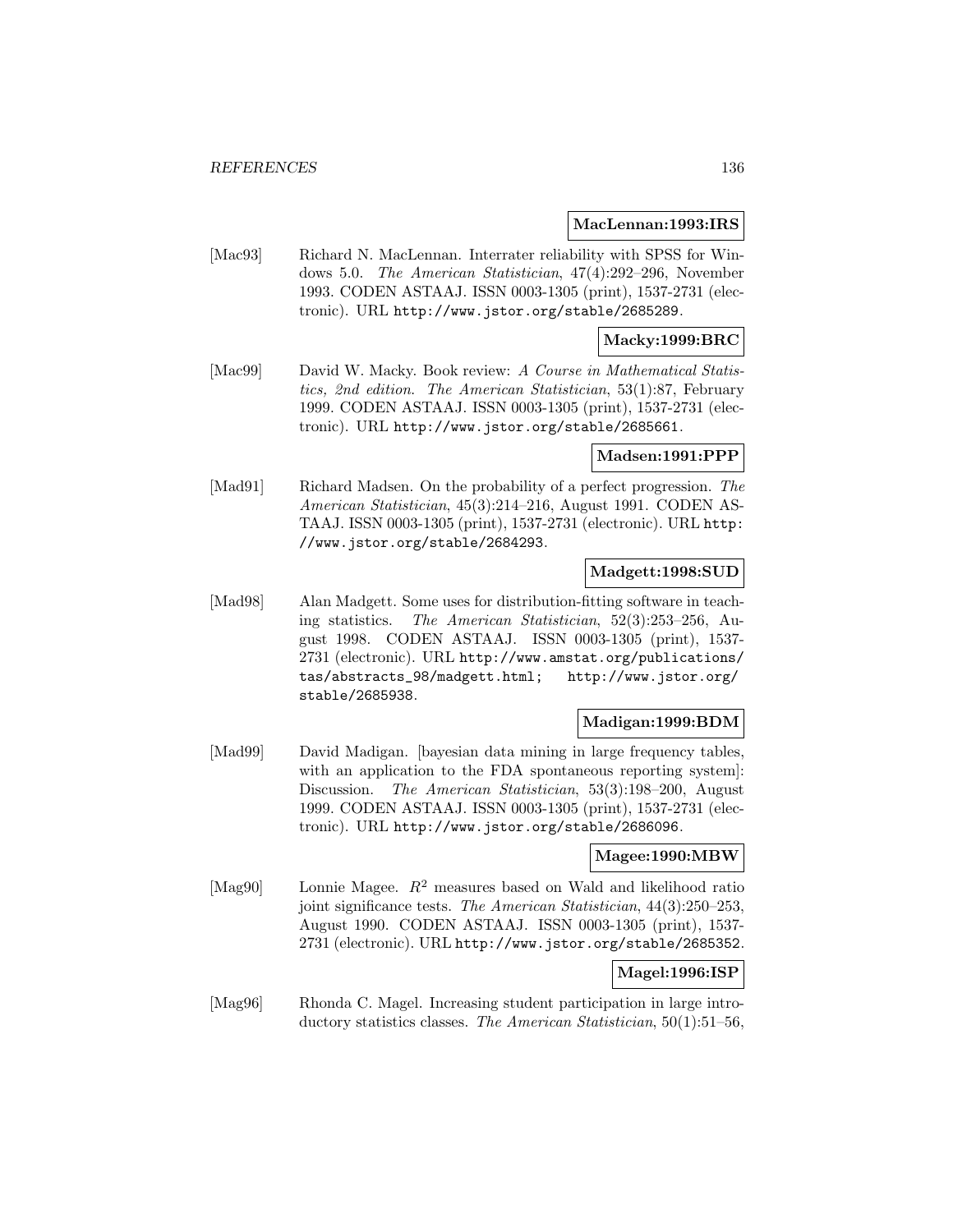**MacLennan:1993:IRS**

[Mac93] Richard N. MacLennan. Interrater reliability with SPSS for Windows 5.0. *The American Statistician*, 47(4):292–296, November 1993. CODEN ASTAAJ. ISSN 0003-1305 (print), 1537-2731 (electronic). URL http://www.jstor.org/stable/2685289.

**Macky:1999:BRC**

[Mac99] David W. Macky. Book review: *A Course in Mathematical Statistics, 2nd edition*. *The American Statistician*, 53(1):87, February 1999. CODEN ASTAAJ. ISSN 0003-1305 (print), 1537-2731 (electronic). URL http://www.jstor.org/stable/2685661.

**Madsen:1991:PPP**

[Mad91] Richard Madsen. On the probability of a perfect progression. *The American Statistician*, 45(3):214–216, August 1991. CODEN ASTAAJ. ISSN 0003-1305 (print), 1537-2731 (electronic). URL http://www.jstor.org/stable/2684293.

**Madgett:1998:SUD**

[Mad98] Alan Madgett. Some uses for distribution-fitting software in teaching statistics. *The American Statistician*, 52(3):253–256, August 1998. CODEN ASTAAJ. ISSN 0003-1305 (print), 1537-2731 (electronic). URL http://www.amstat.org/publications/tas/abstracts_98/madgett.html; http://www.jstor.org/stable/2685938.

**Madigan:1999:BDM**

[Mad99] David Madigan. [bayesian data mining in large frequency tables, with an application to the FDA spontaneous reporting system]: Discussion. *The American Statistician*, 53(3):198–200, August 1999. CODEN ASTAAJ. ISSN 0003-1305 (print), 1537-2731 (electronic). URL http://www.jstor.org/stable/2686096.

**Magee:1990:MBW**

[Mag90] Lonnie Magee. $R^2$ measures based on Wald and likelihood ratio joint significance tests. *The American Statistician*, 44(3):250–253, August 1990. CODEN ASTAAJ. ISSN 0003-1305 (print), 1537-2731 (electronic). URL http://www.jstor.org/stable/2685352.

**Magel:1996:ISP**

[Mag96] Rhonda C. Magel. Increasing student participation in large introductory statistics classes. *The American Statistician*, 50(1):51–56,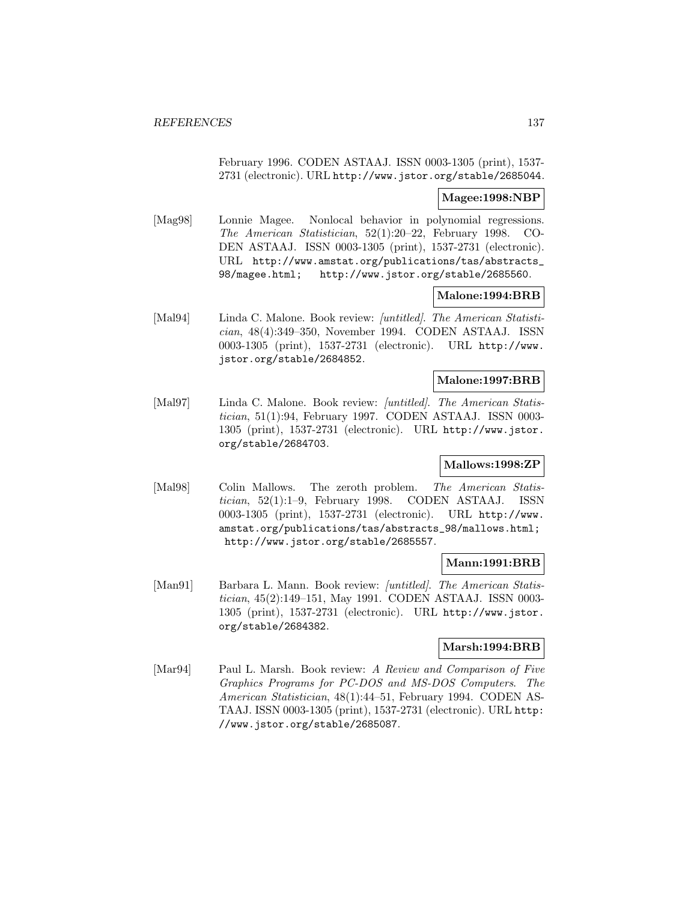February 1996. CODEN ASTAAJ. ISSN 0003-1305 (print), 1537-2731 (electronic). URL http://www.jstor.org/stable/2685044.

**Magee:1998:NBP**

[Mag98] Lonnie Magee. Nonlocal behavior in polynomial regressions. *The American Statistician*, 52(1):20–22, February 1998. CODEN ASTAAJ. ISSN 0003-1305 (print), 1537-2731 (electronic). URL http://www.amstat.org/publications/tas/abstracts_98/magee.html; http://www.jstor.org/stable/2685560.

**Malone:1994:BRB**

[Mal94] Linda C. Malone. Book review: *[untitled]*. *The American Statistician*, 48(4):349–350, November 1994. CODEN ASTAAJ. ISSN 0003-1305 (print), 1537-2731 (electronic). URL http://www.jstor.org/stable/2684852.

**Malone:1997:BRB**

[Mal97] Linda C. Malone. Book review: *[untitled]*. *The American Statistician*, 51(1):94, February 1997. CODEN ASTAAJ. ISSN 0003-1305 (print), 1537-2731 (electronic). URL http://www.jstor.org/stable/2684703.

**Mallows:1998:ZP**

[Mal98] Colin Mallows. The zeroth problem. *The American Statistician*, 52(1):1–9, February 1998. CODEN ASTAAJ. ISSN 0003-1305 (print), 1537-2731 (electronic). URL http://www.amstat.org/publications/tas/abstracts_98/mallows.html; http://www.jstor.org/stable/2685557.

**Mann:1991:BRB**

[Man91] Barbara L. Mann. Book review: *[untitled]*. *The American Statistician*, 45(2):149–151, May 1991. CODEN ASTAAJ. ISSN 0003-1305 (print), 1537-2731 (electronic). URL http://www.jstor.org/stable/2684382.

**Marsh:1994:BRB**

[Mar94] Paul L. Marsh. Book review: *A Review and Comparison of Five Graphics Programs for PC-DOS and MS-DOS Computers*. *The American Statistician*, 48(1):44–51, February 1994. CODEN ASTAAJ. ISSN 0003-1305 (print), 1537-2731 (electronic). URL http://www.jstor.org/stable/2685087.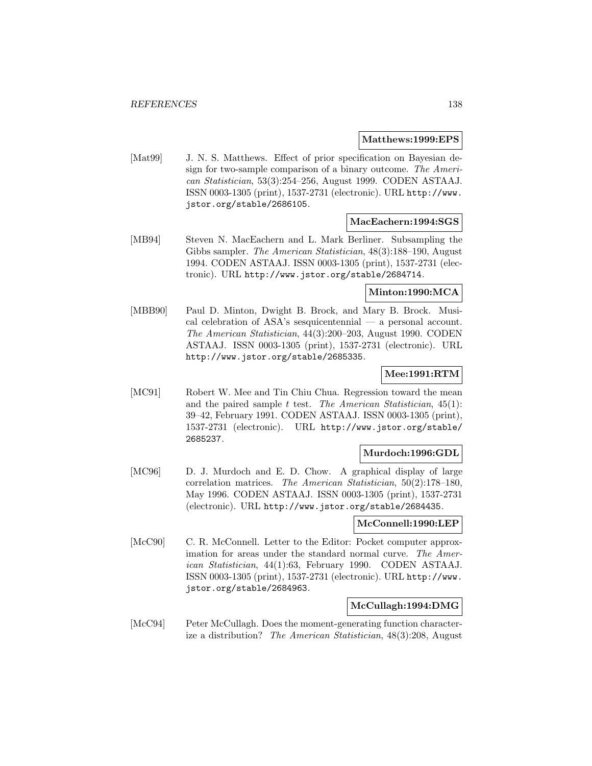**Matthews:1999:EPS**

[Mat99] J. N. S. Matthews. Effect of prior specification on Bayesian design for two-sample comparison of a binary outcome. *The American Statistician*, 53(3):254–256, August 1999. CODEN ASTAAJ. ISSN 0003-1305 (print), 1537-2731 (electronic). URL http://www.jstor.org/stable/2686105.

**MacEachern:1994:SGS**

[MB94] Steven N. MacEachern and L. Mark Berliner. Subsampling the Gibbs sampler. *The American Statistician*, 48(3):188–190, August 1994. CODEN ASTAAJ. ISSN 0003-1305 (print), 1537-2731 (electronic). URL http://www.jstor.org/stable/2684714.

**Minton:1990:MCA**

[MBB90] Paul D. Minton, Dwight B. Brock, and Mary B. Brock. Musical celebration of ASA's sesquicentennial — a personal account. *The American Statistician*, 44(3):200–203, August 1990. CODEN ASTAAJ. ISSN 0003-1305 (print), 1537-2731 (electronic). URL http://www.jstor.org/stable/2685335.

**Mee:1991:RTM**

[MC91] Robert W. Mee and Tin Chiu Chua. Regression toward the mean and the paired sample $t$ test. *The American Statistician*, 45(1): 39–42, February 1991. CODEN ASTAAJ. ISSN 0003-1305 (print), 1537-2731 (electronic). URL http://www.jstor.org/stable/2685237.

**Murdoch:1996:GDL**

[MC96] D. J. Murdoch and E. D. Chow. A graphical display of large correlation matrices. *The American Statistician*, 50(2):178–180, May 1996. CODEN ASTAAJ. ISSN 0003-1305 (print), 1537-2731 (electronic). URL http://www.jstor.org/stable/2684435.

**McConnell:1990:LEP**

[McC90] C. R. McConnell. Letter to the Editor: Pocket computer approximation for areas under the standard normal curve. *The American Statistician*, 44(1):63, February 1990. CODEN ASTAAJ. ISSN 0003-1305 (print), 1537-2731 (electronic). URL http://www.jstor.org/stable/2684963.

**McCullagh:1994:DMG**

[McC94] Peter McCullagh. Does the moment-generating function characterize a distribution? *The American Statistician*, 48(3):208, August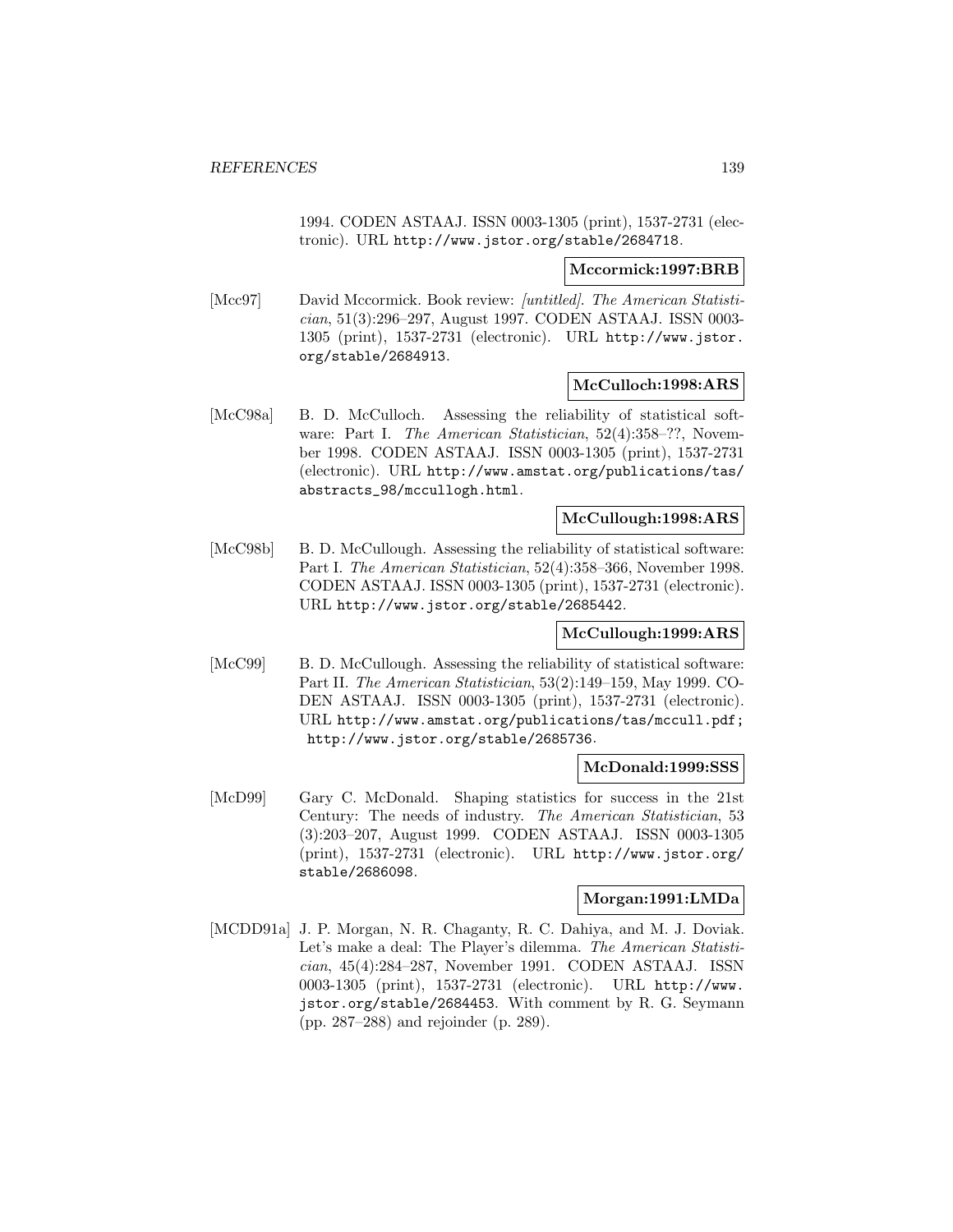1994. CODEN ASTAAJ. ISSN 0003-1305 (print), 1537-2731 (electronic). URL http://www.jstor.org/stable/2684718.

**Mccormick:1997:BRB**

[Mcc97] David Mccormick. Book review: *[untitled]*. *The American Statistician*, 51(3):296–297, August 1997. CODEN ASTAAJ. ISSN 0003-1305 (print), 1537-2731 (electronic). URL http://www.jstor.org/stable/2684913.

**McCulloch:1998:ARS**

[McC98a] B. D. McCulloch. Assessing the reliability of statistical software: Part I. *The American Statistician*, 52(4):358–??, November 1998. CODEN ASTAAJ. ISSN 0003-1305 (print), 1537-2731 (electronic). URL http://www.amstat.org/publications/tas/abstracts_98/mccullogh.html.

**McCullough:1998:ARS**

[McC98b] B. D. McCullough. Assessing the reliability of statistical software: Part I. *The American Statistician*, 52(4):358–366, November 1998. CODEN ASTAAJ. ISSN 0003-1305 (print), 1537-2731 (electronic). URL http://www.jstor.org/stable/2685442.

**McCullough:1999:ARS**

[McC99] B. D. McCullough. Assessing the reliability of statistical software: Part II. *The American Statistician*, 53(2):149–159, May 1999. CODEN ASTAAJ. ISSN 0003-1305 (print), 1537-2731 (electronic). URL http://www.amstat.org/publications/tas/mccull.pdf; http://www.jstor.org/stable/2685736.

**McDonald:1999:SSS**

[McD99] Gary C. McDonald. Shaping statistics for success in the 21st Century: The needs of industry. *The American Statistician*, 53 (3):203–207, August 1999. CODEN ASTAAJ. ISSN 0003-1305 (print), 1537-2731 (electronic). URL http://www.jstor.org/stable/2686098.

**Morgan:1991:LMDa**

[MCDD91a] J. P. Morgan, N. R. Chaganty, R. C. Dahiya, and M. J. Doviak. Let's make a deal: The Player's dilemma. *The American Statistician*, 45(4):284–287, November 1991. CODEN ASTAAJ. ISSN 0003-1305 (print), 1537-2731 (electronic). URL http://www.jstor.org/stable/2684453. With comment by R. G. Seymann (pp. 287–288) and rejoinder (p. 289).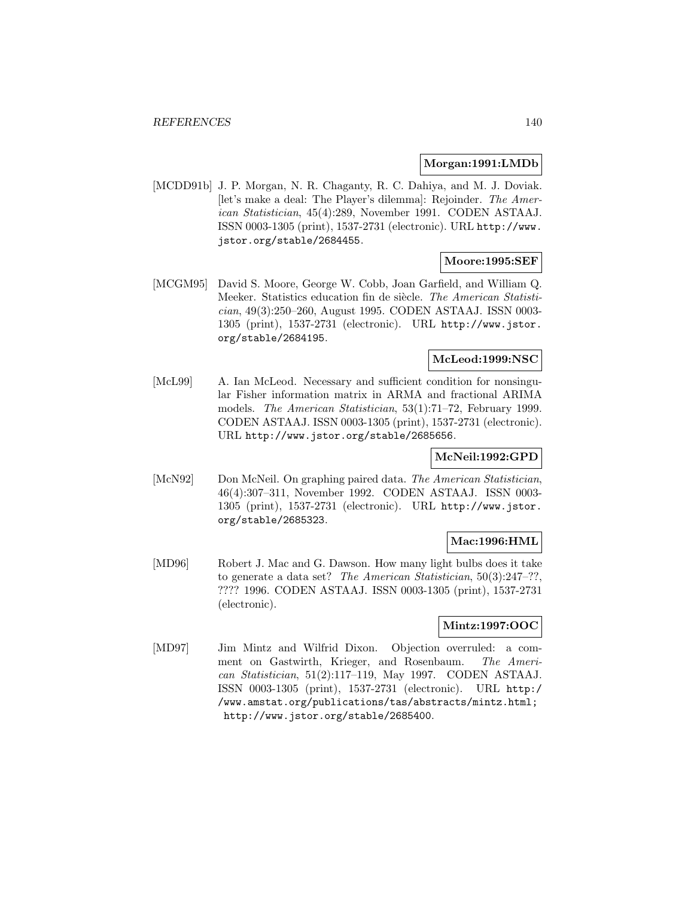**Morgan:1991:LMDb**

[MCDD91b] J. P. Morgan, N. R. Chaganty, R. C. Dahiya, and M. J. Doviak. [let's make a deal: The Player's dilemma]: Rejoinder. *The American Statistician*, 45(4):289, November 1991. CODEN ASTAAJ. ISSN 0003-1305 (print), 1537-2731 (electronic). URL http://www.jstor.org/stable/2684455.

**Moore:1995:SEF**

[MCGM95] David S. Moore, George W. Cobb, Joan Garfield, and William Q. Meeker. Statistics education fin de siècle. *The American Statistician*, 49(3):250–260, August 1995. CODEN ASTAAJ. ISSN 0003-1305 (print), 1537-2731 (electronic). URL http://www.jstor.org/stable/2684195.

**McLeod:1999:NSC**

[McL99] A. Ian McLeod. Necessary and sufficient condition for nonsingular Fisher information matrix in ARMA and fractional ARIMA models. *The American Statistician*, 53(1):71–72, February 1999. CODEN ASTAAJ. ISSN 0003-1305 (print), 1537-2731 (electronic). URL http://www.jstor.org/stable/2685656.

**McNeil:1992:GPD**

[McN92] Don McNeil. On graphing paired data. *The American Statistician*, 46(4):307–311, November 1992. CODEN ASTAAJ. ISSN 0003-1305 (print), 1537-2731 (electronic). URL http://www.jstor.org/stable/2685323.

**Mac:1996:HML**

[MD96] Robert J. Mac and G. Dawson. How many light bulbs does it take to generate a data set? *The American Statistician*, 50(3):247–??, ???? 1996. CODEN ASTAAJ. ISSN 0003-1305 (print), 1537-2731 (electronic).

**Mintz:1997:OOC**

[MD97] Jim Mintz and Wilfrid Dixon. Objection overruled: a comment on Gastwirth, Krieger, and Rosenbaum. *The American Statistician*, 51(2):117–119, May 1997. CODEN ASTAAJ. ISSN 0003-1305 (print), 1537-2731 (electronic). URL http://www.amstat.org/publications/tas/abstracts/mintz.html; http://www.jstor.org/stable/2685400.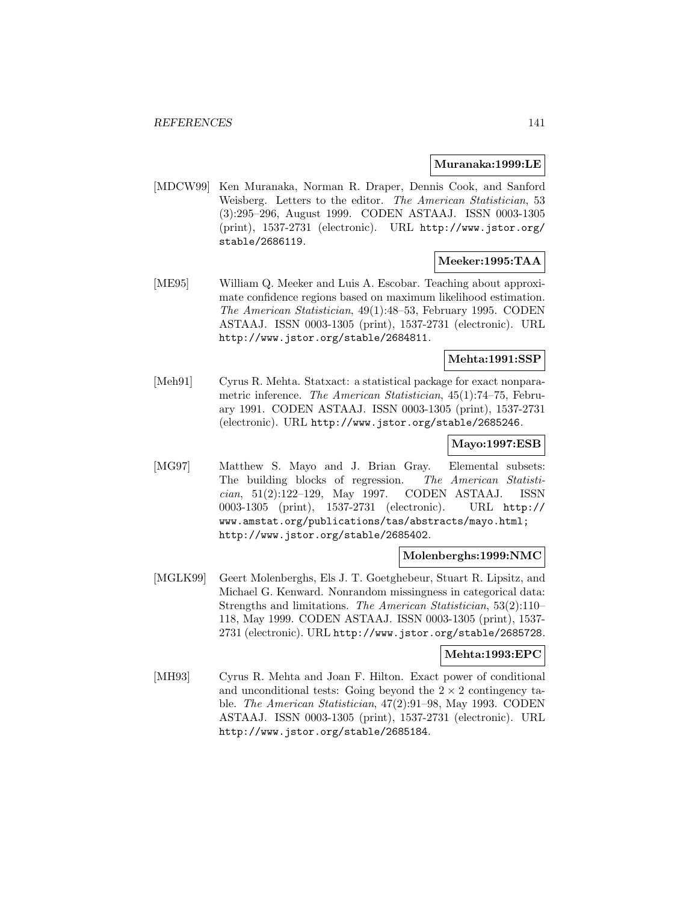**Muranaka:1999:LE**

[MDCW99] Ken Muranaka, Norman R. Draper, Dennis Cook, and Sanford Weisberg. Letters to the editor. *The American Statistician*, 53 (3):295–296, August 1999. CODEN ASTAAJ. ISSN 0003-1305 (print), 1537-2731 (electronic). URL http://www.jstor.org/stable/2686119.

**Meeker:1995:TAA**

[ME95] William Q. Meeker and Luis A. Escobar. Teaching about approximate confidence regions based on maximum likelihood estimation. *The American Statistician*, 49(1):48–53, February 1995. CODEN ASTAAJ. ISSN 0003-1305 (print), 1537-2731 (electronic). URL http://www.jstor.org/stable/2684811.

**Mehta:1991:SSP**

[Meh91] Cyrus R. Mehta. Statxact: a statistical package for exact nonparametric inference. *The American Statistician*, 45(1):74–75, February 1991. CODEN ASTAAJ. ISSN 0003-1305 (print), 1537-2731 (electronic). URL http://www.jstor.org/stable/2685246.

**Mayo:1997:ESB**

[MG97] Matthew S. Mayo and J. Brian Gray. Elemental subsets: The building blocks of regression. *The American Statistician*, 51(2):122–129, May 1997. CODEN ASTAAJ. ISSN 0003-1305 (print), 1537-2731 (electronic). URL http://www.amstat.org/publications/tas/abstracts/mayo.html; http://www.jstor.org/stable/2685402.

**Molenberghs:1999:NMC**

[MGLK99] Geert Molenberghs, Els J. T. Goetghebeur, Stuart R. Lipsitz, and Michael G. Kenward. Nonrandom missingness in categorical data: Strengths and limitations. *The American Statistician*, 53(2):110–118, May 1999. CODEN ASTAAJ. ISSN 0003-1305 (print), 1537-2731 (electronic). URL http://www.jstor.org/stable/2685728.

**Mehta:1993:EPC**

[MH93] Cyrus R. Mehta and Joan F. Hilton. Exact power of conditional and unconditional tests: Going beyond the $2 \times 2$ contingency table. *The American Statistician*, 47(2):91–98, May 1993. CODEN ASTAAJ. ISSN 0003-1305 (print), 1537-2731 (electronic). URL http://www.jstor.org/stable/2685184.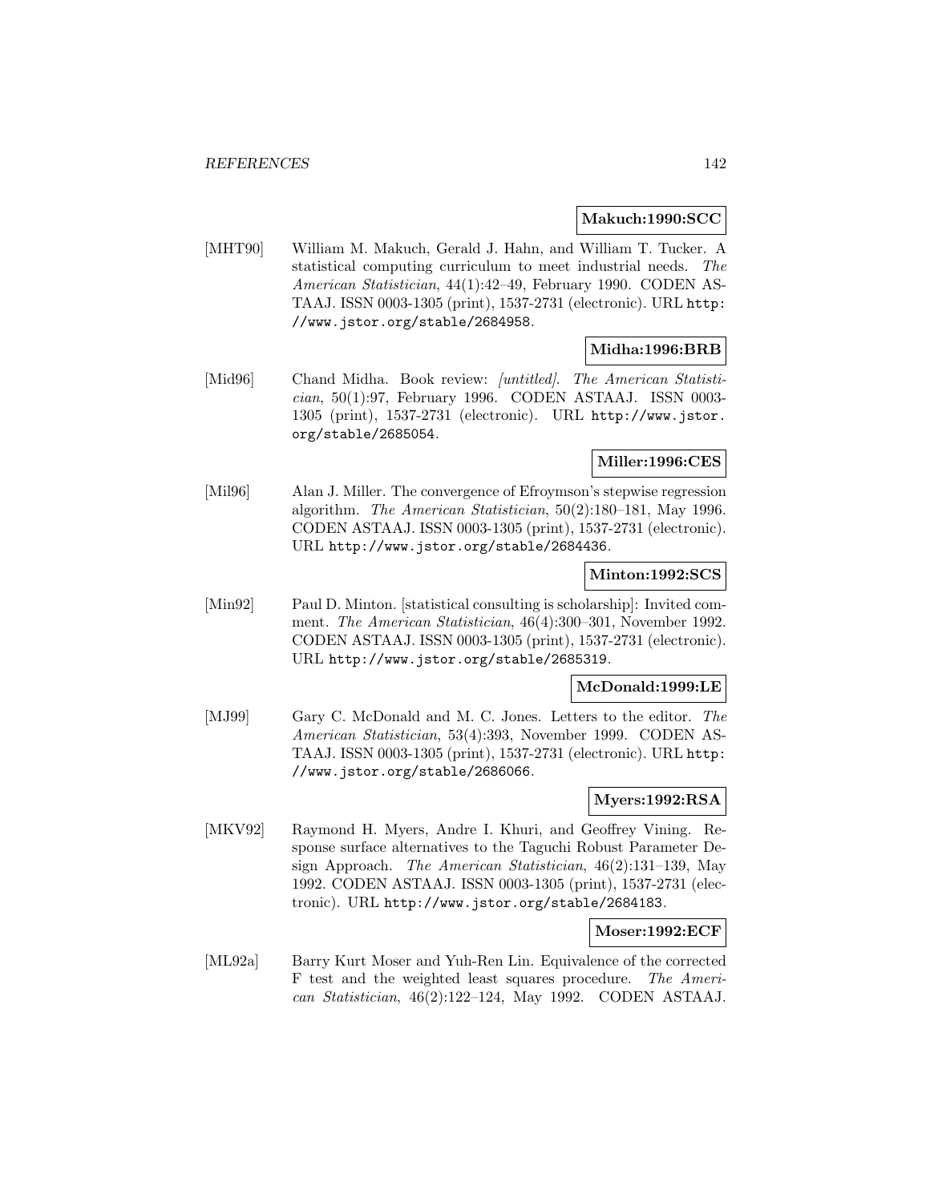**Makuch:1990:SCC**

[MHT90] William M. Makuch, Gerald J. Hahn, and William T. Tucker. A statistical computing curriculum to meet industrial needs. *The American Statistician*, 44(1):42–49, February 1990. CODEN ASTAAJ. ISSN 0003-1305 (print), 1537-2731 (electronic). URL http://www.jstor.org/stable/2684958.

**Midha:1996:BRB**

[Mid96] Chand Midha. Book review: *[untitled]*. *The American Statistician*, 50(1):97, February 1996. CODEN ASTAAJ. ISSN 0003-1305 (print), 1537-2731 (electronic). URL http://www.jstor.org/stable/2685054.

**Miller:1996:CES**

[Mil96] Alan J. Miller. The convergence of Efroymson's stepwise regression algorithm. *The American Statistician*, 50(2):180–181, May 1996. CODEN ASTAAJ. ISSN 0003-1305 (print), 1537-2731 (electronic). URL http://www.jstor.org/stable/2684436.

**Minton:1992:SCS**

[Min92] Paul D. Minton. [statistical consulting is scholarship]: Invited comment. *The American Statistician*, 46(4):300–301, November 1992. CODEN ASTAAJ. ISSN 0003-1305 (print), 1537-2731 (electronic). URL http://www.jstor.org/stable/2685319.

**McDonald:1999:LE**

[MJ99] Gary C. McDonald and M. C. Jones. Letters to the editor. *The American Statistician*, 53(4):393, November 1999. CODEN ASTAAJ. ISSN 0003-1305 (print), 1537-2731 (electronic). URL http://www.jstor.org/stable/2686066.

**Myers:1992:RSA**

[MKV92] Raymond H. Myers, Andre I. Khuri, and Geoffrey Vining. Response surface alternatives to the Taguchi Robust Parameter Design Approach. *The American Statistician*, 46(2):131–139, May 1992. CODEN ASTAAJ. ISSN 0003-1305 (print), 1537-2731 (electronic). URL http://www.jstor.org/stable/2684183.

**Moser:1992:ECF**

[ML92a] Barry Kurt Moser and Yuh-Ren Lin. Equivalence of the corrected F test and the weighted least squares procedure. *The American Statistician*, 46(2):122–124, May 1992. CODEN ASTAAJ.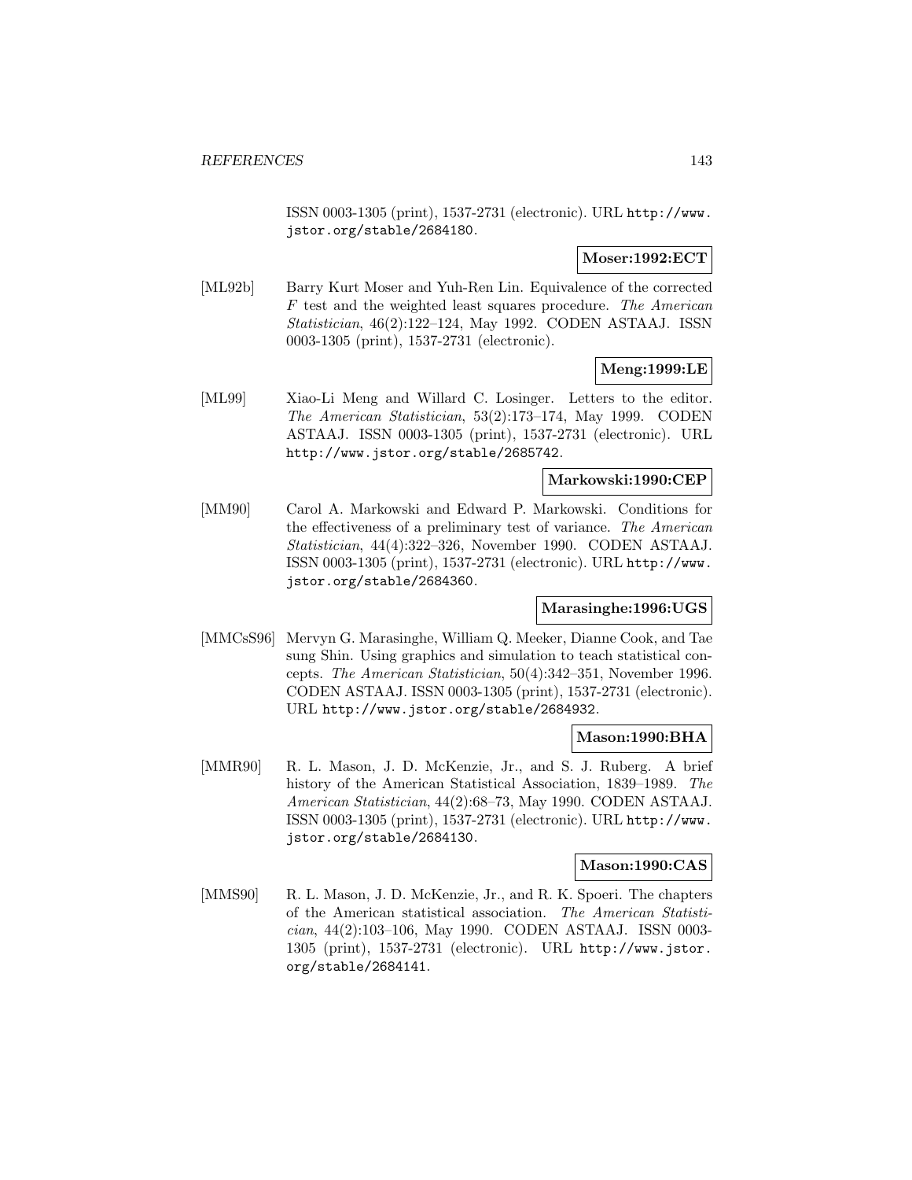ISSN 0003-1305 (print), 1537-2731 (electronic). URL http://www.jstor.org/stable/2684180.

**Moser:1992:ECT**

[ML92b] Barry Kurt Moser and Yuh-Ren Lin. Equivalence of the corrected $F$ test and the weighted least squares procedure. *The American Statistician*, 46(2):122–124, May 1992. CODEN ASTAAJ. ISSN 0003-1305 (print), 1537-2731 (electronic).

**Meng:1999:LE**

[ML99] Xiao-Li Meng and Willard C. Losinger. Letters to the editor. *The American Statistician*, 53(2):173–174, May 1999. CODEN ASTAAJ. ISSN 0003-1305 (print), 1537-2731 (electronic). URL http://www.jstor.org/stable/2685742.

**Markowski:1990:CEP**

[MM90] Carol A. Markowski and Edward P. Markowski. Conditions for the effectiveness of a preliminary test of variance. *The American Statistician*, 44(4):322–326, November 1990. CODEN ASTAAJ. ISSN 0003-1305 (print), 1537-2731 (electronic). URL http://www.jstor.org/stable/2684360.

**Marasinghe:1996:UGS**

[MMCsS96] Mervyn G. Marasinghe, William Q. Meeker, Dianne Cook, and Tae sung Shin. Using graphics and simulation to teach statistical concepts. *The American Statistician*, 50(4):342–351, November 1996. CODEN ASTAAJ. ISSN 0003-1305 (print), 1537-2731 (electronic). URL http://www.jstor.org/stable/2684932.

**Mason:1990:BHA**

[MMR90] R. L. Mason, J. D. McKenzie, Jr., and S. J. Ruberg. A brief history of the American Statistical Association, 1839–1989. *The American Statistician*, 44(2):68–73, May 1990. CODEN ASTAAJ. ISSN 0003-1305 (print), 1537-2731 (electronic). URL http://www.jstor.org/stable/2684130.

**Mason:1990:CAS**

[MMS90] R. L. Mason, J. D. McKenzie, Jr., and R. K. Spoeri. The chapters of the American statistical association. *The American Statistician*, 44(2):103–106, May 1990. CODEN ASTAAJ. ISSN 0003-1305 (print), 1537-2731 (electronic). URL http://www.jstor.org/stable/2684141.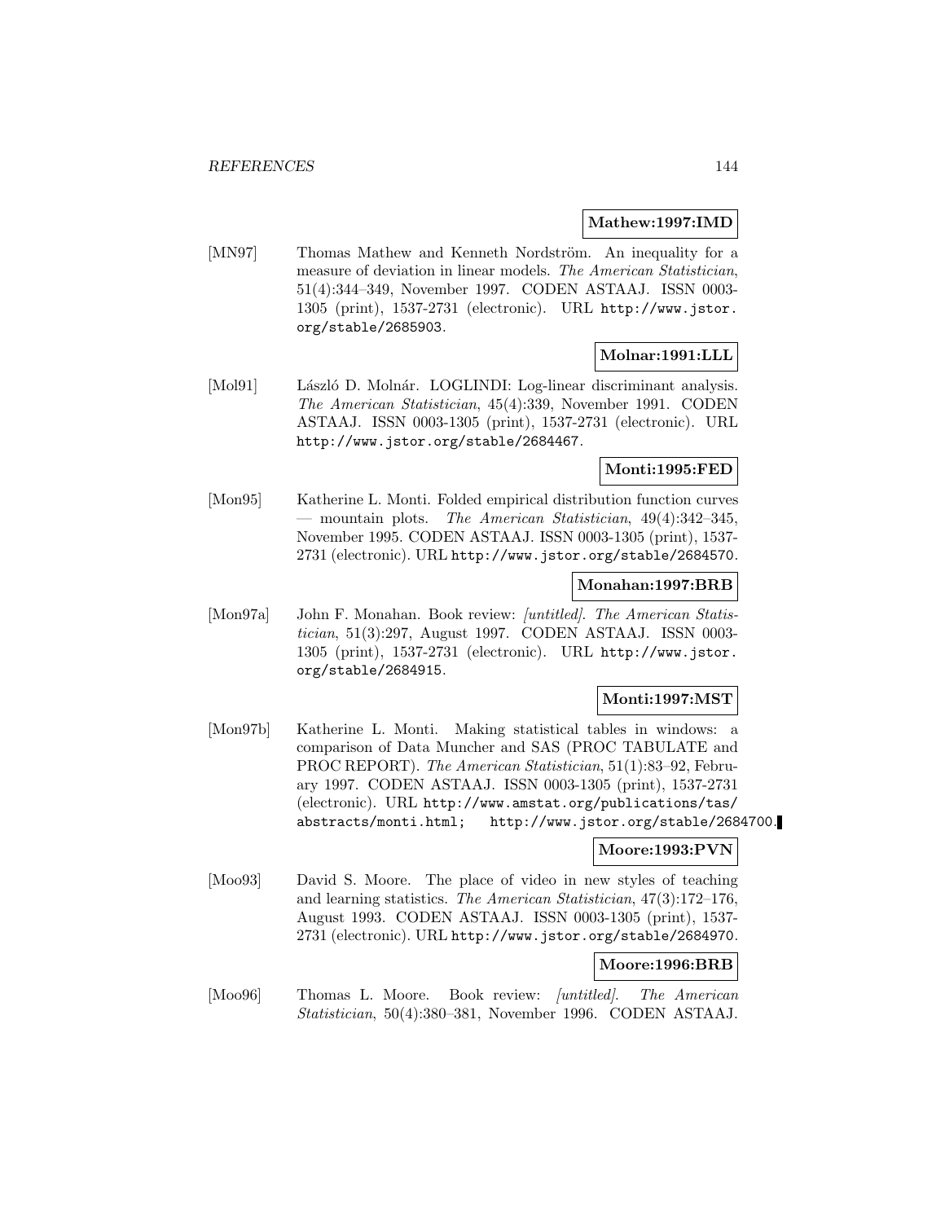**Mathew:1997:IMD**

[MN97] Thomas Mathew and Kenneth Nordström. An inequality for a measure of deviation in linear models. *The American Statistician*, 51(4):344–349, November 1997. CODEN ASTAAJ. ISSN 0003-1305 (print), 1537-2731 (electronic). URL http://www.jstor.org/stable/2685903.

**Molnar:1991:LLL**

[Mol91] László D. Molnár. LOGLINDI: Log-linear discriminant analysis. *The American Statistician*, 45(4):339, November 1991. CODEN ASTAAJ. ISSN 0003-1305 (print), 1537-2731 (electronic). URL http://www.jstor.org/stable/2684467.

**Monti:1995:FED**

[Mon95] Katherine L. Monti. Folded empirical distribution function curves — mountain plots. *The American Statistician*, 49(4):342–345, November 1995. CODEN ASTAAJ. ISSN 0003-1305 (print), 1537-2731 (electronic). URL http://www.jstor.org/stable/2684570.

**Monahan:1997:BRB**

[Mon97a] John F. Monahan. Book review: *[untitled]*. *The American Statistician*, 51(3):297, August 1997. CODEN ASTAAJ. ISSN 0003-1305 (print), 1537-2731 (electronic). URL http://www.jstor.org/stable/2684915.

**Monti:1997:MST**

[Mon97b] Katherine L. Monti. Making statistical tables in windows: a comparison of Data Muncher and SAS (PROC TABULATE and PROC REPORT). *The American Statistician*, 51(1):83–92, February 1997. CODEN ASTAAJ. ISSN 0003-1305 (print), 1537-2731 (electronic). URL http://www.amstat.org/publications/tas/abstracts/monti.html; http://www.jstor.org/stable/2684700.

**Moore:1993:PVN**

[Moo93] David S. Moore. The place of video in new styles of teaching and learning statistics. *The American Statistician*, 47(3):172–176, August 1993. CODEN ASTAAJ. ISSN 0003-1305 (print), 1537-2731 (electronic). URL http://www.jstor.org/stable/2684970.

**Moore:1996:BRB**

[Moo96] Thomas L. Moore. Book review: *[untitled]*. *The American Statistician*, 50(4):380–381, November 1996. CODEN ASTAAJ.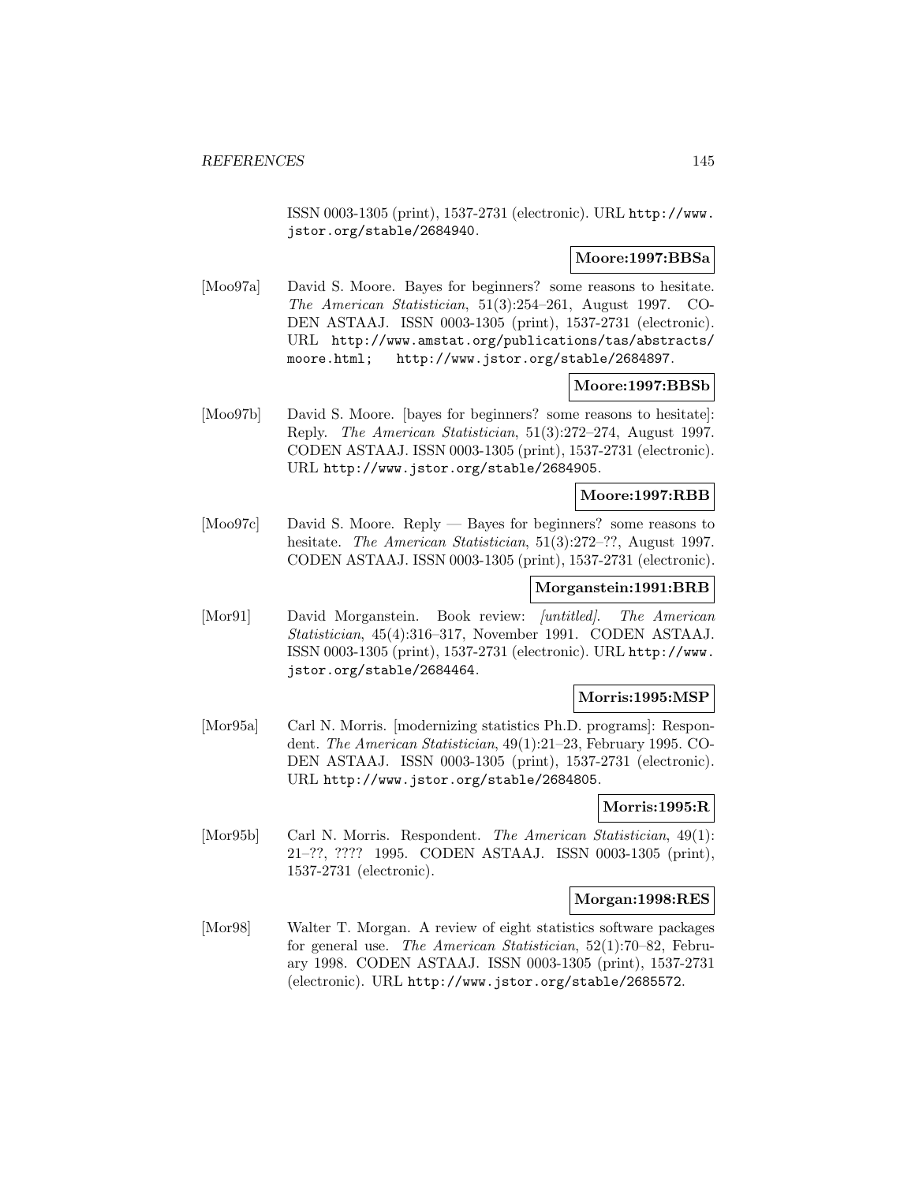ISSN 0003-1305 (print), 1537-2731 (electronic). URL http://www.jstor.org/stable/2684940.

**Moore:1997:BBSa**

[Moo97a] David S. Moore. Bayes for beginners? some reasons to hesitate. *The American Statistician*, 51(3):254–261, August 1997. CODEN ASTAAJ. ISSN 0003-1305 (print), 1537-2731 (electronic). URL http://www.amstat.org/publications/tas/abstracts/moore.html; http://www.jstor.org/stable/2684897.

**Moore:1997:BBSb**

[Moo97b] David S. Moore. [bayes for beginners? some reasons to hesitate]: Reply. *The American Statistician*, 51(3):272–274, August 1997. CODEN ASTAAJ. ISSN 0003-1305 (print), 1537-2731 (electronic). URL http://www.jstor.org/stable/2684905.

**Moore:1997:RBB**

[Moo97c] David S. Moore. Reply — Bayes for beginners? some reasons to hesitate. *The American Statistician*, 51(3):272–??, August 1997. CODEN ASTAAJ. ISSN 0003-1305 (print), 1537-2731 (electronic).

**Morganstein:1991:BRB**

[Mor91] David Morganstein. Book review: *[untitled]*. *The American Statistician*, 45(4):316–317, November 1991. CODEN ASTAAJ. ISSN 0003-1305 (print), 1537-2731 (electronic). URL http://www.jstor.org/stable/2684464.

**Morris:1995:MSP**

[Mor95a] Carl N. Morris. [modernizing statistics Ph.D. programs]: Respondent. *The American Statistician*, 49(1):21–23, February 1995. CODEN ASTAAJ. ISSN 0003-1305 (print), 1537-2731 (electronic). URL http://www.jstor.org/stable/2684805.

**Morris:1995:R**

[Mor95b] Carl N. Morris. Respondent. *The American Statistician*, 49(1): 21–??, ???? 1995. CODEN ASTAAJ. ISSN 0003-1305 (print), 1537-2731 (electronic).

**Morgan:1998:RES**

[Mor98] Walter T. Morgan. A review of eight statistics software packages for general use. *The American Statistician*, 52(1):70–82, February 1998. CODEN ASTAAJ. ISSN 0003-1305 (print), 1537-2731 (electronic). URL http://www.jstor.org/stable/2685572.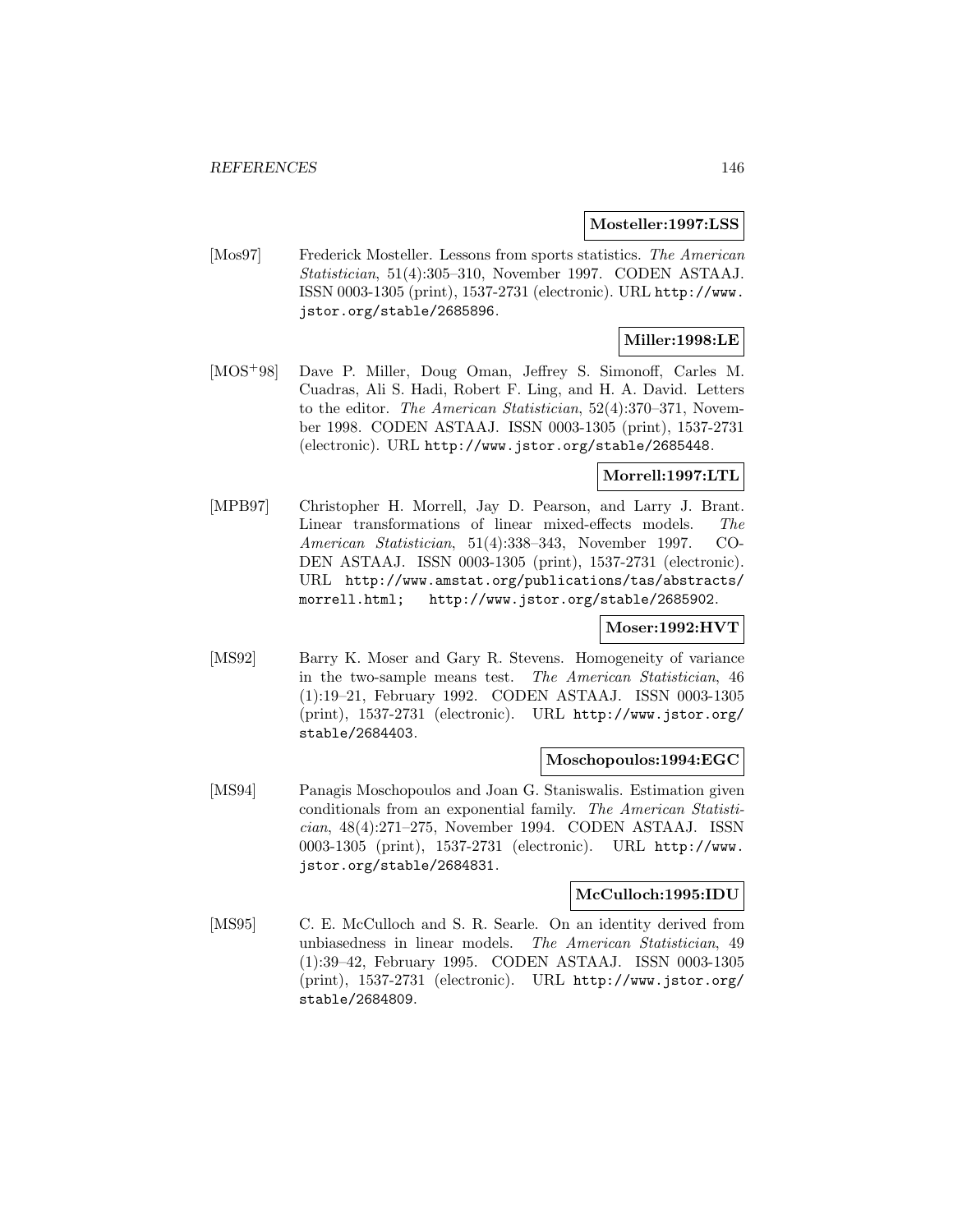**Mosteller:1997:LSS**

[Mos97] Frederick Mosteller. Lessons from sports statistics. *The American Statistician*, 51(4):305–310, November 1997. CODEN ASTAAJ. ISSN 0003-1305 (print), 1537-2731 (electronic). URL http://www.jstor.org/stable/2685896.

**Miller:1998:LE**

[MOS+98] Dave P. Miller, Doug Oman, Jeffrey S. Simonoff, Carles M. Cuadras, Ali S. Hadi, Robert F. Ling, and H. A. David. Letters to the editor. *The American Statistician*, 52(4):370–371, November 1998. CODEN ASTAAJ. ISSN 0003-1305 (print), 1537-2731 (electronic). URL http://www.jstor.org/stable/2685448.

**Morrell:1997:LTL**

[MPB97] Christopher H. Morrell, Jay D. Pearson, and Larry J. Brant. Linear transformations of linear mixed-effects models. *The American Statistician*, 51(4):338–343, November 1997. CODEN ASTAAJ. ISSN 0003-1305 (print), 1537-2731 (electronic). URL http://www.amstat.org/publications/tas/abstracts/morrell.html; http://www.jstor.org/stable/2685902.

**Moser:1992:HVT**

[MS92] Barry K. Moser and Gary R. Stevens. Homogeneity of variance in the two-sample means test. *The American Statistician*, 46(1):19–21, February 1992. CODEN ASTAAJ. ISSN 0003-1305 (print), 1537-2731 (electronic). URL http://www.jstor.org/stable/2684403.

**Moschopoulos:1994:EGC**

[MS94] Panagis Moschopoulos and Joan G. Staniswalis. Estimation given conditionals from an exponential family. *The American Statistician*, 48(4):271–275, November 1994. CODEN ASTAAJ. ISSN 0003-1305 (print), 1537-2731 (electronic). URL http://www.jstor.org/stable/2684831.

**McCulloch:1995:IDU**

[MS95] C. E. McCulloch and S. R. Searle. On an identity derived from unbiasedness in linear models. *The American Statistician*, 49(1):39–42, February 1995. CODEN ASTAAJ. ISSN 0003-1305 (print), 1537-2731 (electronic). URL http://www.jstor.org/stable/2684809.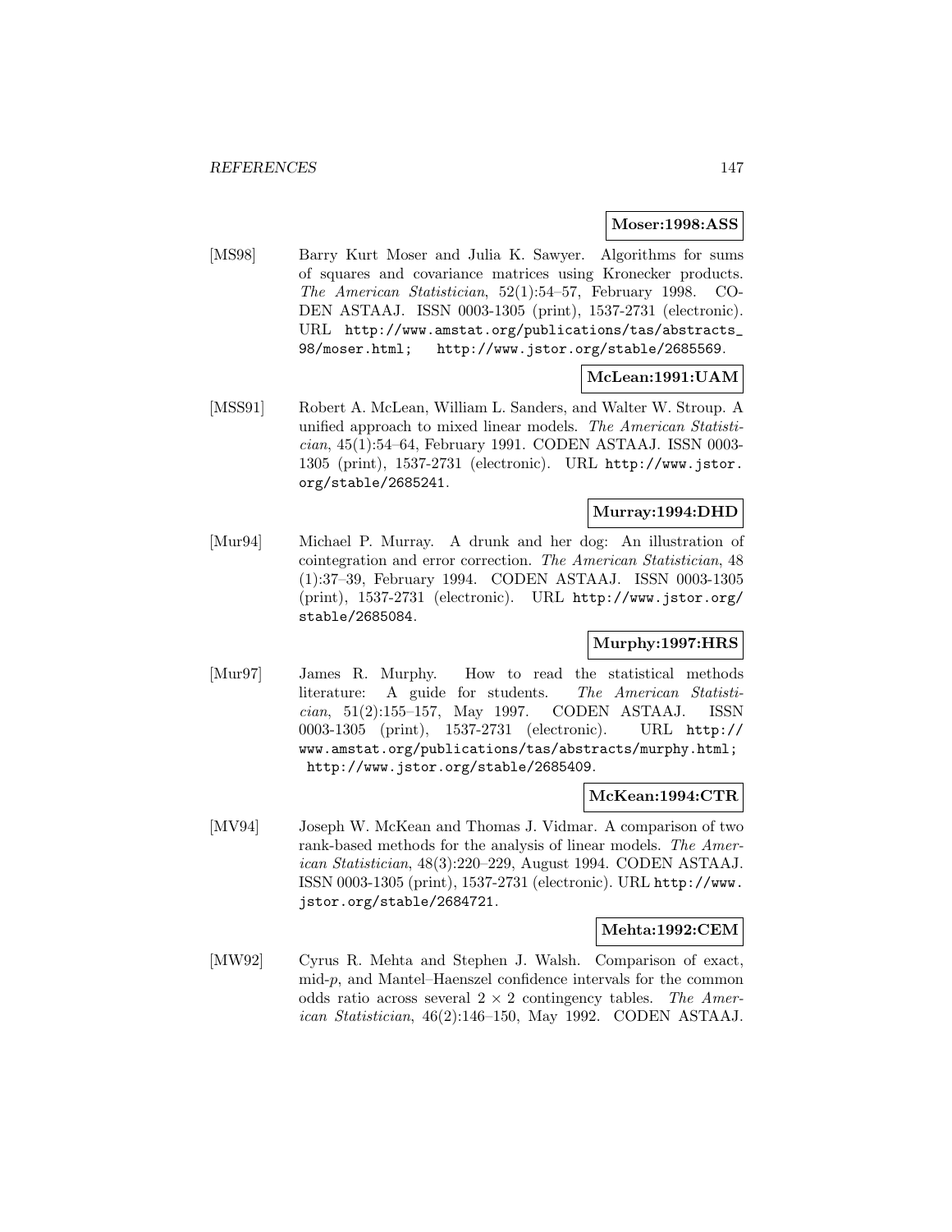**Moser:1998:ASS**

[MS98] Barry Kurt Moser and Julia K. Sawyer. Algorithms for sums of squares and covariance matrices using Kronecker products. *The American Statistician*, 52(1):54–57, February 1998. CODEN ASTAAJ. ISSN 0003-1305 (print), 1537-2731 (electronic). URL http://www.amstat.org/publications/tas/abstracts_98/moser.html; http://www.jstor.org/stable/2685569.

**McLean:1991:UAM**

[MSS91] Robert A. McLean, William L. Sanders, and Walter W. Stroup. A unified approach to mixed linear models. *The American Statistician*, 45(1):54–64, February 1991. CODEN ASTAAJ. ISSN 0003-1305 (print), 1537-2731 (electronic). URL http://www.jstor.org/stable/2685241.

**Murray:1994:DHD**

[Mur94] Michael P. Murray. A drunk and her dog: An illustration of cointegration and error correction. *The American Statistician*, 48 (1):37–39, February 1994. CODEN ASTAAJ. ISSN 0003-1305 (print), 1537-2731 (electronic). URL http://www.jstor.org/stable/2685084.

**Murphy:1997:HRS**

[Mur97] James R. Murphy. How to read the statistical methods literature: A guide for students. *The American Statistician*, 51(2):155–157, May 1997. CODEN ASTAAJ. ISSN 0003-1305 (print), 1537-2731 (electronic). URL http://www.amstat.org/publications/tas/abstracts/murphy.html; http://www.jstor.org/stable/2685409.

**McKean:1994:CTR**

[MV94] Joseph W. McKean and Thomas J. Vidmar. A comparison of two rank-based methods for the analysis of linear models. *The American Statistician*, 48(3):220–229, August 1994. CODEN ASTAAJ. ISSN 0003-1305 (print), 1537-2731 (electronic). URL http://www.jstor.org/stable/2684721.

**Mehta:1992:CEM**

[MW92] Cyrus R. Mehta and Stephen J. Walsh. Comparison of exact, mid-$p$, and Mantel–Haenszel confidence intervals for the common odds ratio across several $2 \times 2$ contingency tables. *The American Statistician*, 46(2):146–150, May 1992. CODEN ASTAAJ.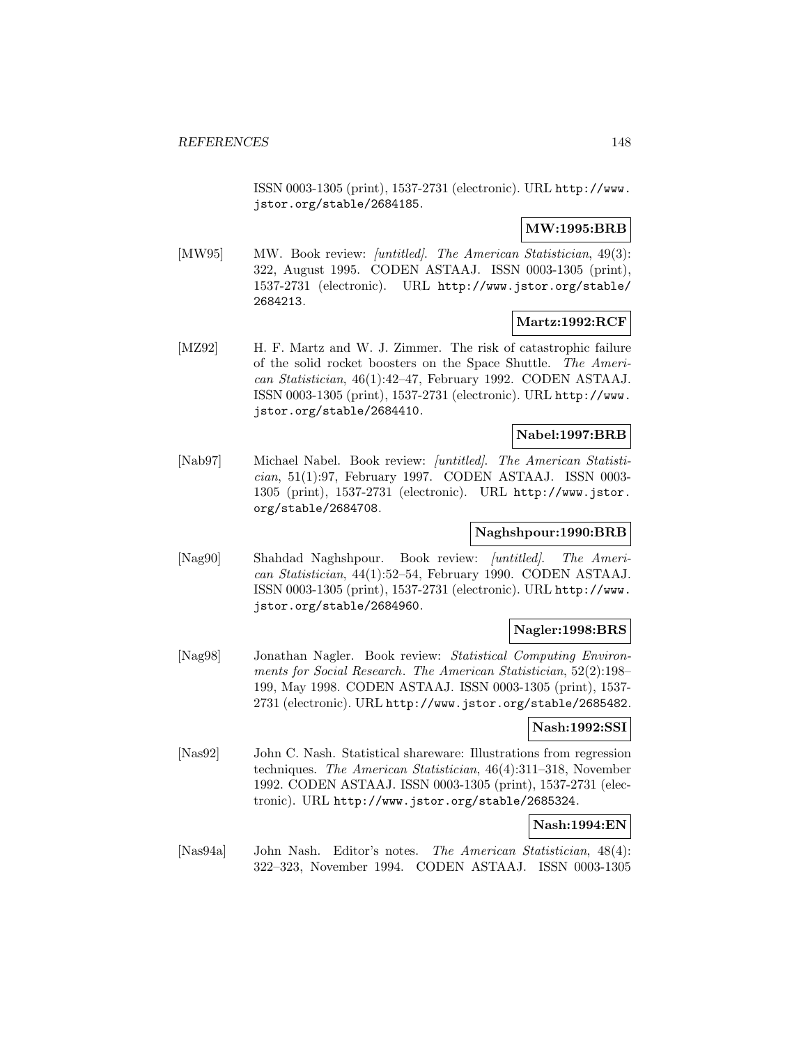ISSN 0003-1305 (print), 1537-2731 (electronic). URL http://www.jstor.org/stable/2684185.

**MW:1995:BRB**

[MW95] MW. Book review: *[untitled]*. *The American Statistician*, 49(3): 322, August 1995. CODEN ASTAAJ. ISSN 0003-1305 (print), 1537-2731 (electronic). URL http://www.jstor.org/stable/2684213.

**Martz:1992:RCF**

[MZ92] H. F. Martz and W. J. Zimmer. The risk of catastrophic failure of the solid rocket boosters on the Space Shuttle. *The American Statistician*, 46(1):42–47, February 1992. CODEN ASTAAJ. ISSN 0003-1305 (print), 1537-2731 (electronic). URL http://www.jstor.org/stable/2684410.

**Nabel:1997:BRB**

[Nab97] Michael Nabel. Book review: *[untitled]*. *The American Statistician*, 51(1):97, February 1997. CODEN ASTAAJ. ISSN 0003-1305 (print), 1537-2731 (electronic). URL http://www.jstor.org/stable/2684708.

**Naghshpour:1990:BRB**

[Nag90] Shahdad Naghshpour. Book review: *[untitled]*. *The American Statistician*, 44(1):52–54, February 1990. CODEN ASTAAJ. ISSN 0003-1305 (print), 1537-2731 (electronic). URL http://www.jstor.org/stable/2684960.

**Nagler:1998:BRS**

[Nag98] Jonathan Nagler. Book review: *Statistical Computing Environments for Social Research*. *The American Statistician*, 52(2):198–199, May 1998. CODEN ASTAAJ. ISSN 0003-1305 (print), 1537-2731 (electronic). URL http://www.jstor.org/stable/2685482.

**Nash:1992:SSI**

[Nas92] John C. Nash. Statistical shareware: Illustrations from regression techniques. *The American Statistician*, 46(4):311–318, November 1992. CODEN ASTAAJ. ISSN 0003-1305 (print), 1537-2731 (electronic). URL http://www.jstor.org/stable/2685324.

**Nash:1994:EN**

[Nas94a] John Nash. Editor's notes. *The American Statistician*, 48(4): 322–323, November 1994. CODEN ASTAAJ. ISSN 0003-1305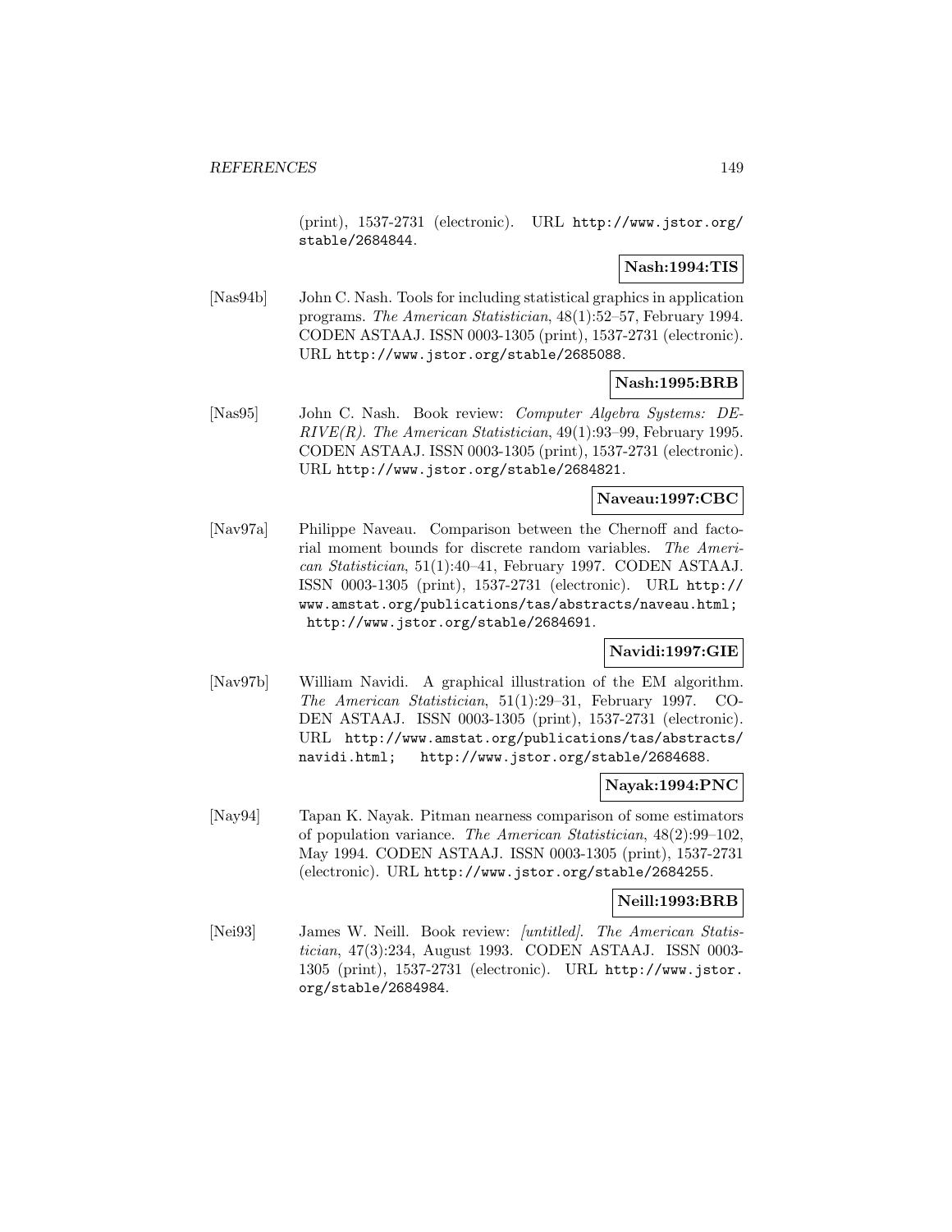(print), 1537-2731 (electronic). URL http://www.jstor.org/stable/2684844.

**Nash:1994:TIS**

[Nas94b] John C. Nash. Tools for including statistical graphics in application programs. *The American Statistician*, 48(1):52–57, February 1994. CODEN ASTAAJ. ISSN 0003-1305 (print), 1537-2731 (electronic). URL http://www.jstor.org/stable/2685088.

**Nash:1995:BRB**

[Nas95] John C. Nash. Book review: *Computer Algebra Systems: DERIVE(R)*. *The American Statistician*, 49(1):93–99, February 1995. CODEN ASTAAJ. ISSN 0003-1305 (print), 1537-2731 (electronic). URL http://www.jstor.org/stable/2684821.

**Naveau:1997:CBC**

[Nav97a] Philippe Naveau. Comparison between the Chernoff and factorial moment bounds for discrete random variables. *The American Statistician*, 51(1):40–41, February 1997. CODEN ASTAAJ. ISSN 0003-1305 (print), 1537-2731 (electronic). URL http://www.amstat.org/publications/tas/abstracts/naveau.html; http://www.jstor.org/stable/2684691.

**Navidi:1997:GIE**

[Nav97b] William Navidi. A graphical illustration of the EM algorithm. *The American Statistician*, 51(1):29–31, February 1997. CODEN ASTAAJ. ISSN 0003-1305 (print), 1537-2731 (electronic). URL http://www.amstat.org/publications/tas/abstracts/navidi.html; http://www.jstor.org/stable/2684688.

**Nayak:1994:PNC**

[Nay94] Tapan K. Nayak. Pitman nearness comparison of some estimators of population variance. *The American Statistician*, 48(2):99–102, May 1994. CODEN ASTAAJ. ISSN 0003-1305 (print), 1537-2731 (electronic). URL http://www.jstor.org/stable/2684255.

**Neill:1993:BRB**

[Nei93] James W. Neill. Book review: *[untitled]*. *The American Statistician*, 47(3):234, August 1993. CODEN ASTAAJ. ISSN 0003-1305 (print), 1537-2731 (electronic). URL http://www.jstor.org/stable/2684984.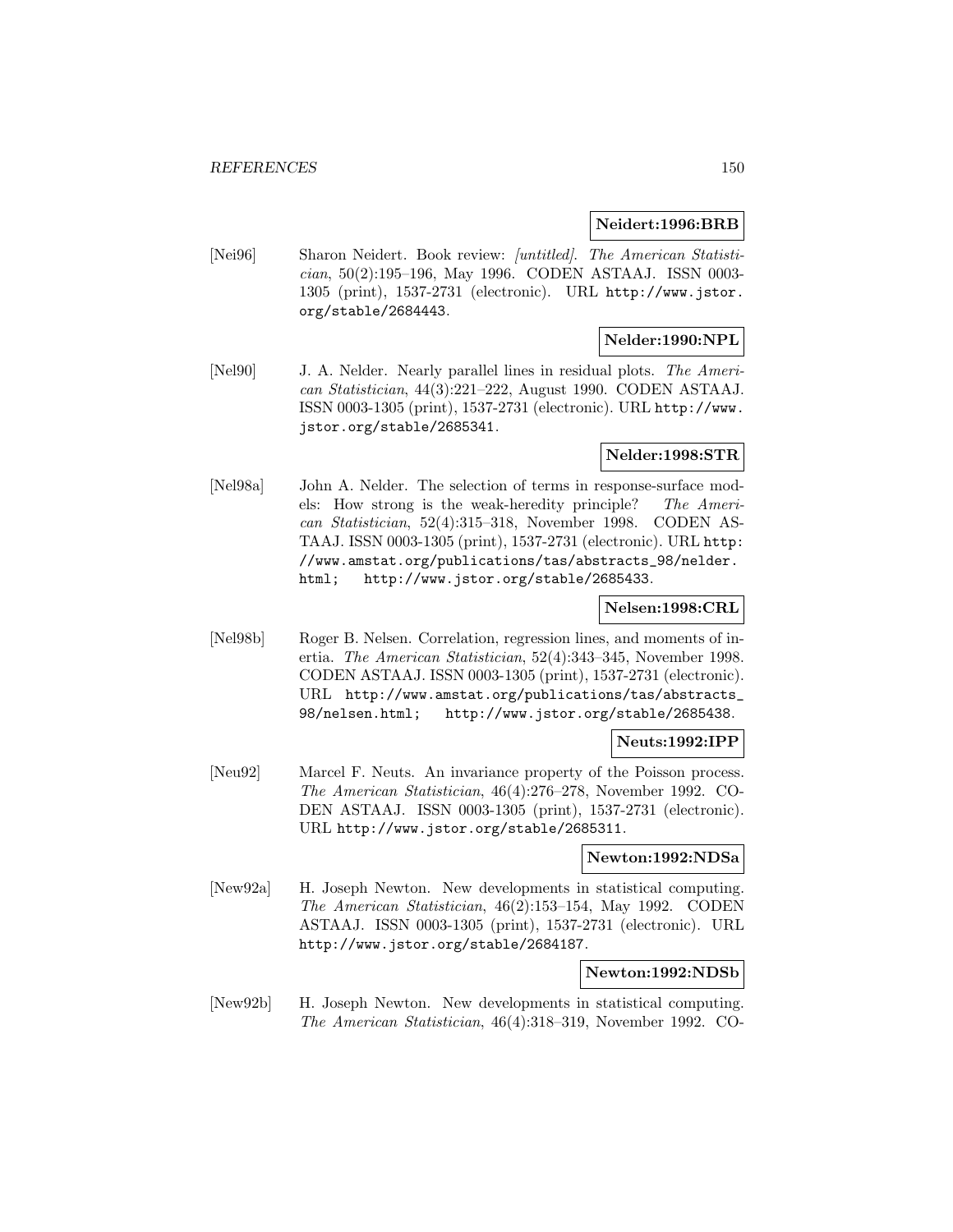**Neidert:1996:BRB**

[Nei96] Sharon Neidert. Book review: *[untitled]*. *The American Statistician*, 50(2):195–196, May 1996. CODEN ASTAAJ. ISSN 0003-1305 (print), 1537-2731 (electronic). URL http://www.jstor.org/stable/2684443.

**Nelder:1990:NPL**

[Nel90] J. A. Nelder. Nearly parallel lines in residual plots. *The American Statistician*, 44(3):221–222, August 1990. CODEN ASTAAJ. ISSN 0003-1305 (print), 1537-2731 (electronic). URL http://www.jstor.org/stable/2685341.

**Nelder:1998:STR**

[Nel98a] John A. Nelder. The selection of terms in response-surface models: How strong is the weak-heredity principle? *The American Statistician*, 52(4):315–318, November 1998. CODEN ASTAAJ. ISSN 0003-1305 (print), 1537-2731 (electronic). URL http://www.amstat.org/publications/tas/abstracts_98/nelder.html; http://www.jstor.org/stable/2685433.

**Nelsen:1998:CRL**

[Nel98b] Roger B. Nelsen. Correlation, regression lines, and moments of inertia. *The American Statistician*, 52(4):343–345, November 1998. CODEN ASTAAJ. ISSN 0003-1305 (print), 1537-2731 (electronic). URL http://www.amstat.org/publications/tas/abstracts_98/nelsen.html; http://www.jstor.org/stable/2685438.

**Neuts:1992:IPP**

[Neu92] Marcel F. Neuts. An invariance property of the Poisson process. *The American Statistician*, 46(4):276–278, November 1992. CODEN ASTAAJ. ISSN 0003-1305 (print), 1537-2731 (electronic). URL http://www.jstor.org/stable/2685311.

**Newton:1992:NDSa**

[New92a] H. Joseph Newton. New developments in statistical computing. *The American Statistician*, 46(2):153–154, May 1992. CODEN ASTAAJ. ISSN 0003-1305 (print), 1537-2731 (electronic). URL http://www.jstor.org/stable/2684187.

**Newton:1992:NDSb**

[New92b] H. Joseph Newton. New developments in statistical computing. *The American Statistician*, 46(4):318–319, November 1992. CO-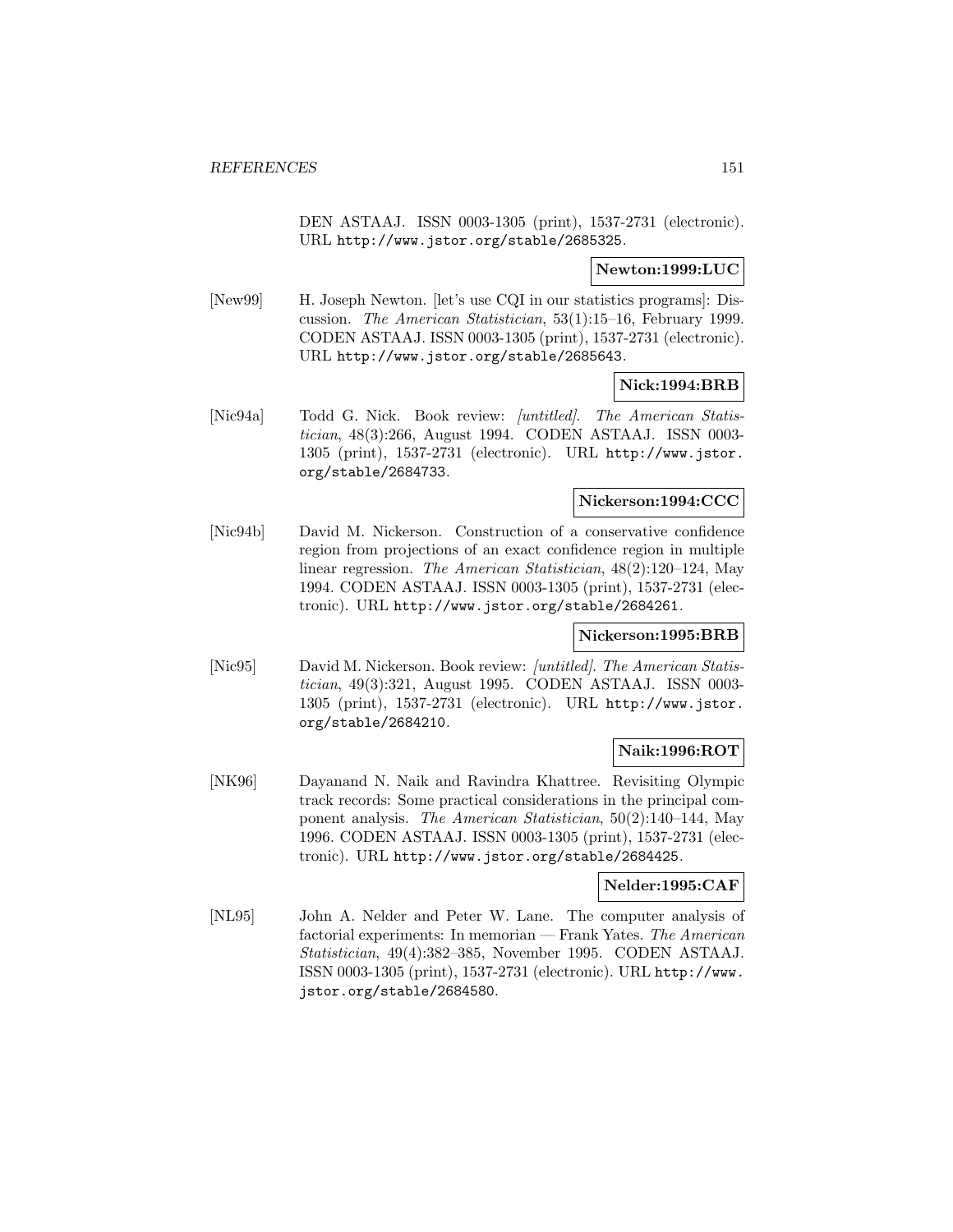DEN ASTAAJ. ISSN 0003-1305 (print), 1537-2731 (electronic). URL http://www.jstor.org/stable/2685325.

**Newton:1999:LUC**

[New99] H. Joseph Newton. [let's use CQI in our statistics programs]: Discussion. *The American Statistician*, 53(1):15–16, February 1999. CODEN ASTAAJ. ISSN 0003-1305 (print), 1537-2731 (electronic). URL http://www.jstor.org/stable/2685643.

**Nick:1994:BRB**

[Nic94a] Todd G. Nick. Book review: *[untitled]*. *The American Statistician*, 48(3):266, August 1994. CODEN ASTAAJ. ISSN 0003-1305 (print), 1537-2731 (electronic). URL http://www.jstor.org/stable/2684733.

**Nickerson:1994:CCC**

[Nic94b] David M. Nickerson. Construction of a conservative confidence region from projections of an exact confidence region in multiple linear regression. *The American Statistician*, 48(2):120–124, May 1994. CODEN ASTAAJ. ISSN 0003-1305 (print), 1537-2731 (electronic). URL http://www.jstor.org/stable/2684261.

**Nickerson:1995:BRB**

[Nic95] David M. Nickerson. Book review: *[untitled]*. *The American Statistician*, 49(3):321, August 1995. CODEN ASTAAJ. ISSN 0003-1305 (print), 1537-2731 (electronic). URL http://www.jstor.org/stable/2684210.

**Naik:1996:ROT**

[NK96] Dayanand N. Naik and Ravindra Khattree. Revisiting Olympic track records: Some practical considerations in the principal component analysis. *The American Statistician*, 50(2):140–144, May 1996. CODEN ASTAAJ. ISSN 0003-1305 (print), 1537-2731 (electronic). URL http://www.jstor.org/stable/2684425.

**Nelder:1995:CAF**

[NL95] John A. Nelder and Peter W. Lane. The computer analysis of factorial experiments: In memorian — Frank Yates. *The American Statistician*, 49(4):382–385, November 1995. CODEN ASTAAJ. ISSN 0003-1305 (print), 1537-2731 (electronic). URL http://www.jstor.org/stable/2684580.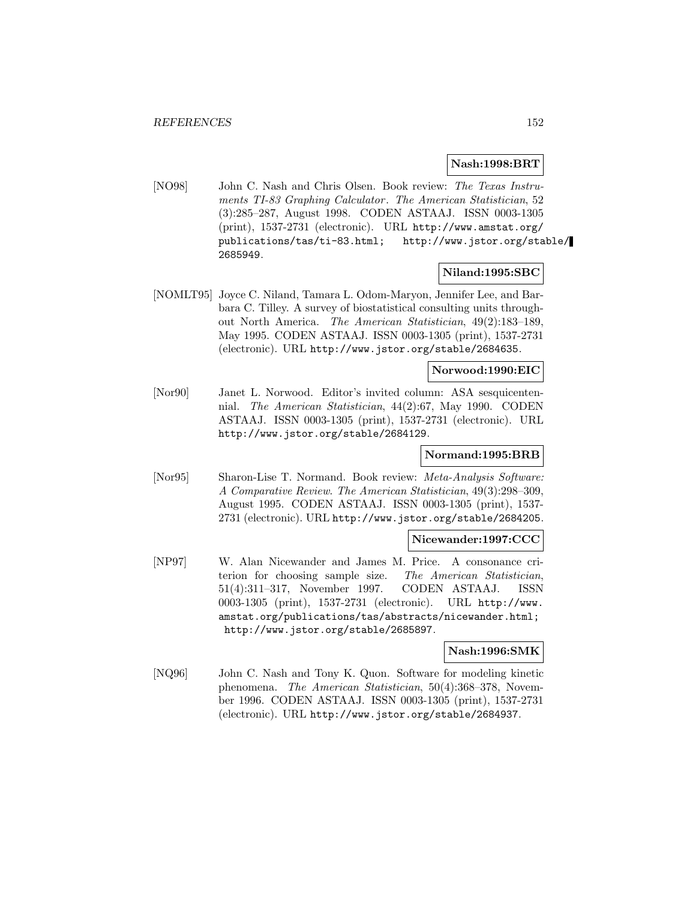**Nash:1998:BRT**

[NO98] John C. Nash and Chris Olsen. Book review: *The Texas Instruments TI-83 Graphing Calculator*. *The American Statistician*, 52 (3):285–287, August 1998. CODEN ASTAAJ. ISSN 0003-1305 (print), 1537-2731 (electronic). URL http://www.amstat.org/publications/tas/ti-83.html; http://www.jstor.org/stable/2685949.

**Niland:1995:SBC**

[NOMLT95] Joyce C. Niland, Tamara L. Odom-Maryon, Jennifer Lee, and Barbara C. Tilley. A survey of biostatistical consulting units throughout North America. *The American Statistician*, 49(2):183–189, May 1995. CODEN ASTAAJ. ISSN 0003-1305 (print), 1537-2731 (electronic). URL http://www.jstor.org/stable/2684635.

**Norwood:1990:EIC**

[Nor90] Janet L. Norwood. Editor's invited column: ASA sesquicentennial. *The American Statistician*, 44(2):67, May 1990. CODEN ASTAAJ. ISSN 0003-1305 (print), 1537-2731 (electronic). URL http://www.jstor.org/stable/2684129.

**Normand:1995:BRB**

[Nor95] Sharon-Lise T. Normand. Book review: *Meta-Analysis Software: A Comparative Review*. *The American Statistician*, 49(3):298–309, August 1995. CODEN ASTAAJ. ISSN 0003-1305 (print), 1537-2731 (electronic). URL http://www.jstor.org/stable/2684205.

**Nicewander:1997:CCC**

[NP97] W. Alan Nicewander and James M. Price. A consonance criterion for choosing sample size. *The American Statistician*, 51(4):311–317, November 1997. CODEN ASTAAJ. ISSN 0003-1305 (print), 1537-2731 (electronic). URL http://www.amstat.org/publications/tas/abstracts/nicewander.html; http://www.jstor.org/stable/2685897.

**Nash:1996:SMK**

[NQ96] John C. Nash and Tony K. Quon. Software for modeling kinetic phenomena. *The American Statistician*, 50(4):368–378, November 1996. CODEN ASTAAJ. ISSN 0003-1305 (print), 1537-2731 (electronic). URL http://www.jstor.org/stable/2684937.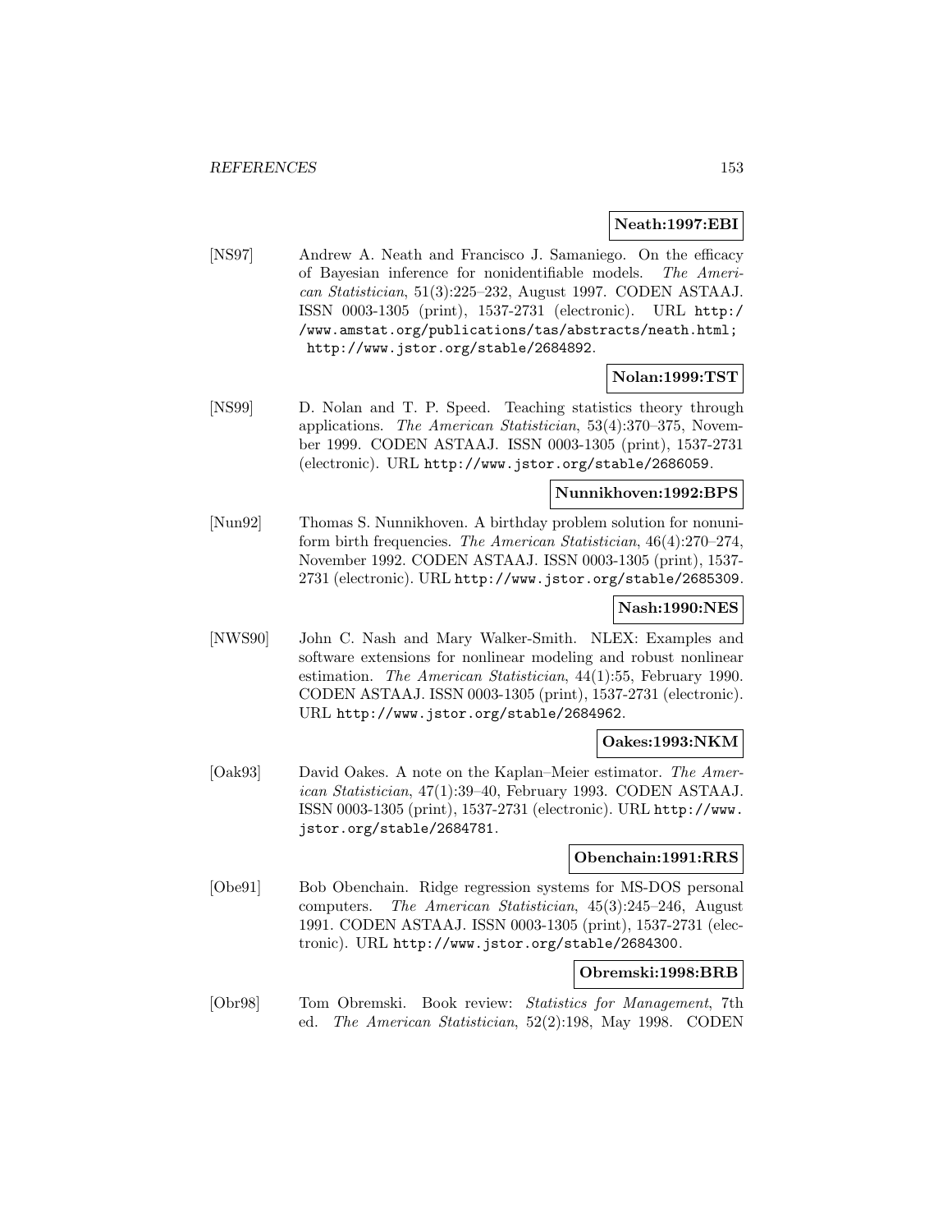**Neath:1997:EBI**

[NS97] Andrew A. Neath and Francisco J. Samaniego. On the efficacy of Bayesian inference for nonidentifiable models. *The American Statistician*, 51(3):225–232, August 1997. CODEN ASTAAJ. ISSN 0003-1305 (print), 1537-2731 (electronic). URL `http://www.amstat.org/publications/tas/abstracts/neath.html; http://www.jstor.org/stable/2684892`.

**Nolan:1999:TST**

[NS99] D. Nolan and T. P. Speed. Teaching statistics theory through applications. *The American Statistician*, 53(4):370–375, November 1999. CODEN ASTAAJ. ISSN 0003-1305 (print), 1537-2731 (electronic). URL `http://www.jstor.org/stable/2686059`.

**Nunnikhoven:1992:BPS**

[Nun92] Thomas S. Nunnikhoven. A birthday problem solution for nonuniform birth frequencies. *The American Statistician*, 46(4):270–274, November 1992. CODEN ASTAAJ. ISSN 0003-1305 (print), 1537-2731 (electronic). URL `http://www.jstor.org/stable/2685309`.

**Nash:1990:NES**

[NWS90] John C. Nash and Mary Walker-Smith. NLEX: Examples and software extensions for nonlinear modeling and robust nonlinear estimation. *The American Statistician*, 44(1):55, February 1990. CODEN ASTAAJ. ISSN 0003-1305 (print), 1537-2731 (electronic). URL `http://www.jstor.org/stable/2684962`.

**Oakes:1993:NKM**

[Oak93] David Oakes. A note on the Kaplan–Meier estimator. *The American Statistician*, 47(1):39–40, February 1993. CODEN ASTAAJ. ISSN 0003-1305 (print), 1537-2731 (electronic). URL `http://www.jstor.org/stable/2684781`.

**Obenchain:1991:RRS**

[Obe91] Bob Obenchain. Ridge regression systems for MS-DOS personal computers. *The American Statistician*, 45(3):245–246, August 1991. CODEN ASTAAJ. ISSN 0003-1305 (print), 1537-2731 (electronic). URL `http://www.jstor.org/stable/2684300`.

**Obremski:1998:BRB**

[Obr98] Tom Obremski. Book review: *Statistics for Management*, 7th ed. *The American Statistician*, 52(2):198, May 1998. CODEN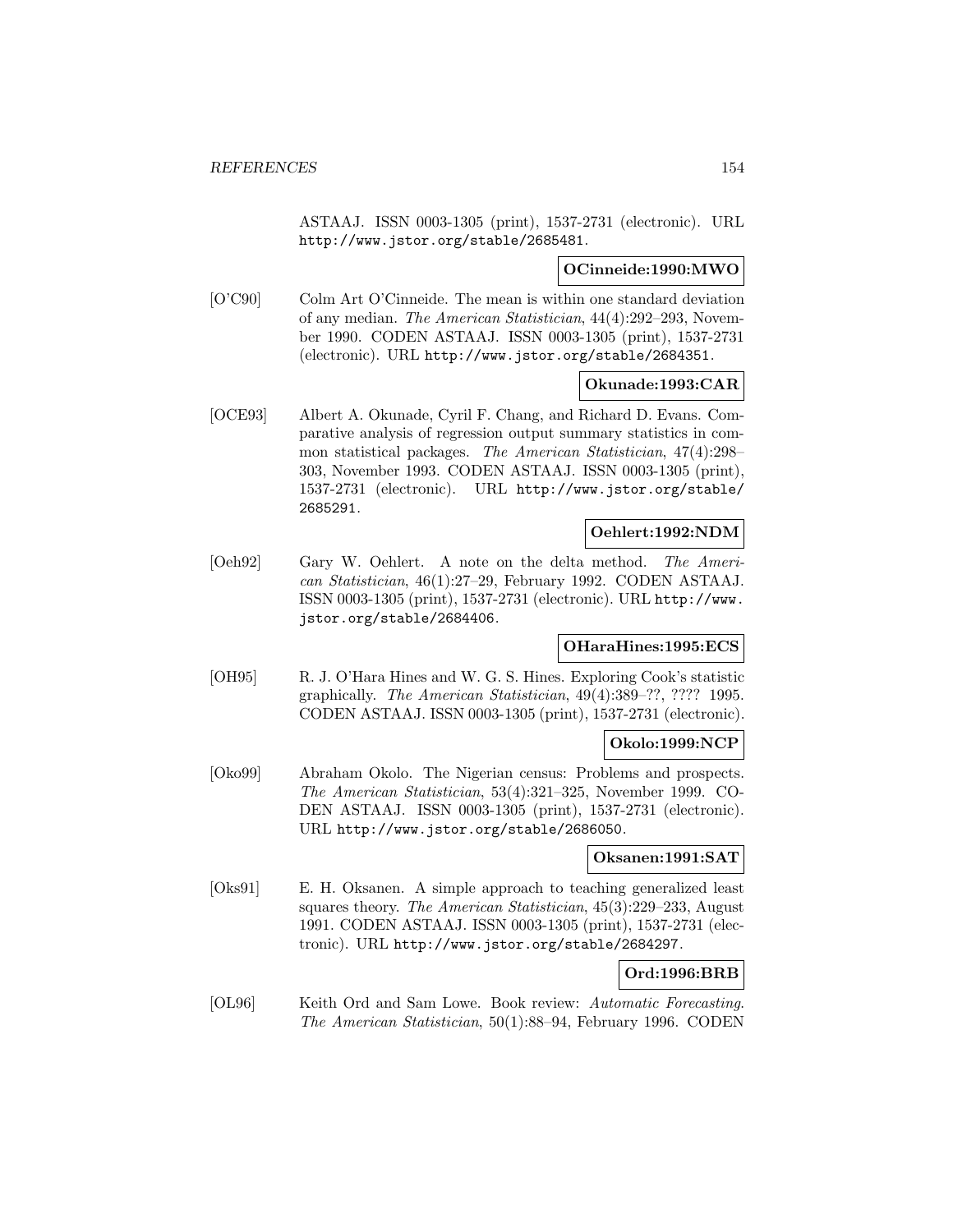ASTAAJ. ISSN 0003-1305 (print), 1537-2731 (electronic). URL http://www.jstor.org/stable/2685481.

**OCinneide:1990:MWO**

[O'C90] Colm Art O'Cinneide. The mean is within one standard deviation of any median. *The American Statistician*, 44(4):292–293, November 1990. CODEN ASTAAJ. ISSN 0003-1305 (print), 1537-2731 (electronic). URL http://www.jstor.org/stable/2684351.

**Okunade:1993:CAR**

[OCE93] Albert A. Okunade, Cyril F. Chang, and Richard D. Evans. Comparative analysis of regression output summary statistics in common statistical packages. *The American Statistician*, 47(4):298–303, November 1993. CODEN ASTAAJ. ISSN 0003-1305 (print), 1537-2731 (electronic). URL http://www.jstor.org/stable/2685291.

**Oehlert:1992:NDM**

[Oeh92] Gary W. Oehlert. A note on the delta method. *The American Statistician*, 46(1):27–29, February 1992. CODEN ASTAAJ. ISSN 0003-1305 (print), 1537-2731 (electronic). URL http://www.jstor.org/stable/2684406.

**OHaraHines:1995:ECS**

[OH95] R. J. O'Hara Hines and W. G. S. Hines. Exploring Cook's statistic graphically. *The American Statistician*, 49(4):389–??, ???? 1995. CODEN ASTAAJ. ISSN 0003-1305 (print), 1537-2731 (electronic).

**Okolo:1999:NCP**

[Oko99] Abraham Okolo. The Nigerian census: Problems and prospects. *The American Statistician*, 53(4):321–325, November 1999. CODEN ASTAAJ. ISSN 0003-1305 (print), 1537-2731 (electronic). URL http://www.jstor.org/stable/2686050.

**Oksanen:1991:SAT**

[Oks91] E. H. Oksanen. A simple approach to teaching generalized least squares theory. *The American Statistician*, 45(3):229–233, August 1991. CODEN ASTAAJ. ISSN 0003-1305 (print), 1537-2731 (electronic). URL http://www.jstor.org/stable/2684297.

**Ord:1996:BRB**

[OL96] Keith Ord and Sam Lowe. Book review: *Automatic Forecasting*. *The American Statistician*, 50(1):88–94, February 1996. CODEN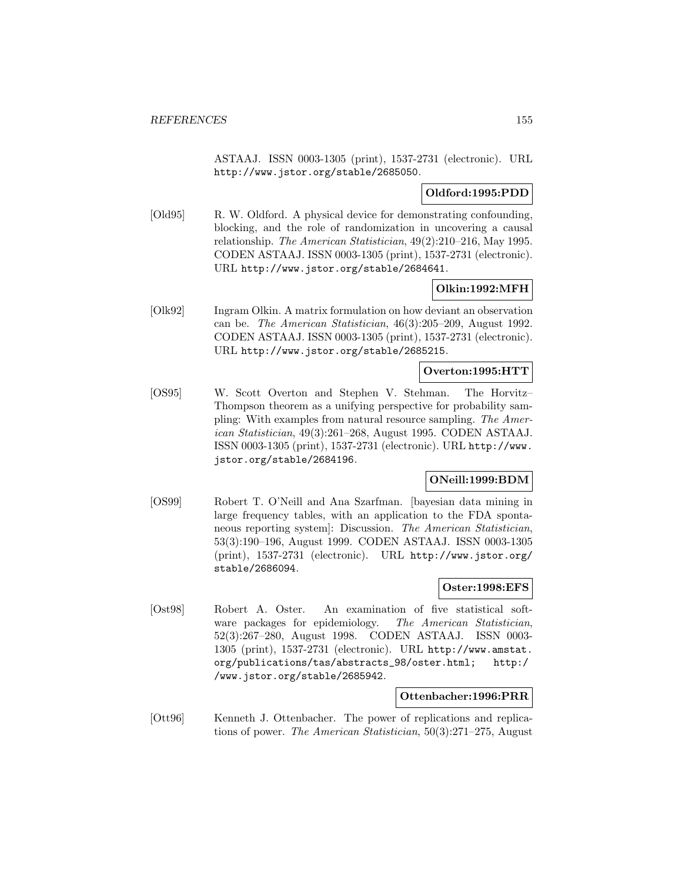ASTAAJ. ISSN 0003-1305 (print), 1537-2731 (electronic). URL http://www.jstor.org/stable/2685050.

**Oldford:1995:PDD**

[Old95] R. W. Oldford. A physical device for demonstrating confounding, blocking, and the role of randomization in uncovering a causal relationship. *The American Statistician*, 49(2):210–216, May 1995. CODEN ASTAAJ. ISSN 0003-1305 (print), 1537-2731 (electronic). URL http://www.jstor.org/stable/2684641.

**Olkin:1992:MFH**

[Olk92] Ingram Olkin. A matrix formulation on how deviant an observation can be. *The American Statistician*, 46(3):205–209, August 1992. CODEN ASTAAJ. ISSN 0003-1305 (print), 1537-2731 (electronic). URL http://www.jstor.org/stable/2685215.

**Overton:1995:HTT**

[OS95] W. Scott Overton and Stephen V. Stehman. The Horvitz–Thompson theorem as a unifying perspective for probability sampling: With examples from natural resource sampling. *The American Statistician*, 49(3):261–268, August 1995. CODEN ASTAAJ. ISSN 0003-1305 (print), 1537-2731 (electronic). URL http://www.jstor.org/stable/2684196.

**ONeill:1999:BDM**

[OS99] Robert T. O'Neill and Ana Szarfman. [bayesian data mining in large frequency tables, with an application to the FDA spontaneous reporting system]: Discussion. *The American Statistician*, 53(3):190–196, August 1999. CODEN ASTAAJ. ISSN 0003-1305 (print), 1537-2731 (electronic). URL http://www.jstor.org/stable/2686094.

**Oster:1998:EFS**

[Ost98] Robert A. Oster. An examination of five statistical software packages for epidemiology. *The American Statistician*, 52(3):267–280, August 1998. CODEN ASTAAJ. ISSN 0003-1305 (print), 1537-2731 (electronic). URL http://www.amstat.org/publications/tas/abstracts_98/oster.html; http://www.jstor.org/stable/2685942.

**Ottenbacher:1996:PRR**

[Ott96] Kenneth J. Ottenbacher. The power of replications and replications of power. *The American Statistician*, 50(3):271–275, August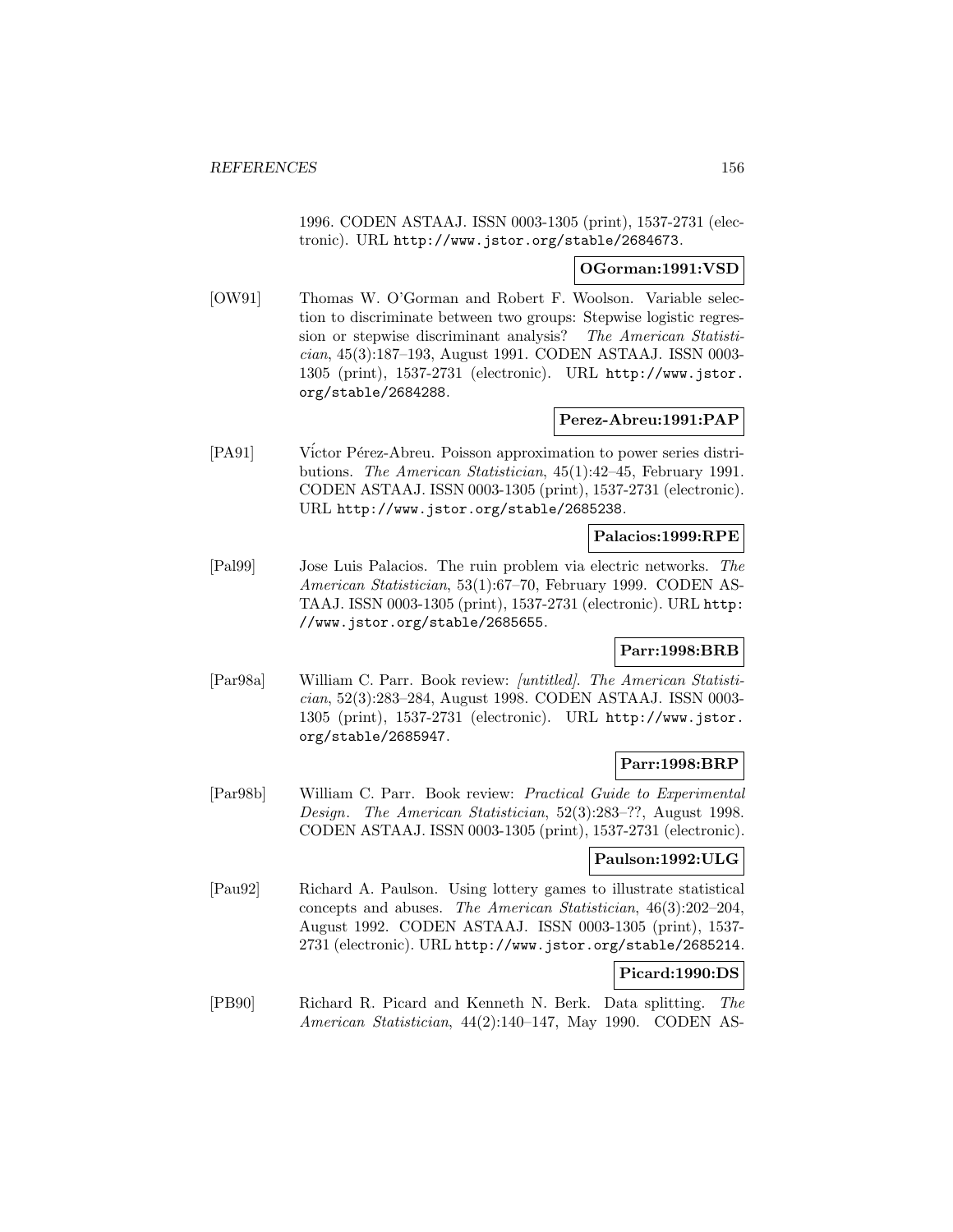1996. CODEN ASTAAJ. ISSN 0003-1305 (print), 1537-2731 (electronic). URL http://www.jstor.org/stable/2684673.

**OGorman:1991:VSD**

[OW91] Thomas W. O'Gorman and Robert F. Woolson. Variable selection to discriminate between two groups: Stepwise logistic regression or stepwise discriminant analysis? *The American Statistician*, 45(3):187–193, August 1991. CODEN ASTAAJ. ISSN 0003-1305 (print), 1537-2731 (electronic). URL http://www.jstor.org/stable/2684288.

**Perez-Abreu:1991:PAP**

[PA91] Víctor Pérez-Abreu. Poisson approximation to power series distributions. *The American Statistician*, 45(1):42–45, February 1991. CODEN ASTAAJ. ISSN 0003-1305 (print), 1537-2731 (electronic). URL http://www.jstor.org/stable/2685238.

**Palacios:1999:RPE**

[Pal99] Jose Luis Palacios. The ruin problem via electric networks. *The American Statistician*, 53(1):67–70, February 1999. CODEN ASTAAJ. ISSN 0003-1305 (print), 1537-2731 (electronic). URL http://www.jstor.org/stable/2685655.

**Parr:1998:BRB**

[Par98a] William C. Parr. Book review: *[untitled]*. *The American Statistician*, 52(3):283–284, August 1998. CODEN ASTAAJ. ISSN 0003-1305 (print), 1537-2731 (electronic). URL http://www.jstor.org/stable/2685947.

**Parr:1998:BRP**

[Par98b] William C. Parr. Book review: *Practical Guide to Experimental Design*. *The American Statistician*, 52(3):283–??, August 1998. CODEN ASTAAJ. ISSN 0003-1305 (print), 1537-2731 (electronic).

**Paulson:1992:ULG**

[Pau92] Richard A. Paulson. Using lottery games to illustrate statistical concepts and abuses. *The American Statistician*, 46(3):202–204, August 1992. CODEN ASTAAJ. ISSN 0003-1305 (print), 1537-2731 (electronic). URL http://www.jstor.org/stable/2685214.

**Picard:1990:DS**

[PB90] Richard R. Picard and Kenneth N. Berk. Data splitting. *The American Statistician*, 44(2):140–147, May 1990. CODEN AS-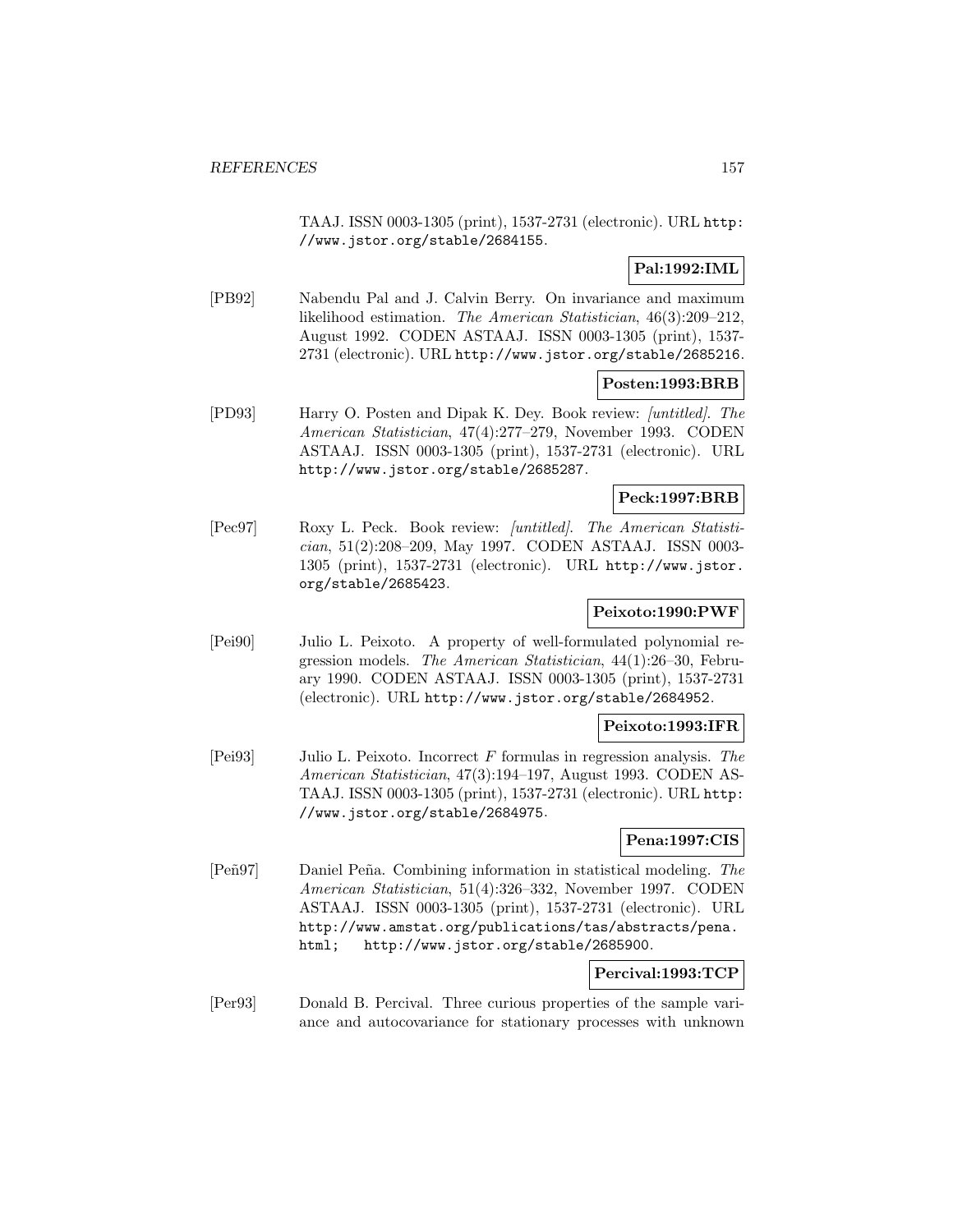TAAJ. ISSN 0003-1305 (print), 1537-2731 (electronic). URL http://www.jstor.org/stable/2684155.

**Pal:1992:IML**

[PB92] Nabendu Pal and J. Calvin Berry. On invariance and maximum likelihood estimation. *The American Statistician*, 46(3):209–212, August 1992. CODEN ASTAAJ. ISSN 0003-1305 (print), 1537-2731 (electronic). URL http://www.jstor.org/stable/2685216.

**Posten:1993:BRB**

[PD93] Harry O. Posten and Dipak K. Dey. Book review: *[untitled]*. *The American Statistician*, 47(4):277–279, November 1993. CODEN ASTAAJ. ISSN 0003-1305 (print), 1537-2731 (electronic). URL http://www.jstor.org/stable/2685287.

**Peck:1997:BRB**

[Pec97] Roxy L. Peck. Book review: *[untitled]*. *The American Statistician*, 51(2):208–209, May 1997. CODEN ASTAAJ. ISSN 0003-1305 (print), 1537-2731 (electronic). URL http://www.jstor.org/stable/2685423.

**Peixoto:1990:PWF**

[Pei90] Julio L. Peixoto. A property of well-formulated polynomial regression models. *The American Statistician*, 44(1):26–30, February 1990. CODEN ASTAAJ. ISSN 0003-1305 (print), 1537-2731 (electronic). URL http://www.jstor.org/stable/2684952.

**Peixoto:1993:IFR**

[Pei93] Julio L. Peixoto. Incorrect $F$ formulas in regression analysis. *The American Statistician*, 47(3):194–197, August 1993. CODEN ASTAAJ. ISSN 0003-1305 (print), 1537-2731 (electronic). URL http://www.jstor.org/stable/2684975.

**Pena:1997:CIS**

[Peñ97] Daniel Peña. Combining information in statistical modeling. *The American Statistician*, 51(4):326–332, November 1997. CODEN ASTAAJ. ISSN 0003-1305 (print), 1537-2731 (electronic). URL http://www.amstat.org/publications/tas/abstracts/pena.html; http://www.jstor.org/stable/2685900.

**Percival:1993:TCP**

[Per93] Donald B. Percival. Three curious properties of the sample variance and autocovariance for stationary processes with unknown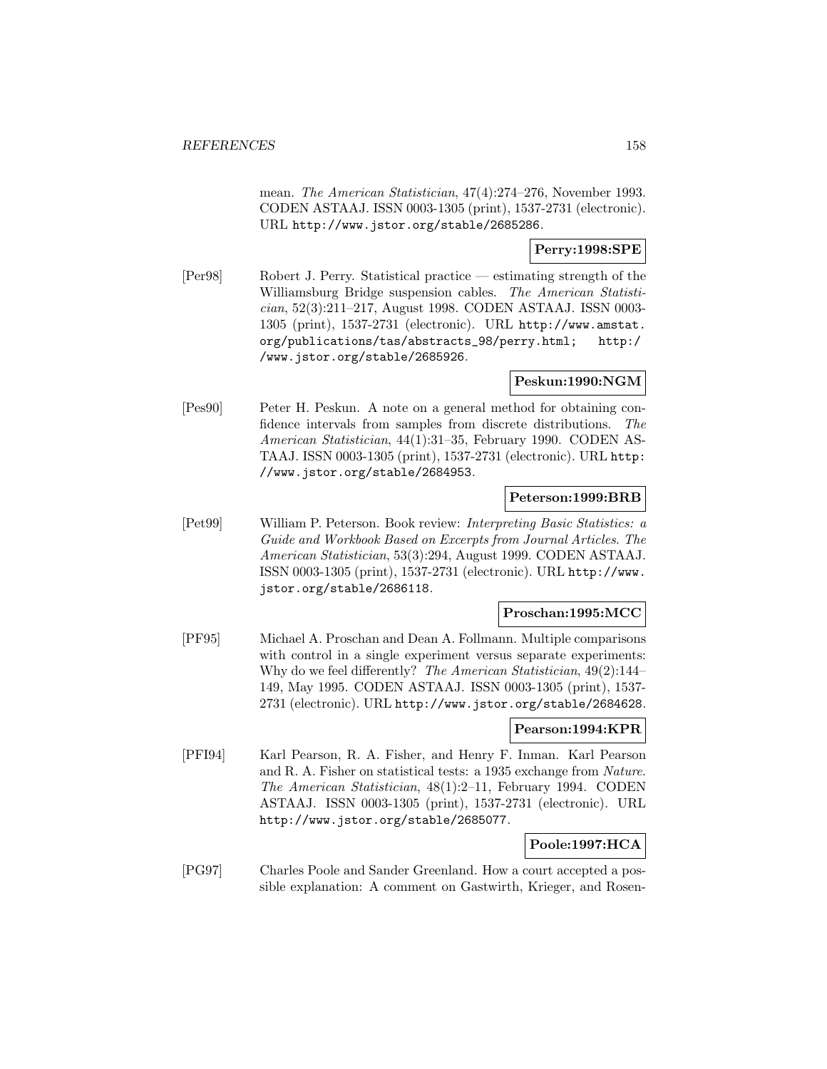mean. *The American Statistician*, 47(4):274–276, November 1993. CODEN ASTAAJ. ISSN 0003-1305 (print), 1537-2731 (electronic). URL http://www.jstor.org/stable/2685286.

**Perry:1998:SPE**

[Per98] Robert J. Perry. Statistical practice — estimating strength of the Williamsburg Bridge suspension cables. *The American Statistician*, 52(3):211–217, August 1998. CODEN ASTAAJ. ISSN 0003-1305 (print), 1537-2731 (electronic). URL http://www.amstat.org/publications/tas/abstracts_98/perry.html; http://www.jstor.org/stable/2685926.

**Peskun:1990:NGM**

[Pes90] Peter H. Peskun. A note on a general method for obtaining confidence intervals from samples from discrete distributions. *The American Statistician*, 44(1):31–35, February 1990. CODEN ASTAAJ. ISSN 0003-1305 (print), 1537-2731 (electronic). URL http://www.jstor.org/stable/2684953.

**Peterson:1999:BRB**

[Pet99] William P. Peterson. Book review: *Interpreting Basic Statistics: a Guide and Workbook Based on Excerpts from Journal Articles*. *The American Statistician*, 53(3):294, August 1999. CODEN ASTAAJ. ISSN 0003-1305 (print), 1537-2731 (electronic). URL http://www.jstor.org/stable/2686118.

**Proschan:1995:MCC**

[PF95] Michael A. Proschan and Dean A. Follmann. Multiple comparisons with control in a single experiment versus separate experiments: Why do we feel differently? *The American Statistician*, 49(2):144–149, May 1995. CODEN ASTAAJ. ISSN 0003-1305 (print), 1537-2731 (electronic). URL http://www.jstor.org/stable/2684628.

**Pearson:1994:KPR**

[PFI94] Karl Pearson, R. A. Fisher, and Henry F. Inman. Karl Pearson and R. A. Fisher on statistical tests: a 1935 exchange from *Nature*. *The American Statistician*, 48(1):2–11, February 1994. CODEN ASTAAJ. ISSN 0003-1305 (print), 1537-2731 (electronic). URL http://www.jstor.org/stable/2685077.

**Poole:1997:HCA**

[PG97] Charles Poole and Sander Greenland. How a court accepted a possible explanation: A comment on Gastwirth, Krieger, and Rosen-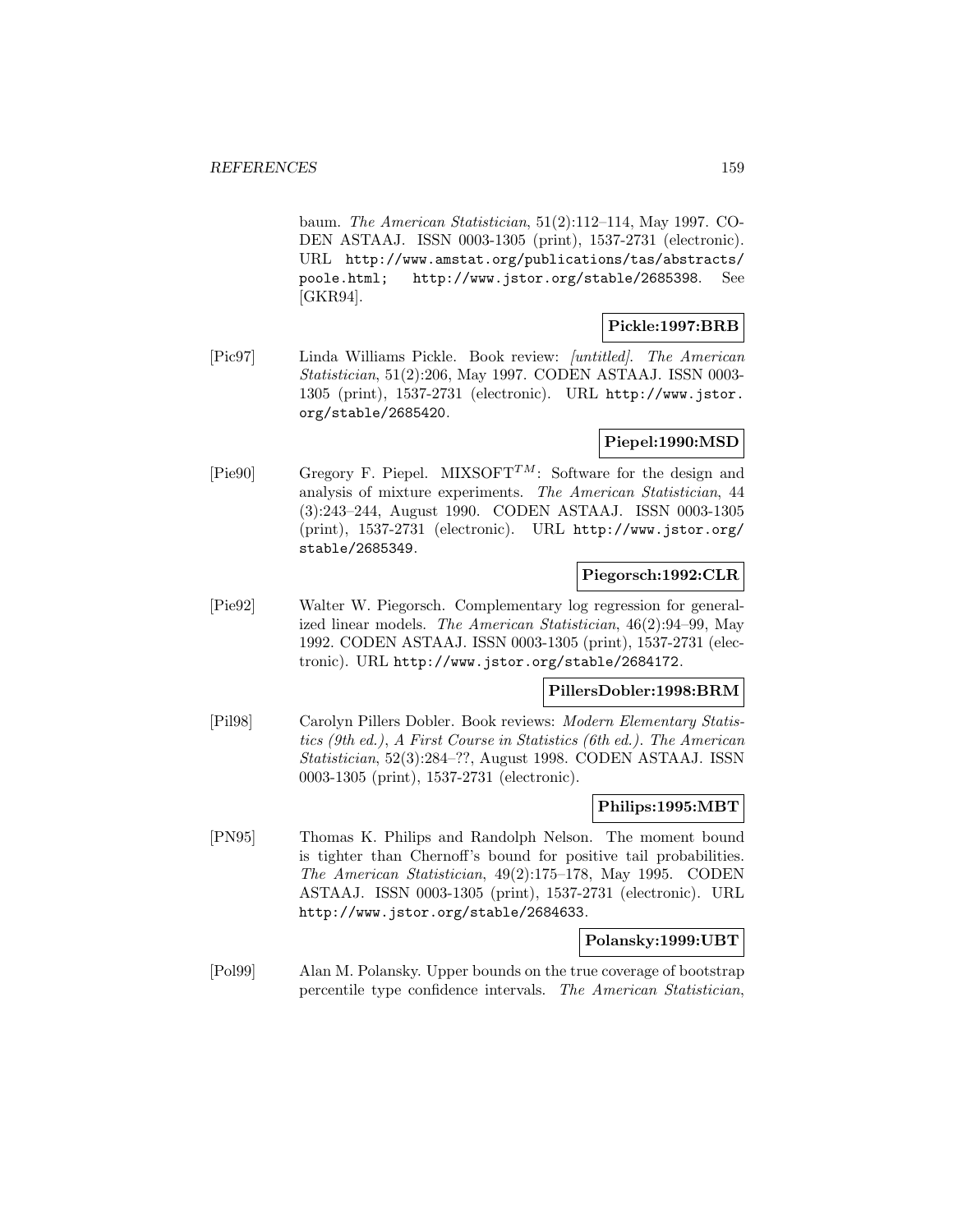baum. *The American Statistician*, 51(2):112–114, May 1997. CODEN ASTAAJ. ISSN 0003-1305 (print), 1537-2731 (electronic). URL http://www.amstat.org/publications/tas/abstracts/poole.html; http://www.jstor.org/stable/2685398. See [GKR94].

**Pickle:1997:BRB**

[Pic97] Linda Williams Pickle. Book review: *[untitled]*. *The American Statistician*, 51(2):206, May 1997. CODEN ASTAAJ. ISSN 0003-1305 (print), 1537-2731 (electronic). URL http://www.jstor.org/stable/2685420.

**Piepel:1990:MSD**

[Pie90] Gregory F. Piepel. MIXSOFT$^{TM}$: Software for the design and analysis of mixture experiments. *The American Statistician*, 44 (3):243–244, August 1990. CODEN ASTAAJ. ISSN 0003-1305 (print), 1537-2731 (electronic). URL http://www.jstor.org/stable/2685349.

**Piegorsch:1992:CLR**

[Pie92] Walter W. Piegorsch. Complementary log regression for generalized linear models. *The American Statistician*, 46(2):94–99, May 1992. CODEN ASTAAJ. ISSN 0003-1305 (print), 1537-2731 (electronic). URL http://www.jstor.org/stable/2684172.

**PillersDobler:1998:BRM**

[Pil98] Carolyn Pillers Dobler. Book reviews: *Modern Elementary Statistics (9th ed.)*, *A First Course in Statistics (6th ed.)*. *The American Statistician*, 52(3):284–??, August 1998. CODEN ASTAAJ. ISSN 0003-1305 (print), 1537-2731 (electronic).

**Philips:1995:MBT**

[PN95] Thomas K. Philips and Randolph Nelson. The moment bound is tighter than Chernoff's bound for positive tail probabilities. *The American Statistician*, 49(2):175–178, May 1995. CODEN ASTAAJ. ISSN 0003-1305 (print), 1537-2731 (electronic). URL http://www.jstor.org/stable/2684633.

**Polansky:1999:UBT**

[Pol99] Alan M. Polansky. Upper bounds on the true coverage of bootstrap percentile type confidence intervals. *The American Statistician*,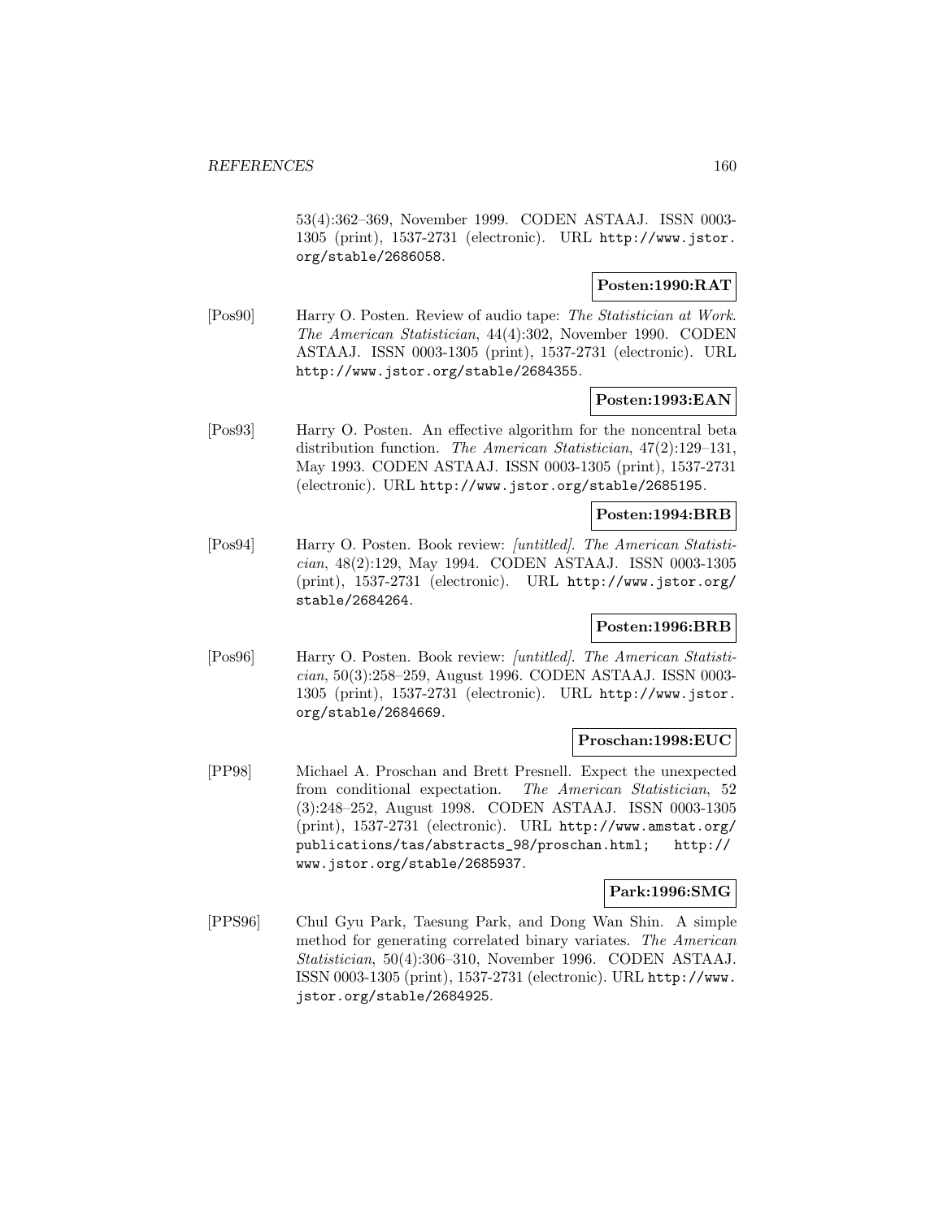53(4):362–369, November 1999. CODEN ASTAAJ. ISSN 0003-1305 (print), 1537-2731 (electronic). URL http://www.jstor.org/stable/2686058.

**Posten:1990:RAT**

[Pos90] Harry O. Posten. Review of audio tape: *The Statistician at Work*. *The American Statistician*, 44(4):302, November 1990. CODEN ASTAAJ. ISSN 0003-1305 (print), 1537-2731 (electronic). URL http://www.jstor.org/stable/2684355.

**Posten:1993:EAN**

[Pos93] Harry O. Posten. An effective algorithm for the noncentral beta distribution function. *The American Statistician*, 47(2):129–131, May 1993. CODEN ASTAAJ. ISSN 0003-1305 (print), 1537-2731 (electronic). URL http://www.jstor.org/stable/2685195.

**Posten:1994:BRB**

[Pos94] Harry O. Posten. Book review: *[untitled]*. *The American Statistician*, 48(2):129, May 1994. CODEN ASTAAJ. ISSN 0003-1305 (print), 1537-2731 (electronic). URL http://www.jstor.org/stable/2684264.

**Posten:1996:BRB**

[Pos96] Harry O. Posten. Book review: *[untitled]*. *The American Statistician*, 50(3):258–259, August 1996. CODEN ASTAAJ. ISSN 0003-1305 (print), 1537-2731 (electronic). URL http://www.jstor.org/stable/2684669.

**Proschan:1998:EUC**

[PP98] Michael A. Proschan and Brett Presnell. Expect the unexpected from conditional expectation. *The American Statistician*, 52 (3):248–252, August 1998. CODEN ASTAAJ. ISSN 0003-1305 (print), 1537-2731 (electronic). URL http://www.amstat.org/publications/tas/abstracts_98/proschan.html; http://www.jstor.org/stable/2685937.

**Park:1996:SMG**

[PPS96] Chul Gyu Park, Taesung Park, and Dong Wan Shin. A simple method for generating correlated binary variates. *The American Statistician*, 50(4):306–310, November 1996. CODEN ASTAAJ. ISSN 0003-1305 (print), 1537-2731 (electronic). URL http://www.jstor.org/stable/2684925.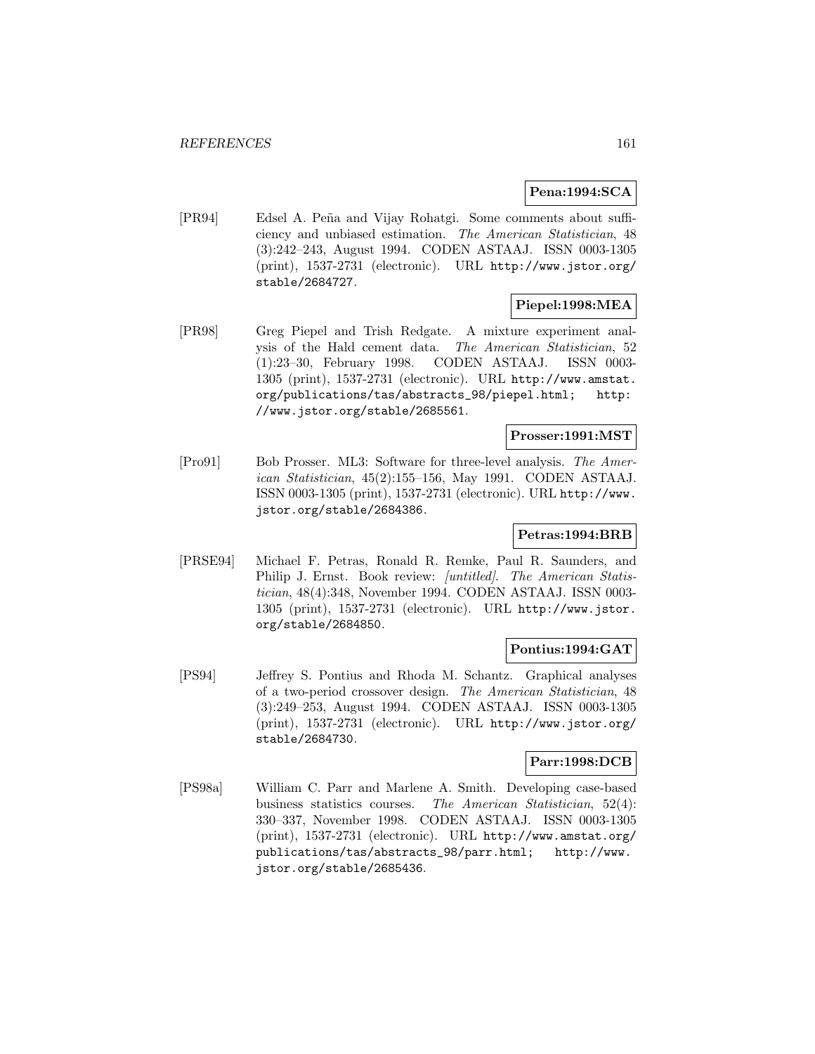**Pena:1994:SCA**

[PR94] Edsel A. Peña and Vijay Rohatgi. Some comments about sufficiency and unbiased estimation. *The American Statistician*, 48 (3):242–243, August 1994. CODEN ASTAAJ. ISSN 0003-1305 (print), 1537-2731 (electronic). URL http://www.jstor.org/stable/2684727.

**Piepel:1998:MEA**

[PR98] Greg Piepel and Trish Redgate. A mixture experiment analysis of the Hald cement data. *The American Statistician*, 52 (1):23–30, February 1998. CODEN ASTAAJ. ISSN 0003-1305 (print), 1537-2731 (electronic). URL http://www.amstat.org/publications/tas/abstracts_98/piepel.html; http://www.jstor.org/stable/2685561.

**Prosser:1991:MST**

[Pro91] Bob Prosser. ML3: Software for three-level analysis. *The American Statistician*, 45(2):155–156, May 1991. CODEN ASTAAJ. ISSN 0003-1305 (print), 1537-2731 (electronic). URL http://www.jstor.org/stable/2684386.

**Petras:1994:BRB**

[PRSE94] Michael F. Petras, Ronald R. Remke, Paul R. Saunders, and Philip J. Ernst. Book review: *[untitled]*. *The American Statistician*, 48(4):348, November 1994. CODEN ASTAAJ. ISSN 0003-1305 (print), 1537-2731 (electronic). URL http://www.jstor.org/stable/2684850.

**Pontius:1994:GAT**

[PS94] Jeffrey S. Pontius and Rhoda M. Schantz. Graphical analyses of a two-period crossover design. *The American Statistician*, 48 (3):249–253, August 1994. CODEN ASTAAJ. ISSN 0003-1305 (print), 1537-2731 (electronic). URL http://www.jstor.org/stable/2684730.

**Parr:1998:DCB**

[PS98a] William C. Parr and Marlene A. Smith. Developing case-based business statistics courses. *The American Statistician*, 52(4): 330–337, November 1998. CODEN ASTAAJ. ISSN 0003-1305 (print), 1537-2731 (electronic). URL http://www.amstat.org/publications/tas/abstracts_98/parr.html; http://www.jstor.org/stable/2685436.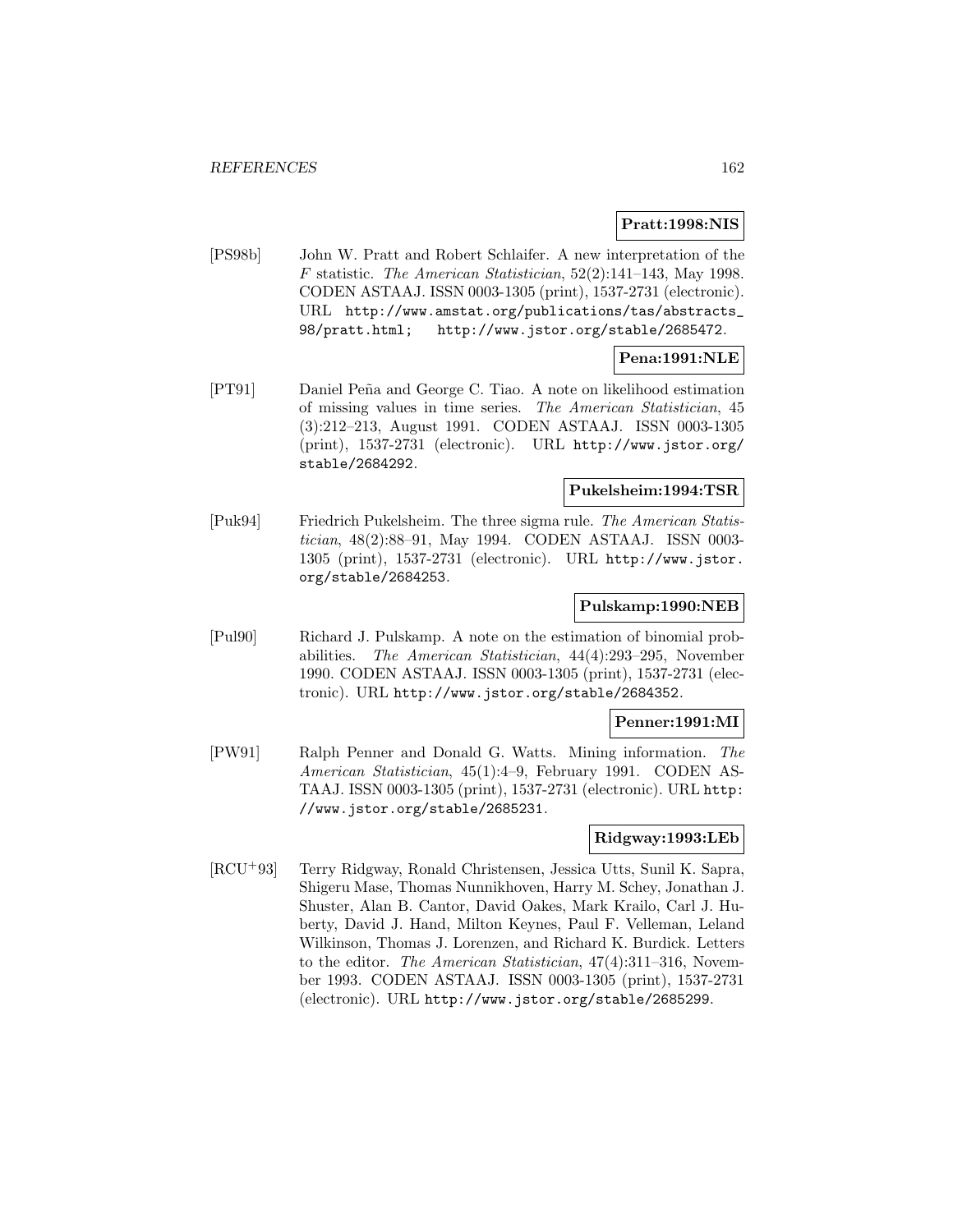**Pratt:1998:NIS**

[PS98b] John W. Pratt and Robert Schlaifer. A new interpretation of the $F$ statistic. *The American Statistician*, 52(2):141–143, May 1998. CODEN ASTAAJ. ISSN 0003-1305 (print), 1537-2731 (electronic). URL http://www.amstat.org/publications/tas/abstracts_98/pratt.html; http://www.jstor.org/stable/2685472.

**Pena:1991:NLE**

[PT91] Daniel Peña and George C. Tiao. A note on likelihood estimation of missing values in time series. *The American Statistician*, 45 (3):212–213, August 1991. CODEN ASTAAJ. ISSN 0003-1305 (print), 1537-2731 (electronic). URL http://www.jstor.org/stable/2684292.

**Pukelsheim:1994:TSR**

[Puk94] Friedrich Pukelsheim. The three sigma rule. *The American Statistician*, 48(2):88–91, May 1994. CODEN ASTAAJ. ISSN 0003-1305 (print), 1537-2731 (electronic). URL http://www.jstor.org/stable/2684253.

**Pulskamp:1990:NEB**

[Pul90] Richard J. Pulskamp. A note on the estimation of binomial probabilities. *The American Statistician*, 44(4):293–295, November 1990. CODEN ASTAAJ. ISSN 0003-1305 (print), 1537-2731 (electronic). URL http://www.jstor.org/stable/2684352.

**Penner:1991:MI**

[PW91] Ralph Penner and Donald G. Watts. Mining information. *The American Statistician*, 45(1):4–9, February 1991. CODEN ASTAAJ. ISSN 0003-1305 (print), 1537-2731 (electronic). URL http://www.jstor.org/stable/2685231.

**Ridgway:1993:LEb**

[RCU+93] Terry Ridgway, Ronald Christensen, Jessica Utts, Sunil K. Sapra, Shigeru Mase, Thomas Nunnikhoven, Harry M. Schey, Jonathan J. Shuster, Alan B. Cantor, David Oakes, Mark Krailo, Carl J. Huberty, David J. Hand, Milton Keynes, Paul F. Velleman, Leland Wilkinson, Thomas J. Lorenzen, and Richard K. Burdick. Letters to the editor. *The American Statistician*, 47(4):311–316, November 1993. CODEN ASTAAJ. ISSN 0003-1305 (print), 1537-2731 (electronic). URL http://www.jstor.org/stable/2685299.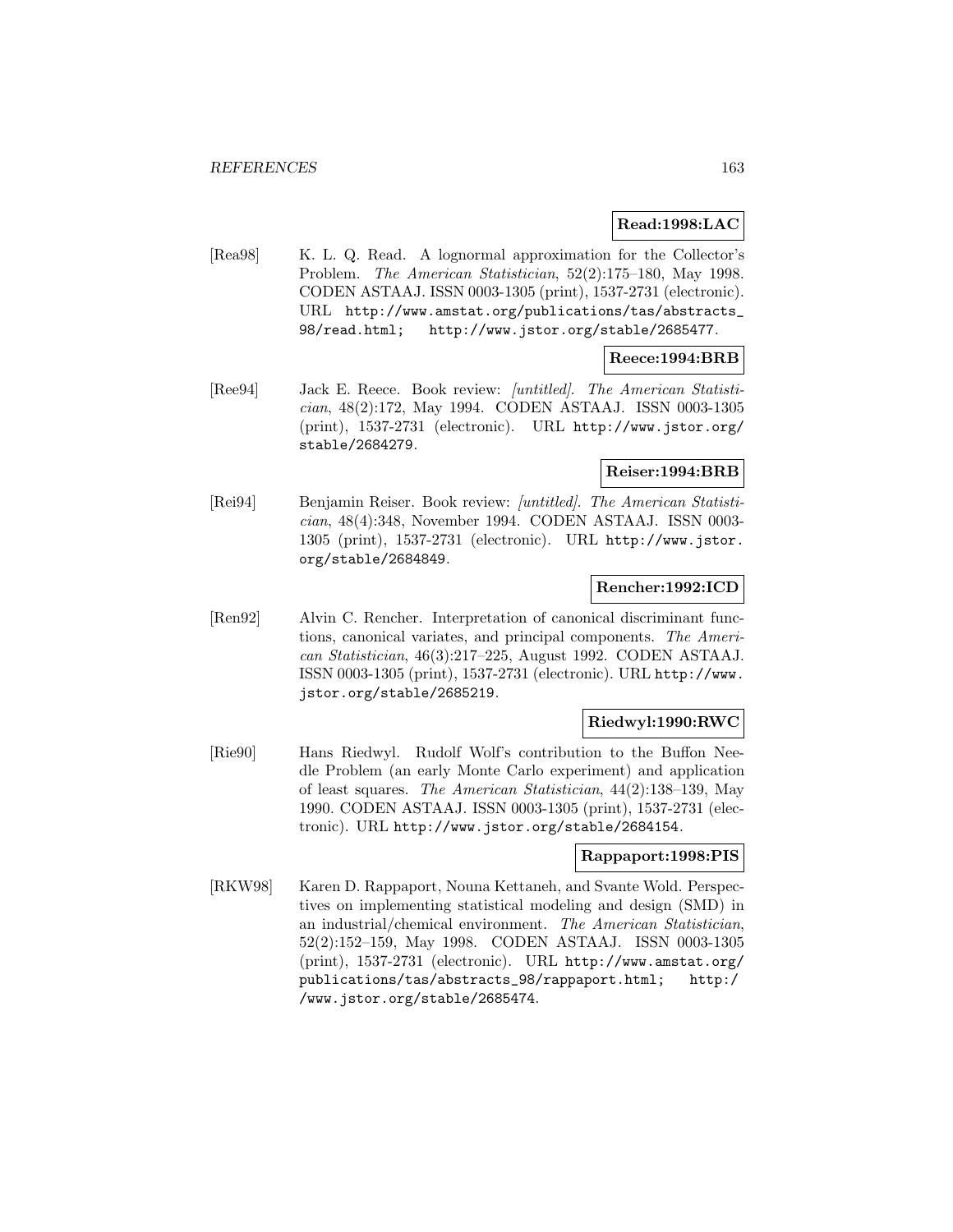**Read:1998:LAC**

[Rea98] K. L. Q. Read. A lognormal approximation for the Collector's Problem. *The American Statistician*, 52(2):175–180, May 1998. CODEN ASTAAJ. ISSN 0003-1305 (print), 1537-2731 (electronic). URL http://www.amstat.org/publications/tas/abstracts_98/read.html; http://www.jstor.org/stable/2685477.

**Reece:1994:BRB**

[Ree94] Jack E. Reece. Book review: *[untitled]*. *The American Statistician*, 48(2):172, May 1994. CODEN ASTAAJ. ISSN 0003-1305 (print), 1537-2731 (electronic). URL http://www.jstor.org/stable/2684279.

**Reiser:1994:BRB**

[Rei94] Benjamin Reiser. Book review: *[untitled]*. *The American Statistician*, 48(4):348, November 1994. CODEN ASTAAJ. ISSN 0003-1305 (print), 1537-2731 (electronic). URL http://www.jstor.org/stable/2684849.

**Rencher:1992:ICD**

[Ren92] Alvin C. Rencher. Interpretation of canonical discriminant functions, canonical variates, and principal components. *The American Statistician*, 46(3):217–225, August 1992. CODEN ASTAAJ. ISSN 0003-1305 (print), 1537-2731 (electronic). URL http://www.jstor.org/stable/2685219.

**Riedwyl:1990:RWC**

[Rie90] Hans Riedwyl. Rudolf Wolf's contribution to the Buffon Needle Problem (an early Monte Carlo experiment) and application of least squares. *The American Statistician*, 44(2):138–139, May 1990. CODEN ASTAAJ. ISSN 0003-1305 (print), 1537-2731 (electronic). URL http://www.jstor.org/stable/2684154.

**Rappaport:1998:PIS**

[RKW98] Karen D. Rappaport, Nouna Kettaneh, and Svante Wold. Perspectives on implementing statistical modeling and design (SMD) in an industrial/chemical environment. *The American Statistician*, 52(2):152–159, May 1998. CODEN ASTAAJ. ISSN 0003-1305 (print), 1537-2731 (electronic). URL http://www.amstat.org/publications/tas/abstracts_98/rappaport.html; http://www.jstor.org/stable/2685474.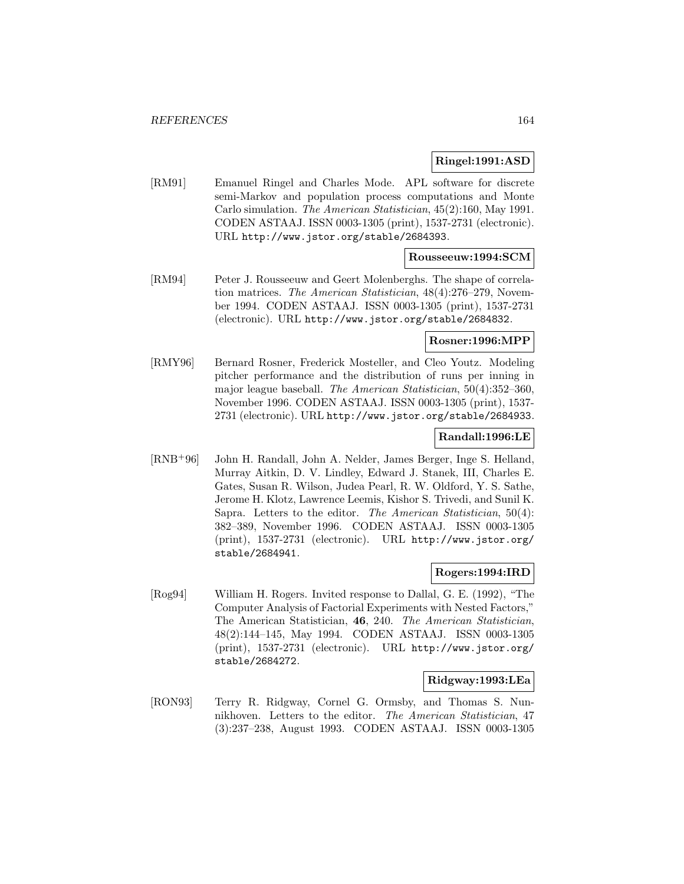**Ringel:1991:ASD**

[RM91] Emanuel Ringel and Charles Mode. APL software for discrete semi-Markov and population process computations and Monte Carlo simulation. *The American Statistician*, 45(2):160, May 1991. CODEN ASTAAJ. ISSN 0003-1305 (print), 1537-2731 (electronic). URL http://www.jstor.org/stable/2684393.

**Rousseeuw:1994:SCM**

[RM94] Peter J. Rousseeuw and Geert Molenberghs. The shape of correlation matrices. *The American Statistician*, 48(4):276–279, November 1994. CODEN ASTAAJ. ISSN 0003-1305 (print), 1537-2731 (electronic). URL http://www.jstor.org/stable/2684832.

**Rosner:1996:MPP**

[RMY96] Bernard Rosner, Frederick Mosteller, and Cleo Youtz. Modeling pitcher performance and the distribution of runs per inning in major league baseball. *The American Statistician*, 50(4):352–360, November 1996. CODEN ASTAAJ. ISSN 0003-1305 (print), 1537-2731 (electronic). URL http://www.jstor.org/stable/2684933.

**Randall:1996:LE**

[RNB+96] John H. Randall, John A. Nelder, James Berger, Inge S. Helland, Murray Aitkin, D. V. Lindley, Edward J. Stanek, III, Charles E. Gates, Susan R. Wilson, Judea Pearl, R. W. Oldford, Y. S. Sathe, Jerome H. Klotz, Lawrence Leemis, Kishor S. Trivedi, and Sunil K. Sapra. Letters to the editor. *The American Statistician*, 50(4): 382–389, November 1996. CODEN ASTAAJ. ISSN 0003-1305 (print), 1537-2731 (electronic). URL http://www.jstor.org/stable/2684941.

**Rogers:1994:IRD**

[Rog94] William H. Rogers. Invited response to Dallal, G. E. (1992), "The Computer Analysis of Factorial Experiments with Nested Factors," The American Statistician, **46**, 240. *The American Statistician*, 48(2):144–145, May 1994. CODEN ASTAAJ. ISSN 0003-1305 (print), 1537-2731 (electronic). URL http://www.jstor.org/stable/2684272.

**Ridgway:1993:LEa**

[RON93] Terry R. Ridgway, Cornel G. Ormsby, and Thomas S. Nunnikhoven. Letters to the editor. *The American Statistician*, 47 (3):237–238, August 1993. CODEN ASTAAJ. ISSN 0003-1305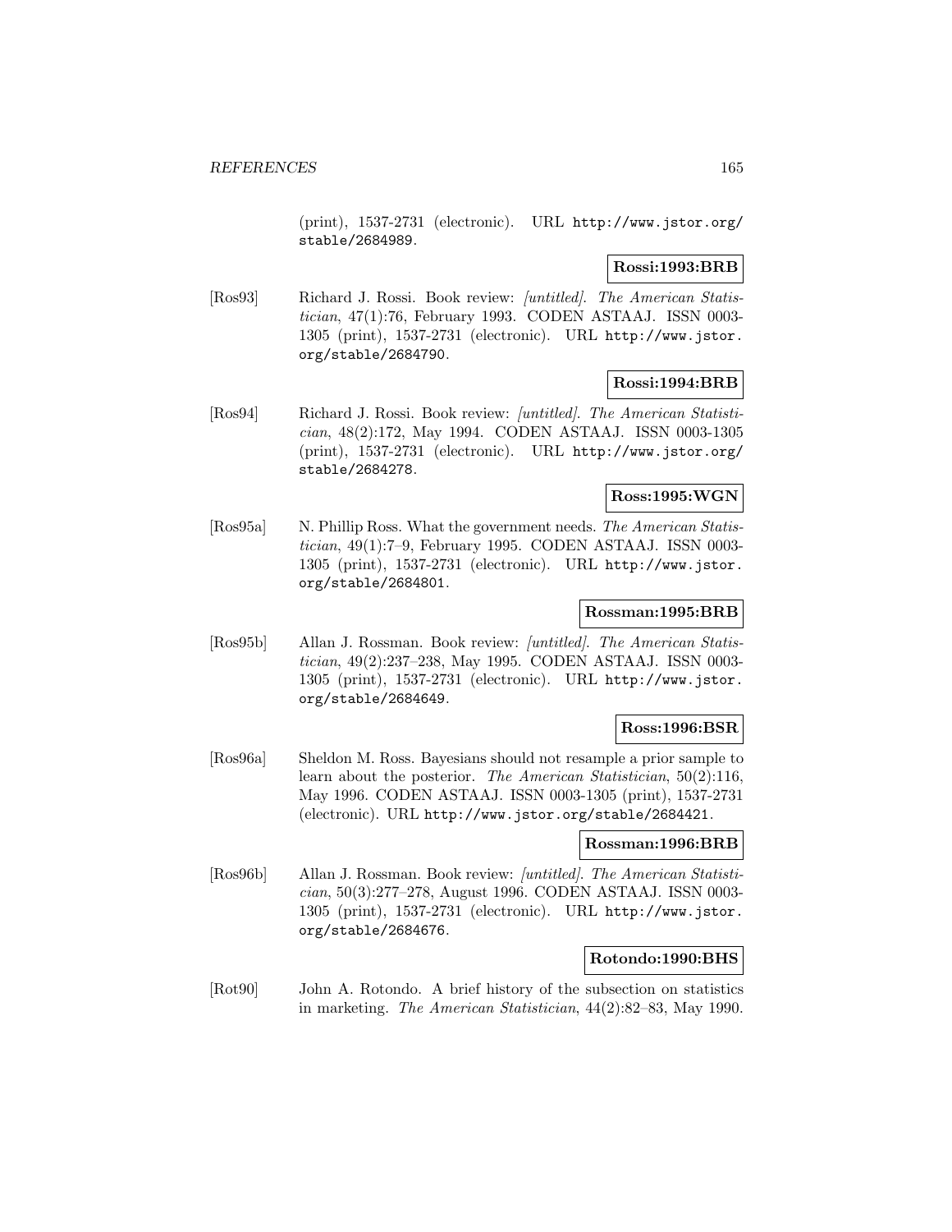(print), 1537-2731 (electronic). URL http://www.jstor.org/stable/2684989.

**Rossi:1993:BRB**

[Ros93] Richard J. Rossi. Book review: *[untitled]*. *The American Statistician*, 47(1):76, February 1993. CODEN ASTAAJ. ISSN 0003-1305 (print), 1537-2731 (electronic). URL http://www.jstor.org/stable/2684790.

**Rossi:1994:BRB**

[Ros94] Richard J. Rossi. Book review: *[untitled]*. *The American Statistician*, 48(2):172, May 1994. CODEN ASTAAJ. ISSN 0003-1305 (print), 1537-2731 (electronic). URL http://www.jstor.org/stable/2684278.

**Ross:1995:WGN**

[Ros95a] N. Phillip Ross. What the government needs. *The American Statistician*, 49(1):7–9, February 1995. CODEN ASTAAJ. ISSN 0003-1305 (print), 1537-2731 (electronic). URL http://www.jstor.org/stable/2684801.

**Rossman:1995:BRB**

[Ros95b] Allan J. Rossman. Book review: *[untitled]*. *The American Statistician*, 49(2):237–238, May 1995. CODEN ASTAAJ. ISSN 0003-1305 (print), 1537-2731 (electronic). URL http://www.jstor.org/stable/2684649.

**Ross:1996:BSR**

[Ros96a] Sheldon M. Ross. Bayesians should not resample a prior sample to learn about the posterior. *The American Statistician*, 50(2):116, May 1996. CODEN ASTAAJ. ISSN 0003-1305 (print), 1537-2731 (electronic). URL http://www.jstor.org/stable/2684421.

**Rossman:1996:BRB**

[Ros96b] Allan J. Rossman. Book review: *[untitled]*. *The American Statistician*, 50(3):277–278, August 1996. CODEN ASTAAJ. ISSN 0003-1305 (print), 1537-2731 (electronic). URL http://www.jstor.org/stable/2684676.

**Rotondo:1990:BHS**

[Rot90] John A. Rotondo. A brief history of the subsection on statistics in marketing. *The American Statistician*, 44(2):82–83, May 1990.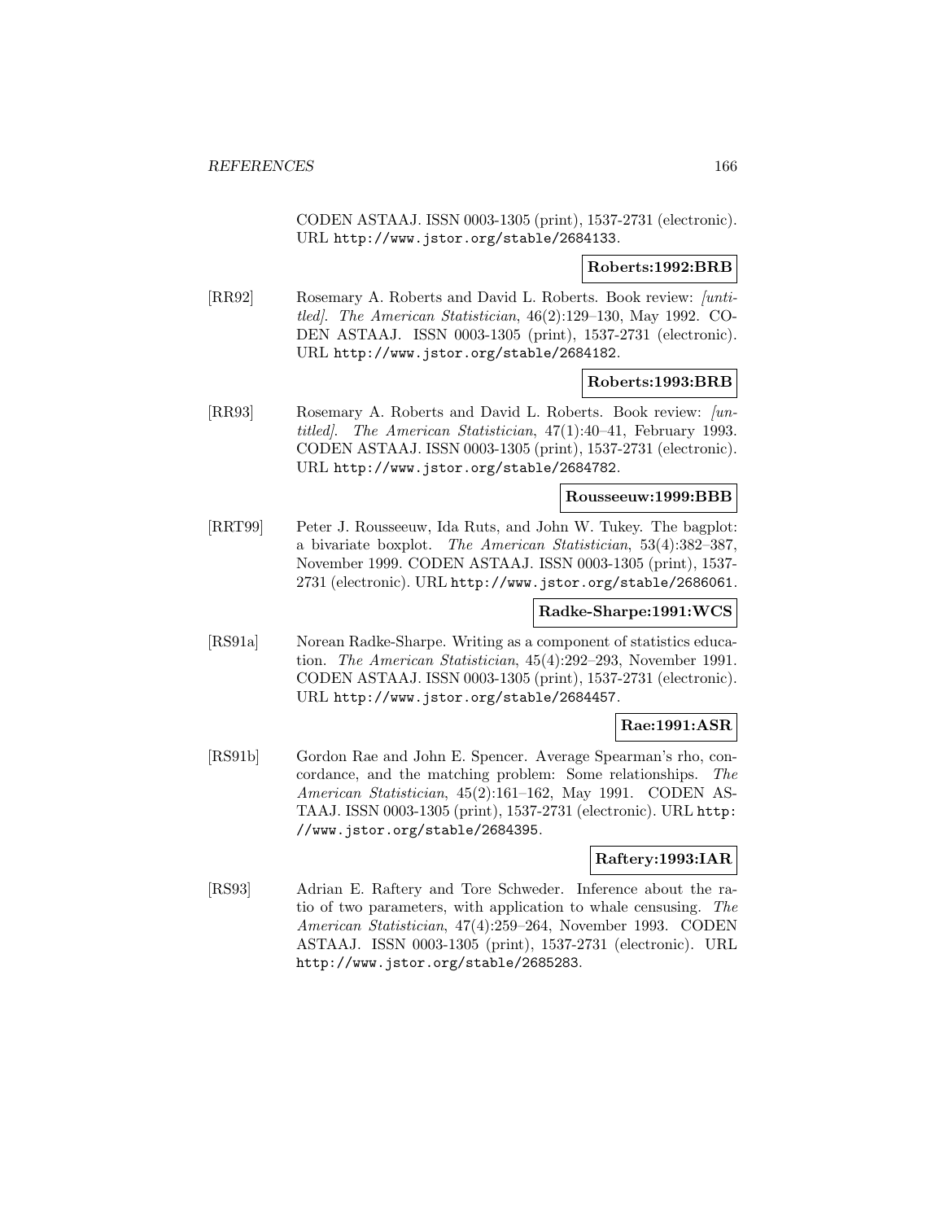CODEN ASTAAJ. ISSN 0003-1305 (print), 1537-2731 (electronic). URL http://www.jstor.org/stable/2684133.

**Roberts:1992:BRB**

[RR92] Rosemary A. Roberts and David L. Roberts. Book review: *[untitled]*. *The American Statistician*, 46(2):129–130, May 1992. CODEN ASTAAJ. ISSN 0003-1305 (print), 1537-2731 (electronic). URL http://www.jstor.org/stable/2684182.

**Roberts:1993:BRB**

[RR93] Rosemary A. Roberts and David L. Roberts. Book review: *[untitled]*. *The American Statistician*, 47(1):40–41, February 1993. CODEN ASTAAJ. ISSN 0003-1305 (print), 1537-2731 (electronic). URL http://www.jstor.org/stable/2684782.

**Rousseeuw:1999:BBB**

[RRT99] Peter J. Rousseeuw, Ida Ruts, and John W. Tukey. The bagplot: a bivariate boxplot. *The American Statistician*, 53(4):382–387, November 1999. CODEN ASTAAJ. ISSN 0003-1305 (print), 1537-2731 (electronic). URL http://www.jstor.org/stable/2686061.

**Radke-Sharpe:1991:WCS**

[RS91a] Norean Radke-Sharpe. Writing as a component of statistics education. *The American Statistician*, 45(4):292–293, November 1991. CODEN ASTAAJ. ISSN 0003-1305 (print), 1537-2731 (electronic). URL http://www.jstor.org/stable/2684457.

**Rae:1991:ASR**

[RS91b] Gordon Rae and John E. Spencer. Average Spearman's rho, concordance, and the matching problem: Some relationships. *The American Statistician*, 45(2):161–162, May 1991. CODEN ASTAAJ. ISSN 0003-1305 (print), 1537-2731 (electronic). URL http://www.jstor.org/stable/2684395.

**Raftery:1993:IAR**

[RS93] Adrian E. Raftery and Tore Schweder. Inference about the ratio of two parameters, with application to whale censusing. *The American Statistician*, 47(4):259–264, November 1993. CODEN ASTAAJ. ISSN 0003-1305 (print), 1537-2731 (electronic). URL http://www.jstor.org/stable/2685283.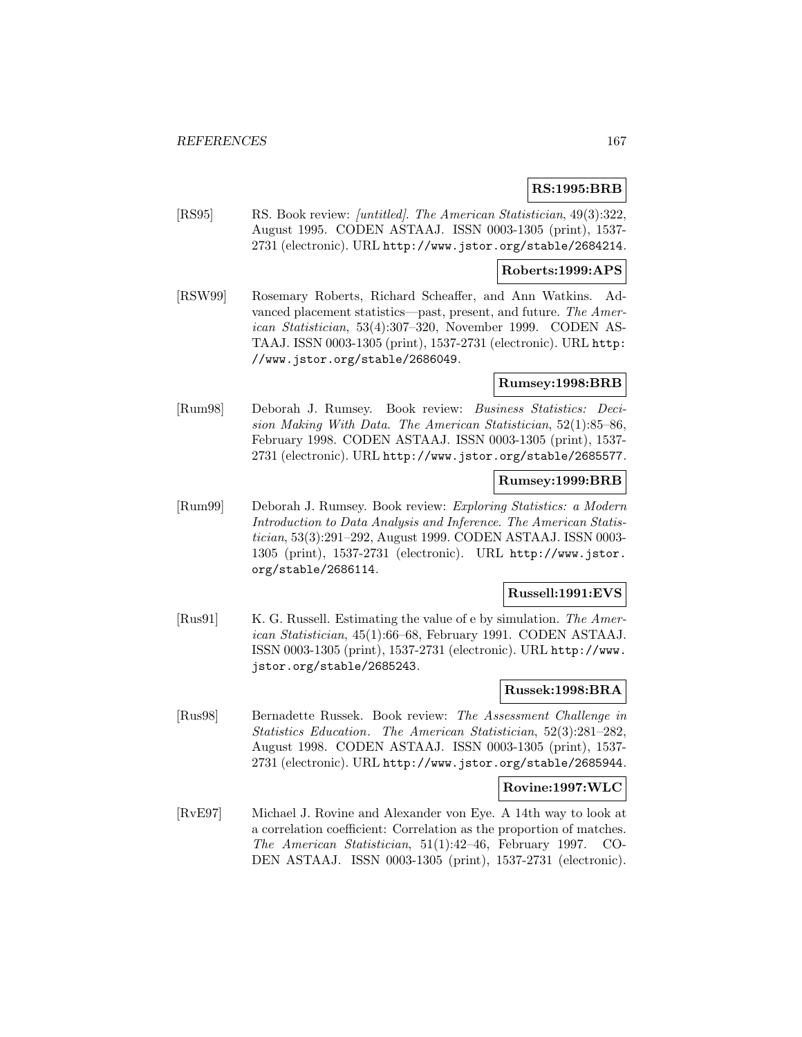**RS:1995:BRB**

[RS95] RS. Book review: *[untitled]*. *The American Statistician*, 49(3):322, August 1995. CODEN ASTAAJ. ISSN 0003-1305 (print), 1537-2731 (electronic). URL http://www.jstor.org/stable/2684214.

**Roberts:1999:APS**

[RSW99] Rosemary Roberts, Richard Scheaffer, and Ann Watkins. Advanced placement statistics—past, present, and future. *The American Statistician*, 53(4):307–320, November 1999. CODEN ASTAAJ. ISSN 0003-1305 (print), 1537-2731 (electronic). URL http://www.jstor.org/stable/2686049.

**Rumsey:1998:BRB**

[Rum98] Deborah J. Rumsey. Book review: *Business Statistics: Decision Making With Data*. *The American Statistician*, 52(1):85–86, February 1998. CODEN ASTAAJ. ISSN 0003-1305 (print), 1537-2731 (electronic). URL http://www.jstor.org/stable/2685577.

**Rumsey:1999:BRB**

[Rum99] Deborah J. Rumsey. Book review: *Exploring Statistics: a Modern Introduction to Data Analysis and Inference*. *The American Statistician*, 53(3):291–292, August 1999. CODEN ASTAAJ. ISSN 0003-1305 (print), 1537-2731 (electronic). URL http://www.jstor.org/stable/2686114.

**Russell:1991:EVS**

[Rus91] K. G. Russell. Estimating the value of e by simulation. *The American Statistician*, 45(1):66–68, February 1991. CODEN ASTAAJ. ISSN 0003-1305 (print), 1537-2731 (electronic). URL http://www.jstor.org/stable/2685243.

**Russek:1998:BRA**

[Rus98] Bernadette Russek. Book review: *The Assessment Challenge in Statistics Education*. *The American Statistician*, 52(3):281–282, August 1998. CODEN ASTAAJ. ISSN 0003-1305 (print), 1537-2731 (electronic). URL http://www.jstor.org/stable/2685944.

**Rovine:1997:WLC**

[RvE97] Michael J. Rovine and Alexander von Eye. A 14th way to look at a correlation coefficient: Correlation as the proportion of matches. *The American Statistician*, 51(1):42–46, February 1997. CODEN ASTAAJ. ISSN 0003-1305 (print), 1537-2731 (electronic).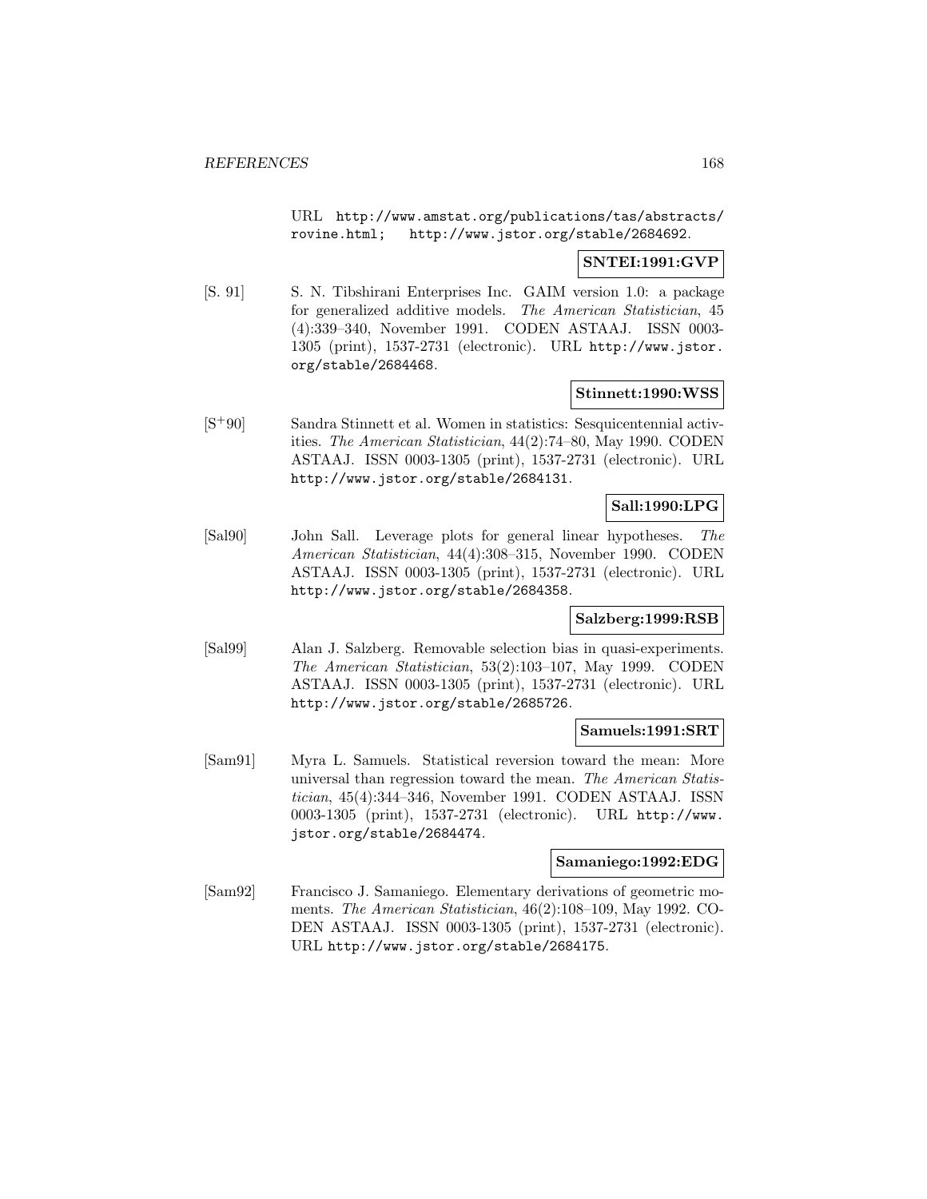URL http://www.amstat.org/publications/tas/abstracts/rovine.html; http://www.jstor.org/stable/2684692.

**SNTEI:1991:GVP**

[S. 91] S. N. Tibshirani Enterprises Inc. GAIM version 1.0: a package for generalized additive models. *The American Statistician*, 45 (4):339–340, November 1991. CODEN ASTAAJ. ISSN 0003-1305 (print), 1537-2731 (electronic). URL http://www.jstor.org/stable/2684468.

**Stinnett:1990:WSS**

[S+90] Sandra Stinnett et al. Women in statistics: Sesquicentennial activities. *The American Statistician*, 44(2):74–80, May 1990. CODEN ASTAAJ. ISSN 0003-1305 (print), 1537-2731 (electronic). URL http://www.jstor.org/stable/2684131.

**Sall:1990:LPG**

[Sal90] John Sall. Leverage plots for general linear hypotheses. *The American Statistician*, 44(4):308–315, November 1990. CODEN ASTAAJ. ISSN 0003-1305 (print), 1537-2731 (electronic). URL http://www.jstor.org/stable/2684358.

**Salzberg:1999:RSB**

[Sal99] Alan J. Salzberg. Removable selection bias in quasi-experiments. *The American Statistician*, 53(2):103–107, May 1999. CODEN ASTAAJ. ISSN 0003-1305 (print), 1537-2731 (electronic). URL http://www.jstor.org/stable/2685726.

**Samuels:1991:SRT**

[Sam91] Myra L. Samuels. Statistical reversion toward the mean: More universal than regression toward the mean. *The American Statistician*, 45(4):344–346, November 1991. CODEN ASTAAJ. ISSN 0003-1305 (print), 1537-2731 (electronic). URL http://www.jstor.org/stable/2684474.

**Samaniego:1992:EDG**

[Sam92] Francisco J. Samaniego. Elementary derivations of geometric moments. *The American Statistician*, 46(2):108–109, May 1992. CODEN ASTAAJ. ISSN 0003-1305 (print), 1537-2731 (electronic). URL http://www.jstor.org/stable/2684175.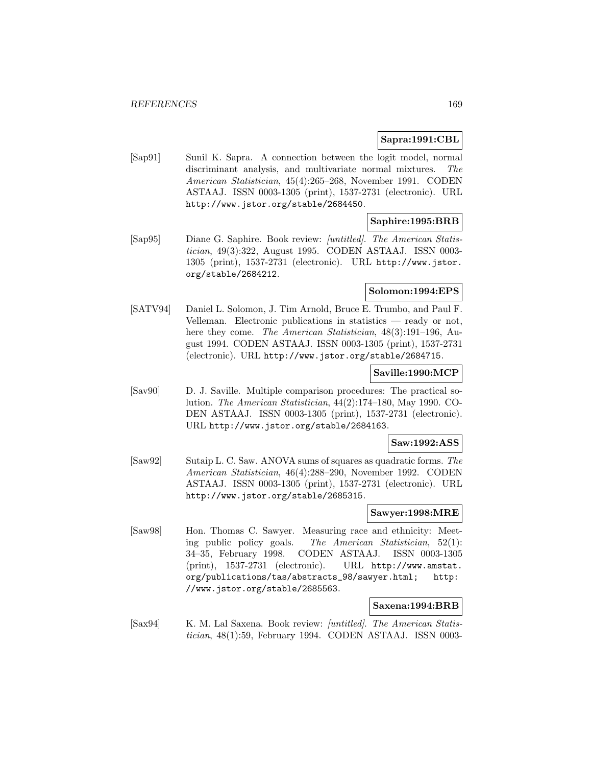**Sapra:1991:CBL**

[Sap91] Sunil K. Sapra. A connection between the logit model, normal discriminant analysis, and multivariate normal mixtures. *The American Statistician*, 45(4):265–268, November 1991. CODEN ASTAAJ. ISSN 0003-1305 (print), 1537-2731 (electronic). URL http://www.jstor.org/stable/2684450.

**Saphire:1995:BRB**

[Sap95] Diane G. Saphire. Book review: *[untitled]*. *The American Statistician*, 49(3):322, August 1995. CODEN ASTAAJ. ISSN 0003-1305 (print), 1537-2731 (electronic). URL http://www.jstor.org/stable/2684212.

**Solomon:1994:EPS**

[SATV94] Daniel L. Solomon, J. Tim Arnold, Bruce E. Trumbo, and Paul F. Velleman. Electronic publications in statistics — ready or not, here they come. *The American Statistician*, 48(3):191–196, August 1994. CODEN ASTAAJ. ISSN 0003-1305 (print), 1537-2731 (electronic). URL http://www.jstor.org/stable/2684715.

**Saville:1990:MCP**

[Sav90] D. J. Saville. Multiple comparison procedures: The practical solution. *The American Statistician*, 44(2):174–180, May 1990. CODEN ASTAAJ. ISSN 0003-1305 (print), 1537-2731 (electronic). URL http://www.jstor.org/stable/2684163.

**Saw:1992:ASS**

[Saw92] Sutaip L. C. Saw. ANOVA sums of squares as quadratic forms. *The American Statistician*, 46(4):288–290, November 1992. CODEN ASTAAJ. ISSN 0003-1305 (print), 1537-2731 (electronic). URL http://www.jstor.org/stable/2685315.

**Sawyer:1998:MRE**

[Saw98] Hon. Thomas C. Sawyer. Measuring race and ethnicity: Meeting public policy goals. *The American Statistician*, 52(1): 34–35, February 1998. CODEN ASTAAJ. ISSN 0003-1305 (print), 1537-2731 (electronic). URL http://www.amstat.org/publications/tas/abstracts_98/sawyer.html; http://www.jstor.org/stable/2685563.

**Saxena:1994:BRB**

[Sax94] K. M. Lal Saxena. Book review: *[untitled]*. *The American Statistician*, 48(1):59, February 1994. CODEN ASTAAJ. ISSN 0003-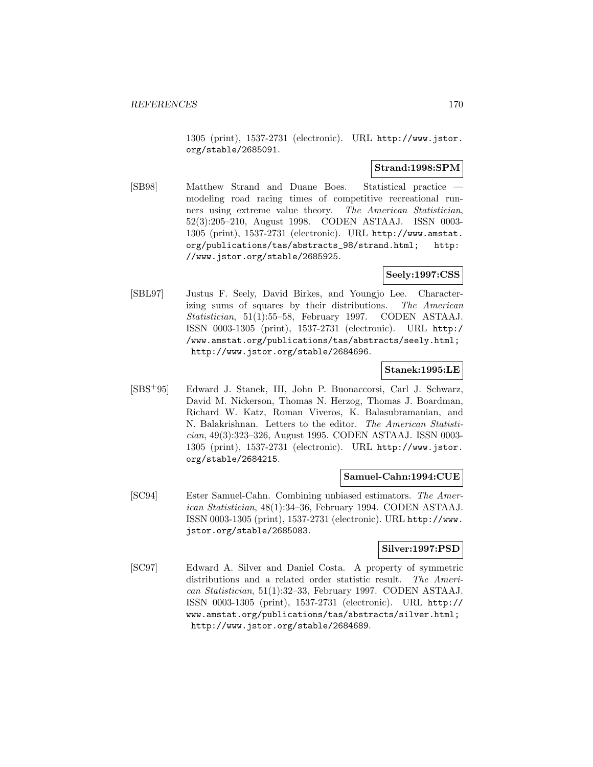1305 (print), 1537-2731 (electronic). URL http://www.jstor.org/stable/2685091.

**Strand:1998:SPM**

[SB98] Matthew Strand and Duane Boes. Statistical practice — modeling road racing times of competitive recreational runners using extreme value theory. *The American Statistician*, 52(3):205–210, August 1998. CODEN ASTAAJ. ISSN 0003-1305 (print), 1537-2731 (electronic). URL http://www.amstat.org/publications/tas/abstracts_98/strand.html; http://www.jstor.org/stable/2685925.

**Seely:1997:CSS**

[SBL97] Justus F. Seely, David Birkes, and Youngjo Lee. Characterizing sums of squares by their distributions. *The American Statistician*, 51(1):55–58, February 1997. CODEN ASTAAJ. ISSN 0003-1305 (print), 1537-2731 (electronic). URL http://www.amstat.org/publications/tas/abstracts/seely.html; http://www.jstor.org/stable/2684696.

**Stanek:1995:LE**

[SBS+95] Edward J. Stanek, III, John P. Buonaccorsi, Carl J. Schwarz, David M. Nickerson, Thomas N. Herzog, Thomas J. Boardman, Richard W. Katz, Roman Viveros, K. Balasubramanian, and N. Balakrishnan. Letters to the editor. *The American Statistician*, 49(3):323–326, August 1995. CODEN ASTAAJ. ISSN 0003-1305 (print), 1537-2731 (electronic). URL http://www.jstor.org/stable/2684215.

**Samuel-Cahn:1994:CUE**

[SC94] Ester Samuel-Cahn. Combining unbiased estimators. *The American Statistician*, 48(1):34–36, February 1994. CODEN ASTAAJ. ISSN 0003-1305 (print), 1537-2731 (electronic). URL http://www.jstor.org/stable/2685083.

**Silver:1997:PSD**

[SC97] Edward A. Silver and Daniel Costa. A property of symmetric distributions and a related order statistic result. *The American Statistician*, 51(1):32–33, February 1997. CODEN ASTAAJ. ISSN 0003-1305 (print), 1537-2731 (electronic). URL http://www.amstat.org/publications/tas/abstracts/silver.html; http://www.jstor.org/stable/2684689.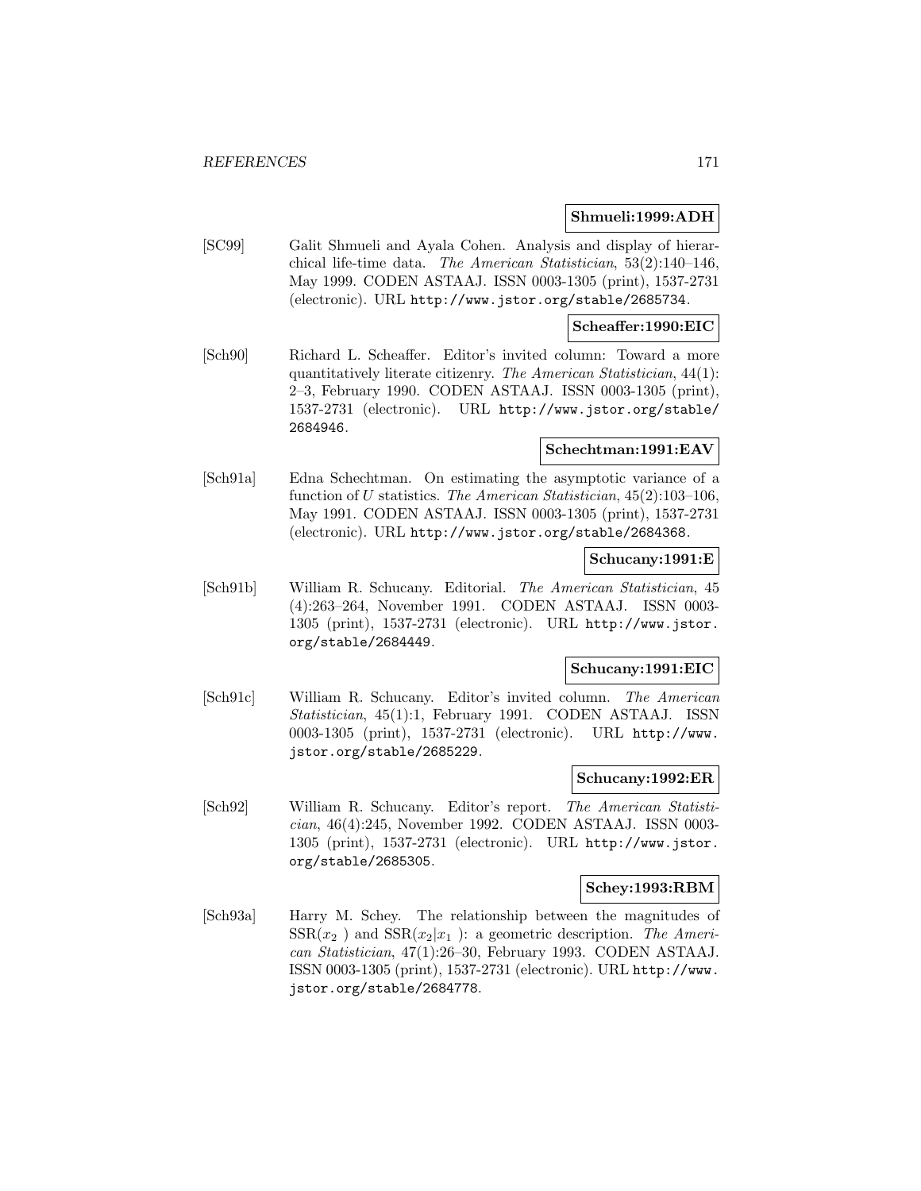**Shmueli:1999:ADH**

[SC99] Galit Shmueli and Ayala Cohen. Analysis and display of hierarchical life-time data. *The American Statistician*, 53(2):140–146, May 1999. CODEN ASTAAJ. ISSN 0003-1305 (print), 1537-2731 (electronic). URL http://www.jstor.org/stable/2685734.

**Scheaffer:1990:EIC**

[Sch90] Richard L. Scheaffer. Editor's invited column: Toward a more quantitatively literate citizenry. *The American Statistician*, 44(1): 2–3, February 1990. CODEN ASTAAJ. ISSN 0003-1305 (print), 1537-2731 (electronic). URL http://www.jstor.org/stable/2684946.

**Schechtman:1991:EAV**

[Sch91a] Edna Schechtman. On estimating the asymptotic variance of a function of $U$ statistics. *The American Statistician*, 45(2):103–106, May 1991. CODEN ASTAAJ. ISSN 0003-1305 (print), 1537-2731 (electronic). URL http://www.jstor.org/stable/2684368.

**Schucany:1991:E**

[Sch91b] William R. Schucany. Editorial. *The American Statistician*, 45 (4):263–264, November 1991. CODEN ASTAAJ. ISSN 0003-1305 (print), 1537-2731 (electronic). URL http://www.jstor.org/stable/2684449.

**Schucany:1991:EIC**

[Sch91c] William R. Schucany. Editor's invited column. *The American Statistician*, 45(1):1, February 1991. CODEN ASTAAJ. ISSN 0003-1305 (print), 1537-2731 (electronic). URL http://www.jstor.org/stable/2685229.

**Schucany:1992:ER**

[Sch92] William R. Schucany. Editor's report. *The American Statistician*, 46(4):245, November 1992. CODEN ASTAAJ. ISSN 0003-1305 (print), 1537-2731 (electronic). URL http://www.jstor.org/stable/2685305.

**Schey:1993:RBM**

[Sch93a] Harry M. Schey. The relationship between the magnitudes of $\mathrm{SSR}(x_2)$ and $\mathrm{SSR}(x_2|x_1)$: a geometric description. *The American Statistician*, 47(1):26–30, February 1993. CODEN ASTAAJ. ISSN 0003-1305 (print), 1537-2731 (electronic). URL http://www.jstor.org/stable/2684778.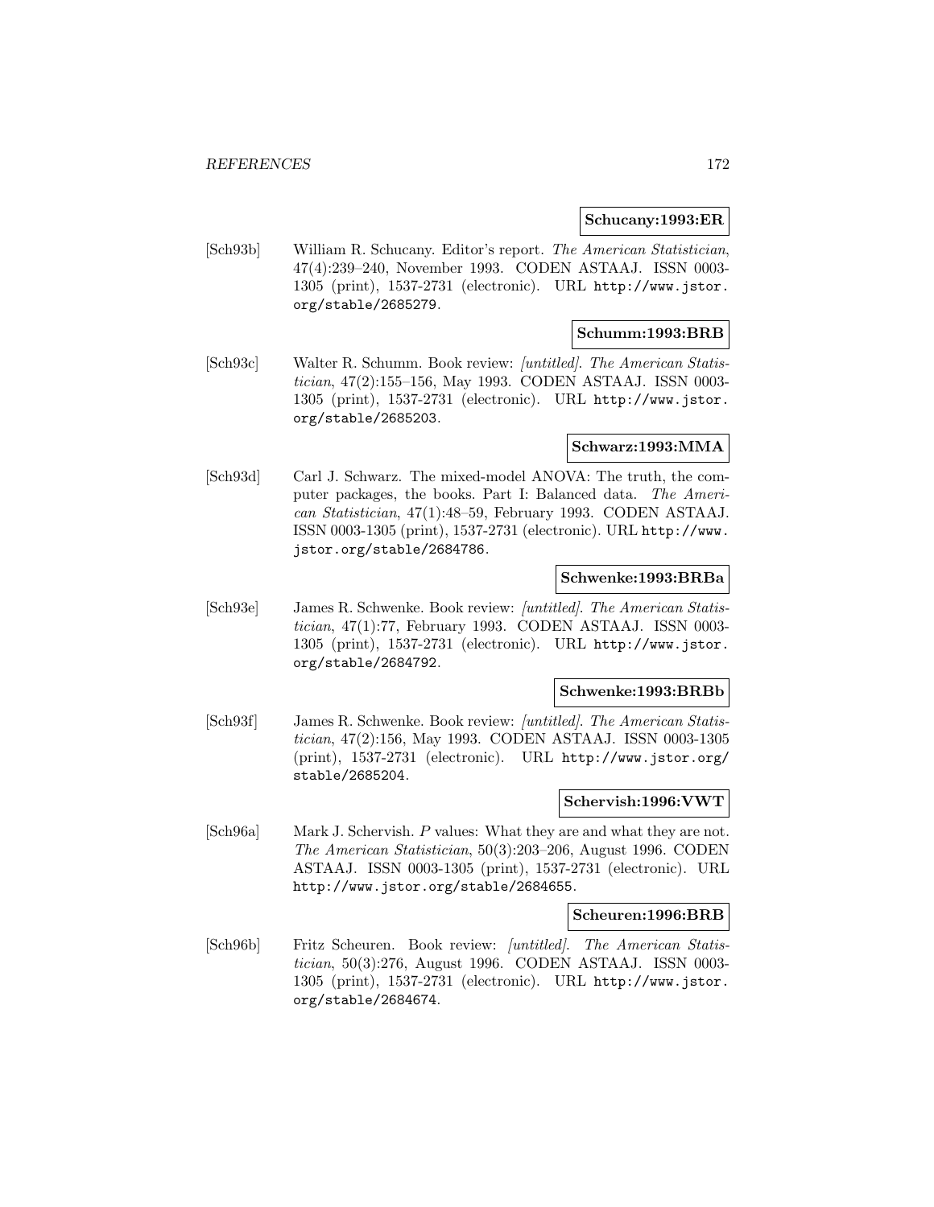**Schucany:1993:ER**

[Sch93b] William R. Schucany. Editor's report. *The American Statistician*, 47(4):239–240, November 1993. CODEN ASTAAJ. ISSN 0003-1305 (print), 1537-2731 (electronic). URL http://www.jstor.org/stable/2685279.

**Schumm:1993:BRB**

[Sch93c] Walter R. Schumm. Book review: *[untitled]*. *The American Statistician*, 47(2):155–156, May 1993. CODEN ASTAAJ. ISSN 0003-1305 (print), 1537-2731 (electronic). URL http://www.jstor.org/stable/2685203.

**Schwarz:1993:MMA**

[Sch93d] Carl J. Schwarz. The mixed-model ANOVA: The truth, the computer packages, the books. Part I: Balanced data. *The American Statistician*, 47(1):48–59, February 1993. CODEN ASTAAJ. ISSN 0003-1305 (print), 1537-2731 (electronic). URL http://www.jstor.org/stable/2684786.

**Schwenke:1993:BRBa**

[Sch93e] James R. Schwenke. Book review: *[untitled]*. *The American Statistician*, 47(1):77, February 1993. CODEN ASTAAJ. ISSN 0003-1305 (print), 1537-2731 (electronic). URL http://www.jstor.org/stable/2684792.

**Schwenke:1993:BRBb**

[Sch93f] James R. Schwenke. Book review: *[untitled]*. *The American Statistician*, 47(2):156, May 1993. CODEN ASTAAJ. ISSN 0003-1305 (print), 1537-2731 (electronic). URL http://www.jstor.org/stable/2685204.

**Schervish:1996:VWT**

[Sch96a] Mark J. Schervish. *P* values: What they are and what they are not. *The American Statistician*, 50(3):203–206, August 1996. CODEN ASTAAJ. ISSN 0003-1305 (print), 1537-2731 (electronic). URL http://www.jstor.org/stable/2684655.

**Scheuren:1996:BRB**

[Sch96b] Fritz Scheuren. Book review: *[untitled]*. *The American Statistician*, 50(3):276, August 1996. CODEN ASTAAJ. ISSN 0003-1305 (print), 1537-2731 (electronic). URL http://www.jstor.org/stable/2684674.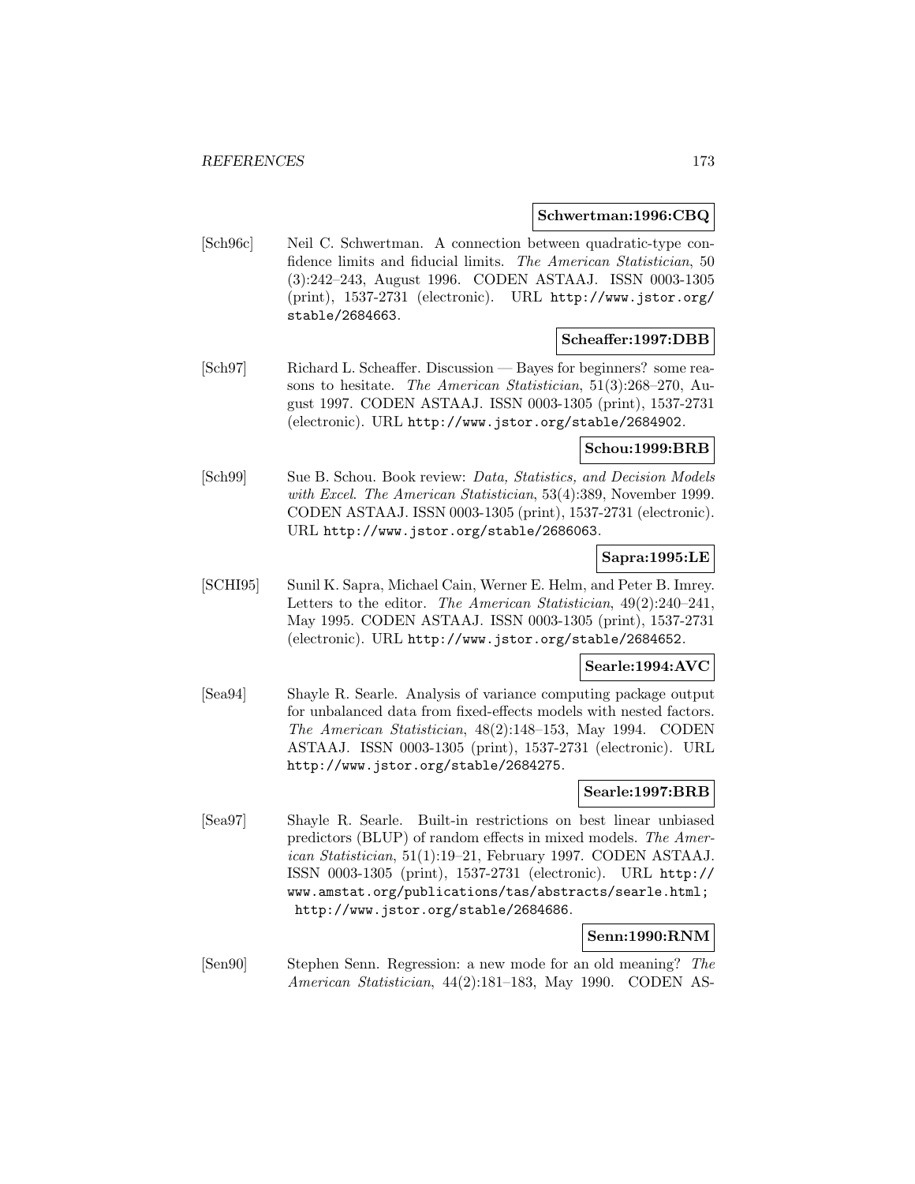**Schwertman:1996:CBQ**

[Sch96c] Neil C. Schwertman. A connection between quadratic-type confidence limits and fiducial limits. *The American Statistician*, 50 (3):242–243, August 1996. CODEN ASTAAJ. ISSN 0003-1305 (print), 1537-2731 (electronic). URL http://www.jstor.org/stable/2684663.

**Scheaffer:1997:DBB**

[Sch97] Richard L. Scheaffer. Discussion — Bayes for beginners? some reasons to hesitate. *The American Statistician*, 51(3):268–270, August 1997. CODEN ASTAAJ. ISSN 0003-1305 (print), 1537-2731 (electronic). URL http://www.jstor.org/stable/2684902.

**Schou:1999:BRB**

[Sch99] Sue B. Schou. Book review: *Data, Statistics, and Decision Models with Excel*. *The American Statistician*, 53(4):389, November 1999. CODEN ASTAAJ. ISSN 0003-1305 (print), 1537-2731 (electronic). URL http://www.jstor.org/stable/2686063.

**Sapra:1995:LE**

[SCHI95] Sunil K. Sapra, Michael Cain, Werner E. Helm, and Peter B. Imrey. Letters to the editor. *The American Statistician*, 49(2):240–241, May 1995. CODEN ASTAAJ. ISSN 0003-1305 (print), 1537-2731 (electronic). URL http://www.jstor.org/stable/2684652.

**Searle:1994:AVC**

[Sea94] Shayle R. Searle. Analysis of variance computing package output for unbalanced data from fixed-effects models with nested factors. *The American Statistician*, 48(2):148–153, May 1994. CODEN ASTAAJ. ISSN 0003-1305 (print), 1537-2731 (electronic). URL http://www.jstor.org/stable/2684275.

**Searle:1997:BRB**

[Sea97] Shayle R. Searle. Built-in restrictions on best linear unbiased predictors (BLUP) of random effects in mixed models. *The American Statistician*, 51(1):19–21, February 1997. CODEN ASTAAJ. ISSN 0003-1305 (print), 1537-2731 (electronic). URL http://www.amstat.org/publications/tas/abstracts/searle.html; http://www.jstor.org/stable/2684686.

**Senn:1990:RNM**

[Sen90] Stephen Senn. Regression: a new mode for an old meaning? *The American Statistician*, 44(2):181–183, May 1990. CODEN AS-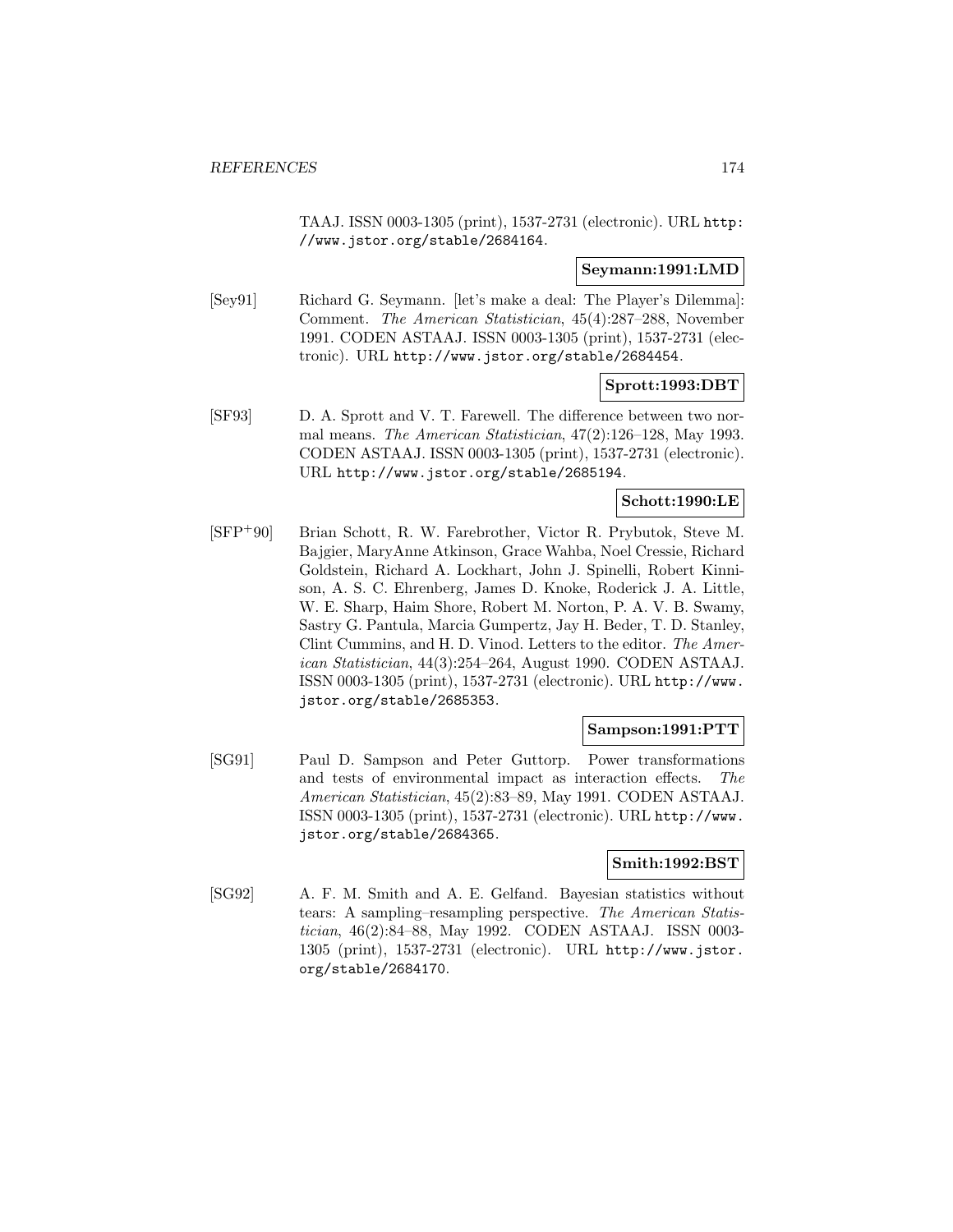TAAJ. ISSN 0003-1305 (print), 1537-2731 (electronic). URL http://www.jstor.org/stable/2684164.

**Seymann:1991:LMD**

[Sey91] Richard G. Seymann. [let's make a deal: The Player's Dilemma]: Comment. *The American Statistician*, 45(4):287–288, November 1991. CODEN ASTAAJ. ISSN 0003-1305 (print), 1537-2731 (electronic). URL http://www.jstor.org/stable/2684454.

**Sprott:1993:DBT**

[SF93] D. A. Sprott and V. T. Farewell. The difference between two normal means. *The American Statistician*, 47(2):126–128, May 1993. CODEN ASTAAJ. ISSN 0003-1305 (print), 1537-2731 (electronic). URL http://www.jstor.org/stable/2685194.

**Schott:1990:LE**

[SFP+90] Brian Schott, R. W. Farebrother, Victor R. Prybutok, Steve M. Bajgier, MaryAnne Atkinson, Grace Wahba, Noel Cressie, Richard Goldstein, Richard A. Lockhart, John J. Spinelli, Robert Kinnison, A. S. C. Ehrenberg, James D. Knoke, Roderick J. A. Little, W. E. Sharp, Haim Shore, Robert M. Norton, P. A. V. B. Swamy, Sastry G. Pantula, Marcia Gumpertz, Jay H. Beder, T. D. Stanley, Clint Cummins, and H. D. Vinod. Letters to the editor. *The American Statistician*, 44(3):254–264, August 1990. CODEN ASTAAJ. ISSN 0003-1305 (print), 1537-2731 (electronic). URL http://www.jstor.org/stable/2685353.

**Sampson:1991:PTT**

[SG91] Paul D. Sampson and Peter Guttorp. Power transformations and tests of environmental impact as interaction effects. *The American Statistician*, 45(2):83–89, May 1991. CODEN ASTAAJ. ISSN 0003-1305 (print), 1537-2731 (electronic). URL http://www.jstor.org/stable/2684365.

**Smith:1992:BST**

[SG92] A. F. M. Smith and A. E. Gelfand. Bayesian statistics without tears: A sampling–resampling perspective. *The American Statistician*, 46(2):84–88, May 1992. CODEN ASTAAJ. ISSN 0003-1305 (print), 1537-2731 (electronic). URL http://www.jstor.org/stable/2684170.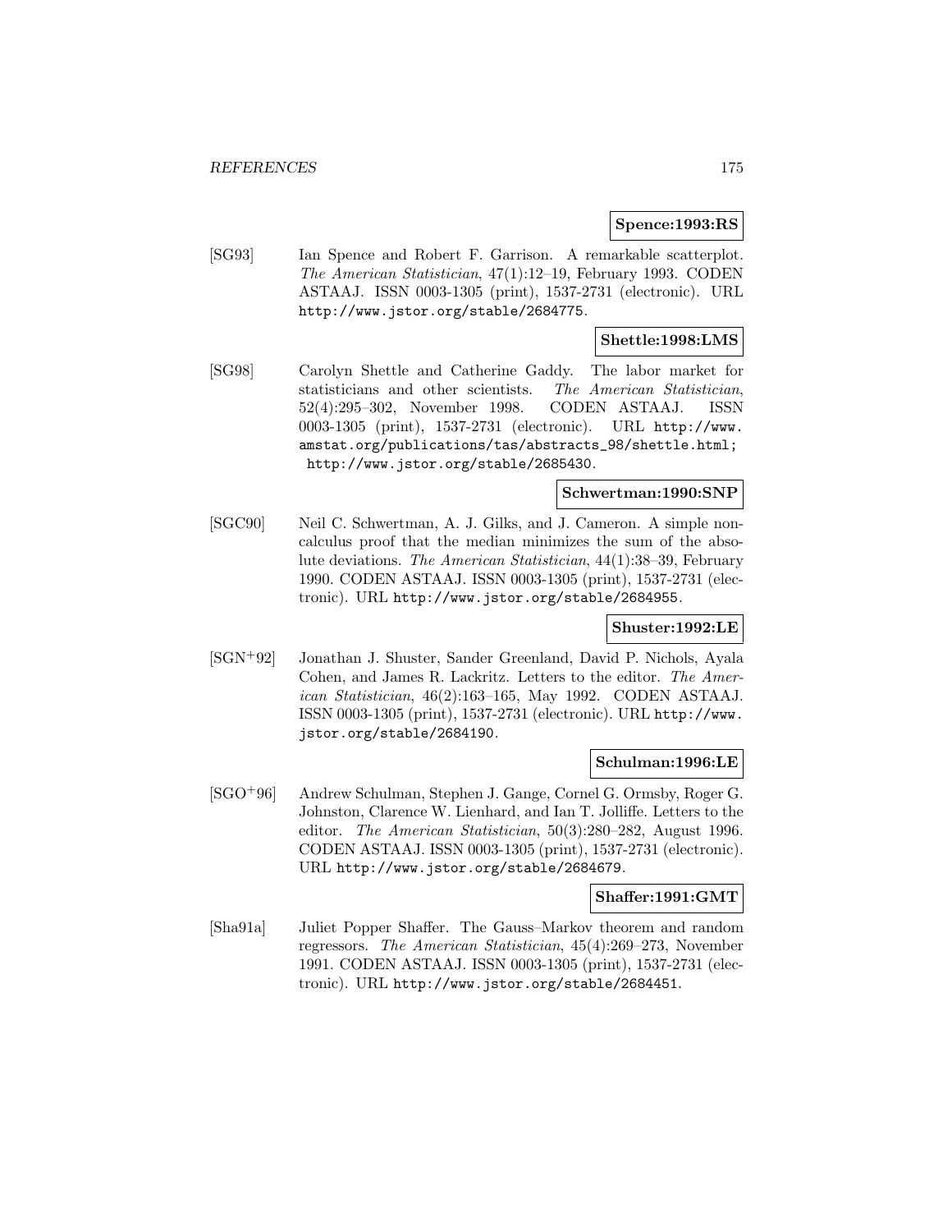**Spence:1993:RS**

[SG93] Ian Spence and Robert F. Garrison. A remarkable scatterplot. *The American Statistician*, 47(1):12–19, February 1993. CODEN ASTAAJ. ISSN 0003-1305 (print), 1537-2731 (electronic). URL http://www.jstor.org/stable/2684775.

**Shettle:1998:LMS**

[SG98] Carolyn Shettle and Catherine Gaddy. The labor market for statisticians and other scientists. *The American Statistician*, 52(4):295–302, November 1998. CODEN ASTAAJ. ISSN 0003-1305 (print), 1537-2731 (electronic). URL http://www.amstat.org/publications/tas/abstracts_98/shettle.html; http://www.jstor.org/stable/2685430.

**Schwertman:1990:SNP**

[SGC90] Neil C. Schwertman, A. J. Gilks, and J. Cameron. A simple noncalculus proof that the median minimizes the sum of the absolute deviations. *The American Statistician*, 44(1):38–39, February 1990. CODEN ASTAAJ. ISSN 0003-1305 (print), 1537-2731 (electronic). URL http://www.jstor.org/stable/2684955.

**Shuster:1992:LE**

[SGN+92] Jonathan J. Shuster, Sander Greenland, David P. Nichols, Ayala Cohen, and James R. Lackritz. Letters to the editor. *The American Statistician*, 46(2):163–165, May 1992. CODEN ASTAAJ. ISSN 0003-1305 (print), 1537-2731 (electronic). URL http://www.jstor.org/stable/2684190.

**Schulman:1996:LE**

[SGO+96] Andrew Schulman, Stephen J. Gange, Cornel G. Ormsby, Roger G. Johnston, Clarence W. Lienhard, and Ian T. Jolliffe. Letters to the editor. *The American Statistician*, 50(3):280–282, August 1996. CODEN ASTAAJ. ISSN 0003-1305 (print), 1537-2731 (electronic). URL http://www.jstor.org/stable/2684679.

**Shaffer:1991:GMT**

[Sha91a] Juliet Popper Shaffer. The Gauss–Markov theorem and random regressors. *The American Statistician*, 45(4):269–273, November 1991. CODEN ASTAAJ. ISSN 0003-1305 (print), 1537-2731 (electronic). URL http://www.jstor.org/stable/2684451.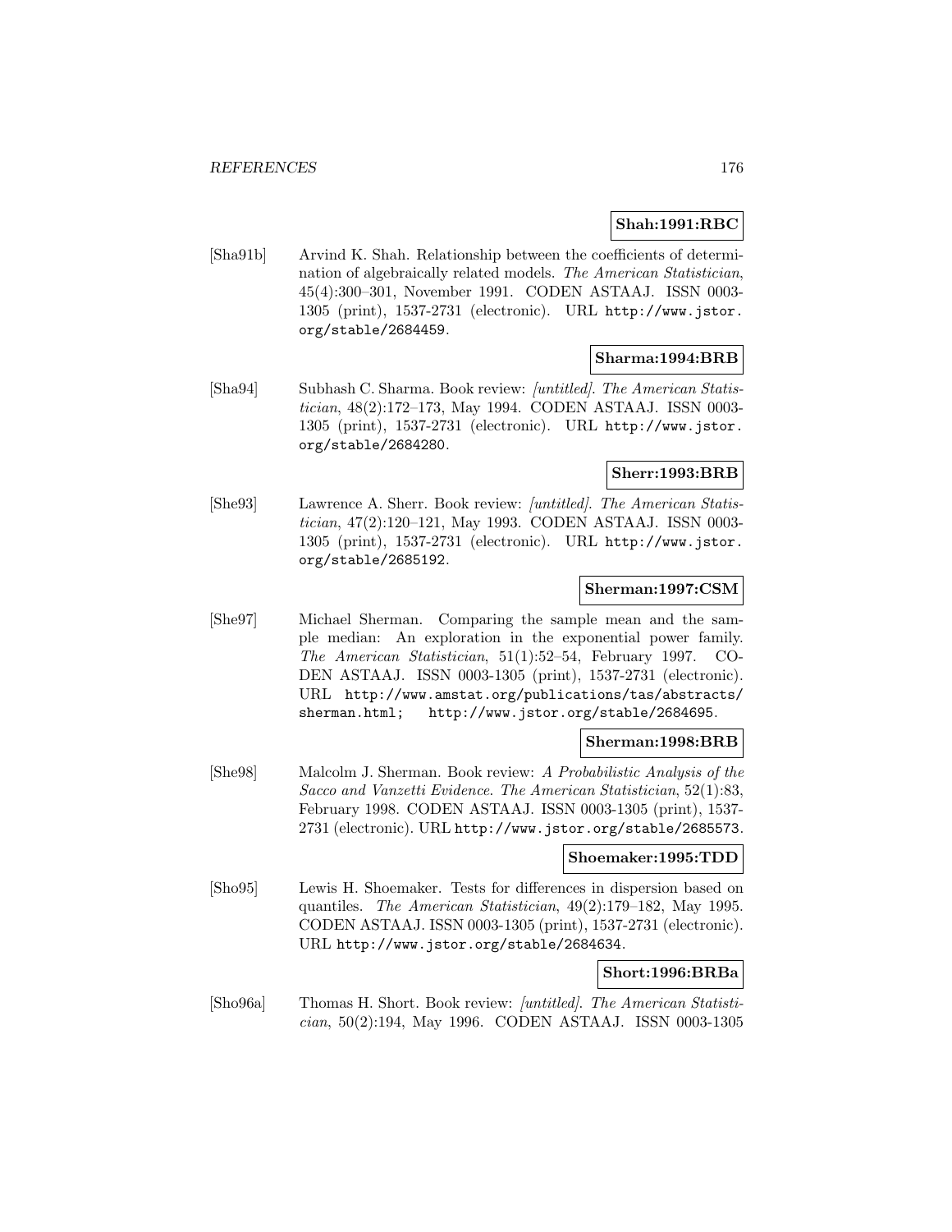**Shah:1991:RBC**

[Sha91b] Arvind K. Shah. Relationship between the coefficients of determination of algebraically related models. *The American Statistician*, 45(4):300–301, November 1991. CODEN ASTAAJ. ISSN 0003-1305 (print), 1537-2731 (electronic). URL http://www.jstor.org/stable/2684459.

**Sharma:1994:BRB**

[Sha94] Subhash C. Sharma. Book review: *[untitled]*. *The American Statistician*, 48(2):172–173, May 1994. CODEN ASTAAJ. ISSN 0003-1305 (print), 1537-2731 (electronic). URL http://www.jstor.org/stable/2684280.

**Sherr:1993:BRB**

[She93] Lawrence A. Sherr. Book review: *[untitled]*. *The American Statistician*, 47(2):120–121, May 1993. CODEN ASTAAJ. ISSN 0003-1305 (print), 1537-2731 (electronic). URL http://www.jstor.org/stable/2685192.

**Sherman:1997:CSM**

[She97] Michael Sherman. Comparing the sample mean and the sample median: An exploration in the exponential power family. *The American Statistician*, 51(1):52–54, February 1997. CODEN ASTAAJ. ISSN 0003-1305 (print), 1537-2731 (electronic). URL http://www.amstat.org/publications/tas/abstracts/sherman.html; http://www.jstor.org/stable/2684695.

**Sherman:1998:BRB**

[She98] Malcolm J. Sherman. Book review: *A Probabilistic Analysis of the Sacco and Vanzetti Evidence*. *The American Statistician*, 52(1):83, February 1998. CODEN ASTAAJ. ISSN 0003-1305 (print), 1537-2731 (electronic). URL http://www.jstor.org/stable/2685573.

**Shoemaker:1995:TDD**

[Sho95] Lewis H. Shoemaker. Tests for differences in dispersion based on quantiles. *The American Statistician*, 49(2):179–182, May 1995. CODEN ASTAAJ. ISSN 0003-1305 (print), 1537-2731 (electronic). URL http://www.jstor.org/stable/2684634.

**Short:1996:BRBa**

[Sho96a] Thomas H. Short. Book review: *[untitled]*. *The American Statistician*, 50(2):194, May 1996. CODEN ASTAAJ. ISSN 0003-1305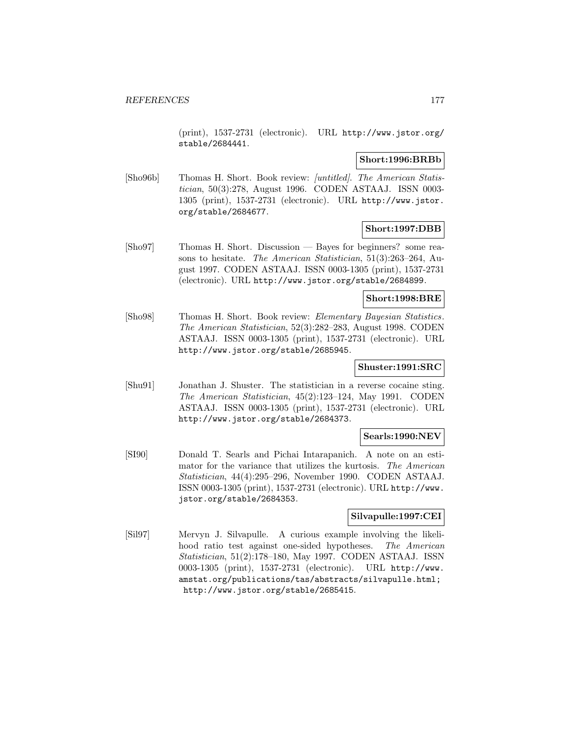(print), 1537-2731 (electronic). URL http://www.jstor.org/stable/2684441.

**Short:1996:BRBb**

[Sho96b] Thomas H. Short. Book review: *[untitled]*. *The American Statistician*, 50(3):278, August 1996. CODEN ASTAAJ. ISSN 0003-1305 (print), 1537-2731 (electronic). URL http://www.jstor.org/stable/2684677.

**Short:1997:DBB**

[Sho97] Thomas H. Short. Discussion — Bayes for beginners? some reasons to hesitate. *The American Statistician*, 51(3):263–264, August 1997. CODEN ASTAAJ. ISSN 0003-1305 (print), 1537-2731 (electronic). URL http://www.jstor.org/stable/2684899.

**Short:1998:BRE**

[Sho98] Thomas H. Short. Book review: *Elementary Bayesian Statistics*. *The American Statistician*, 52(3):282–283, August 1998. CODEN ASTAAJ. ISSN 0003-1305 (print), 1537-2731 (electronic). URL http://www.jstor.org/stable/2685945.

**Shuster:1991:SRC**

[Shu91] Jonathan J. Shuster. The statistician in a reverse cocaine sting. *The American Statistician*, 45(2):123–124, May 1991. CODEN ASTAAJ. ISSN 0003-1305 (print), 1537-2731 (electronic). URL http://www.jstor.org/stable/2684373.

**Searls:1990:NEV**

[SI90] Donald T. Searls and Pichai Intarapanich. A note on an estimator for the variance that utilizes the kurtosis. *The American Statistician*, 44(4):295–296, November 1990. CODEN ASTAAJ. ISSN 0003-1305 (print), 1537-2731 (electronic). URL http://www.jstor.org/stable/2684353.

**Silvapulle:1997:CEI**

[Sil97] Mervyn J. Silvapulle. A curious example involving the likelihood ratio test against one-sided hypotheses. *The American Statistician*, 51(2):178–180, May 1997. CODEN ASTAAJ. ISSN 0003-1305 (print), 1537-2731 (electronic). URL http://www.amstat.org/publications/tas/abstracts/silvapulle.html; http://www.jstor.org/stable/2685415.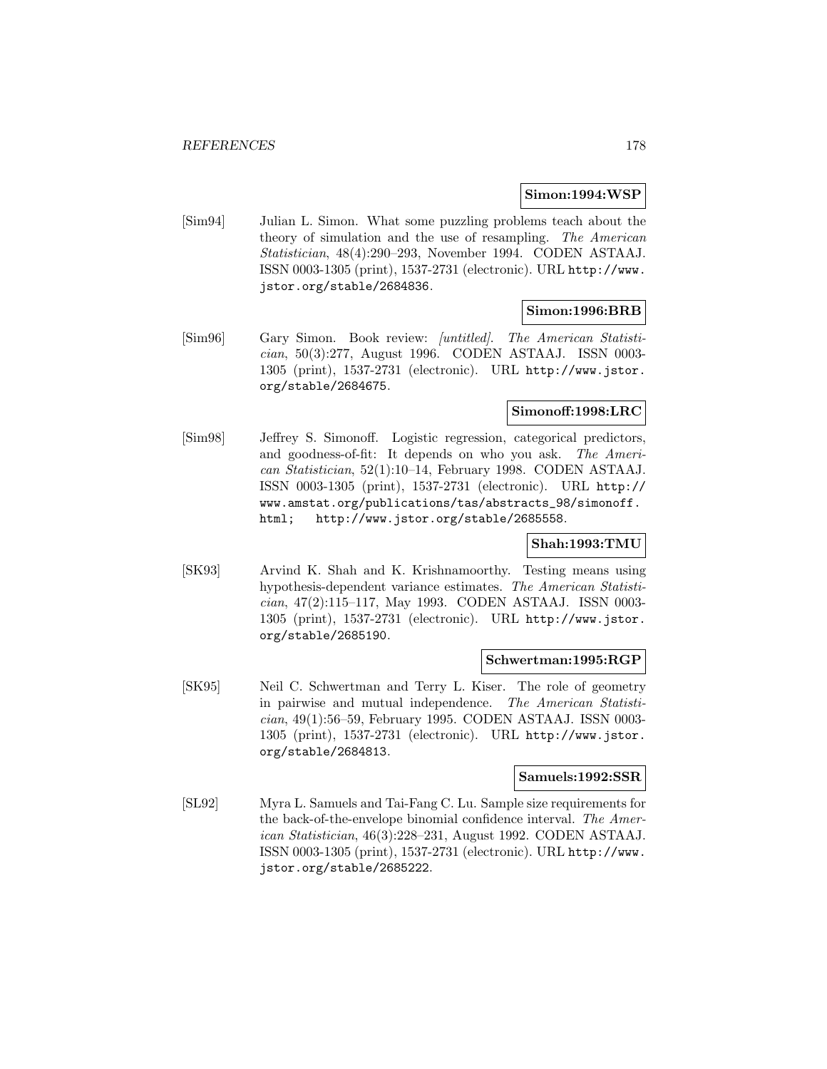**Simon:1994:WSP**

[Sim94] Julian L. Simon. What some puzzling problems teach about the theory of simulation and the use of resampling. *The American Statistician*, 48(4):290–293, November 1994. CODEN ASTAAJ. ISSN 0003-1305 (print), 1537-2731 (electronic). URL http://www.jstor.org/stable/2684836.

**Simon:1996:BRB**

[Sim96] Gary Simon. Book review: *[untitled]*. *The American Statistician*, 50(3):277, August 1996. CODEN ASTAAJ. ISSN 0003-1305 (print), 1537-2731 (electronic). URL http://www.jstor.org/stable/2684675.

**Simonoff:1998:LRC**

[Sim98] Jeffrey S. Simonoff. Logistic regression, categorical predictors, and goodness-of-fit: It depends on who you ask. *The American Statistician*, 52(1):10–14, February 1998. CODEN ASTAAJ. ISSN 0003-1305 (print), 1537-2731 (electronic). URL http://www.amstat.org/publications/tas/abstracts_98/simonoff.html; http://www.jstor.org/stable/2685558.

**Shah:1993:TMU**

[SK93] Arvind K. Shah and K. Krishnamoorthy. Testing means using hypothesis-dependent variance estimates. *The American Statistician*, 47(2):115–117, May 1993. CODEN ASTAAJ. ISSN 0003-1305 (print), 1537-2731 (electronic). URL http://www.jstor.org/stable/2685190.

**Schwertman:1995:RGP**

[SK95] Neil C. Schwertman and Terry L. Kiser. The role of geometry in pairwise and mutual independence. *The American Statistician*, 49(1):56–59, February 1995. CODEN ASTAAJ. ISSN 0003-1305 (print), 1537-2731 (electronic). URL http://www.jstor.org/stable/2684813.

**Samuels:1992:SSR**

[SL92] Myra L. Samuels and Tai-Fang C. Lu. Sample size requirements for the back-of-the-envelope binomial confidence interval. *The American Statistician*, 46(3):228–231, August 1992. CODEN ASTAAJ. ISSN 0003-1305 (print), 1537-2731 (electronic). URL http://www.jstor.org/stable/2685222.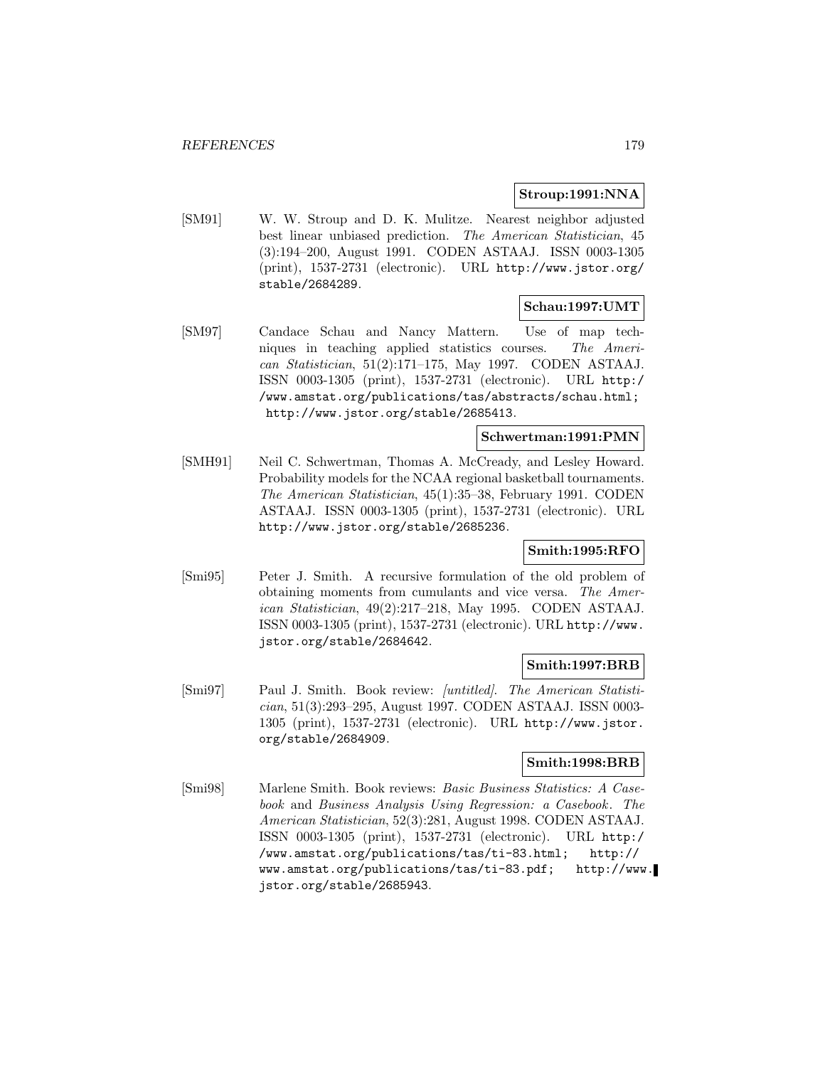**Stroup:1991:NNA**

[SM91] W. W. Stroup and D. K. Mulitze. Nearest neighbor adjusted best linear unbiased prediction. *The American Statistician*, 45 (3):194–200, August 1991. CODEN ASTAAJ. ISSN 0003-1305 (print), 1537-2731 (electronic). URL http://www.jstor.org/stable/2684289.

**Schau:1997:UMT**

[SM97] Candace Schau and Nancy Mattern. Use of map techniques in teaching applied statistics courses. *The American Statistician*, 51(2):171–175, May 1997. CODEN ASTAAJ. ISSN 0003-1305 (print), 1537-2731 (electronic). URL http://www.amstat.org/publications/tas/abstracts/schau.html; http://www.jstor.org/stable/2685413.

**Schwertman:1991:PMN**

[SMH91] Neil C. Schwertman, Thomas A. McCready, and Lesley Howard. Probability models for the NCAA regional basketball tournaments. *The American Statistician*, 45(1):35–38, February 1991. CODEN ASTAAJ. ISSN 0003-1305 (print), 1537-2731 (electronic). URL http://www.jstor.org/stable/2685236.

**Smith:1995:RFO**

[Smi95] Peter J. Smith. A recursive formulation of the old problem of obtaining moments from cumulants and vice versa. *The American Statistician*, 49(2):217–218, May 1995. CODEN ASTAAJ. ISSN 0003-1305 (print), 1537-2731 (electronic). URL http://www.jstor.org/stable/2684642.

**Smith:1997:BRB**

[Smi97] Paul J. Smith. Book review: *[untitled]*. *The American Statistician*, 51(3):293–295, August 1997. CODEN ASTAAJ. ISSN 0003-1305 (print), 1537-2731 (electronic). URL http://www.jstor.org/stable/2684909.

**Smith:1998:BRB**

[Smi98] Marlene Smith. Book reviews: *Basic Business Statistics: A Casebook* and *Business Analysis Using Regression: a Casebook*. *The American Statistician*, 52(3):281, August 1998. CODEN ASTAAJ. ISSN 0003-1305 (print), 1537-2731 (electronic). URL http://www.amstat.org/publications/tas/ti-83.html; http://www.amstat.org/publications/tas/ti-83.pdf; http://www.jstor.org/stable/2685943.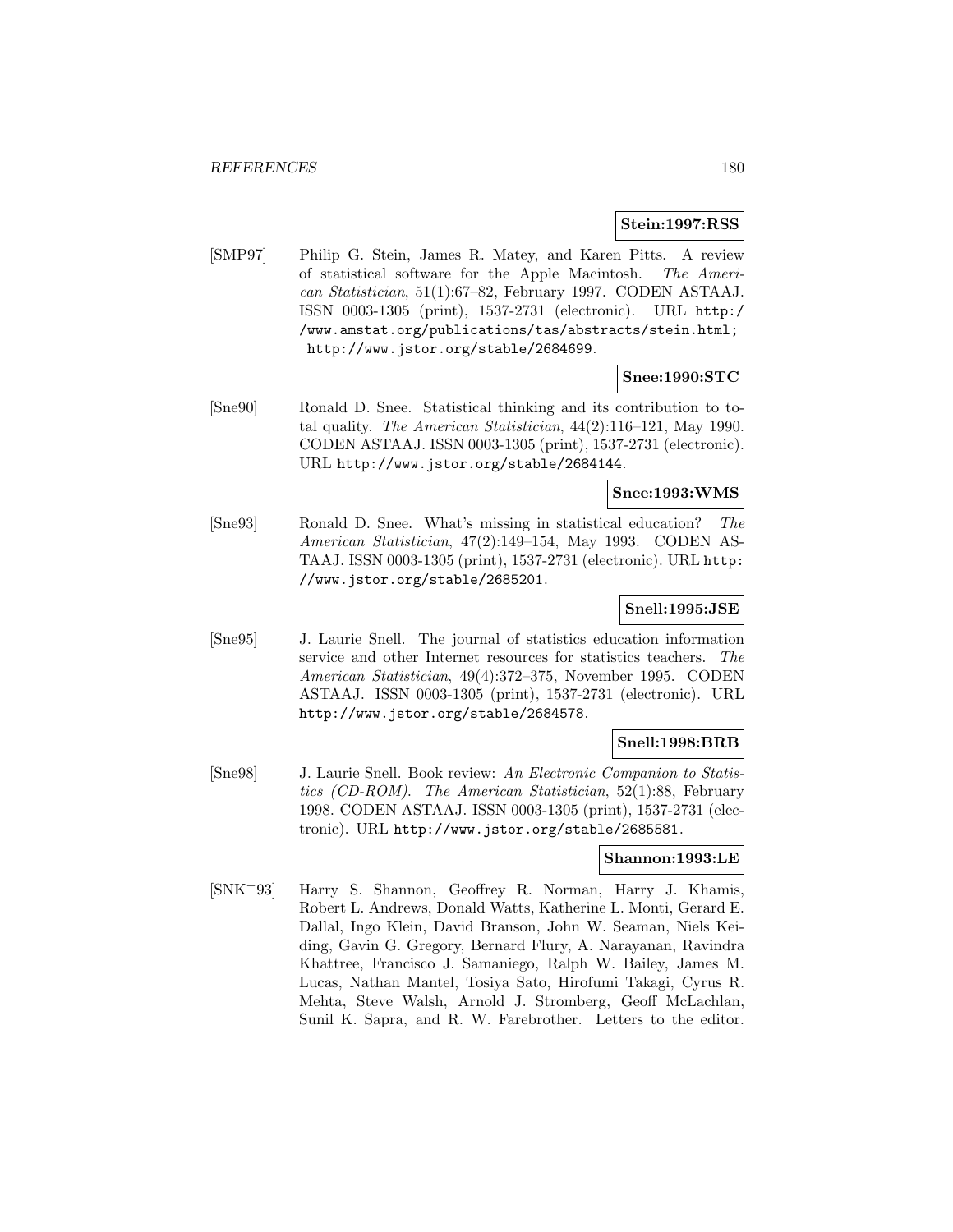**Stein:1997:RSS**

[SMP97] Philip G. Stein, James R. Matey, and Karen Pitts. A review of statistical software for the Apple Macintosh. *The American Statistician*, 51(1):67–82, February 1997. CODEN ASTAAJ. ISSN 0003-1305 (print), 1537-2731 (electronic). URL http://www.amstat.org/publications/tas/abstracts/stein.html; http://www.jstor.org/stable/2684699.

**Snee:1990:STC**

[Sne90] Ronald D. Snee. Statistical thinking and its contribution to total quality. *The American Statistician*, 44(2):116–121, May 1990. CODEN ASTAAJ. ISSN 0003-1305 (print), 1537-2731 (electronic). URL http://www.jstor.org/stable/2684144.

**Snee:1993:WMS**

[Sne93] Ronald D. Snee. What's missing in statistical education? *The American Statistician*, 47(2):149–154, May 1993. CODEN ASTAAJ. ISSN 0003-1305 (print), 1537-2731 (electronic). URL http://www.jstor.org/stable/2685201.

**Snell:1995:JSE**

[Sne95] J. Laurie Snell. The journal of statistics education information service and other Internet resources for statistics teachers. *The American Statistician*, 49(4):372–375, November 1995. CODEN ASTAAJ. ISSN 0003-1305 (print), 1537-2731 (electronic). URL http://www.jstor.org/stable/2684578.

**Snell:1998:BRB**

[Sne98] J. Laurie Snell. Book review: *An Electronic Companion to Statistics (CD-ROM)*. *The American Statistician*, 52(1):88, February 1998. CODEN ASTAAJ. ISSN 0003-1305 (print), 1537-2731 (electronic). URL http://www.jstor.org/stable/2685581.

**Shannon:1993:LE**

[SNK+93] Harry S. Shannon, Geoffrey R. Norman, Harry J. Khamis, Robert L. Andrews, Donald Watts, Katherine L. Monti, Gerard E. Dallal, Ingo Klein, David Branson, John W. Seaman, Niels Keiding, Gavin G. Gregory, Bernard Flury, A. Narayanan, Ravindra Khattree, Francisco J. Samaniego, Ralph W. Bailey, James M. Lucas, Nathan Mantel, Tosiya Sato, Hirofumi Takagi, Cyrus R. Mehta, Steve Walsh, Arnold J. Stromberg, Geoff McLachlan, Sunil K. Sapra, and R. W. Farebrother. Letters to the editor.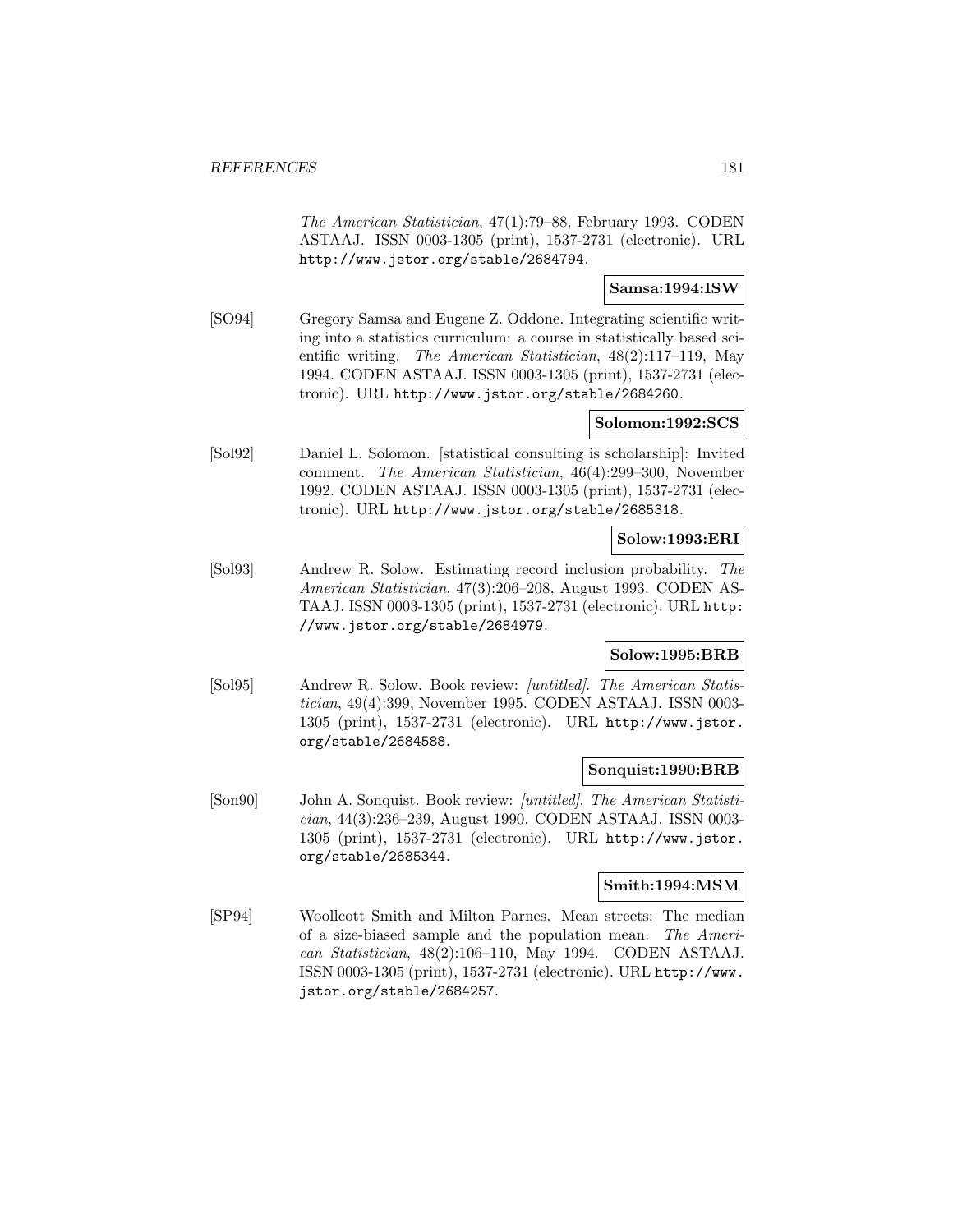*The American Statistician*, 47(1):79–88, February 1993. CODEN ASTAAJ. ISSN 0003-1305 (print), 1537-2731 (electronic). URL http://www.jstor.org/stable/2684794.

**Samsa:1994:ISW**

[SO94] Gregory Samsa and Eugene Z. Oddone. Integrating scientific writing into a statistics curriculum: a course in statistically based scientific writing. *The American Statistician*, 48(2):117–119, May 1994. CODEN ASTAAJ. ISSN 0003-1305 (print), 1537-2731 (electronic). URL http://www.jstor.org/stable/2684260.

**Solomon:1992:SCS**

[Sol92] Daniel L. Solomon. [statistical consulting is scholarship]: Invited comment. *The American Statistician*, 46(4):299–300, November 1992. CODEN ASTAAJ. ISSN 0003-1305 (print), 1537-2731 (electronic). URL http://www.jstor.org/stable/2685318.

**Solow:1993:ERI**

[Sol93] Andrew R. Solow. Estimating record inclusion probability. *The American Statistician*, 47(3):206–208, August 1993. CODEN ASTAAJ. ISSN 0003-1305 (print), 1537-2731 (electronic). URL http://www.jstor.org/stable/2684979.

**Solow:1995:BRB**

[Sol95] Andrew R. Solow. Book review: *[untitled]*. *The American Statistician*, 49(4):399, November 1995. CODEN ASTAAJ. ISSN 0003-1305 (print), 1537-2731 (electronic). URL http://www.jstor.org/stable/2684588.

**Sonquist:1990:BRB**

[Son90] John A. Sonquist. Book review: *[untitled]*. *The American Statistician*, 44(3):236–239, August 1990. CODEN ASTAAJ. ISSN 0003-1305 (print), 1537-2731 (electronic). URL http://www.jstor.org/stable/2685344.

**Smith:1994:MSM**

[SP94] Woollcott Smith and Milton Parnes. Mean streets: The median of a size-biased sample and the population mean. *The American Statistician*, 48(2):106–110, May 1994. CODEN ASTAAJ. ISSN 0003-1305 (print), 1537-2731 (electronic). URL http://www.jstor.org/stable/2684257.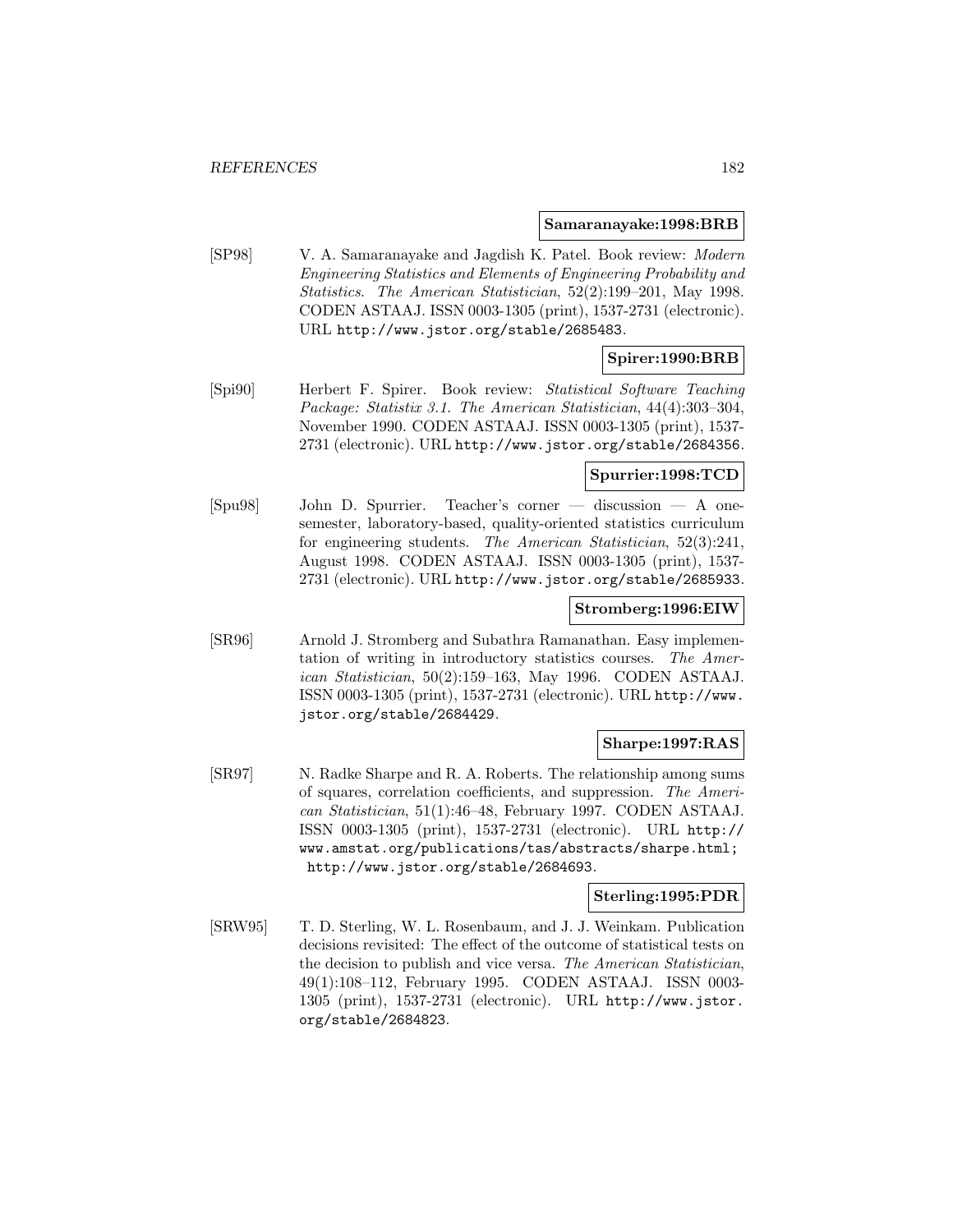**Samaranayake:1998:BRB**

[SP98] V. A. Samaranayake and Jagdish K. Patel. Book review: *Modern Engineering Statistics and Elements of Engineering Probability and Statistics*. *The American Statistician*, 52(2):199–201, May 1998. CODEN ASTAAJ. ISSN 0003-1305 (print), 1537-2731 (electronic). URL http://www.jstor.org/stable/2685483.

**Spirer:1990:BRB**

[Spi90] Herbert F. Spirer. Book review: *Statistical Software Teaching Package: Statistix 3.1*. *The American Statistician*, 44(4):303–304, November 1990. CODEN ASTAAJ. ISSN 0003-1305 (print), 1537-2731 (electronic). URL http://www.jstor.org/stable/2684356.

**Spurrier:1998:TCD**

[Spu98] John D. Spurrier. Teacher's corner — discussion — A one-semester, laboratory-based, quality-oriented statistics curriculum for engineering students. *The American Statistician*, 52(3):241, August 1998. CODEN ASTAAJ. ISSN 0003-1305 (print), 1537-2731 (electronic). URL http://www.jstor.org/stable/2685933.

**Stromberg:1996:EIW**

[SR96] Arnold J. Stromberg and Subathra Ramanathan. Easy implementation of writing in introductory statistics courses. *The American Statistician*, 50(2):159–163, May 1996. CODEN ASTAAJ. ISSN 0003-1305 (print), 1537-2731 (electronic). URL http://www.jstor.org/stable/2684429.

**Sharpe:1997:RAS**

[SR97] N. Radke Sharpe and R. A. Roberts. The relationship among sums of squares, correlation coefficients, and suppression. *The American Statistician*, 51(1):46–48, February 1997. CODEN ASTAAJ. ISSN 0003-1305 (print), 1537-2731 (electronic). URL http://www.amstat.org/publications/tas/abstracts/sharpe.html; http://www.jstor.org/stable/2684693.

**Sterling:1995:PDR**

[SRW95] T. D. Sterling, W. L. Rosenbaum, and J. J. Weinkam. Publication decisions revisited: The effect of the outcome of statistical tests on the decision to publish and vice versa. *The American Statistician*, 49(1):108–112, February 1995. CODEN ASTAAJ. ISSN 0003-1305 (print), 1537-2731 (electronic). URL http://www.jstor.org/stable/2684823.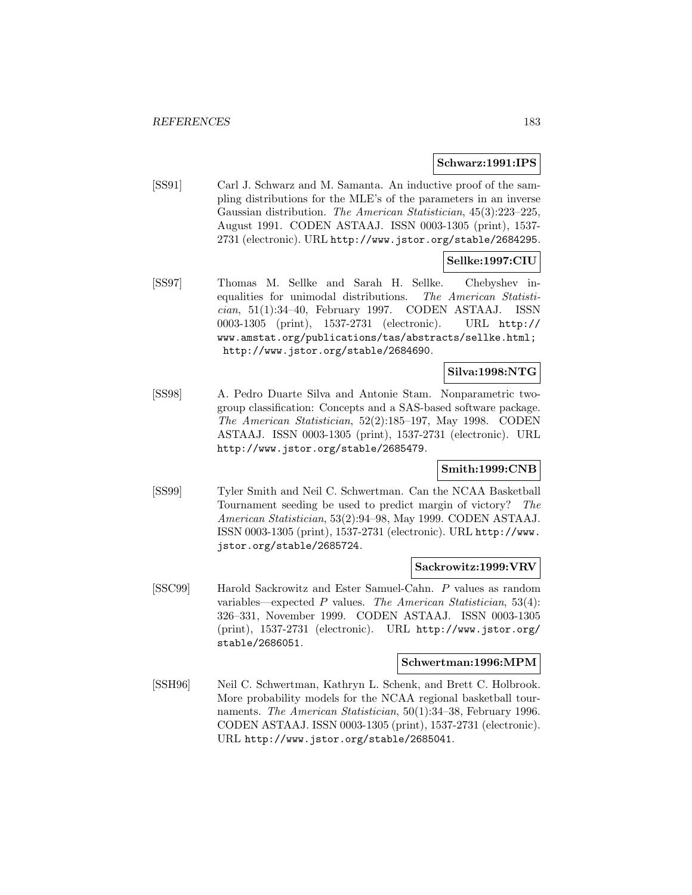**Schwarz:1991:IPS**

[SS91] Carl J. Schwarz and M. Samanta. An inductive proof of the sampling distributions for the MLE's of the parameters in an inverse Gaussian distribution. *The American Statistician*, 45(3):223–225, August 1991. CODEN ASTAAJ. ISSN 0003-1305 (print), 1537-2731 (electronic). URL http://www.jstor.org/stable/2684295.

**Sellke:1997:CIU**

[SS97] Thomas M. Sellke and Sarah H. Sellke. Chebyshev inequalities for unimodal distributions. *The American Statistician*, 51(1):34–40, February 1997. CODEN ASTAAJ. ISSN 0003-1305 (print), 1537-2731 (electronic). URL http://www.amstat.org/publications/tas/abstracts/sellke.html; http://www.jstor.org/stable/2684690.

**Silva:1998:NTG**

[SS98] A. Pedro Duarte Silva and Antonie Stam. Nonparametric two-group classification: Concepts and a SAS-based software package. *The American Statistician*, 52(2):185–197, May 1998. CODEN ASTAAJ. ISSN 0003-1305 (print), 1537-2731 (electronic). URL http://www.jstor.org/stable/2685479.

**Smith:1999:CNB**

[SS99] Tyler Smith and Neil C. Schwertman. Can the NCAA Basketball Tournament seeding be used to predict margin of victory? *The American Statistician*, 53(2):94–98, May 1999. CODEN ASTAAJ. ISSN 0003-1305 (print), 1537-2731 (electronic). URL http://www.jstor.org/stable/2685724.

**Sackrowitz:1999:VRV**

[SSC99] Harold Sackrowitz and Ester Samuel-Cahn. *P* values as random variables—expected *P* values. *The American Statistician*, 53(4):326–331, November 1999. CODEN ASTAAJ. ISSN 0003-1305 (print), 1537-2731 (electronic). URL http://www.jstor.org/stable/2686051.

**Schwertman:1996:MPM**

[SSH96] Neil C. Schwertman, Kathryn L. Schenk, and Brett C. Holbrook. More probability models for the NCAA regional basketball tournaments. *The American Statistician*, 50(1):34–38, February 1996. CODEN ASTAAJ. ISSN 0003-1305 (print), 1537-2731 (electronic). URL http://www.jstor.org/stable/2685041.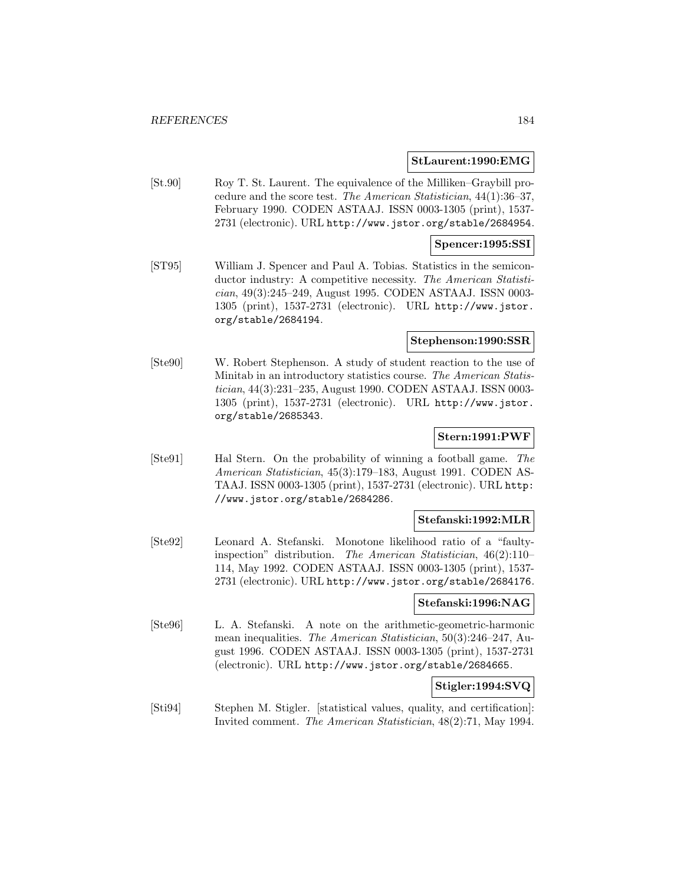**StLaurent:1990:EMG**

[St.90] Roy T. St. Laurent. The equivalence of the Milliken–Graybill procedure and the score test. *The American Statistician*, 44(1):36–37, February 1990. CODEN ASTAAJ. ISSN 0003-1305 (print), 1537-2731 (electronic). URL http://www.jstor.org/stable/2684954.

**Spencer:1995:SSI**

[ST95] William J. Spencer and Paul A. Tobias. Statistics in the semiconductor industry: A competitive necessity. *The American Statistician*, 49(3):245–249, August 1995. CODEN ASTAAJ. ISSN 0003-1305 (print), 1537-2731 (electronic). URL http://www.jstor.org/stable/2684194.

**Stephenson:1990:SSR**

[Ste90] W. Robert Stephenson. A study of student reaction to the use of Minitab in an introductory statistics course. *The American Statistician*, 44(3):231–235, August 1990. CODEN ASTAAJ. ISSN 0003-1305 (print), 1537-2731 (electronic). URL http://www.jstor.org/stable/2685343.

**Stern:1991:PWF**

[Ste91] Hal Stern. On the probability of winning a football game. *The American Statistician*, 45(3):179–183, August 1991. CODEN ASTAAJ. ISSN 0003-1305 (print), 1537-2731 (electronic). URL http://www.jstor.org/stable/2684286.

**Stefanski:1992:MLR**

[Ste92] Leonard A. Stefanski. Monotone likelihood ratio of a "faulty-inspection" distribution. *The American Statistician*, 46(2):110–114, May 1992. CODEN ASTAAJ. ISSN 0003-1305 (print), 1537-2731 (electronic). URL http://www.jstor.org/stable/2684176.

**Stefanski:1996:NAG**

[Ste96] L. A. Stefanski. A note on the arithmetic-geometric-harmonic mean inequalities. *The American Statistician*, 50(3):246–247, August 1996. CODEN ASTAAJ. ISSN 0003-1305 (print), 1537-2731 (electronic). URL http://www.jstor.org/stable/2684665.

**Stigler:1994:SVQ**

[Sti94] Stephen M. Stigler. [statistical values, quality, and certification]: Invited comment. *The American Statistician*, 48(2):71, May 1994.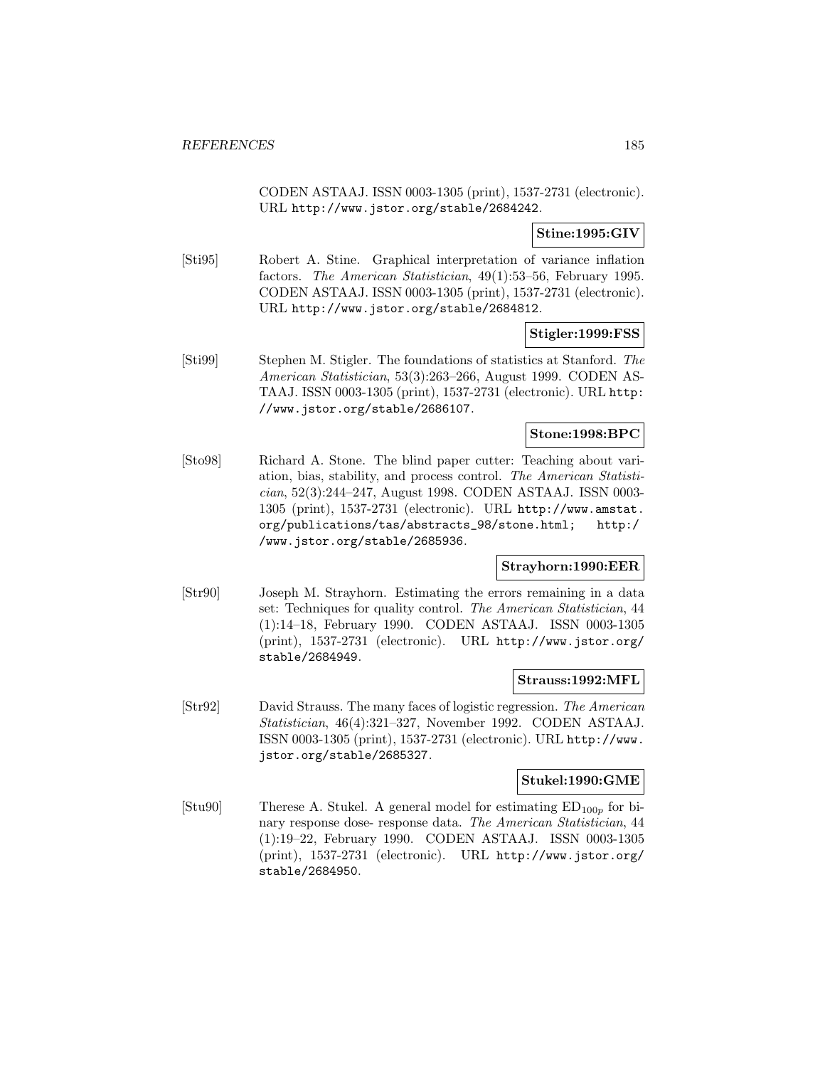CODEN ASTAAJ. ISSN 0003-1305 (print), 1537-2731 (electronic). URL http://www.jstor.org/stable/2684242.

**Stine:1995:GIV**

[Sti95] Robert A. Stine. Graphical interpretation of variance inflation factors. *The American Statistician*, 49(1):53–56, February 1995. CODEN ASTAAJ. ISSN 0003-1305 (print), 1537-2731 (electronic). URL http://www.jstor.org/stable/2684812.

**Stigler:1999:FSS**

[Sti99] Stephen M. Stigler. The foundations of statistics at Stanford. *The American Statistician*, 53(3):263–266, August 1999. CODEN ASTAAJ. ISSN 0003-1305 (print), 1537-2731 (electronic). URL http://www.jstor.org/stable/2686107.

**Stone:1998:BPC**

[Sto98] Richard A. Stone. The blind paper cutter: Teaching about variation, bias, stability, and process control. *The American Statistician*, 52(3):244–247, August 1998. CODEN ASTAAJ. ISSN 0003-1305 (print), 1537-2731 (electronic). URL http://www.amstat.org/publications/tas/abstracts_98/stone.html; http://www.jstor.org/stable/2685936.

**Strayhorn:1990:EER**

[Str90] Joseph M. Strayhorn. Estimating the errors remaining in a data set: Techniques for quality control. *The American Statistician*, 44 (1):14–18, February 1990. CODEN ASTAAJ. ISSN 0003-1305 (print), 1537-2731 (electronic). URL http://www.jstor.org/stable/2684949.

**Strauss:1992:MFL**

[Str92] David Strauss. The many faces of logistic regression. *The American Statistician*, 46(4):321–327, November 1992. CODEN ASTAAJ. ISSN 0003-1305 (print), 1537-2731 (electronic). URL http://www.jstor.org/stable/2685327.

**Stukel:1990:GME**

[Stu90] Therese A. Stukel. A general model for estimating $\mathrm{ED}_{100p}$ for binary response dose- response data. *The American Statistician*, 44 (1):19–22, February 1990. CODEN ASTAAJ. ISSN 0003-1305 (print), 1537-2731 (electronic). URL http://www.jstor.org/stable/2684950.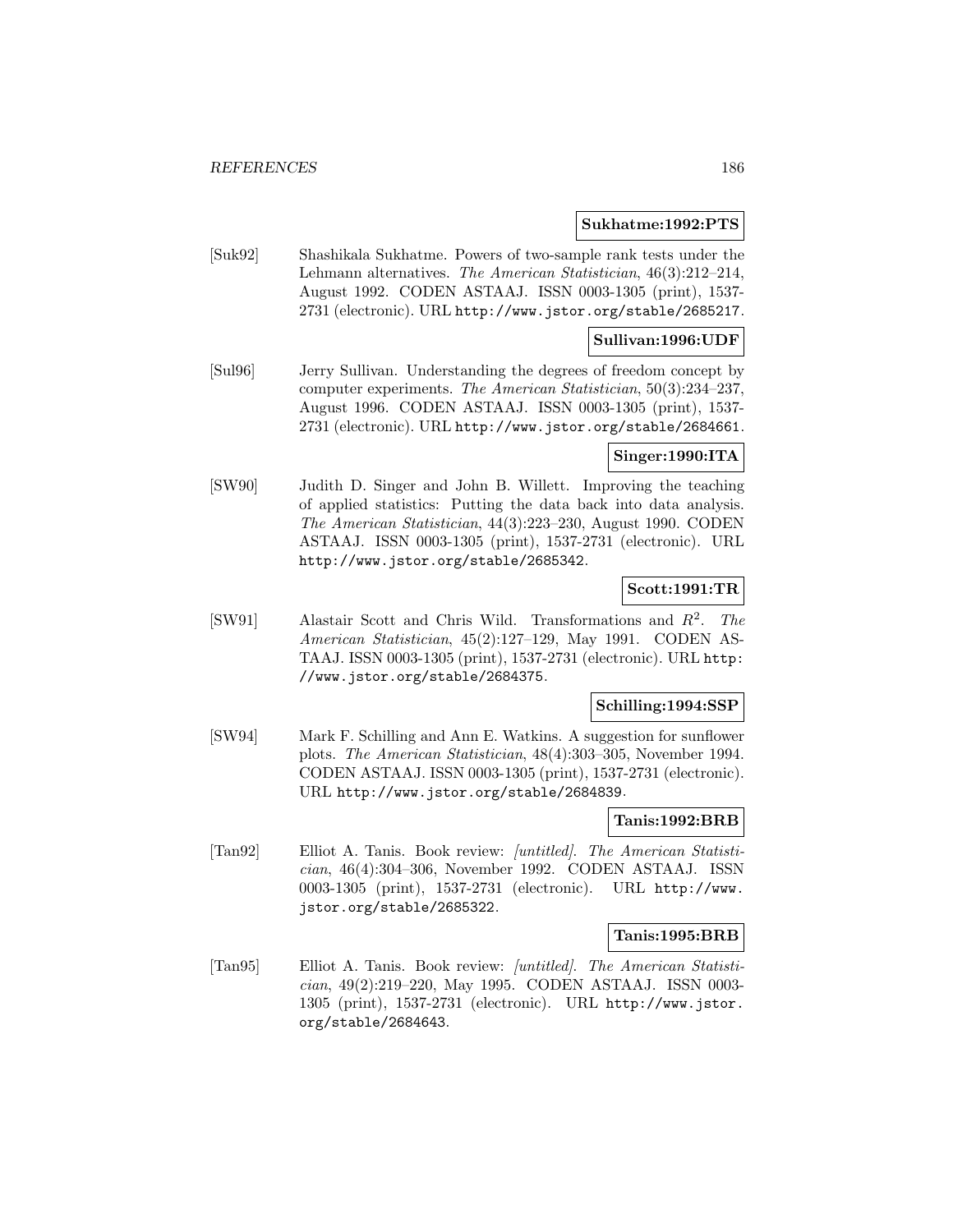**Sukhatme:1992:PTS**

[Suk92] Shashikala Sukhatme. Powers of two-sample rank tests under the Lehmann alternatives. *The American Statistician*, 46(3):212–214, August 1992. CODEN ASTAAJ. ISSN 0003-1305 (print), 1537-2731 (electronic). URL http://www.jstor.org/stable/2685217.

**Sullivan:1996:UDF**

[Sul96] Jerry Sullivan. Understanding the degrees of freedom concept by computer experiments. *The American Statistician*, 50(3):234–237, August 1996. CODEN ASTAAJ. ISSN 0003-1305 (print), 1537-2731 (electronic). URL http://www.jstor.org/stable/2684661.

**Singer:1990:ITA**

[SW90] Judith D. Singer and John B. Willett. Improving the teaching of applied statistics: Putting the data back into data analysis. *The American Statistician*, 44(3):223–230, August 1990. CODEN ASTAAJ. ISSN 0003-1305 (print), 1537-2731 (electronic). URL http://www.jstor.org/stable/2685342.

**Scott:1991:TR**

[SW91] Alastair Scott and Chris Wild. Transformations and $R^2$. *The American Statistician*, 45(2):127–129, May 1991. CODEN ASTAAJ. ISSN 0003-1305 (print), 1537-2731 (electronic). URL http://www.jstor.org/stable/2684375.

**Schilling:1994:SSP**

[SW94] Mark F. Schilling and Ann E. Watkins. A suggestion for sunflower plots. *The American Statistician*, 48(4):303–305, November 1994. CODEN ASTAAJ. ISSN 0003-1305 (print), 1537-2731 (electronic). URL http://www.jstor.org/stable/2684839.

**Tanis:1992:BRB**

[Tan92] Elliot A. Tanis. Book review: *[untitled]*. *The American Statistician*, 46(4):304–306, November 1992. CODEN ASTAAJ. ISSN 0003-1305 (print), 1537-2731 (electronic). URL http://www.jstor.org/stable/2685322.

**Tanis:1995:BRB**

[Tan95] Elliot A. Tanis. Book review: *[untitled]*. *The American Statistician*, 49(2):219–220, May 1995. CODEN ASTAAJ. ISSN 0003-1305 (print), 1537-2731 (electronic). URL http://www.jstor.org/stable/2684643.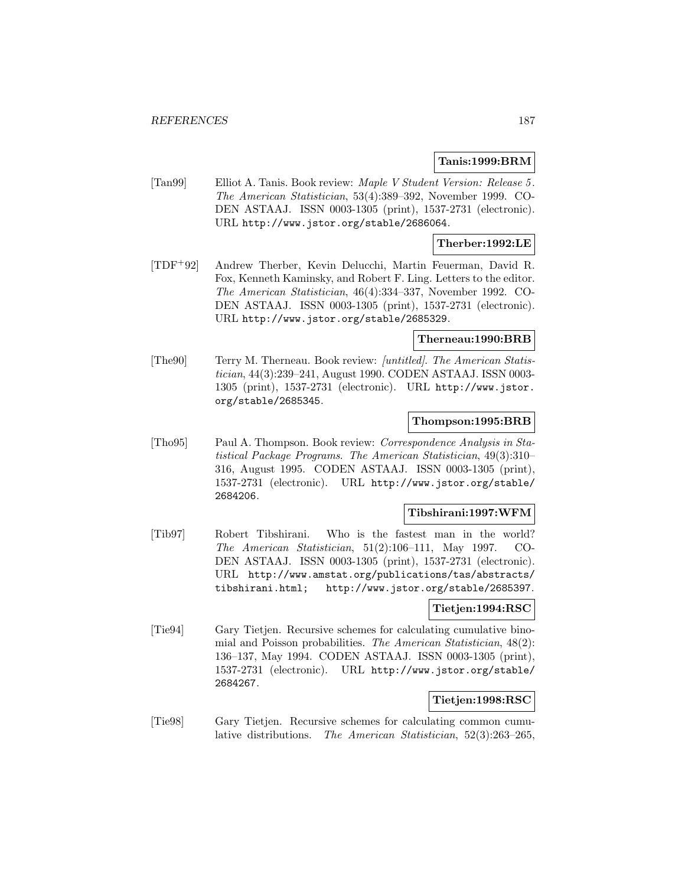**Tanis:1999:BRM**

[Tan99] Elliot A. Tanis. Book review: *Maple V Student Version: Release 5*. *The American Statistician*, 53(4):389–392, November 1999. CODEN ASTAAJ. ISSN 0003-1305 (print), 1537-2731 (electronic). URL http://www.jstor.org/stable/2686064.

**Therber:1992:LE**

[TDF+92] Andrew Therber, Kevin Delucchi, Martin Feuerman, David R. Fox, Kenneth Kaminsky, and Robert F. Ling. Letters to the editor. *The American Statistician*, 46(4):334–337, November 1992. CODEN ASTAAJ. ISSN 0003-1305 (print), 1537-2731 (electronic). URL http://www.jstor.org/stable/2685329.

**Therneau:1990:BRB**

[The90] Terry M. Therneau. Book review: *[untitled]*. *The American Statistician*, 44(3):239–241, August 1990. CODEN ASTAAJ. ISSN 0003-1305 (print), 1537-2731 (electronic). URL http://www.jstor.org/stable/2685345.

**Thompson:1995:BRB**

[Tho95] Paul A. Thompson. Book review: *Correspondence Analysis in Statistical Package Programs*. *The American Statistician*, 49(3):310–316, August 1995. CODEN ASTAAJ. ISSN 0003-1305 (print), 1537-2731 (electronic). URL http://www.jstor.org/stable/2684206.

**Tibshirani:1997:WFM**

[Tib97] Robert Tibshirani. Who is the fastest man in the world? *The American Statistician*, 51(2):106–111, May 1997. CODEN ASTAAJ. ISSN 0003-1305 (print), 1537-2731 (electronic). URL http://www.amstat.org/publications/tas/abstracts/tibshirani.html; http://www.jstor.org/stable/2685397.

**Tietjen:1994:RSC**

[Tie94] Gary Tietjen. Recursive schemes for calculating cumulative binomial and Poisson probabilities. *The American Statistician*, 48(2): 136–137, May 1994. CODEN ASTAAJ. ISSN 0003-1305 (print), 1537-2731 (electronic). URL http://www.jstor.org/stable/2684267.

**Tietjen:1998:RSC**

[Tie98] Gary Tietjen. Recursive schemes for calculating common cumulative distributions. *The American Statistician*, 52(3):263–265,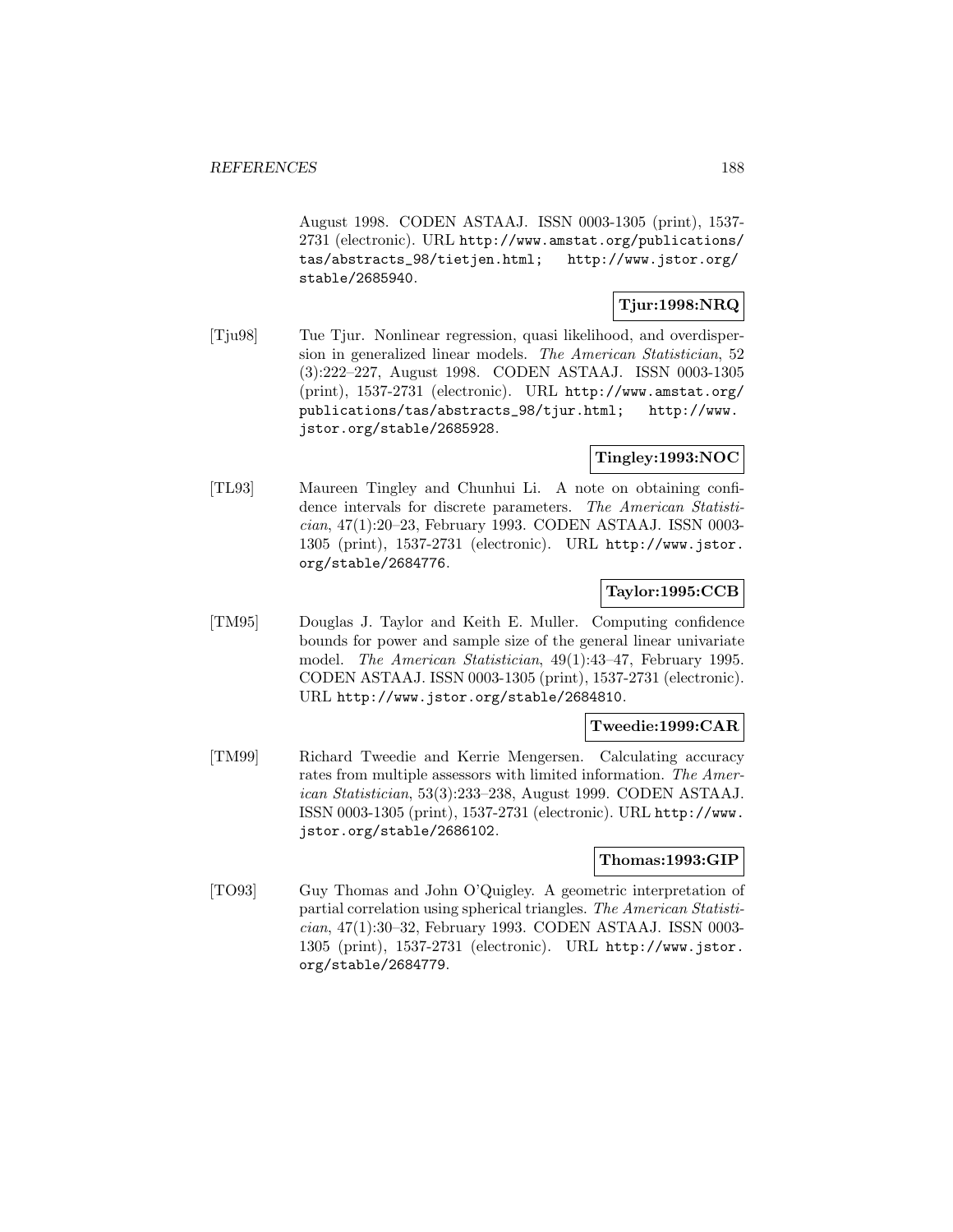August 1998. CODEN ASTAAJ. ISSN 0003-1305 (print), 1537-2731 (electronic). URL http://www.amstat.org/publications/tas/abstracts_98/tietjen.html; http://www.jstor.org/stable/2685940.

**Tjur:1998:NRQ**

[Tju98] Tue Tjur. Nonlinear regression, quasi likelihood, and overdispersion in generalized linear models. *The American Statistician*, 52 (3):222–227, August 1998. CODEN ASTAAJ. ISSN 0003-1305 (print), 1537-2731 (electronic). URL http://www.amstat.org/publications/tas/abstracts_98/tjur.html; http://www.jstor.org/stable/2685928.

**Tingley:1993:NOC**

[TL93] Maureen Tingley and Chunhui Li. A note on obtaining confidence intervals for discrete parameters. *The American Statistician*, 47(1):20–23, February 1993. CODEN ASTAAJ. ISSN 0003-1305 (print), 1537-2731 (electronic). URL http://www.jstor.org/stable/2684776.

**Taylor:1995:CCB**

[TM95] Douglas J. Taylor and Keith E. Muller. Computing confidence bounds for power and sample size of the general linear univariate model. *The American Statistician*, 49(1):43–47, February 1995. CODEN ASTAAJ. ISSN 0003-1305 (print), 1537-2731 (electronic). URL http://www.jstor.org/stable/2684810.

**Tweedie:1999:CAR**

[TM99] Richard Tweedie and Kerrie Mengersen. Calculating accuracy rates from multiple assessors with limited information. *The American Statistician*, 53(3):233–238, August 1999. CODEN ASTAAJ. ISSN 0003-1305 (print), 1537-2731 (electronic). URL http://www.jstor.org/stable/2686102.

**Thomas:1993:GIP**

[TO93] Guy Thomas and John O'Quigley. A geometric interpretation of partial correlation using spherical triangles. *The American Statistician*, 47(1):30–32, February 1993. CODEN ASTAAJ. ISSN 0003-1305 (print), 1537-2731 (electronic). URL http://www.jstor.org/stable/2684779.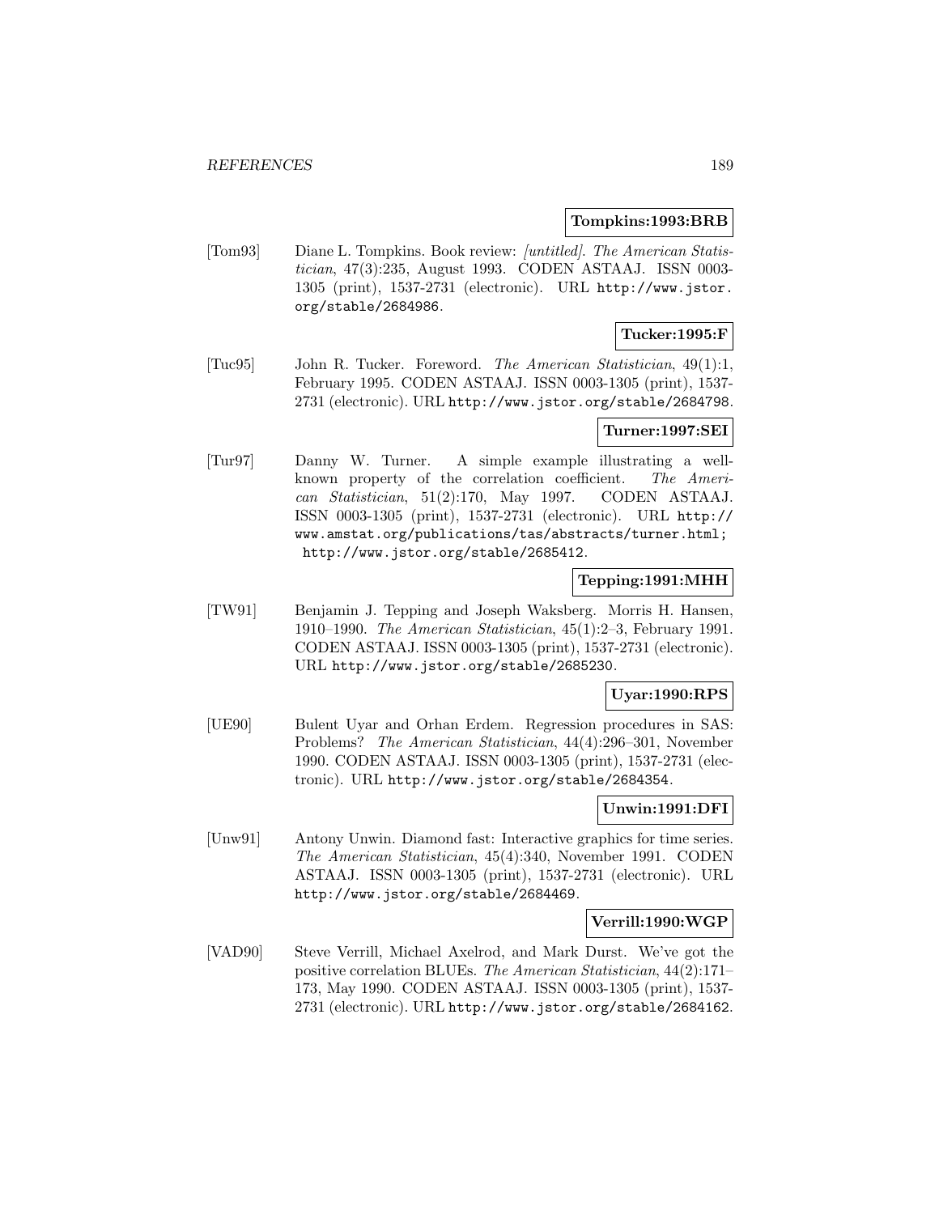**Tompkins:1993:BRB**

[Tom93] Diane L. Tompkins. Book review: *[untitled]*. *The American Statistician*, 47(3):235, August 1993. CODEN ASTAAJ. ISSN 0003-1305 (print), 1537-2731 (electronic). URL http://www.jstor.org/stable/2684986.

**Tucker:1995:F**

[Tuc95] John R. Tucker. Foreword. *The American Statistician*, 49(1):1, February 1995. CODEN ASTAAJ. ISSN 0003-1305 (print), 1537-2731 (electronic). URL http://www.jstor.org/stable/2684798.

**Turner:1997:SEI**

[Tur97] Danny W. Turner. A simple example illustrating a well-known property of the correlation coefficient. *The American Statistician*, 51(2):170, May 1997. CODEN ASTAAJ. ISSN 0003-1305 (print), 1537-2731 (electronic). URL http://www.amstat.org/publications/tas/abstracts/turner.html; http://www.jstor.org/stable/2685412.

**Tepping:1991:MHH**

[TW91] Benjamin J. Tepping and Joseph Waksberg. Morris H. Hansen, 1910–1990. *The American Statistician*, 45(1):2–3, February 1991. CODEN ASTAAJ. ISSN 0003-1305 (print), 1537-2731 (electronic). URL http://www.jstor.org/stable/2685230.

**Uyar:1990:RPS**

[UE90] Bulent Uyar and Orhan Erdem. Regression procedures in SAS: Problems? *The American Statistician*, 44(4):296–301, November 1990. CODEN ASTAAJ. ISSN 0003-1305 (print), 1537-2731 (electronic). URL http://www.jstor.org/stable/2684354.

**Unwin:1991:DFI**

[Unw91] Antony Unwin. Diamond fast: Interactive graphics for time series. *The American Statistician*, 45(4):340, November 1991. CODEN ASTAAJ. ISSN 0003-1305 (print), 1537-2731 (electronic). URL http://www.jstor.org/stable/2684469.

**Verrill:1990:WGP**

[VAD90] Steve Verrill, Michael Axelrod, and Mark Durst. We've got the positive correlation BLUEs. *The American Statistician*, 44(2):171–173, May 1990. CODEN ASTAAJ. ISSN 0003-1305 (print), 1537-2731 (electronic). URL http://www.jstor.org/stable/2684162.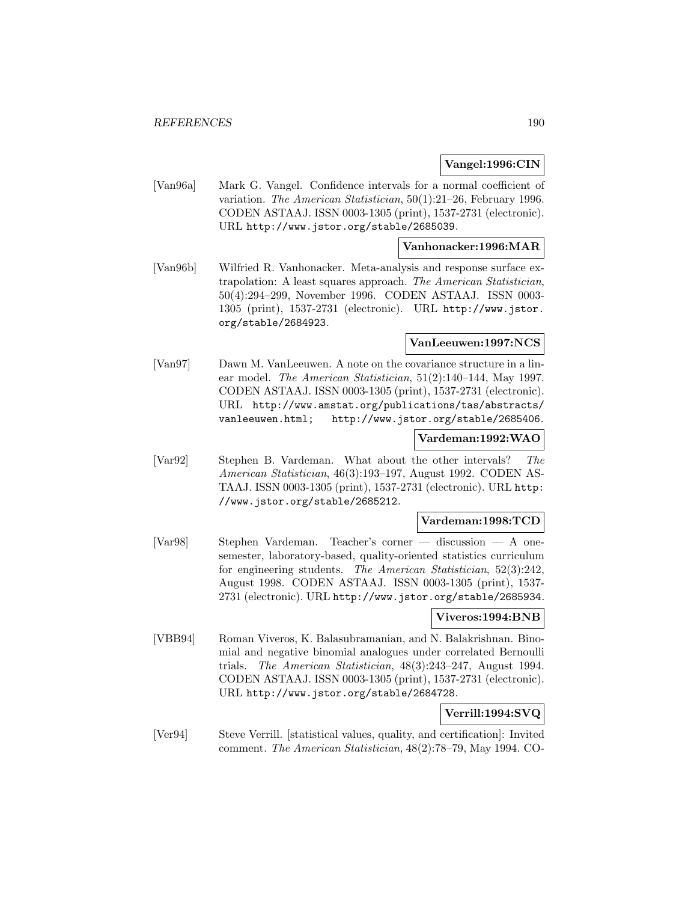**Vangel:1996:CIN**

[Van96a] Mark G. Vangel. Confidence intervals for a normal coefficient of variation. *The American Statistician*, 50(1):21–26, February 1996. CODEN ASTAAJ. ISSN 0003-1305 (print), 1537-2731 (electronic). URL http://www.jstor.org/stable/2685039.

**Vanhonacker:1996:MAR**

[Van96b] Wilfried R. Vanhonacker. Meta-analysis and response surface extrapolation: A least squares approach. *The American Statistician*, 50(4):294–299, November 1996. CODEN ASTAAJ. ISSN 0003-1305 (print), 1537-2731 (electronic). URL http://www.jstor.org/stable/2684923.

**VanLeeuwen:1997:NCS**

[Van97] Dawn M. VanLeeuwen. A note on the covariance structure in a linear model. *The American Statistician*, 51(2):140–144, May 1997. CODEN ASTAAJ. ISSN 0003-1305 (print), 1537-2731 (electronic). URL http://www.amstat.org/publications/tas/abstracts/vanleeuwen.html; http://www.jstor.org/stable/2685406.

**Vardeman:1992:WAO**

[Var92] Stephen B. Vardeman. What about the other intervals? *The American Statistician*, 46(3):193–197, August 1992. CODEN ASTAAJ. ISSN 0003-1305 (print), 1537-2731 (electronic). URL http://www.jstor.org/stable/2685212.

**Vardeman:1998:TCD**

[Var98] Stephen Vardeman. Teacher's corner — discussion — A one-semester, laboratory-based, quality-oriented statistics curriculum for engineering students. *The American Statistician*, 52(3):242, August 1998. CODEN ASTAAJ. ISSN 0003-1305 (print), 1537-2731 (electronic). URL http://www.jstor.org/stable/2685934.

**Viveros:1994:BNB**

[VBB94] Roman Viveros, K. Balasubramanian, and N. Balakrishnan. Binomial and negative binomial analogues under correlated Bernoulli trials. *The American Statistician*, 48(3):243–247, August 1994. CODEN ASTAAJ. ISSN 0003-1305 (print), 1537-2731 (electronic). URL http://www.jstor.org/stable/2684728.

**Verrill:1994:SVQ**

[Ver94] Steve Verrill. [statistical values, quality, and certification]: Invited comment. *The American Statistician*, 48(2):78–79, May 1994. CO-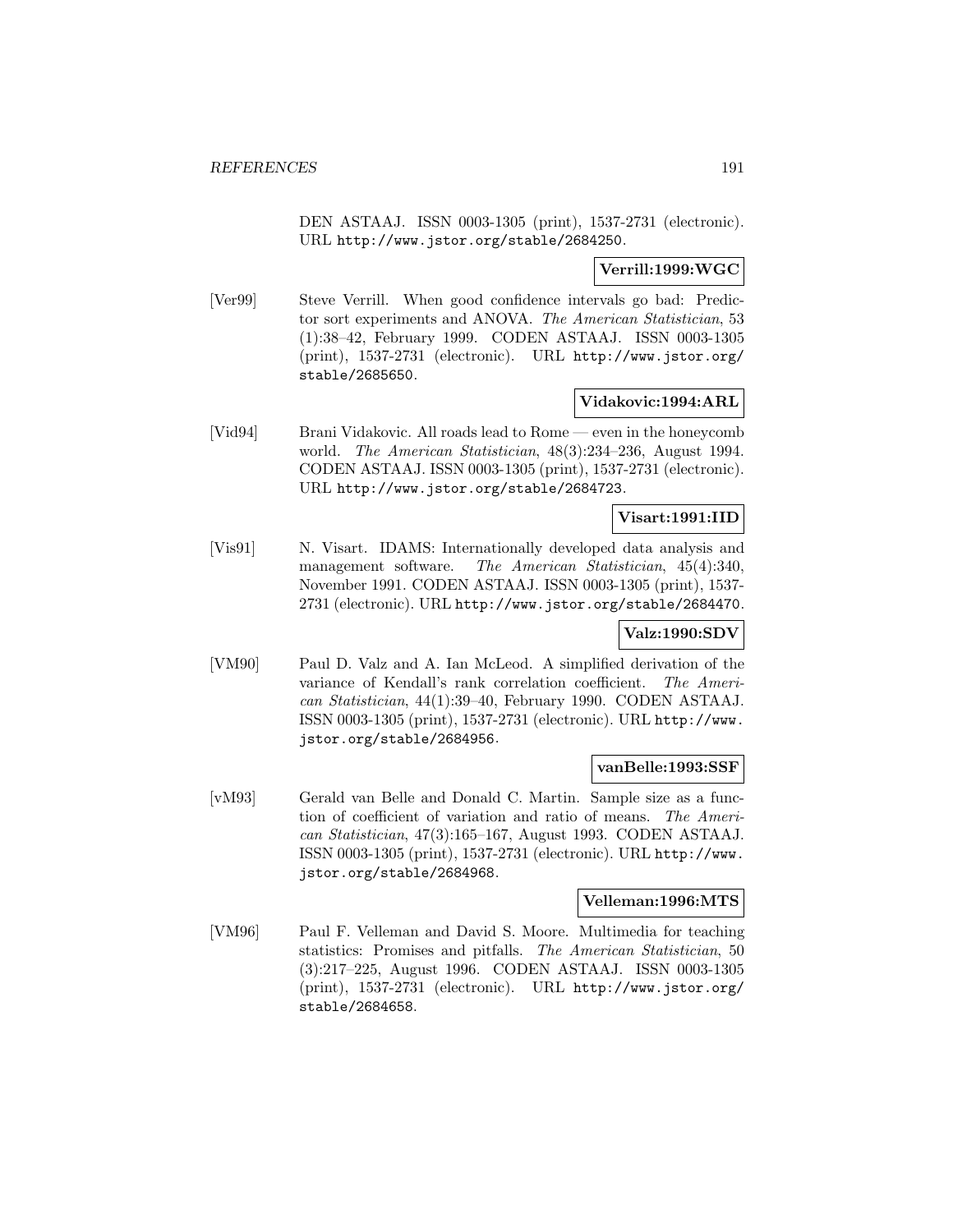DEN ASTAAJ. ISSN 0003-1305 (print), 1537-2731 (electronic). URL http://www.jstor.org/stable/2684250.

**Verrill:1999:WGC**

[Ver99] Steve Verrill. When good confidence intervals go bad: Predictor sort experiments and ANOVA. *The American Statistician*, 53 (1):38–42, February 1999. CODEN ASTAAJ. ISSN 0003-1305 (print), 1537-2731 (electronic). URL http://www.jstor.org/stable/2685650.

**Vidakovic:1994:ARL**

[Vid94] Brani Vidakovic. All roads lead to Rome — even in the honeycomb world. *The American Statistician*, 48(3):234–236, August 1994. CODEN ASTAAJ. ISSN 0003-1305 (print), 1537-2731 (electronic). URL http://www.jstor.org/stable/2684723.

**Visart:1991:IID**

[Vis91] N. Visart. IDAMS: Internationally developed data analysis and management software. *The American Statistician*, 45(4):340, November 1991. CODEN ASTAAJ. ISSN 0003-1305 (print), 1537-2731 (electronic). URL http://www.jstor.org/stable/2684470.

**Valz:1990:SDV**

[VM90] Paul D. Valz and A. Ian McLeod. A simplified derivation of the variance of Kendall's rank correlation coefficient. *The American Statistician*, 44(1):39–40, February 1990. CODEN ASTAAJ. ISSN 0003-1305 (print), 1537-2731 (electronic). URL http://www.jstor.org/stable/2684956.

**vanBelle:1993:SSF**

[vM93] Gerald van Belle and Donald C. Martin. Sample size as a function of coefficient of variation and ratio of means. *The American Statistician*, 47(3):165–167, August 1993. CODEN ASTAAJ. ISSN 0003-1305 (print), 1537-2731 (electronic). URL http://www.jstor.org/stable/2684968.

**Velleman:1996:MTS**

[VM96] Paul F. Velleman and David S. Moore. Multimedia for teaching statistics: Promises and pitfalls. *The American Statistician*, 50 (3):217–225, August 1996. CODEN ASTAAJ. ISSN 0003-1305 (print), 1537-2731 (electronic). URL http://www.jstor.org/stable/2684658.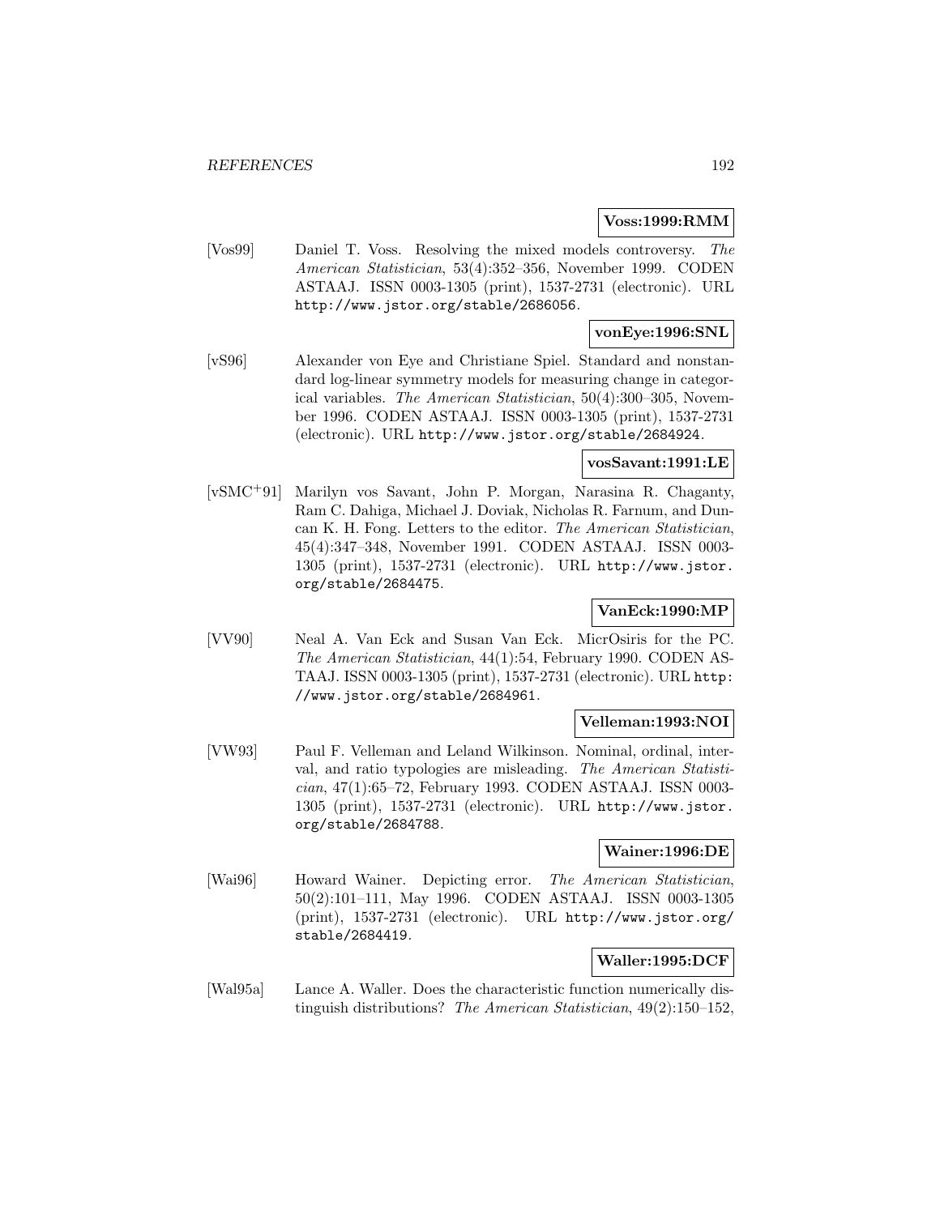**Voss:1999:RMM**

[Vos99] Daniel T. Voss. Resolving the mixed models controversy. *The American Statistician*, 53(4):352–356, November 1999. CODEN ASTAAJ. ISSN 0003-1305 (print), 1537-2731 (electronic). URL http://www.jstor.org/stable/2686056.

**vonEye:1996:SNL**

[vS96] Alexander von Eye and Christiane Spiel. Standard and nonstandard log-linear symmetry models for measuring change in categorical variables. *The American Statistician*, 50(4):300–305, November 1996. CODEN ASTAAJ. ISSN 0003-1305 (print), 1537-2731 (electronic). URL http://www.jstor.org/stable/2684924.

**vosSavant:1991:LE**

[vSMC+91] Marilyn vos Savant, John P. Morgan, Narasina R. Chaganty, Ram C. Dahiga, Michael J. Doviak, Nicholas R. Farnum, and Duncan K. H. Fong. Letters to the editor. *The American Statistician*, 45(4):347–348, November 1991. CODEN ASTAAJ. ISSN 0003-1305 (print), 1537-2731 (electronic). URL http://www.jstor.org/stable/2684475.

**VanEck:1990:MP**

[VV90] Neal A. Van Eck and Susan Van Eck. MicrOsiris for the PC. *The American Statistician*, 44(1):54, February 1990. CODEN ASTAAJ. ISSN 0003-1305 (print), 1537-2731 (electronic). URL http://www.jstor.org/stable/2684961.

**Velleman:1993:NOI**

[VW93] Paul F. Velleman and Leland Wilkinson. Nominal, ordinal, interval, and ratio typologies are misleading. *The American Statistician*, 47(1):65–72, February 1993. CODEN ASTAAJ. ISSN 0003-1305 (print), 1537-2731 (electronic). URL http://www.jstor.org/stable/2684788.

**Wainer:1996:DE**

[Wai96] Howard Wainer. Depicting error. *The American Statistician*, 50(2):101–111, May 1996. CODEN ASTAAJ. ISSN 0003-1305 (print), 1537-2731 (electronic). URL http://www.jstor.org/stable/2684419.

**Waller:1995:DCF**

[Wal95a] Lance A. Waller. Does the characteristic function numerically distinguish distributions? *The American Statistician*, 49(2):150–152,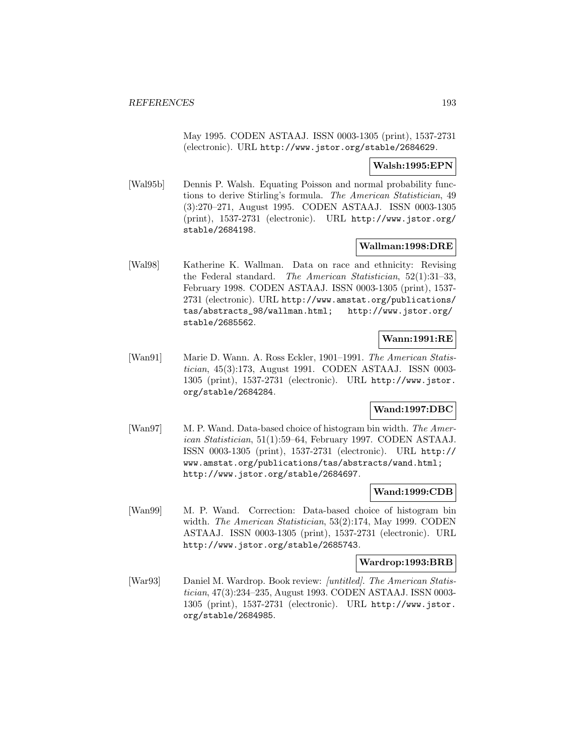May 1995. CODEN ASTAAJ. ISSN 0003-1305 (print), 1537-2731 (electronic). URL http://www.jstor.org/stable/2684629.

**Walsh:1995:EPN**

[Wal95b] Dennis P. Walsh. Equating Poisson and normal probability functions to derive Stirling's formula. *The American Statistician*, 49 (3):270–271, August 1995. CODEN ASTAAJ. ISSN 0003-1305 (print), 1537-2731 (electronic). URL http://www.jstor.org/stable/2684198.

**Wallman:1998:DRE**

[Wal98] Katherine K. Wallman. Data on race and ethnicity: Revising the Federal standard. *The American Statistician*, 52(1):31–33, February 1998. CODEN ASTAAJ. ISSN 0003-1305 (print), 1537-2731 (electronic). URL http://www.amstat.org/publications/tas/abstracts_98/wallman.html; http://www.jstor.org/stable/2685562.

**Wann:1991:RE**

[Wan91] Marie D. Wann. A. Ross Eckler, 1901–1991. *The American Statistician*, 45(3):173, August 1991. CODEN ASTAAJ. ISSN 0003-1305 (print), 1537-2731 (electronic). URL http://www.jstor.org/stable/2684284.

**Wand:1997:DBC**

[Wan97] M. P. Wand. Data-based choice of histogram bin width. *The American Statistician*, 51(1):59–64, February 1997. CODEN ASTAAJ. ISSN 0003-1305 (print), 1537-2731 (electronic). URL http://www.amstat.org/publications/tas/abstracts/wand.html; http://www.jstor.org/stable/2684697.

**Wand:1999:CDB**

[Wan99] M. P. Wand. Correction: Data-based choice of histogram bin width. *The American Statistician*, 53(2):174, May 1999. CODEN ASTAAJ. ISSN 0003-1305 (print), 1537-2731 (electronic). URL http://www.jstor.org/stable/2685743.

**Wardrop:1993:BRB**

[War93] Daniel M. Wardrop. Book review: *[untitled]*. *The American Statistician*, 47(3):234–235, August 1993. CODEN ASTAAJ. ISSN 0003-1305 (print), 1537-2731 (electronic). URL http://www.jstor.org/stable/2684985.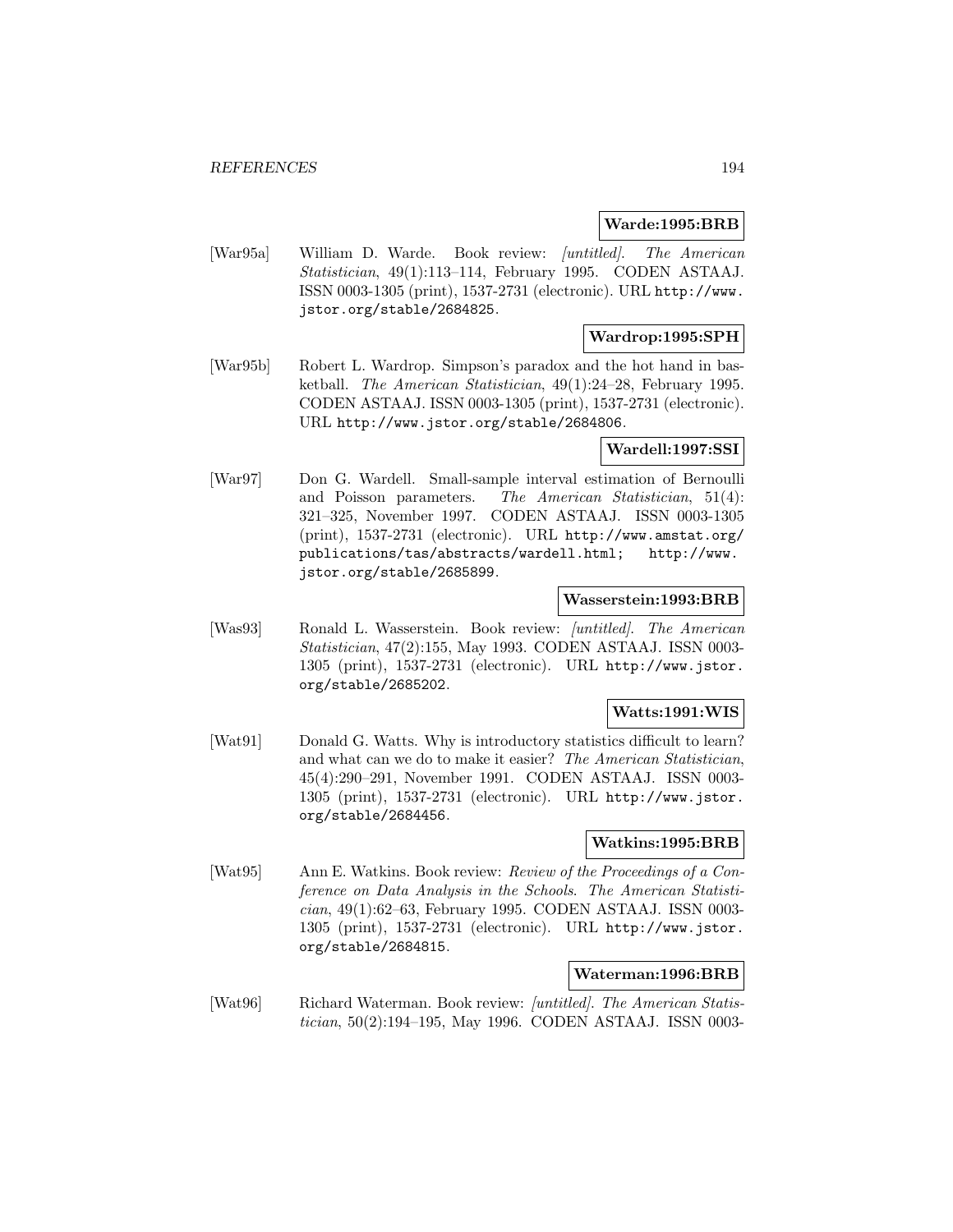**Warde:1995:BRB**

[War95a] William D. Warde. Book review: *[untitled]*. *The American Statistician*, 49(1):113–114, February 1995. CODEN ASTAAJ. ISSN 0003-1305 (print), 1537-2731 (electronic). URL http://www.jstor.org/stable/2684825.

**Wardrop:1995:SPH**

[War95b] Robert L. Wardrop. Simpson's paradox and the hot hand in basketball. *The American Statistician*, 49(1):24–28, February 1995. CODEN ASTAAJ. ISSN 0003-1305 (print), 1537-2731 (electronic). URL http://www.jstor.org/stable/2684806.

**Wardell:1997:SSI**

[War97] Don G. Wardell. Small-sample interval estimation of Bernoulli and Poisson parameters. *The American Statistician*, 51(4): 321–325, November 1997. CODEN ASTAAJ. ISSN 0003-1305 (print), 1537-2731 (electronic). URL http://www.amstat.org/publications/tas/abstracts/wardell.html; http://www.jstor.org/stable/2685899.

**Wasserstein:1993:BRB**

[Was93] Ronald L. Wasserstein. Book review: *[untitled]*. *The American Statistician*, 47(2):155, May 1993. CODEN ASTAAJ. ISSN 0003-1305 (print), 1537-2731 (electronic). URL http://www.jstor.org/stable/2685202.

**Watts:1991:WIS**

[Wat91] Donald G. Watts. Why is introductory statistics difficult to learn? and what can we do to make it easier? *The American Statistician*, 45(4):290–291, November 1991. CODEN ASTAAJ. ISSN 0003-1305 (print), 1537-2731 (electronic). URL http://www.jstor.org/stable/2684456.

**Watkins:1995:BRB**

[Wat95] Ann E. Watkins. Book review: *Review of the Proceedings of a Conference on Data Analysis in the Schools*. *The American Statistician*, 49(1):62–63, February 1995. CODEN ASTAAJ. ISSN 0003-1305 (print), 1537-2731 (electronic). URL http://www.jstor.org/stable/2684815.

**Waterman:1996:BRB**

[Wat96] Richard Waterman. Book review: *[untitled]*. *The American Statistician*, 50(2):194–195, May 1996. CODEN ASTAAJ. ISSN 0003-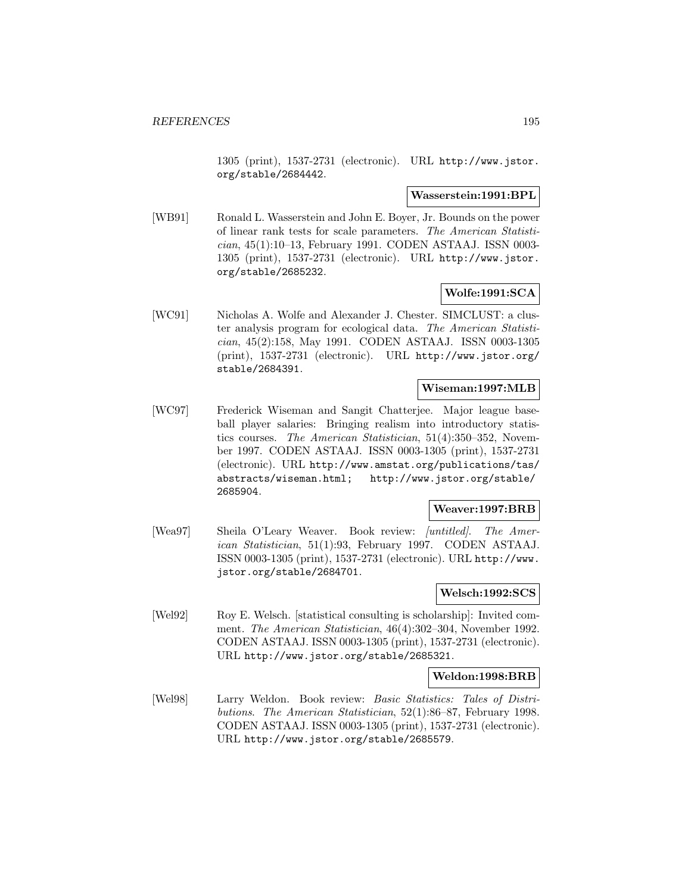1305 (print), 1537-2731 (electronic). URL http://www.jstor.org/stable/2684442.

**Wasserstein:1991:BPL**

[WB91] Ronald L. Wasserstein and John E. Boyer, Jr. Bounds on the power of linear rank tests for scale parameters. *The American Statistician*, 45(1):10–13, February 1991. CODEN ASTAAJ. ISSN 0003-1305 (print), 1537-2731 (electronic). URL http://www.jstor.org/stable/2685232.

**Wolfe:1991:SCA**

[WC91] Nicholas A. Wolfe and Alexander J. Chester. SIMCLUST: a cluster analysis program for ecological data. *The American Statistician*, 45(2):158, May 1991. CODEN ASTAAJ. ISSN 0003-1305 (print), 1537-2731 (electronic). URL http://www.jstor.org/stable/2684391.

**Wiseman:1997:MLB**

[WC97] Frederick Wiseman and Sangit Chatterjee. Major league baseball player salaries: Bringing realism into introductory statistics courses. *The American Statistician*, 51(4):350–352, November 1997. CODEN ASTAAJ. ISSN 0003-1305 (print), 1537-2731 (electronic). URL http://www.amstat.org/publications/tas/abstracts/wiseman.html; http://www.jstor.org/stable/2685904.

**Weaver:1997:BRB**

[Wea97] Sheila O'Leary Weaver. Book review: *[untitled]*. *The American Statistician*, 51(1):93, February 1997. CODEN ASTAAJ. ISSN 0003-1305 (print), 1537-2731 (electronic). URL http://www.jstor.org/stable/2684701.

**Welsch:1992:SCS**

[Wel92] Roy E. Welsch. [statistical consulting is scholarship]: Invited comment. *The American Statistician*, 46(4):302–304, November 1992. CODEN ASTAAJ. ISSN 0003-1305 (print), 1537-2731 (electronic). URL http://www.jstor.org/stable/2685321.

**Weldon:1998:BRB**

[Wel98] Larry Weldon. Book review: *Basic Statistics: Tales of Distributions*. *The American Statistician*, 52(1):86–87, February 1998. CODEN ASTAAJ. ISSN 0003-1305 (print), 1537-2731 (electronic). URL http://www.jstor.org/stable/2685579.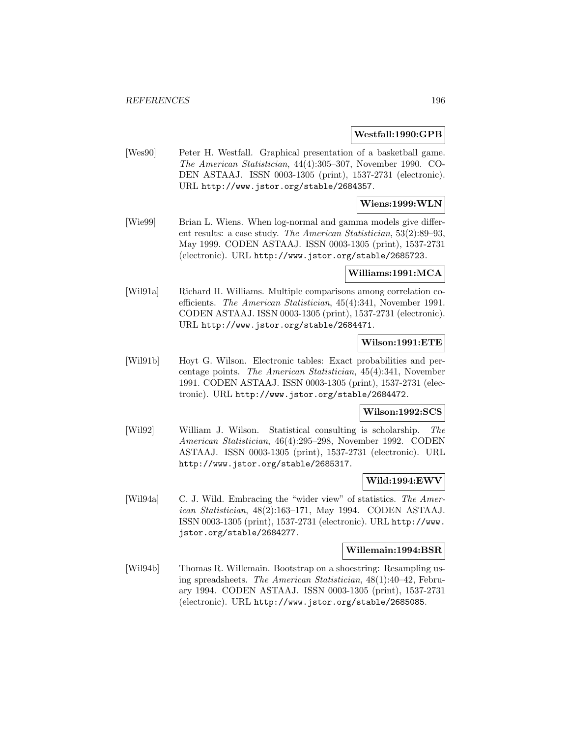**Westfall:1990:GPB**

[Wes90] Peter H. Westfall. Graphical presentation of a basketball game. *The American Statistician*, 44(4):305–307, November 1990. CODEN ASTAAJ. ISSN 0003-1305 (print), 1537-2731 (electronic). URL http://www.jstor.org/stable/2684357.

**Wiens:1999:WLN**

[Wie99] Brian L. Wiens. When log-normal and gamma models give different results: a case study. *The American Statistician*, 53(2):89–93, May 1999. CODEN ASTAAJ. ISSN 0003-1305 (print), 1537-2731 (electronic). URL http://www.jstor.org/stable/2685723.

**Williams:1991:MCA**

[Wil91a] Richard H. Williams. Multiple comparisons among correlation coefficients. *The American Statistician*, 45(4):341, November 1991. CODEN ASTAAJ. ISSN 0003-1305 (print), 1537-2731 (electronic). URL http://www.jstor.org/stable/2684471.

**Wilson:1991:ETE**

[Wil91b] Hoyt G. Wilson. Electronic tables: Exact probabilities and percentage points. *The American Statistician*, 45(4):341, November 1991. CODEN ASTAAJ. ISSN 0003-1305 (print), 1537-2731 (electronic). URL http://www.jstor.org/stable/2684472.

**Wilson:1992:SCS**

[Wil92] William J. Wilson. Statistical consulting is scholarship. *The American Statistician*, 46(4):295–298, November 1992. CODEN ASTAAJ. ISSN 0003-1305 (print), 1537-2731 (electronic). URL http://www.jstor.org/stable/2685317.

**Wild:1994:EWV**

[Wil94a] C. J. Wild. Embracing the "wider view" of statistics. *The American Statistician*, 48(2):163–171, May 1994. CODEN ASTAAJ. ISSN 0003-1305 (print), 1537-2731 (electronic). URL http://www.jstor.org/stable/2684277.

**Willemain:1994:BSR**

[Wil94b] Thomas R. Willemain. Bootstrap on a shoestring: Resampling using spreadsheets. *The American Statistician*, 48(1):40–42, February 1994. CODEN ASTAAJ. ISSN 0003-1305 (print), 1537-2731 (electronic). URL http://www.jstor.org/stable/2685085.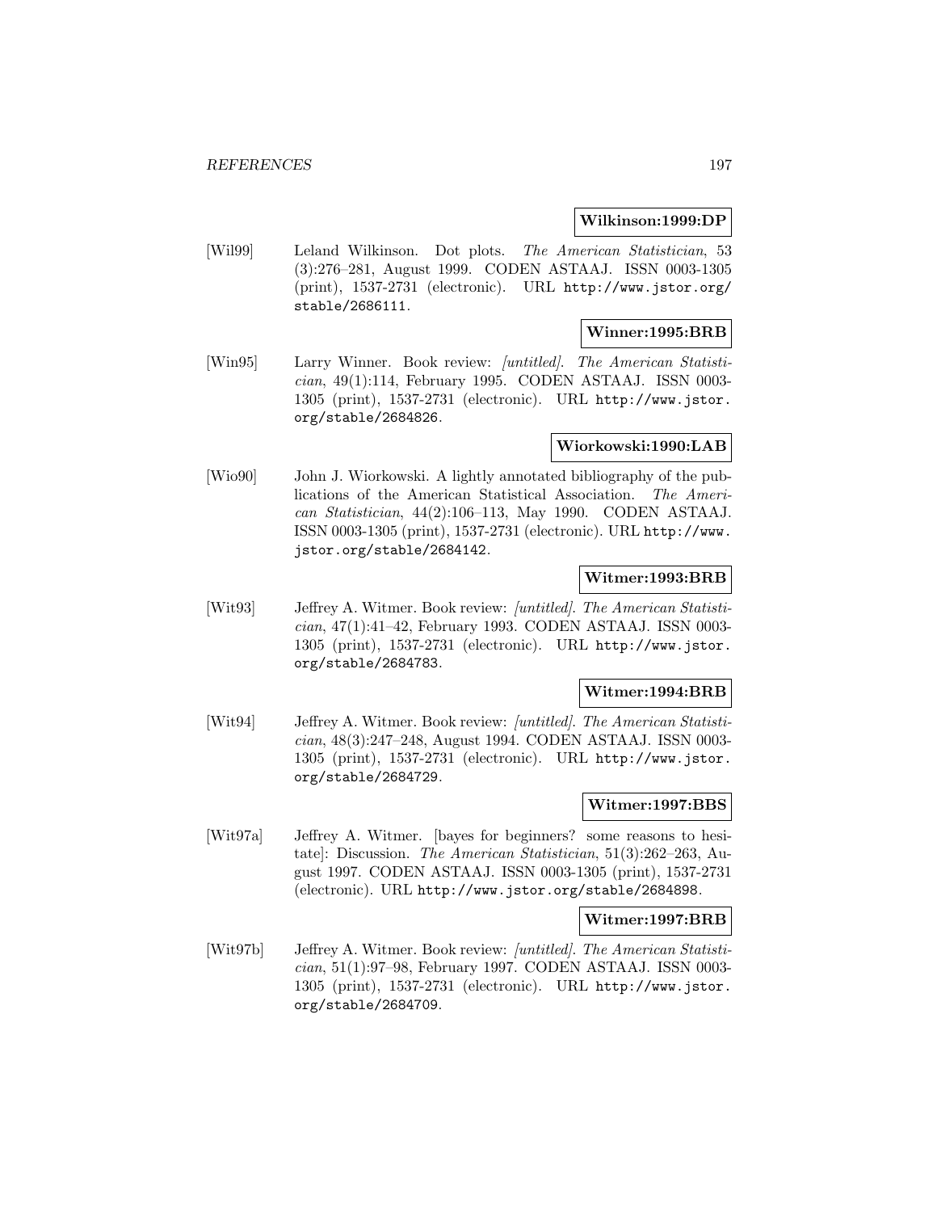**Wilkinson:1999:DP**

[Wil99] Leland Wilkinson. Dot plots. *The American Statistician*, 53 (3):276–281, August 1999. CODEN ASTAAJ. ISSN 0003-1305 (print), 1537-2731 (electronic). URL http://www.jstor.org/stable/2686111.

**Winner:1995:BRB**

[Win95] Larry Winner. Book review: *[untitled]*. *The American Statistician*, 49(1):114, February 1995. CODEN ASTAAJ. ISSN 0003-1305 (print), 1537-2731 (electronic). URL http://www.jstor.org/stable/2684826.

**Wiorkowski:1990:LAB**

[Wio90] John J. Wiorkowski. A lightly annotated bibliography of the publications of the American Statistical Association. *The American Statistician*, 44(2):106–113, May 1990. CODEN ASTAAJ. ISSN 0003-1305 (print), 1537-2731 (electronic). URL http://www.jstor.org/stable/2684142.

**Witmer:1993:BRB**

[Wit93] Jeffrey A. Witmer. Book review: *[untitled]*. *The American Statistician*, 47(1):41–42, February 1993. CODEN ASTAAJ. ISSN 0003-1305 (print), 1537-2731 (electronic). URL http://www.jstor.org/stable/2684783.

**Witmer:1994:BRB**

[Wit94] Jeffrey A. Witmer. Book review: *[untitled]*. *The American Statistician*, 48(3):247–248, August 1994. CODEN ASTAAJ. ISSN 0003-1305 (print), 1537-2731 (electronic). URL http://www.jstor.org/stable/2684729.

**Witmer:1997:BBS**

[Wit97a] Jeffrey A. Witmer. [bayes for beginners? some reasons to hesitate]: Discussion. *The American Statistician*, 51(3):262–263, August 1997. CODEN ASTAAJ. ISSN 0003-1305 (print), 1537-2731 (electronic). URL http://www.jstor.org/stable/2684898.

**Witmer:1997:BRB**

[Wit97b] Jeffrey A. Witmer. Book review: *[untitled]*. *The American Statistician*, 51(1):97–98, February 1997. CODEN ASTAAJ. ISSN 0003-1305 (print), 1537-2731 (electronic). URL http://www.jstor.org/stable/2684709.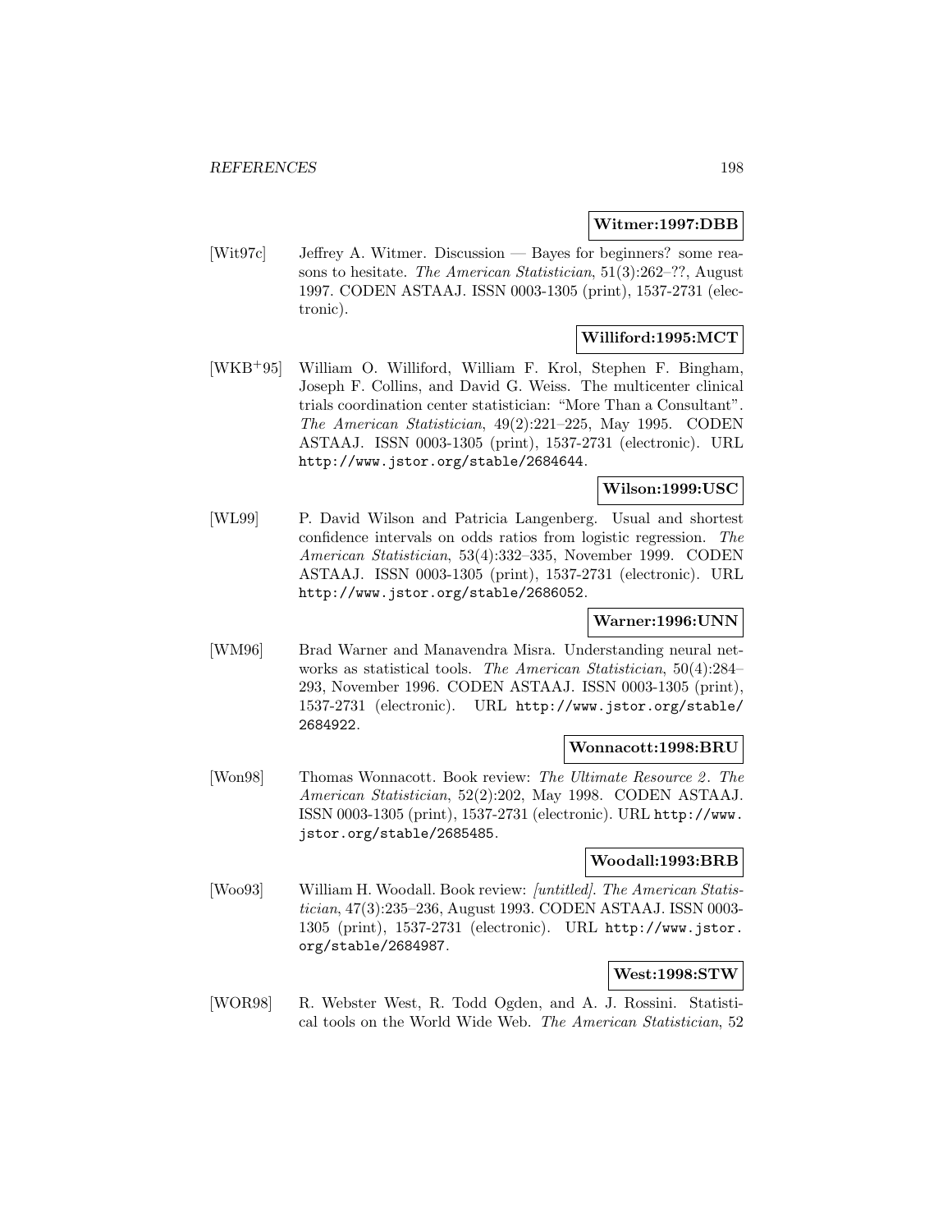**Witmer:1997:DBB**

[Wit97c] Jeffrey A. Witmer. Discussion — Bayes for beginners? some reasons to hesitate. *The American Statistician*, 51(3):262–??, August 1997. CODEN ASTAAJ. ISSN 0003-1305 (print), 1537-2731 (electronic).

**Williford:1995:MCT**

[WKB+95] William O. Williford, William F. Krol, Stephen F. Bingham, Joseph F. Collins, and David G. Weiss. The multicenter clinical trials coordination center statistician: "More Than a Consultant". *The American Statistician*, 49(2):221–225, May 1995. CODEN ASTAAJ. ISSN 0003-1305 (print), 1537-2731 (electronic). URL http://www.jstor.org/stable/2684644.

**Wilson:1999:USC**

[WL99] P. David Wilson and Patricia Langenberg. Usual and shortest confidence intervals on odds ratios from logistic regression. *The American Statistician*, 53(4):332–335, November 1999. CODEN ASTAAJ. ISSN 0003-1305 (print), 1537-2731 (electronic). URL http://www.jstor.org/stable/2686052.

**Warner:1996:UNN**

[WM96] Brad Warner and Manavendra Misra. Understanding neural networks as statistical tools. *The American Statistician*, 50(4):284–293, November 1996. CODEN ASTAAJ. ISSN 0003-1305 (print), 1537-2731 (electronic). URL http://www.jstor.org/stable/2684922.

**Wonnacott:1998:BRU**

[Won98] Thomas Wonnacott. Book review: *The Ultimate Resource 2*. *The American Statistician*, 52(2):202, May 1998. CODEN ASTAAJ. ISSN 0003-1305 (print), 1537-2731 (electronic). URL http://www.jstor.org/stable/2685485.

**Woodall:1993:BRB**

[Woo93] William H. Woodall. Book review: *[untitled]*. *The American Statistician*, 47(3):235–236, August 1993. CODEN ASTAAJ. ISSN 0003-1305 (print), 1537-2731 (electronic). URL http://www.jstor.org/stable/2684987.

**West:1998:STW**

[WOR98] R. Webster West, R. Todd Ogden, and A. J. Rossini. Statistical tools on the World Wide Web. *The American Statistician*, 52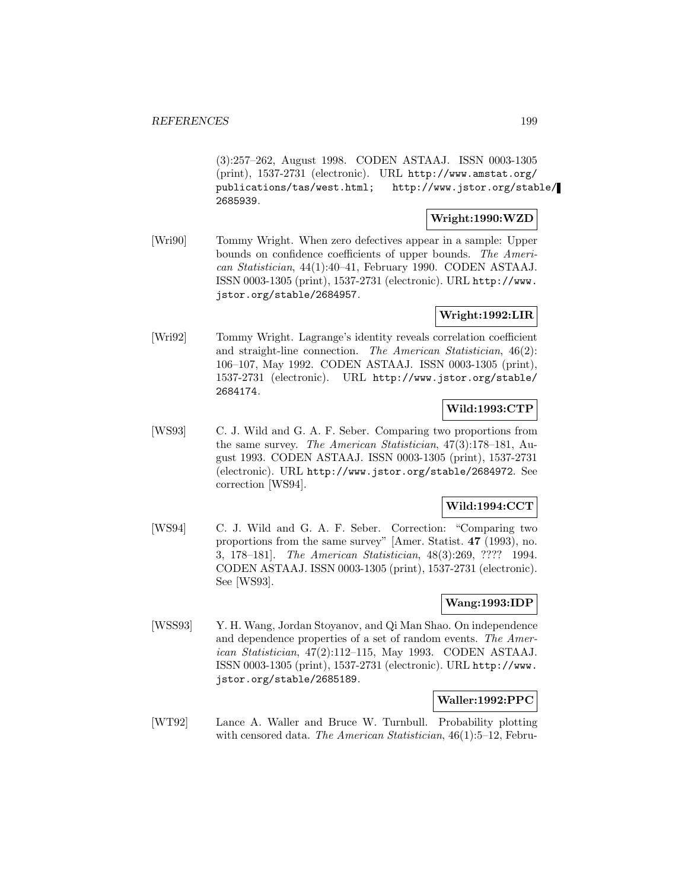(3):257–262, August 1998. CODEN ASTAAJ. ISSN 0003-1305 (print), 1537-2731 (electronic). URL http://www.amstat.org/publications/tas/west.html; http://www.jstor.org/stable/2685939.

**Wright:1990:WZD**

[Wri90] Tommy Wright. When zero defectives appear in a sample: Upper bounds on confidence coefficients of upper bounds. *The American Statistician*, 44(1):40–41, February 1990. CODEN ASTAAJ. ISSN 0003-1305 (print), 1537-2731 (electronic). URL http://www.jstor.org/stable/2684957.

**Wright:1992:LIR**

[Wri92] Tommy Wright. Lagrange's identity reveals correlation coefficient and straight-line connection. *The American Statistician*, 46(2): 106–107, May 1992. CODEN ASTAAJ. ISSN 0003-1305 (print), 1537-2731 (electronic). URL http://www.jstor.org/stable/2684174.

**Wild:1993:CTP**

[WS93] C. J. Wild and G. A. F. Seber. Comparing two proportions from the same survey. *The American Statistician*, 47(3):178–181, August 1993. CODEN ASTAAJ. ISSN 0003-1305 (print), 1537-2731 (electronic). URL http://www.jstor.org/stable/2684972. See correction [WS94].

**Wild:1994:CCT**

[WS94] C. J. Wild and G. A. F. Seber. Correction: "Comparing two proportions from the same survey" [Amer. Statist. **47** (1993), no. 3, 178–181]. *The American Statistician*, 48(3):269, ???? 1994. CODEN ASTAAJ. ISSN 0003-1305 (print), 1537-2731 (electronic). See [WS93].

**Wang:1993:IDP**

[WSS93] Y. H. Wang, Jordan Stoyanov, and Qi Man Shao. On independence and dependence properties of a set of random events. *The American Statistician*, 47(2):112–115, May 1993. CODEN ASTAAJ. ISSN 0003-1305 (print), 1537-2731 (electronic). URL http://www.jstor.org/stable/2685189.

**Waller:1992:PPC**

[WT92] Lance A. Waller and Bruce W. Turnbull. Probability plotting with censored data. *The American Statistician*, 46(1):5–12, Febru-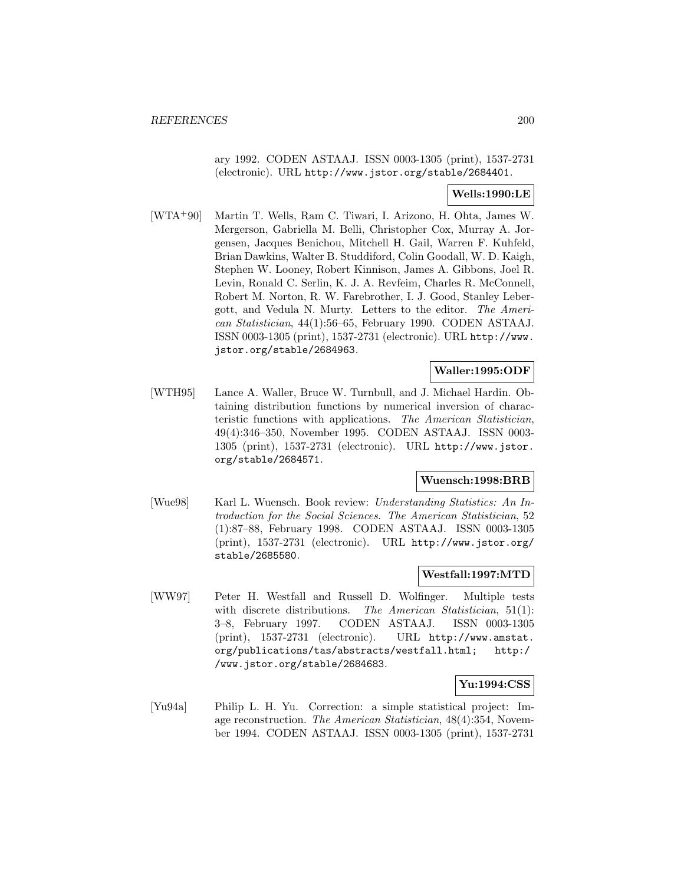ary 1992. CODEN ASTAAJ. ISSN 0003-1305 (print), 1537-2731 (electronic). URL http://www.jstor.org/stable/2684401.

**Wells:1990:LE**

[WTA+90] Martin T. Wells, Ram C. Tiwari, I. Arizono, H. Ohta, James W. Mergerson, Gabriella M. Belli, Christopher Cox, Murray A. Jorgensen, Jacques Benichou, Mitchell H. Gail, Warren F. Kuhfeld, Brian Dawkins, Walter B. Studdiford, Colin Goodall, W. D. Kaigh, Stephen W. Looney, Robert Kinnison, James A. Gibbons, Joel R. Levin, Ronald C. Serlin, K. J. A. Revfeim, Charles R. McConnell, Robert M. Norton, R. W. Farebrother, I. J. Good, Stanley Lebergott, and Vedula N. Murty. Letters to the editor. *The American Statistician*, 44(1):56–65, February 1990. CODEN ASTAAJ. ISSN 0003-1305 (print), 1537-2731 (electronic). URL http://www.jstor.org/stable/2684963.

**Waller:1995:ODF**

[WTH95] Lance A. Waller, Bruce W. Turnbull, and J. Michael Hardin. Obtaining distribution functions by numerical inversion of characteristic functions with applications. *The American Statistician*, 49(4):346–350, November 1995. CODEN ASTAAJ. ISSN 0003-1305 (print), 1537-2731 (electronic). URL http://www.jstor.org/stable/2684571.

**Wuensch:1998:BRB**

[Wue98] Karl L. Wuensch. Book review: *Understanding Statistics: An Introduction for the Social Sciences*. *The American Statistician*, 52 (1):87–88, February 1998. CODEN ASTAAJ. ISSN 0003-1305 (print), 1537-2731 (electronic). URL http://www.jstor.org/stable/2685580.

**Westfall:1997:MTD**

[WW97] Peter H. Westfall and Russell D. Wolfinger. Multiple tests with discrete distributions. *The American Statistician*, 51(1): 3–8, February 1997. CODEN ASTAAJ. ISSN 0003-1305 (print), 1537-2731 (electronic). URL http://www.amstat.org/publications/tas/abstracts/westfall.html; http://www.jstor.org/stable/2684683.

**Yu:1994:CSS**

[Yu94a] Philip L. H. Yu. Correction: a simple statistical project: Image reconstruction. *The American Statistician*, 48(4):354, November 1994. CODEN ASTAAJ. ISSN 0003-1305 (print), 1537-2731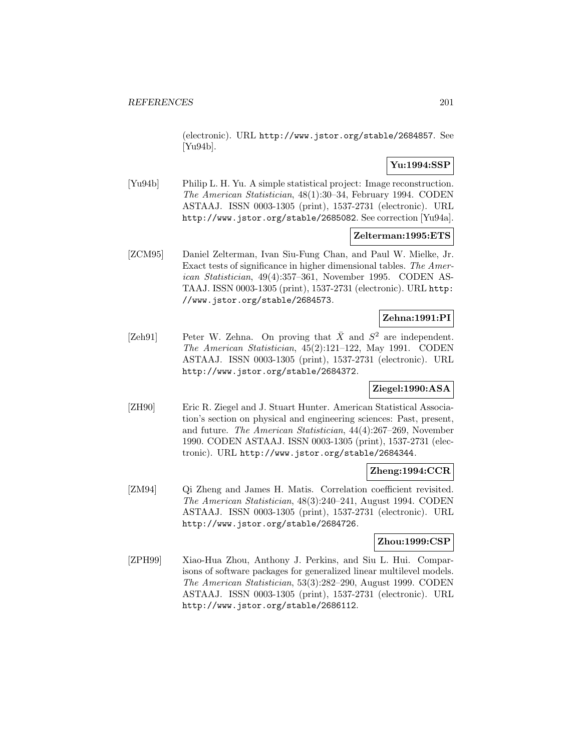(electronic). URL http://www.jstor.org/stable/2684857. See [Yu94b].

**Yu:1994:SSP**

[Yu94b] Philip L. H. Yu. A simple statistical project: Image reconstruction. *The American Statistician*, 48(1):30–34, February 1994. CODEN ASTAAJ. ISSN 0003-1305 (print), 1537-2731 (electronic). URL http://www.jstor.org/stable/2685082. See correction [Yu94a].

**Zelterman:1995:ETS**

[ZCM95] Daniel Zelterman, Ivan Siu-Fung Chan, and Paul W. Mielke, Jr. Exact tests of significance in higher dimensional tables. *The American Statistician*, 49(4):357–361, November 1995. CODEN ASTAAJ. ISSN 0003-1305 (print), 1537-2731 (electronic). URL http://www.jstor.org/stable/2684573.

**Zehna:1991:PI**

[Zeh91] Peter W. Zehna. On proving that $\bar{X}$ and $S^2$ are independent. *The American Statistician*, 45(2):121–122, May 1991. CODEN ASTAAJ. ISSN 0003-1305 (print), 1537-2731 (electronic). URL http://www.jstor.org/stable/2684372.

**Ziegel:1990:ASA**

[ZH90] Eric R. Ziegel and J. Stuart Hunter. American Statistical Association's section on physical and engineering sciences: Past, present, and future. *The American Statistician*, 44(4):267–269, November 1990. CODEN ASTAAJ. ISSN 0003-1305 (print), 1537-2731 (electronic). URL http://www.jstor.org/stable/2684344.

**Zheng:1994:CCR**

[ZM94] Qi Zheng and James H. Matis. Correlation coefficient revisited. *The American Statistician*, 48(3):240–241, August 1994. CODEN ASTAAJ. ISSN 0003-1305 (print), 1537-2731 (electronic). URL http://www.jstor.org/stable/2684726.

**Zhou:1999:CSP**

[ZPH99] Xiao-Hua Zhou, Anthony J. Perkins, and Siu L. Hui. Comparisons of software packages for generalized linear multilevel models. *The American Statistician*, 53(3):282–290, August 1999. CODEN ASTAAJ. ISSN 0003-1305 (print), 1537-2731 (electronic). URL http://www.jstor.org/stable/2686112.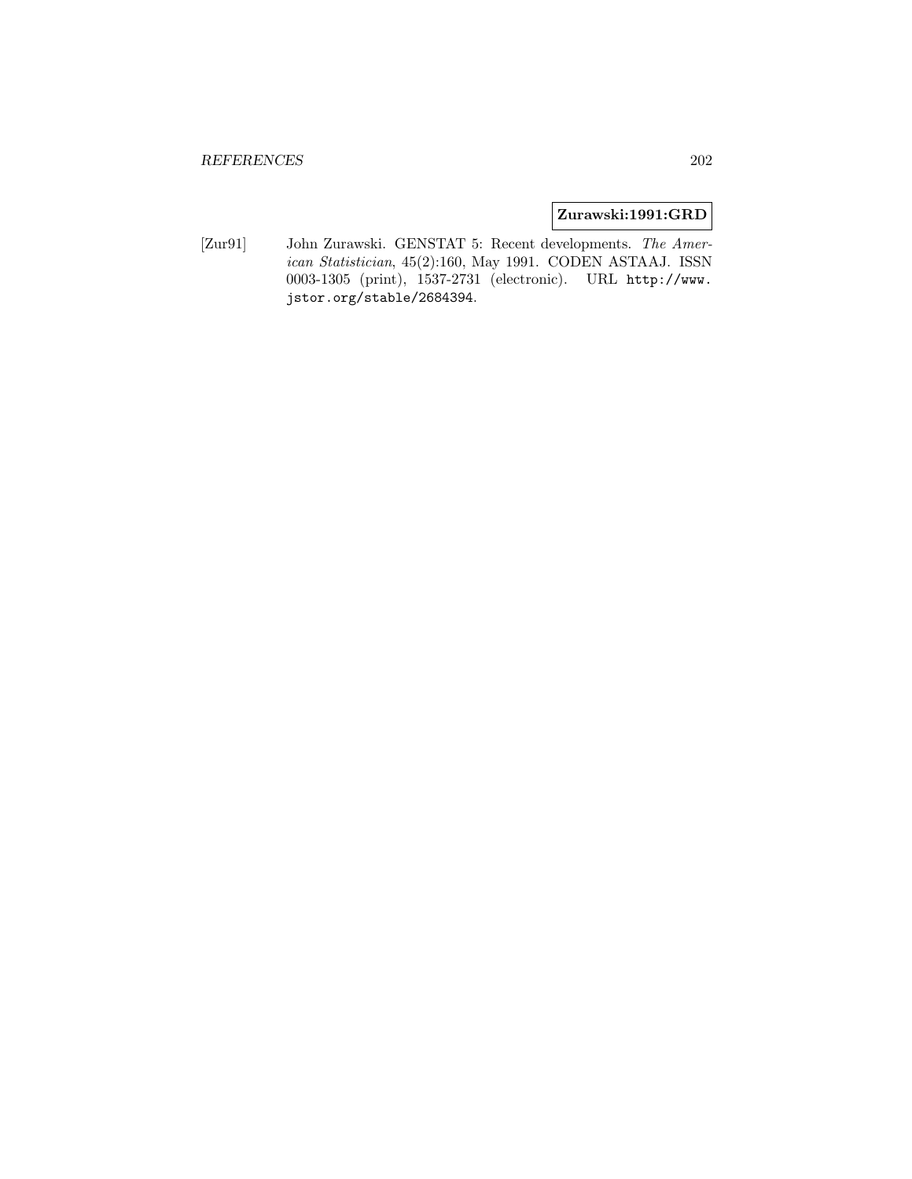**Zurawski:1991:GRD**

[Zur91] John Zurawski. GENSTAT 5: Recent developments. *The American Statistician*, 45(2):160, May 1991. CODEN ASTAAJ. ISSN 0003-1305 (print), 1537-2731 (electronic). URL `http://www.jstor.org/stable/2684394`.